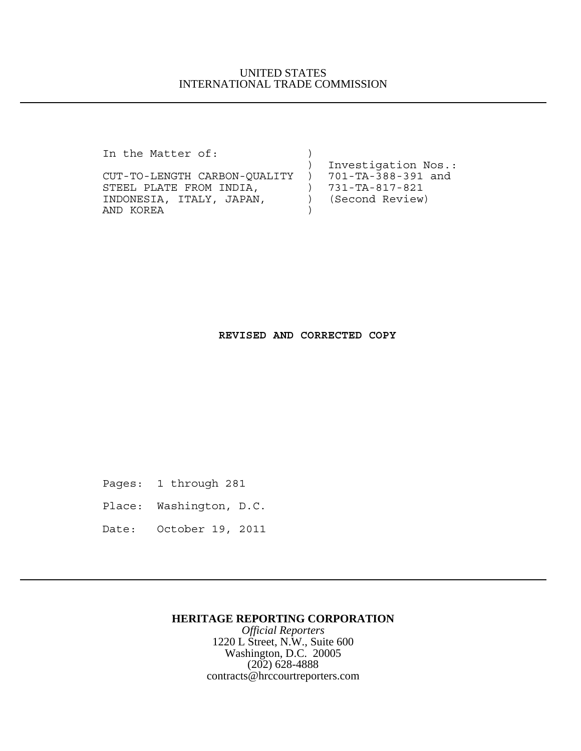UNITED STATES
INTERNATIONAL TRADE COMMISSION

---

```
In the Matter of:            )
                             )  Investigation Nos.:
CUT-TO-LENGTH CARBON-QUALITY )  701-TA-388-391 and
STEEL PLATE FROM INDIA,      )  731-TA-817-821
INDONESIA, ITALY, JAPAN,     )  (Second Review)
AND KOREA                    )
```

**REVISED AND CORRECTED COPY**

Pages: 1 through 281

Place: Washington, D.C.

Date: October 19, 2011

---

**HERITAGE REPORTING CORPORATION**
*Official Reporters*
1220 L Street, N.W., Suite 600
Washington, D.C. 20005
(202) 628-4888
contracts@hrccourtreporters.com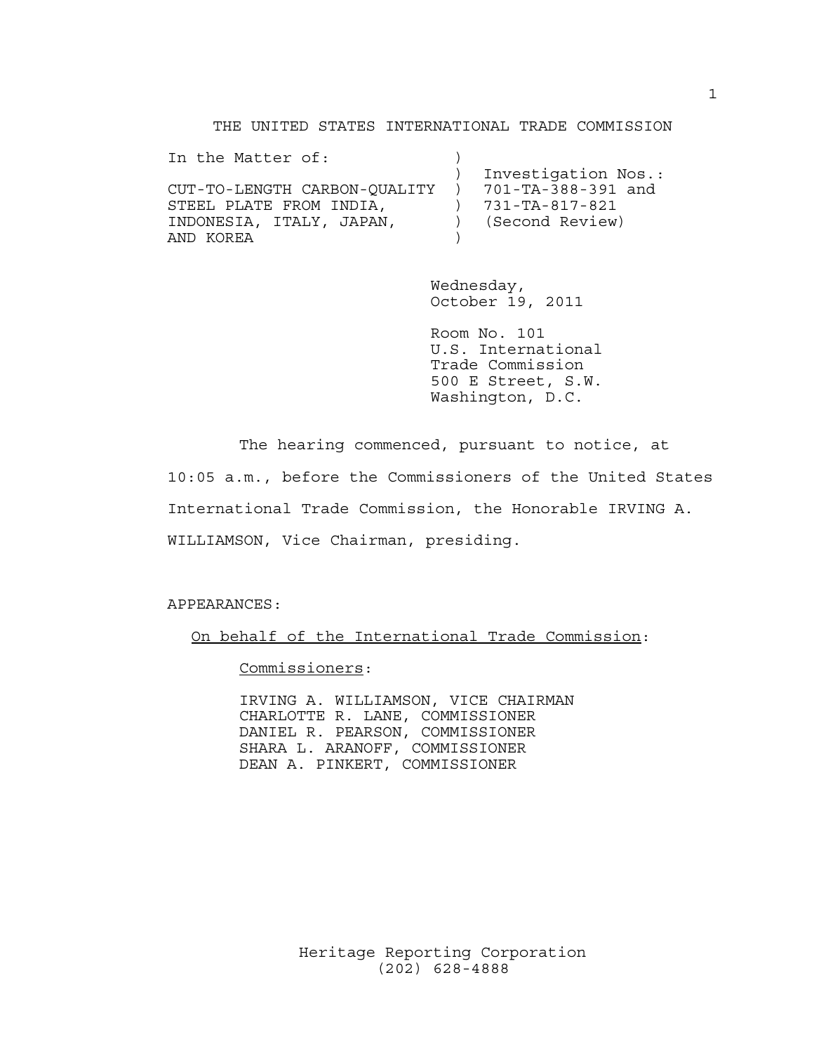THE UNITED STATES INTERNATIONAL TRADE COMMISSION

```
In the Matter of:              )
                               )  Investigation Nos.:
CUT-TO-LENGTH CARBON-QUALITY   )  701-TA-388-391 and
STEEL PLATE FROM INDIA,        )  731-TA-817-821
INDONESIA, ITALY, JAPAN,       )  (Second Review)
AND KOREA                      )
```

Wednesday,
October 19, 2011

Room No. 101
U.S. International
Trade Commission
500 E Street, S.W.
Washington, D.C.

The hearing commenced, pursuant to notice, at 10:05 a.m., before the Commissioners of the United States International Trade Commission, the Honorable IRVING A. WILLIAMSON, Vice Chairman, presiding.

APPEARANCES:

On behalf of the International Trade Commission:

Commissioners:

IRVING A. WILLIAMSON, VICE CHAIRMAN
CHARLOTTE R. LANE, COMMISSIONER
DANIEL R. PEARSON, COMMISSIONER
SHARA L. ARANOFF, COMMISSIONER
DEAN A. PINKERT, COMMISSIONER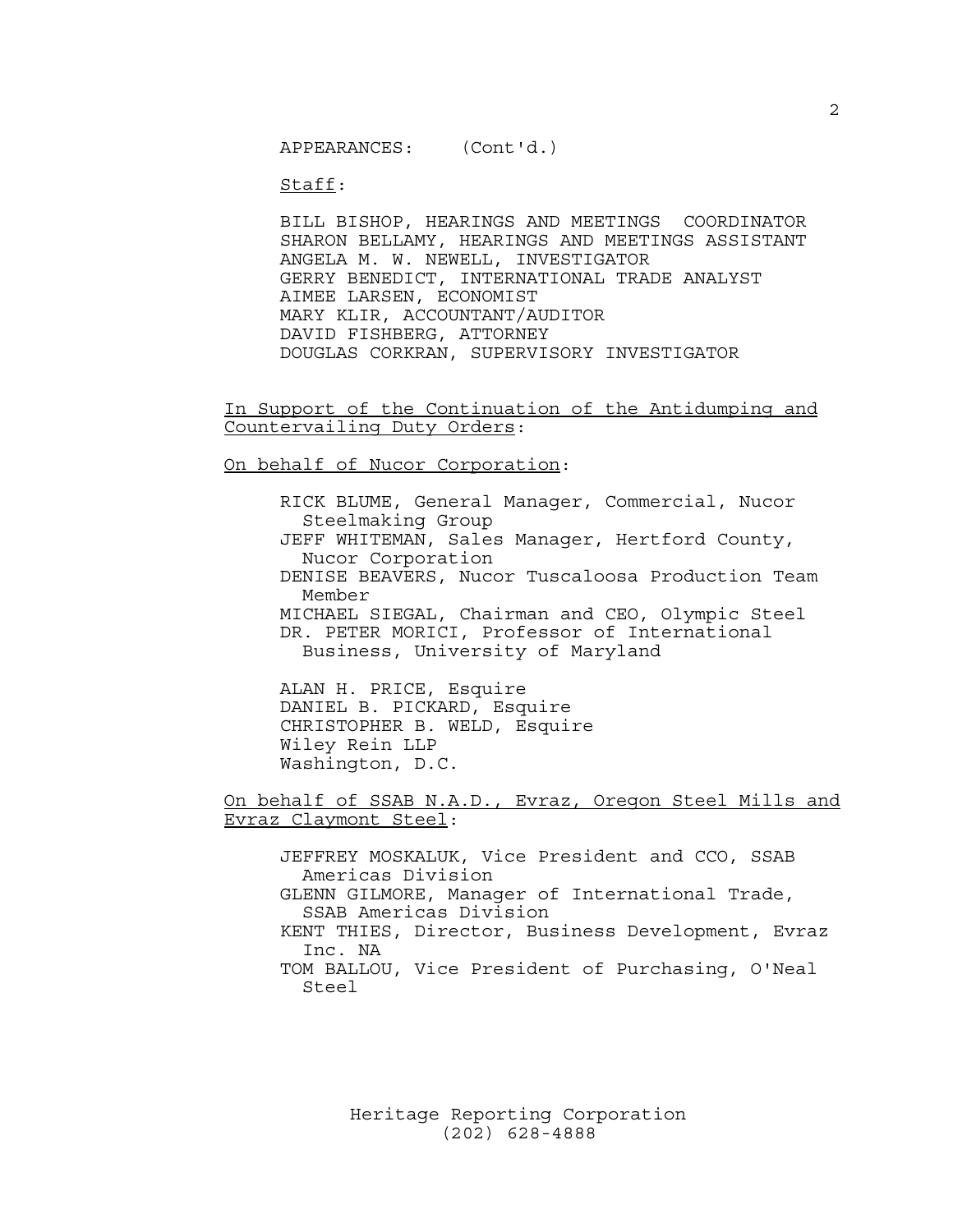APPEARANCES: (Cont'd.)

Staff:

BILL BISHOP, HEARINGS AND MEETINGS COORDINATOR
SHARON BELLAMY, HEARINGS AND MEETINGS ASSISTANT
ANGELA M. W. NEWELL, INVESTIGATOR
GERRY BENEDICT, INTERNATIONAL TRADE ANALYST
AIMEE LARSEN, ECONOMIST
MARY KLIR, ACCOUNTANT/AUDITOR
DAVID FISHBERG, ATTORNEY
DOUGLAS CORKRAN, SUPERVISORY INVESTIGATOR

In Support of the Continuation of the Antidumping and Countervailing Duty Orders:

On behalf of Nucor Corporation:

RICK BLUME, General Manager, Commercial, Nucor Steelmaking Group
JEFF WHITEMAN, Sales Manager, Hertford County, Nucor Corporation
DENISE BEAVERS, Nucor Tuscaloosa Production Team Member
MICHAEL SIEGAL, Chairman and CEO, Olympic Steel
DR. PETER MORICI, Professor of International Business, University of Maryland

ALAN H. PRICE, Esquire
DANIEL B. PICKARD, Esquire
CHRISTOPHER B. WELD, Esquire
Wiley Rein LLP
Washington, D.C.

On behalf of SSAB N.A.D., Evraz, Oregon Steel Mills and Evraz Claymont Steel:

JEFFREY MOSKALUK, Vice President and CCO, SSAB Americas Division
GLENN GILMORE, Manager of International Trade, SSAB Americas Division
KENT THIES, Director, Business Development, Evraz Inc. NA
TOM BALLOU, Vice President of Purchasing, O'Neal Steel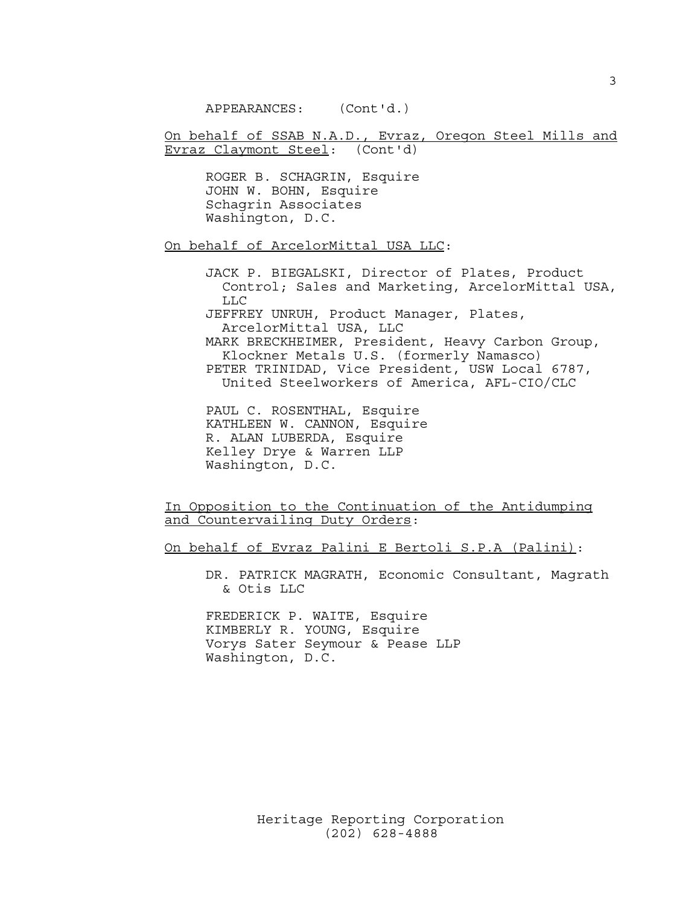APPEARANCES: (Cont'd.)

On behalf of SSAB N.A.D., Evraz, Oregon Steel Mills and Evraz Claymont Steel: (Cont'd)

ROGER B. SCHAGRIN, Esquire
JOHN W. BOHN, Esquire
Schagrin Associates
Washington, D.C.

On behalf of ArcelorMittal USA LLC:

JACK P. BIEGALSKI, Director of Plates, Product Control; Sales and Marketing, ArcelorMittal USA, LLC
JEFFREY UNRUH, Product Manager, Plates, ArcelorMittal USA, LLC
MARK BRECKHEIMER, President, Heavy Carbon Group, Klockner Metals U.S. (formerly Namasco)
PETER TRINIDAD, Vice President, USW Local 6787, United Steelworkers of America, AFL-CIO/CLC

PAUL C. ROSENTHAL, Esquire
KATHLEEN W. CANNON, Esquire
R. ALAN LUBERDA, Esquire
Kelley Drye & Warren LLP
Washington, D.C.

In Opposition to the Continuation of the Antidumping and Countervailing Duty Orders:

On behalf of Evraz Palini E Bertoli S.P.A (Palini):

DR. PATRICK MAGRATH, Economic Consultant, Magrath & Otis LLC

FREDERICK P. WAITE, Esquire
KIMBERLY R. YOUNG, Esquire
Vorys Sater Seymour & Pease LLP
Washington, D.C.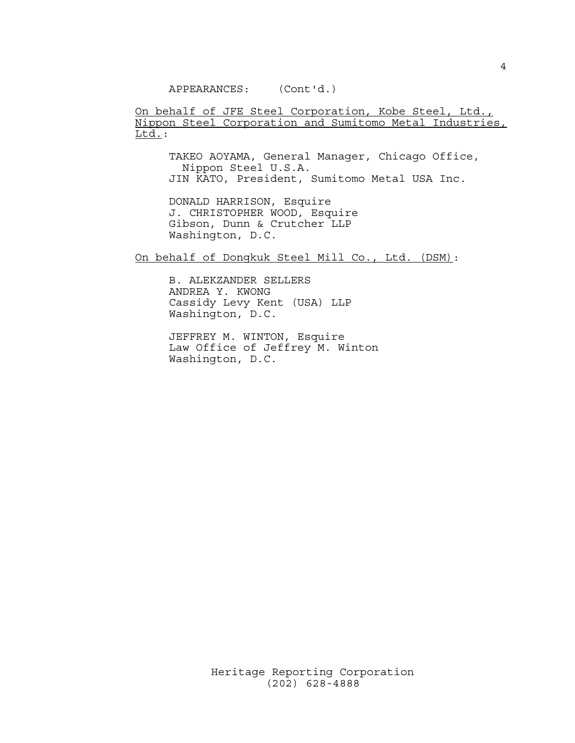APPEARANCES: (Cont'd.)

On behalf of JFE Steel Corporation, Kobe Steel, Ltd., Nippon Steel Corporation and Sumitomo Metal Industries, Ltd.:

TAKEO AOYAMA, General Manager, Chicago Office, Nippon Steel U.S.A.
JIN KATO, President, Sumitomo Metal USA Inc.

DONALD HARRISON, Esquire
J. CHRISTOPHER WOOD, Esquire
Gibson, Dunn & Crutcher LLP
Washington, D.C.

On behalf of Dongkuk Steel Mill Co., Ltd. (DSM):

B. ALEKZANDER SELLERS
ANDREA Y. KWONG
Cassidy Levy Kent (USA) LLP
Washington, D.C.

JEFFREY M. WINTON, Esquire
Law Office of Jeffrey M. Winton
Washington, D.C.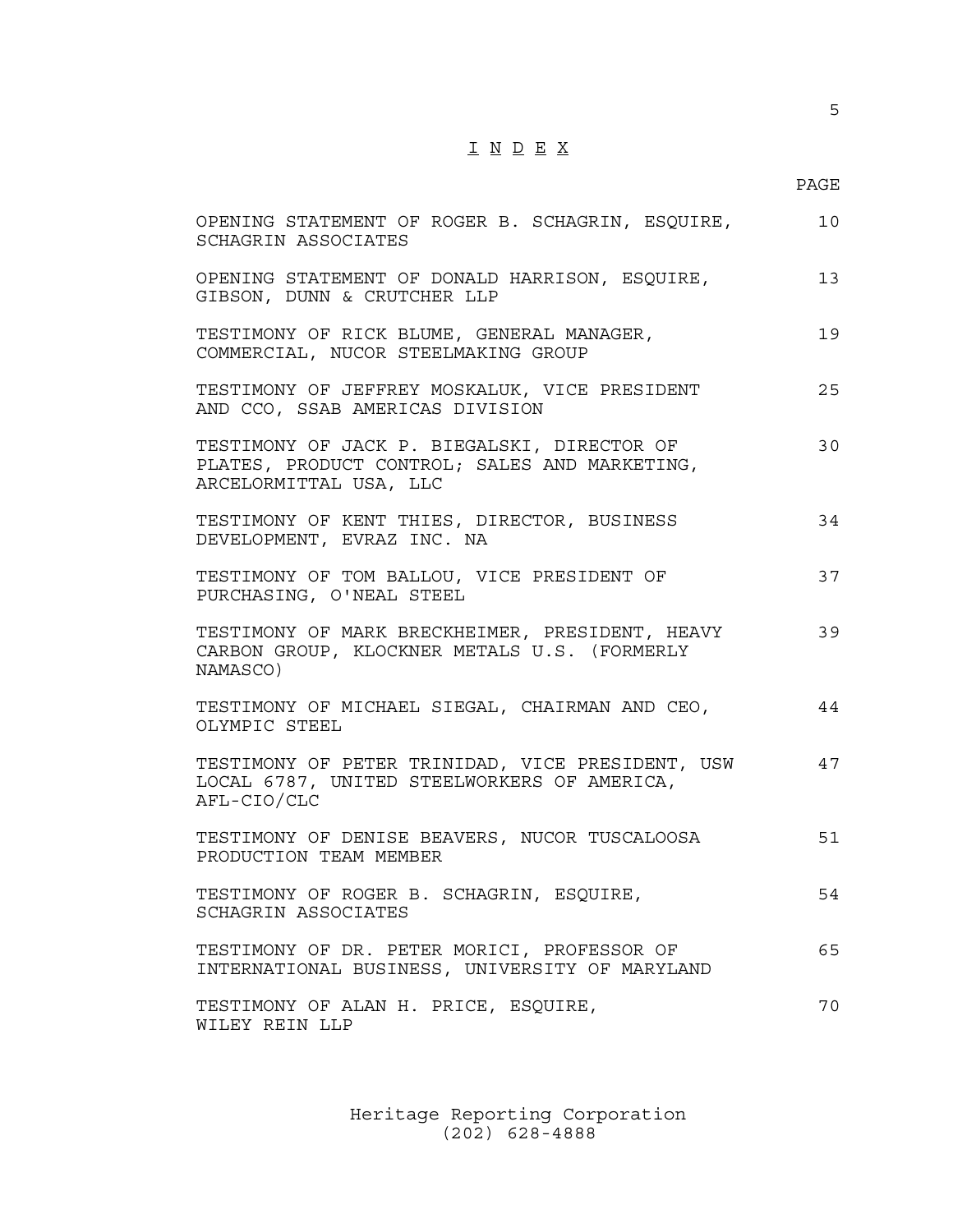# I N D E X

| | PAGE |
|---|---|
| OPENING STATEMENT OF ROGER B. SCHAGRIN, ESQUIRE, SCHAGRIN ASSOCIATES | 10 |
| OPENING STATEMENT OF DONALD HARRISON, ESQUIRE, GIBSON, DUNN & CRUTCHER LLP | 13 |
| TESTIMONY OF RICK BLUME, GENERAL MANAGER, COMMERCIAL, NUCOR STEELMAKING GROUP | 19 |
| TESTIMONY OF JEFFREY MOSKALUK, VICE PRESIDENT AND CCO, SSAB AMERICAS DIVISION | 25 |
| TESTIMONY OF JACK P. BIEGALSKI, DIRECTOR OF PLATES, PRODUCT CONTROL; SALES AND MARKETING, ARCELORMITTAL USA, LLC | 30 |
| TESTIMONY OF KENT THIES, DIRECTOR, BUSINESS DEVELOPMENT, EVRAZ INC. NA | 34 |
| TESTIMONY OF TOM BALLOU, VICE PRESIDENT OF PURCHASING, O'NEAL STEEL | 37 |
| TESTIMONY OF MARK BRECKHEIMER, PRESIDENT, HEAVY CARBON GROUP, KLOCKNER METALS U.S. (FORMERLY NAMASCO) | 39 |
| TESTIMONY OF MICHAEL SIEGAL, CHAIRMAN AND CEO, OLYMPIC STEEL | 44 |
| TESTIMONY OF PETER TRINIDAD, VICE PRESIDENT, USW LOCAL 6787, UNITED STEELWORKERS OF AMERICA, AFL-CIO/CLC | 47 |
| TESTIMONY OF DENISE BEAVERS, NUCOR TUSCALOOSA PRODUCTION TEAM MEMBER | 51 |
| TESTIMONY OF ROGER B. SCHAGRIN, ESQUIRE, SCHAGRIN ASSOCIATES | 54 |
| TESTIMONY OF DR. PETER MORICI, PROFESSOR OF INTERNATIONAL BUSINESS, UNIVERSITY OF MARYLAND | 65 |
| TESTIMONY OF ALAN H. PRICE, ESQUIRE, WILEY REIN LLP | 70 |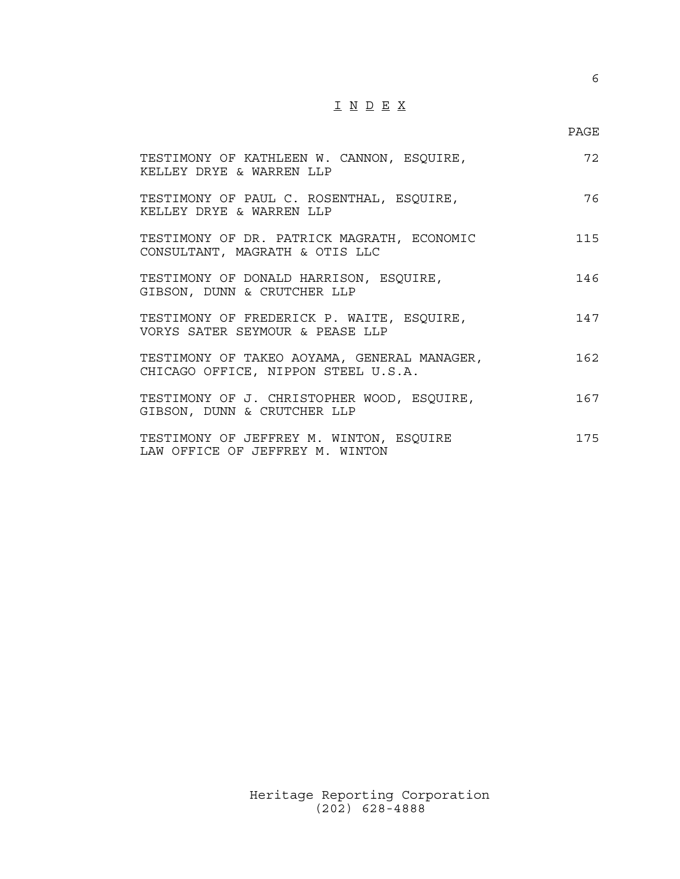# I N D E X

| | PAGE |
|---|---|
| TESTIMONY OF KATHLEEN W. CANNON, ESQUIRE, KELLEY DRYE & WARREN LLP | 72 |
| TESTIMONY OF PAUL C. ROSENTHAL, ESQUIRE, KELLEY DRYE & WARREN LLP | 76 |
| TESTIMONY OF DR. PATRICK MAGRATH, ECONOMIC CONSULTANT, MAGRATH & OTIS LLC | 115 |
| TESTIMONY OF DONALD HARRISON, ESQUIRE, GIBSON, DUNN & CRUTCHER LLP | 146 |
| TESTIMONY OF FREDERICK P. WAITE, ESQUIRE, VORYS SATER SEYMOUR & PEASE LLP | 147 |
| TESTIMONY OF TAKEO AOYAMA, GENERAL MANAGER, CHICAGO OFFICE, NIPPON STEEL U.S.A. | 162 |
| TESTIMONY OF J. CHRISTOPHER WOOD, ESQUIRE, GIBSON, DUNN & CRUTCHER LLP | 167 |
| TESTIMONY OF JEFFREY M. WINTON, ESQUIRE LAW OFFICE OF JEFFREY M. WINTON | 175 |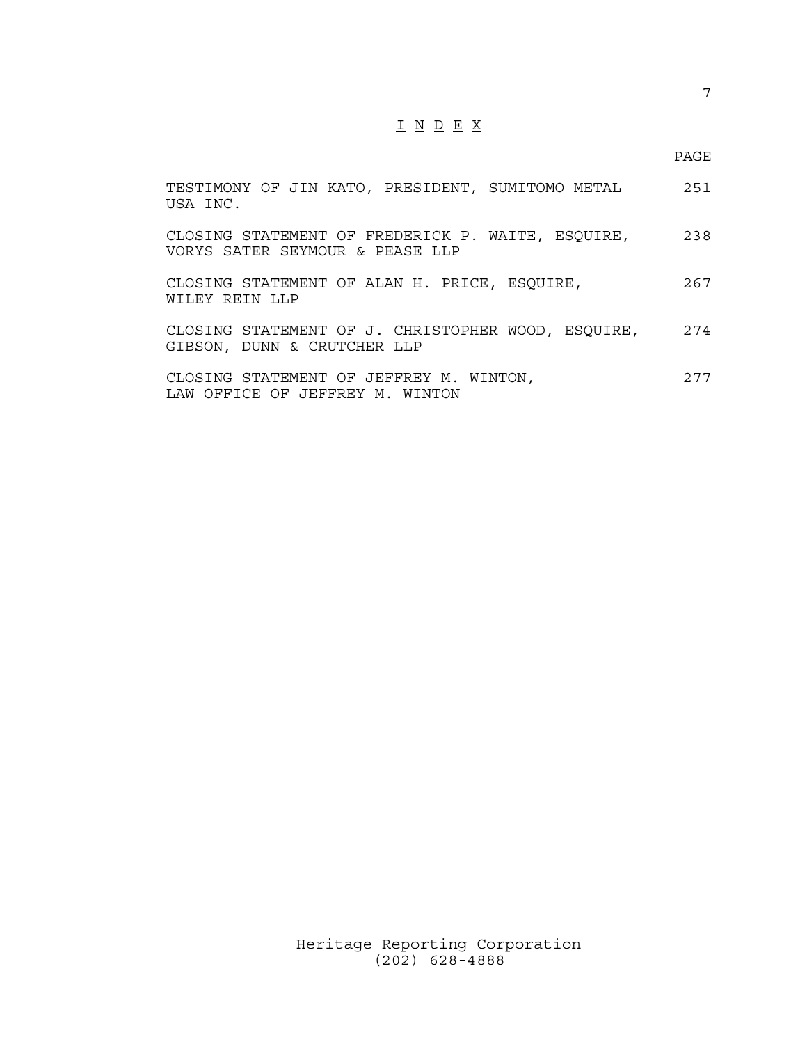# I N D E X

| | PAGE |
|---|---|
| TESTIMONY OF JIN KATO, PRESIDENT, SUMITOMO METAL USA INC. | 251 |
| CLOSING STATEMENT OF FREDERICK P. WAITE, ESQUIRE, VORYS SATER SEYMOUR & PEASE LLP | 238 |
| CLOSING STATEMENT OF ALAN H. PRICE, ESQUIRE, WILEY REIN LLP | 267 |
| CLOSING STATEMENT OF J. CHRISTOPHER WOOD, ESQUIRE, GIBSON, DUNN & CRUTCHER LLP | 274 |
| CLOSING STATEMENT OF JEFFREY M. WINTON, LAW OFFICE OF JEFFREY M. WINTON | 277 |

Heritage Reporting Corporation
(202) 628-4888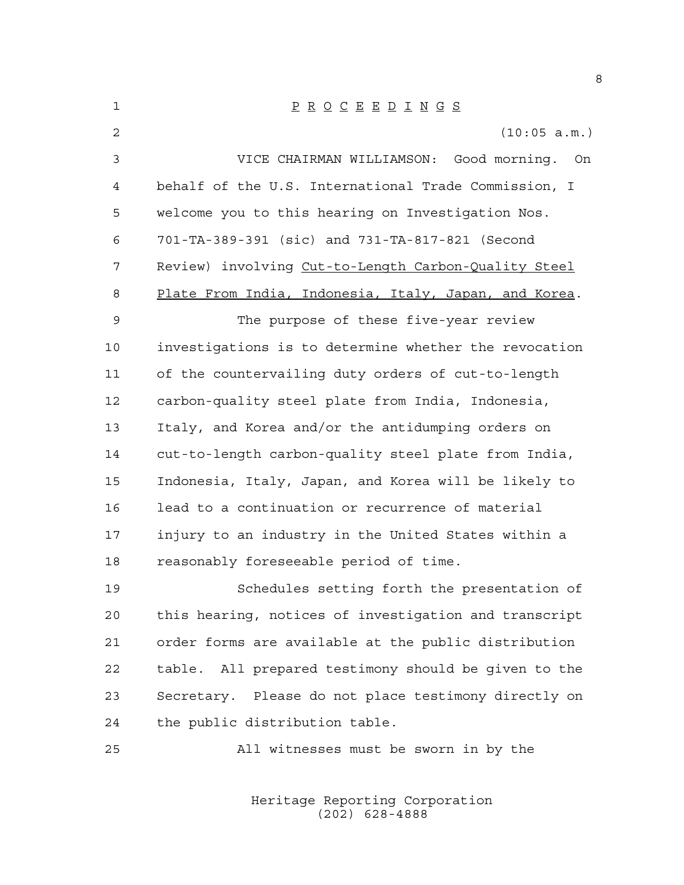P R O C E E D I N G S

(10:05 a.m.)

VICE CHAIRMAN WILLIAMSON: Good morning. On behalf of the U.S. International Trade Commission, I welcome you to this hearing on Investigation Nos. 701-TA-389-391 (sic) and 731-TA-817-821 (Second Review) involving Cut-to-Length Carbon-Quality Steel Plate From India, Indonesia, Italy, Japan, and Korea.

The purpose of these five-year review investigations is to determine whether the revocation of the countervailing duty orders of cut-to-length carbon-quality steel plate from India, Indonesia, Italy, and Korea and/or the antidumping orders on cut-to-length carbon-quality steel plate from India, Indonesia, Italy, Japan, and Korea will be likely to lead to a continuation or recurrence of material injury to an industry in the United States within a reasonably foreseeable period of time.

Schedules setting forth the presentation of this hearing, notices of investigation and transcript order forms are available at the public distribution table. All prepared testimony should be given to the Secretary. Please do not place testimony directly on the public distribution table.

All witnesses must be sworn in by the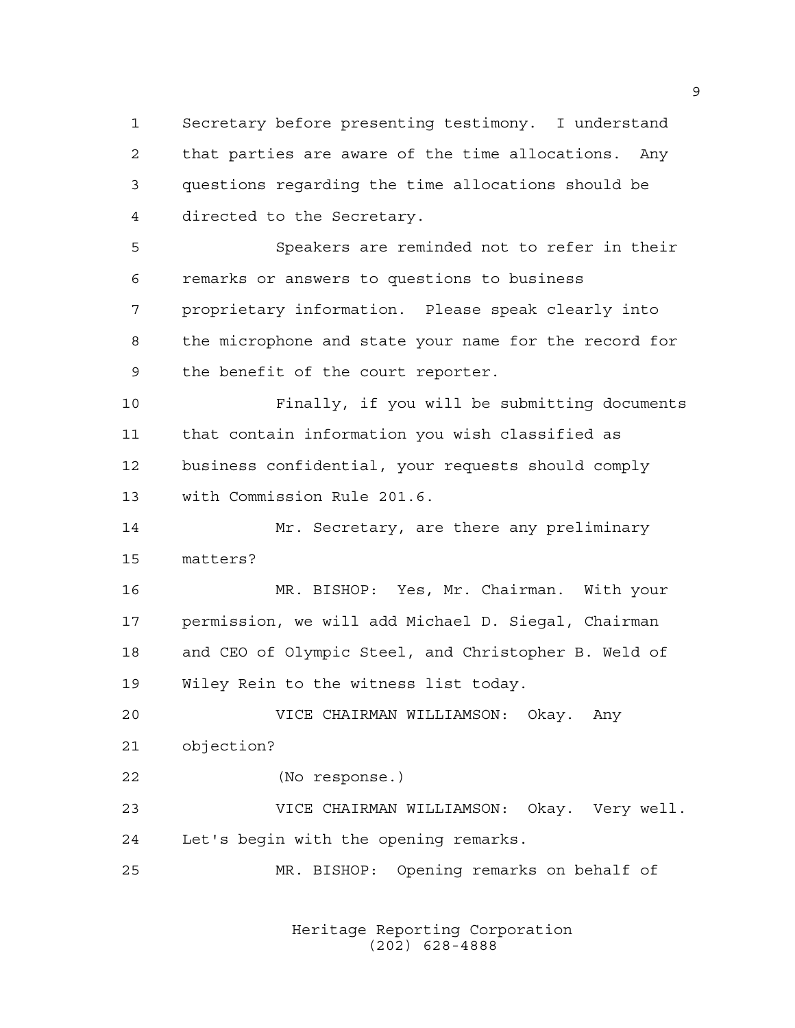Secretary before presenting testimony. I understand that parties are aware of the time allocations. Any questions regarding the time allocations should be directed to the Secretary.

Speakers are reminded not to refer in their remarks or answers to questions to business proprietary information. Please speak clearly into the microphone and state your name for the record for the benefit of the court reporter.

Finally, if you will be submitting documents that contain information you wish classified as business confidential, your requests should comply with Commission Rule 201.6.

Mr. Secretary, are there any preliminary matters?

MR. BISHOP: Yes, Mr. Chairman. With your permission, we will add Michael D. Siegal, Chairman and CEO of Olympic Steel, and Christopher B. Weld of Wiley Rein to the witness list today.

VICE CHAIRMAN WILLIAMSON: Okay. Any objection?

(No response.)

VICE CHAIRMAN WILLIAMSON: Okay. Very well. Let's begin with the opening remarks.

MR. BISHOP: Opening remarks on behalf of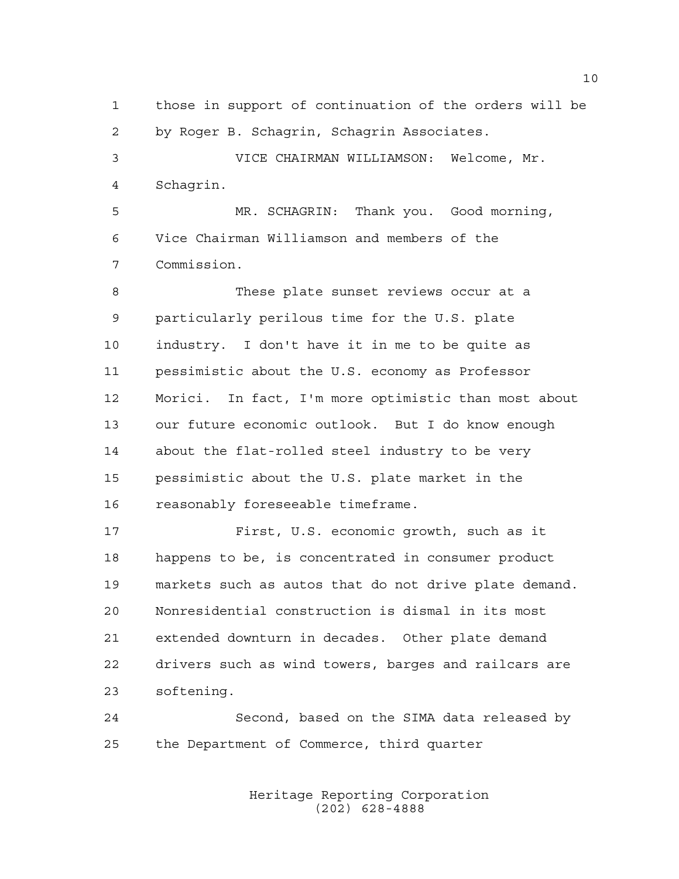those in support of continuation of the orders will be by Roger B. Schagrin, Schagrin Associates.

VICE CHAIRMAN WILLIAMSON: Welcome, Mr. Schagrin.

MR. SCHAGRIN: Thank you. Good morning, Vice Chairman Williamson and members of the Commission.

These plate sunset reviews occur at a particularly perilous time for the U.S. plate industry. I don't have it in me to be quite as pessimistic about the U.S. economy as Professor Morici. In fact, I'm more optimistic than most about our future economic outlook. But I do know enough about the flat-rolled steel industry to be very pessimistic about the U.S. plate market in the reasonably foreseeable timeframe.

First, U.S. economic growth, such as it happens to be, is concentrated in consumer product markets such as autos that do not drive plate demand. Nonresidential construction is dismal in its most extended downturn in decades. Other plate demand drivers such as wind towers, barges and railcars are softening.

Second, based on the SIMA data released by the Department of Commerce, third quarter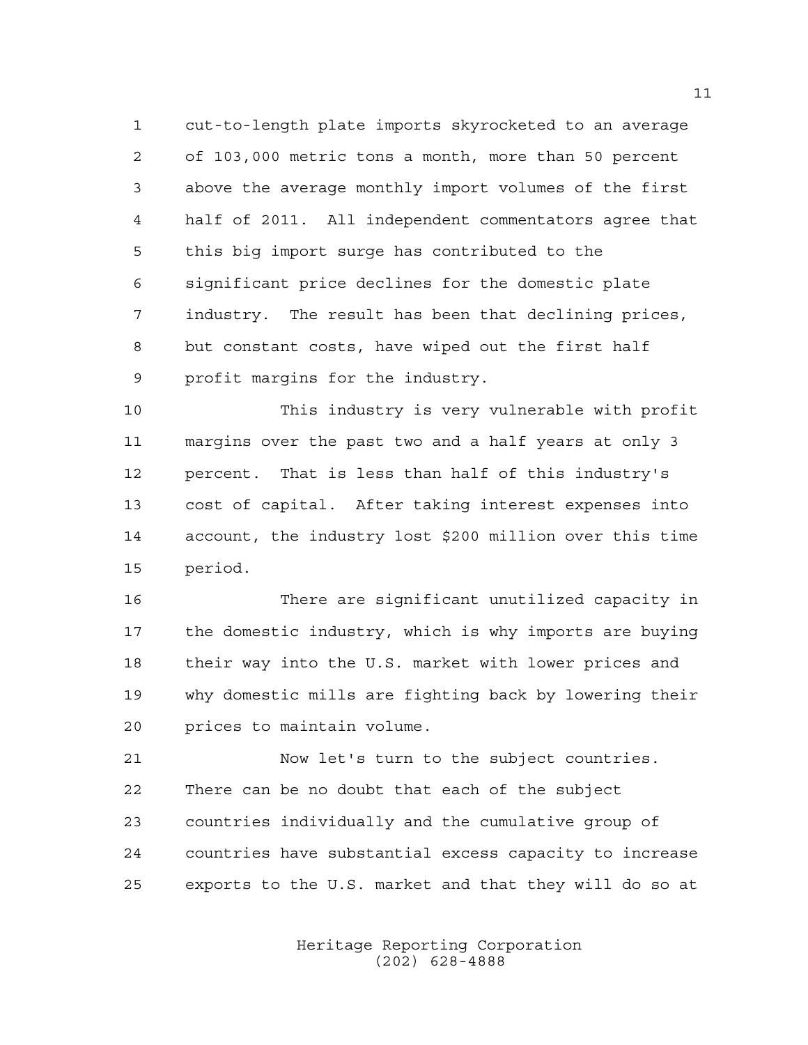cut-to-length plate imports skyrocketed to an average of 103,000 metric tons a month, more than 50 percent above the average monthly import volumes of the first half of 2011. All independent commentators agree that this big import surge has contributed to the significant price declines for the domestic plate industry. The result has been that declining prices, but constant costs, have wiped out the first half profit margins for the industry.

This industry is very vulnerable with profit margins over the past two and a half years at only 3 percent. That is less than half of this industry's cost of capital. After taking interest expenses into account, the industry lost $200 million over this time period.

There are significant unutilized capacity in the domestic industry, which is why imports are buying their way into the U.S. market with lower prices and why domestic mills are fighting back by lowering their prices to maintain volume.

Now let's turn to the subject countries. There can be no doubt that each of the subject countries individually and the cumulative group of countries have substantial excess capacity to increase exports to the U.S. market and that they will do so at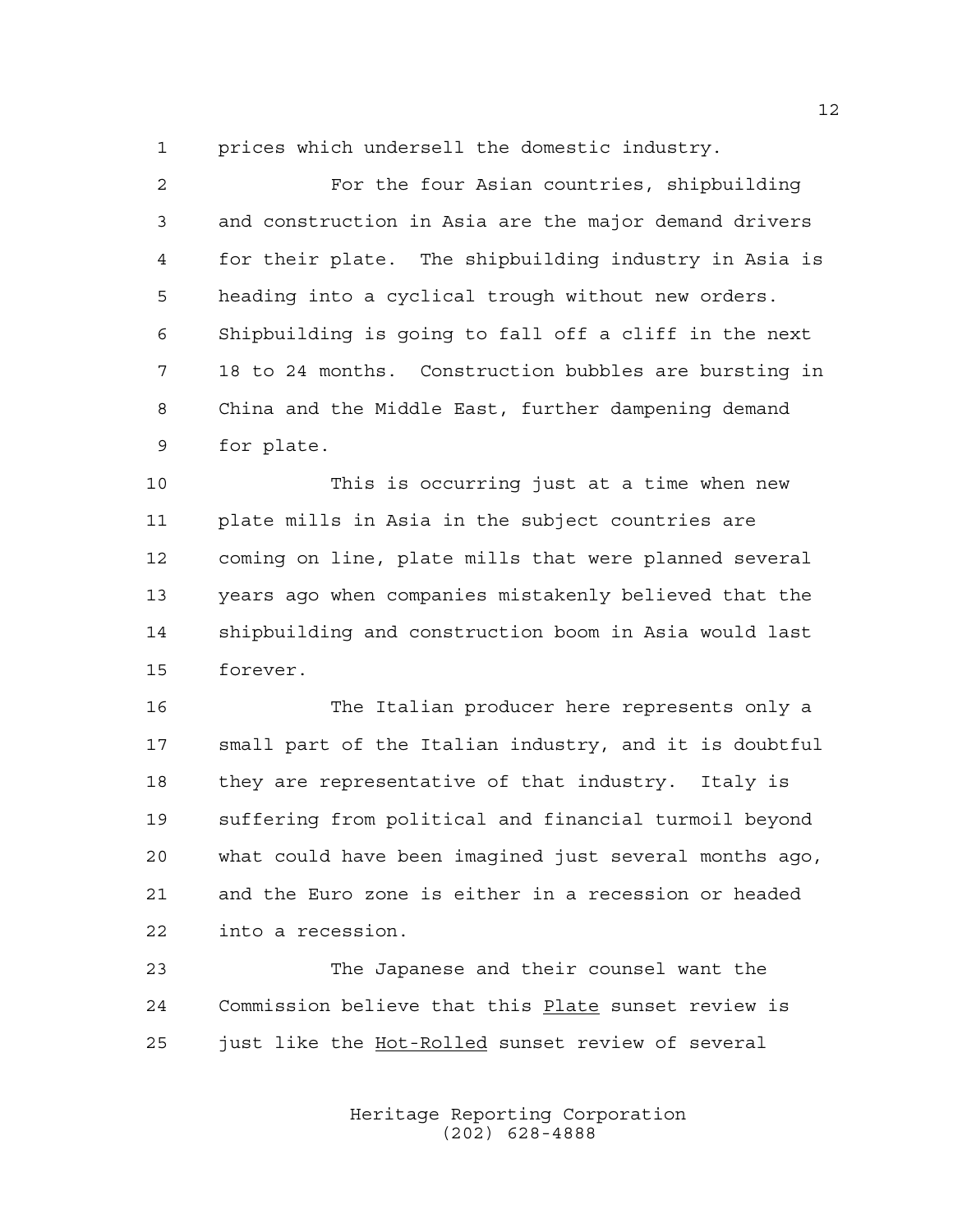prices which undersell the domestic industry.

For the four Asian countries, shipbuilding and construction in Asia are the major demand drivers for their plate. The shipbuilding industry in Asia is heading into a cyclical trough without new orders. Shipbuilding is going to fall off a cliff in the next 18 to 24 months. Construction bubbles are bursting in China and the Middle East, further dampening demand for plate.

This is occurring just at a time when new plate mills in Asia in the subject countries are coming on line, plate mills that were planned several years ago when companies mistakenly believed that the shipbuilding and construction boom in Asia would last forever.

The Italian producer here represents only a small part of the Italian industry, and it is doubtful they are representative of that industry. Italy is suffering from political and financial turmoil beyond what could have been imagined just several months ago, and the Euro zone is either in a recession or headed into a recession.

The Japanese and their counsel want the Commission believe that this Plate sunset review is just like the Hot-Rolled sunset review of several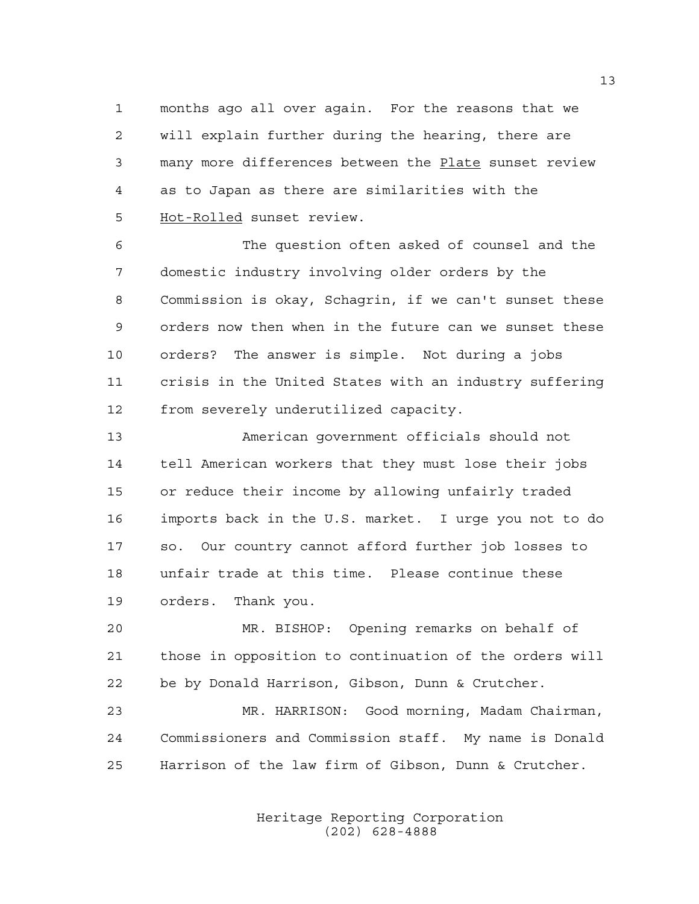months ago all over again. For the reasons that we will explain further during the hearing, there are many more differences between the _Plate_ sunset review as to Japan as there are similarities with the _Hot-Rolled_ sunset review.

The question often asked of counsel and the domestic industry involving older orders by the Commission is okay, Schagrin, if we can't sunset these orders now then when in the future can we sunset these orders? The answer is simple. Not during a jobs crisis in the United States with an industry suffering from severely underutilized capacity.

American government officials should not tell American workers that they must lose their jobs or reduce their income by allowing unfairly traded imports back in the U.S. market. I urge you not to do so. Our country cannot afford further job losses to unfair trade at this time. Please continue these orders. Thank you.

MR. BISHOP: Opening remarks on behalf of those in opposition to continuation of the orders will be by Donald Harrison, Gibson, Dunn & Crutcher.

MR. HARRISON: Good morning, Madam Chairman, Commissioners and Commission staff. My name is Donald Harrison of the law firm of Gibson, Dunn & Crutcher.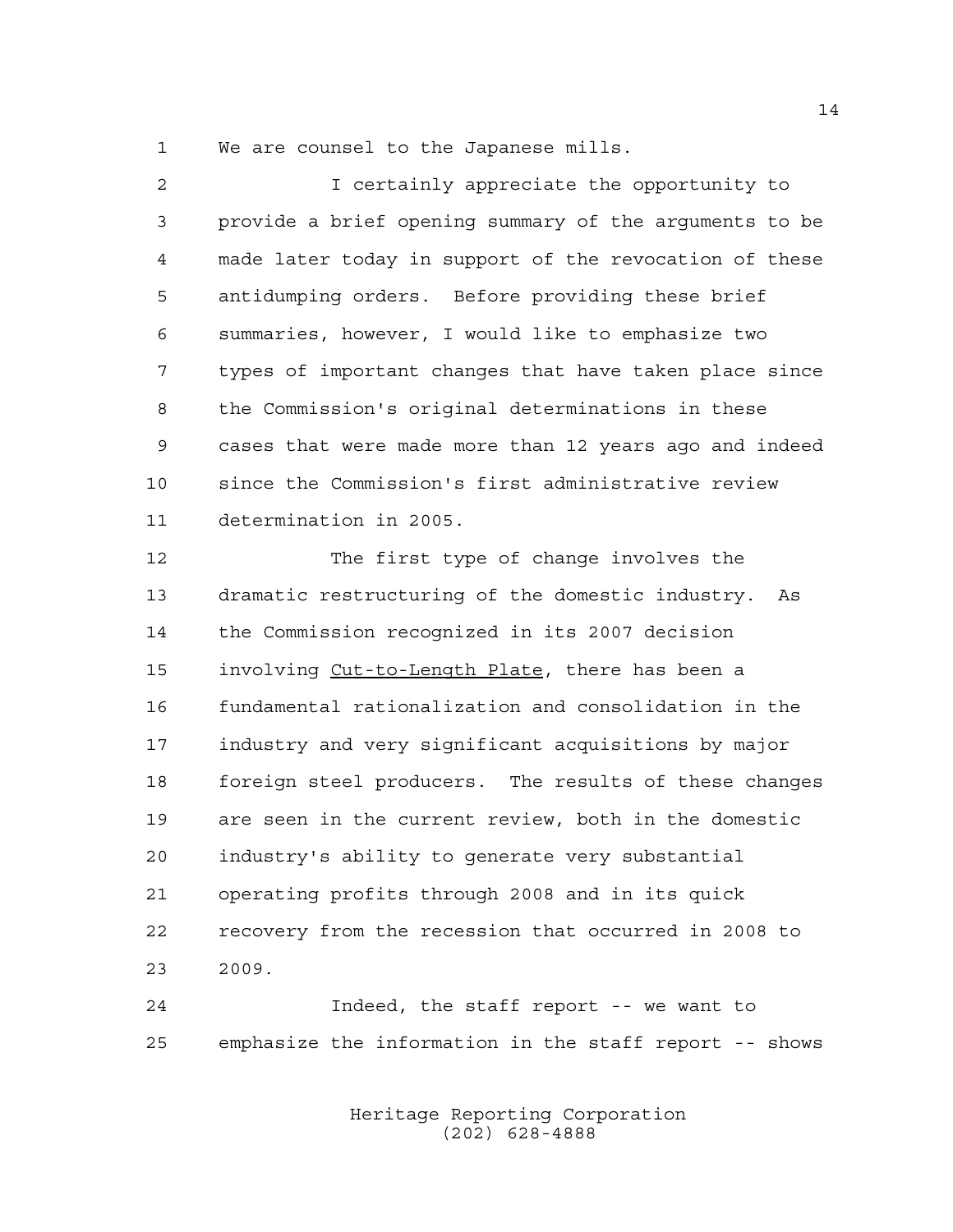We are counsel to the Japanese mills.

I certainly appreciate the opportunity to provide a brief opening summary of the arguments to be made later today in support of the revocation of these antidumping orders. Before providing these brief summaries, however, I would like to emphasize two types of important changes that have taken place since the Commission's original determinations in these cases that were made more than 12 years ago and indeed since the Commission's first administrative review determination in 2005.

The first type of change involves the dramatic restructuring of the domestic industry. As the Commission recognized in its 2007 decision involving Cut-to-Length Plate, there has been a fundamental rationalization and consolidation in the industry and very significant acquisitions by major foreign steel producers. The results of these changes are seen in the current review, both in the domestic industry's ability to generate very substantial operating profits through 2008 and in its quick recovery from the recession that occurred in 2008 to 2009.

Indeed, the staff report -- we want to emphasize the information in the staff report -- shows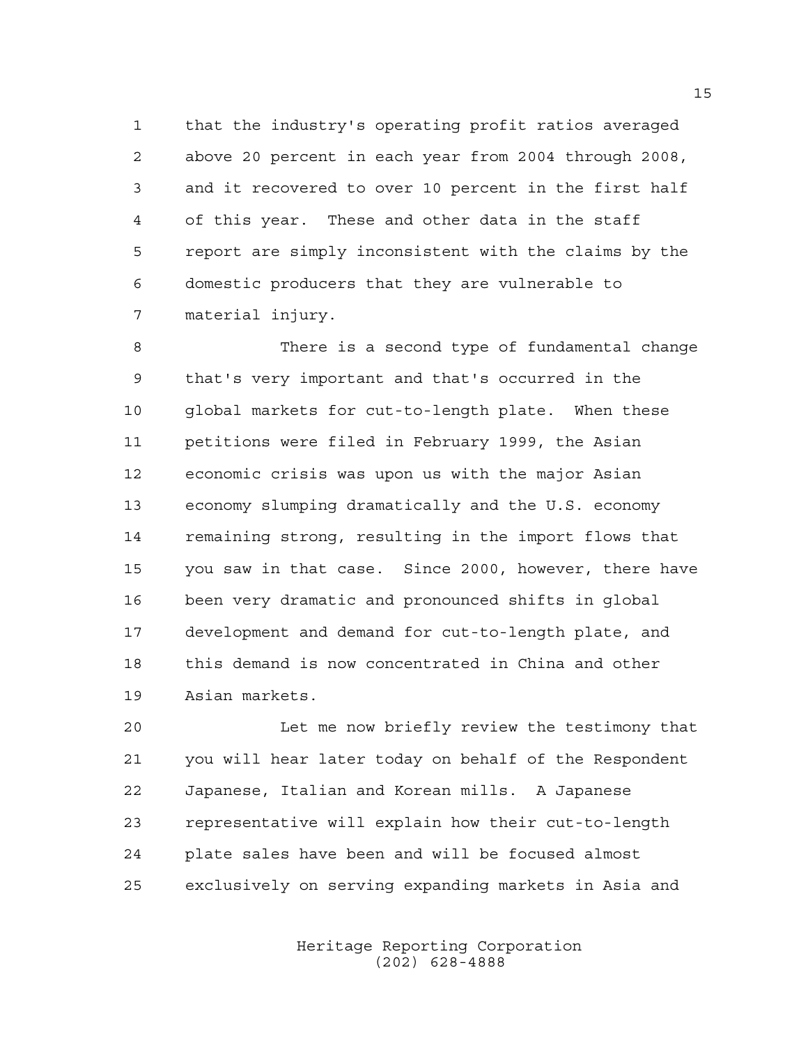that the industry's operating profit ratios averaged above 20 percent in each year from 2004 through 2008, and it recovered to over 10 percent in the first half of this year. These and other data in the staff report are simply inconsistent with the claims by the domestic producers that they are vulnerable to material injury.

There is a second type of fundamental change that's very important and that's occurred in the global markets for cut-to-length plate. When these petitions were filed in February 1999, the Asian economic crisis was upon us with the major Asian economy slumping dramatically and the U.S. economy remaining strong, resulting in the import flows that you saw in that case. Since 2000, however, there have been very dramatic and pronounced shifts in global development and demand for cut-to-length plate, and this demand is now concentrated in China and other Asian markets.

Let me now briefly review the testimony that you will hear later today on behalf of the Respondent Japanese, Italian and Korean mills. A Japanese representative will explain how their cut-to-length plate sales have been and will be focused almost exclusively on serving expanding markets in Asia and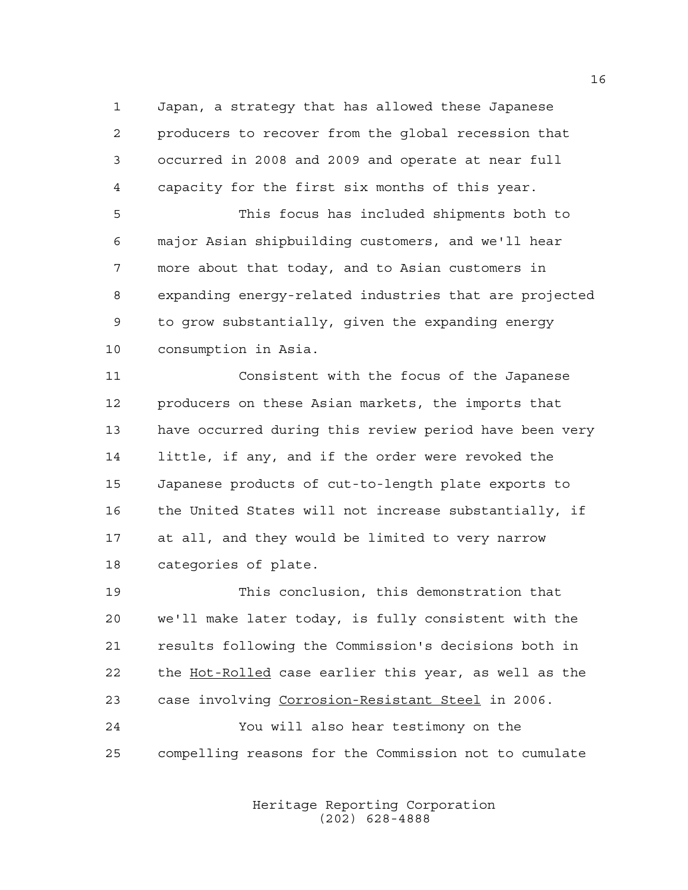Japan, a strategy that has allowed these Japanese producers to recover from the global recession that occurred in 2008 and 2009 and operate at near full capacity for the first six months of this year.

This focus has included shipments both to major Asian shipbuilding customers, and we'll hear more about that today, and to Asian customers in expanding energy-related industries that are projected to grow substantially, given the expanding energy consumption in Asia.

Consistent with the focus of the Japanese producers on these Asian markets, the imports that have occurred during this review period have been very little, if any, and if the order were revoked the Japanese products of cut-to-length plate exports to the United States will not increase substantially, if at all, and they would be limited to very narrow categories of plate.

This conclusion, this demonstration that we'll make later today, is fully consistent with the results following the Commission's decisions both in the Hot-Rolled case earlier this year, as well as the case involving Corrosion-Resistant Steel in 2006.

You will also hear testimony on the compelling reasons for the Commission not to cumulate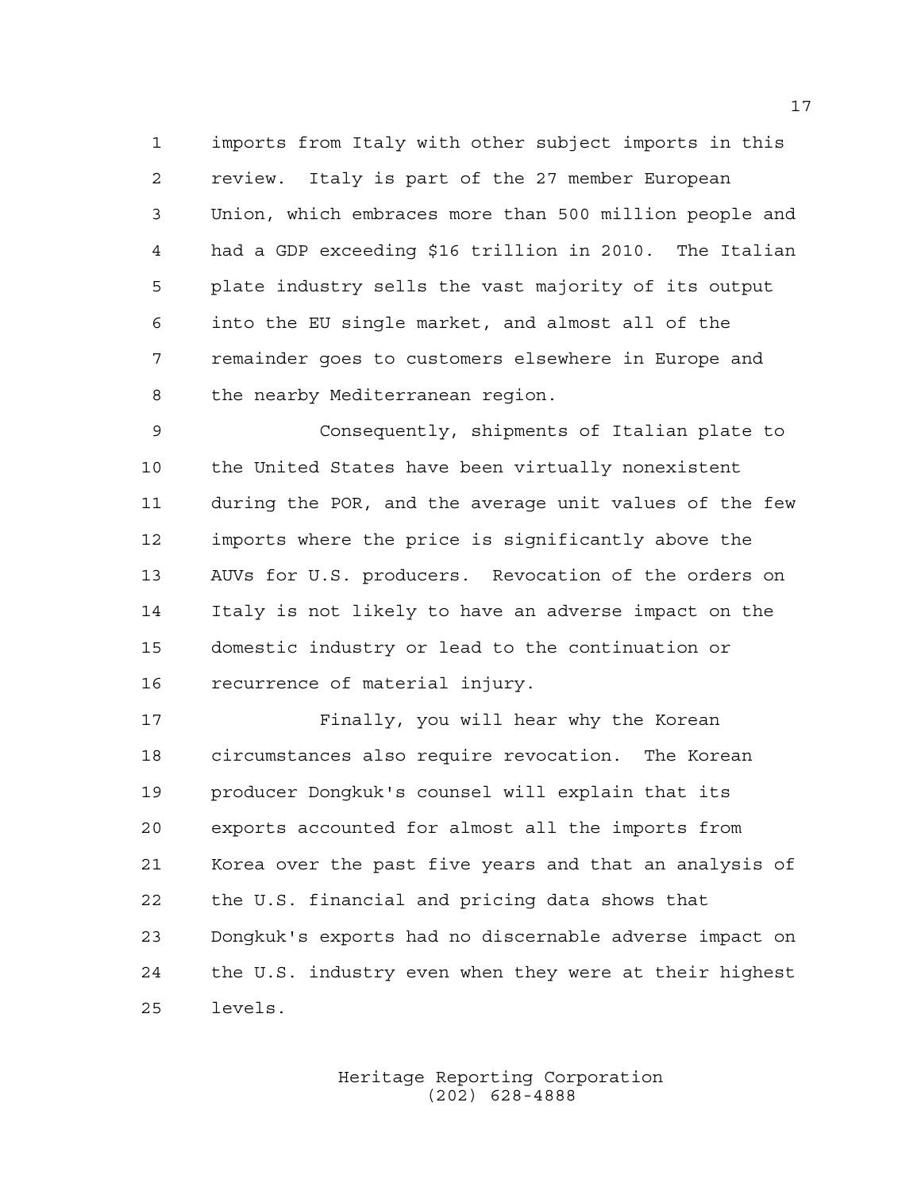imports from Italy with other subject imports in this review. Italy is part of the 27 member European Union, which embraces more than 500 million people and had a GDP exceeding $16 trillion in 2010. The Italian plate industry sells the vast majority of its output into the EU single market, and almost all of the remainder goes to customers elsewhere in Europe and the nearby Mediterranean region.

Consequently, shipments of Italian plate to the United States have been virtually nonexistent during the POR, and the average unit values of the few imports where the price is significantly above the AUVs for U.S. producers. Revocation of the orders on Italy is not likely to have an adverse impact on the domestic industry or lead to the continuation or recurrence of material injury.

Finally, you will hear why the Korean circumstances also require revocation. The Korean producer Dongkuk's counsel will explain that its exports accounted for almost all the imports from Korea over the past five years and that an analysis of the U.S. financial and pricing data shows that Dongkuk's exports had no discernable adverse impact on the U.S. industry even when they were at their highest levels.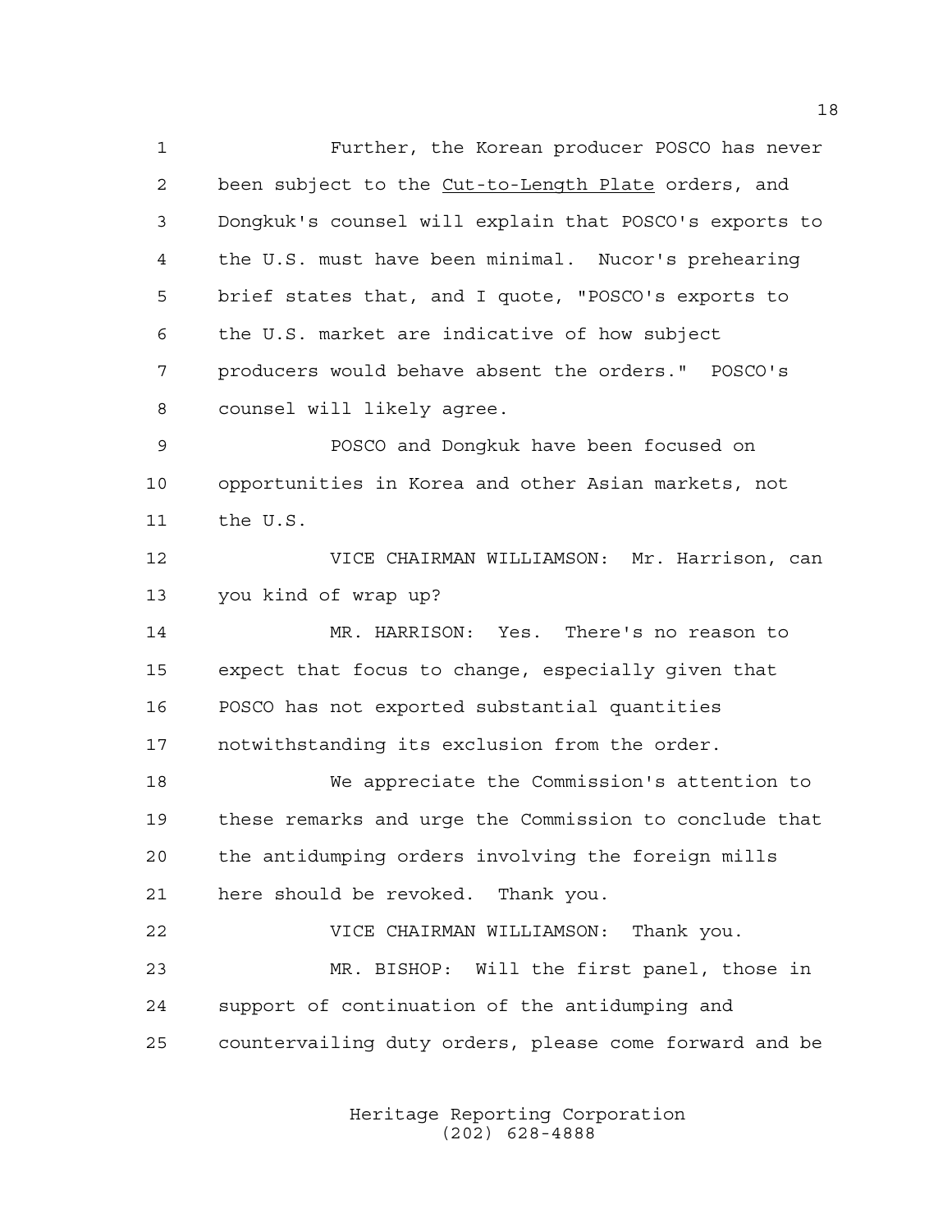Further, the Korean producer POSCO has never been subject to the Cut-to-Length Plate orders, and Dongkuk's counsel will explain that POSCO's exports to the U.S. must have been minimal. Nucor's prehearing brief states that, and I quote, "POSCO's exports to the U.S. market are indicative of how subject producers would behave absent the orders." POSCO's counsel will likely agree.

POSCO and Dongkuk have been focused on opportunities in Korea and other Asian markets, not the U.S.

VICE CHAIRMAN WILLIAMSON: Mr. Harrison, can you kind of wrap up?

MR. HARRISON: Yes. There's no reason to expect that focus to change, especially given that POSCO has not exported substantial quantities notwithstanding its exclusion from the order.

We appreciate the Commission's attention to these remarks and urge the Commission to conclude that the antidumping orders involving the foreign mills here should be revoked. Thank you.

VICE CHAIRMAN WILLIAMSON: Thank you.

MR. BISHOP: Will the first panel, those in support of continuation of the antidumping and countervailing duty orders, please come forward and be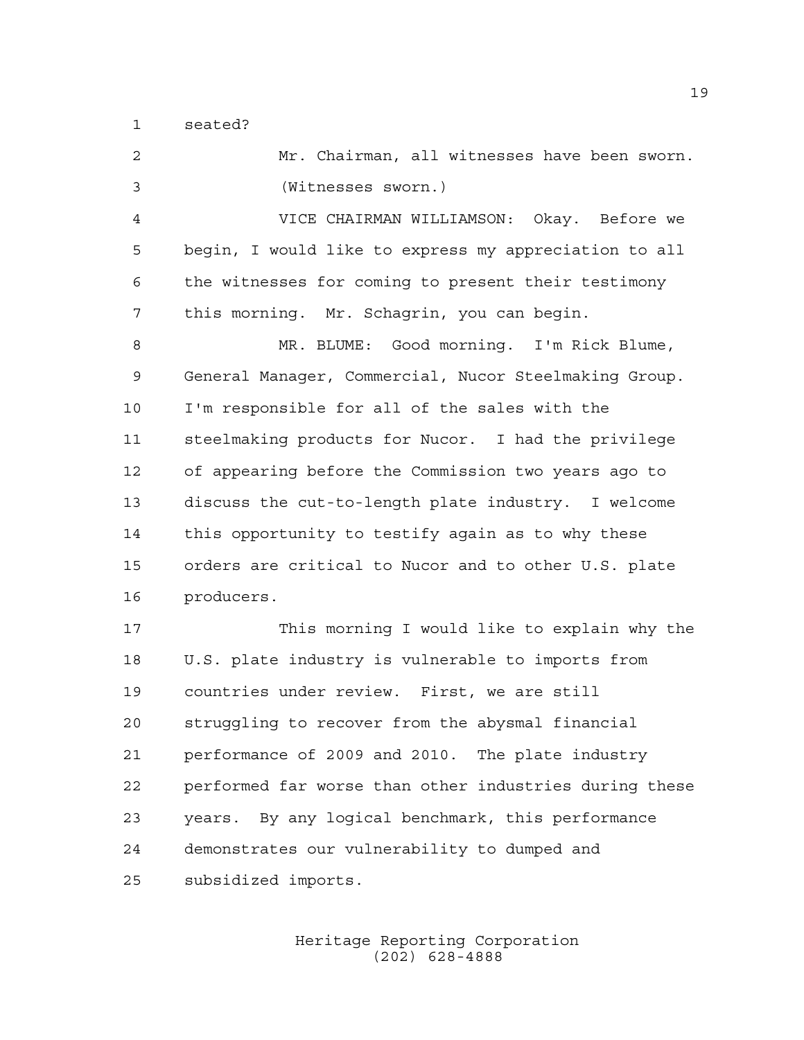seated?

Mr. Chairman, all witnesses have been sworn.

(Witnesses sworn.)

VICE CHAIRMAN WILLIAMSON: Okay. Before we begin, I would like to express my appreciation to all the witnesses for coming to present their testimony this morning. Mr. Schagrin, you can begin.

MR. BLUME: Good morning. I'm Rick Blume, General Manager, Commercial, Nucor Steelmaking Group. I'm responsible for all of the sales with the steelmaking products for Nucor. I had the privilege of appearing before the Commission two years ago to discuss the cut-to-length plate industry. I welcome this opportunity to testify again as to why these orders are critical to Nucor and to other U.S. plate producers.

This morning I would like to explain why the U.S. plate industry is vulnerable to imports from countries under review. First, we are still struggling to recover from the abysmal financial performance of 2009 and 2010. The plate industry performed far worse than other industries during these years. By any logical benchmark, this performance demonstrates our vulnerability to dumped and subsidized imports.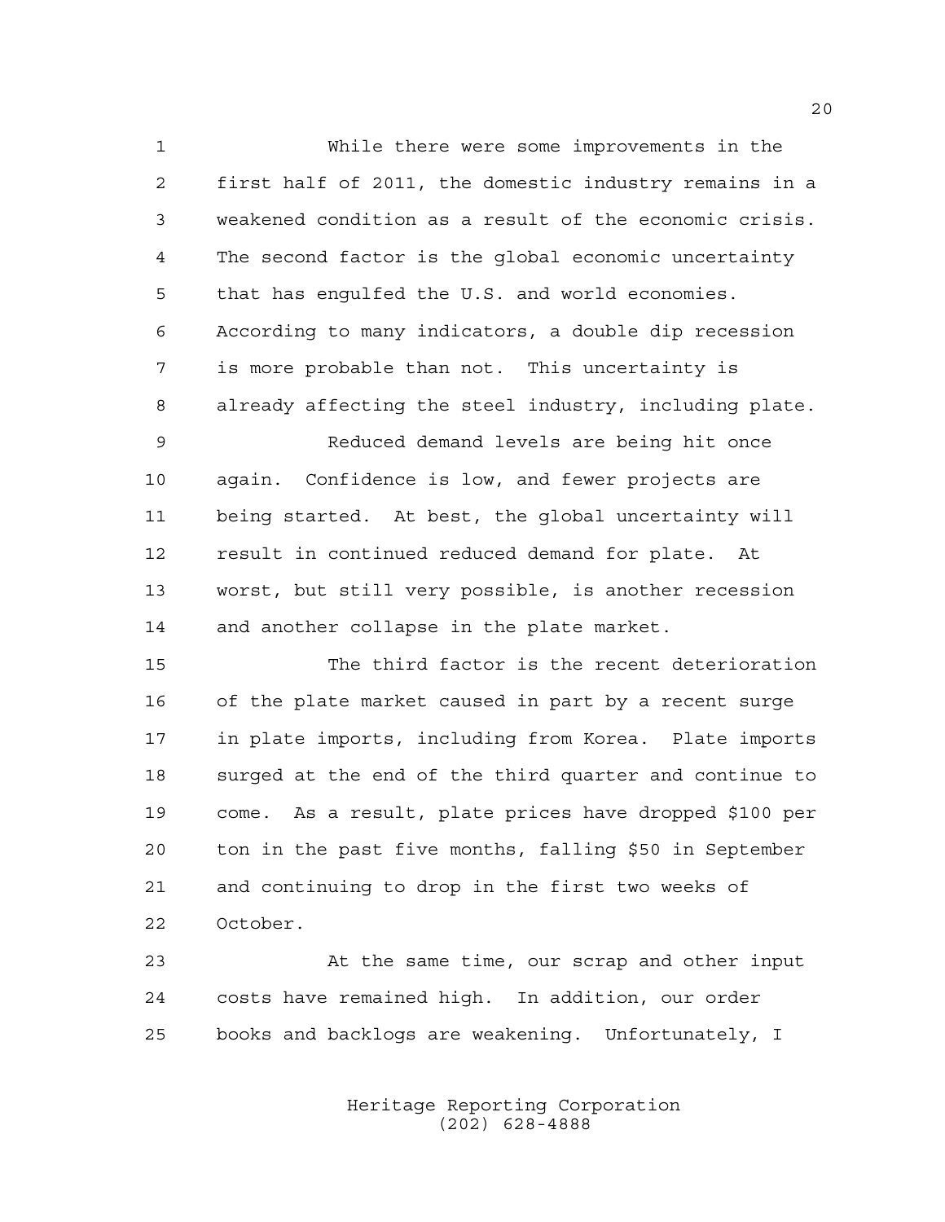While there were some improvements in the first half of 2011, the domestic industry remains in a weakened condition as a result of the economic crisis. The second factor is the global economic uncertainty that has engulfed the U.S. and world economies. According to many indicators, a double dip recession is more probable than not. This uncertainty is already affecting the steel industry, including plate.

Reduced demand levels are being hit once again. Confidence is low, and fewer projects are being started. At best, the global uncertainty will result in continued reduced demand for plate. At worst, but still very possible, is another recession and another collapse in the plate market.

The third factor is the recent deterioration of the plate market caused in part by a recent surge in plate imports, including from Korea. Plate imports surged at the end of the third quarter and continue to come. As a result, plate prices have dropped $100 per ton in the past five months, falling $50 in September and continuing to drop in the first two weeks of October.

At the same time, our scrap and other input costs have remained high. In addition, our order books and backlogs are weakening. Unfortunately, I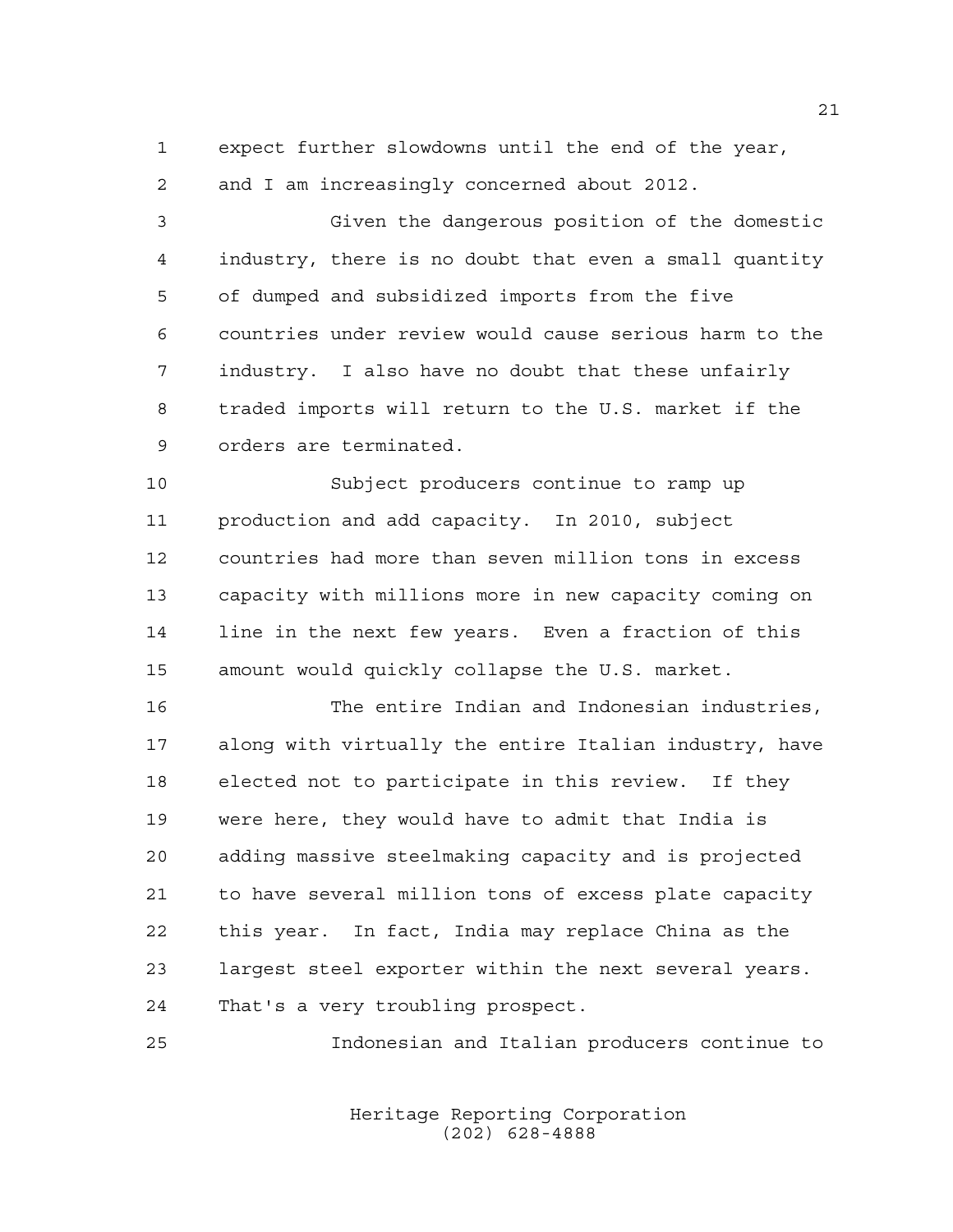expect further slowdowns until the end of the year, and I am increasingly concerned about 2012.

Given the dangerous position of the domestic industry, there is no doubt that even a small quantity of dumped and subsidized imports from the five countries under review would cause serious harm to the industry. I also have no doubt that these unfairly traded imports will return to the U.S. market if the orders are terminated.

Subject producers continue to ramp up production and add capacity. In 2010, subject countries had more than seven million tons in excess capacity with millions more in new capacity coming on line in the next few years. Even a fraction of this amount would quickly collapse the U.S. market.

The entire Indian and Indonesian industries, along with virtually the entire Italian industry, have elected not to participate in this review. If they were here, they would have to admit that India is adding massive steelmaking capacity and is projected to have several million tons of excess plate capacity this year. In fact, India may replace China as the largest steel exporter within the next several years. That's a very troubling prospect.

Indonesian and Italian producers continue to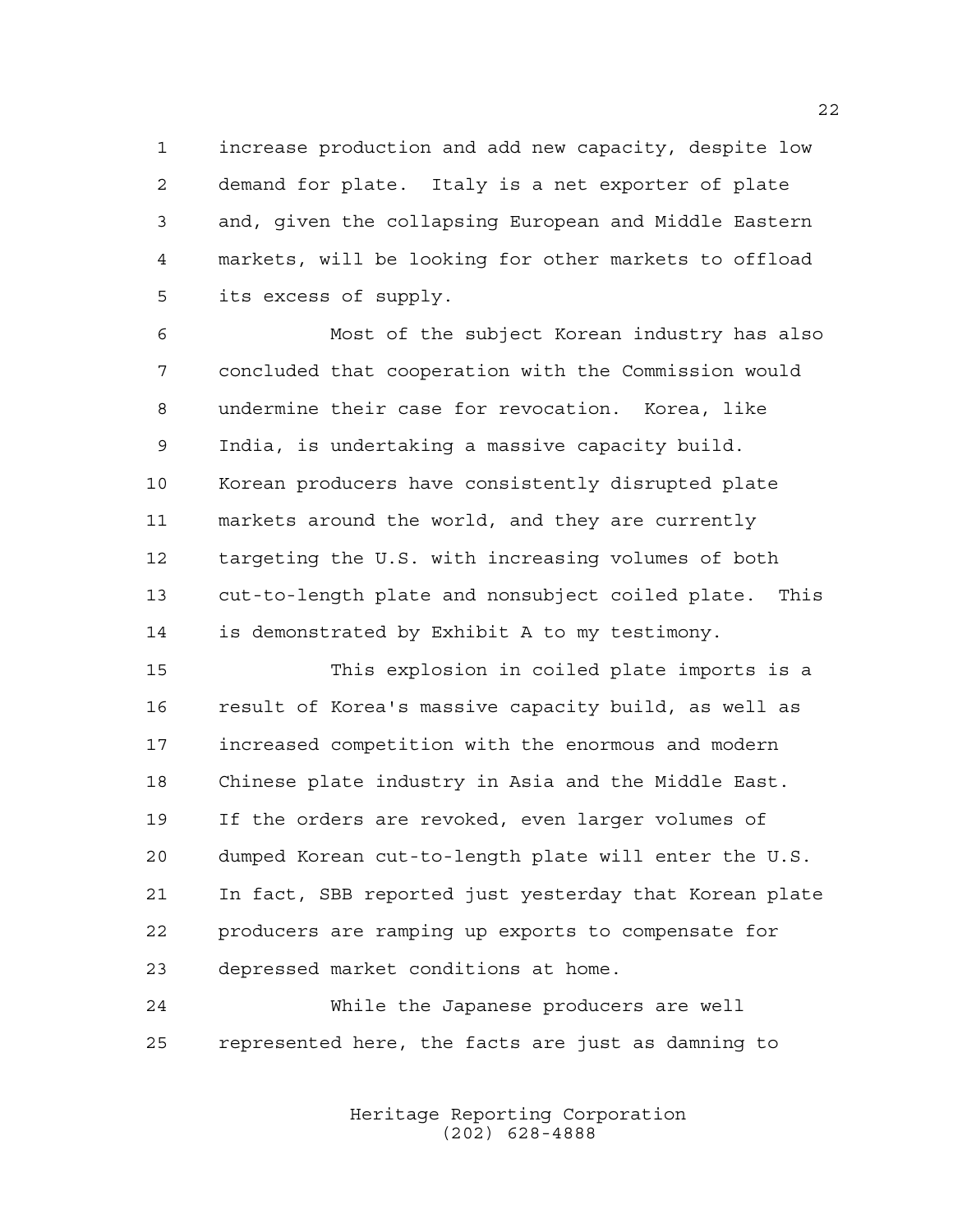increase production and add new capacity, despite low demand for plate. Italy is a net exporter of plate and, given the collapsing European and Middle Eastern markets, will be looking for other markets to offload its excess of supply.

Most of the subject Korean industry has also concluded that cooperation with the Commission would undermine their case for revocation. Korea, like India, is undertaking a massive capacity build. Korean producers have consistently disrupted plate markets around the world, and they are currently targeting the U.S. with increasing volumes of both cut-to-length plate and nonsubject coiled plate. This is demonstrated by Exhibit A to my testimony.

This explosion in coiled plate imports is a result of Korea's massive capacity build, as well as increased competition with the enormous and modern Chinese plate industry in Asia and the Middle East. If the orders are revoked, even larger volumes of dumped Korean cut-to-length plate will enter the U.S. In fact, SBB reported just yesterday that Korean plate producers are ramping up exports to compensate for depressed market conditions at home.

While the Japanese producers are well represented here, the facts are just as damning to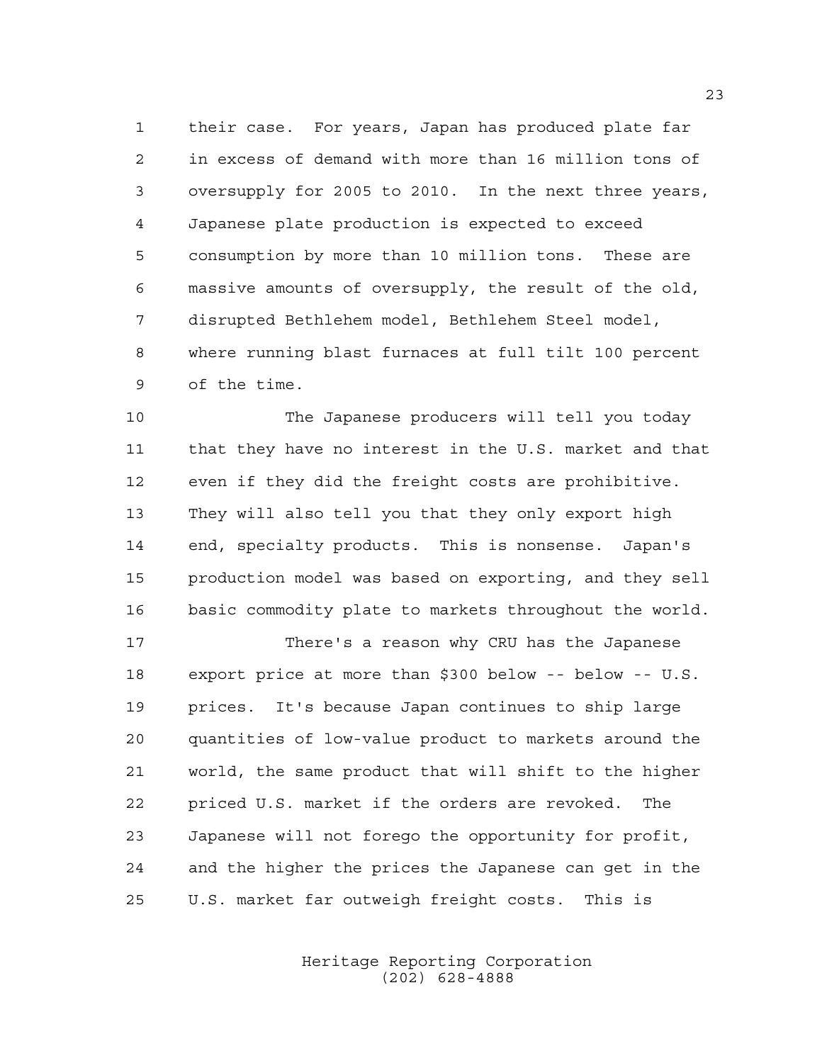their case. For years, Japan has produced plate far in excess of demand with more than 16 million tons of oversupply for 2005 to 2010. In the next three years, Japanese plate production is expected to exceed consumption by more than 10 million tons. These are massive amounts of oversupply, the result of the old, disrupted Bethlehem model, Bethlehem Steel model, where running blast furnaces at full tilt 100 percent of the time.

The Japanese producers will tell you today that they have no interest in the U.S. market and that even if they did the freight costs are prohibitive. They will also tell you that they only export high end, specialty products. This is nonsense. Japan's production model was based on exporting, and they sell basic commodity plate to markets throughout the world.

There's a reason why CRU has the Japanese export price at more than $300 below -- below -- U.S. prices. It's because Japan continues to ship large quantities of low-value product to markets around the world, the same product that will shift to the higher priced U.S. market if the orders are revoked. The Japanese will not forego the opportunity for profit, and the higher the prices the Japanese can get in the U.S. market far outweigh freight costs. This is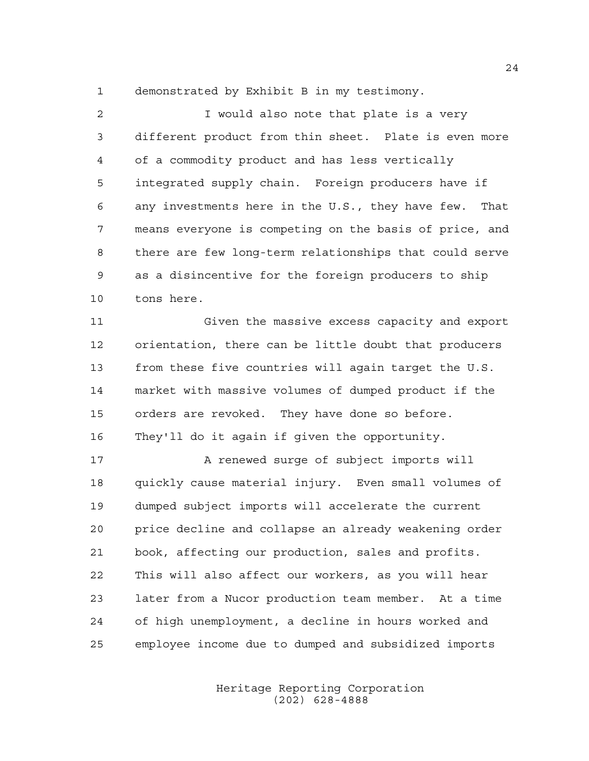demonstrated by Exhibit B in my testimony.

I would also note that plate is a very different product from thin sheet. Plate is even more of a commodity product and has less vertically integrated supply chain. Foreign producers have if any investments here in the U.S., they have few. That means everyone is competing on the basis of price, and there are few long-term relationships that could serve as a disincentive for the foreign producers to ship tons here.

Given the massive excess capacity and export orientation, there can be little doubt that producers from these five countries will again target the U.S. market with massive volumes of dumped product if the orders are revoked. They have done so before. They'll do it again if given the opportunity.

A renewed surge of subject imports will quickly cause material injury. Even small volumes of dumped subject imports will accelerate the current price decline and collapse an already weakening order book, affecting our production, sales and profits. This will also affect our workers, as you will hear later from a Nucor production team member. At a time of high unemployment, a decline in hours worked and employee income due to dumped and subsidized imports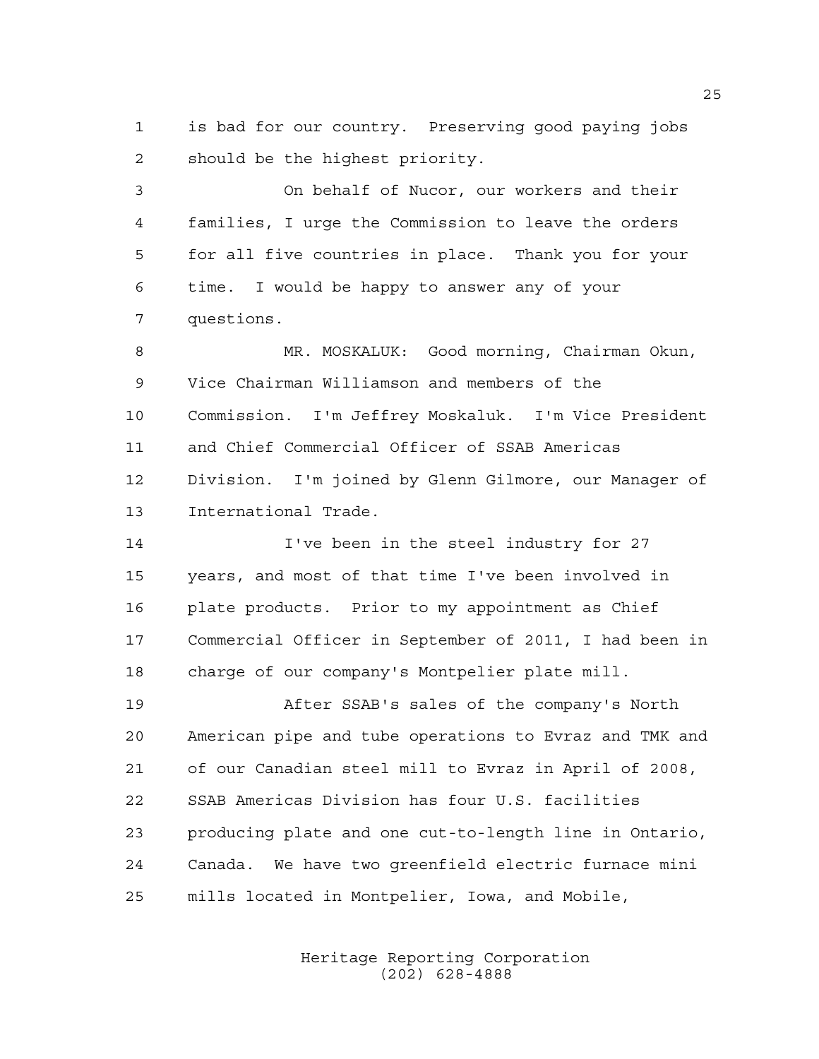is bad for our country. Preserving good paying jobs should be the highest priority.

On behalf of Nucor, our workers and their families, I urge the Commission to leave the orders for all five countries in place. Thank you for your time. I would be happy to answer any of your questions.

MR. MOSKALUK: Good morning, Chairman Okun, Vice Chairman Williamson and members of the Commission. I'm Jeffrey Moskaluk. I'm Vice President and Chief Commercial Officer of SSAB Americas Division. I'm joined by Glenn Gilmore, our Manager of International Trade.

I've been in the steel industry for 27 years, and most of that time I've been involved in plate products. Prior to my appointment as Chief Commercial Officer in September of 2011, I had been in charge of our company's Montpelier plate mill.

After SSAB's sales of the company's North American pipe and tube operations to Evraz and TMK and of our Canadian steel mill to Evraz in April of 2008, SSAB Americas Division has four U.S. facilities producing plate and one cut-to-length line in Ontario, Canada. We have two greenfield electric furnace mini mills located in Montpelier, Iowa, and Mobile,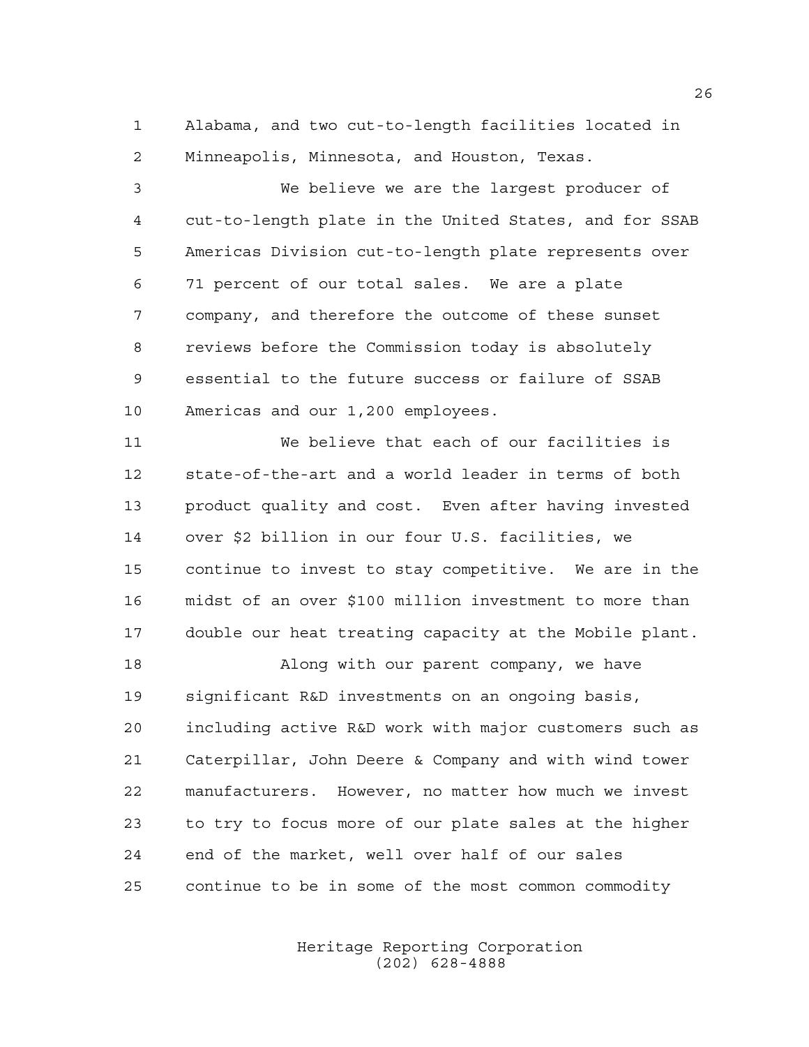Alabama, and two cut-to-length facilities located in Minneapolis, Minnesota, and Houston, Texas.

We believe we are the largest producer of cut-to-length plate in the United States, and for SSAB Americas Division cut-to-length plate represents over 71 percent of our total sales. We are a plate company, and therefore the outcome of these sunset reviews before the Commission today is absolutely essential to the future success or failure of SSAB Americas and our 1,200 employees.

We believe that each of our facilities is state-of-the-art and a world leader in terms of both product quality and cost. Even after having invested over $2 billion in our four U.S. facilities, we continue to invest to stay competitive. We are in the midst of an over $100 million investment to more than double our heat treating capacity at the Mobile plant.

Along with our parent company, we have significant R&D investments on an ongoing basis, including active R&D work with major customers such as Caterpillar, John Deere & Company and with wind tower manufacturers. However, no matter how much we invest to try to focus more of our plate sales at the higher end of the market, well over half of our sales continue to be in some of the most common commodity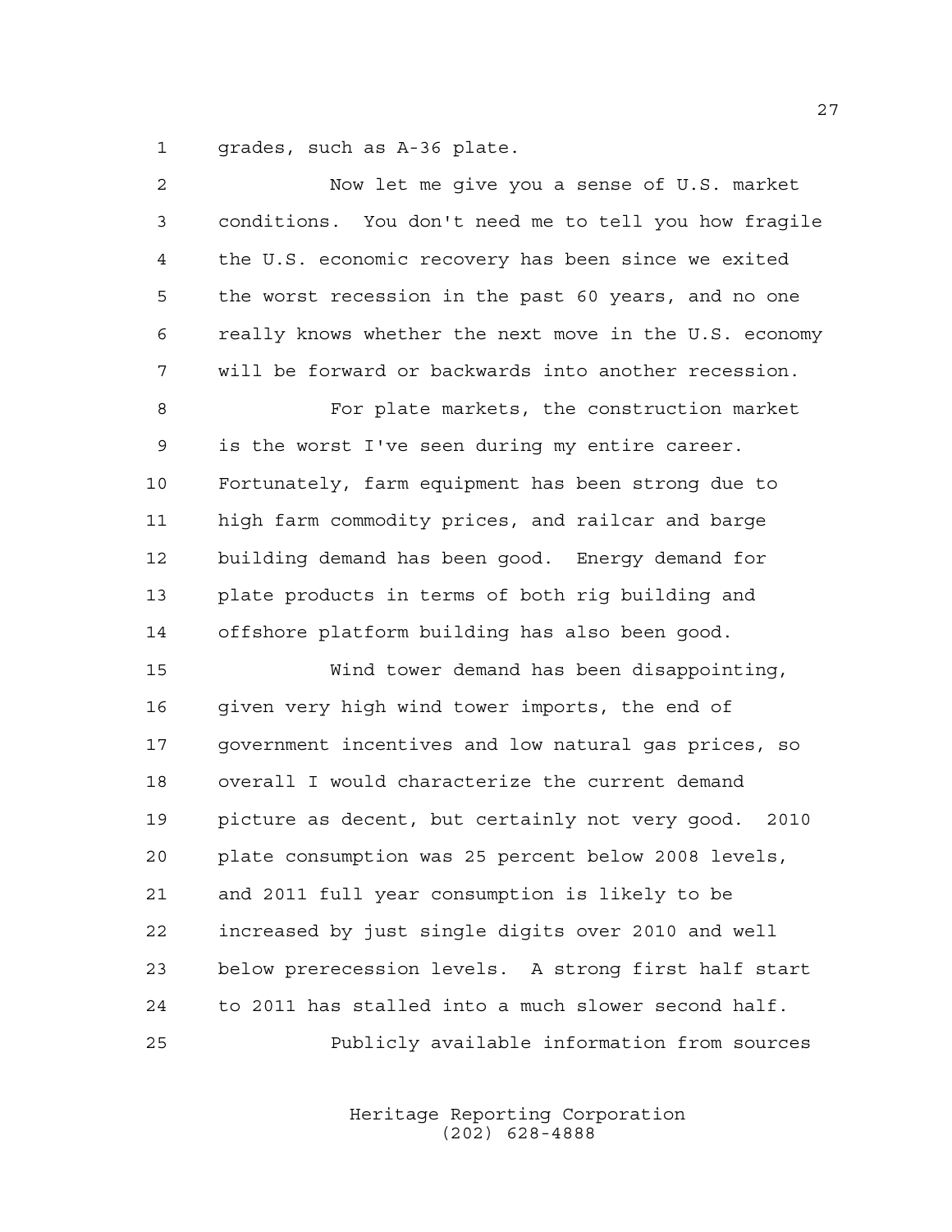grades, such as A-36 plate.

Now let me give you a sense of U.S. market conditions. You don't need me to tell you how fragile the U.S. economic recovery has been since we exited the worst recession in the past 60 years, and no one really knows whether the next move in the U.S. economy will be forward or backwards into another recession.

For plate markets, the construction market is the worst I've seen during my entire career. Fortunately, farm equipment has been strong due to high farm commodity prices, and railcar and barge building demand has been good. Energy demand for plate products in terms of both rig building and offshore platform building has also been good.

Wind tower demand has been disappointing, given very high wind tower imports, the end of government incentives and low natural gas prices, so overall I would characterize the current demand picture as decent, but certainly not very good. 2010 plate consumption was 25 percent below 2008 levels, and 2011 full year consumption is likely to be increased by just single digits over 2010 and well below prerecession levels. A strong first half start to 2011 has stalled into a much slower second half.

Publicly available information from sources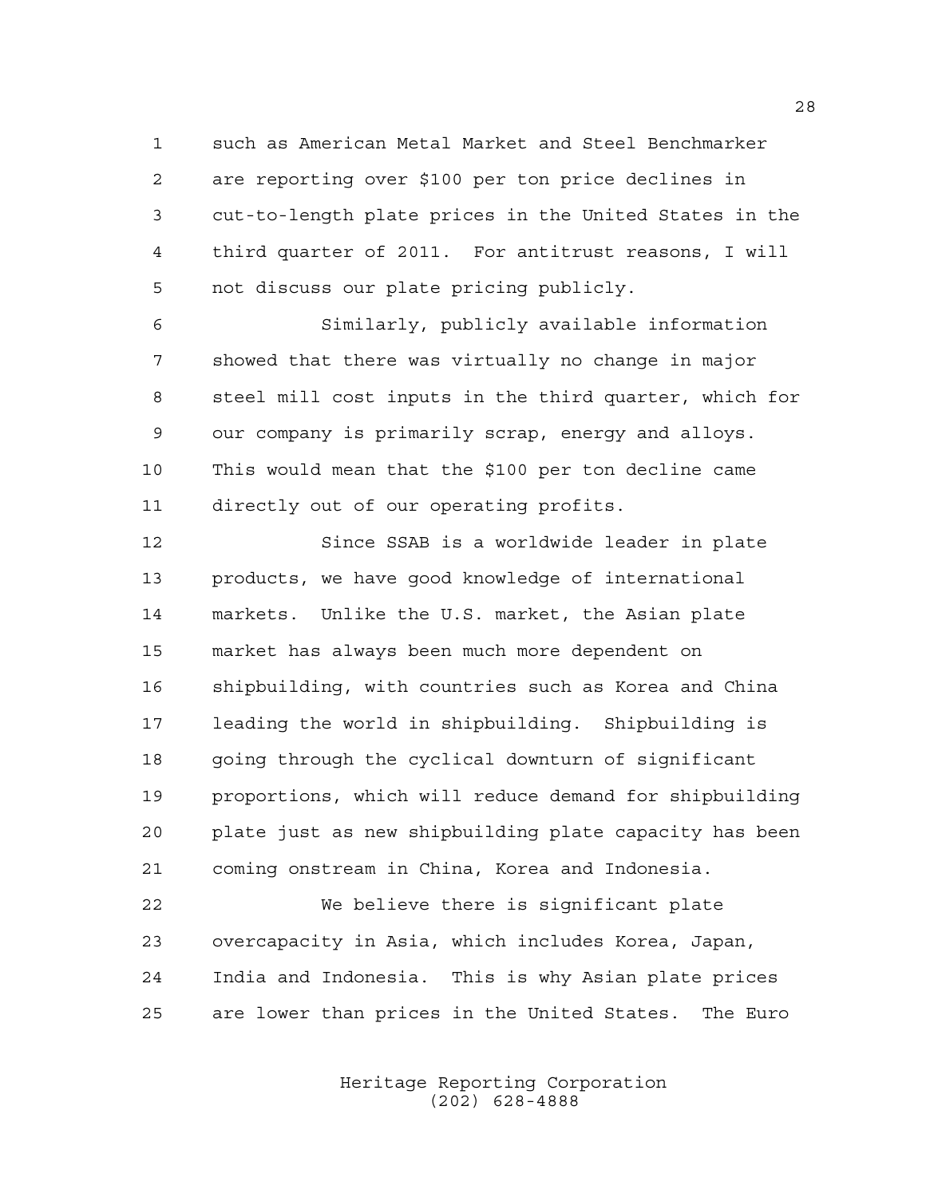such as American Metal Market and Steel Benchmarker are reporting over $100 per ton price declines in cut-to-length plate prices in the United States in the third quarter of 2011. For antitrust reasons, I will not discuss our plate pricing publicly.

Similarly, publicly available information showed that there was virtually no change in major steel mill cost inputs in the third quarter, which for our company is primarily scrap, energy and alloys. This would mean that the $100 per ton decline came directly out of our operating profits.

Since SSAB is a worldwide leader in plate products, we have good knowledge of international markets. Unlike the U.S. market, the Asian plate market has always been much more dependent on shipbuilding, with countries such as Korea and China leading the world in shipbuilding. Shipbuilding is going through the cyclical downturn of significant proportions, which will reduce demand for shipbuilding plate just as new shipbuilding plate capacity has been coming onstream in China, Korea and Indonesia.

We believe there is significant plate overcapacity in Asia, which includes Korea, Japan, India and Indonesia. This is why Asian plate prices are lower than prices in the United States. The Euro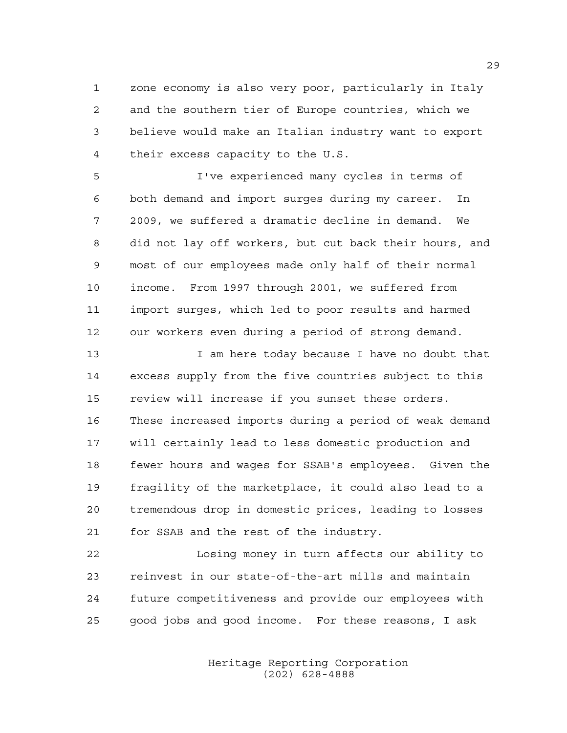zone economy is also very poor, particularly in Italy and the southern tier of Europe countries, which we believe would make an Italian industry want to export their excess capacity to the U.S.

I've experienced many cycles in terms of both demand and import surges during my career. In 2009, we suffered a dramatic decline in demand. We did not lay off workers, but cut back their hours, and most of our employees made only half of their normal income. From 1997 through 2001, we suffered from import surges, which led to poor results and harmed our workers even during a period of strong demand.

I am here today because I have no doubt that excess supply from the five countries subject to this review will increase if you sunset these orders. These increased imports during a period of weak demand will certainly lead to less domestic production and fewer hours and wages for SSAB's employees. Given the fragility of the marketplace, it could also lead to a tremendous drop in domestic prices, leading to losses for SSAB and the rest of the industry.

Losing money in turn affects our ability to reinvest in our state-of-the-art mills and maintain future competitiveness and provide our employees with good jobs and good income. For these reasons, I ask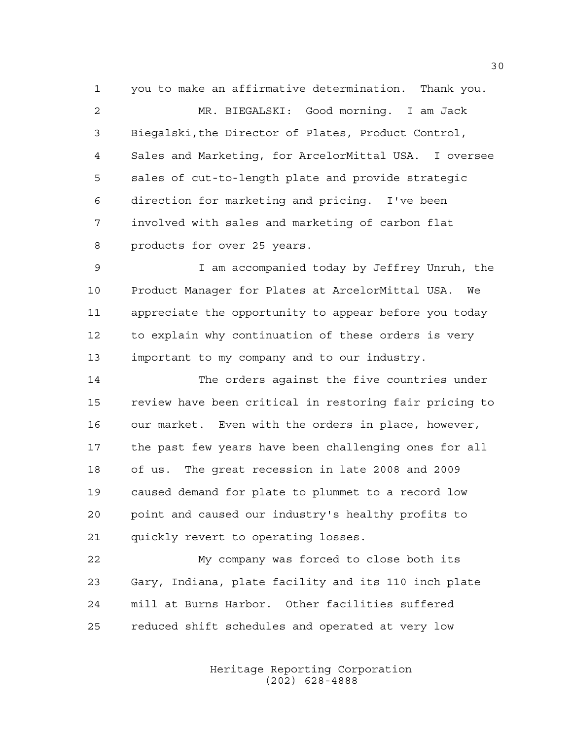you to make an affirmative determination. Thank you.

MR. BIEGALSKI: Good morning. I am Jack Biegalski,the Director of Plates, Product Control, Sales and Marketing, for ArcelorMittal USA. I oversee sales of cut-to-length plate and provide strategic direction for marketing and pricing. I've been involved with sales and marketing of carbon flat products for over 25 years.

I am accompanied today by Jeffrey Unruh, the Product Manager for Plates at ArcelorMittal USA. We appreciate the opportunity to appear before you today to explain why continuation of these orders is very important to my company and to our industry.

The orders against the five countries under review have been critical in restoring fair pricing to our market. Even with the orders in place, however, the past few years have been challenging ones for all of us. The great recession in late 2008 and 2009 caused demand for plate to plummet to a record low point and caused our industry's healthy profits to quickly revert to operating losses.

My company was forced to close both its Gary, Indiana, plate facility and its 110 inch plate mill at Burns Harbor. Other facilities suffered reduced shift schedules and operated at very low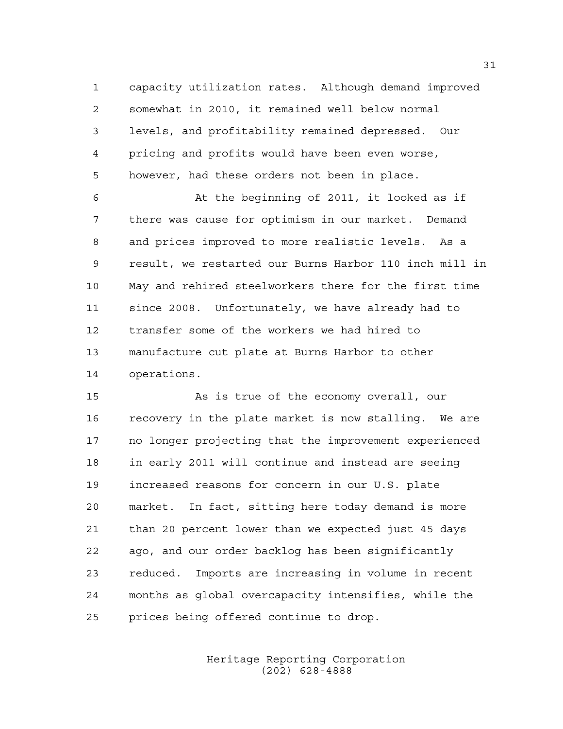capacity utilization rates. Although demand improved somewhat in 2010, it remained well below normal levels, and profitability remained depressed. Our pricing and profits would have been even worse, however, had these orders not been in place.

At the beginning of 2011, it looked as if there was cause for optimism in our market. Demand and prices improved to more realistic levels. As a result, we restarted our Burns Harbor 110 inch mill in May and rehired steelworkers there for the first time since 2008. Unfortunately, we have already had to transfer some of the workers we had hired to manufacture cut plate at Burns Harbor to other operations.

As is true of the economy overall, our recovery in the plate market is now stalling. We are no longer projecting that the improvement experienced in early 2011 will continue and instead are seeing increased reasons for concern in our U.S. plate market. In fact, sitting here today demand is more than 20 percent lower than we expected just 45 days ago, and our order backlog has been significantly reduced. Imports are increasing in volume in recent months as global overcapacity intensifies, while the prices being offered continue to drop.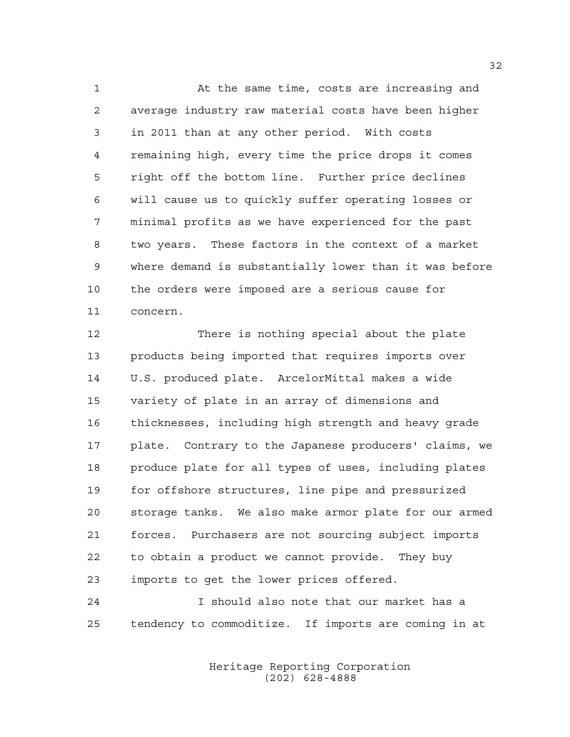At the same time, costs are increasing and average industry raw material costs have been higher in 2011 than at any other period. With costs remaining high, every time the price drops it comes right off the bottom line. Further price declines will cause us to quickly suffer operating losses or minimal profits as we have experienced for the past two years. These factors in the context of a market where demand is substantially lower than it was before the orders were imposed are a serious cause for concern.

There is nothing special about the plate products being imported that requires imports over U.S. produced plate. ArcelorMittal makes a wide variety of plate in an array of dimensions and thicknesses, including high strength and heavy grade plate. Contrary to the Japanese producers' claims, we produce plate for all types of uses, including plates for offshore structures, line pipe and pressurized storage tanks. We also make armor plate for our armed forces. Purchasers are not sourcing subject imports to obtain a product we cannot provide. They buy imports to get the lower prices offered.

I should also note that our market has a tendency to commoditize. If imports are coming in at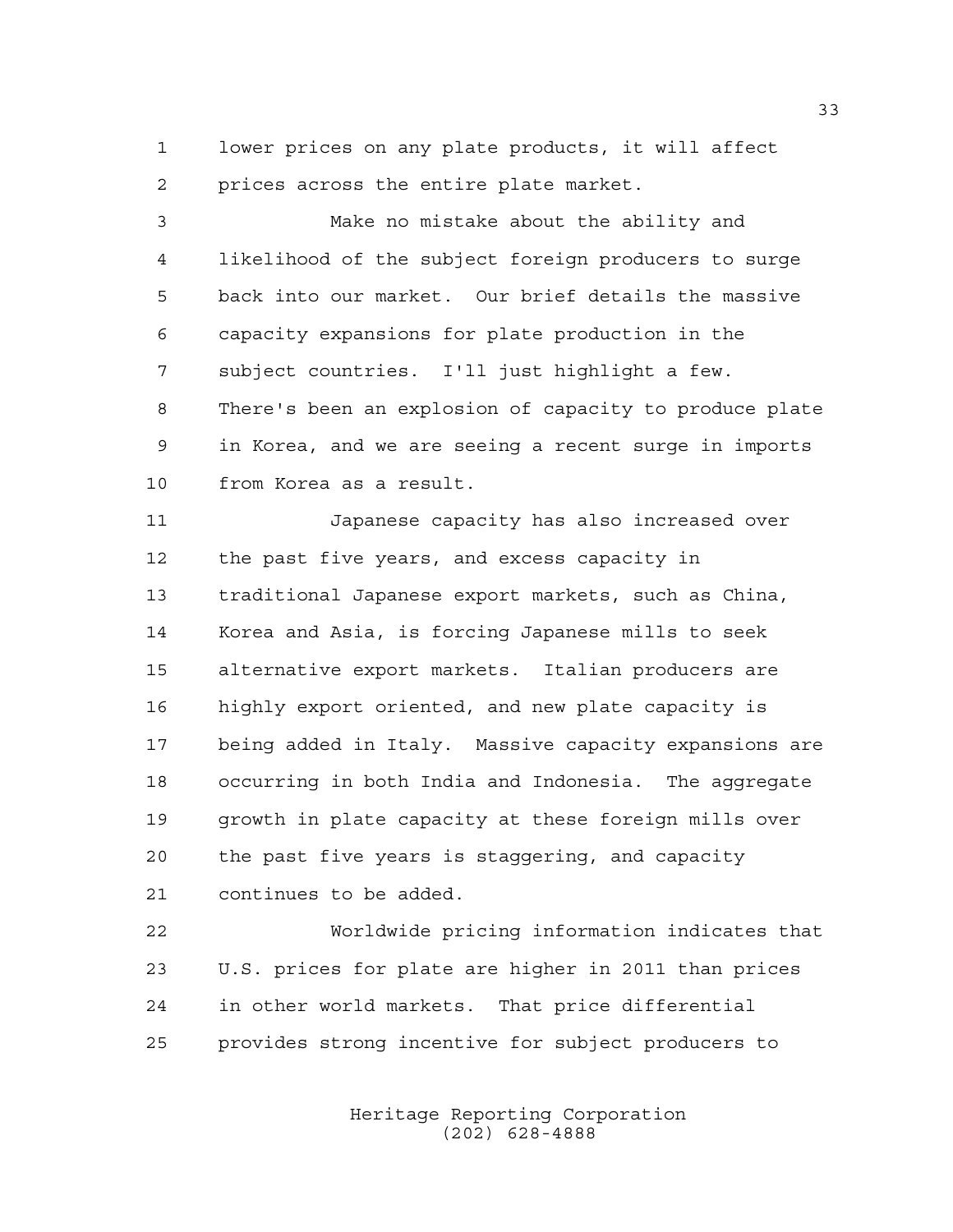lower prices on any plate products, it will affect prices across the entire plate market.

Make no mistake about the ability and likelihood of the subject foreign producers to surge back into our market. Our brief details the massive capacity expansions for plate production in the subject countries. I'll just highlight a few. There's been an explosion of capacity to produce plate in Korea, and we are seeing a recent surge in imports from Korea as a result.

Japanese capacity has also increased over the past five years, and excess capacity in traditional Japanese export markets, such as China, Korea and Asia, is forcing Japanese mills to seek alternative export markets. Italian producers are highly export oriented, and new plate capacity is being added in Italy. Massive capacity expansions are occurring in both India and Indonesia. The aggregate growth in plate capacity at these foreign mills over the past five years is staggering, and capacity continues to be added.

Worldwide pricing information indicates that U.S. prices for plate are higher in 2011 than prices in other world markets. That price differential provides strong incentive for subject producers to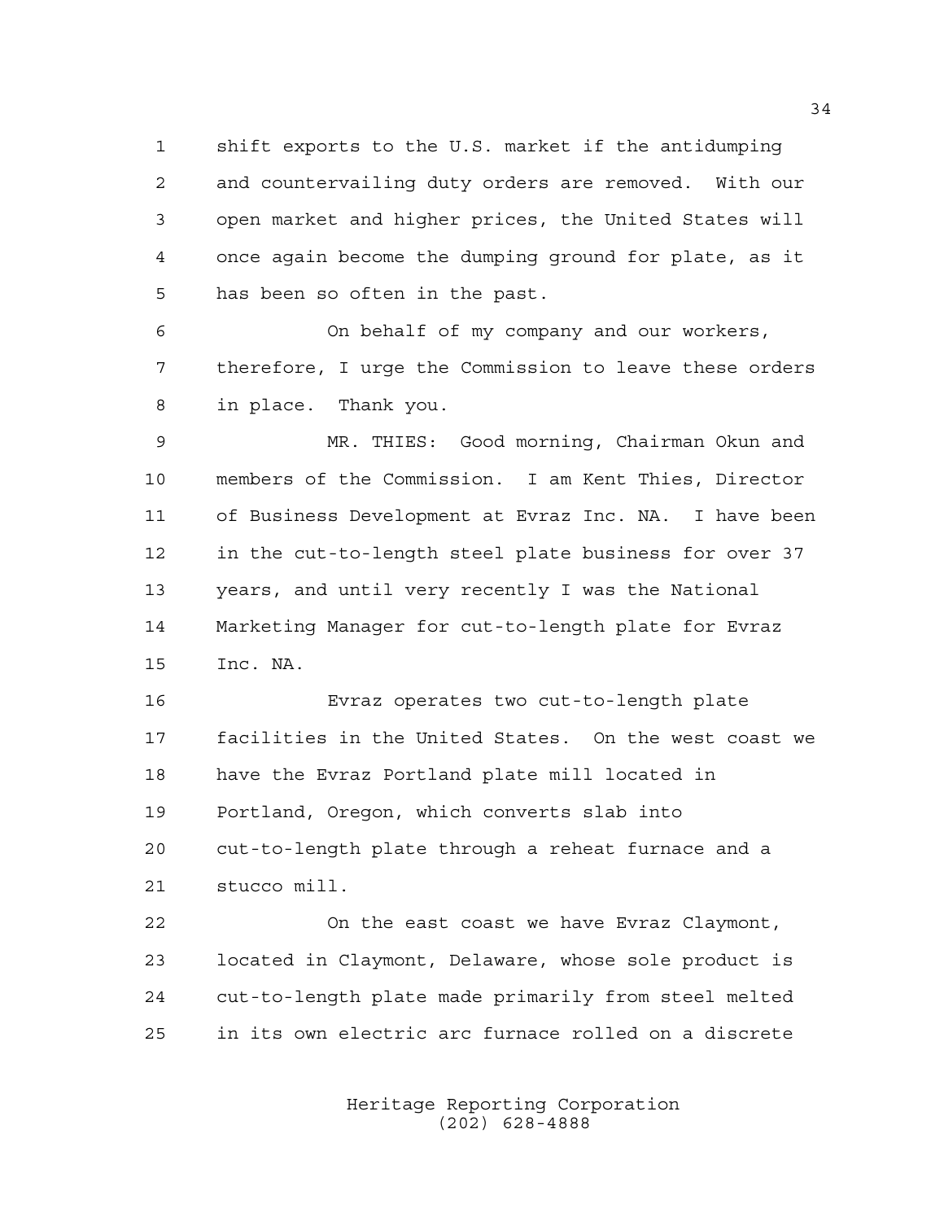shift exports to the U.S. market if the antidumping and countervailing duty orders are removed. With our open market and higher prices, the United States will once again become the dumping ground for plate, as it has been so often in the past.

On behalf of my company and our workers, therefore, I urge the Commission to leave these orders in place. Thank you.

MR. THIES: Good morning, Chairman Okun and members of the Commission. I am Kent Thies, Director of Business Development at Evraz Inc. NA. I have been in the cut-to-length steel plate business for over 37 years, and until very recently I was the National Marketing Manager for cut-to-length plate for Evraz Inc. NA.

Evraz operates two cut-to-length plate facilities in the United States. On the west coast we have the Evraz Portland plate mill located in Portland, Oregon, which converts slab into cut-to-length plate through a reheat furnace and a stucco mill.

On the east coast we have Evraz Claymont, located in Claymont, Delaware, whose sole product is cut-to-length plate made primarily from steel melted in its own electric arc furnace rolled on a discrete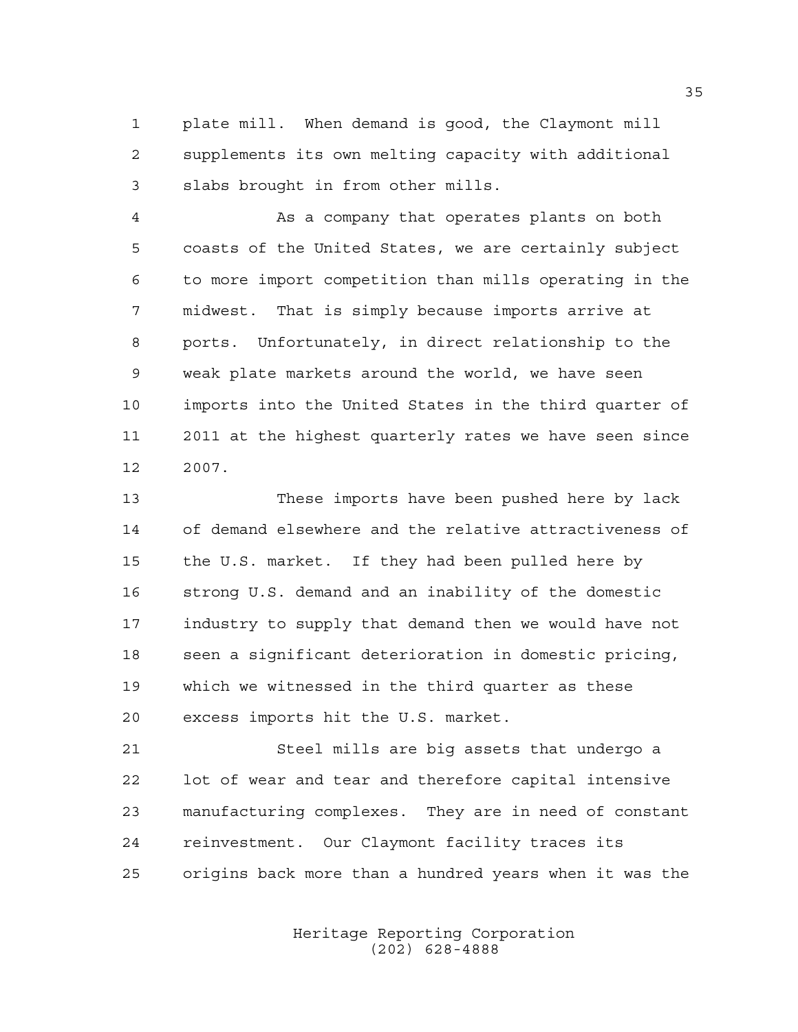plate mill. When demand is good, the Claymont mill supplements its own melting capacity with additional slabs brought in from other mills.

As a company that operates plants on both coasts of the United States, we are certainly subject to more import competition than mills operating in the midwest. That is simply because imports arrive at ports. Unfortunately, in direct relationship to the weak plate markets around the world, we have seen imports into the United States in the third quarter of 2011 at the highest quarterly rates we have seen since 2007.

These imports have been pushed here by lack of demand elsewhere and the relative attractiveness of the U.S. market. If they had been pulled here by strong U.S. demand and an inability of the domestic industry to supply that demand then we would have not seen a significant deterioration in domestic pricing, which we witnessed in the third quarter as these excess imports hit the U.S. market.

Steel mills are big assets that undergo a lot of wear and tear and therefore capital intensive manufacturing complexes. They are in need of constant reinvestment. Our Claymont facility traces its origins back more than a hundred years when it was the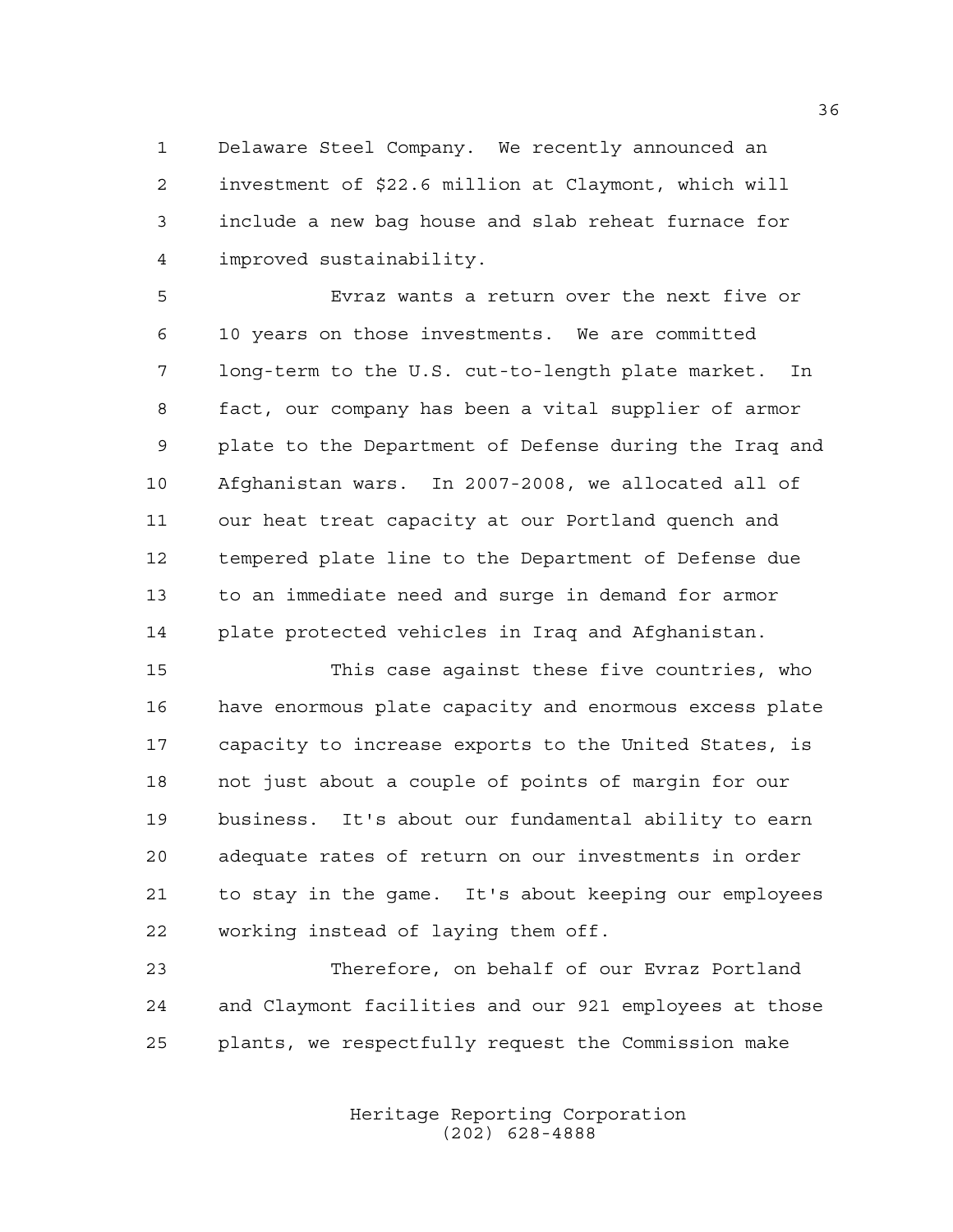Delaware Steel Company. We recently announced an investment of $22.6 million at Claymont, which will include a new bag house and slab reheat furnace for improved sustainability.

Evraz wants a return over the next five or 10 years on those investments. We are committed long-term to the U.S. cut-to-length plate market. In fact, our company has been a vital supplier of armor plate to the Department of Defense during the Iraq and Afghanistan wars. In 2007-2008, we allocated all of our heat treat capacity at our Portland quench and tempered plate line to the Department of Defense due to an immediate need and surge in demand for armor plate protected vehicles in Iraq and Afghanistan.

This case against these five countries, who have enormous plate capacity and enormous excess plate capacity to increase exports to the United States, is not just about a couple of points of margin for our business. It's about our fundamental ability to earn adequate rates of return on our investments in order to stay in the game. It's about keeping our employees working instead of laying them off.

Therefore, on behalf of our Evraz Portland and Claymont facilities and our 921 employees at those plants, we respectfully request the Commission make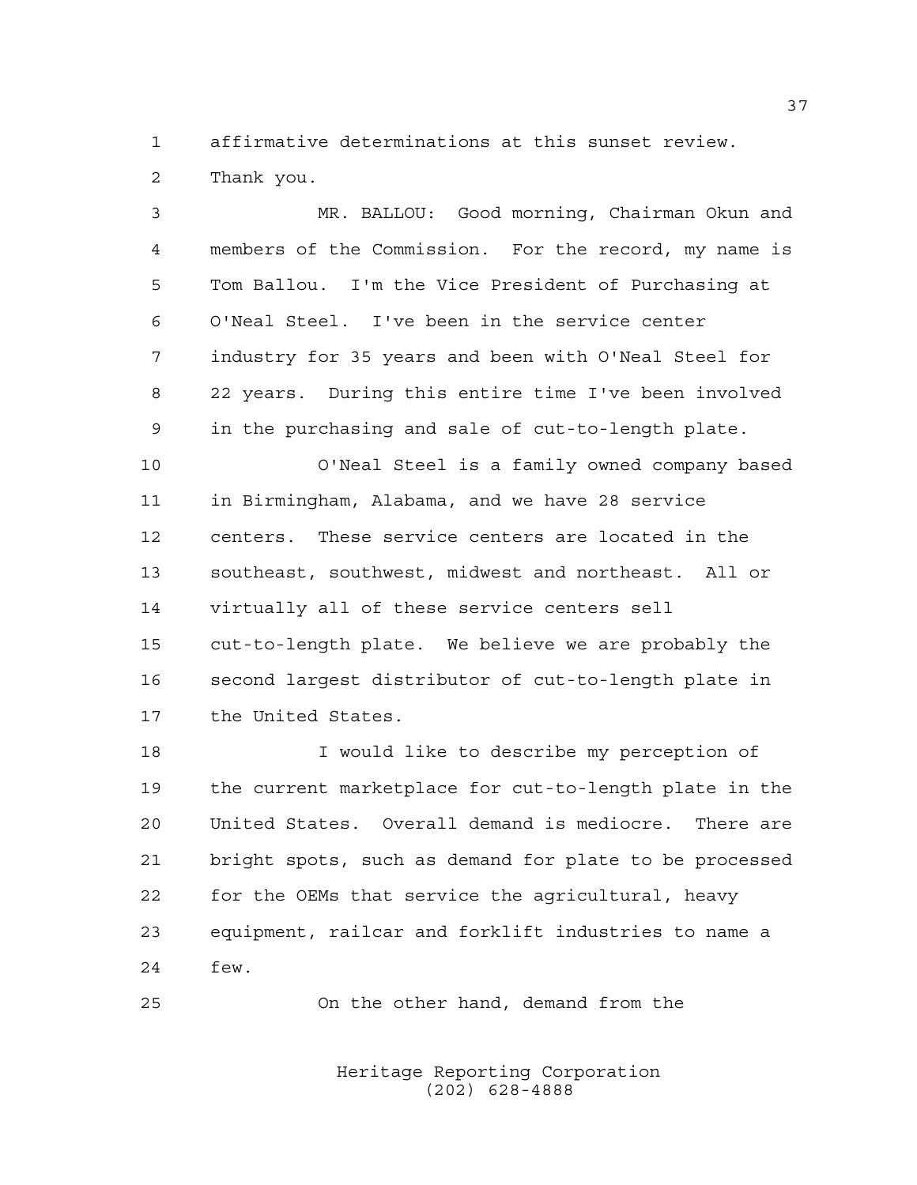affirmative determinations at this sunset review.
Thank you.

MR. BALLOU: Good morning, Chairman Okun and members of the Commission. For the record, my name is Tom Ballou. I'm the Vice President of Purchasing at O'Neal Steel. I've been in the service center industry for 35 years and been with O'Neal Steel for 22 years. During this entire time I've been involved in the purchasing and sale of cut-to-length plate.

O'Neal Steel is a family owned company based in Birmingham, Alabama, and we have 28 service centers. These service centers are located in the southeast, southwest, midwest and northeast. All or virtually all of these service centers sell cut-to-length plate. We believe we are probably the second largest distributor of cut-to-length plate in the United States.

I would like to describe my perception of the current marketplace for cut-to-length plate in the United States. Overall demand is mediocre. There are bright spots, such as demand for plate to be processed for the OEMs that service the agricultural, heavy equipment, railcar and forklift industries to name a few.

On the other hand, demand from the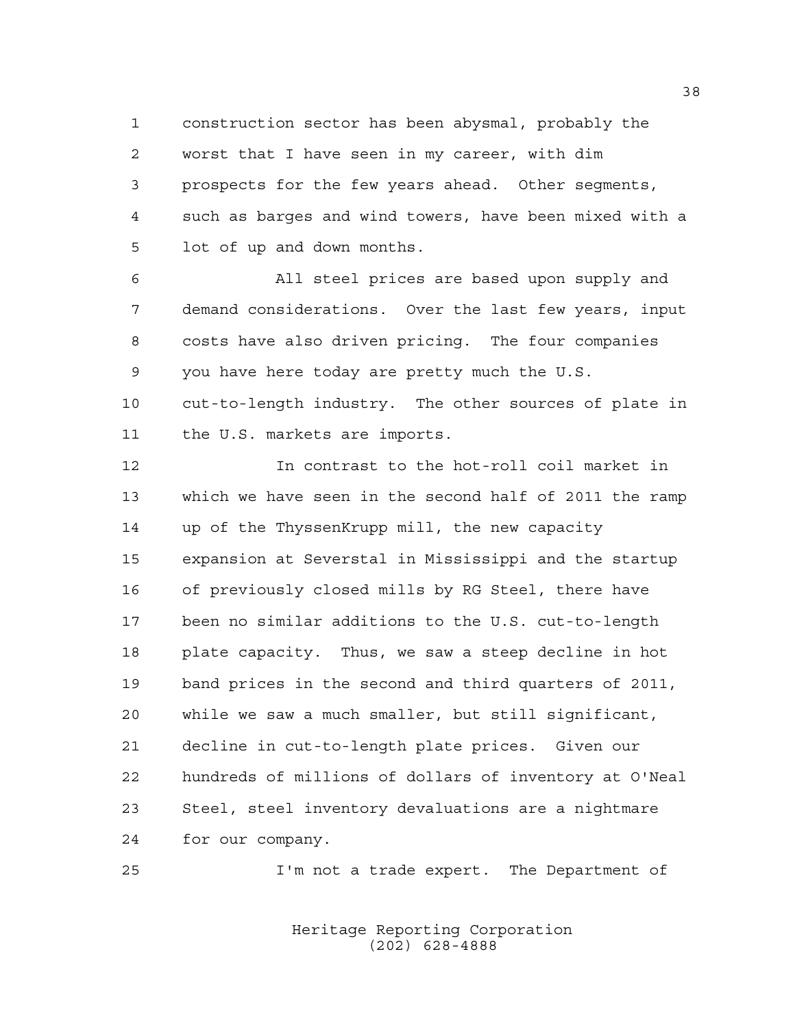construction sector has been abysmal, probably the worst that I have seen in my career, with dim prospects for the few years ahead. Other segments, such as barges and wind towers, have been mixed with a lot of up and down months.

All steel prices are based upon supply and demand considerations. Over the last few years, input costs have also driven pricing. The four companies you have here today are pretty much the U.S. cut-to-length industry. The other sources of plate in the U.S. markets are imports.

In contrast to the hot-roll coil market in which we have seen in the second half of 2011 the ramp up of the ThyssenKrupp mill, the new capacity expansion at Severstal in Mississippi and the startup of previously closed mills by RG Steel, there have been no similar additions to the U.S. cut-to-length plate capacity. Thus, we saw a steep decline in hot band prices in the second and third quarters of 2011, while we saw a much smaller, but still significant, decline in cut-to-length plate prices. Given our hundreds of millions of dollars of inventory at O'Neal Steel, steel inventory devaluations are a nightmare for our company.

I'm not a trade expert. The Department of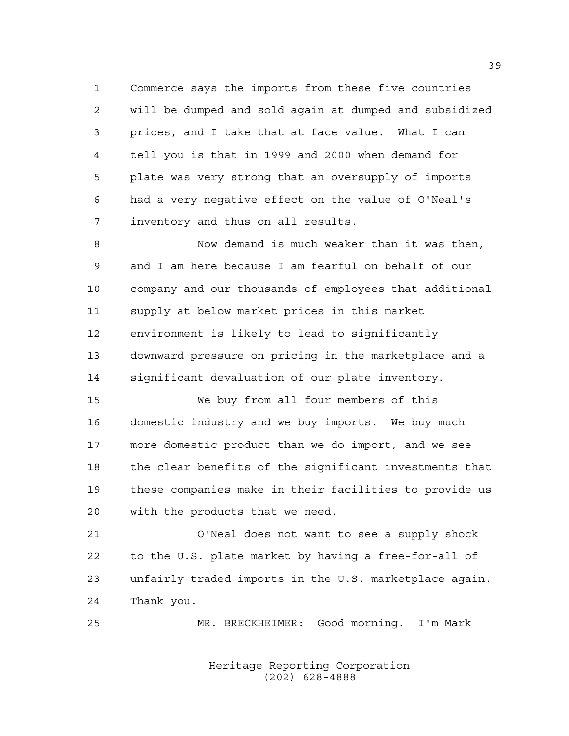Commerce says the imports from these five countries will be dumped and sold again at dumped and subsidized prices, and I take that at face value. What I can tell you is that in 1999 and 2000 when demand for plate was very strong that an oversupply of imports had a very negative effect on the value of O'Neal's inventory and thus on all results.

Now demand is much weaker than it was then, and I am here because I am fearful on behalf of our company and our thousands of employees that additional supply at below market prices in this market environment is likely to lead to significantly downward pressure on pricing in the marketplace and a significant devaluation of our plate inventory.

We buy from all four members of this domestic industry and we buy imports. We buy much more domestic product than we do import, and we see the clear benefits of the significant investments that these companies make in their facilities to provide us with the products that we need.

O'Neal does not want to see a supply shock to the U.S. plate market by having a free-for-all of unfairly traded imports in the U.S. marketplace again. Thank you.

MR. BRECKHEIMER: Good morning. I'm Mark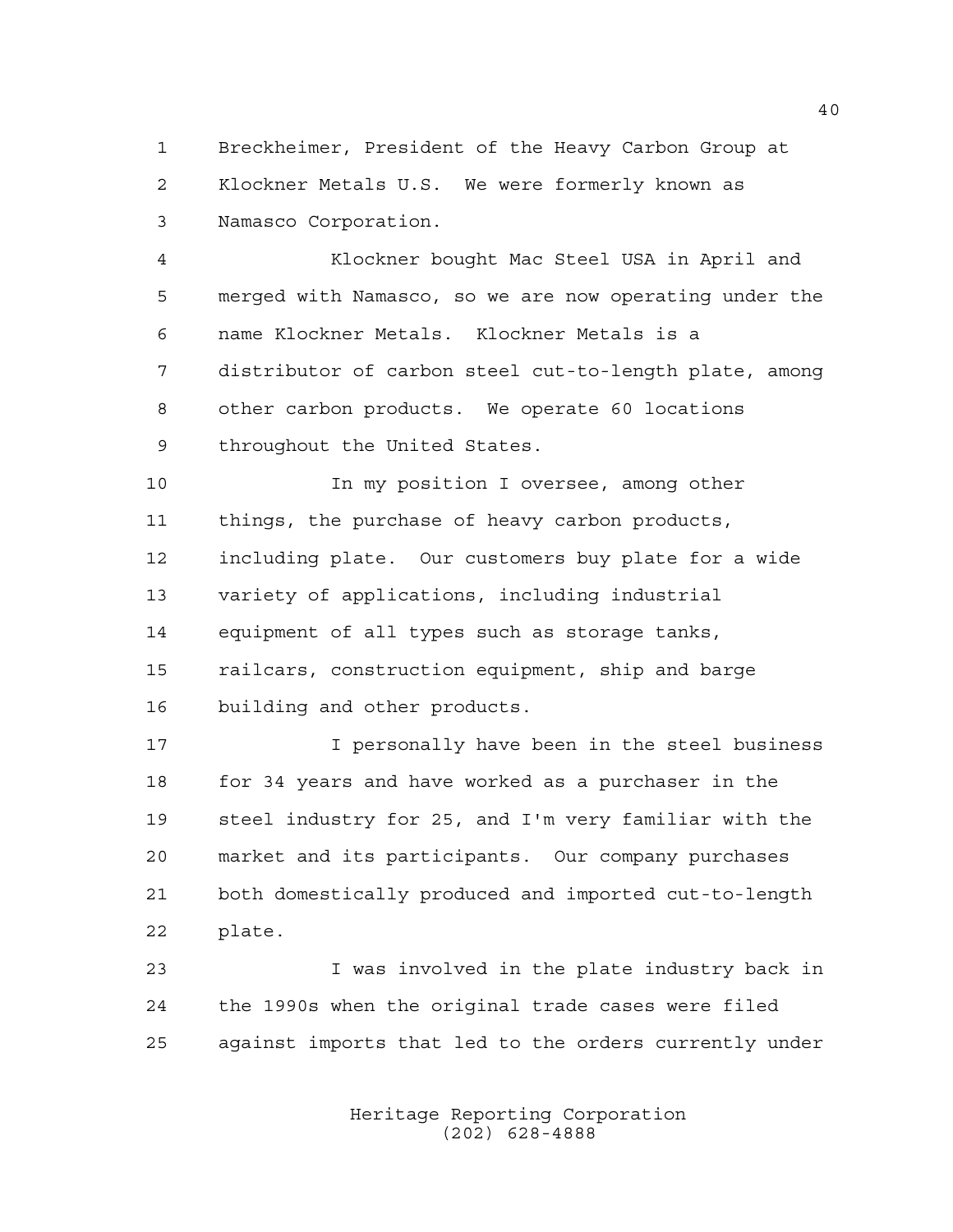Breckheimer, President of the Heavy Carbon Group at Klockner Metals U.S. We were formerly known as Namasco Corporation.

Klockner bought Mac Steel USA in April and merged with Namasco, so we are now operating under the name Klockner Metals. Klockner Metals is a distributor of carbon steel cut-to-length plate, among other carbon products. We operate 60 locations throughout the United States.

In my position I oversee, among other things, the purchase of heavy carbon products, including plate. Our customers buy plate for a wide variety of applications, including industrial equipment of all types such as storage tanks, railcars, construction equipment, ship and barge building and other products.

I personally have been in the steel business for 34 years and have worked as a purchaser in the steel industry for 25, and I'm very familiar with the market and its participants. Our company purchases both domestically produced and imported cut-to-length plate.

I was involved in the plate industry back in the 1990s when the original trade cases were filed against imports that led to the orders currently under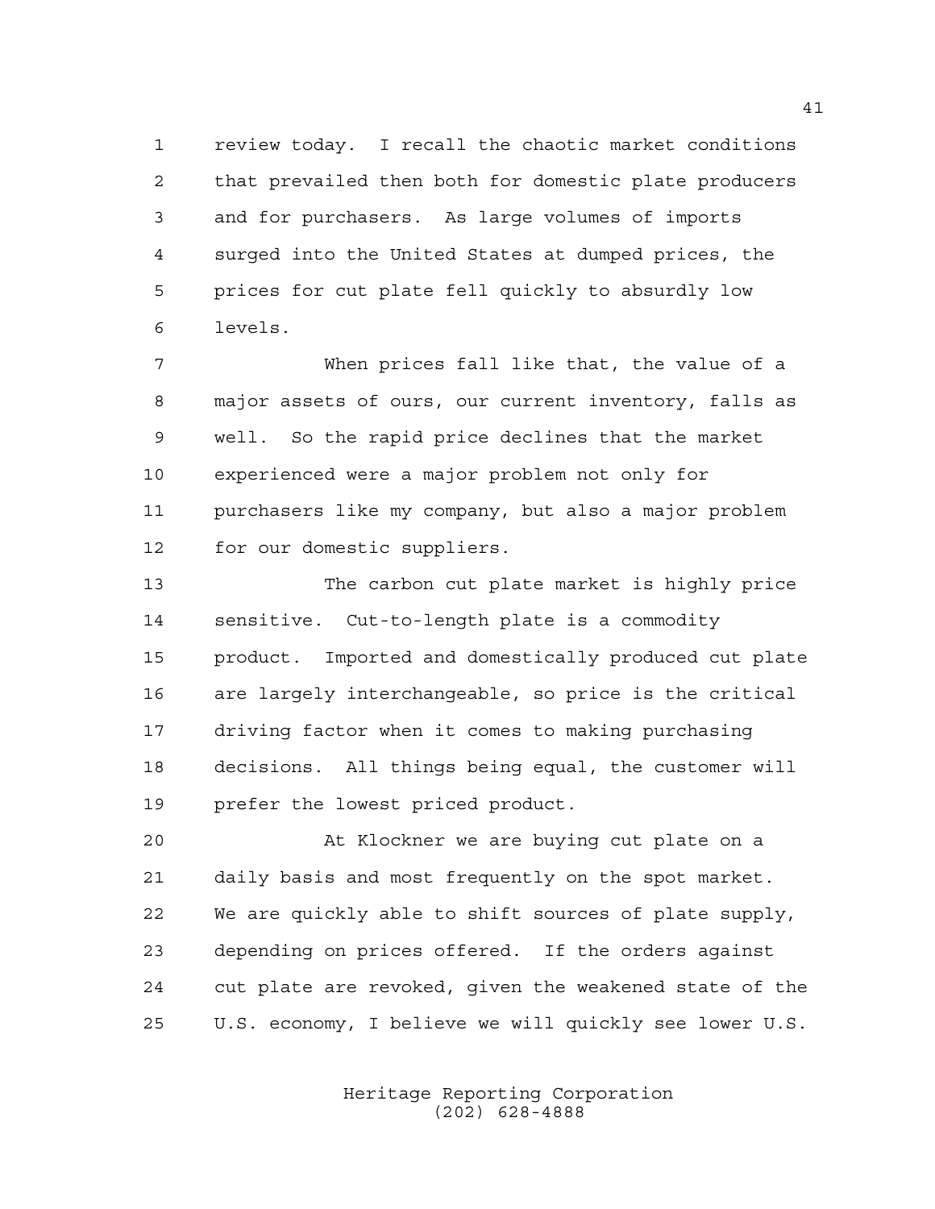review today. I recall the chaotic market conditions that prevailed then both for domestic plate producers and for purchasers. As large volumes of imports surged into the United States at dumped prices, the prices for cut plate fell quickly to absurdly low levels.

When prices fall like that, the value of a major assets of ours, our current inventory, falls as well. So the rapid price declines that the market experienced were a major problem not only for purchasers like my company, but also a major problem for our domestic suppliers.

The carbon cut plate market is highly price sensitive. Cut-to-length plate is a commodity product. Imported and domestically produced cut plate are largely interchangeable, so price is the critical driving factor when it comes to making purchasing decisions. All things being equal, the customer will prefer the lowest priced product.

At Klockner we are buying cut plate on a daily basis and most frequently on the spot market. We are quickly able to shift sources of plate supply, depending on prices offered. If the orders against cut plate are revoked, given the weakened state of the U.S. economy, I believe we will quickly see lower U.S.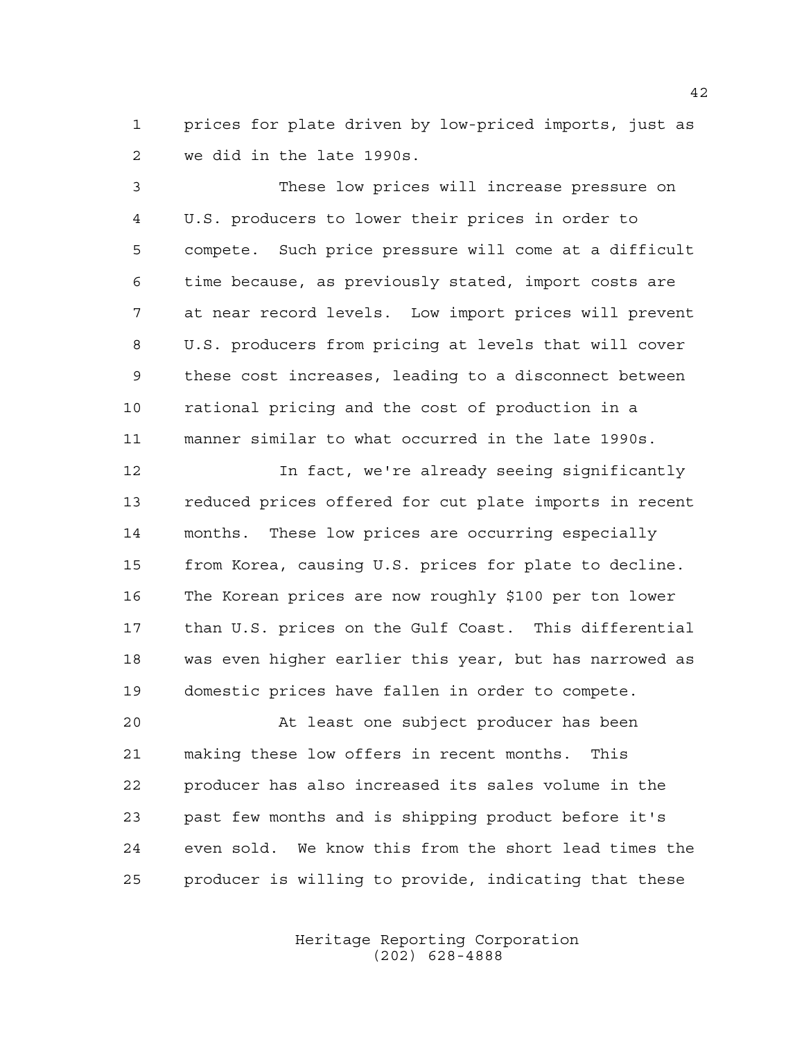prices for plate driven by low-priced imports, just as we did in the late 1990s.

These low prices will increase pressure on U.S. producers to lower their prices in order to compete. Such price pressure will come at a difficult time because, as previously stated, import costs are at near record levels. Low import prices will prevent U.S. producers from pricing at levels that will cover these cost increases, leading to a disconnect between rational pricing and the cost of production in a manner similar to what occurred in the late 1990s.

In fact, we're already seeing significantly reduced prices offered for cut plate imports in recent months. These low prices are occurring especially from Korea, causing U.S. prices for plate to decline. The Korean prices are now roughly $100 per ton lower than U.S. prices on the Gulf Coast. This differential was even higher earlier this year, but has narrowed as domestic prices have fallen in order to compete.

At least one subject producer has been making these low offers in recent months. This producer has also increased its sales volume in the past few months and is shipping product before it's even sold. We know this from the short lead times the producer is willing to provide, indicating that these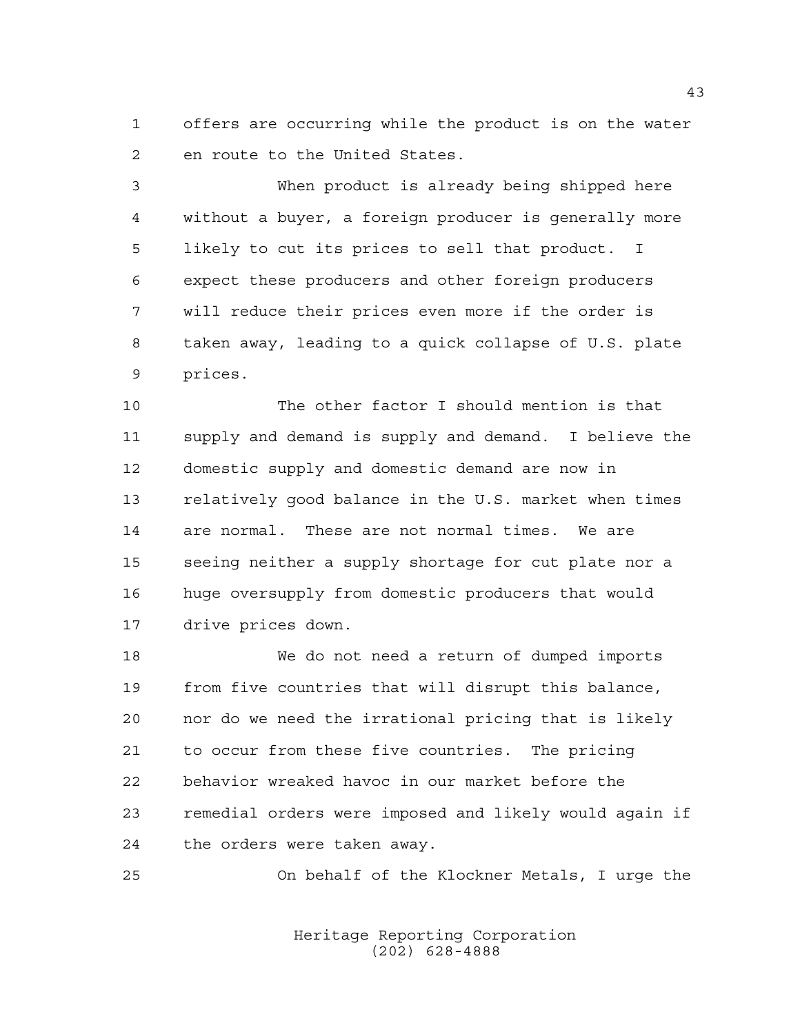offers are occurring while the product is on the water en route to the United States.

When product is already being shipped here without a buyer, a foreign producer is generally more likely to cut its prices to sell that product. I expect these producers and other foreign producers will reduce their prices even more if the order is taken away, leading to a quick collapse of U.S. plate prices.

The other factor I should mention is that supply and demand is supply and demand. I believe the domestic supply and domestic demand are now in relatively good balance in the U.S. market when times are normal. These are not normal times. We are seeing neither a supply shortage for cut plate nor a huge oversupply from domestic producers that would drive prices down.

We do not need a return of dumped imports from five countries that will disrupt this balance, nor do we need the irrational pricing that is likely to occur from these five countries. The pricing behavior wreaked havoc in our market before the remedial orders were imposed and likely would again if the orders were taken away.

On behalf of the Klockner Metals, I urge the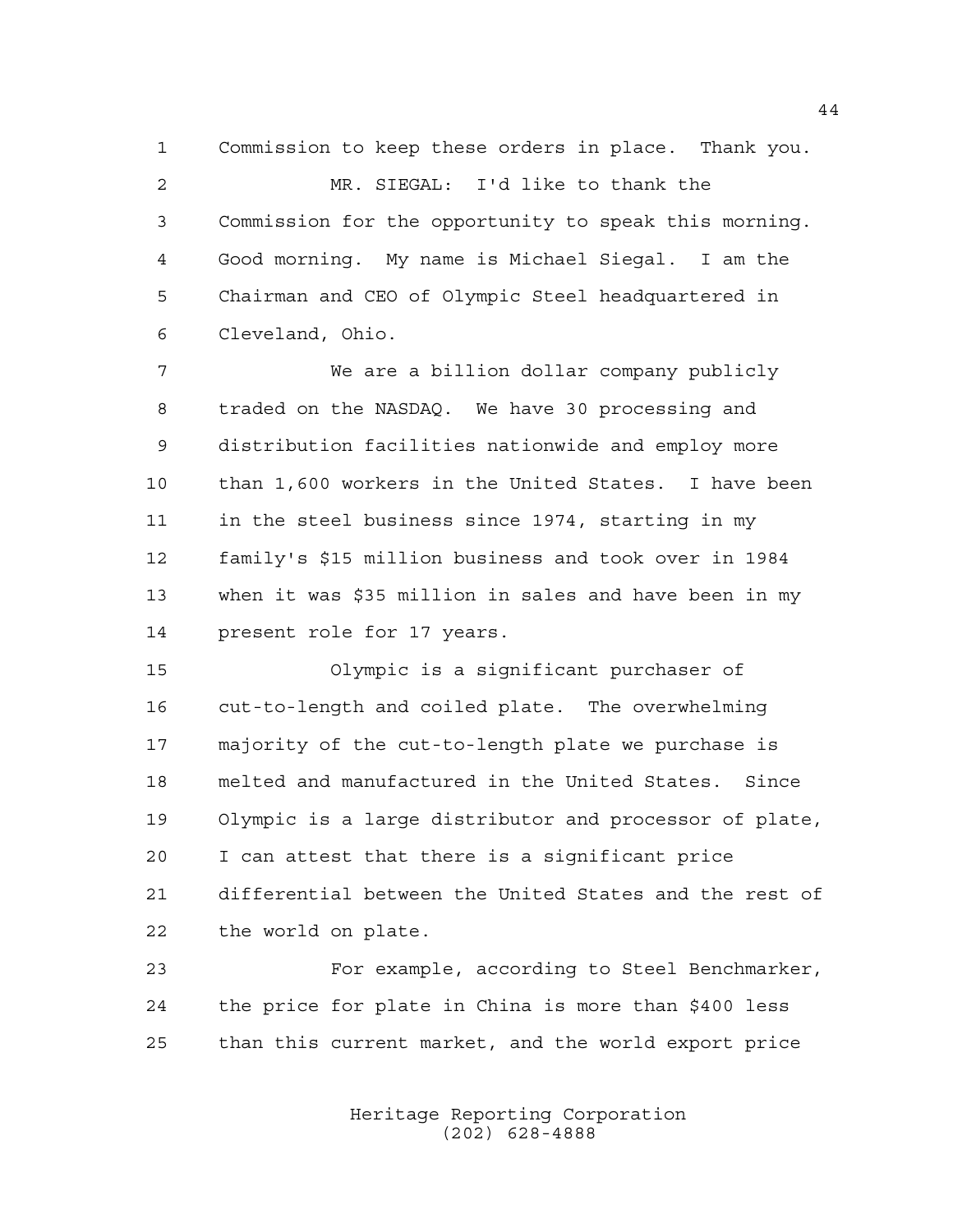Commission to keep these orders in place. Thank you.

MR. SIEGAL: I'd like to thank the Commission for the opportunity to speak this morning. Good morning. My name is Michael Siegal. I am the Chairman and CEO of Olympic Steel headquartered in Cleveland, Ohio.

We are a billion dollar company publicly traded on the NASDAQ. We have 30 processing and distribution facilities nationwide and employ more than 1,600 workers in the United States. I have been in the steel business since 1974, starting in my family's $15 million business and took over in 1984 when it was $35 million in sales and have been in my present role for 17 years.

Olympic is a significant purchaser of cut-to-length and coiled plate. The overwhelming majority of the cut-to-length plate we purchase is melted and manufactured in the United States. Since Olympic is a large distributor and processor of plate, I can attest that there is a significant price differential between the United States and the rest of the world on plate.

For example, according to Steel Benchmarker, the price for plate in China is more than $400 less than this current market, and the world export price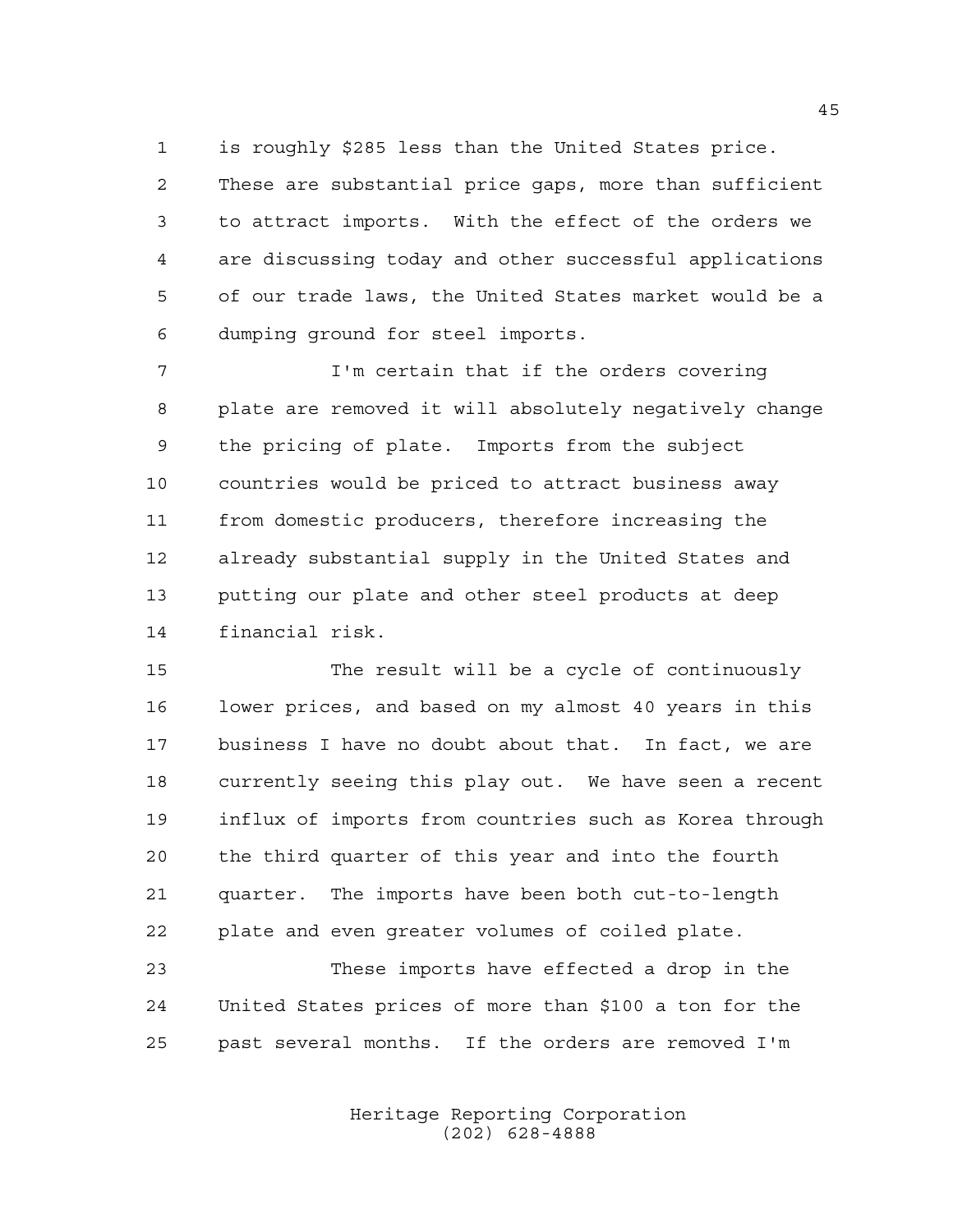is roughly $285 less than the United States price. These are substantial price gaps, more than sufficient to attract imports. With the effect of the orders we are discussing today and other successful applications of our trade laws, the United States market would be a dumping ground for steel imports.

I'm certain that if the orders covering plate are removed it will absolutely negatively change the pricing of plate. Imports from the subject countries would be priced to attract business away from domestic producers, therefore increasing the already substantial supply in the United States and putting our plate and other steel products at deep financial risk.

The result will be a cycle of continuously lower prices, and based on my almost 40 years in this business I have no doubt about that. In fact, we are currently seeing this play out. We have seen a recent influx of imports from countries such as Korea through the third quarter of this year and into the fourth quarter. The imports have been both cut-to-length plate and even greater volumes of coiled plate.

These imports have effected a drop in the United States prices of more than $100 a ton for the past several months. If the orders are removed I'm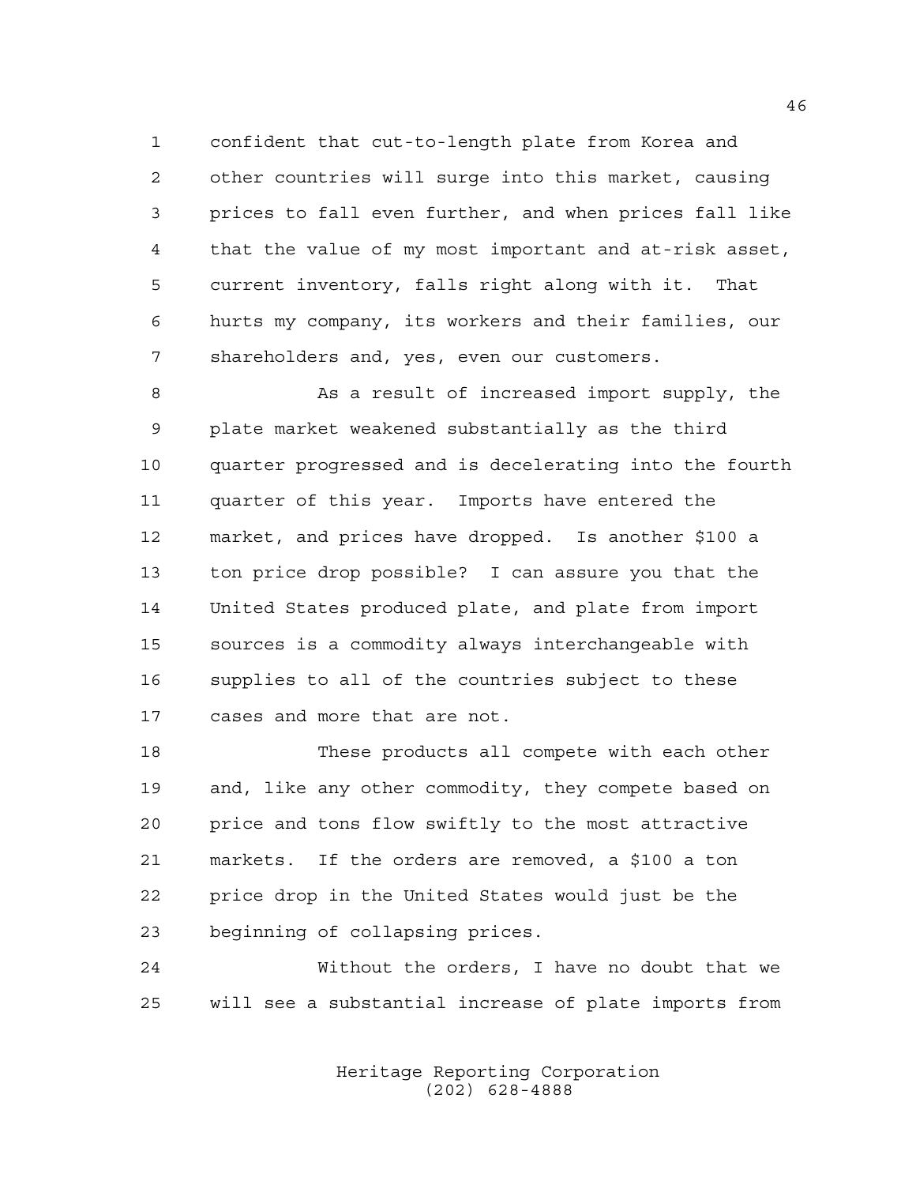confident that cut-to-length plate from Korea and other countries will surge into this market, causing prices to fall even further, and when prices fall like that the value of my most important and at-risk asset, current inventory, falls right along with it. That hurts my company, its workers and their families, our shareholders and, yes, even our customers.

As a result of increased import supply, the plate market weakened substantially as the third quarter progressed and is decelerating into the fourth quarter of this year. Imports have entered the market, and prices have dropped. Is another $100 a ton price drop possible? I can assure you that the United States produced plate, and plate from import sources is a commodity always interchangeable with supplies to all of the countries subject to these cases and more that are not.

These products all compete with each other and, like any other commodity, they compete based on price and tons flow swiftly to the most attractive markets. If the orders are removed, a $100 a ton price drop in the United States would just be the beginning of collapsing prices.

Without the orders, I have no doubt that we will see a substantial increase of plate imports from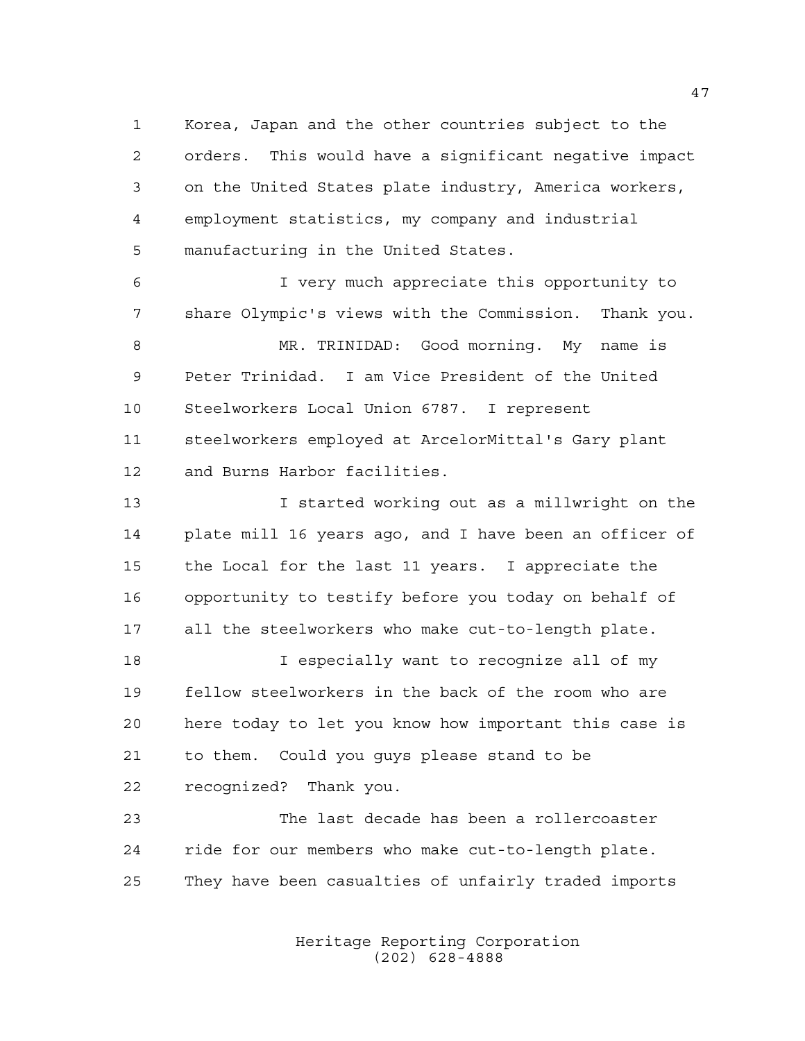Korea, Japan and the other countries subject to the orders. This would have a significant negative impact on the United States plate industry, America workers, employment statistics, my company and industrial manufacturing in the United States.

I very much appreciate this opportunity to share Olympic's views with the Commission. Thank you.

MR. TRINIDAD: Good morning. My name is Peter Trinidad. I am Vice President of the United Steelworkers Local Union 6787. I represent steelworkers employed at ArcelorMittal's Gary plant and Burns Harbor facilities.

I started working out as a millwright on the plate mill 16 years ago, and I have been an officer of the Local for the last 11 years. I appreciate the opportunity to testify before you today on behalf of all the steelworkers who make cut-to-length plate.

I especially want to recognize all of my fellow steelworkers in the back of the room who are here today to let you know how important this case is to them. Could you guys please stand to be recognized? Thank you.

The last decade has been a rollercoaster ride for our members who make cut-to-length plate. They have been casualties of unfairly traded imports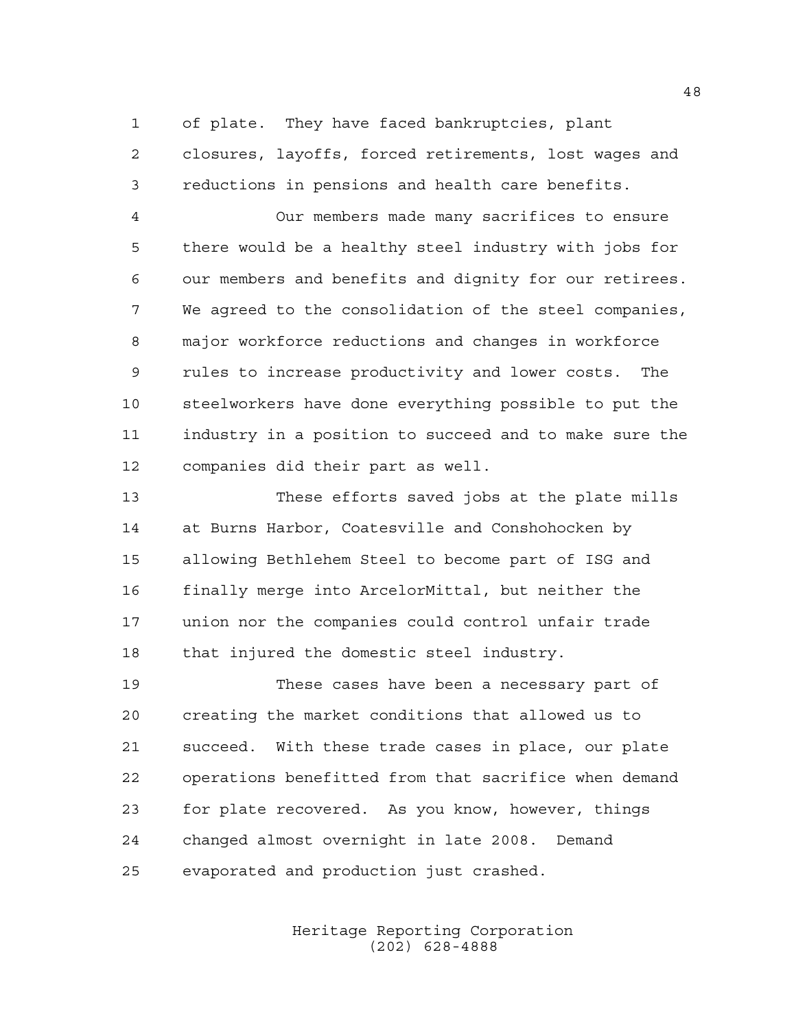of plate. They have faced bankruptcies, plant closures, layoffs, forced retirements, lost wages and reductions in pensions and health care benefits.

Our members made many sacrifices to ensure there would be a healthy steel industry with jobs for our members and benefits and dignity for our retirees. We agreed to the consolidation of the steel companies, major workforce reductions and changes in workforce rules to increase productivity and lower costs. The steelworkers have done everything possible to put the industry in a position to succeed and to make sure the companies did their part as well.

These efforts saved jobs at the plate mills at Burns Harbor, Coatesville and Conshohocken by allowing Bethlehem Steel to become part of ISG and finally merge into ArcelorMittal, but neither the union nor the companies could control unfair trade that injured the domestic steel industry.

These cases have been a necessary part of creating the market conditions that allowed us to succeed. With these trade cases in place, our plate operations benefitted from that sacrifice when demand for plate recovered. As you know, however, things changed almost overnight in late 2008. Demand evaporated and production just crashed.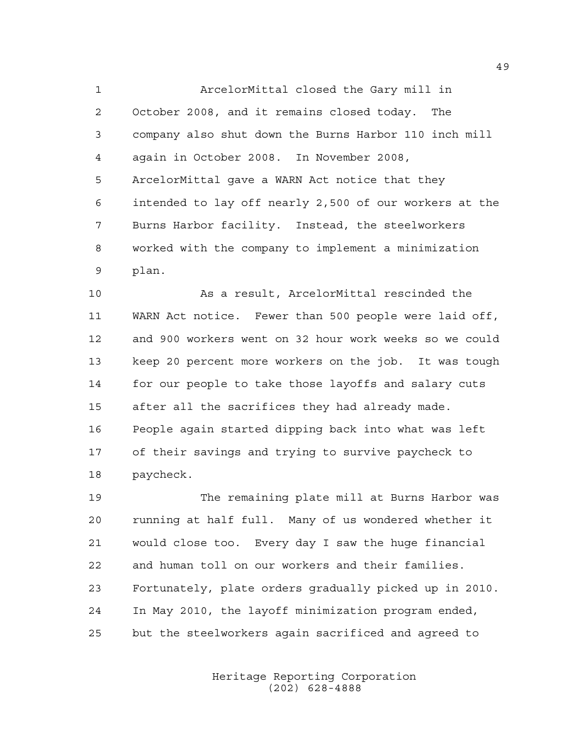ArcelorMittal closed the Gary mill in October 2008, and it remains closed today. The company also shut down the Burns Harbor 110 inch mill again in October 2008. In November 2008, ArcelorMittal gave a WARN Act notice that they intended to lay off nearly 2,500 of our workers at the Burns Harbor facility. Instead, the steelworkers worked with the company to implement a minimization plan.

As a result, ArcelorMittal rescinded the WARN Act notice. Fewer than 500 people were laid off, and 900 workers went on 32 hour work weeks so we could keep 20 percent more workers on the job. It was tough for our people to take those layoffs and salary cuts after all the sacrifices they had already made. People again started dipping back into what was left of their savings and trying to survive paycheck to paycheck.

The remaining plate mill at Burns Harbor was running at half full. Many of us wondered whether it would close too. Every day I saw the huge financial and human toll on our workers and their families. Fortunately, plate orders gradually picked up in 2010. In May 2010, the layoff minimization program ended, but the steelworkers again sacrificed and agreed to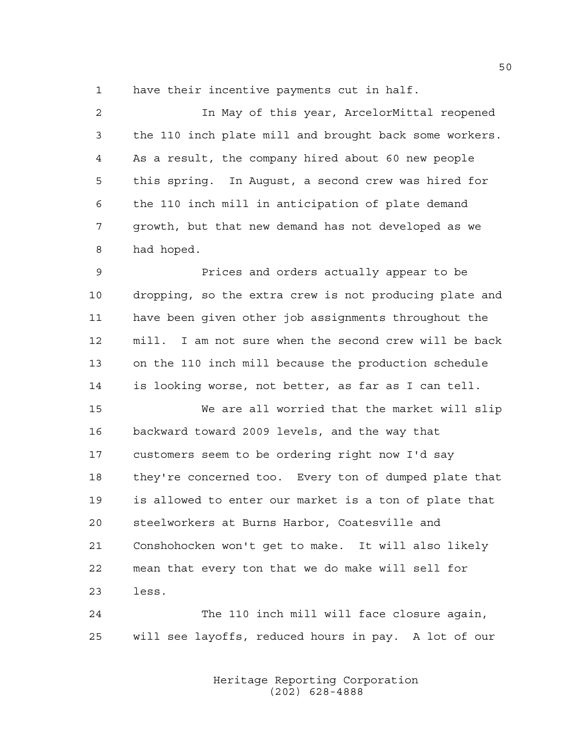have their incentive payments cut in half.

In May of this year, ArcelorMittal reopened the 110 inch plate mill and brought back some workers. As a result, the company hired about 60 new people this spring. In August, a second crew was hired for the 110 inch mill in anticipation of plate demand growth, but that new demand has not developed as we had hoped.

Prices and orders actually appear to be dropping, so the extra crew is not producing plate and have been given other job assignments throughout the mill. I am not sure when the second crew will be back on the 110 inch mill because the production schedule is looking worse, not better, as far as I can tell.

We are all worried that the market will slip backward toward 2009 levels, and the way that customers seem to be ordering right now I'd say they're concerned too. Every ton of dumped plate that is allowed to enter our market is a ton of plate that steelworkers at Burns Harbor, Coatesville and Conshohocken won't get to make. It will also likely mean that every ton that we do make will sell for less.

The 110 inch mill will face closure again, will see layoffs, reduced hours in pay. A lot of our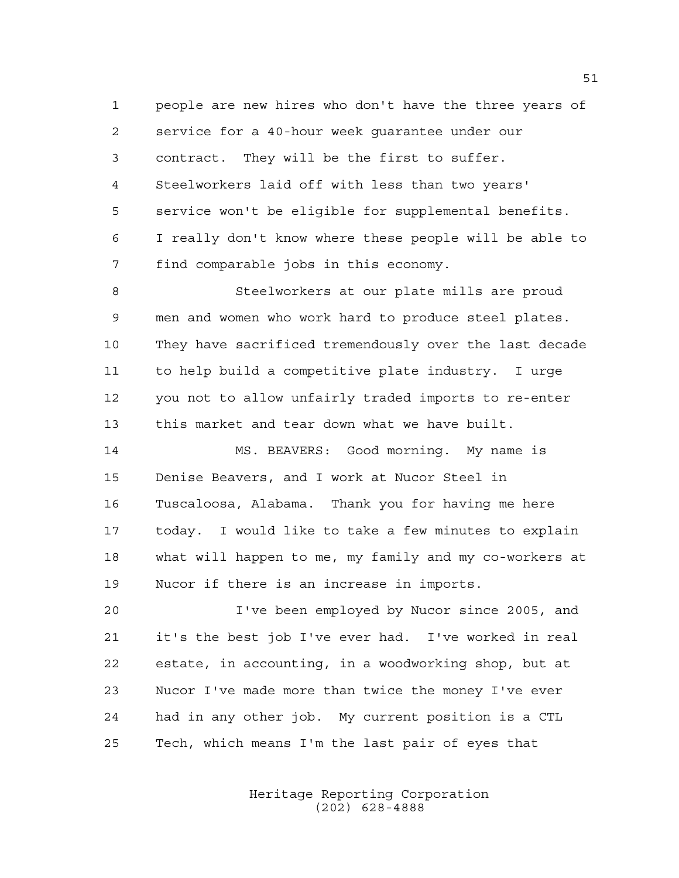people are new hires who don't have the three years of service for a 40-hour week guarantee under our contract. They will be the first to suffer. Steelworkers laid off with less than two years' service won't be eligible for supplemental benefits. I really don't know where these people will be able to find comparable jobs in this economy.

Steelworkers at our plate mills are proud men and women who work hard to produce steel plates. They have sacrificed tremendously over the last decade to help build a competitive plate industry. I urge you not to allow unfairly traded imports to re-enter this market and tear down what we have built.

MS. BEAVERS: Good morning. My name is Denise Beavers, and I work at Nucor Steel in Tuscaloosa, Alabama. Thank you for having me here today. I would like to take a few minutes to explain what will happen to me, my family and my co-workers at Nucor if there is an increase in imports.

I've been employed by Nucor since 2005, and it's the best job I've ever had. I've worked in real estate, in accounting, in a woodworking shop, but at Nucor I've made more than twice the money I've ever had in any other job. My current position is a CTL Tech, which means I'm the last pair of eyes that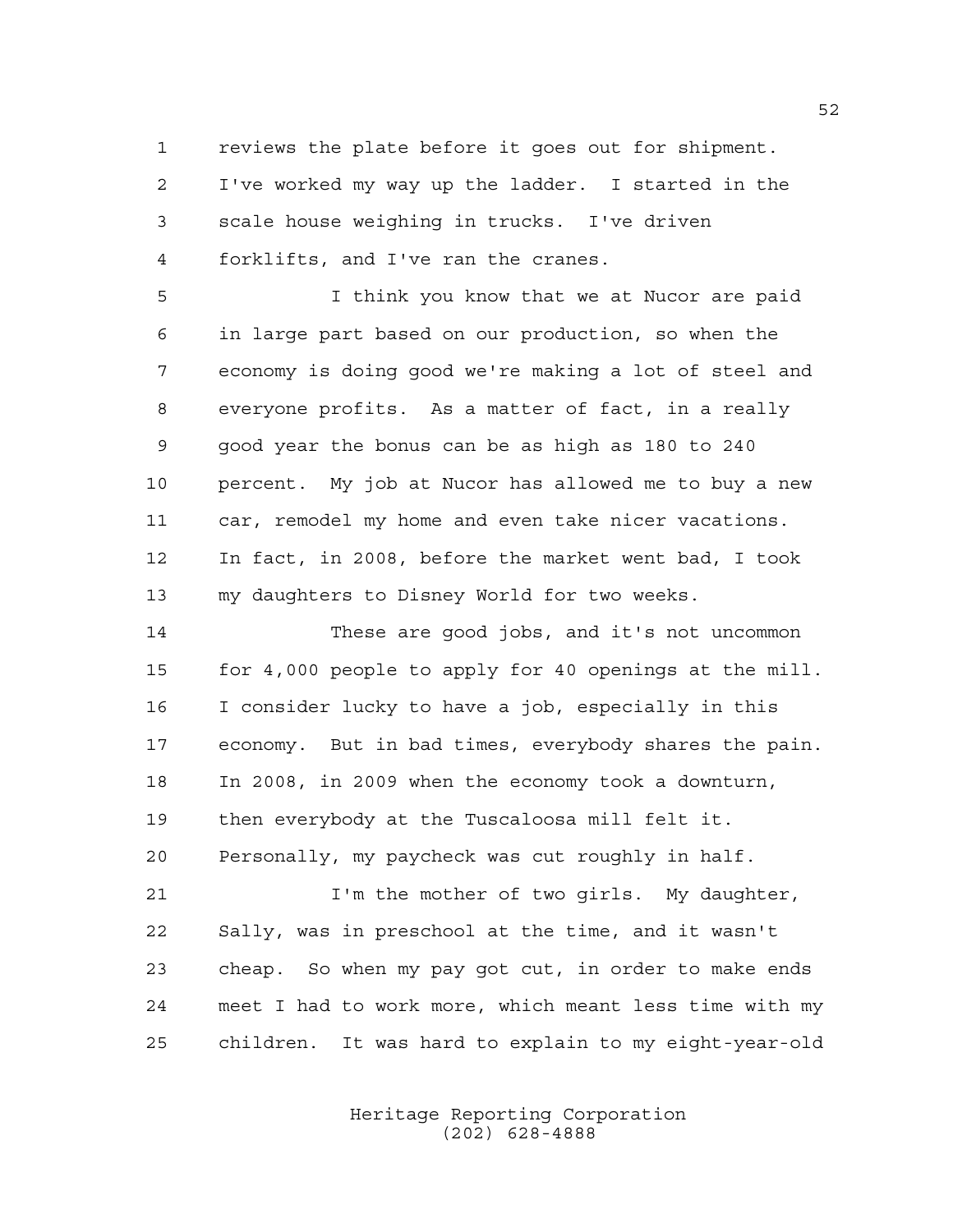reviews the plate before it goes out for shipment. I've worked my way up the ladder. I started in the scale house weighing in trucks. I've driven forklifts, and I've ran the cranes.

I think you know that we at Nucor are paid in large part based on our production, so when the economy is doing good we're making a lot of steel and everyone profits. As a matter of fact, in a really good year the bonus can be as high as 180 to 240 percent. My job at Nucor has allowed me to buy a new car, remodel my home and even take nicer vacations. In fact, in 2008, before the market went bad, I took my daughters to Disney World for two weeks.

These are good jobs, and it's not uncommon for 4,000 people to apply for 40 openings at the mill. I consider lucky to have a job, especially in this economy. But in bad times, everybody shares the pain. In 2008, in 2009 when the economy took a downturn, then everybody at the Tuscaloosa mill felt it. Personally, my paycheck was cut roughly in half.

I'm the mother of two girls. My daughter, Sally, was in preschool at the time, and it wasn't cheap. So when my pay got cut, in order to make ends meet I had to work more, which meant less time with my children. It was hard to explain to my eight-year-old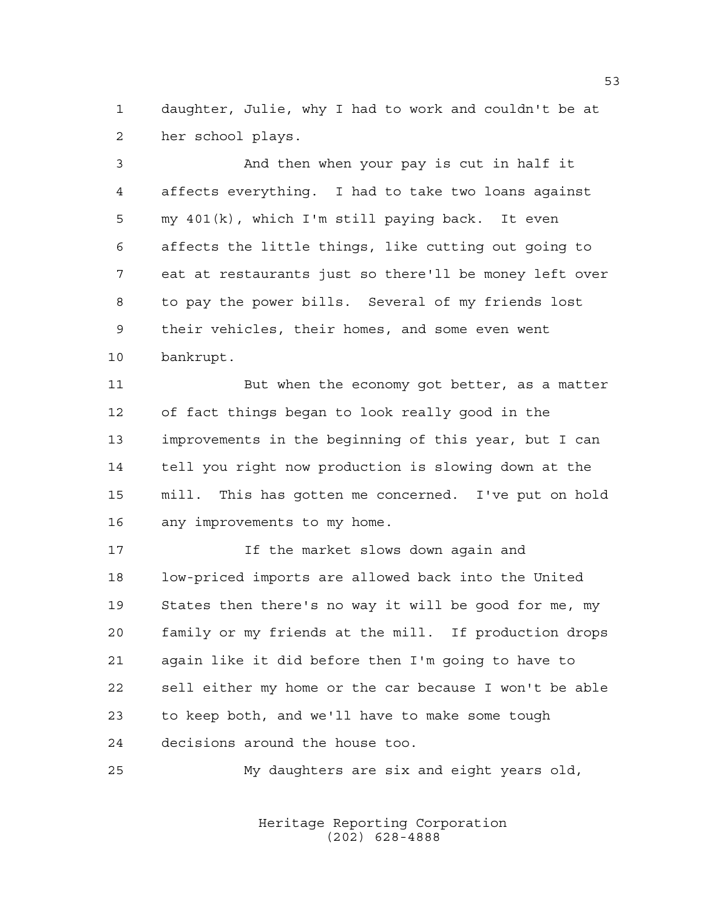daughter, Julie, why I had to work and couldn't be at her school plays.

And then when your pay is cut in half it affects everything. I had to take two loans against my 401(k), which I'm still paying back. It even affects the little things, like cutting out going to eat at restaurants just so there'll be money left over to pay the power bills. Several of my friends lost their vehicles, their homes, and some even went bankrupt.

But when the economy got better, as a matter of fact things began to look really good in the improvements in the beginning of this year, but I can tell you right now production is slowing down at the mill. This has gotten me concerned. I've put on hold any improvements to my home.

If the market slows down again and low-priced imports are allowed back into the United States then there's no way it will be good for me, my family or my friends at the mill. If production drops again like it did before then I'm going to have to sell either my home or the car because I won't be able to keep both, and we'll have to make some tough decisions around the house too.

My daughters are six and eight years old,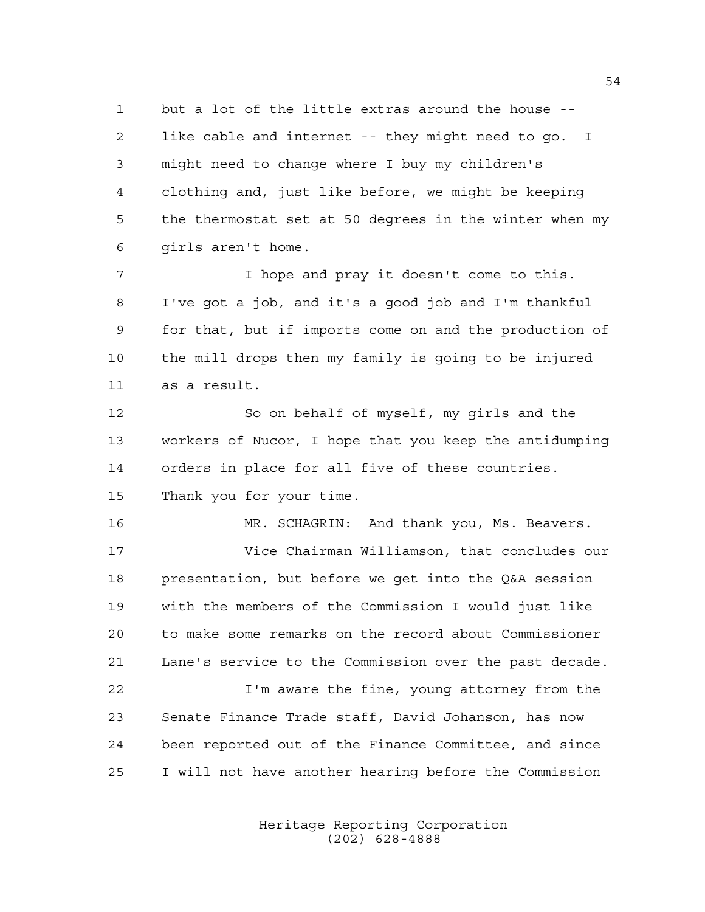but a lot of the little extras around the house -- like cable and internet -- they might need to go. I might need to change where I buy my children's clothing and, just like before, we might be keeping the thermostat set at 50 degrees in the winter when my girls aren't home.

I hope and pray it doesn't come to this. I've got a job, and it's a good job and I'm thankful for that, but if imports come on and the production of the mill drops then my family is going to be injured as a result.

So on behalf of myself, my girls and the workers of Nucor, I hope that you keep the antidumping orders in place for all five of these countries. Thank you for your time.

MR. SCHAGRIN: And thank you, Ms. Beavers.

Vice Chairman Williamson, that concludes our presentation, but before we get into the Q&A session with the members of the Commission I would just like to make some remarks on the record about Commissioner Lane's service to the Commission over the past decade.

I'm aware the fine, young attorney from the Senate Finance Trade staff, David Johanson, has now been reported out of the Finance Committee, and since I will not have another hearing before the Commission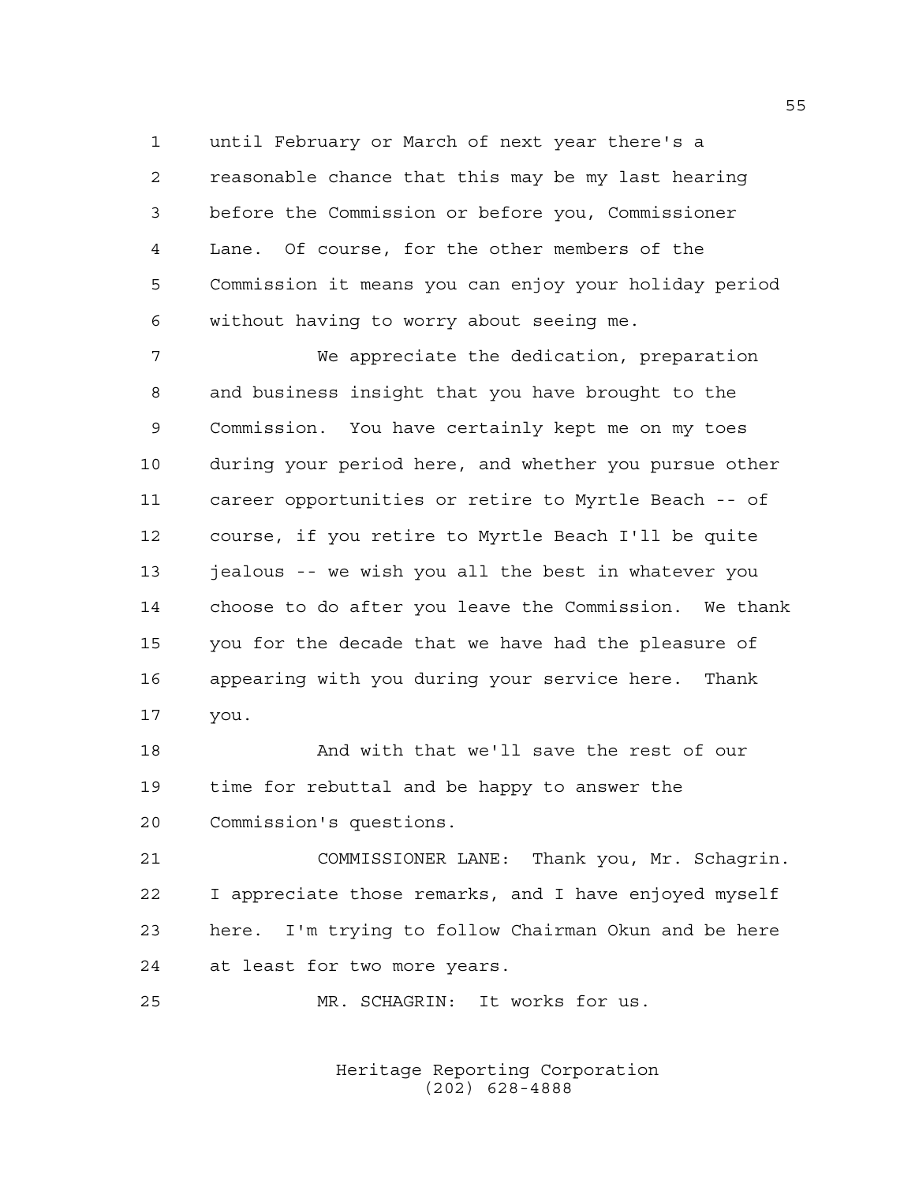until February or March of next year there's a reasonable chance that this may be my last hearing before the Commission or before you, Commissioner Lane. Of course, for the other members of the Commission it means you can enjoy your holiday period without having to worry about seeing me.

We appreciate the dedication, preparation and business insight that you have brought to the Commission. You have certainly kept me on my toes during your period here, and whether you pursue other career opportunities or retire to Myrtle Beach -- of course, if you retire to Myrtle Beach I'll be quite jealous -- we wish you all the best in whatever you choose to do after you leave the Commission. We thank you for the decade that we have had the pleasure of appearing with you during your service here. Thank you.

And with that we'll save the rest of our time for rebuttal and be happy to answer the Commission's questions.

COMMISSIONER LANE: Thank you, Mr. Schagrin. I appreciate those remarks, and I have enjoyed myself here. I'm trying to follow Chairman Okun and be here at least for two more years.

MR. SCHAGRIN: It works for us.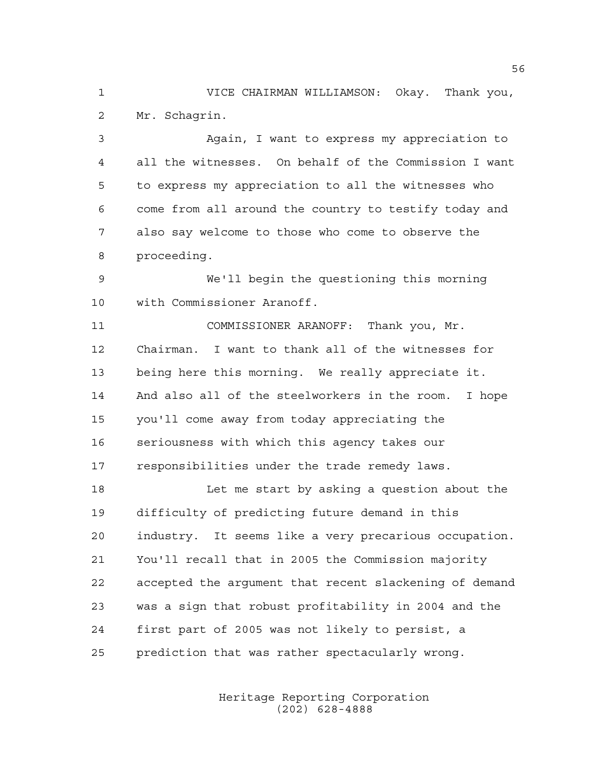VICE CHAIRMAN WILLIAMSON: Okay. Thank you, Mr. Schagrin.

Again, I want to express my appreciation to all the witnesses. On behalf of the Commission I want to express my appreciation to all the witnesses who come from all around the country to testify today and also say welcome to those who come to observe the proceeding.

We'll begin the questioning this morning with Commissioner Aranoff.

COMMISSIONER ARANOFF: Thank you, Mr. Chairman. I want to thank all of the witnesses for being here this morning. We really appreciate it. And also all of the steelworkers in the room. I hope you'll come away from today appreciating the seriousness with which this agency takes our responsibilities under the trade remedy laws.

Let me start by asking a question about the difficulty of predicting future demand in this industry. It seems like a very precarious occupation. You'll recall that in 2005 the Commission majority accepted the argument that recent slackening of demand was a sign that robust profitability in 2004 and the first part of 2005 was not likely to persist, a prediction that was rather spectacularly wrong.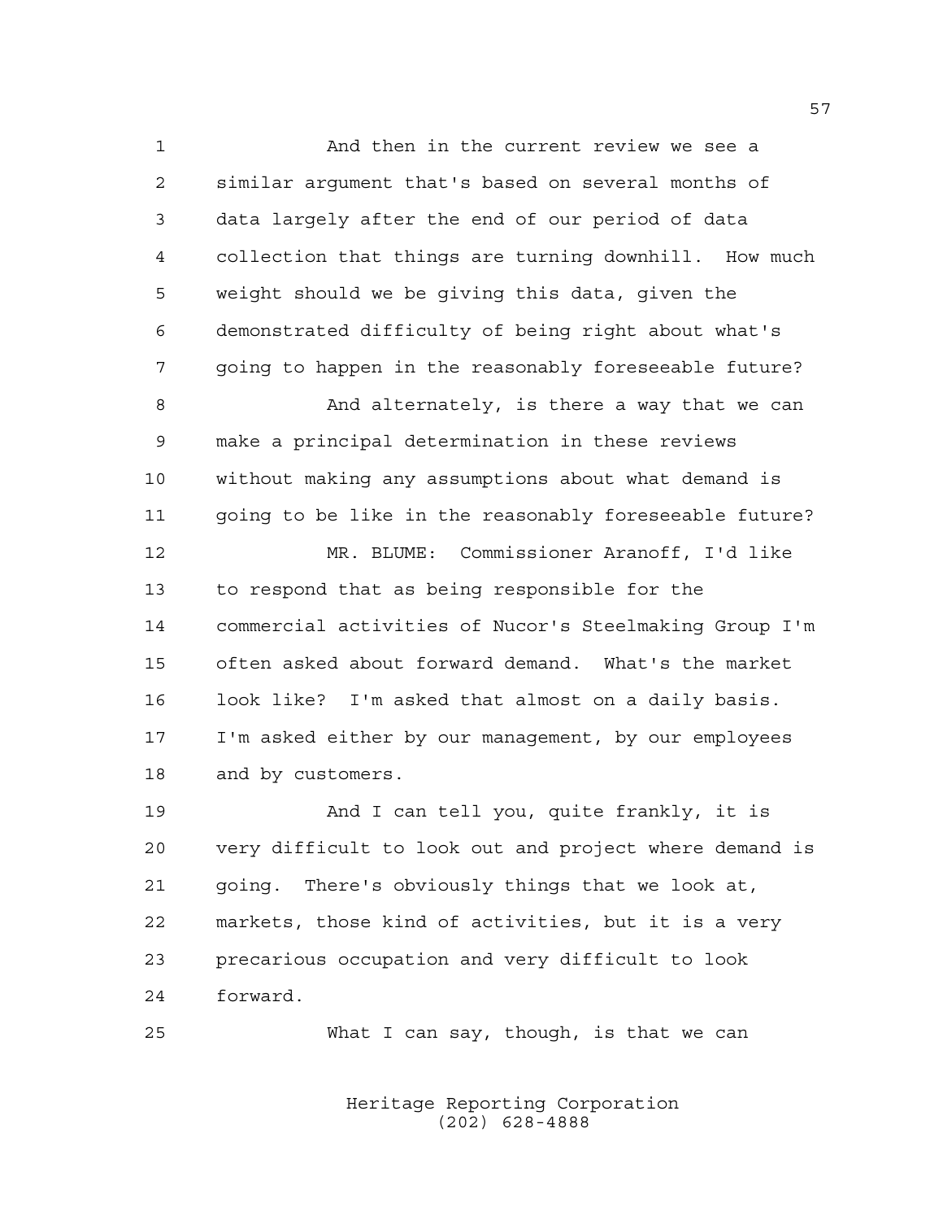And then in the current review we see a similar argument that's based on several months of data largely after the end of our period of data collection that things are turning downhill. How much weight should we be giving this data, given the demonstrated difficulty of being right about what's going to happen in the reasonably foreseeable future?

And alternately, is there a way that we can make a principal determination in these reviews without making any assumptions about what demand is going to be like in the reasonably foreseeable future?

MR. BLUME: Commissioner Aranoff, I'd like to respond that as being responsible for the commercial activities of Nucor's Steelmaking Group I'm often asked about forward demand. What's the market look like? I'm asked that almost on a daily basis. I'm asked either by our management, by our employees and by customers.

And I can tell you, quite frankly, it is very difficult to look out and project where demand is going. There's obviously things that we look at, markets, those kind of activities, but it is a very precarious occupation and very difficult to look forward.

What I can say, though, is that we can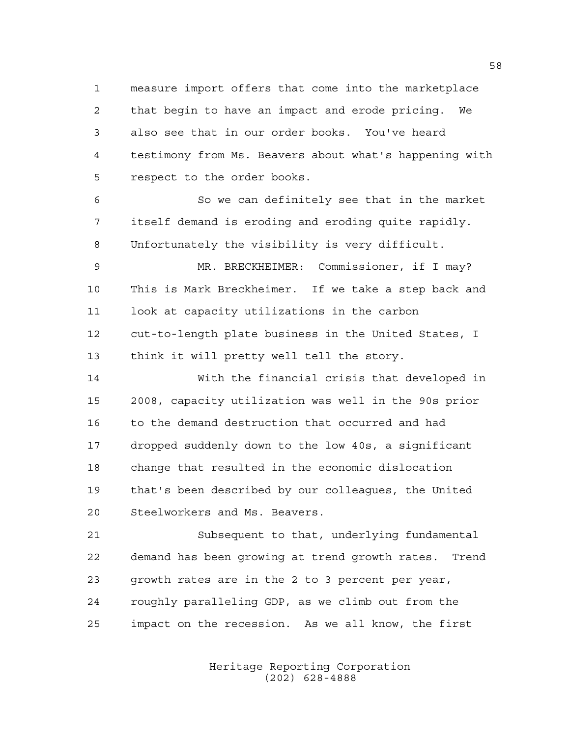measure import offers that come into the marketplace that begin to have an impact and erode pricing. We also see that in our order books. You've heard testimony from Ms. Beavers about what's happening with respect to the order books.

So we can definitely see that in the market itself demand is eroding and eroding quite rapidly. Unfortunately the visibility is very difficult.

MR. BRECKHEIMER: Commissioner, if I may? This is Mark Breckheimer. If we take a step back and look at capacity utilizations in the carbon cut-to-length plate business in the United States, I think it will pretty well tell the story.

With the financial crisis that developed in 2008, capacity utilization was well in the 90s prior to the demand destruction that occurred and had dropped suddenly down to the low 40s, a significant change that resulted in the economic dislocation that's been described by our colleagues, the United Steelworkers and Ms. Beavers.

Subsequent to that, underlying fundamental demand has been growing at trend growth rates. Trend growth rates are in the 2 to 3 percent per year, roughly paralleling GDP, as we climb out from the impact on the recession. As we all know, the first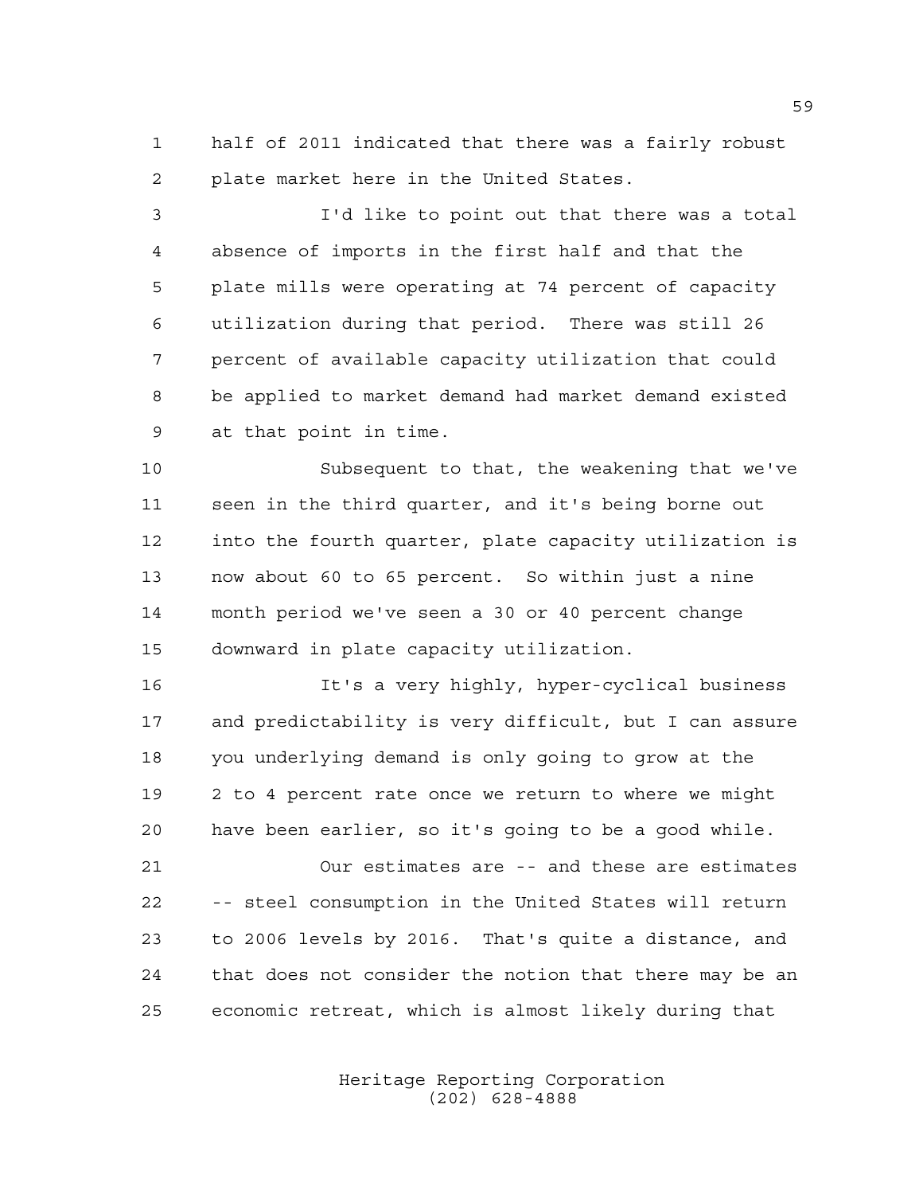half of 2011 indicated that there was a fairly robust plate market here in the United States.

I'd like to point out that there was a total absence of imports in the first half and that the plate mills were operating at 74 percent of capacity utilization during that period. There was still 26 percent of available capacity utilization that could be applied to market demand had market demand existed at that point in time.

Subsequent to that, the weakening that we've seen in the third quarter, and it's being borne out into the fourth quarter, plate capacity utilization is now about 60 to 65 percent. So within just a nine month period we've seen a 30 or 40 percent change downward in plate capacity utilization.

It's a very highly, hyper-cyclical business and predictability is very difficult, but I can assure you underlying demand is only going to grow at the 2 to 4 percent rate once we return to where we might have been earlier, so it's going to be a good while.

Our estimates are -- and these are estimates -- steel consumption in the United States will return to 2006 levels by 2016. That's quite a distance, and that does not consider the notion that there may be an economic retreat, which is almost likely during that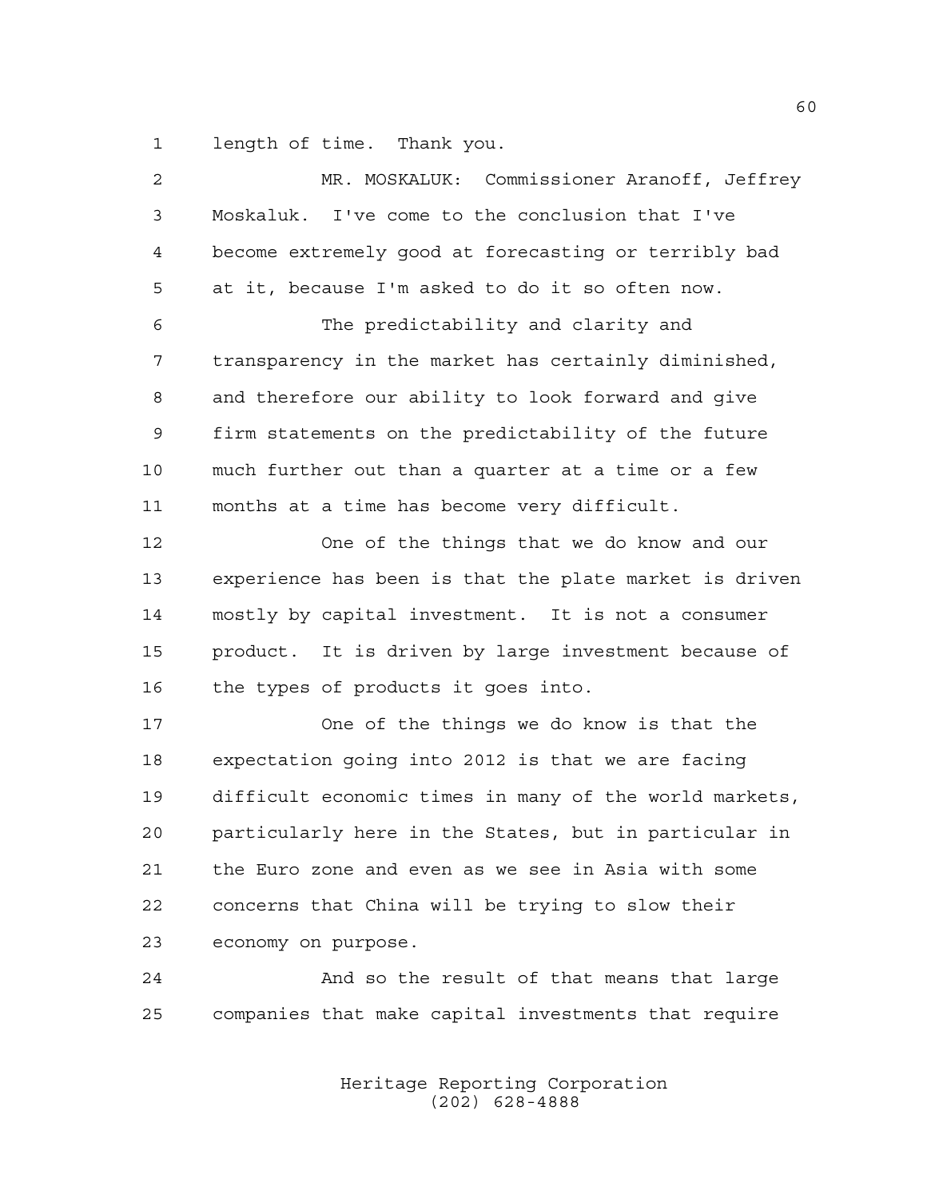length of time. Thank you.

MR. MOSKALUK: Commissioner Aranoff, Jeffrey Moskaluk. I've come to the conclusion that I've become extremely good at forecasting or terribly bad at it, because I'm asked to do it so often now.

The predictability and clarity and transparency in the market has certainly diminished, and therefore our ability to look forward and give firm statements on the predictability of the future much further out than a quarter at a time or a few months at a time has become very difficult.

One of the things that we do know and our experience has been is that the plate market is driven mostly by capital investment. It is not a consumer product. It is driven by large investment because of the types of products it goes into.

One of the things we do know is that the expectation going into 2012 is that we are facing difficult economic times in many of the world markets, particularly here in the States, but in particular in the Euro zone and even as we see in Asia with some concerns that China will be trying to slow their economy on purpose.

And so the result of that means that large companies that make capital investments that require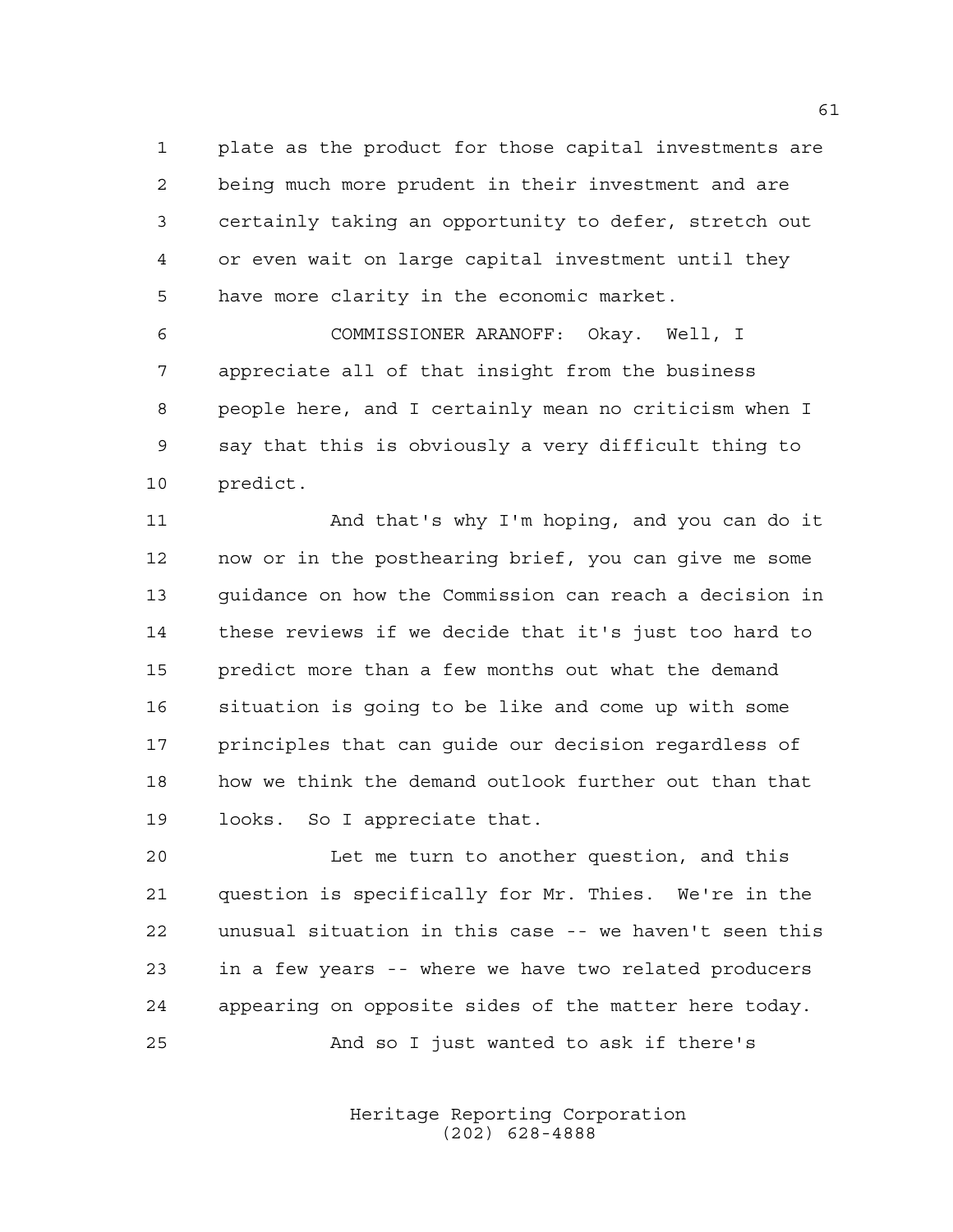plate as the product for those capital investments are being much more prudent in their investment and are certainly taking an opportunity to defer, stretch out or even wait on large capital investment until they have more clarity in the economic market.

COMMISSIONER ARANOFF: Okay. Well, I appreciate all of that insight from the business people here, and I certainly mean no criticism when I say that this is obviously a very difficult thing to predict.

And that's why I'm hoping, and you can do it now or in the posthearing brief, you can give me some guidance on how the Commission can reach a decision in these reviews if we decide that it's just too hard to predict more than a few months out what the demand situation is going to be like and come up with some principles that can guide our decision regardless of how we think the demand outlook further out than that looks. So I appreciate that.

Let me turn to another question, and this question is specifically for Mr. Thies. We're in the unusual situation in this case -- we haven't seen this in a few years -- where we have two related producers appearing on opposite sides of the matter here today.

And so I just wanted to ask if there's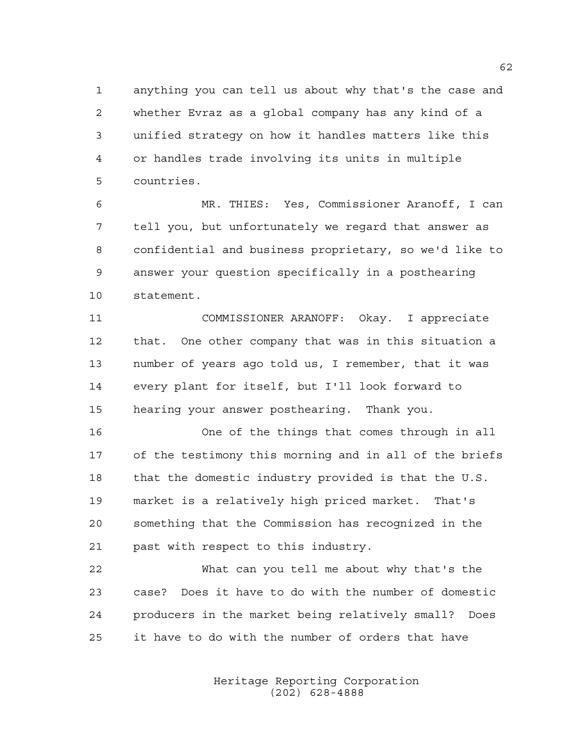anything you can tell us about why that's the case and whether Evraz as a global company has any kind of a unified strategy on how it handles matters like this or handles trade involving its units in multiple countries.

MR. THIES: Yes, Commissioner Aranoff, I can tell you, but unfortunately we regard that answer as confidential and business proprietary, so we'd like to answer your question specifically in a posthearing statement.

COMMISSIONER ARANOFF: Okay. I appreciate that. One other company that was in this situation a number of years ago told us, I remember, that it was every plant for itself, but I'll look forward to hearing your answer posthearing. Thank you.

One of the things that comes through in all of the testimony this morning and in all of the briefs that the domestic industry provided is that the U.S. market is a relatively high priced market. That's something that the Commission has recognized in the past with respect to this industry.

What can you tell me about why that's the case? Does it have to do with the number of domestic producers in the market being relatively small? Does it have to do with the number of orders that have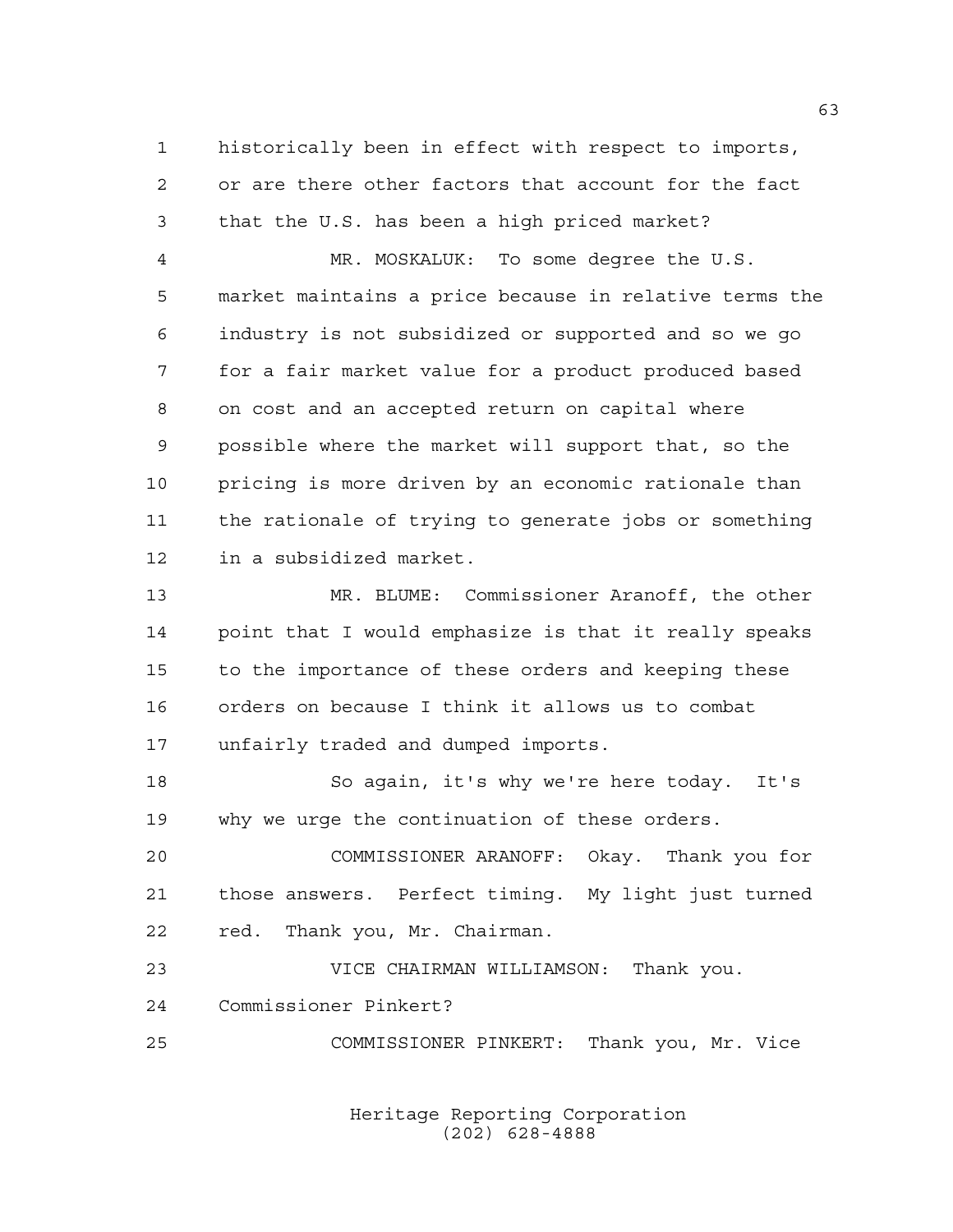historically been in effect with respect to imports, or are there other factors that account for the fact that the U.S. has been a high priced market?

MR. MOSKALUK: To some degree the U.S. market maintains a price because in relative terms the industry is not subsidized or supported and so we go for a fair market value for a product produced based on cost and an accepted return on capital where possible where the market will support that, so the pricing is more driven by an economic rationale than the rationale of trying to generate jobs or something in a subsidized market.

MR. BLUME: Commissioner Aranoff, the other point that I would emphasize is that it really speaks to the importance of these orders and keeping these orders on because I think it allows us to combat unfairly traded and dumped imports.

So again, it's why we're here today. It's why we urge the continuation of these orders.

COMMISSIONER ARANOFF: Okay. Thank you for those answers. Perfect timing. My light just turned red. Thank you, Mr. Chairman.

VICE CHAIRMAN WILLIAMSON: Thank you. Commissioner Pinkert?

COMMISSIONER PINKERT: Thank you, Mr. Vice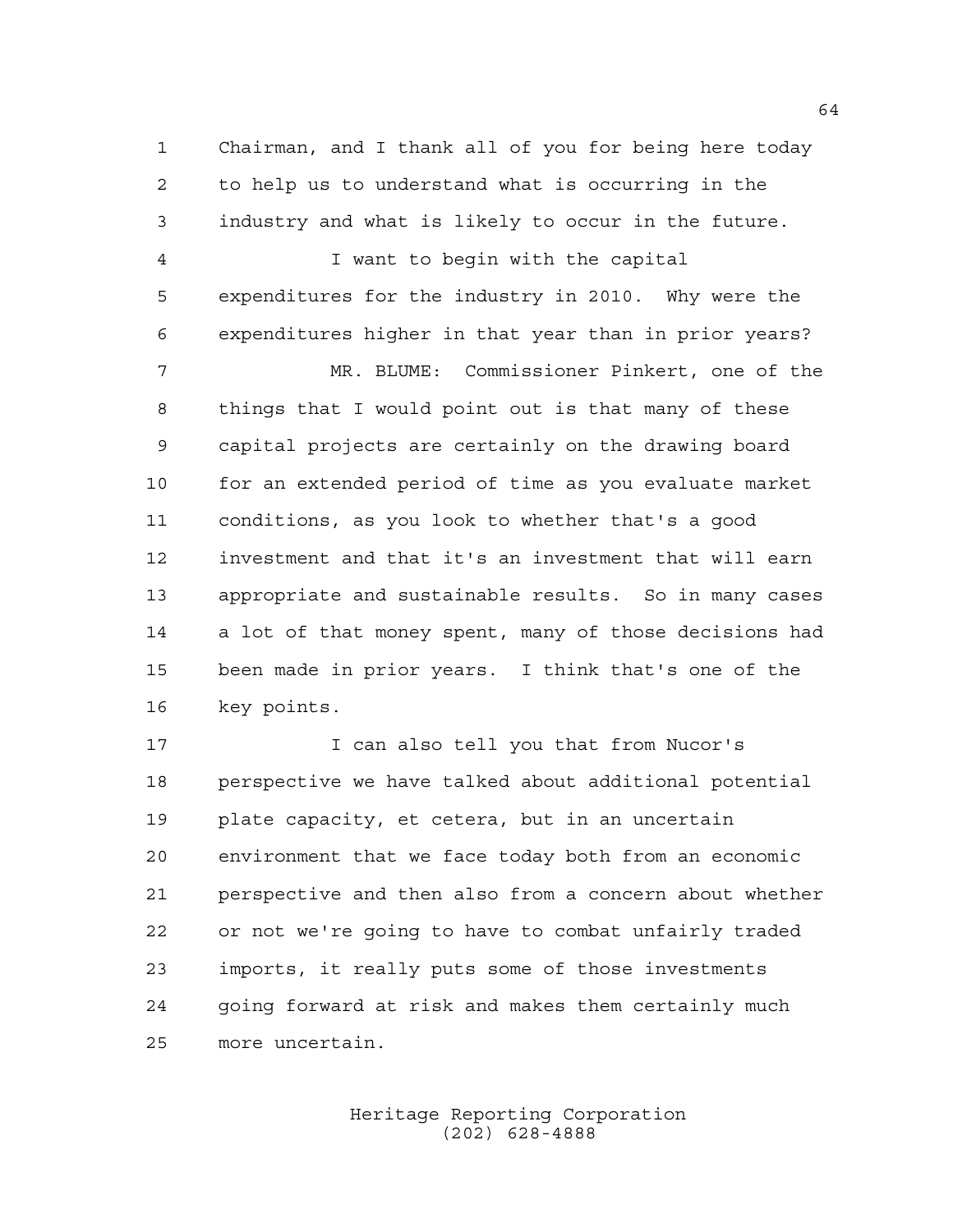1 Chairman, and I thank all of you for being here today
2 to help us to understand what is occurring in the
3 industry and what is likely to occur in the future.

4 I want to begin with the capital
5 expenditures for the industry in 2010. Why were the
6 expenditures higher in that year than in prior years?

7 MR. BLUME: Commissioner Pinkert, one of the
8 things that I would point out is that many of these
9 capital projects are certainly on the drawing board
10 for an extended period of time as you evaluate market
11 conditions, as you look to whether that's a good
12 investment and that it's an investment that will earn
13 appropriate and sustainable results. So in many cases
14 a lot of that money spent, many of those decisions had
15 been made in prior years. I think that's one of the
16 key points.

17 I can also tell you that from Nucor's
18 perspective we have talked about additional potential
19 plate capacity, et cetera, but in an uncertain
20 environment that we face today both from an economic
21 perspective and then also from a concern about whether
22 or not we're going to have to combat unfairly traded
23 imports, it really puts some of those investments
24 going forward at risk and makes them certainly much
25 more uncertain.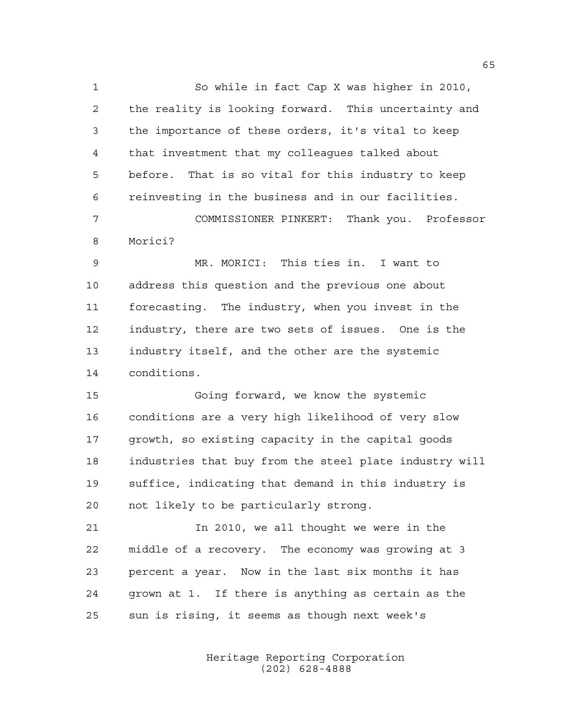So while in fact Cap X was higher in 2010, the reality is looking forward. This uncertainty and the importance of these orders, it's vital to keep that investment that my colleagues talked about before. That is so vital for this industry to keep reinvesting in the business and in our facilities.

COMMISSIONER PINKERT: Thank you. Professor Morici?

MR. MORICI: This ties in. I want to address this question and the previous one about forecasting. The industry, when you invest in the industry, there are two sets of issues. One is the industry itself, and the other are the systemic conditions.

Going forward, we know the systemic conditions are a very high likelihood of very slow growth, so existing capacity in the capital goods industries that buy from the steel plate industry will suffice, indicating that demand in this industry is not likely to be particularly strong.

In 2010, we all thought we were in the middle of a recovery. The economy was growing at 3 percent a year. Now in the last six months it has grown at 1. If there is anything as certain as the sun is rising, it seems as though next week's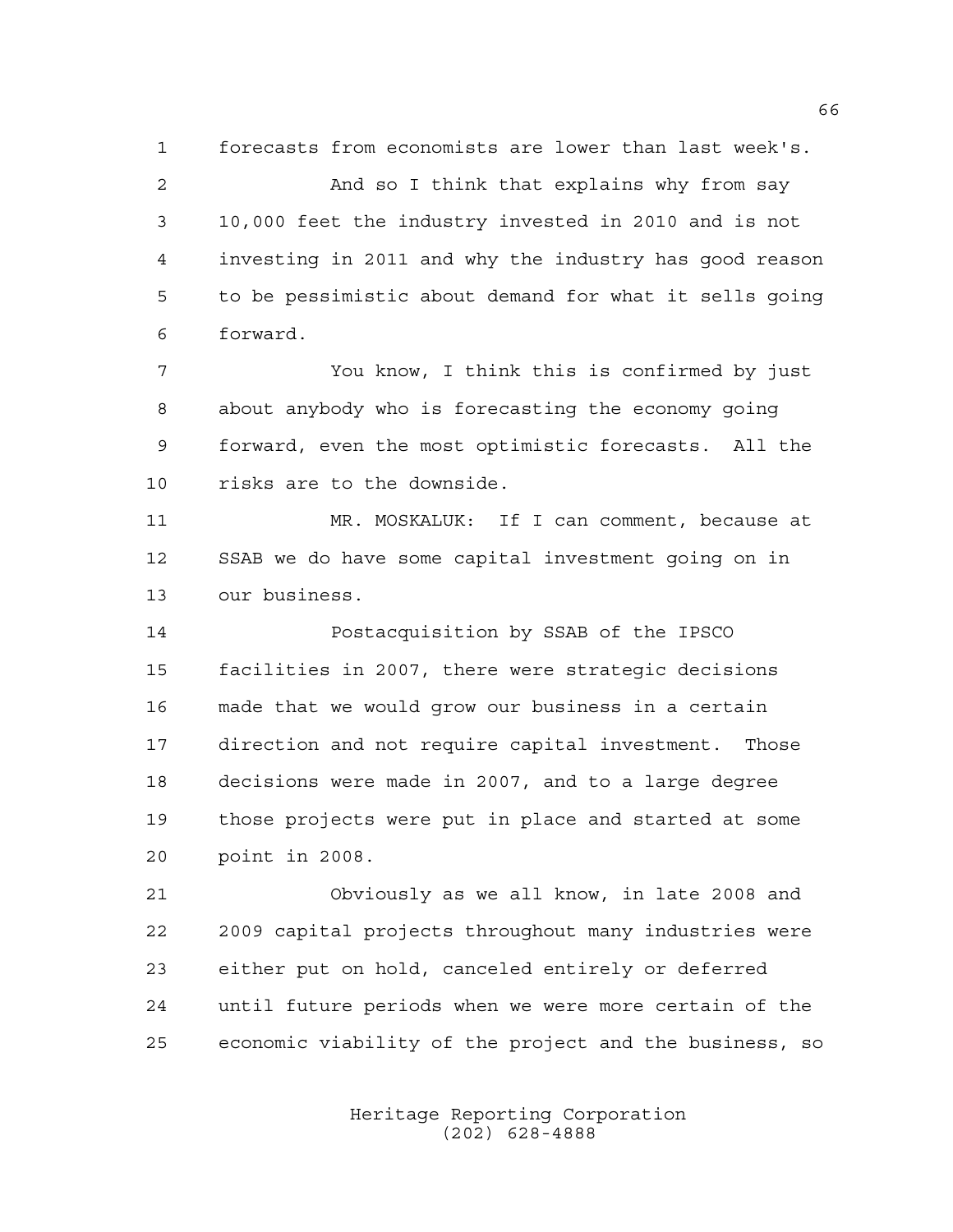forecasts from economists are lower than last week's.

And so I think that explains why from say 10,000 feet the industry invested in 2010 and is not investing in 2011 and why the industry has good reason to be pessimistic about demand for what it sells going forward.

You know, I think this is confirmed by just about anybody who is forecasting the economy going forward, even the most optimistic forecasts. All the risks are to the downside.

MR. MOSKALUK: If I can comment, because at SSAB we do have some capital investment going on in our business.

Postacquisition by SSAB of the IPSCO facilities in 2007, there were strategic decisions made that we would grow our business in a certain direction and not require capital investment. Those decisions were made in 2007, and to a large degree those projects were put in place and started at some point in 2008.

Obviously as we all know, in late 2008 and 2009 capital projects throughout many industries were either put on hold, canceled entirely or deferred until future periods when we were more certain of the economic viability of the project and the business, so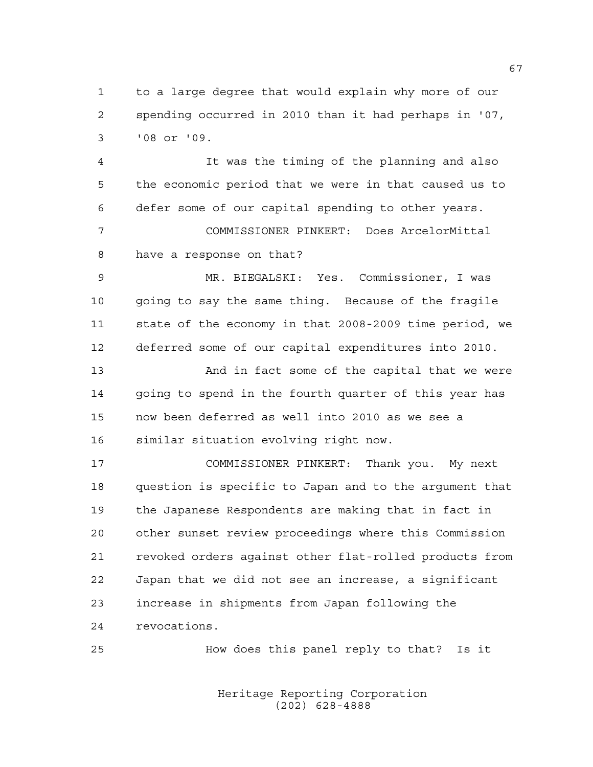to a large degree that would explain why more of our spending occurred in 2010 than it had perhaps in '07, '08 or '09.

It was the timing of the planning and also the economic period that we were in that caused us to defer some of our capital spending to other years.

COMMISSIONER PINKERT: Does ArcelorMittal have a response on that?

MR. BIEGALSKI: Yes. Commissioner, I was going to say the same thing. Because of the fragile state of the economy in that 2008-2009 time period, we deferred some of our capital expenditures into 2010.

And in fact some of the capital that we were going to spend in the fourth quarter of this year has now been deferred as well into 2010 as we see a similar situation evolving right now.

COMMISSIONER PINKERT: Thank you. My next question is specific to Japan and to the argument that the Japanese Respondents are making that in fact in other sunset review proceedings where this Commission revoked orders against other flat-rolled products from Japan that we did not see an increase, a significant increase in shipments from Japan following the revocations.

How does this panel reply to that? Is it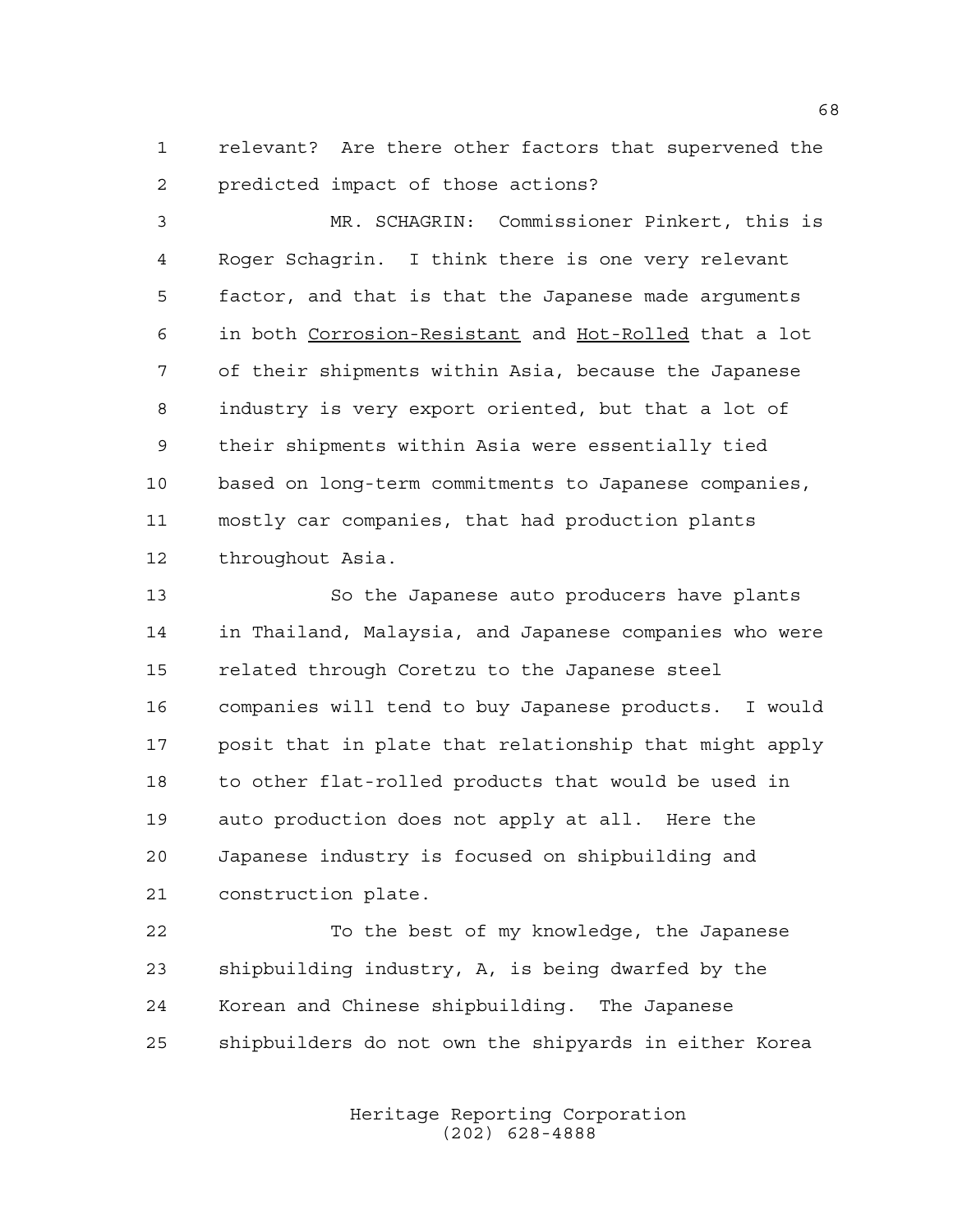relevant? Are there other factors that supervened the predicted impact of those actions?

MR. SCHAGRIN: Commissioner Pinkert, this is Roger Schagrin. I think there is one very relevant factor, and that is that the Japanese made arguments in both Corrosion-Resistant and Hot-Rolled that a lot of their shipments within Asia, because the Japanese industry is very export oriented, but that a lot of their shipments within Asia were essentially tied based on long-term commitments to Japanese companies, mostly car companies, that had production plants throughout Asia.

So the Japanese auto producers have plants in Thailand, Malaysia, and Japanese companies who were related through Coretzu to the Japanese steel companies will tend to buy Japanese products. I would posit that in plate that relationship that might apply to other flat-rolled products that would be used in auto production does not apply at all. Here the Japanese industry is focused on shipbuilding and construction plate.

To the best of my knowledge, the Japanese shipbuilding industry, A, is being dwarfed by the Korean and Chinese shipbuilding. The Japanese shipbuilders do not own the shipyards in either Korea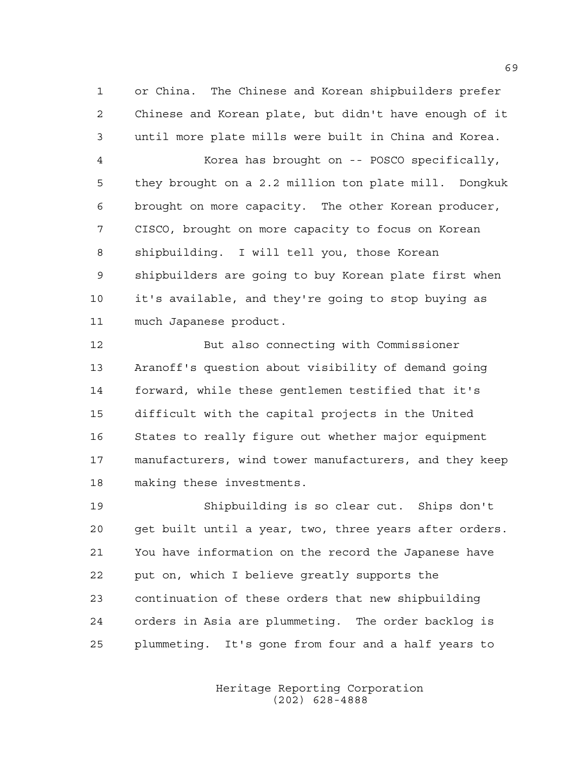or China. The Chinese and Korean shipbuilders prefer Chinese and Korean plate, but didn't have enough of it until more plate mills were built in China and Korea.

Korea has brought on -- POSCO specifically, they brought on a 2.2 million ton plate mill. Dongkuk brought on more capacity. The other Korean producer, CISCO, brought on more capacity to focus on Korean shipbuilding. I will tell you, those Korean shipbuilders are going to buy Korean plate first when it's available, and they're going to stop buying as much Japanese product.

But also connecting with Commissioner Aranoff's question about visibility of demand going forward, while these gentlemen testified that it's difficult with the capital projects in the United States to really figure out whether major equipment manufacturers, wind tower manufacturers, and they keep making these investments.

Shipbuilding is so clear cut. Ships don't get built until a year, two, three years after orders. You have information on the record the Japanese have put on, which I believe greatly supports the continuation of these orders that new shipbuilding orders in Asia are plummeting. The order backlog is plummeting. It's gone from four and a half years to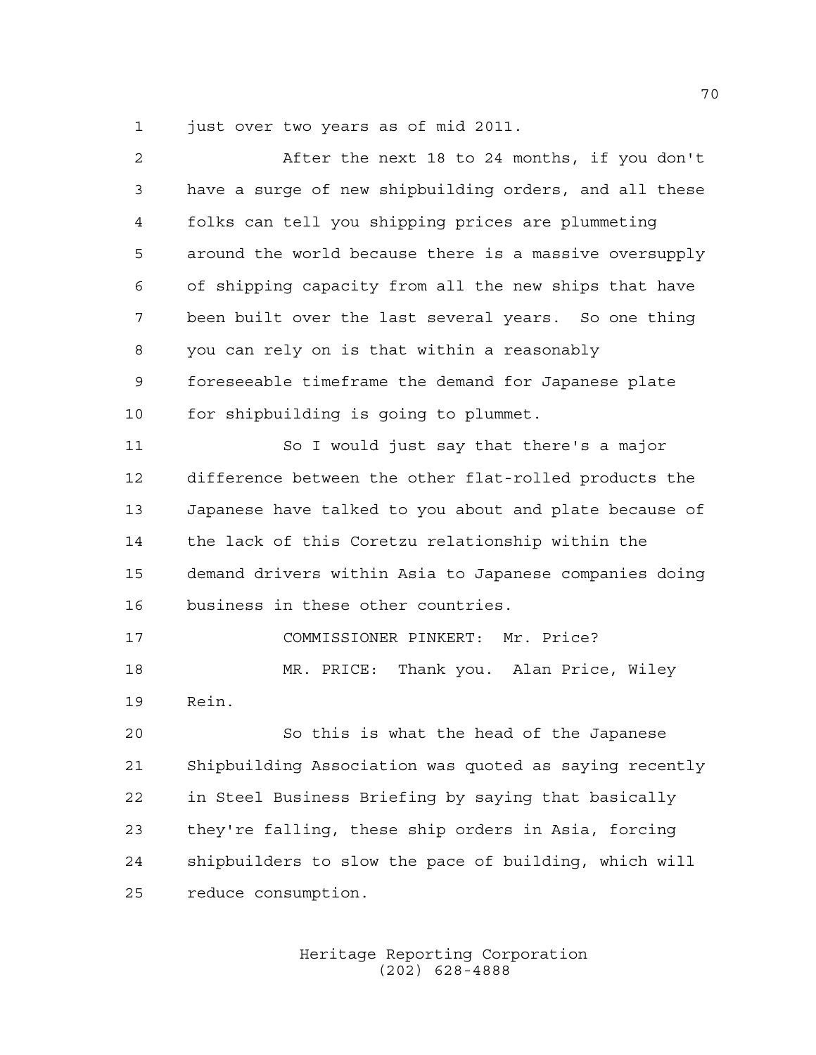just over two years as of mid 2011.

After the next 18 to 24 months, if you don't have a surge of new shipbuilding orders, and all these folks can tell you shipping prices are plummeting around the world because there is a massive oversupply of shipping capacity from all the new ships that have been built over the last several years. So one thing you can rely on is that within a reasonably foreseeable timeframe the demand for Japanese plate for shipbuilding is going to plummet.

So I would just say that there's a major difference between the other flat-rolled products the Japanese have talked to you about and plate because of the lack of this Coretzu relationship within the demand drivers within Asia to Japanese companies doing business in these other countries.

COMMISSIONER PINKERT: Mr. Price?

MR. PRICE: Thank you. Alan Price, Wiley Rein.

So this is what the head of the Japanese Shipbuilding Association was quoted as saying recently in Steel Business Briefing by saying that basically they're falling, these ship orders in Asia, forcing shipbuilders to slow the pace of building, which will reduce consumption.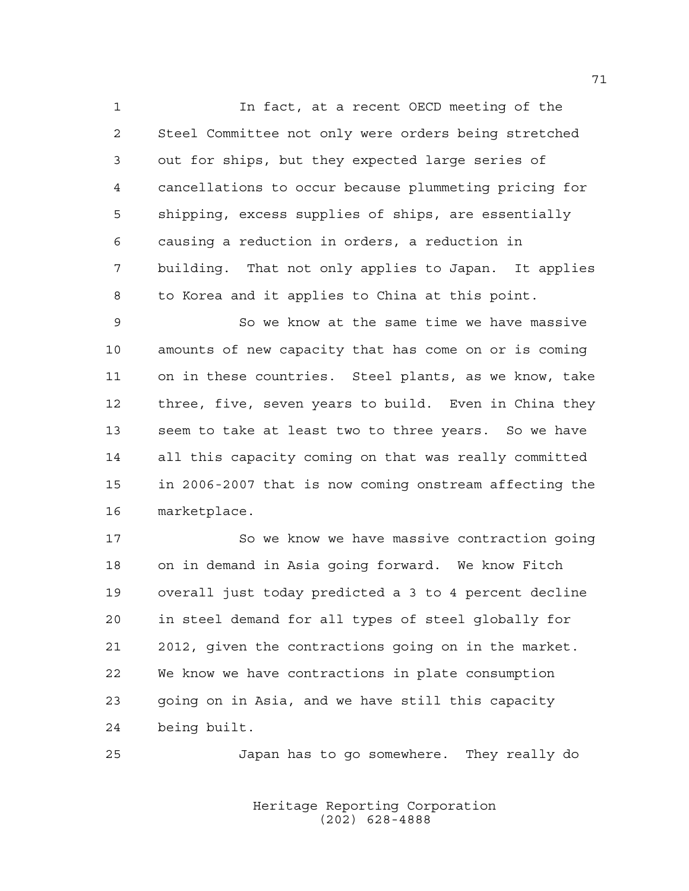In fact, at a recent OECD meeting of the Steel Committee not only were orders being stretched out for ships, but they expected large series of cancellations to occur because plummeting pricing for shipping, excess supplies of ships, are essentially causing a reduction in orders, a reduction in building. That not only applies to Japan. It applies to Korea and it applies to China at this point.

So we know at the same time we have massive amounts of new capacity that has come on or is coming on in these countries. Steel plants, as we know, take three, five, seven years to build. Even in China they seem to take at least two to three years. So we have all this capacity coming on that was really committed in 2006-2007 that is now coming onstream affecting the marketplace.

So we know we have massive contraction going on in demand in Asia going forward. We know Fitch overall just today predicted a 3 to 4 percent decline in steel demand for all types of steel globally for 2012, given the contractions going on in the market. We know we have contractions in plate consumption going on in Asia, and we have still this capacity being built.

Japan has to go somewhere. They really do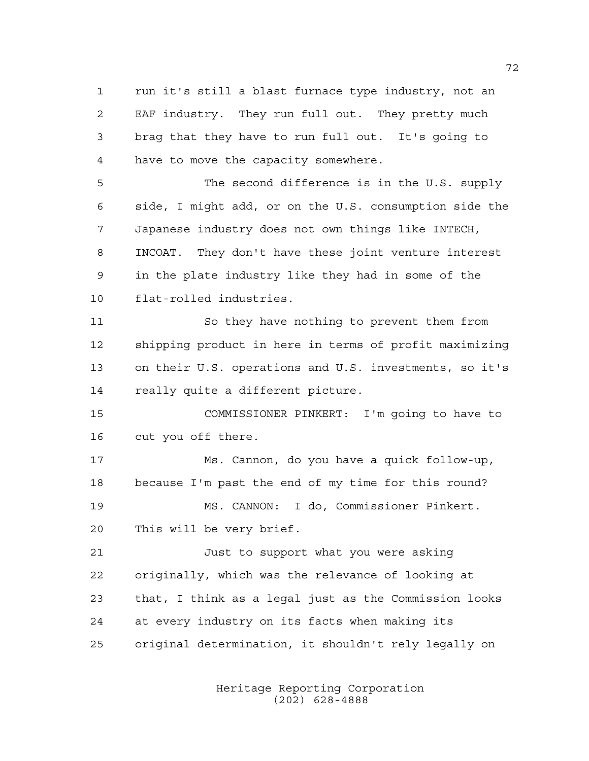run it's still a blast furnace type industry, not an EAF industry. They run full out. They pretty much brag that they have to run full out. It's going to have to move the capacity somewhere.

The second difference is in the U.S. supply side, I might add, or on the U.S. consumption side the Japanese industry does not own things like INTECH, INCOAT. They don't have these joint venture interest in the plate industry like they had in some of the flat-rolled industries.

So they have nothing to prevent them from shipping product in here in terms of profit maximizing on their U.S. operations and U.S. investments, so it's really quite a different picture.

COMMISSIONER PINKERT: I'm going to have to cut you off there.

Ms. Cannon, do you have a quick follow-up, because I'm past the end of my time for this round?

MS. CANNON: I do, Commissioner Pinkert. This will be very brief.

Just to support what you were asking originally, which was the relevance of looking at that, I think as a legal just as the Commission looks at every industry on its facts when making its original determination, it shouldn't rely legally on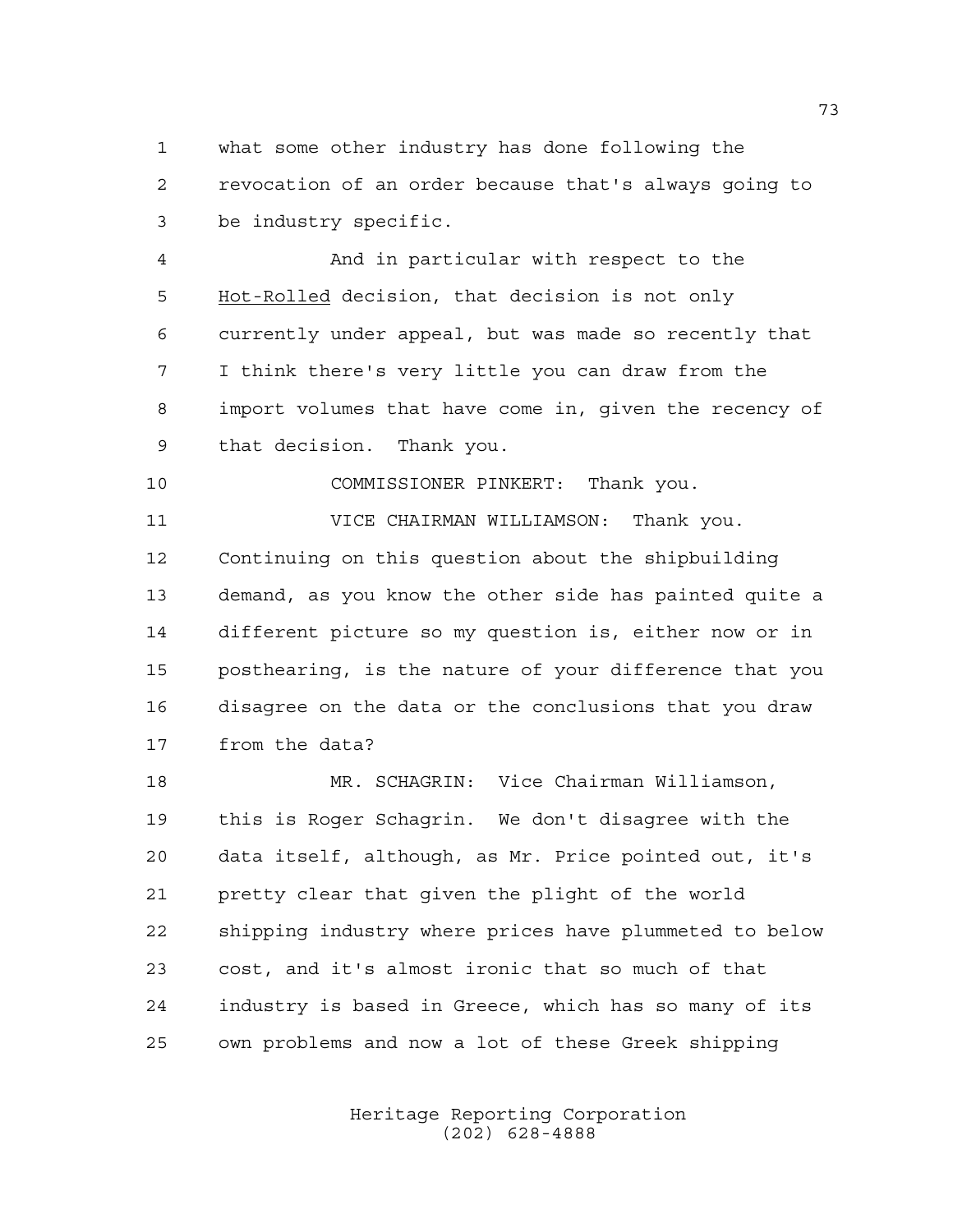what some other industry has done following the revocation of an order because that's always going to be industry specific.

And in particular with respect to the Hot-Rolled decision, that decision is not only currently under appeal, but was made so recently that I think there's very little you can draw from the import volumes that have come in, given the recency of that decision. Thank you.

COMMISSIONER PINKERT: Thank you.

VICE CHAIRMAN WILLIAMSON: Thank you. Continuing on this question about the shipbuilding demand, as you know the other side has painted quite a different picture so my question is, either now or in posthearing, is the nature of your difference that you disagree on the data or the conclusions that you draw from the data?

MR. SCHAGRIN: Vice Chairman Williamson, this is Roger Schagrin. We don't disagree with the data itself, although, as Mr. Price pointed out, it's pretty clear that given the plight of the world shipping industry where prices have plummeted to below cost, and it's almost ironic that so much of that industry is based in Greece, which has so many of its own problems and now a lot of these Greek shipping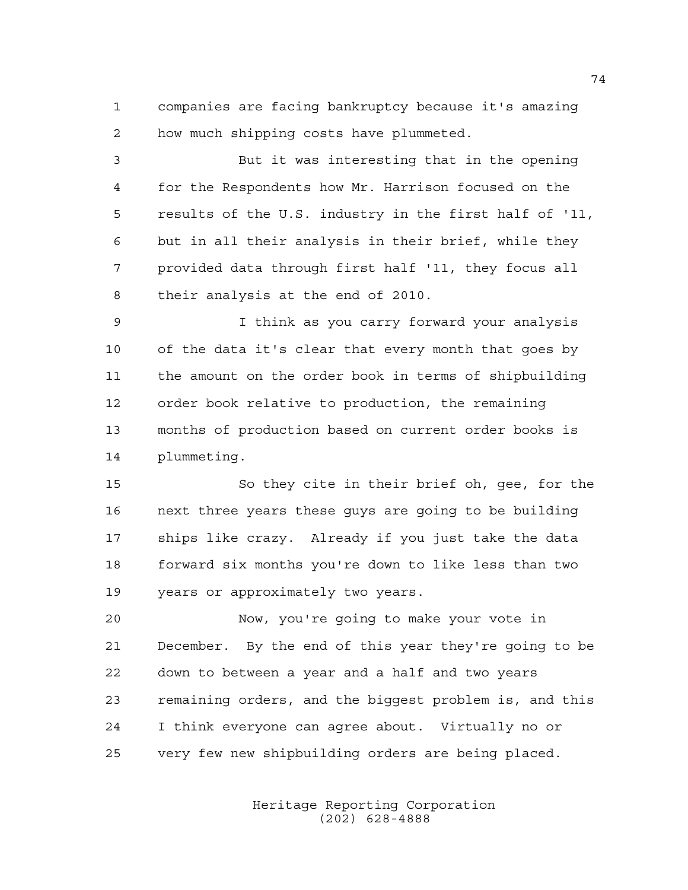companies are facing bankruptcy because it's amazing how much shipping costs have plummeted.

But it was interesting that in the opening for the Respondents how Mr. Harrison focused on the results of the U.S. industry in the first half of '11, but in all their analysis in their brief, while they provided data through first half '11, they focus all their analysis at the end of 2010.

I think as you carry forward your analysis of the data it's clear that every month that goes by the amount on the order book in terms of shipbuilding order book relative to production, the remaining months of production based on current order books is plummeting.

So they cite in their brief oh, gee, for the next three years these guys are going to be building ships like crazy. Already if you just take the data forward six months you're down to like less than two years or approximately two years.

Now, you're going to make your vote in December. By the end of this year they're going to be down to between a year and a half and two years remaining orders, and the biggest problem is, and this I think everyone can agree about. Virtually no or very few new shipbuilding orders are being placed.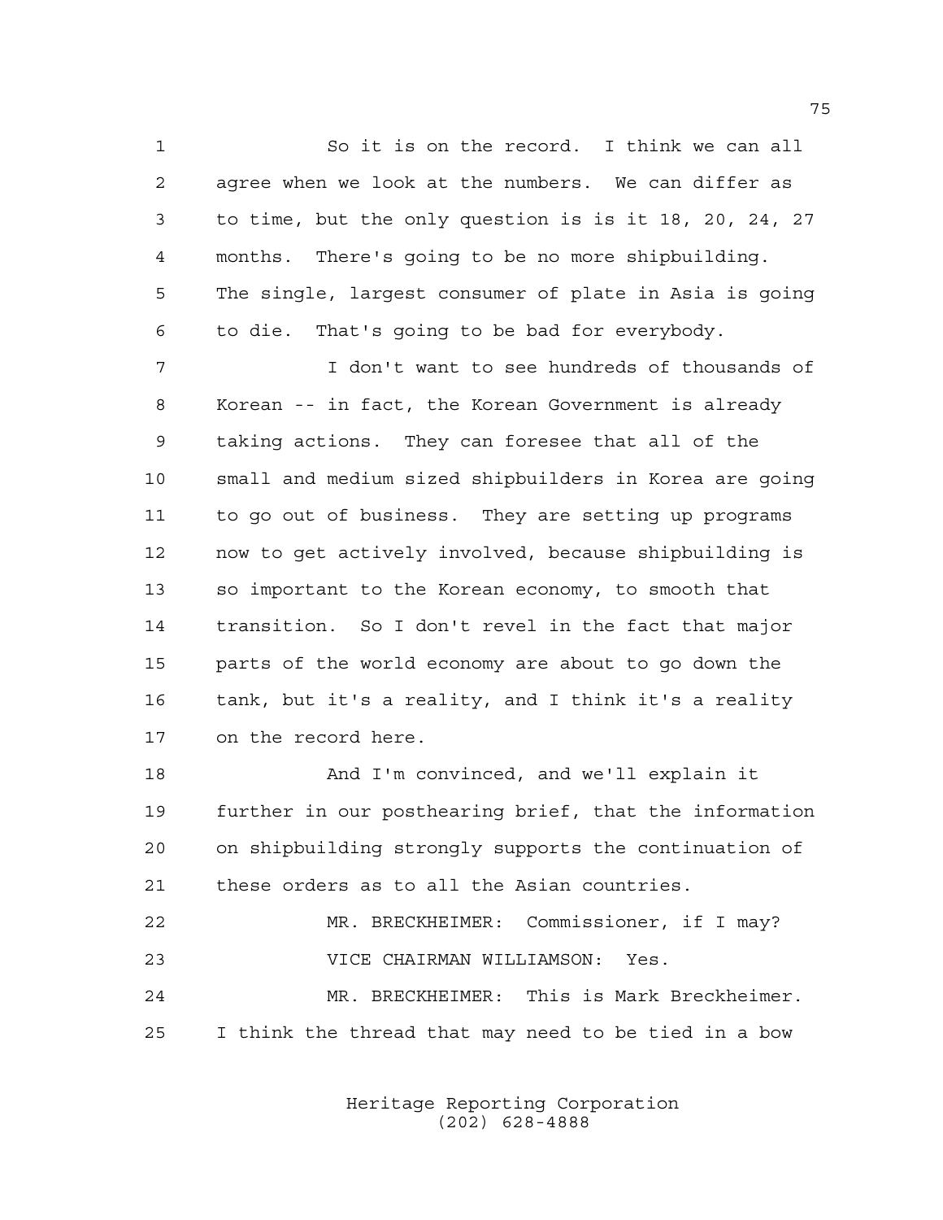So it is on the record. I think we can all agree when we look at the numbers. We can differ as to time, but the only question is is it 18, 20, 24, 27 months. There's going to be no more shipbuilding. The single, largest consumer of plate in Asia is going to die. That's going to be bad for everybody.

I don't want to see hundreds of thousands of Korean -- in fact, the Korean Government is already taking actions. They can foresee that all of the small and medium sized shipbuilders in Korea are going to go out of business. They are setting up programs now to get actively involved, because shipbuilding is so important to the Korean economy, to smooth that transition. So I don't revel in the fact that major parts of the world economy are about to go down the tank, but it's a reality, and I think it's a reality on the record here.

And I'm convinced, and we'll explain it further in our posthearing brief, that the information on shipbuilding strongly supports the continuation of these orders as to all the Asian countries.

MR. BRECKHEIMER: Commissioner, if I may?

VICE CHAIRMAN WILLIAMSON: Yes.

MR. BRECKHEIMER: This is Mark Breckheimer. I think the thread that may need to be tied in a bow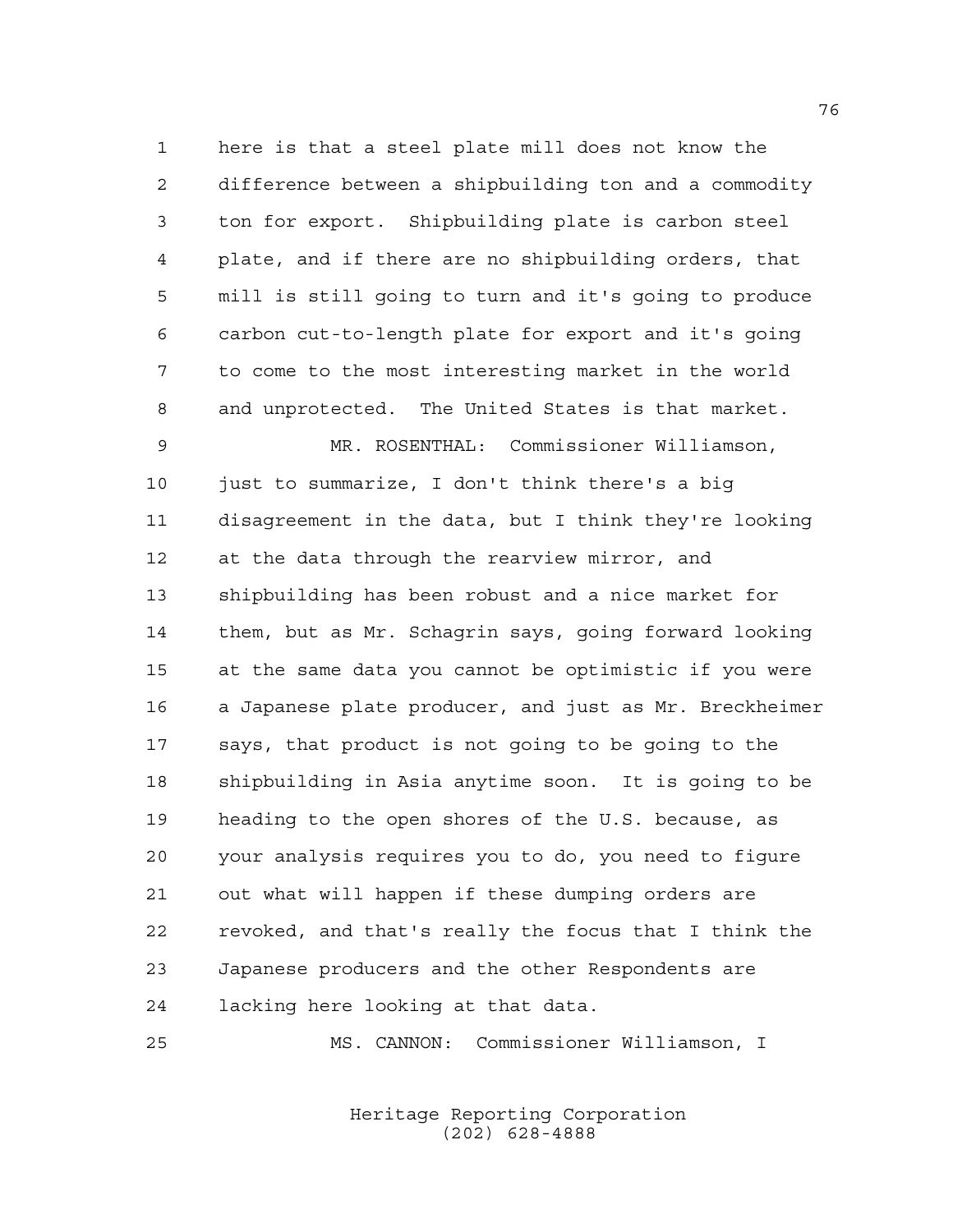here is that a steel plate mill does not know the difference between a shipbuilding ton and a commodity ton for export. Shipbuilding plate is carbon steel plate, and if there are no shipbuilding orders, that mill is still going to turn and it's going to produce carbon cut-to-length plate for export and it's going to come to the most interesting market in the world and unprotected. The United States is that market.

MR. ROSENTHAL: Commissioner Williamson, just to summarize, I don't think there's a big disagreement in the data, but I think they're looking at the data through the rearview mirror, and shipbuilding has been robust and a nice market for them, but as Mr. Schagrin says, going forward looking at the same data you cannot be optimistic if you were a Japanese plate producer, and just as Mr. Breckheimer says, that product is not going to be going to the shipbuilding in Asia anytime soon. It is going to be heading to the open shores of the U.S. because, as your analysis requires you to do, you need to figure out what will happen if these dumping orders are revoked, and that's really the focus that I think the Japanese producers and the other Respondents are lacking here looking at that data.

MS. CANNON: Commissioner Williamson, I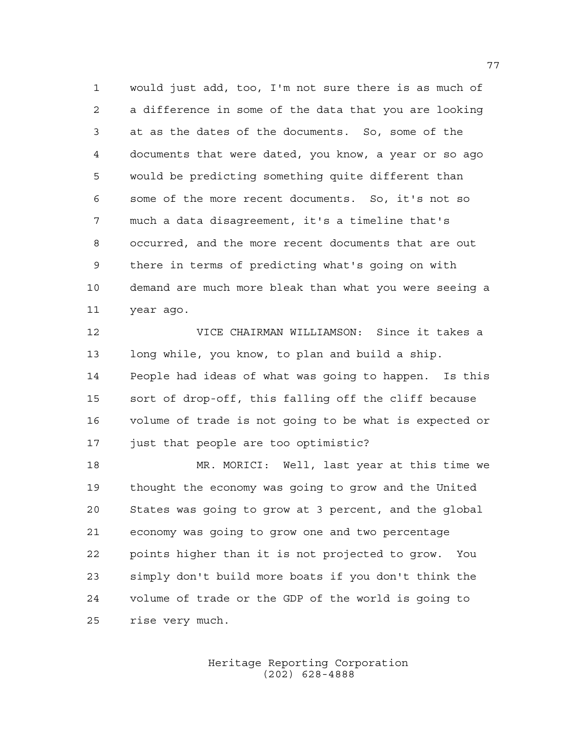would just add, too, I'm not sure there is as much of a difference in some of the data that you are looking at as the dates of the documents. So, some of the documents that were dated, you know, a year or so ago would be predicting something quite different than some of the more recent documents. So, it's not so much a data disagreement, it's a timeline that's occurred, and the more recent documents that are out there in terms of predicting what's going on with demand are much more bleak than what you were seeing a year ago.

VICE CHAIRMAN WILLIAMSON: Since it takes a long while, you know, to plan and build a ship. People had ideas of what was going to happen. Is this sort of drop-off, this falling off the cliff because volume of trade is not going to be what is expected or just that people are too optimistic?

MR. MORICI: Well, last year at this time we thought the economy was going to grow and the United States was going to grow at 3 percent, and the global economy was going to grow one and two percentage points higher than it is not projected to grow. You simply don't build more boats if you don't think the volume of trade or the GDP of the world is going to rise very much.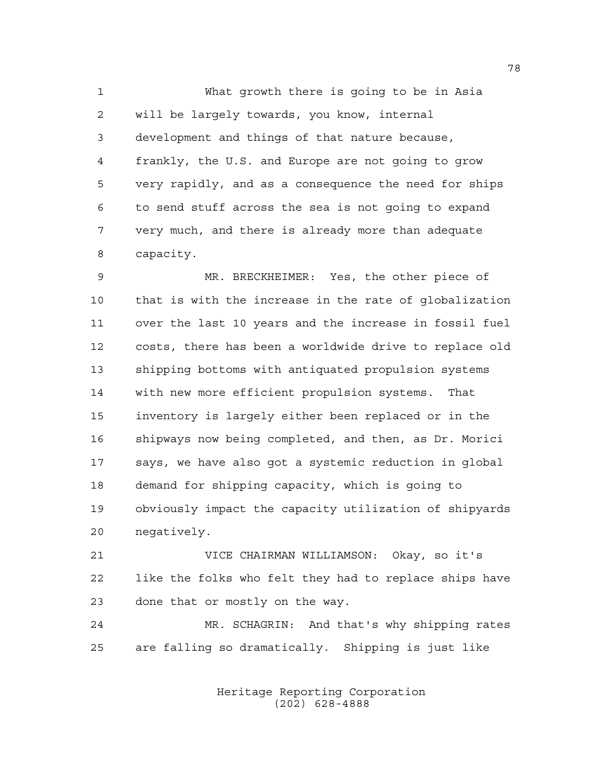What growth there is going to be in Asia will be largely towards, you know, internal development and things of that nature because, frankly, the U.S. and Europe are not going to grow very rapidly, and as a consequence the need for ships to send stuff across the sea is not going to expand very much, and there is already more than adequate capacity.

MR. BRECKHEIMER: Yes, the other piece of that is with the increase in the rate of globalization over the last 10 years and the increase in fossil fuel costs, there has been a worldwide drive to replace old shipping bottoms with antiquated propulsion systems with new more efficient propulsion systems. That inventory is largely either been replaced or in the shipways now being completed, and then, as Dr. Morici says, we have also got a systemic reduction in global demand for shipping capacity, which is going to obviously impact the capacity utilization of shipyards negatively.

VICE CHAIRMAN WILLIAMSON: Okay, so it's like the folks who felt they had to replace ships have done that or mostly on the way.

MR. SCHAGRIN: And that's why shipping rates are falling so dramatically. Shipping is just like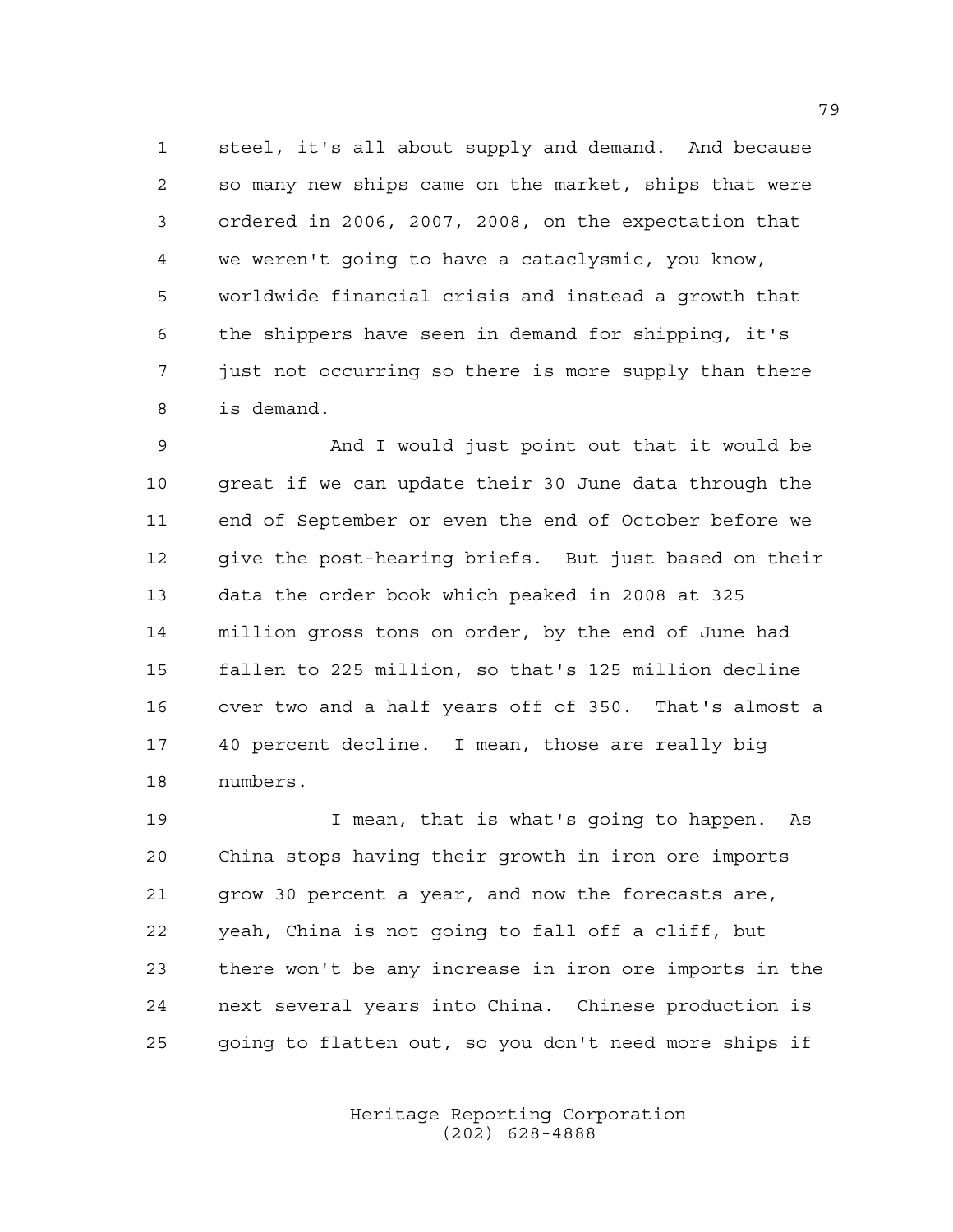steel, it's all about supply and demand. And because so many new ships came on the market, ships that were ordered in 2006, 2007, 2008, on the expectation that we weren't going to have a cataclysmic, you know, worldwide financial crisis and instead a growth that the shippers have seen in demand for shipping, it's just not occurring so there is more supply than there is demand.

And I would just point out that it would be great if we can update their 30 June data through the end of September or even the end of October before we give the post-hearing briefs. But just based on their data the order book which peaked in 2008 at 325 million gross tons on order, by the end of June had fallen to 225 million, so that's 125 million decline over two and a half years off of 350. That's almost a 40 percent decline. I mean, those are really big numbers.

I mean, that is what's going to happen. As China stops having their growth in iron ore imports grow 30 percent a year, and now the forecasts are, yeah, China is not going to fall off a cliff, but there won't be any increase in iron ore imports in the next several years into China. Chinese production is going to flatten out, so you don't need more ships if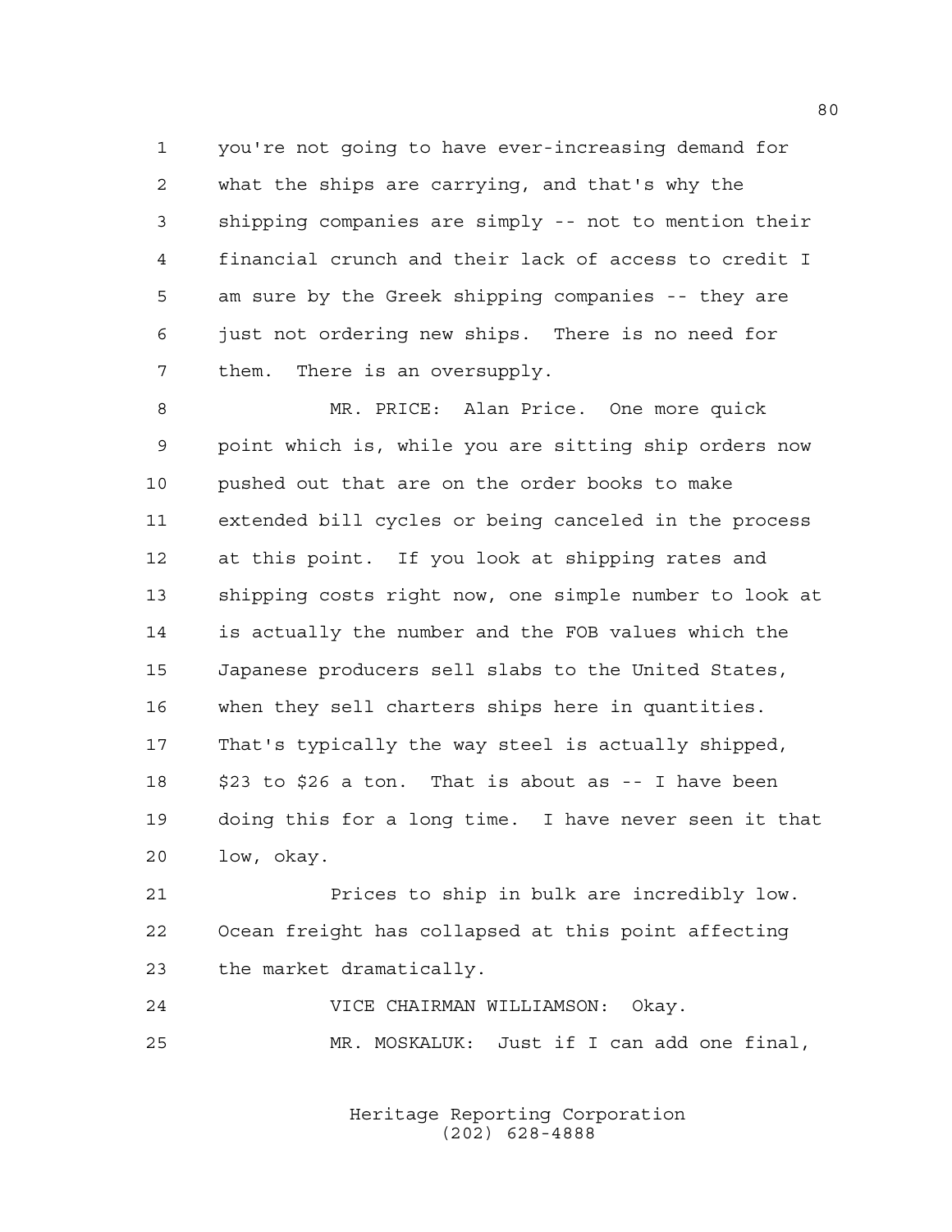you're not going to have ever-increasing demand for what the ships are carrying, and that's why the shipping companies are simply -- not to mention their financial crunch and their lack of access to credit I am sure by the Greek shipping companies -- they are just not ordering new ships. There is no need for them. There is an oversupply.

MR. PRICE: Alan Price. One more quick point which is, while you are sitting ship orders now pushed out that are on the order books to make extended bill cycles or being canceled in the process at this point. If you look at shipping rates and shipping costs right now, one simple number to look at is actually the number and the FOB values which the Japanese producers sell slabs to the United States, when they sell charters ships here in quantities. That's typically the way steel is actually shipped, $23 to $26 a ton. That is about as -- I have been doing this for a long time. I have never seen it that low, okay.

Prices to ship in bulk are incredibly low. Ocean freight has collapsed at this point affecting the market dramatically.

VICE CHAIRMAN WILLIAMSON: Okay.

MR. MOSKALUK: Just if I can add one final,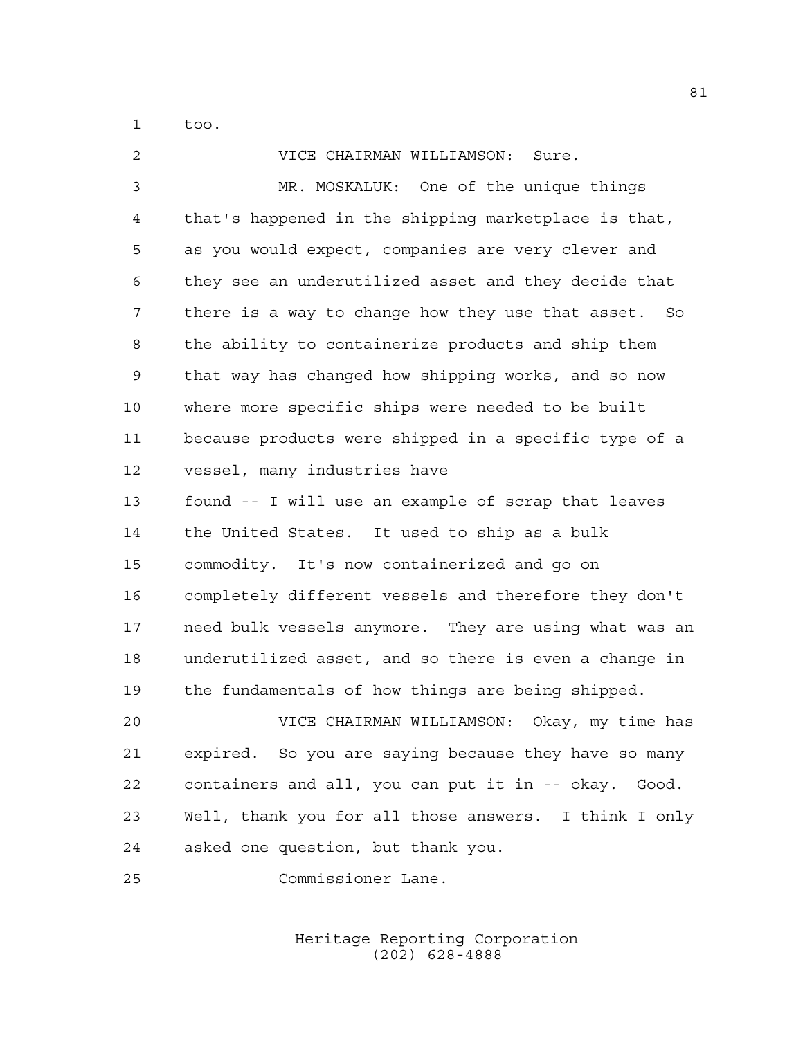too.

VICE CHAIRMAN WILLIAMSON: Sure.

MR. MOSKALUK: One of the unique things that's happened in the shipping marketplace is that, as you would expect, companies are very clever and they see an underutilized asset and they decide that there is a way to change how they use that asset. So the ability to containerize products and ship them that way has changed how shipping works, and so now where more specific ships were needed to be built because products were shipped in a specific type of a vessel, many industries have found -- I will use an example of scrap that leaves the United States. It used to ship as a bulk commodity. It's now containerized and go on completely different vessels and therefore they don't need bulk vessels anymore. They are using what was an underutilized asset, and so there is even a change in the fundamentals of how things are being shipped.

VICE CHAIRMAN WILLIAMSON: Okay, my time has expired. So you are saying because they have so many containers and all, you can put it in -- okay. Good. Well, thank you for all those answers. I think I only asked one question, but thank you.

Commissioner Lane.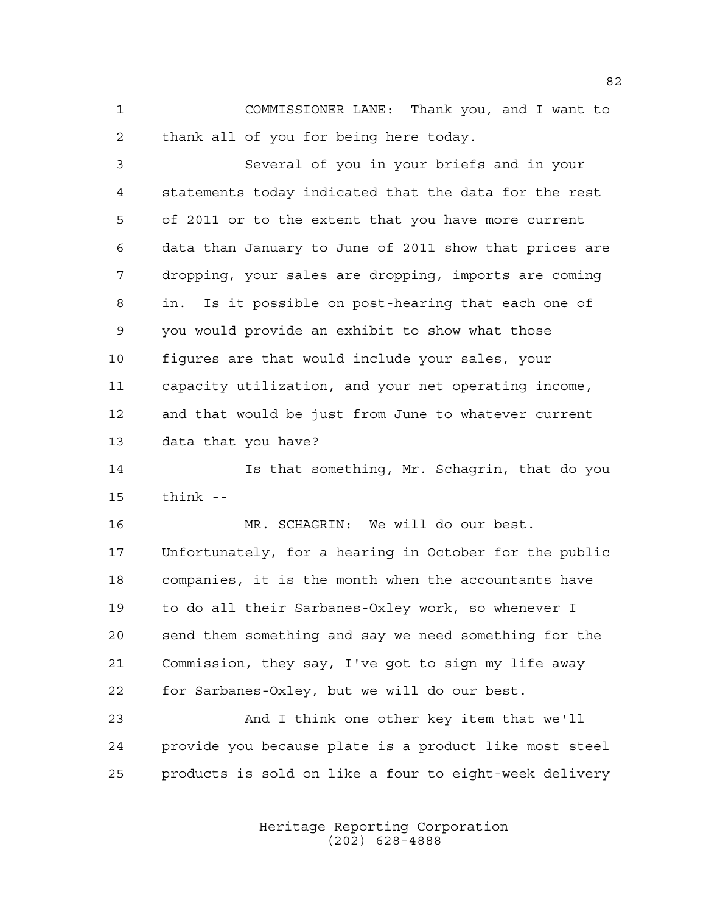COMMISSIONER LANE: Thank you, and I want to thank all of you for being here today.

Several of you in your briefs and in your statements today indicated that the data for the rest of 2011 or to the extent that you have more current data than January to June of 2011 show that prices are dropping, your sales are dropping, imports are coming in. Is it possible on post-hearing that each one of you would provide an exhibit to show what those figures are that would include your sales, your capacity utilization, and your net operating income, and that would be just from June to whatever current data that you have?

Is that something, Mr. Schagrin, that do you think --

MR. SCHAGRIN: We will do our best. Unfortunately, for a hearing in October for the public companies, it is the month when the accountants have to do all their Sarbanes-Oxley work, so whenever I send them something and say we need something for the Commission, they say, I've got to sign my life away for Sarbanes-Oxley, but we will do our best.

And I think one other key item that we'll provide you because plate is a product like most steel products is sold on like a four to eight-week delivery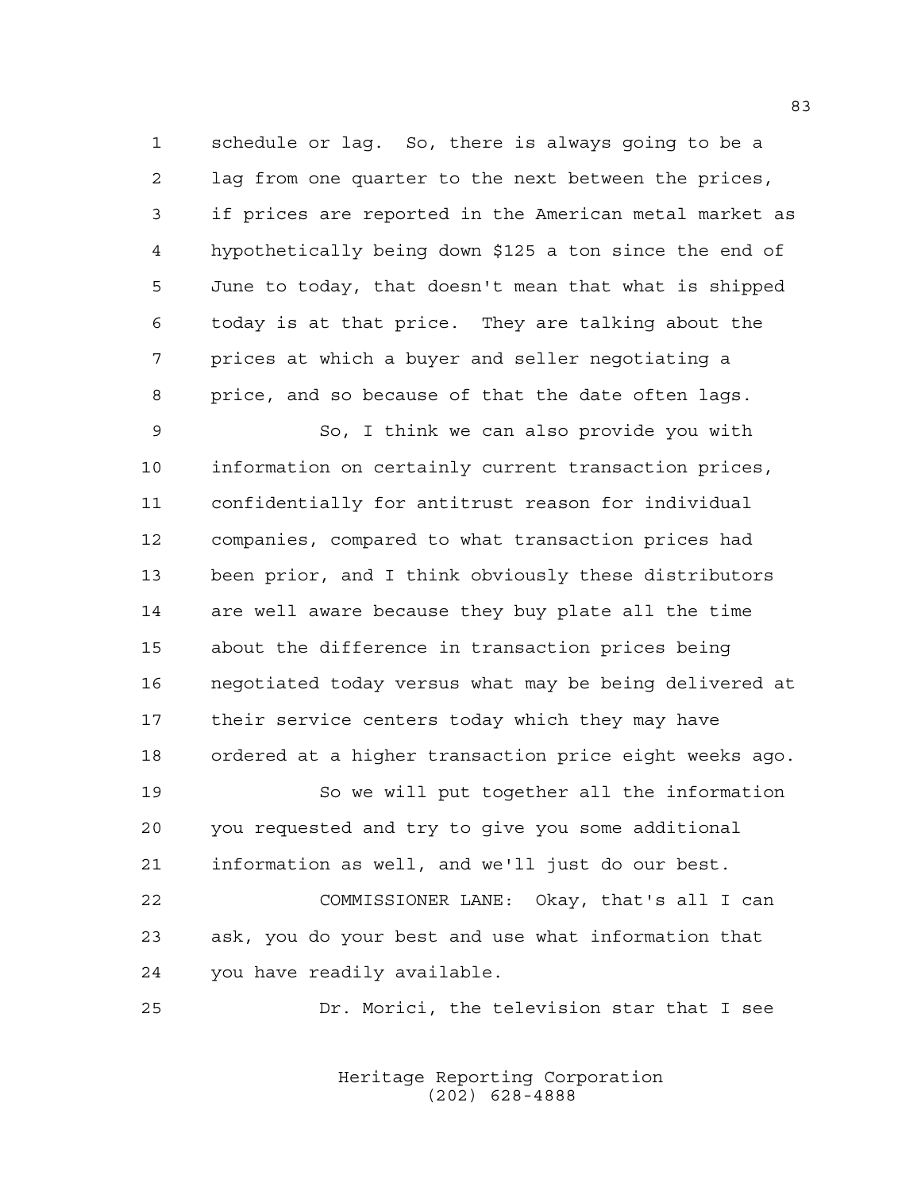schedule or lag. So, there is always going to be a lag from one quarter to the next between the prices, if prices are reported in the American metal market as hypothetically being down $125 a ton since the end of June to today, that doesn't mean that what is shipped today is at that price. They are talking about the prices at which a buyer and seller negotiating a price, and so because of that the date often lags.

So, I think we can also provide you with information on certainly current transaction prices, confidentially for antitrust reason for individual companies, compared to what transaction prices had been prior, and I think obviously these distributors are well aware because they buy plate all the time about the difference in transaction prices being negotiated today versus what may be being delivered at their service centers today which they may have ordered at a higher transaction price eight weeks ago.

So we will put together all the information you requested and try to give you some additional information as well, and we'll just do our best.

COMMISSIONER LANE: Okay, that's all I can ask, you do your best and use what information that you have readily available.

Dr. Morici, the television star that I see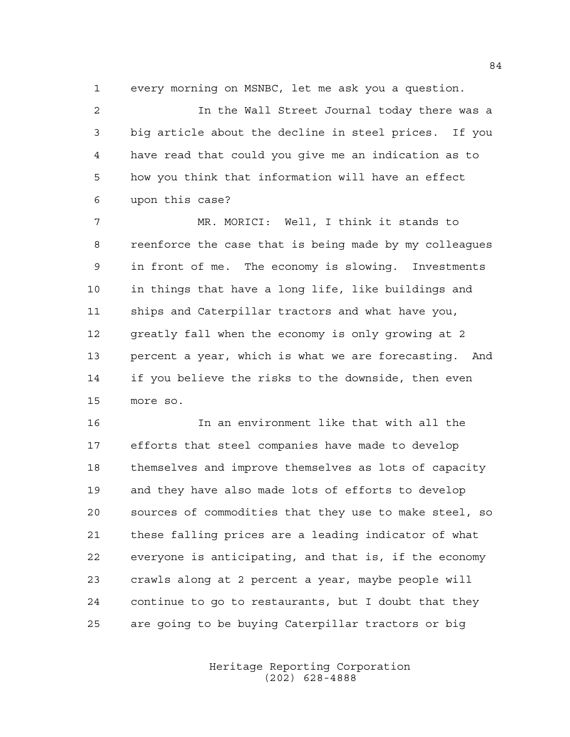every morning on MSNBC, let me ask you a question.

In the Wall Street Journal today there was a big article about the decline in steel prices. If you have read that could you give me an indication as to how you think that information will have an effect upon this case?

MR. MORICI: Well, I think it stands to reenforce the case that is being made by my colleagues in front of me. The economy is slowing. Investments in things that have a long life, like buildings and ships and Caterpillar tractors and what have you, greatly fall when the economy is only growing at 2 percent a year, which is what we are forecasting. And if you believe the risks to the downside, then even more so.

In an environment like that with all the efforts that steel companies have made to develop themselves and improve themselves as lots of capacity and they have also made lots of efforts to develop sources of commodities that they use to make steel, so these falling prices are a leading indicator of what everyone is anticipating, and that is, if the economy crawls along at 2 percent a year, maybe people will continue to go to restaurants, but I doubt that they are going to be buying Caterpillar tractors or big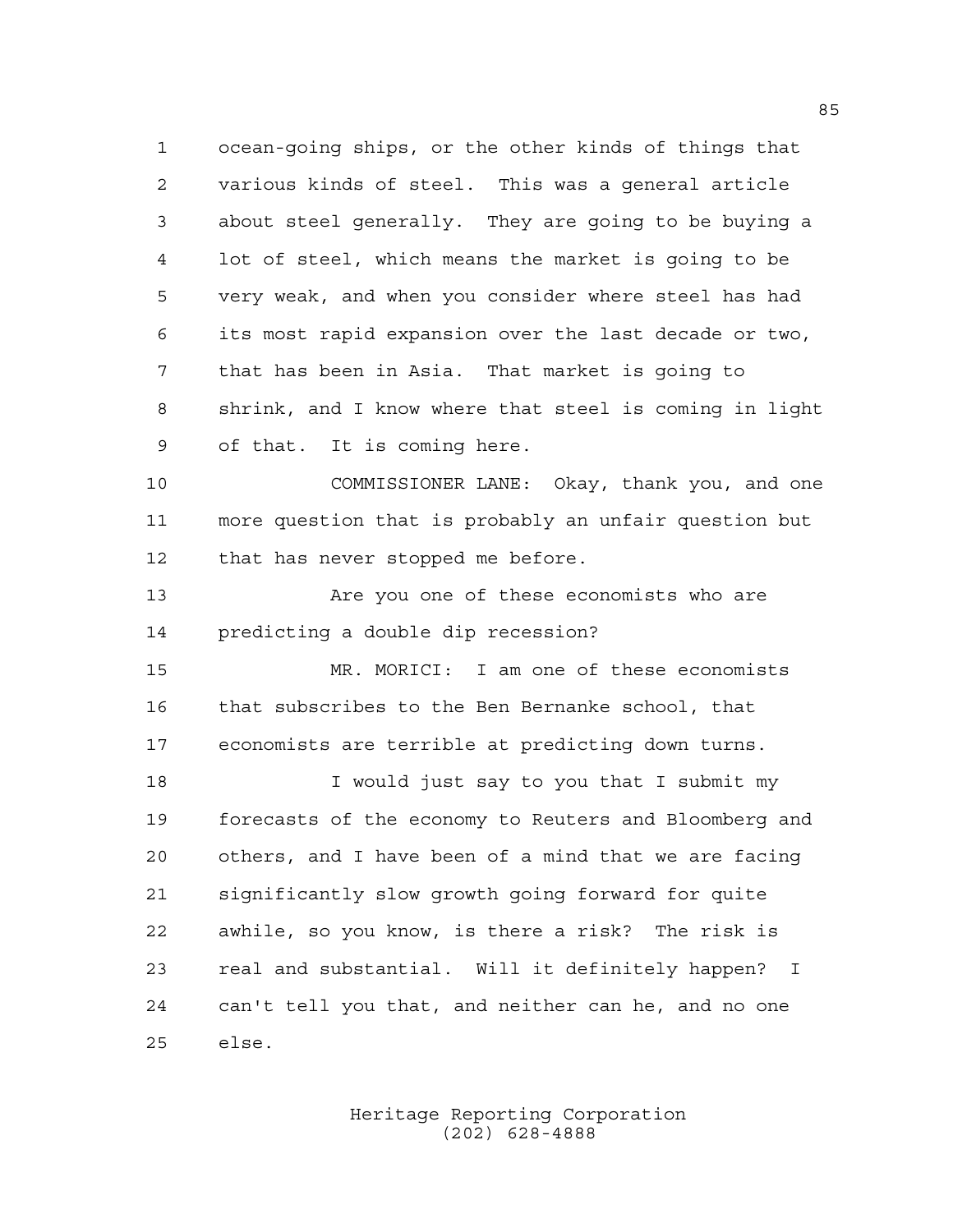ocean-going ships, or the other kinds of things that various kinds of steel. This was a general article about steel generally. They are going to be buying a lot of steel, which means the market is going to be very weak, and when you consider where steel has had its most rapid expansion over the last decade or two, that has been in Asia. That market is going to shrink, and I know where that steel is coming in light of that. It is coming here.

COMMISSIONER LANE: Okay, thank you, and one more question that is probably an unfair question but that has never stopped me before.

Are you one of these economists who are predicting a double dip recession?

MR. MORICI: I am one of these economists that subscribes to the Ben Bernanke school, that economists are terrible at predicting down turns.

I would just say to you that I submit my forecasts of the economy to Reuters and Bloomberg and others, and I have been of a mind that we are facing significantly slow growth going forward for quite awhile, so you know, is there a risk? The risk is real and substantial. Will it definitely happen? I can't tell you that, and neither can he, and no one else.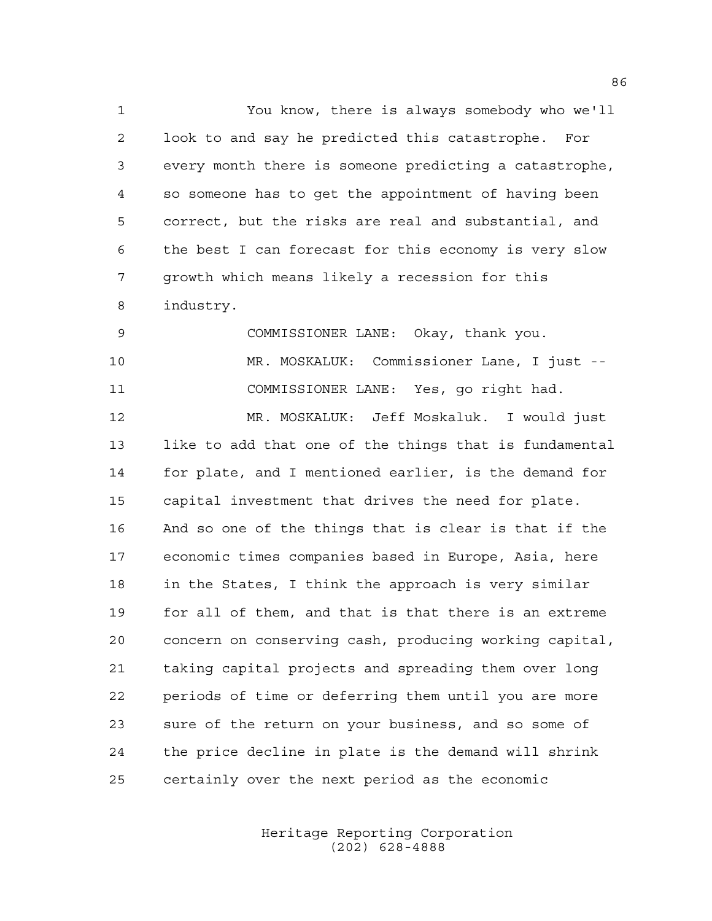You know, there is always somebody who we'll look to and say he predicted this catastrophe. For every month there is someone predicting a catastrophe, so someone has to get the appointment of having been correct, but the risks are real and substantial, and the best I can forecast for this economy is very slow growth which means likely a recession for this industry.

COMMISSIONER LANE: Okay, thank you.

MR. MOSKALUK: Commissioner Lane, I just --

COMMISSIONER LANE: Yes, go right had.

MR. MOSKALUK: Jeff Moskaluk. I would just like to add that one of the things that is fundamental for plate, and I mentioned earlier, is the demand for capital investment that drives the need for plate. And so one of the things that is clear is that if the economic times companies based in Europe, Asia, here in the States, I think the approach is very similar for all of them, and that is that there is an extreme concern on conserving cash, producing working capital, taking capital projects and spreading them over long periods of time or deferring them until you are more sure of the return on your business, and so some of the price decline in plate is the demand will shrink certainly over the next period as the economic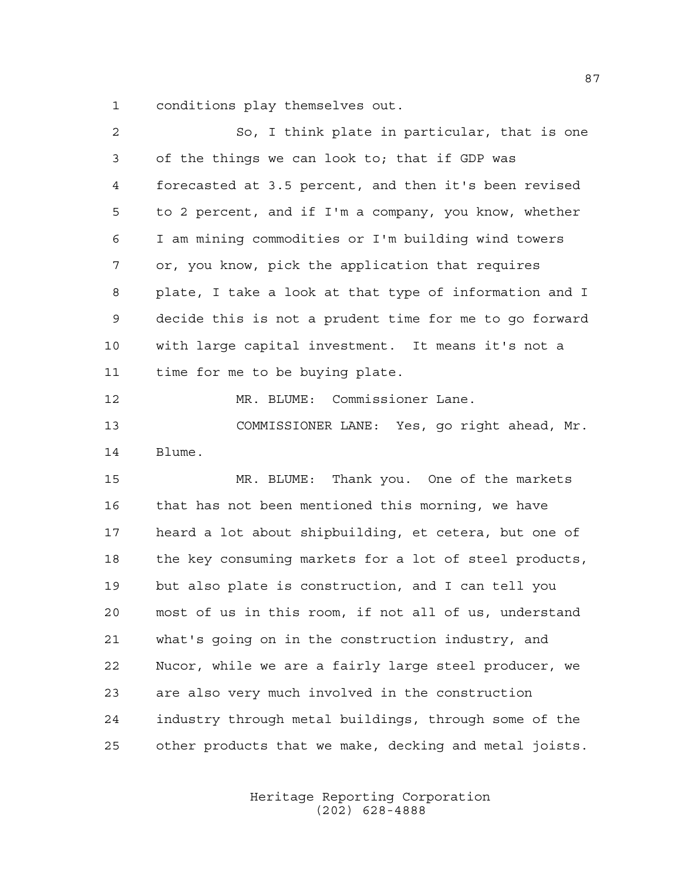conditions play themselves out.

So, I think plate in particular, that is one of the things we can look to; that if GDP was forecasted at 3.5 percent, and then it's been revised to 2 percent, and if I'm a company, you know, whether I am mining commodities or I'm building wind towers or, you know, pick the application that requires plate, I take a look at that type of information and I decide this is not a prudent time for me to go forward with large capital investment. It means it's not a time for me to be buying plate.

MR. BLUME: Commissioner Lane.

COMMISSIONER LANE: Yes, go right ahead, Mr. Blume.

MR. BLUME: Thank you. One of the markets that has not been mentioned this morning, we have heard a lot about shipbuilding, et cetera, but one of the key consuming markets for a lot of steel products, but also plate is construction, and I can tell you most of us in this room, if not all of us, understand what's going on in the construction industry, and Nucor, while we are a fairly large steel producer, we are also very much involved in the construction industry through metal buildings, through some of the other products that we make, decking and metal joists.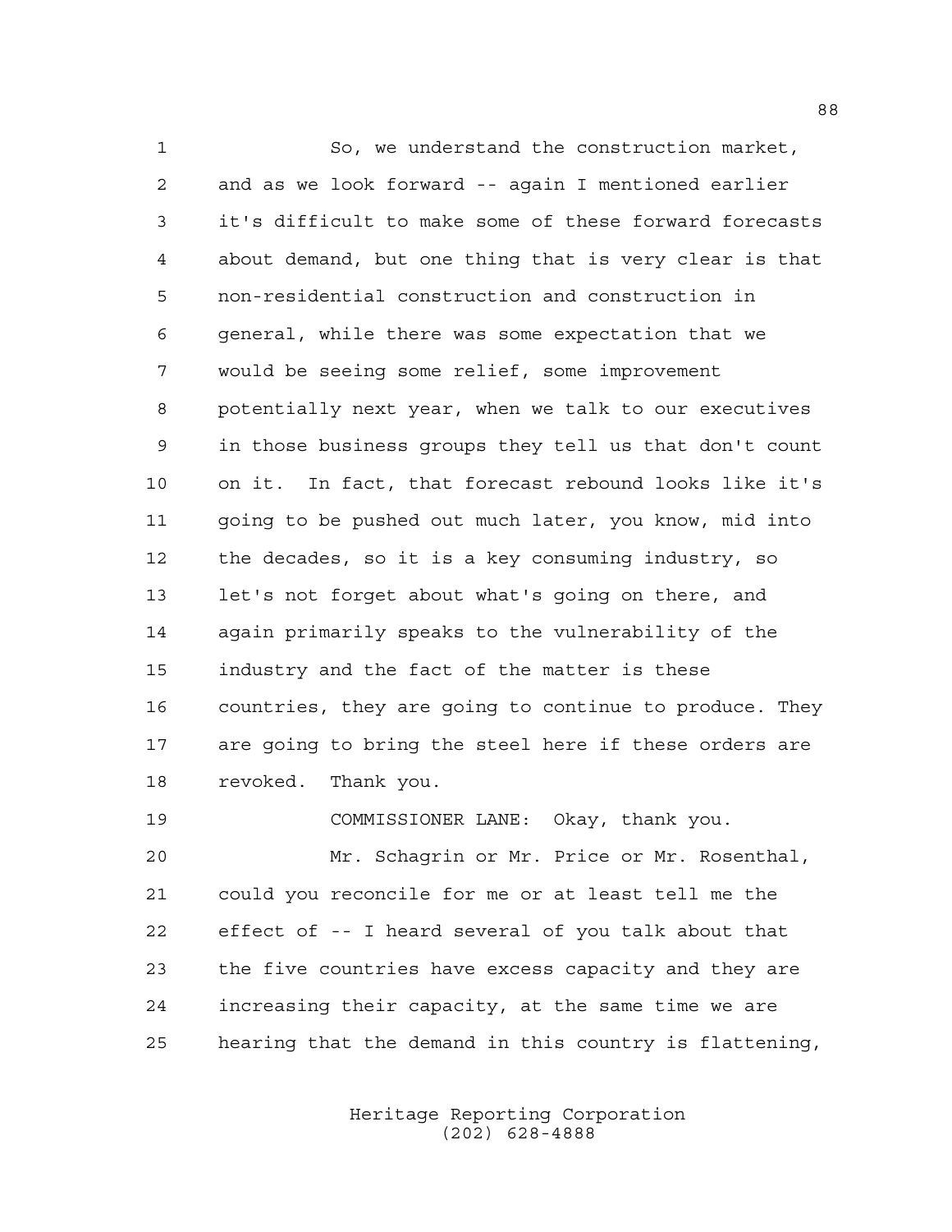So, we understand the construction market, and as we look forward -- again I mentioned earlier it's difficult to make some of these forward forecasts about demand, but one thing that is very clear is that non-residential construction and construction in general, while there was some expectation that we would be seeing some relief, some improvement potentially next year, when we talk to our executives in those business groups they tell us that don't count on it. In fact, that forecast rebound looks like it's going to be pushed out much later, you know, mid into the decades, so it is a key consuming industry, so let's not forget about what's going on there, and again primarily speaks to the vulnerability of the industry and the fact of the matter is these countries, they are going to continue to produce. They are going to bring the steel here if these orders are revoked. Thank you.

COMMISSIONER LANE: Okay, thank you.

Mr. Schagrin or Mr. Price or Mr. Rosenthal, could you reconcile for me or at least tell me the effect of -- I heard several of you talk about that the five countries have excess capacity and they are increasing their capacity, at the same time we are hearing that the demand in this country is flattening,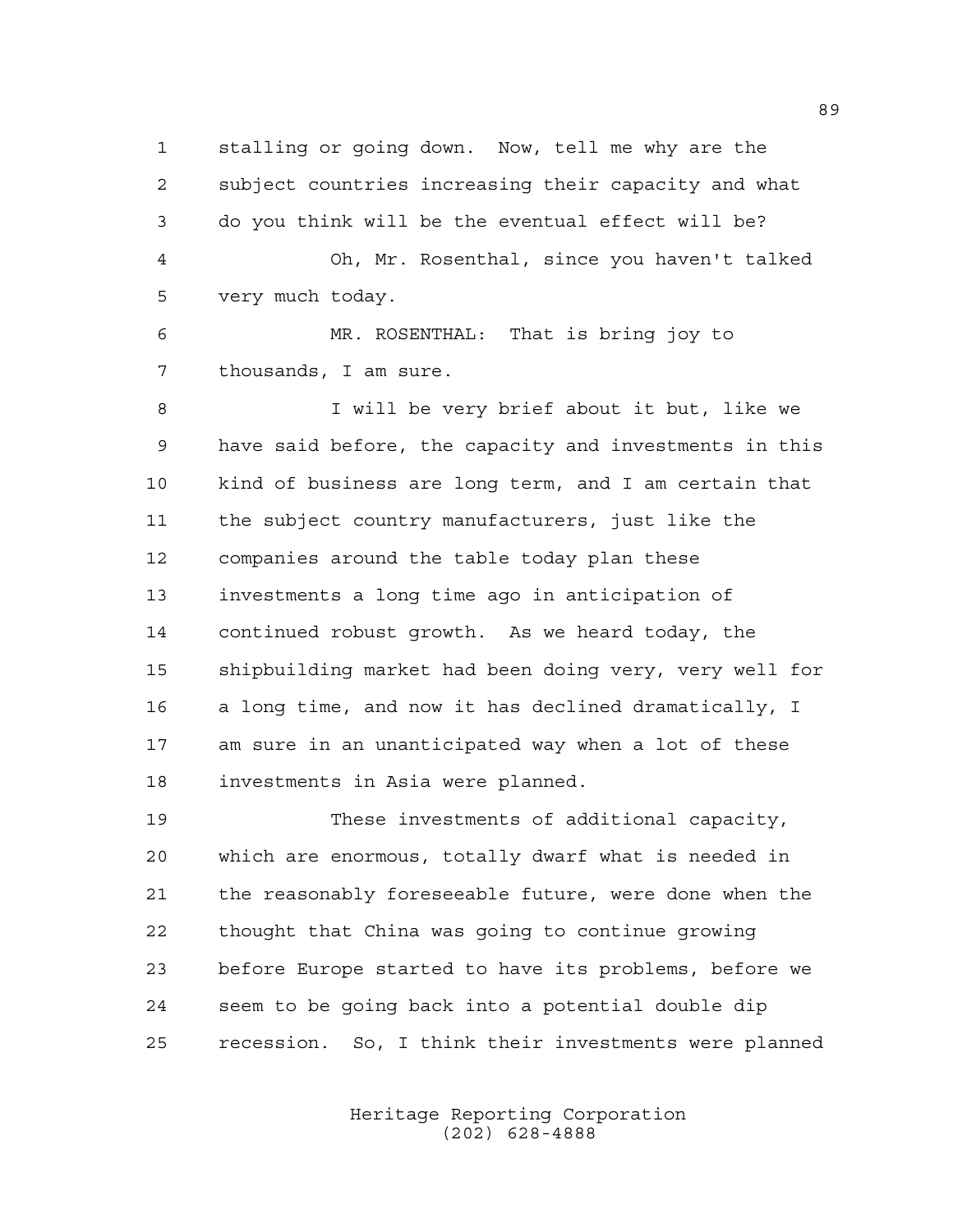stalling or going down. Now, tell me why are the subject countries increasing their capacity and what do you think will be the eventual effect will be?

Oh, Mr. Rosenthal, since you haven't talked very much today.

MR. ROSENTHAL: That is bring joy to thousands, I am sure.

I will be very brief about it but, like we have said before, the capacity and investments in this kind of business are long term, and I am certain that the subject country manufacturers, just like the companies around the table today plan these investments a long time ago in anticipation of continued robust growth. As we heard today, the shipbuilding market had been doing very, very well for a long time, and now it has declined dramatically, I am sure in an unanticipated way when a lot of these investments in Asia were planned.

These investments of additional capacity, which are enormous, totally dwarf what is needed in the reasonably foreseeable future, were done when the thought that China was going to continue growing before Europe started to have its problems, before we seem to be going back into a potential double dip recession. So, I think their investments were planned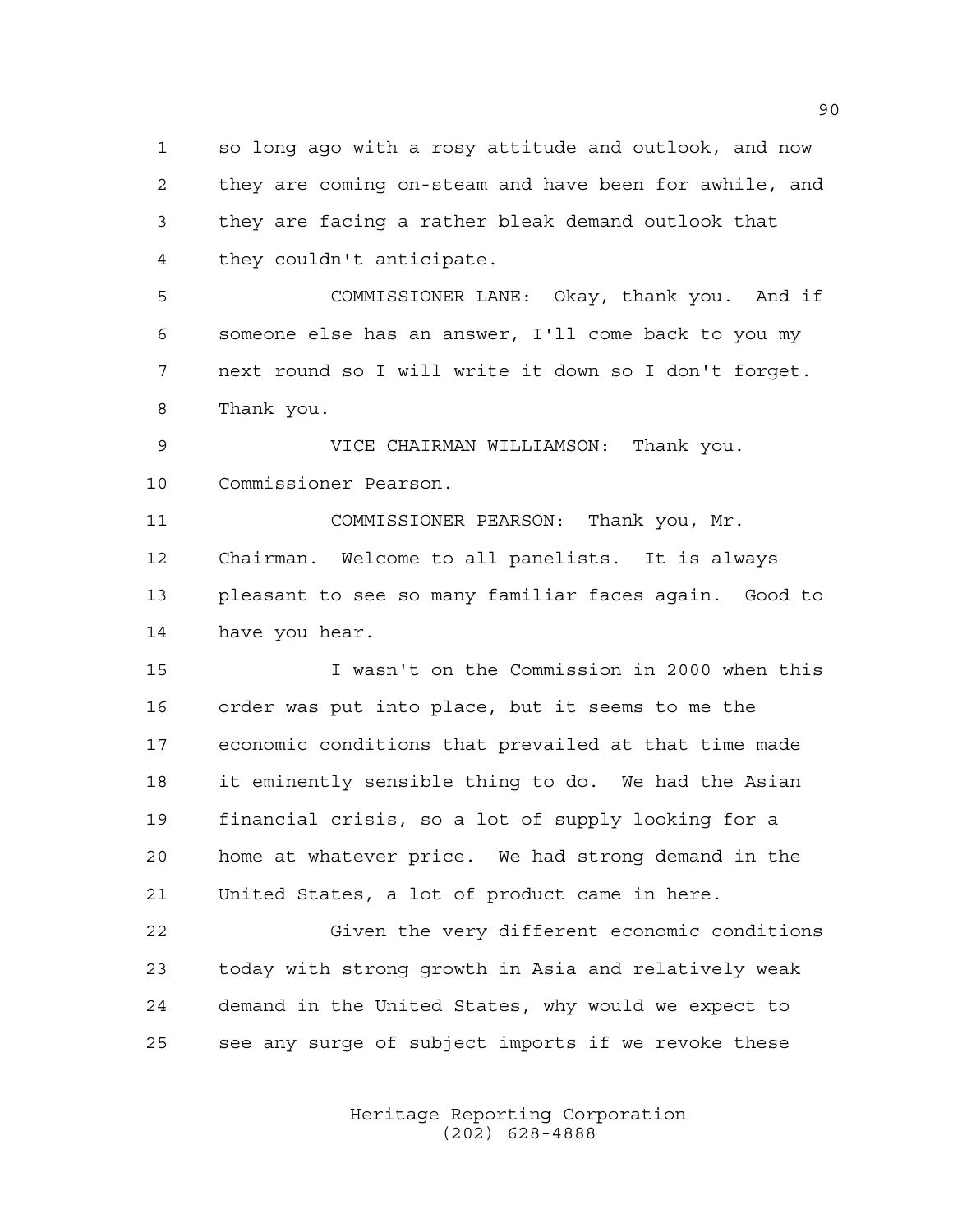so long ago with a rosy attitude and outlook, and now they are coming on-steam and have been for awhile, and they are facing a rather bleak demand outlook that they couldn't anticipate.

COMMISSIONER LANE: Okay, thank you. And if someone else has an answer, I'll come back to you my next round so I will write it down so I don't forget. Thank you.

VICE CHAIRMAN WILLIAMSON: Thank you. Commissioner Pearson.

COMMISSIONER PEARSON: Thank you, Mr. Chairman. Welcome to all panelists. It is always pleasant to see so many familiar faces again. Good to have you hear.

I wasn't on the Commission in 2000 when this order was put into place, but it seems to me the economic conditions that prevailed at that time made it eminently sensible thing to do. We had the Asian financial crisis, so a lot of supply looking for a home at whatever price. We had strong demand in the United States, a lot of product came in here.

Given the very different economic conditions today with strong growth in Asia and relatively weak demand in the United States, why would we expect to see any surge of subject imports if we revoke these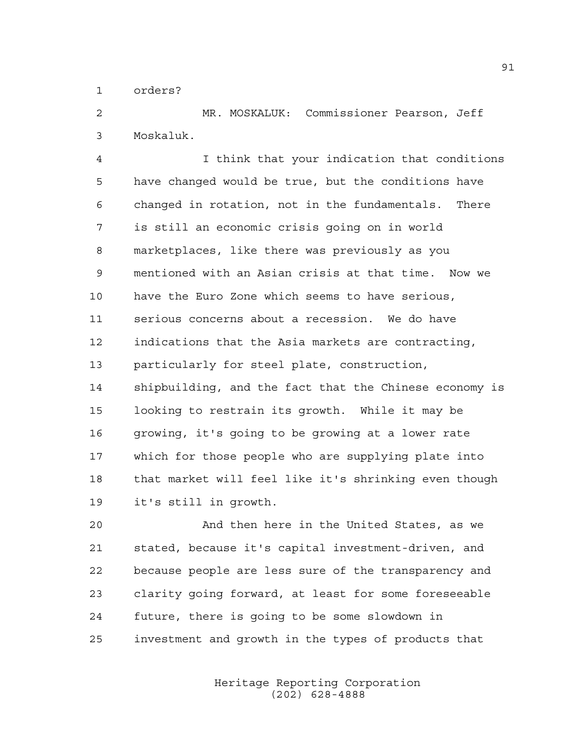orders?

MR. MOSKALUK: Commissioner Pearson, Jeff Moskaluk.

I think that your indication that conditions have changed would be true, but the conditions have changed in rotation, not in the fundamentals. There is still an economic crisis going on in world marketplaces, like there was previously as you mentioned with an Asian crisis at that time. Now we have the Euro Zone which seems to have serious, serious concerns about a recession. We do have indications that the Asia markets are contracting, particularly for steel plate, construction, shipbuilding, and the fact that the Chinese economy is looking to restrain its growth. While it may be growing, it's going to be growing at a lower rate which for those people who are supplying plate into that market will feel like it's shrinking even though it's still in growth.

And then here in the United States, as we stated, because it's capital investment-driven, and because people are less sure of the transparency and clarity going forward, at least for some foreseeable future, there is going to be some slowdown in investment and growth in the types of products that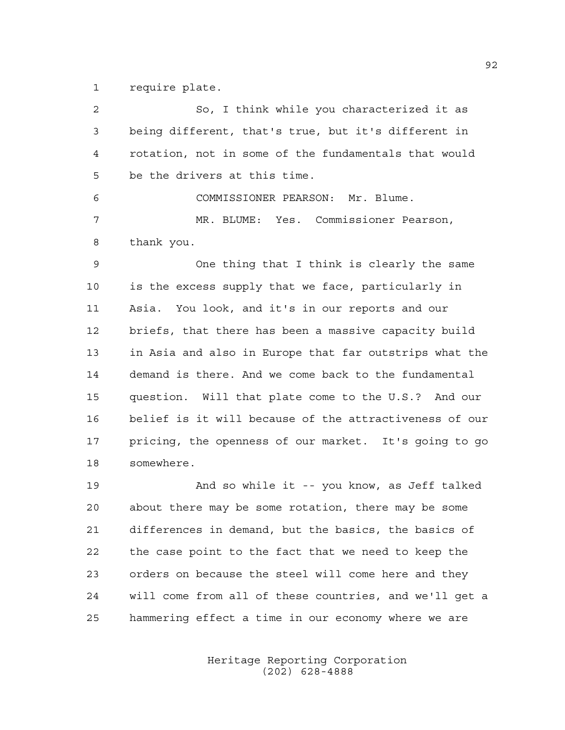require plate.

So, I think while you characterized it as being different, that's true, but it's different in rotation, not in some of the fundamentals that would be the drivers at this time.

COMMISSIONER PEARSON: Mr. Blume.

MR. BLUME: Yes. Commissioner Pearson, thank you.

One thing that I think is clearly the same is the excess supply that we face, particularly in Asia. You look, and it's in our reports and our briefs, that there has been a massive capacity build in Asia and also in Europe that far outstrips what the demand is there. And we come back to the fundamental question. Will that plate come to the U.S.? And our belief is it will because of the attractiveness of our pricing, the openness of our market. It's going to go somewhere.

And so while it -- you know, as Jeff talked about there may be some rotation, there may be some differences in demand, but the basics, the basics of the case point to the fact that we need to keep the orders on because the steel will come here and they will come from all of these countries, and we'll get a hammering effect a time in our economy where we are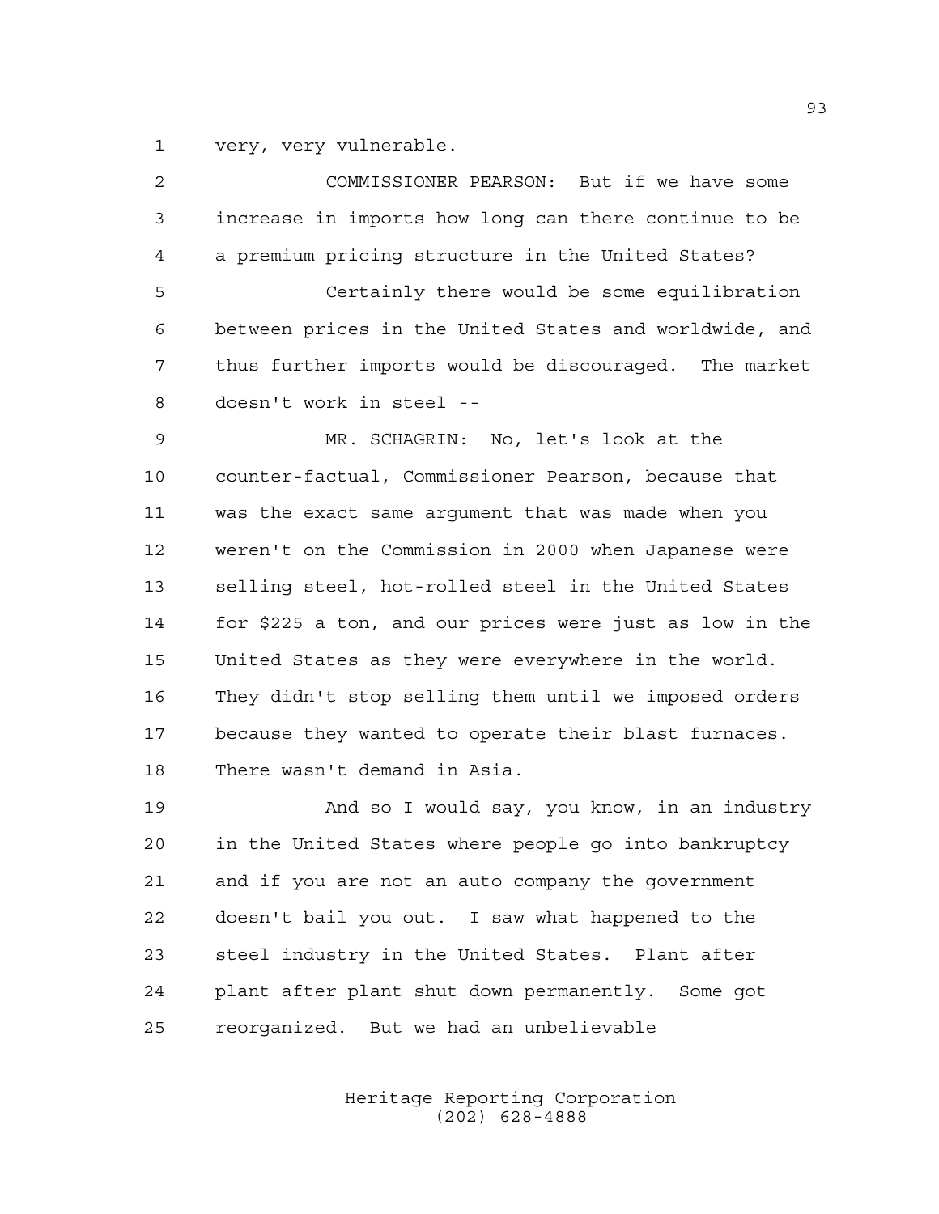very, very vulnerable.

COMMISSIONER PEARSON: But if we have some increase in imports how long can there continue to be a premium pricing structure in the United States?

Certainly there would be some equilibration between prices in the United States and worldwide, and thus further imports would be discouraged. The market doesn't work in steel --

MR. SCHAGRIN: No, let's look at the counter-factual, Commissioner Pearson, because that was the exact same argument that was made when you weren't on the Commission in 2000 when Japanese were selling steel, hot-rolled steel in the United States for $225 a ton, and our prices were just as low in the United States as they were everywhere in the world. They didn't stop selling them until we imposed orders because they wanted to operate their blast furnaces. There wasn't demand in Asia.

And so I would say, you know, in an industry in the United States where people go into bankruptcy and if you are not an auto company the government doesn't bail you out. I saw what happened to the steel industry in the United States. Plant after plant after plant shut down permanently. Some got reorganized. But we had an unbelievable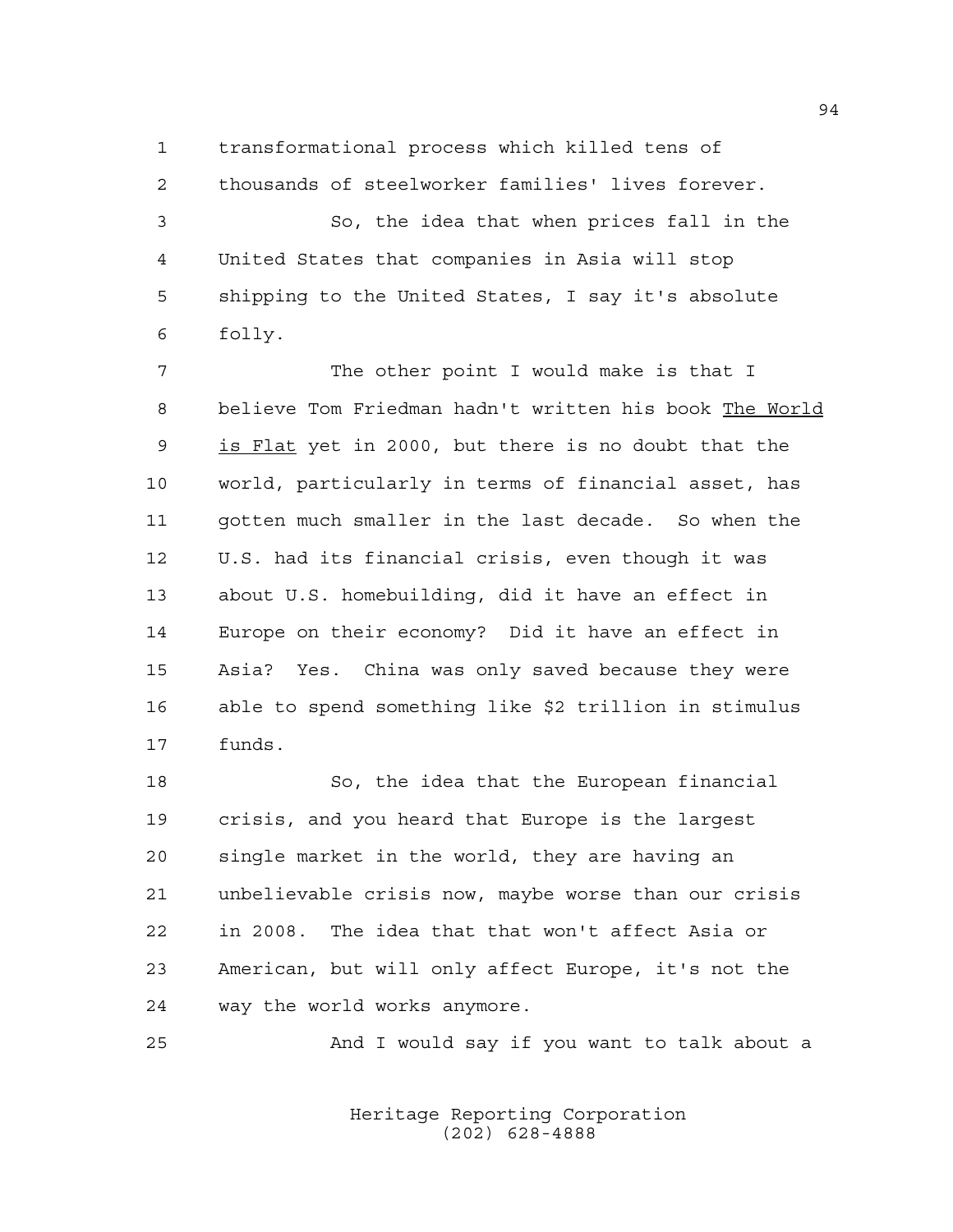transformational process which killed tens of thousands of steelworker families' lives forever.

So, the idea that when prices fall in the United States that companies in Asia will stop shipping to the United States, I say it's absolute folly.

The other point I would make is that I believe Tom Friedman hadn't written his book The World is Flat yet in 2000, but there is no doubt that the world, particularly in terms of financial asset, has gotten much smaller in the last decade. So when the U.S. had its financial crisis, even though it was about U.S. homebuilding, did it have an effect in Europe on their economy? Did it have an effect in Asia? Yes. China was only saved because they were able to spend something like $2 trillion in stimulus funds.

So, the idea that the European financial crisis, and you heard that Europe is the largest single market in the world, they are having an unbelievable crisis now, maybe worse than our crisis in 2008. The idea that that won't affect Asia or American, but will only affect Europe, it's not the way the world works anymore.

And I would say if you want to talk about a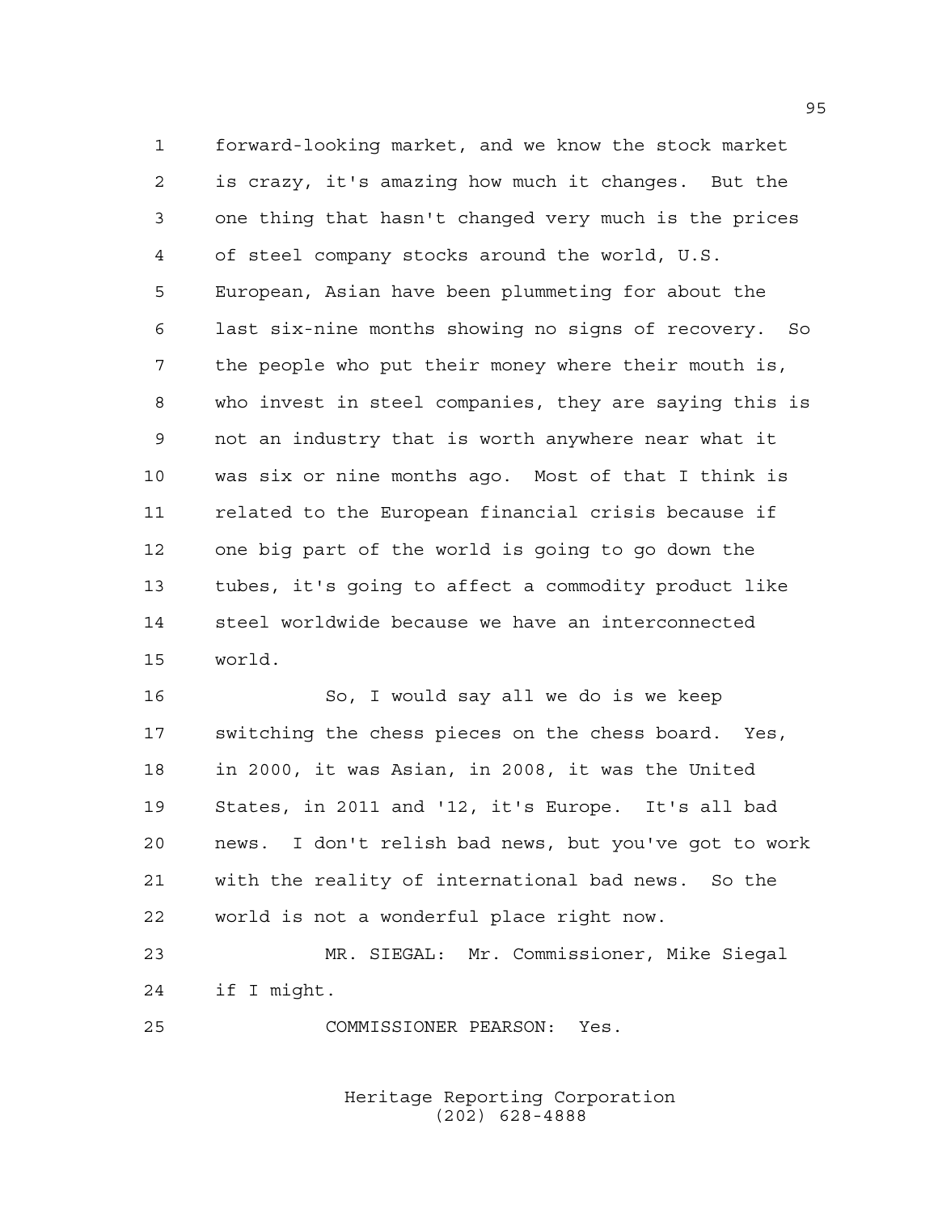forward-looking market, and we know the stock market is crazy, it's amazing how much it changes. But the one thing that hasn't changed very much is the prices of steel company stocks around the world, U.S. European, Asian have been plummeting for about the last six-nine months showing no signs of recovery. So the people who put their money where their mouth is, who invest in steel companies, they are saying this is not an industry that is worth anywhere near what it was six or nine months ago. Most of that I think is related to the European financial crisis because if one big part of the world is going to go down the tubes, it's going to affect a commodity product like steel worldwide because we have an interconnected world.

So, I would say all we do is we keep switching the chess pieces on the chess board. Yes, in 2000, it was Asian, in 2008, it was the United States, in 2011 and '12, it's Europe. It's all bad news. I don't relish bad news, but you've got to work with the reality of international bad news. So the world is not a wonderful place right now.

MR. SIEGAL: Mr. Commissioner, Mike Siegal if I might.

COMMISSIONER PEARSON: Yes.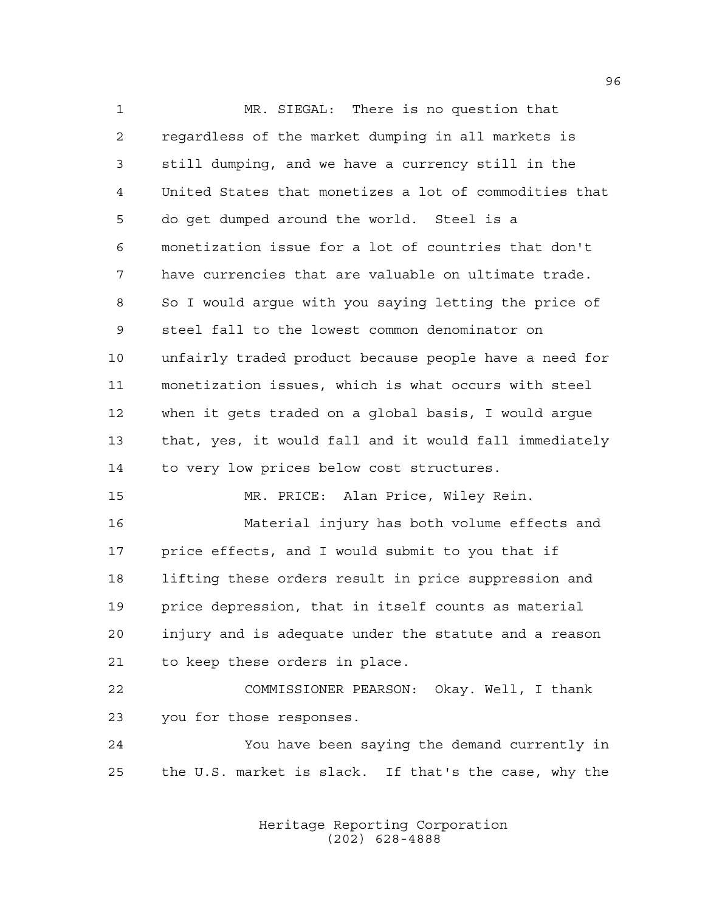MR. SIEGAL: There is no question that regardless of the market dumping in all markets is still dumping, and we have a currency still in the United States that monetizes a lot of commodities that do get dumped around the world. Steel is a monetization issue for a lot of countries that don't have currencies that are valuable on ultimate trade. So I would argue with you saying letting the price of steel fall to the lowest common denominator on unfairly traded product because people have a need for monetization issues, which is what occurs with steel when it gets traded on a global basis, I would argue that, yes, it would fall and it would fall immediately to very low prices below cost structures.

MR. PRICE: Alan Price, Wiley Rein.

Material injury has both volume effects and price effects, and I would submit to you that if lifting these orders result in price suppression and price depression, that in itself counts as material injury and is adequate under the statute and a reason to keep these orders in place.

COMMISSIONER PEARSON: Okay. Well, I thank you for those responses.

You have been saying the demand currently in the U.S. market is slack. If that's the case, why the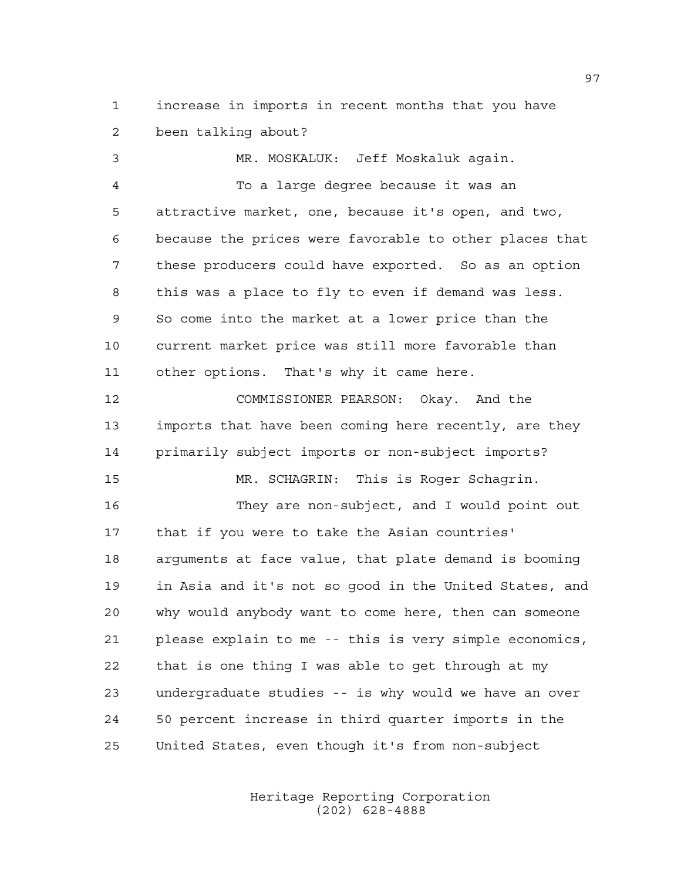increase in imports in recent months that you have been talking about?

MR. MOSKALUK: Jeff Moskaluk again.

To a large degree because it was an attractive market, one, because it's open, and two, because the prices were favorable to other places that these producers could have exported. So as an option this was a place to fly to even if demand was less. So come into the market at a lower price than the current market price was still more favorable than other options. That's why it came here.

COMMISSIONER PEARSON: Okay. And the imports that have been coming here recently, are they primarily subject imports or non-subject imports?

MR. SCHAGRIN: This is Roger Schagrin.

They are non-subject, and I would point out that if you were to take the Asian countries' arguments at face value, that plate demand is booming in Asia and it's not so good in the United States, and why would anybody want to come here, then can someone please explain to me -- this is very simple economics, that is one thing I was able to get through at my undergraduate studies -- is why would we have an over 50 percent increase in third quarter imports in the United States, even though it's from non-subject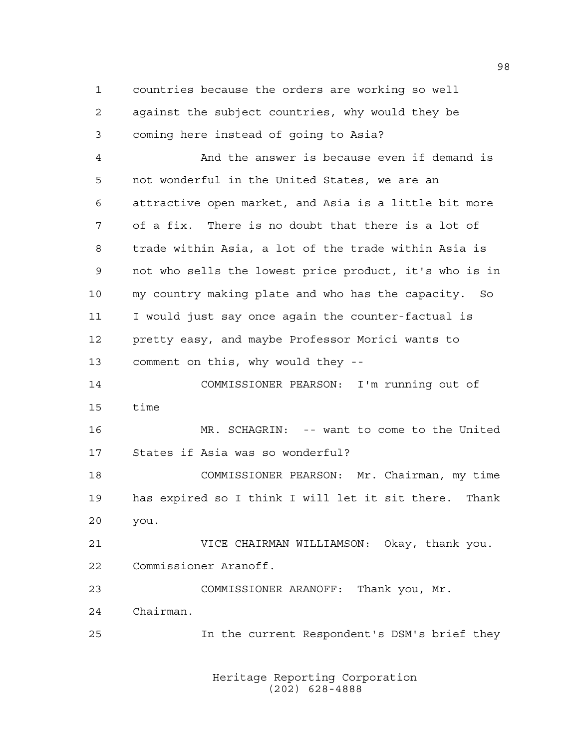countries because the orders are working so well against the subject countries, why would they be coming here instead of going to Asia?

And the answer is because even if demand is not wonderful in the United States, we are an attractive open market, and Asia is a little bit more of a fix. There is no doubt that there is a lot of trade within Asia, a lot of the trade within Asia is not who sells the lowest price product, it's who is in my country making plate and who has the capacity. So I would just say once again the counter-factual is pretty easy, and maybe Professor Morici wants to comment on this, why would they --

COMMISSIONER PEARSON: I'm running out of time

MR. SCHAGRIN: -- want to come to the United States if Asia was so wonderful?

COMMISSIONER PEARSON: Mr. Chairman, my time has expired so I think I will let it sit there. Thank you.

VICE CHAIRMAN WILLIAMSON: Okay, thank you. Commissioner Aranoff.

COMMISSIONER ARANOFF: Thank you, Mr. Chairman.

In the current Respondent's DSM's brief they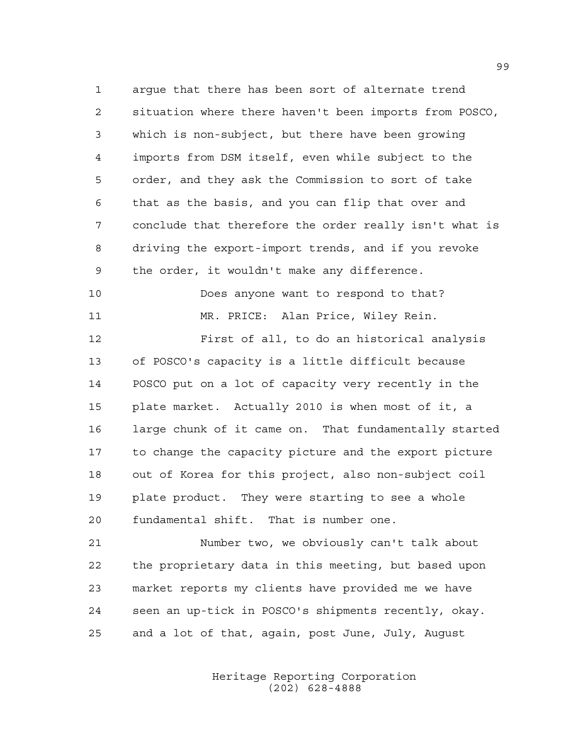argue that there has been sort of alternate trend situation where there haven't been imports from POSCO, which is non-subject, but there have been growing imports from DSM itself, even while subject to the order, and they ask the Commission to sort of take that as the basis, and you can flip that over and conclude that therefore the order really isn't what is driving the export-import trends, and if you revoke the order, it wouldn't make any difference.

Does anyone want to respond to that?

MR. PRICE: Alan Price, Wiley Rein.

First of all, to do an historical analysis of POSCO's capacity is a little difficult because POSCO put on a lot of capacity very recently in the plate market. Actually 2010 is when most of it, a large chunk of it came on. That fundamentally started to change the capacity picture and the export picture out of Korea for this project, also non-subject coil plate product. They were starting to see a whole fundamental shift. That is number one.

Number two, we obviously can't talk about the proprietary data in this meeting, but based upon market reports my clients have provided me we have seen an up-tick in POSCO's shipments recently, okay. and a lot of that, again, post June, July, August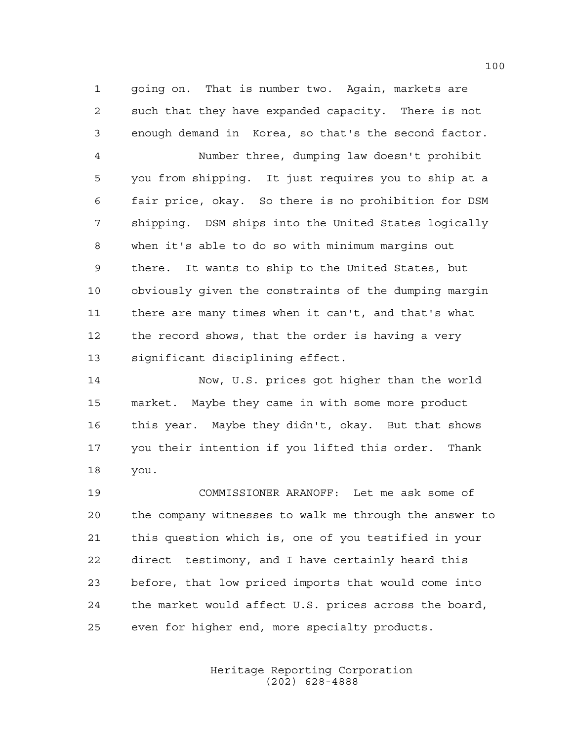going on. That is number two. Again, markets are such that they have expanded capacity. There is not enough demand in Korea, so that's the second factor.

Number three, dumping law doesn't prohibit you from shipping. It just requires you to ship at a fair price, okay. So there is no prohibition for DSM shipping. DSM ships into the United States logically when it's able to do so with minimum margins out there. It wants to ship to the United States, but obviously given the constraints of the dumping margin there are many times when it can't, and that's what the record shows, that the order is having a very significant disciplining effect.

Now, U.S. prices got higher than the world market. Maybe they came in with some more product this year. Maybe they didn't, okay. But that shows you their intention if you lifted this order. Thank you.

COMMISSIONER ARANOFF: Let me ask some of the company witnesses to walk me through the answer to this question which is, one of you testified in your direct testimony, and I have certainly heard this before, that low priced imports that would come into the market would affect U.S. prices across the board, even for higher end, more specialty products.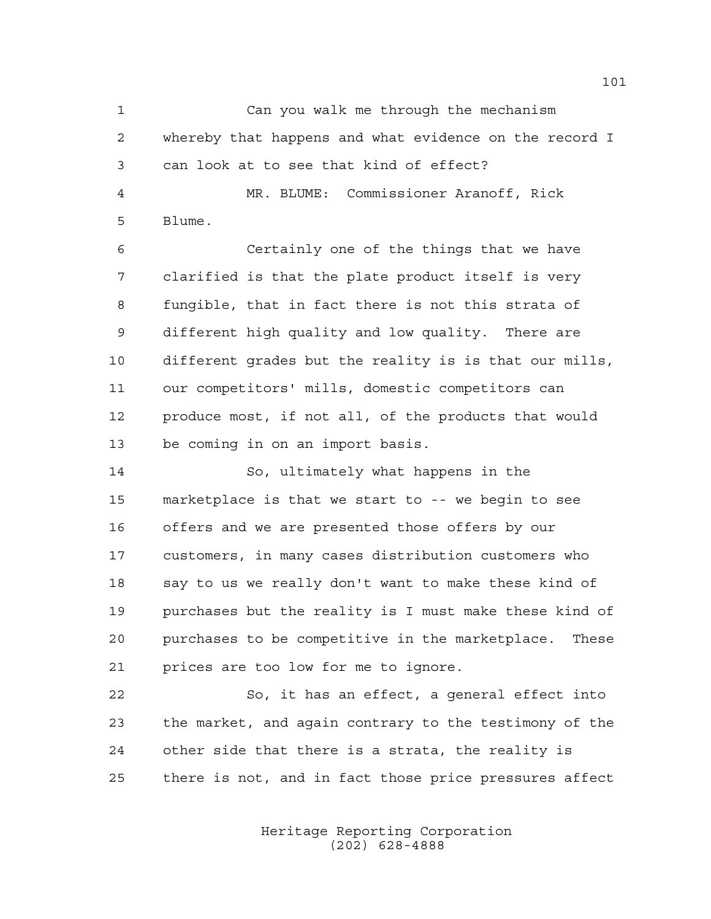Can you walk me through the mechanism whereby that happens and what evidence on the record I can look at to see that kind of effect?

MR. BLUME: Commissioner Aranoff, Rick Blume.

Certainly one of the things that we have clarified is that the plate product itself is very fungible, that in fact there is not this strata of different high quality and low quality. There are different grades but the reality is is that our mills, our competitors' mills, domestic competitors can produce most, if not all, of the products that would be coming in on an import basis.

So, ultimately what happens in the marketplace is that we start to -- we begin to see offers and we are presented those offers by our customers, in many cases distribution customers who say to us we really don't want to make these kind of purchases but the reality is I must make these kind of purchases to be competitive in the marketplace. These prices are too low for me to ignore.

So, it has an effect, a general effect into the market, and again contrary to the testimony of the other side that there is a strata, the reality is there is not, and in fact those price pressures affect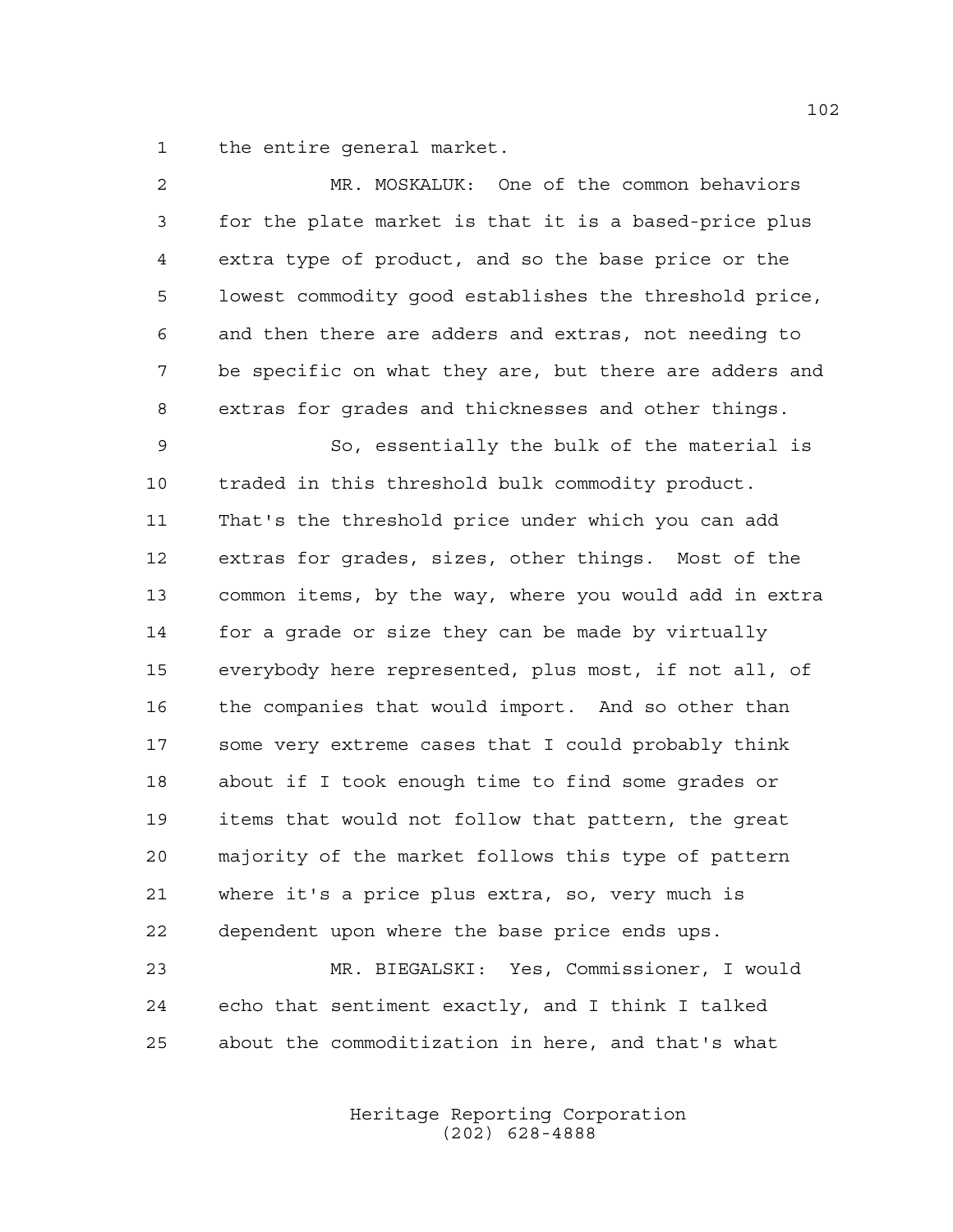the entire general market.

MR. MOSKALUK: One of the common behaviors for the plate market is that it is a based-price plus extra type of product, and so the base price or the lowest commodity good establishes the threshold price, and then there are adders and extras, not needing to be specific on what they are, but there are adders and extras for grades and thicknesses and other things.

So, essentially the bulk of the material is traded in this threshold bulk commodity product. That's the threshold price under which you can add extras for grades, sizes, other things. Most of the common items, by the way, where you would add in extra for a grade or size they can be made by virtually everybody here represented, plus most, if not all, of the companies that would import. And so other than some very extreme cases that I could probably think about if I took enough time to find some grades or items that would not follow that pattern, the great majority of the market follows this type of pattern where it's a price plus extra, so, very much is dependent upon where the base price ends ups.

MR. BIEGALSKI: Yes, Commissioner, I would echo that sentiment exactly, and I think I talked about the commoditization in here, and that's what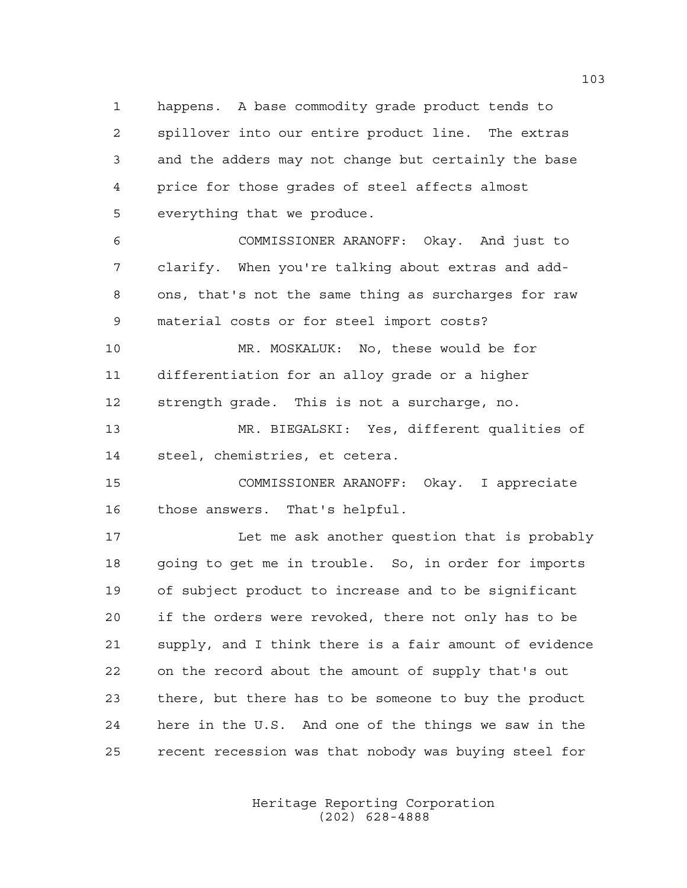happens. A base commodity grade product tends to spillover into our entire product line. The extras and the adders may not change but certainly the base price for those grades of steel affects almost everything that we produce.

COMMISSIONER ARANOFF: Okay. And just to clarify. When you're talking about extras and add-ons, that's not the same thing as surcharges for raw material costs or for steel import costs?

MR. MOSKALUK: No, these would be for differentiation for an alloy grade or a higher strength grade. This is not a surcharge, no.

MR. BIEGALSKI: Yes, different qualities of steel, chemistries, et cetera.

COMMISSIONER ARANOFF: Okay. I appreciate those answers. That's helpful.

Let me ask another question that is probably going to get me in trouble. So, in order for imports of subject product to increase and to be significant if the orders were revoked, there not only has to be supply, and I think there is a fair amount of evidence on the record about the amount of supply that's out there, but there has to be someone to buy the product here in the U.S. And one of the things we saw in the recent recession was that nobody was buying steel for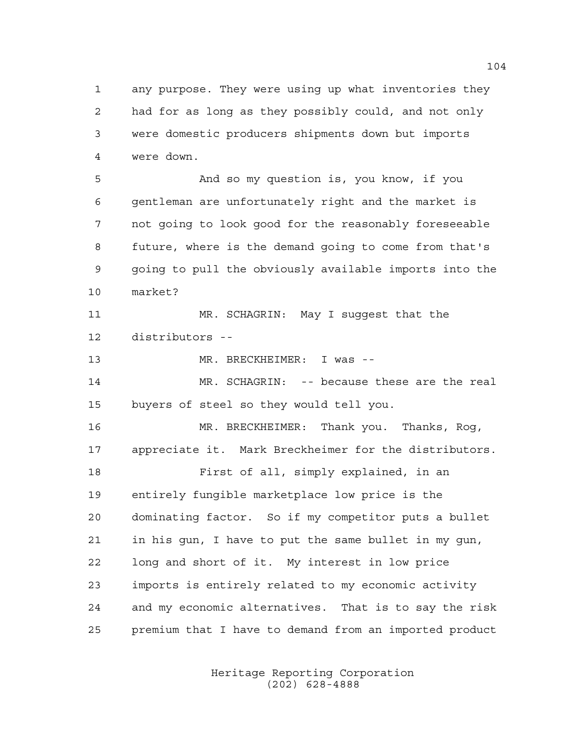any purpose. They were using up what inventories they had for as long as they possibly could, and not only were domestic producers shipments down but imports were down.

And so my question is, you know, if you gentleman are unfortunately right and the market is not going to look good for the reasonably foreseeable future, where is the demand going to come from that's going to pull the obviously available imports into the market?

MR. SCHAGRIN: May I suggest that the distributors --

MR. BRECKHEIMER: I was --

MR. SCHAGRIN: -- because these are the real buyers of steel so they would tell you.

MR. BRECKHEIMER: Thank you. Thanks, Rog, appreciate it. Mark Breckheimer for the distributors.

First of all, simply explained, in an entirely fungible marketplace low price is the dominating factor. So if my competitor puts a bullet in his gun, I have to put the same bullet in my gun, long and short of it. My interest in low price imports is entirely related to my economic activity and my economic alternatives. That is to say the risk premium that I have to demand from an imported product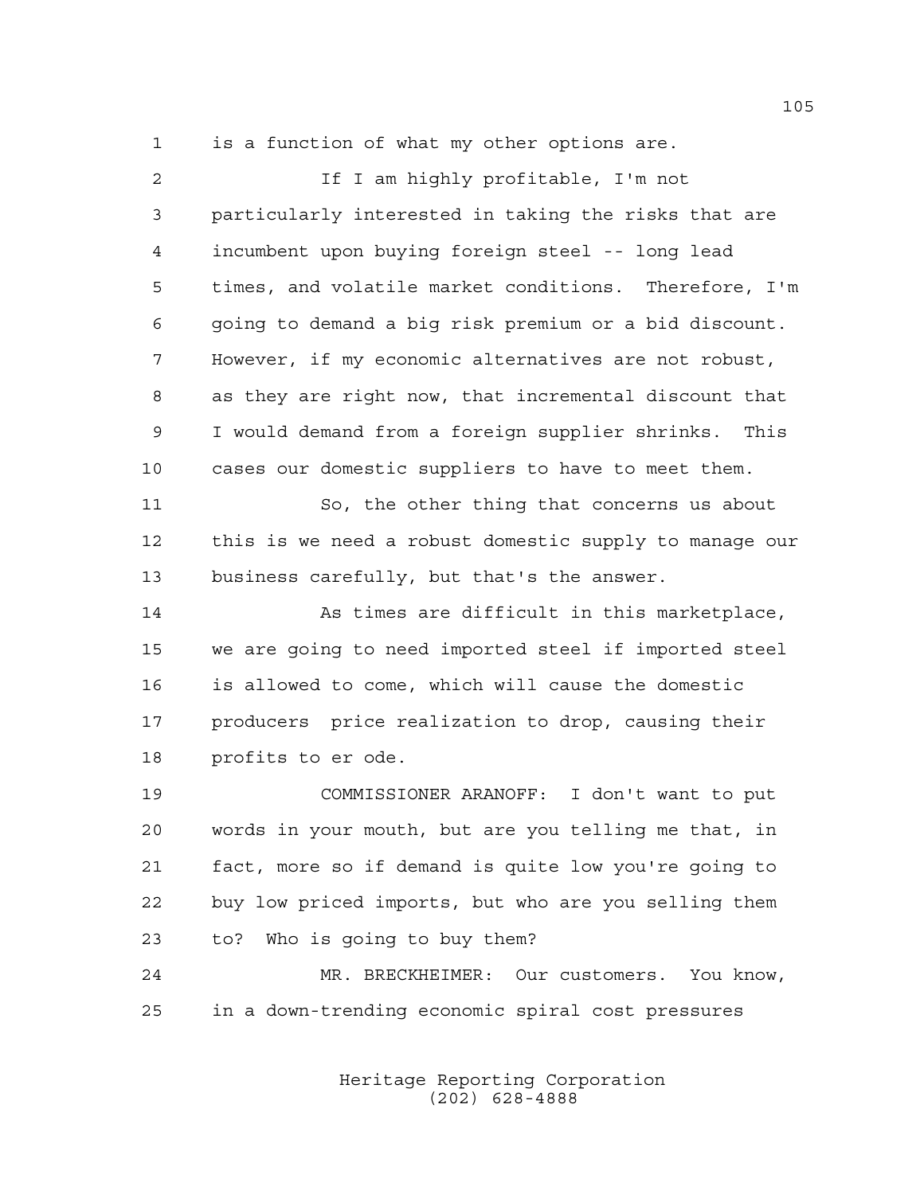is a function of what my other options are.

If I am highly profitable, I'm not particularly interested in taking the risks that are incumbent upon buying foreign steel -- long lead times, and volatile market conditions. Therefore, I'm going to demand a big risk premium or a bid discount. However, if my economic alternatives are not robust, as they are right now, that incremental discount that I would demand from a foreign supplier shrinks. This cases our domestic suppliers to have to meet them.

So, the other thing that concerns us about this is we need a robust domestic supply to manage our business carefully, but that's the answer.

As times are difficult in this marketplace, we are going to need imported steel if imported steel is allowed to come, which will cause the domestic producers price realization to drop, causing their profits to er ode.

COMMISSIONER ARANOFF: I don't want to put words in your mouth, but are you telling me that, in fact, more so if demand is quite low you're going to buy low priced imports, but who are you selling them to? Who is going to buy them?

MR. BRECKHEIMER: Our customers. You know, in a down-trending economic spiral cost pressures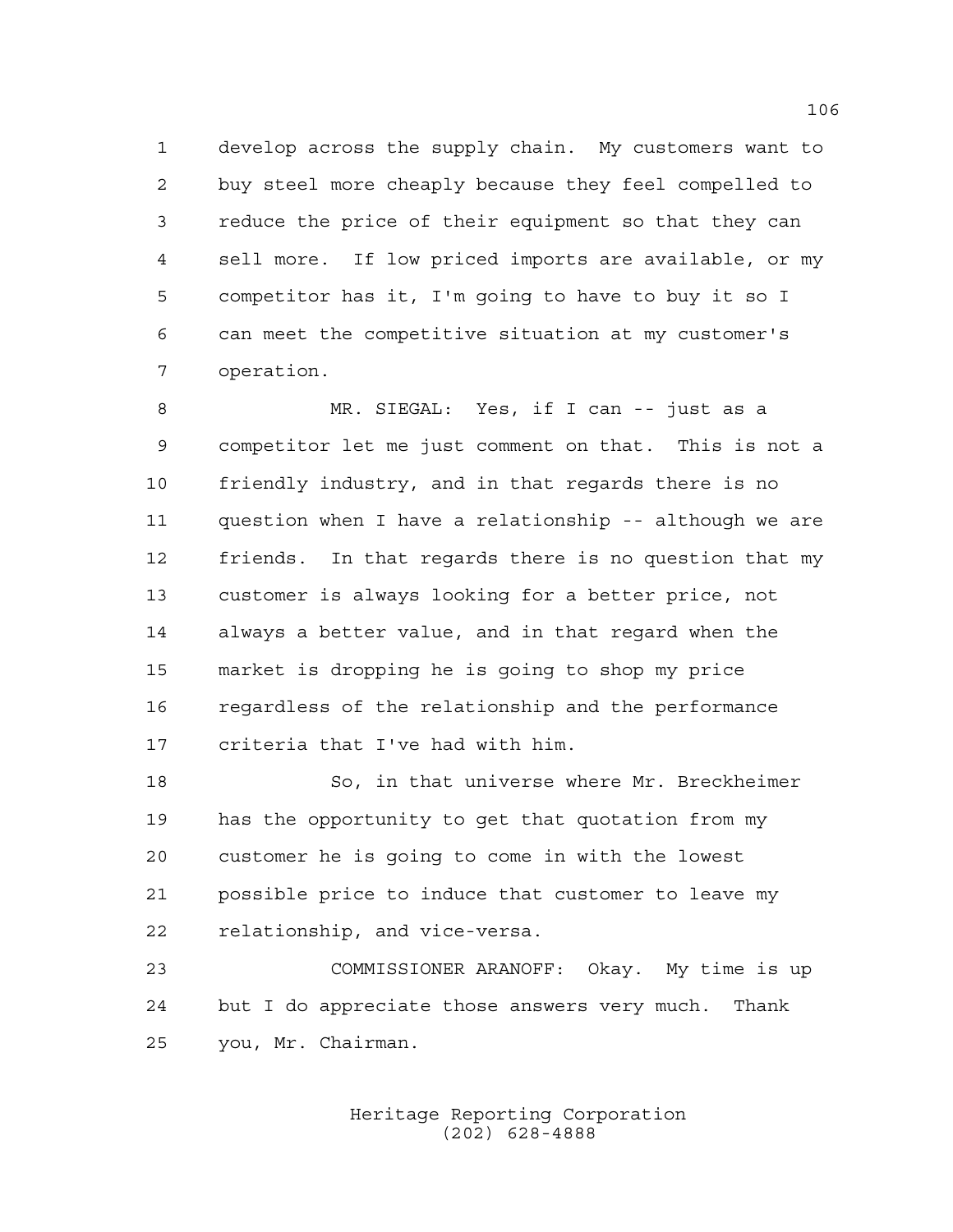develop across the supply chain. My customers want to buy steel more cheaply because they feel compelled to reduce the price of their equipment so that they can sell more. If low priced imports are available, or my competitor has it, I'm going to have to buy it so I can meet the competitive situation at my customer's operation.

MR. SIEGAL: Yes, if I can -- just as a competitor let me just comment on that. This is not a friendly industry, and in that regards there is no question when I have a relationship -- although we are friends. In that regards there is no question that my customer is always looking for a better price, not always a better value, and in that regard when the market is dropping he is going to shop my price regardless of the relationship and the performance criteria that I've had with him.

So, in that universe where Mr. Breckheimer has the opportunity to get that quotation from my customer he is going to come in with the lowest possible price to induce that customer to leave my relationship, and vice-versa.

COMMISSIONER ARANOFF: Okay. My time is up but I do appreciate those answers very much. Thank you, Mr. Chairman.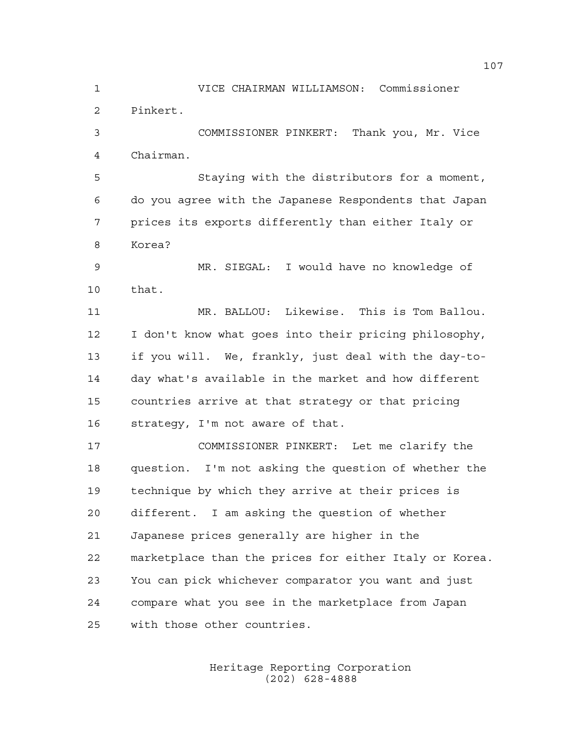VICE CHAIRMAN WILLIAMSON: Commissioner Pinkert.

COMMISSIONER PINKERT: Thank you, Mr. Vice Chairman.

Staying with the distributors for a moment, do you agree with the Japanese Respondents that Japan prices its exports differently than either Italy or Korea?

MR. SIEGAL: I would have no knowledge of that.

MR. BALLOU: Likewise. This is Tom Ballou. I don't know what goes into their pricing philosophy, if you will. We, frankly, just deal with the day-to-day what's available in the market and how different countries arrive at that strategy or that pricing strategy, I'm not aware of that.

COMMISSIONER PINKERT: Let me clarify the question. I'm not asking the question of whether the technique by which they arrive at their prices is different. I am asking the question of whether Japanese prices generally are higher in the marketplace than the prices for either Italy or Korea. You can pick whichever comparator you want and just compare what you see in the marketplace from Japan with those other countries.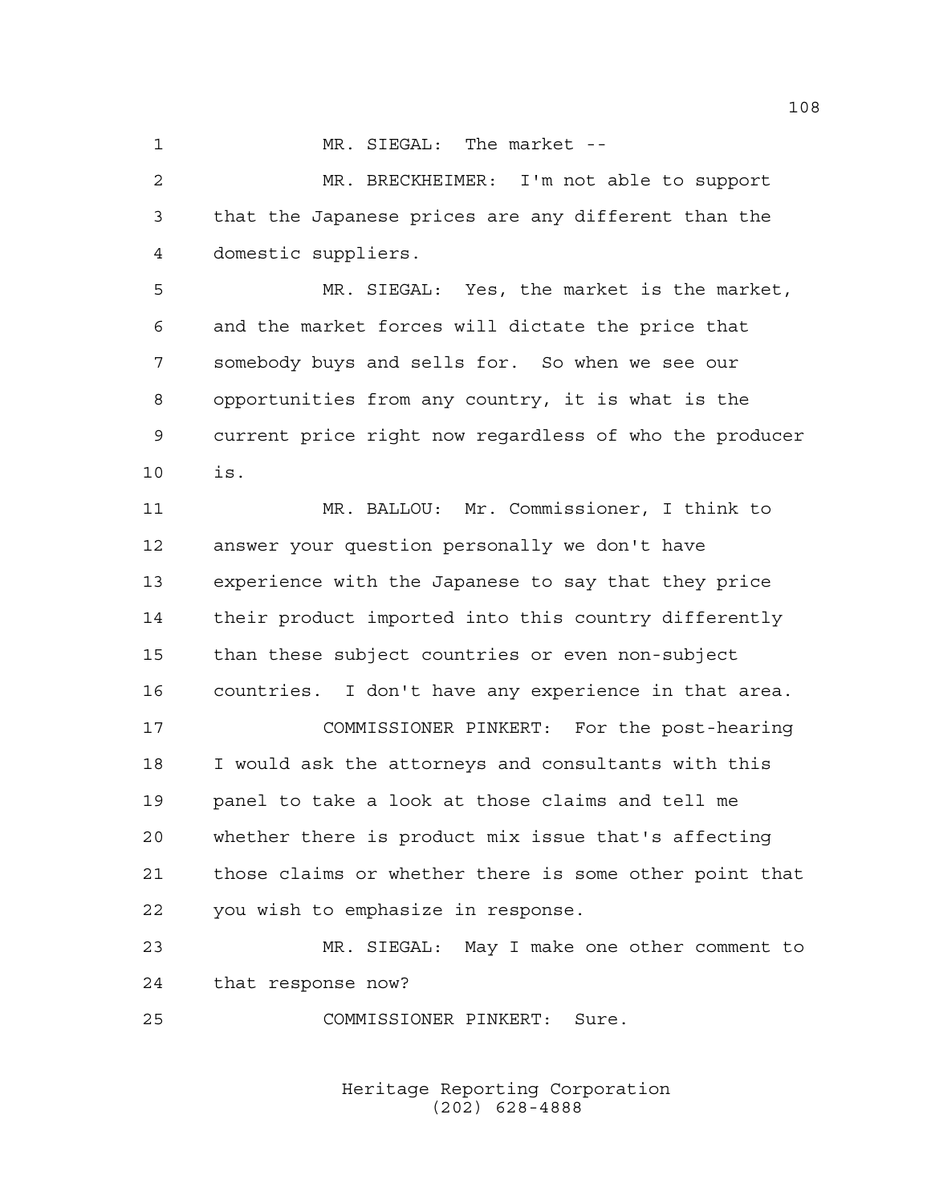MR. SIEGAL: The market --

MR. BRECKHEIMER: I'm not able to support that the Japanese prices are any different than the domestic suppliers.

MR. SIEGAL: Yes, the market is the market, and the market forces will dictate the price that somebody buys and sells for. So when we see our opportunities from any country, it is what is the current price right now regardless of who the producer is.

MR. BALLOU: Mr. Commissioner, I think to answer your question personally we don't have experience with the Japanese to say that they price their product imported into this country differently than these subject countries or even non-subject countries. I don't have any experience in that area.

COMMISSIONER PINKERT: For the post-hearing I would ask the attorneys and consultants with this panel to take a look at those claims and tell me whether there is product mix issue that's affecting those claims or whether there is some other point that you wish to emphasize in response.

MR. SIEGAL: May I make one other comment to that response now?

COMMISSIONER PINKERT: Sure.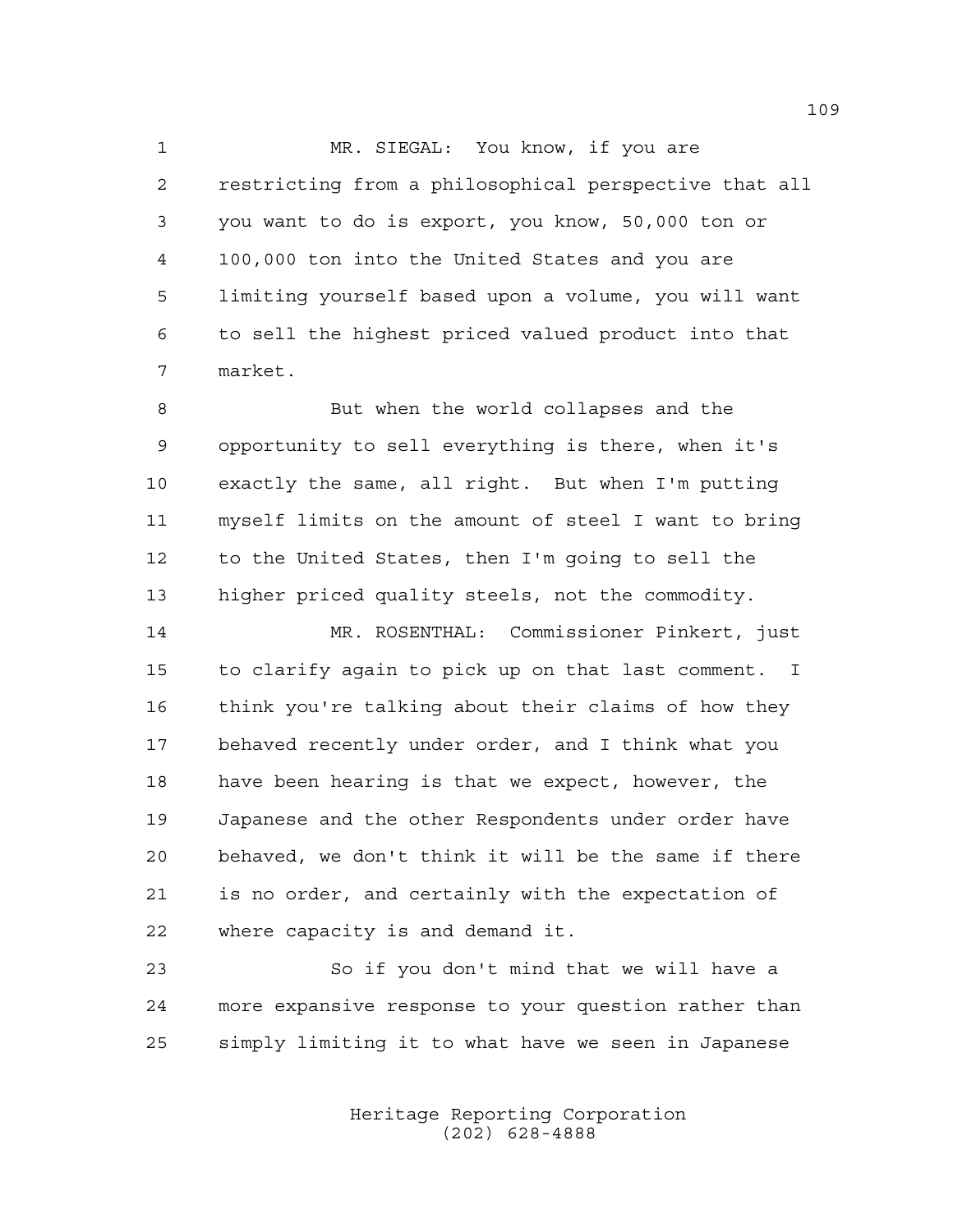MR. SIEGAL: You know, if you are restricting from a philosophical perspective that all you want to do is export, you know, 50,000 ton or 100,000 ton into the United States and you are limiting yourself based upon a volume, you will want to sell the highest priced valued product into that market.

But when the world collapses and the opportunity to sell everything is there, when it's exactly the same, all right. But when I'm putting myself limits on the amount of steel I want to bring to the United States, then I'm going to sell the higher priced quality steels, not the commodity.

MR. ROSENTHAL: Commissioner Pinkert, just to clarify again to pick up on that last comment. I think you're talking about their claims of how they behaved recently under order, and I think what you have been hearing is that we expect, however, the Japanese and the other Respondents under order have behaved, we don't think it will be the same if there is no order, and certainly with the expectation of where capacity is and demand it.

So if you don't mind that we will have a more expansive response to your question rather than simply limiting it to what have we seen in Japanese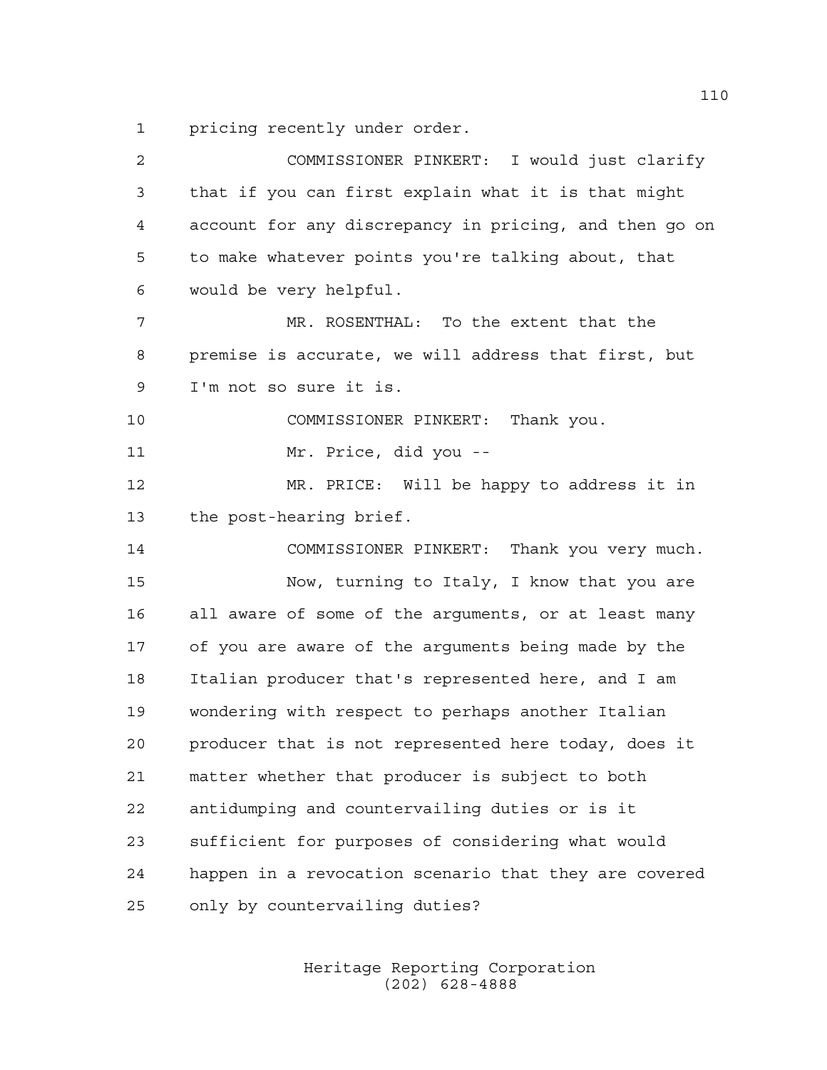pricing recently under order.

COMMISSIONER PINKERT: I would just clarify that if you can first explain what it is that might account for any discrepancy in pricing, and then go on to make whatever points you're talking about, that would be very helpful.

MR. ROSENTHAL: To the extent that the premise is accurate, we will address that first, but I'm not so sure it is.

COMMISSIONER PINKERT: Thank you.

Mr. Price, did you --

MR. PRICE: Will be happy to address it in the post-hearing brief.

COMMISSIONER PINKERT: Thank you very much.

Now, turning to Italy, I know that you are all aware of some of the arguments, or at least many of you are aware of the arguments being made by the Italian producer that's represented here, and I am wondering with respect to perhaps another Italian producer that is not represented here today, does it matter whether that producer is subject to both antidumping and countervailing duties or is it sufficient for purposes of considering what would happen in a revocation scenario that they are covered only by countervailing duties?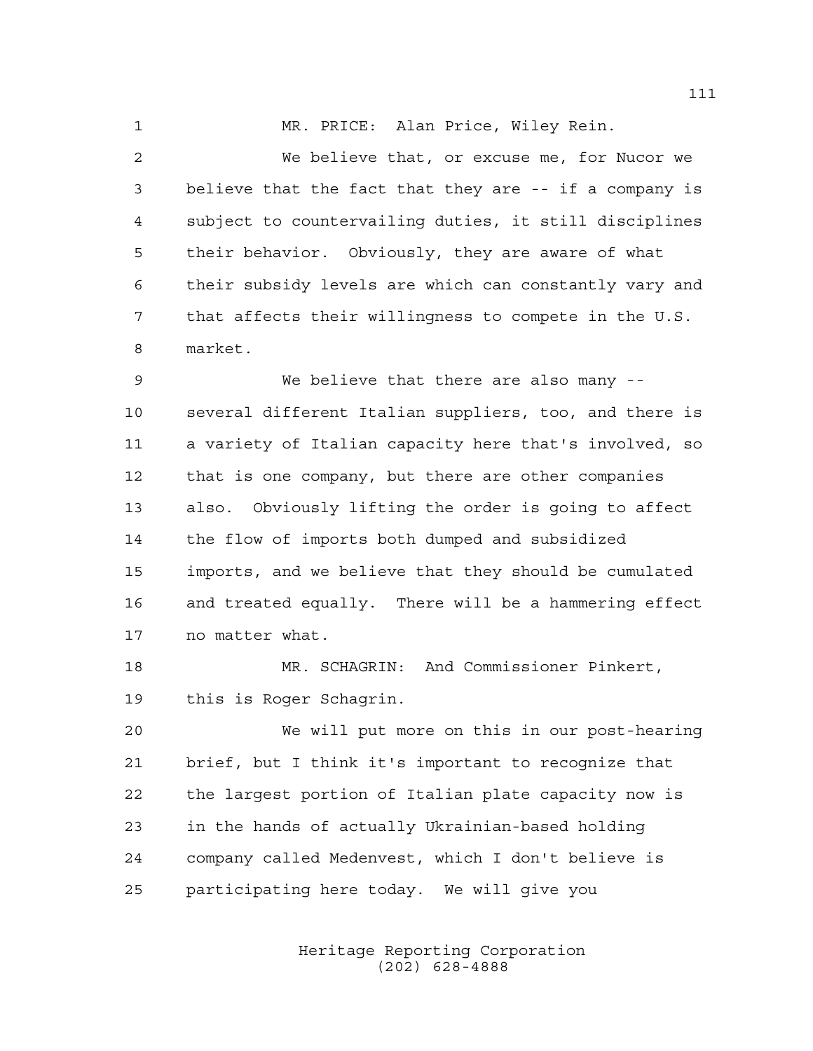MR. PRICE: Alan Price, Wiley Rein.

We believe that, or excuse me, for Nucor we believe that the fact that they are -- if a company is subject to countervailing duties, it still disciplines their behavior. Obviously, they are aware of what their subsidy levels are which can constantly vary and that affects their willingness to compete in the U.S. market.

We believe that there are also many -- several different Italian suppliers, too, and there is a variety of Italian capacity here that's involved, so that is one company, but there are other companies also. Obviously lifting the order is going to affect the flow of imports both dumped and subsidized imports, and we believe that they should be cumulated and treated equally. There will be a hammering effect no matter what.

MR. SCHAGRIN: And Commissioner Pinkert, this is Roger Schagrin.

We will put more on this in our post-hearing brief, but I think it's important to recognize that the largest portion of Italian plate capacity now is in the hands of actually Ukrainian-based holding company called Medenvest, which I don't believe is participating here today. We will give you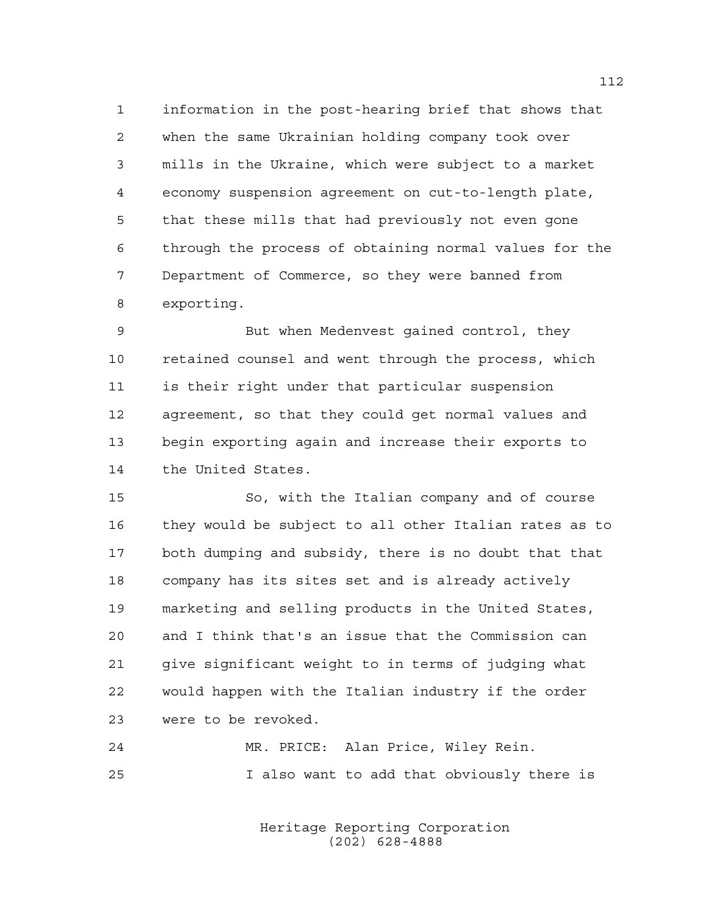information in the post-hearing brief that shows that when the same Ukrainian holding company took over mills in the Ukraine, which were subject to a market economy suspension agreement on cut-to-length plate, that these mills that had previously not even gone through the process of obtaining normal values for the Department of Commerce, so they were banned from exporting.

But when Medenvest gained control, they retained counsel and went through the process, which is their right under that particular suspension agreement, so that they could get normal values and begin exporting again and increase their exports to the United States.

So, with the Italian company and of course they would be subject to all other Italian rates as to both dumping and subsidy, there is no doubt that that company has its sites set and is already actively marketing and selling products in the United States, and I think that's an issue that the Commission can give significant weight to in terms of judging what would happen with the Italian industry if the order were to be revoked.

MR. PRICE: Alan Price, Wiley Rein.

I also want to add that obviously there is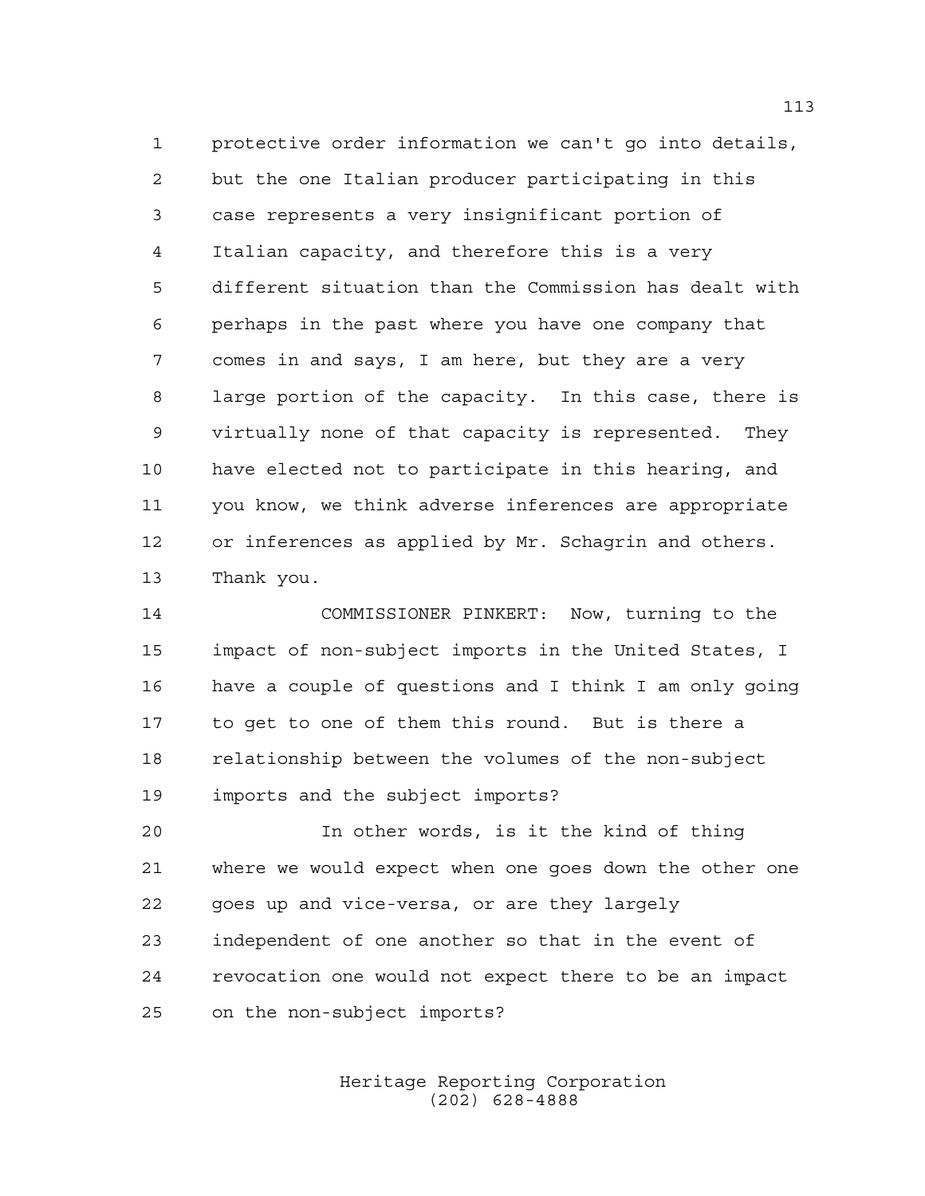protective order information we can't go into details, but the one Italian producer participating in this case represents a very insignificant portion of Italian capacity, and therefore this is a very different situation than the Commission has dealt with perhaps in the past where you have one company that comes in and says, I am here, but they are a very large portion of the capacity. In this case, there is virtually none of that capacity is represented. They have elected not to participate in this hearing, and you know, we think adverse inferences are appropriate or inferences as applied by Mr. Schagrin and others. Thank you.

COMMISSIONER PINKERT: Now, turning to the impact of non-subject imports in the United States, I have a couple of questions and I think I am only going to get to one of them this round. But is there a relationship between the volumes of the non-subject imports and the subject imports?

In other words, is it the kind of thing where we would expect when one goes down the other one goes up and vice-versa, or are they largely independent of one another so that in the event of revocation one would not expect there to be an impact on the non-subject imports?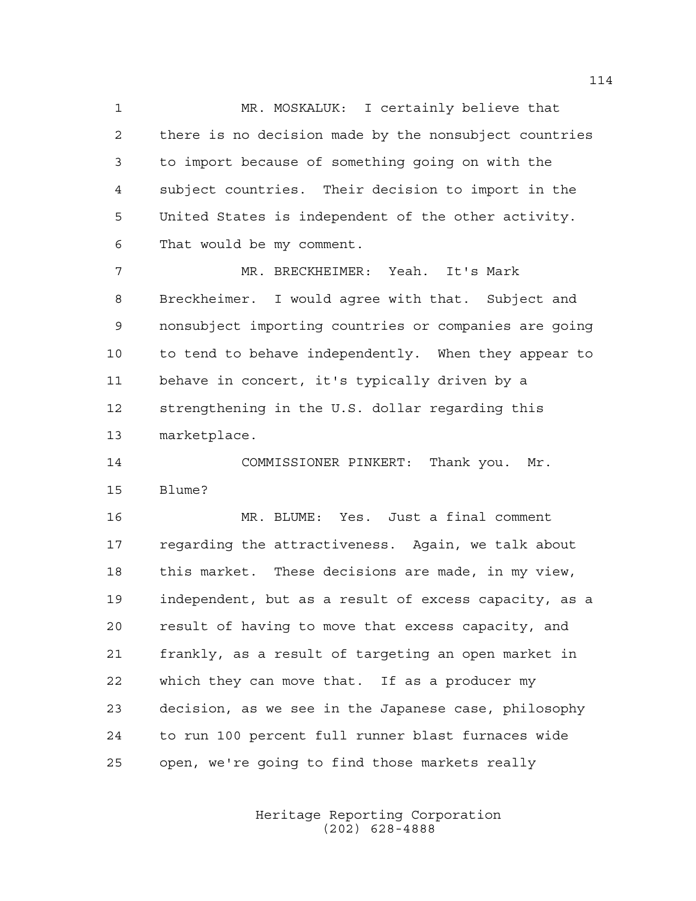MR. MOSKALUK: I certainly believe that there is no decision made by the nonsubject countries to import because of something going on with the subject countries. Their decision to import in the United States is independent of the other activity. That would be my comment.

MR. BRECKHEIMER: Yeah. It's Mark Breckheimer. I would agree with that. Subject and nonsubject importing countries or companies are going to tend to behave independently. When they appear to behave in concert, it's typically driven by a strengthening in the U.S. dollar regarding this marketplace.

COMMISSIONER PINKERT: Thank you. Mr. Blume?

MR. BLUME: Yes. Just a final comment regarding the attractiveness. Again, we talk about this market. These decisions are made, in my view, independent, but as a result of excess capacity, as a result of having to move that excess capacity, and frankly, as a result of targeting an open market in which they can move that. If as a producer my decision, as we see in the Japanese case, philosophy to run 100 percent full runner blast furnaces wide open, we're going to find those markets really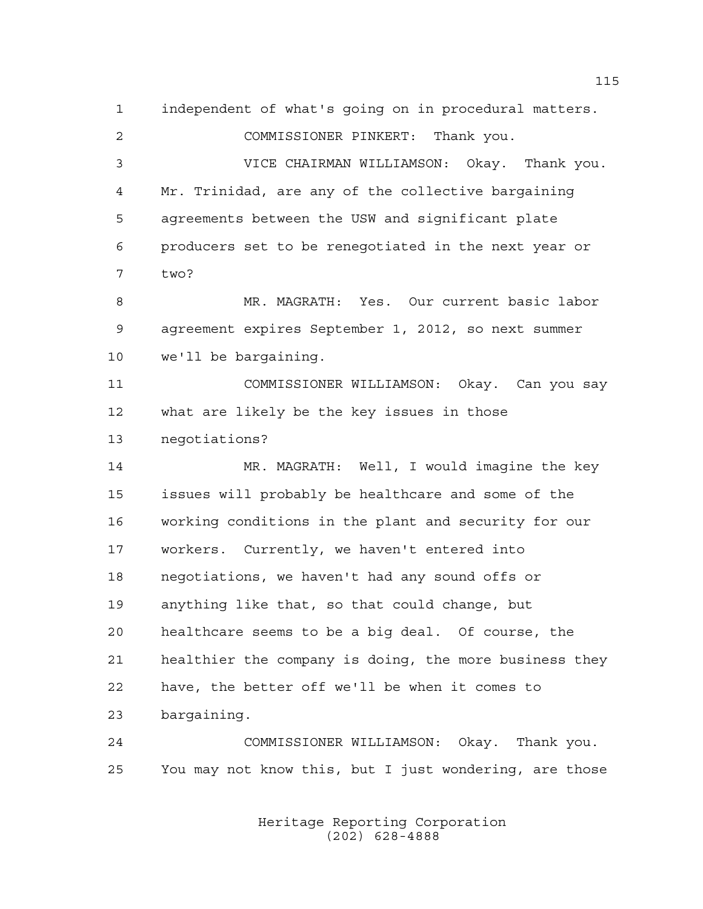1 independent of what's going on in procedural matters.

2 COMMISSIONER PINKERT: Thank you.

3 VICE CHAIRMAN WILLIAMSON: Okay. Thank you.

4 Mr. Trinidad, are any of the collective bargaining

5 agreements between the USW and significant plate

6 producers set to be renegotiated in the next year or

7 two?

8 MR. MAGRATH: Yes. Our current basic labor

9 agreement expires September 1, 2012, so next summer

10 we'll be bargaining.

11 COMMISSIONER WILLIAMSON: Okay. Can you say

12 what are likely be the key issues in those

13 negotiations?

14 MR. MAGRATH: Well, I would imagine the key

15 issues will probably be healthcare and some of the

16 working conditions in the plant and security for our

17 workers. Currently, we haven't entered into

18 negotiations, we haven't had any sound offs or

19 anything like that, so that could change, but

20 healthcare seems to be a big deal. Of course, the

21 healthier the company is doing, the more business they

22 have, the better off we'll be when it comes to

23 bargaining.

24 COMMISSIONER WILLIAMSON: Okay. Thank you.

25 You may not know this, but I just wondering, are those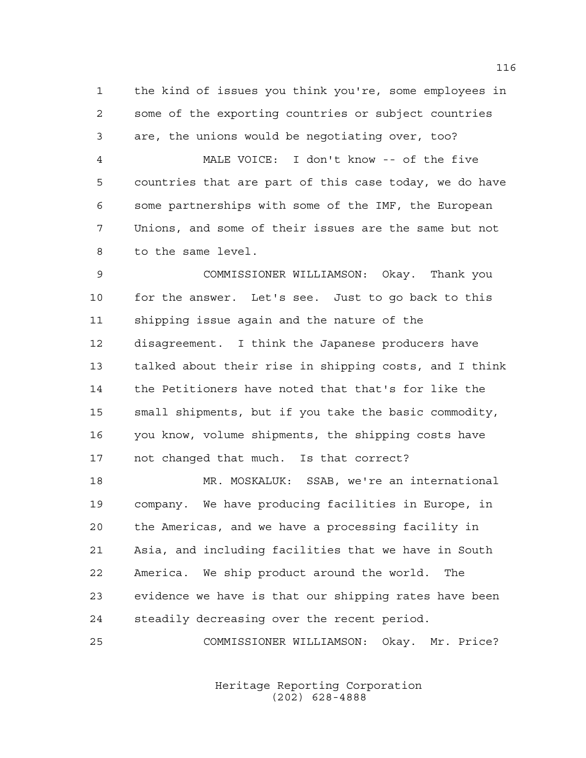1 the kind of issues you think you're, some employees in
2 some of the exporting countries or subject countries
3 are, the unions would be negotiating over, too?

4 MALE VOICE: I don't know -- of the five
5 countries that are part of this case today, we do have
6 some partnerships with some of the IMF, the European
7 Unions, and some of their issues are the same but not
8 to the same level.

9 COMMISSIONER WILLIAMSON: Okay. Thank you
10 for the answer. Let's see. Just to go back to this
11 shipping issue again and the nature of the
12 disagreement. I think the Japanese producers have
13 talked about their rise in shipping costs, and I think
14 the Petitioners have noted that that's for like the
15 small shipments, but if you take the basic commodity,
16 you know, volume shipments, the shipping costs have
17 not changed that much. Is that correct?

18 MR. MOSKALUK: SSAB, we're an international
19 company. We have producing facilities in Europe, in
20 the Americas, and we have a processing facility in
21 Asia, and including facilities that we have in South
22 America. We ship product around the world. The
23 evidence we have is that our shipping rates have been
24 steadily decreasing over the recent period.

25 COMMISSIONER WILLIAMSON: Okay. Mr. Price?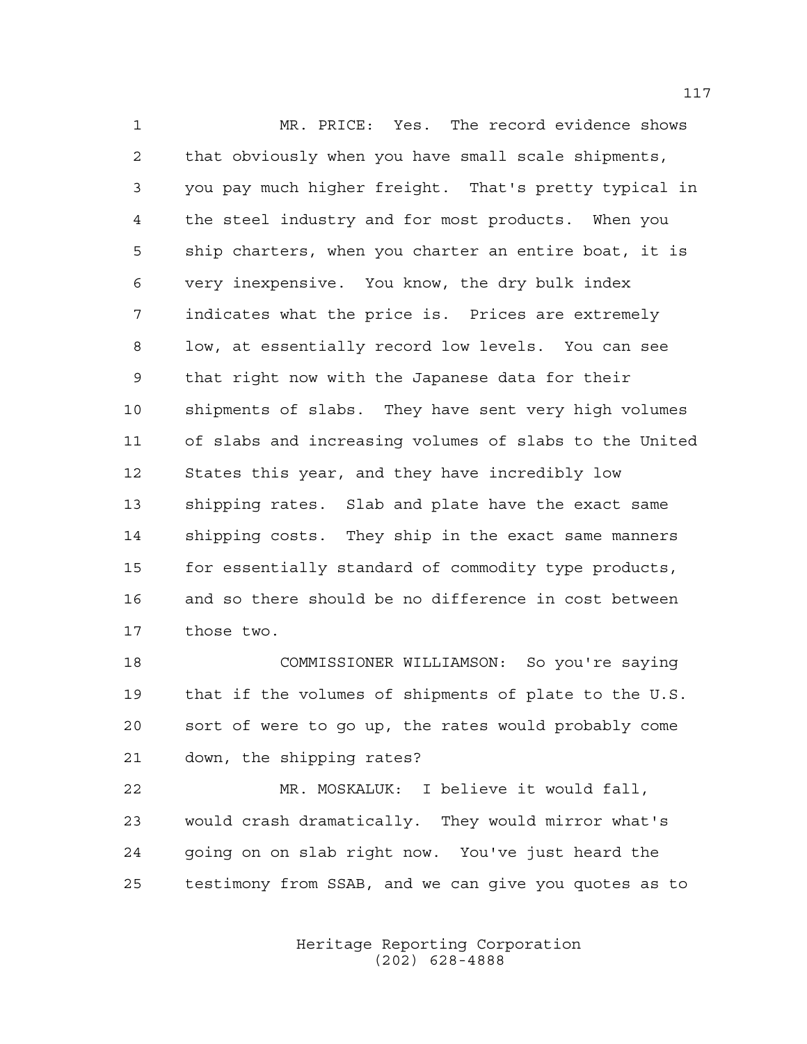MR. PRICE: Yes. The record evidence shows that obviously when you have small scale shipments, you pay much higher freight. That's pretty typical in the steel industry and for most products. When you ship charters, when you charter an entire boat, it is very inexpensive. You know, the dry bulk index indicates what the price is. Prices are extremely low, at essentially record low levels. You can see that right now with the Japanese data for their shipments of slabs. They have sent very high volumes of slabs and increasing volumes of slabs to the United States this year, and they have incredibly low shipping rates. Slab and plate have the exact same shipping costs. They ship in the exact same manners for essentially standard of commodity type products, and so there should be no difference in cost between those two.

COMMISSIONER WILLIAMSON: So you're saying that if the volumes of shipments of plate to the U.S. sort of were to go up, the rates would probably come down, the shipping rates?

MR. MOSKALUK: I believe it would fall, would crash dramatically. They would mirror what's going on on slab right now. You've just heard the testimony from SSAB, and we can give you quotes as to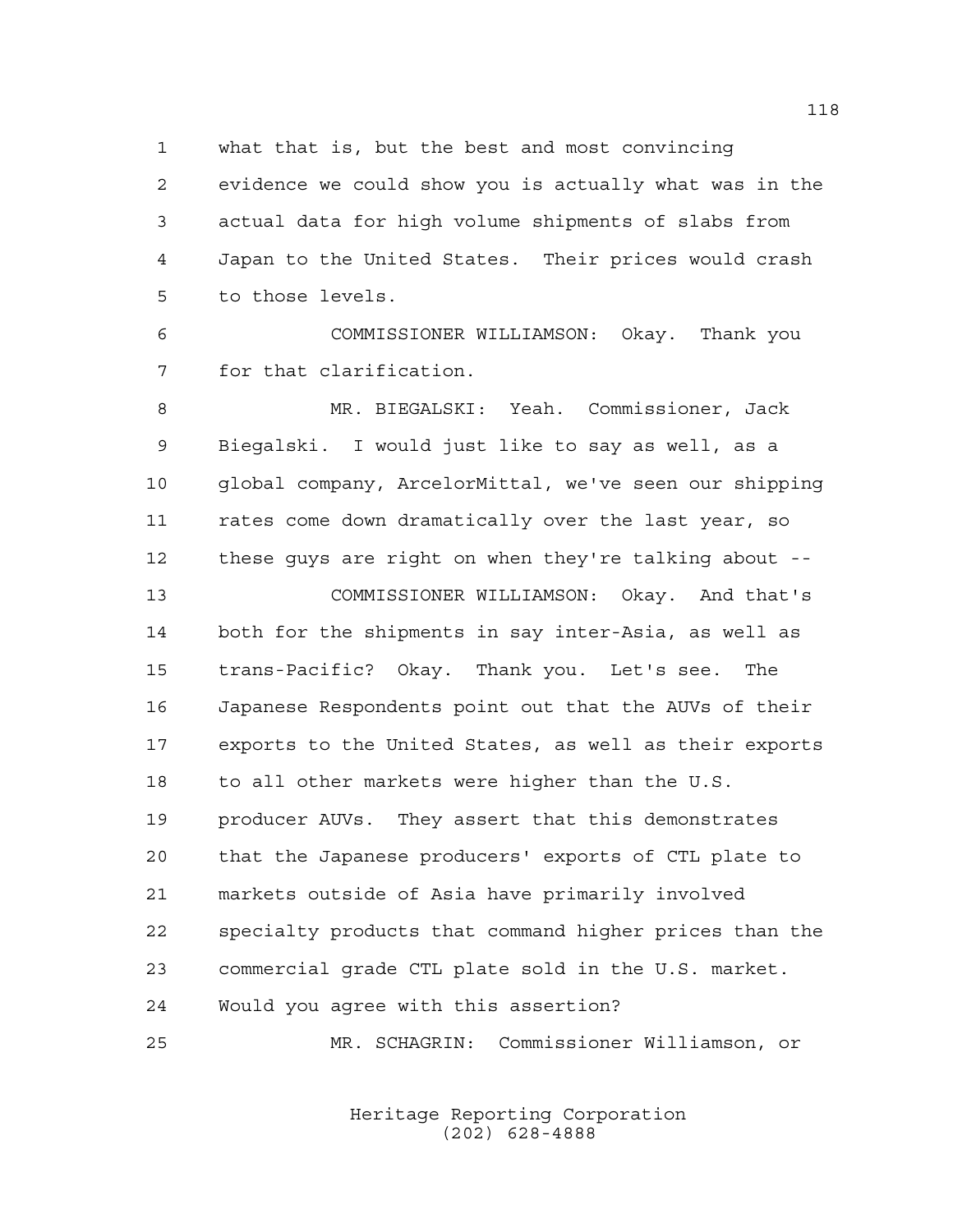what that is, but the best and most convincing evidence we could show you is actually what was in the actual data for high volume shipments of slabs from Japan to the United States. Their prices would crash to those levels.

COMMISSIONER WILLIAMSON: Okay. Thank you for that clarification.

MR. BIEGALSKI: Yeah. Commissioner, Jack Biegalski. I would just like to say as well, as a global company, ArcelorMittal, we've seen our shipping rates come down dramatically over the last year, so these guys are right on when they're talking about --

COMMISSIONER WILLIAMSON: Okay. And that's both for the shipments in say inter-Asia, as well as trans-Pacific? Okay. Thank you. Let's see. The Japanese Respondents point out that the AUVs of their exports to the United States, as well as their exports to all other markets were higher than the U.S. producer AUVs. They assert that this demonstrates that the Japanese producers' exports of CTL plate to markets outside of Asia have primarily involved specialty products that command higher prices than the commercial grade CTL plate sold in the U.S. market. Would you agree with this assertion?

MR. SCHAGRIN: Commissioner Williamson, or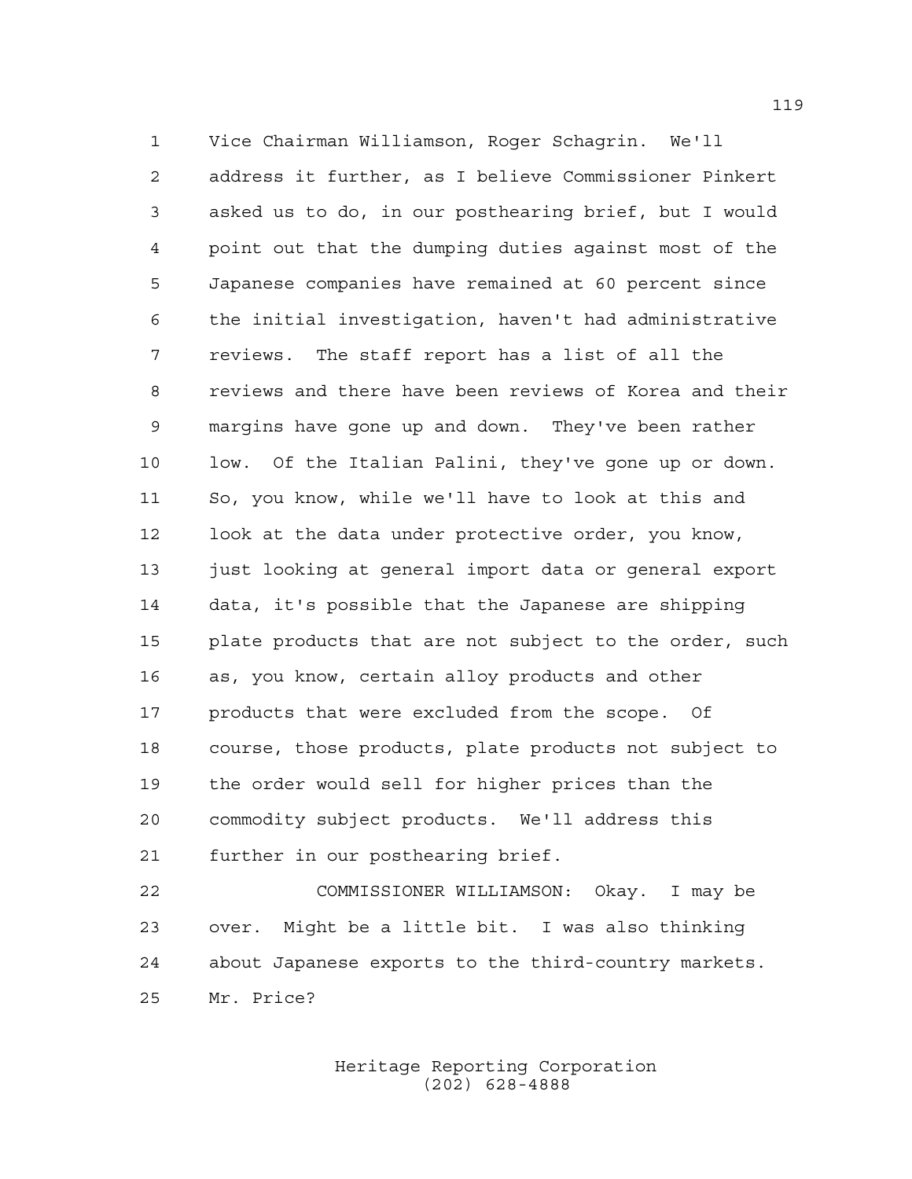Vice Chairman Williamson, Roger Schagrin. We'll address it further, as I believe Commissioner Pinkert asked us to do, in our posthearing brief, but I would point out that the dumping duties against most of the Japanese companies have remained at 60 percent since the initial investigation, haven't had administrative reviews. The staff report has a list of all the reviews and there have been reviews of Korea and their margins have gone up and down. They've been rather low. Of the Italian Palini, they've gone up or down. So, you know, while we'll have to look at this and look at the data under protective order, you know, just looking at general import data or general export data, it's possible that the Japanese are shipping plate products that are not subject to the order, such as, you know, certain alloy products and other products that were excluded from the scope. Of course, those products, plate products not subject to the order would sell for higher prices than the commodity subject products. We'll address this further in our posthearing brief.

COMMISSIONER WILLIAMSON: Okay. I may be over. Might be a little bit. I was also thinking about Japanese exports to the third-country markets. Mr. Price?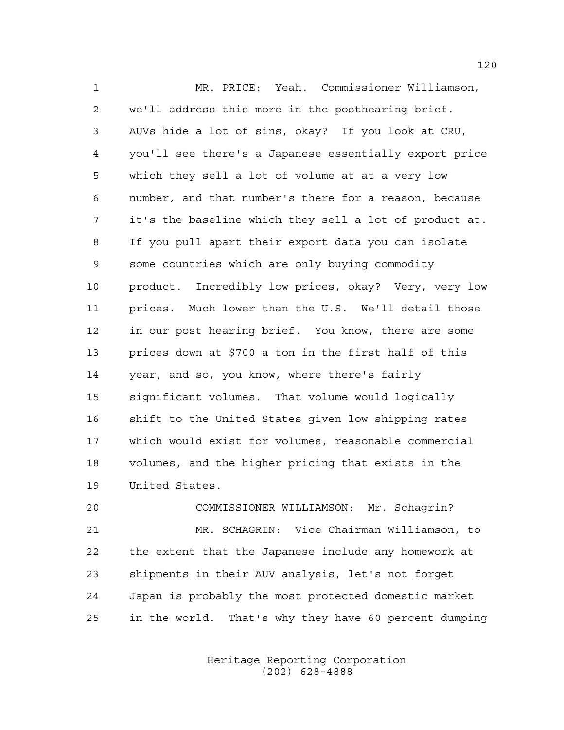MR. PRICE: Yeah. Commissioner Williamson, we'll address this more in the posthearing brief. AUVs hide a lot of sins, okay? If you look at CRU, you'll see there's a Japanese essentially export price which they sell a lot of volume at at a very low number, and that number's there for a reason, because it's the baseline which they sell a lot of product at. If you pull apart their export data you can isolate some countries which are only buying commodity product. Incredibly low prices, okay? Very, very low prices. Much lower than the U.S. We'll detail those in our post hearing brief. You know, there are some prices down at $700 a ton in the first half of this year, and so, you know, where there's fairly significant volumes. That volume would logically shift to the United States given low shipping rates which would exist for volumes, reasonable commercial volumes, and the higher pricing that exists in the United States.

COMMISSIONER WILLIAMSON: Mr. Schagrin?

MR. SCHAGRIN: Vice Chairman Williamson, to the extent that the Japanese include any homework at shipments in their AUV analysis, let's not forget Japan is probably the most protected domestic market in the world. That's why they have 60 percent dumping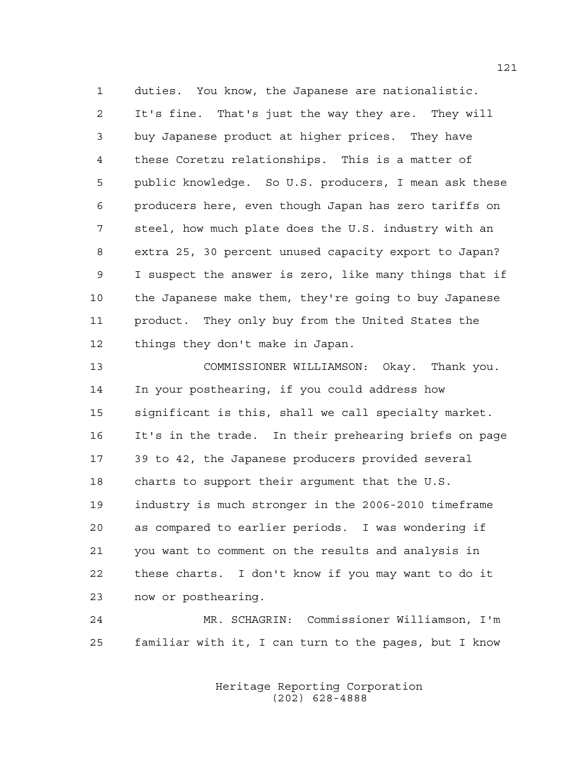duties. You know, the Japanese are nationalistic. It's fine. That's just the way they are. They will buy Japanese product at higher prices. They have these Coretzu relationships. This is a matter of public knowledge. So U.S. producers, I mean ask these producers here, even though Japan has zero tariffs on steel, how much plate does the U.S. industry with an extra 25, 30 percent unused capacity export to Japan? I suspect the answer is zero, like many things that if the Japanese make them, they're going to buy Japanese product. They only buy from the United States the things they don't make in Japan.

COMMISSIONER WILLIAMSON: Okay. Thank you. In your posthearing, if you could address how significant is this, shall we call specialty market. It's in the trade. In their prehearing briefs on page 39 to 42, the Japanese producers provided several charts to support their argument that the U.S. industry is much stronger in the 2006-2010 timeframe as compared to earlier periods. I was wondering if you want to comment on the results and analysis in these charts. I don't know if you may want to do it now or posthearing.

MR. SCHAGRIN: Commissioner Williamson, I'm familiar with it, I can turn to the pages, but I know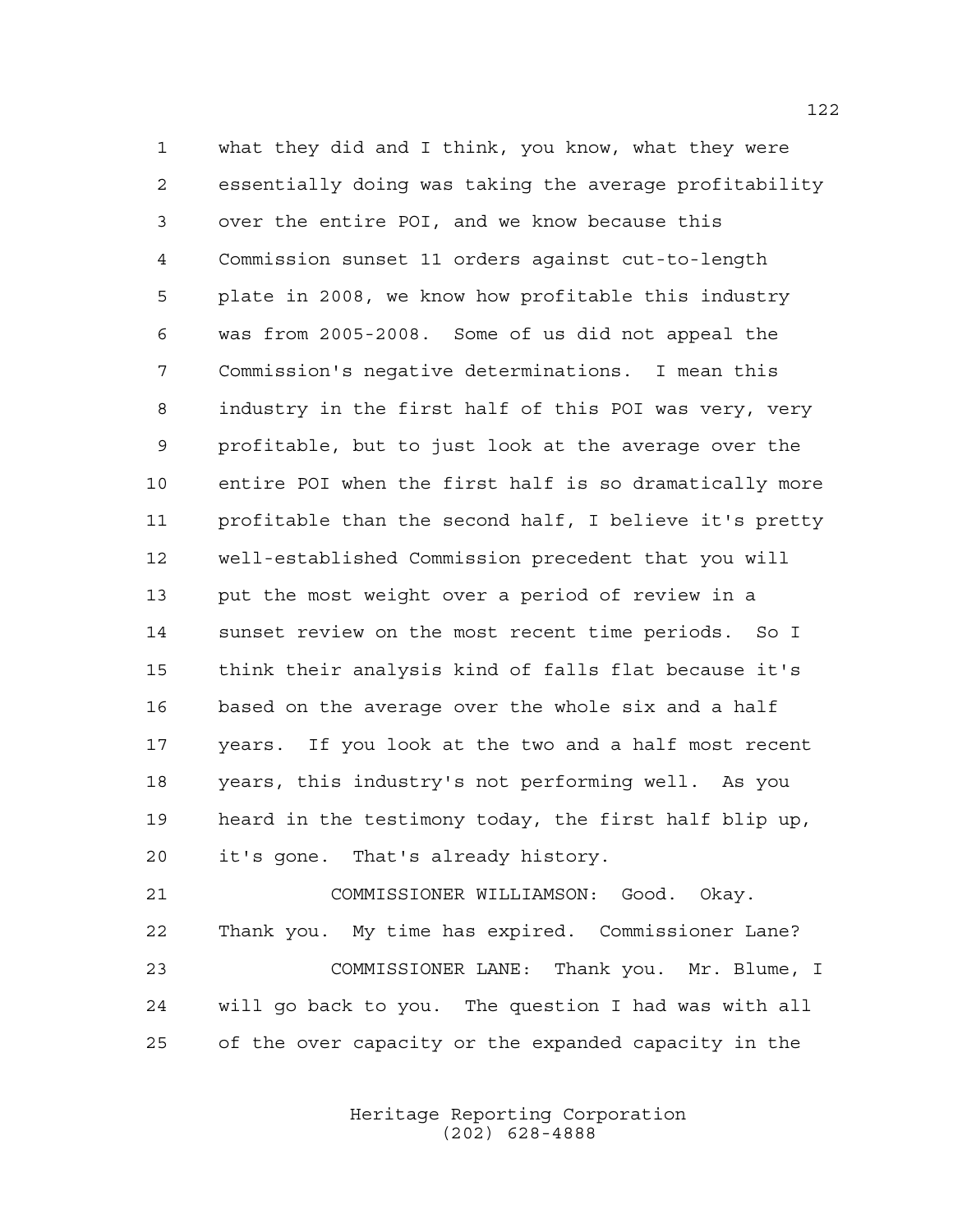what they did and I think, you know, what they were essentially doing was taking the average profitability over the entire POI, and we know because this Commission sunset 11 orders against cut-to-length plate in 2008, we know how profitable this industry was from 2005-2008. Some of us did not appeal the Commission's negative determinations. I mean this industry in the first half of this POI was very, very profitable, but to just look at the average over the entire POI when the first half is so dramatically more profitable than the second half, I believe it's pretty well-established Commission precedent that you will put the most weight over a period of review in a sunset review on the most recent time periods. So I think their analysis kind of falls flat because it's based on the average over the whole six and a half years. If you look at the two and a half most recent years, this industry's not performing well. As you heard in the testimony today, the first half blip up, it's gone. That's already history.

COMMISSIONER WILLIAMSON: Good. Okay. Thank you. My time has expired. Commissioner Lane?

COMMISSIONER LANE: Thank you. Mr. Blume, I will go back to you. The question I had was with all of the over capacity or the expanded capacity in the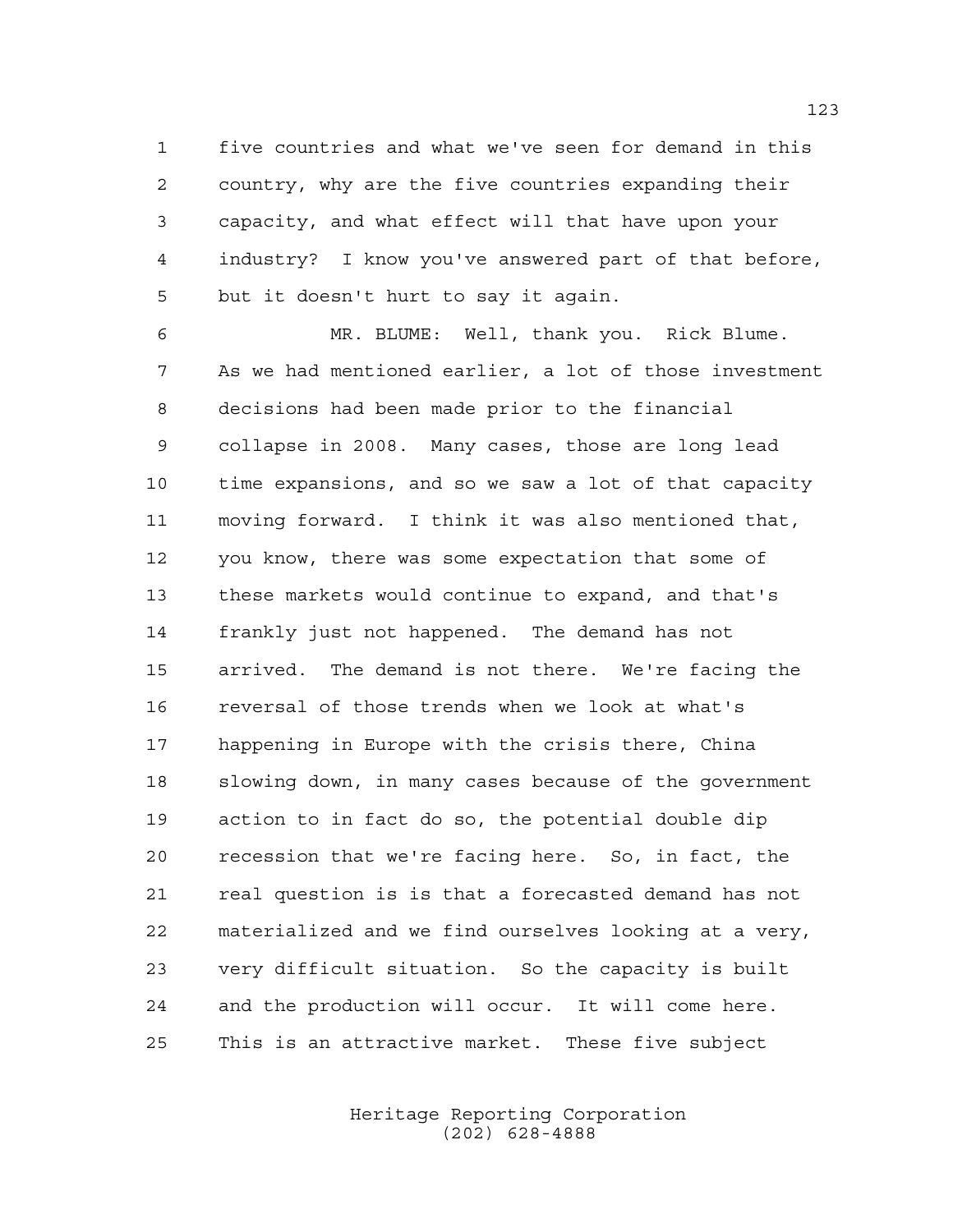five countries and what we've seen for demand in this country, why are the five countries expanding their capacity, and what effect will that have upon your industry? I know you've answered part of that before, but it doesn't hurt to say it again.

MR. BLUME: Well, thank you. Rick Blume. As we had mentioned earlier, a lot of those investment decisions had been made prior to the financial collapse in 2008. Many cases, those are long lead time expansions, and so we saw a lot of that capacity moving forward. I think it was also mentioned that, you know, there was some expectation that some of these markets would continue to expand, and that's frankly just not happened. The demand has not arrived. The demand is not there. We're facing the reversal of those trends when we look at what's happening in Europe with the crisis there, China slowing down, in many cases because of the government action to in fact do so, the potential double dip recession that we're facing here. So, in fact, the real question is is that a forecasted demand has not materialized and we find ourselves looking at a very, very difficult situation. So the capacity is built and the production will occur. It will come here. This is an attractive market. These five subject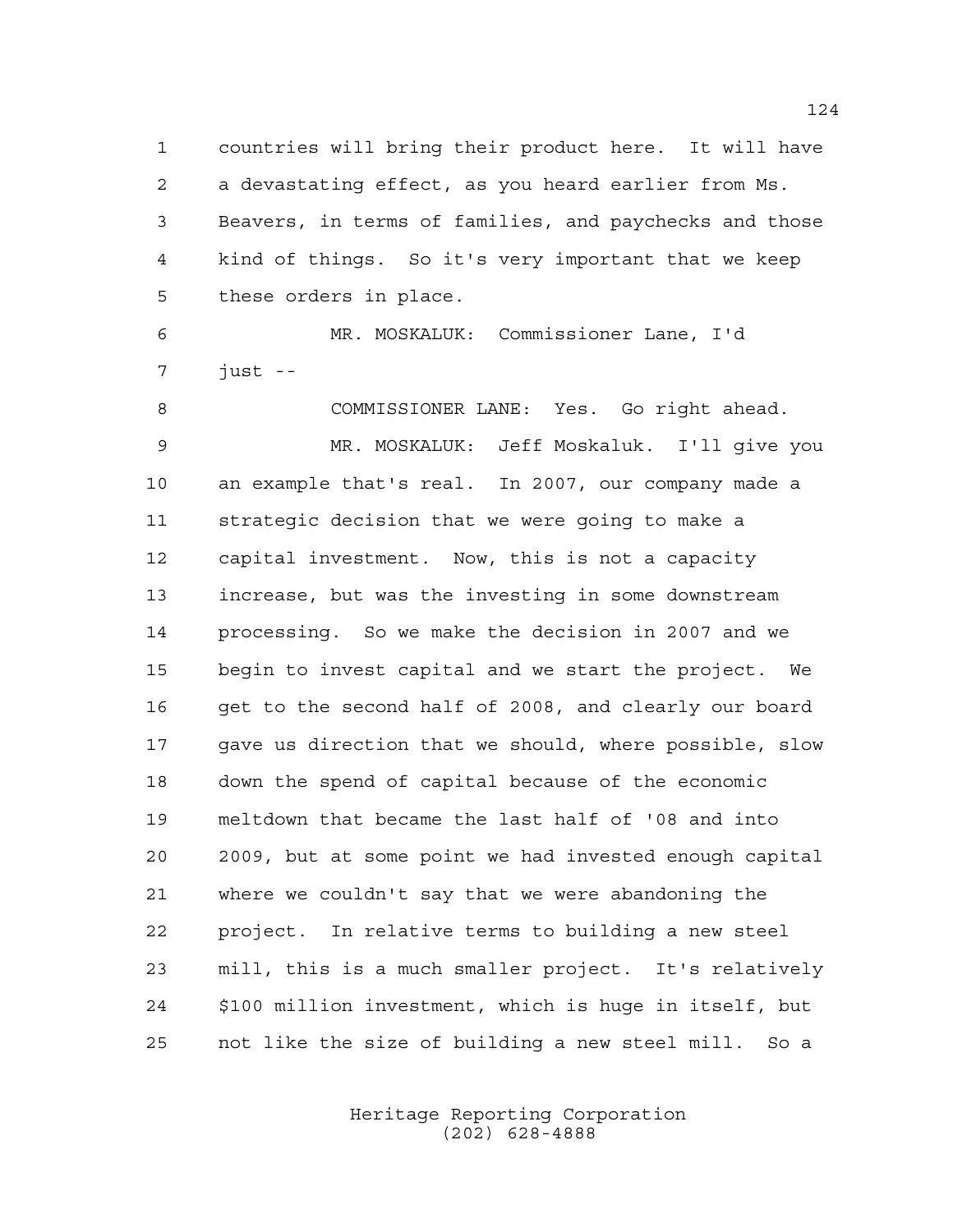countries will bring their product here. It will have a devastating effect, as you heard earlier from Ms. Beavers, in terms of families, and paychecks and those kind of things. So it's very important that we keep these orders in place.

MR. MOSKALUK: Commissioner Lane, I'd just --

COMMISSIONER LANE: Yes. Go right ahead.

MR. MOSKALUK: Jeff Moskaluk. I'll give you an example that's real. In 2007, our company made a strategic decision that we were going to make a capital investment. Now, this is not a capacity increase, but was the investing in some downstream processing. So we make the decision in 2007 and we begin to invest capital and we start the project. We get to the second half of 2008, and clearly our board gave us direction that we should, where possible, slow down the spend of capital because of the economic meltdown that became the last half of '08 and into 2009, but at some point we had invested enough capital where we couldn't say that we were abandoning the project. In relative terms to building a new steel mill, this is a much smaller project. It's relatively $100 million investment, which is huge in itself, but not like the size of building a new steel mill. So a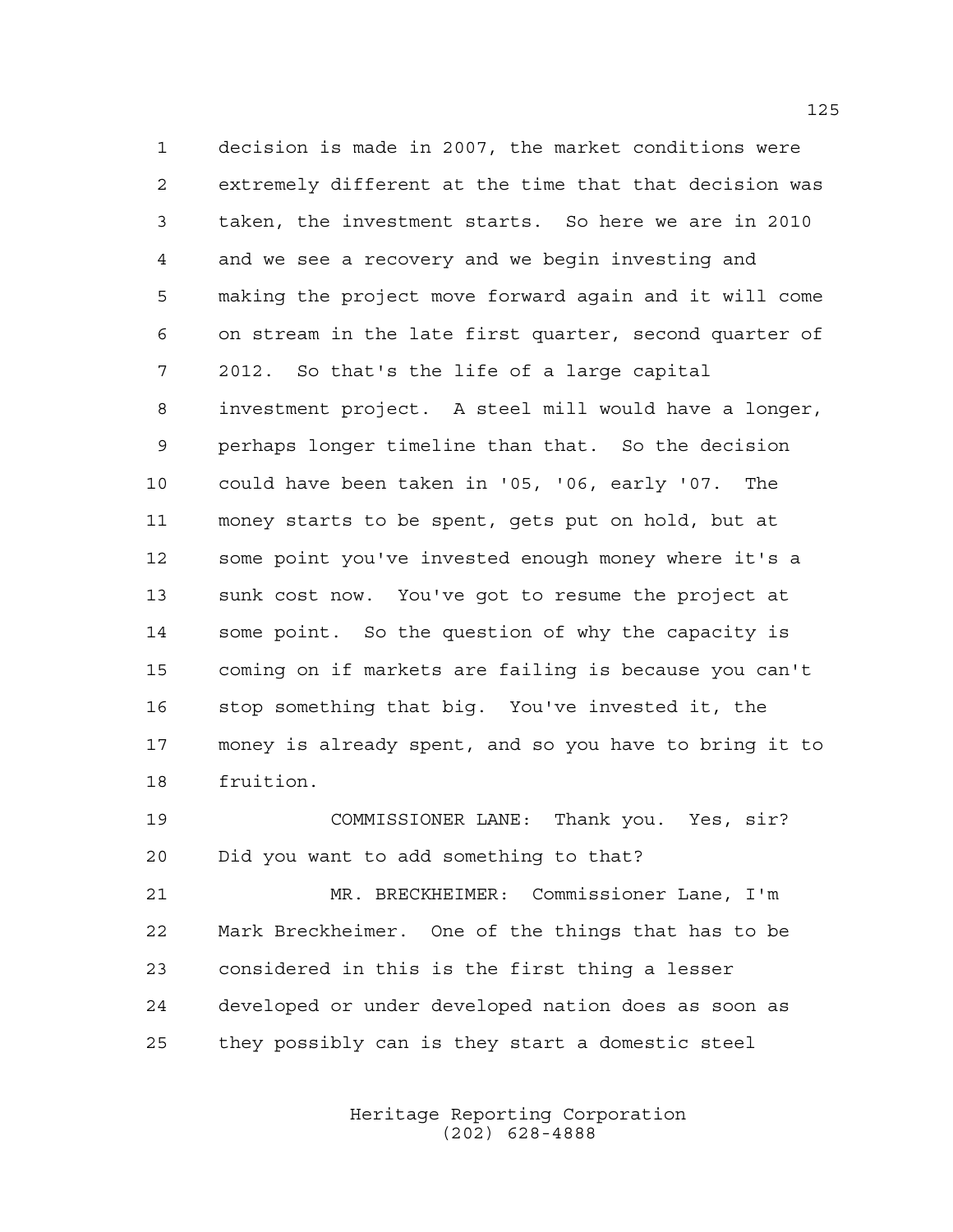decision is made in 2007, the market conditions were extremely different at the time that that decision was taken, the investment starts. So here we are in 2010 and we see a recovery and we begin investing and making the project move forward again and it will come on stream in the late first quarter, second quarter of 2012. So that's the life of a large capital investment project. A steel mill would have a longer, perhaps longer timeline than that. So the decision could have been taken in '05, '06, early '07. The money starts to be spent, gets put on hold, but at some point you've invested enough money where it's a sunk cost now. You've got to resume the project at some point. So the question of why the capacity is coming on if markets are failing is because you can't stop something that big. You've invested it, the money is already spent, and so you have to bring it to fruition.

COMMISSIONER LANE: Thank you. Yes, sir? Did you want to add something to that?

MR. BRECKHEIMER: Commissioner Lane, I'm Mark Breckheimer. One of the things that has to be considered in this is the first thing a lesser developed or under developed nation does as soon as they possibly can is they start a domestic steel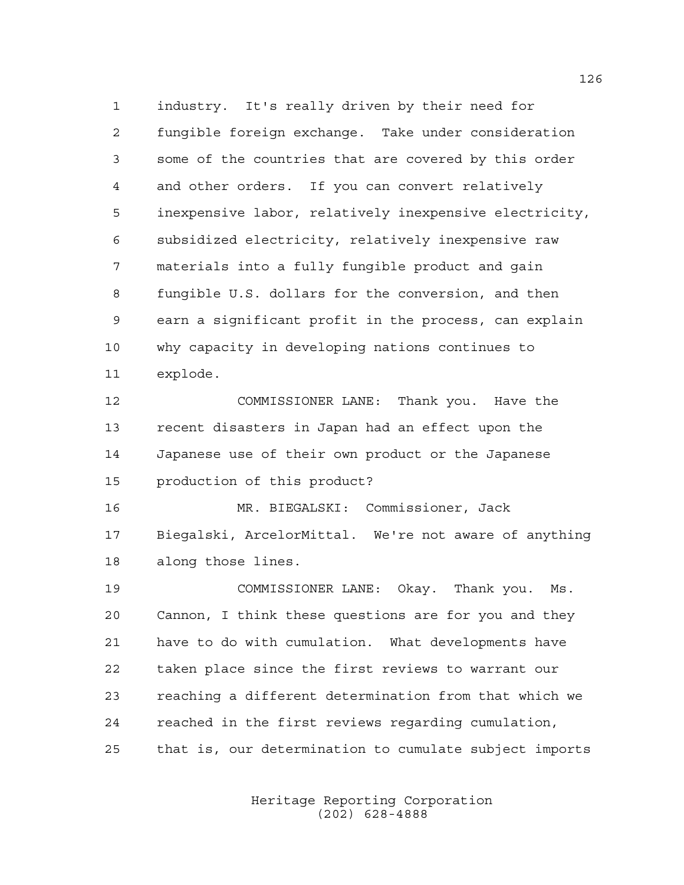industry. It's really driven by their need for fungible foreign exchange. Take under consideration some of the countries that are covered by this order and other orders. If you can convert relatively inexpensive labor, relatively inexpensive electricity, subsidized electricity, relatively inexpensive raw materials into a fully fungible product and gain fungible U.S. dollars for the conversion, and then earn a significant profit in the process, can explain why capacity in developing nations continues to explode.

COMMISSIONER LANE: Thank you. Have the recent disasters in Japan had an effect upon the Japanese use of their own product or the Japanese production of this product?

MR. BIEGALSKI: Commissioner, Jack Biegalski, ArcelorMittal. We're not aware of anything along those lines.

COMMISSIONER LANE: Okay. Thank you. Ms. Cannon, I think these questions are for you and they have to do with cumulation. What developments have taken place since the first reviews to warrant our reaching a different determination from that which we reached in the first reviews regarding cumulation, that is, our determination to cumulate subject imports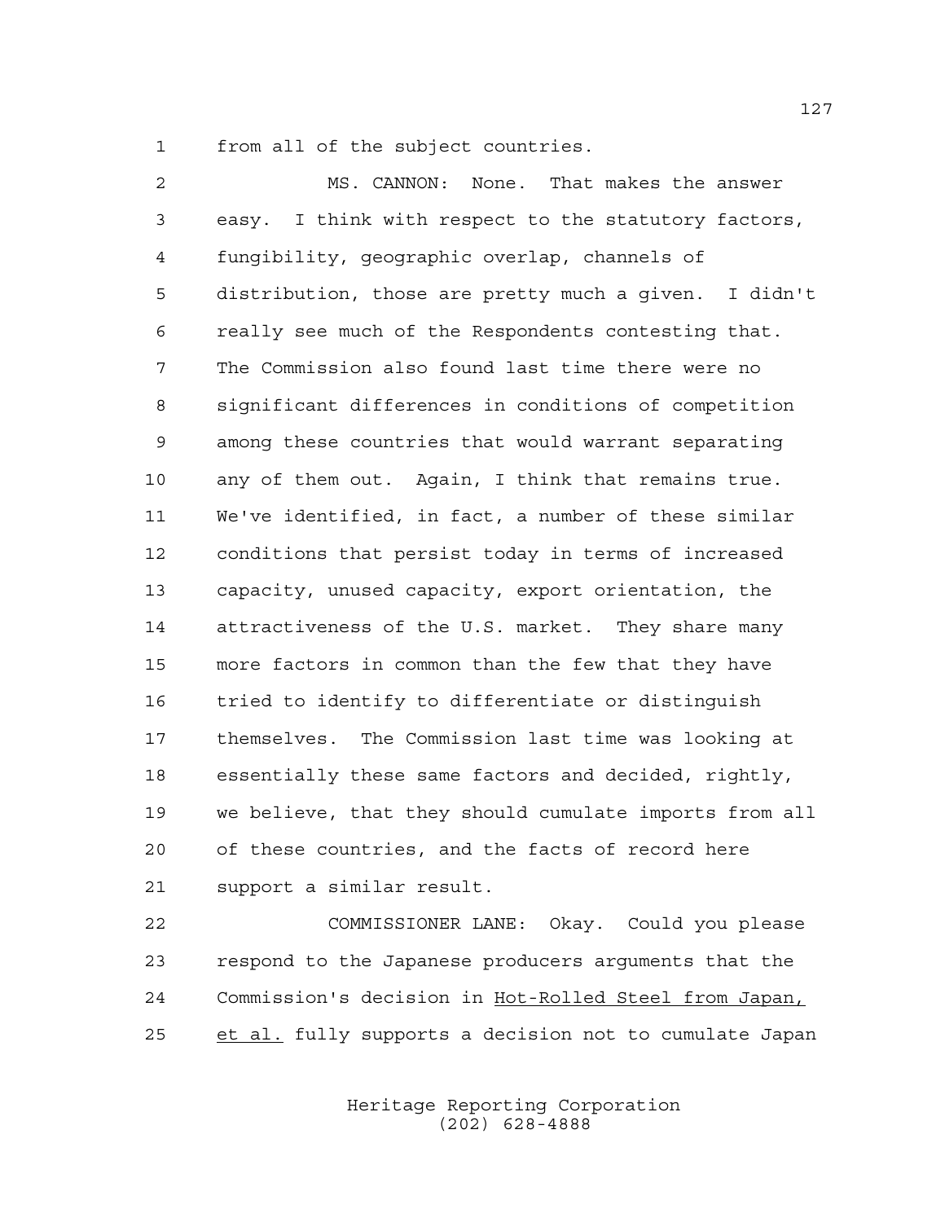1 from all of the subject countries.

2 MS. CANNON: None. That makes the answer
3 easy. I think with respect to the statutory factors,
4 fungibility, geographic overlap, channels of
5 distribution, those are pretty much a given. I didn't
6 really see much of the Respondents contesting that.
7 The Commission also found last time there were no
8 significant differences in conditions of competition
9 among these countries that would warrant separating
10 any of them out. Again, I think that remains true.
11 We've identified, in fact, a number of these similar
12 conditions that persist today in terms of increased
13 capacity, unused capacity, export orientation, the
14 attractiveness of the U.S. market. They share many
15 more factors in common than the few that they have
16 tried to identify to differentiate or distinguish
17 themselves. The Commission last time was looking at
18 essentially these same factors and decided, rightly,
19 we believe, that they should cumulate imports from all
20 of these countries, and the facts of record here
21 support a similar result.

22 COMMISSIONER LANE: Okay. Could you please
23 respond to the Japanese producers arguments that the
24 Commission's decision in Hot-Rolled Steel from Japan,
25 et al. fully supports a decision not to cumulate Japan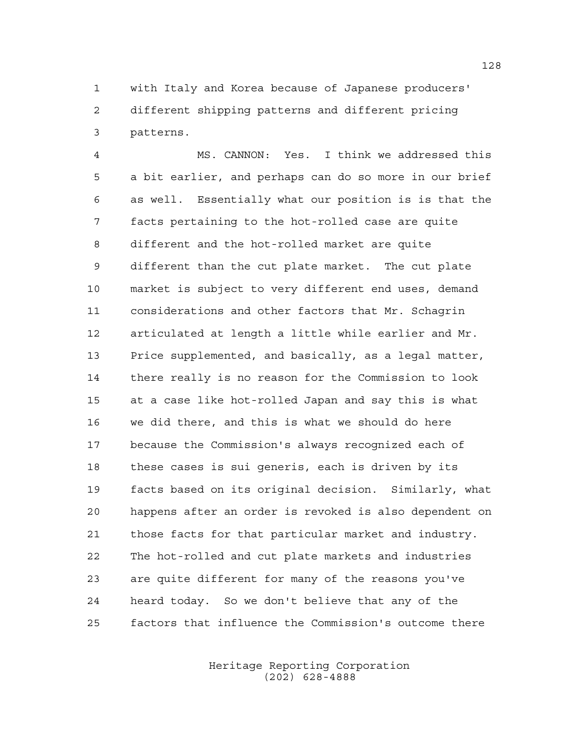with Italy and Korea because of Japanese producers' different shipping patterns and different pricing patterns.

MS. CANNON: Yes. I think we addressed this a bit earlier, and perhaps can do so more in our brief as well. Essentially what our position is is that the facts pertaining to the hot-rolled case are quite different and the hot-rolled market are quite different than the cut plate market. The cut plate market is subject to very different end uses, demand considerations and other factors that Mr. Schagrin articulated at length a little while earlier and Mr. Price supplemented, and basically, as a legal matter, there really is no reason for the Commission to look at a case like hot-rolled Japan and say this is what we did there, and this is what we should do here because the Commission's always recognized each of these cases is sui generis, each is driven by its facts based on its original decision. Similarly, what happens after an order is revoked is also dependent on those facts for that particular market and industry. The hot-rolled and cut plate markets and industries are quite different for many of the reasons you've heard today. So we don't believe that any of the factors that influence the Commission's outcome there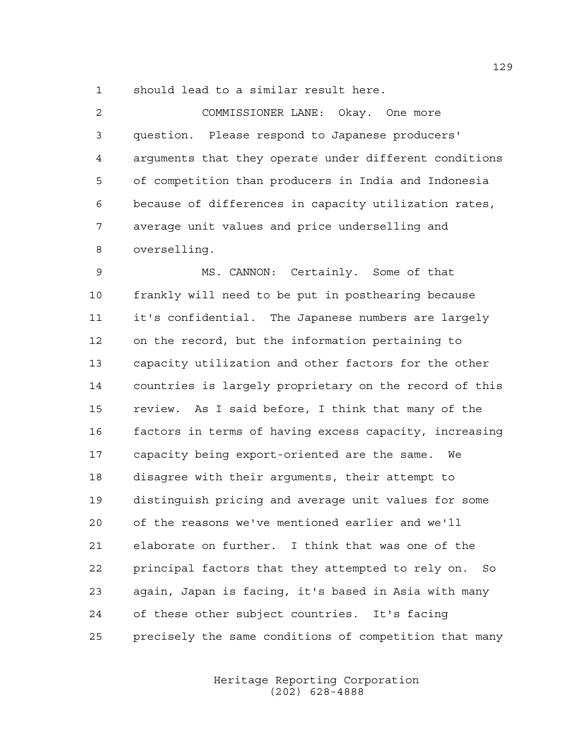should lead to a similar result here.

COMMISSIONER LANE: Okay. One more question. Please respond to Japanese producers' arguments that they operate under different conditions of competition than producers in India and Indonesia because of differences in capacity utilization rates, average unit values and price underselling and overselling.

MS. CANNON: Certainly. Some of that frankly will need to be put in posthearing because it's confidential. The Japanese numbers are largely on the record, but the information pertaining to capacity utilization and other factors for the other countries is largely proprietary on the record of this review. As I said before, I think that many of the factors in terms of having excess capacity, increasing capacity being export-oriented are the same. We disagree with their arguments, their attempt to distinguish pricing and average unit values for some of the reasons we've mentioned earlier and we'll elaborate on further. I think that was one of the principal factors that they attempted to rely on. So again, Japan is facing, it's based in Asia with many of these other subject countries. It's facing precisely the same conditions of competition that many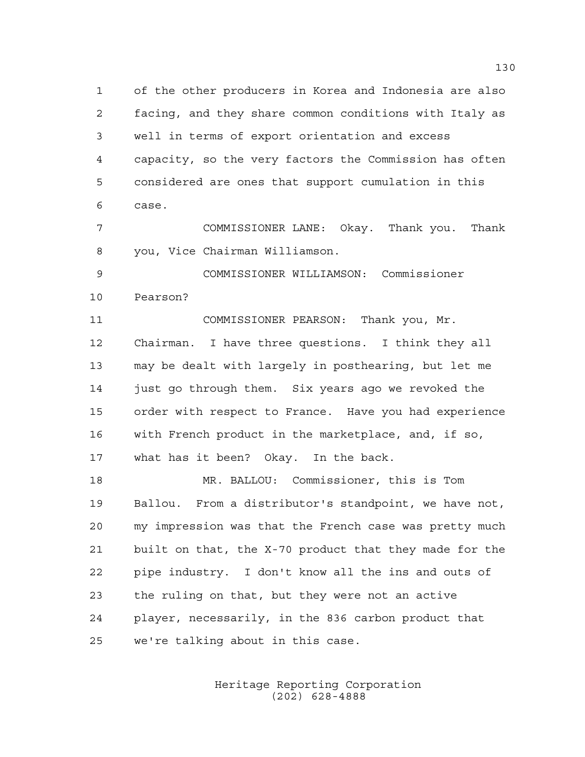of the other producers in Korea and Indonesia are also facing, and they share common conditions with Italy as well in terms of export orientation and excess capacity, so the very factors the Commission has often considered are ones that support cumulation in this case.

COMMISSIONER LANE: Okay. Thank you. Thank you, Vice Chairman Williamson.

COMMISSIONER WILLIAMSON: Commissioner Pearson?

COMMISSIONER PEARSON: Thank you, Mr. Chairman. I have three questions. I think they all may be dealt with largely in posthearing, but let me just go through them. Six years ago we revoked the order with respect to France. Have you had experience with French product in the marketplace, and, if so, what has it been? Okay. In the back.

MR. BALLOU: Commissioner, this is Tom Ballou. From a distributor's standpoint, we have not, my impression was that the French case was pretty much built on that, the X-70 product that they made for the pipe industry. I don't know all the ins and outs of the ruling on that, but they were not an active player, necessarily, in the 836 carbon product that we're talking about in this case.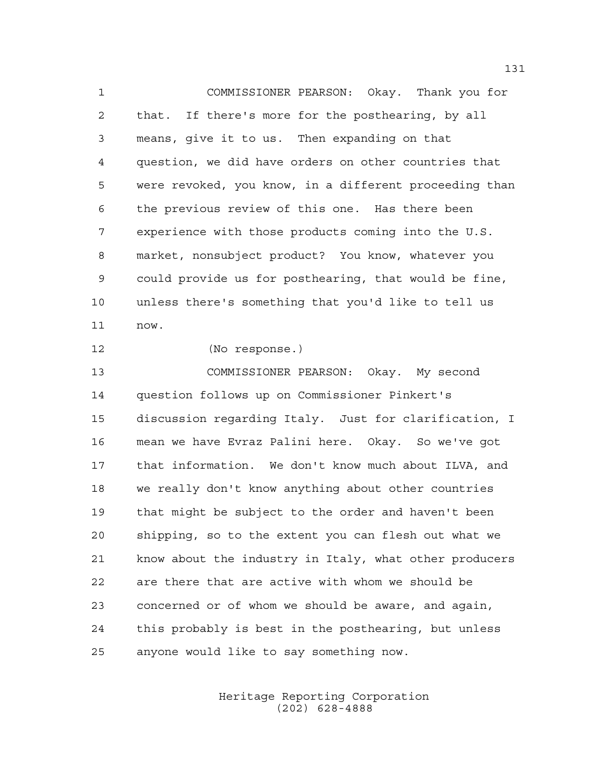COMMISSIONER PEARSON: Okay. Thank you for that. If there's more for the posthearing, by all means, give it to us. Then expanding on that question, we did have orders on other countries that were revoked, you know, in a different proceeding than the previous review of this one. Has there been experience with those products coming into the U.S. market, nonsubject product? You know, whatever you could provide us for posthearing, that would be fine, unless there's something that you'd like to tell us now.

(No response.)

COMMISSIONER PEARSON: Okay. My second question follows up on Commissioner Pinkert's discussion regarding Italy. Just for clarification, I mean we have Evraz Palini here. Okay. So we've got that information. We don't know much about ILVA, and we really don't know anything about other countries that might be subject to the order and haven't been shipping, so to the extent you can flesh out what we know about the industry in Italy, what other producers are there that are active with whom we should be concerned or of whom we should be aware, and again, this probably is best in the posthearing, but unless anyone would like to say something now.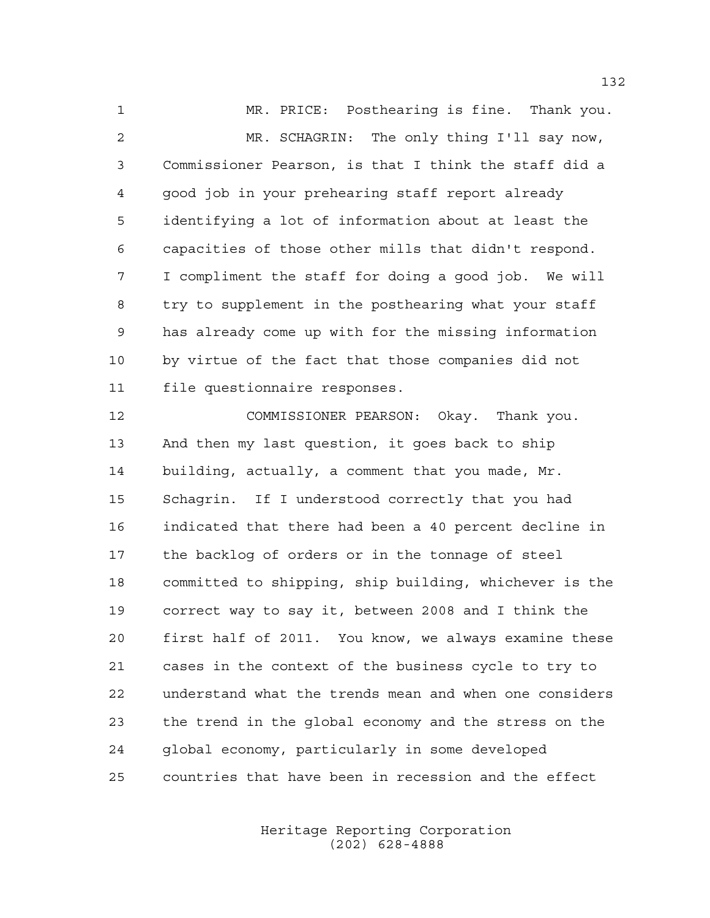MR. PRICE: Posthearing is fine. Thank you.

MR. SCHAGRIN: The only thing I'll say now, Commissioner Pearson, is that I think the staff did a good job in your prehearing staff report already identifying a lot of information about at least the capacities of those other mills that didn't respond. I compliment the staff for doing a good job. We will try to supplement in the posthearing what your staff has already come up with for the missing information by virtue of the fact that those companies did not file questionnaire responses.

COMMISSIONER PEARSON: Okay. Thank you. And then my last question, it goes back to ship building, actually, a comment that you made, Mr. Schagrin. If I understood correctly that you had indicated that there had been a 40 percent decline in the backlog of orders or in the tonnage of steel committed to shipping, ship building, whichever is the correct way to say it, between 2008 and I think the first half of 2011. You know, we always examine these cases in the context of the business cycle to try to understand what the trends mean and when one considers the trend in the global economy and the stress on the global economy, particularly in some developed countries that have been in recession and the effect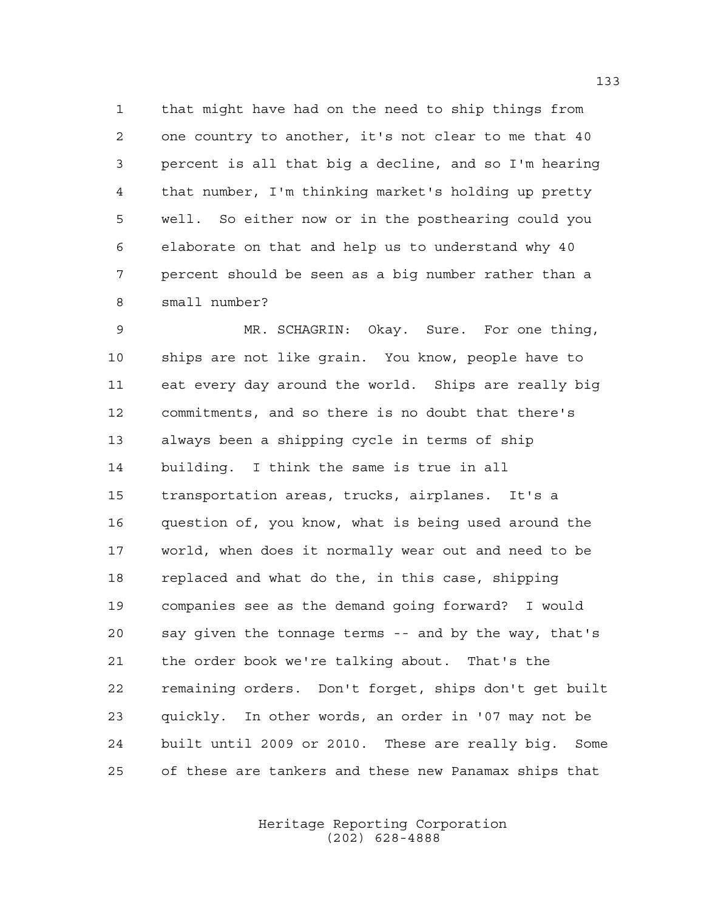that might have had on the need to ship things from one country to another, it's not clear to me that 40 percent is all that big a decline, and so I'm hearing that number, I'm thinking market's holding up pretty well. So either now or in the posthearing could you elaborate on that and help us to understand why 40 percent should be seen as a big number rather than a small number?

MR. SCHAGRIN: Okay. Sure. For one thing, ships are not like grain. You know, people have to eat every day around the world. Ships are really big commitments, and so there is no doubt that there's always been a shipping cycle in terms of ship building. I think the same is true in all transportation areas, trucks, airplanes. It's a question of, you know, what is being used around the world, when does it normally wear out and need to be replaced and what do the, in this case, shipping companies see as the demand going forward? I would say given the tonnage terms -- and by the way, that's the order book we're talking about. That's the remaining orders. Don't forget, ships don't get built quickly. In other words, an order in '07 may not be built until 2009 or 2010. These are really big. Some of these are tankers and these new Panamax ships that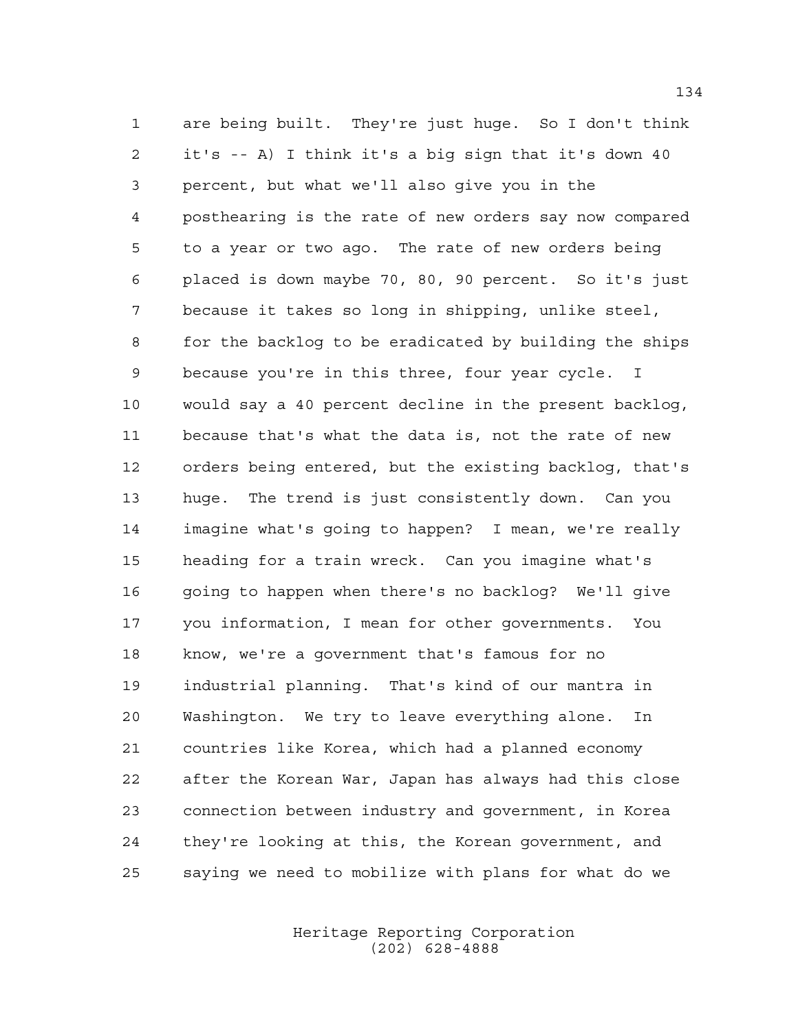1 are being built. They're just huge. So I don't think
2 it's -- A) I think it's a big sign that it's down 40
3 percent, but what we'll also give you in the
4 posthearing is the rate of new orders say now compared
5 to a year or two ago. The rate of new orders being
6 placed is down maybe 70, 80, 90 percent. So it's just
7 because it takes so long in shipping, unlike steel,
8 for the backlog to be eradicated by building the ships
9 because you're in this three, four year cycle. I
10 would say a 40 percent decline in the present backlog,
11 because that's what the data is, not the rate of new
12 orders being entered, but the existing backlog, that's
13 huge. The trend is just consistently down. Can you
14 imagine what's going to happen? I mean, we're really
15 heading for a train wreck. Can you imagine what's
16 going to happen when there's no backlog? We'll give
17 you information, I mean for other governments. You
18 know, we're a government that's famous for no
19 industrial planning. That's kind of our mantra in
20 Washington. We try to leave everything alone. In
21 countries like Korea, which had a planned economy
22 after the Korean War, Japan has always had this close
23 connection between industry and government, in Korea
24 they're looking at this, the Korean government, and
25 saying we need to mobilize with plans for what do we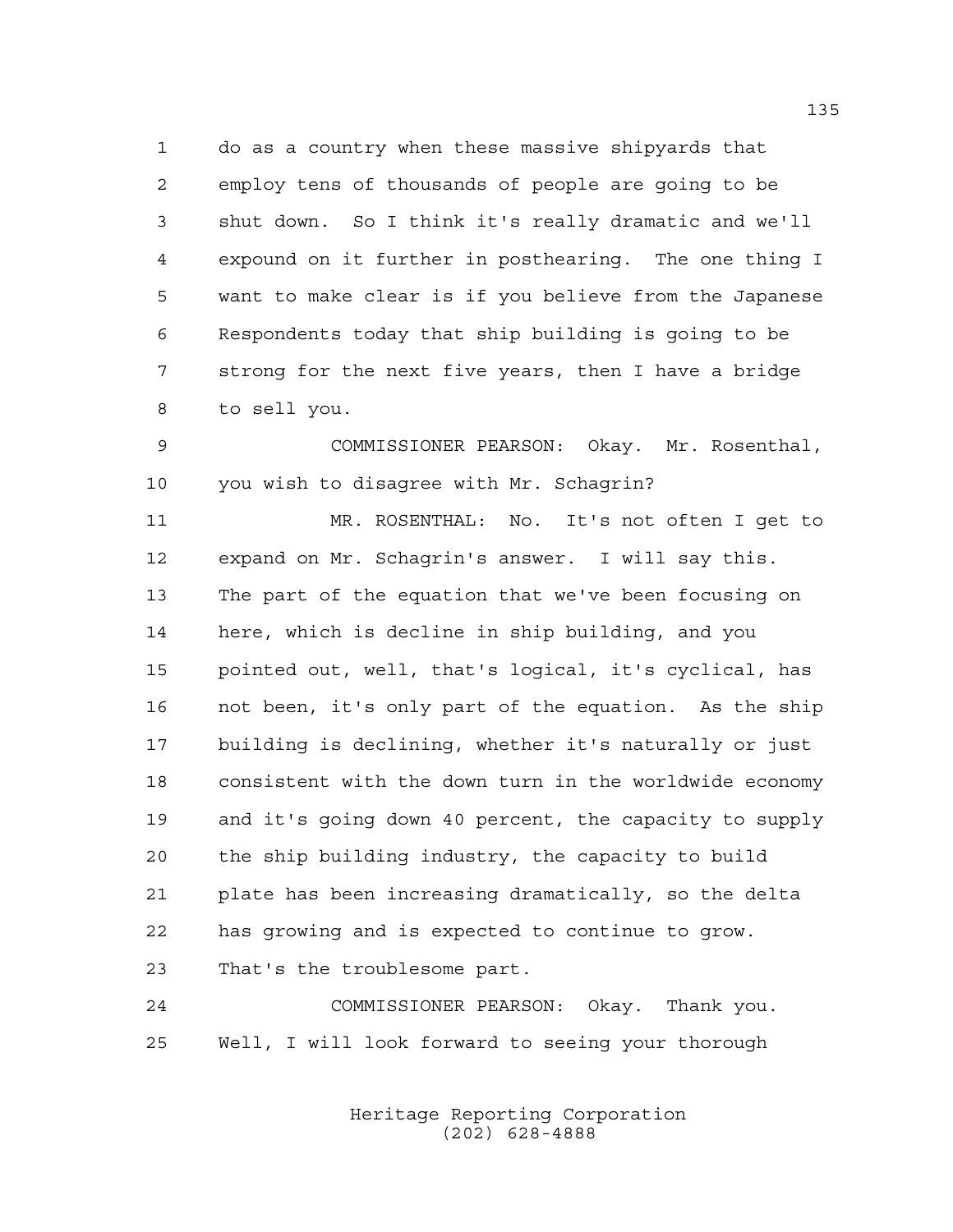do as a country when these massive shipyards that employ tens of thousands of people are going to be shut down. So I think it's really dramatic and we'll expound on it further in posthearing. The one thing I want to make clear is if you believe from the Japanese Respondents today that ship building is going to be strong for the next five years, then I have a bridge to sell you.

COMMISSIONER PEARSON: Okay. Mr. Rosenthal, you wish to disagree with Mr. Schagrin?

MR. ROSENTHAL: No. It's not often I get to expand on Mr. Schagrin's answer. I will say this. The part of the equation that we've been focusing on here, which is decline in ship building, and you pointed out, well, that's logical, it's cyclical, has not been, it's only part of the equation. As the ship building is declining, whether it's naturally or just consistent with the down turn in the worldwide economy and it's going down 40 percent, the capacity to supply the ship building industry, the capacity to build plate has been increasing dramatically, so the delta has growing and is expected to continue to grow. That's the troublesome part.

COMMISSIONER PEARSON: Okay. Thank you. Well, I will look forward to seeing your thorough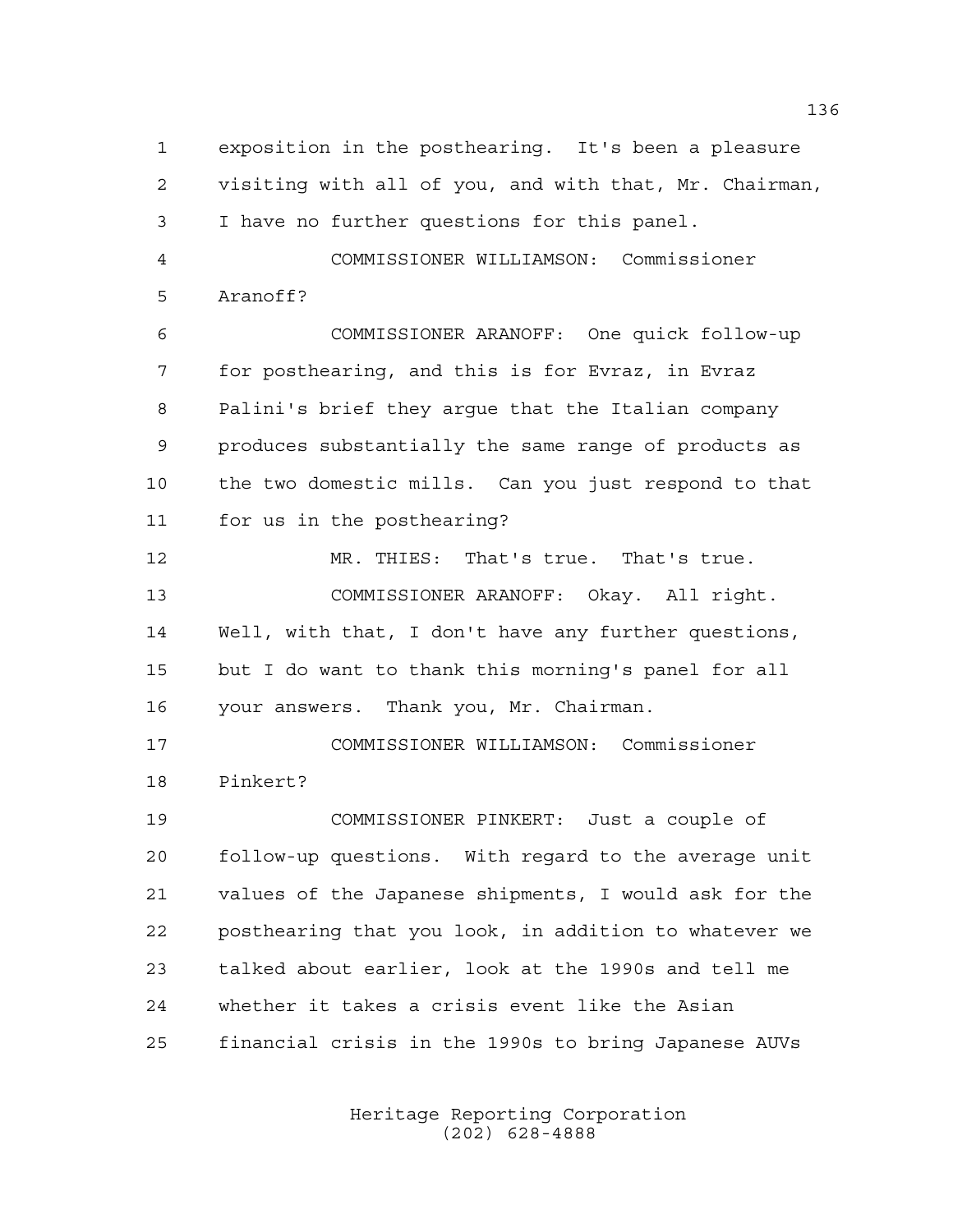1 exposition in the posthearing. It's been a pleasure
2 visiting with all of you, and with that, Mr. Chairman,
3 I have no further questions for this panel.
4 COMMISSIONER WILLIAMSON: Commissioner
5 Aranoff?
6 COMMISSIONER ARANOFF: One quick follow-up
7 for posthearing, and this is for Evraz, in Evraz
8 Palini's brief they argue that the Italian company
9 produces substantially the same range of products as
10 the two domestic mills. Can you just respond to that
11 for us in the posthearing?
12 MR. THIES: That's true. That's true.
13 COMMISSIONER ARANOFF: Okay. All right.
14 Well, with that, I don't have any further questions,
15 but I do want to thank this morning's panel for all
16 your answers. Thank you, Mr. Chairman.
17 COMMISSIONER WILLIAMSON: Commissioner
18 Pinkert?
19 COMMISSIONER PINKERT: Just a couple of
20 follow-up questions. With regard to the average unit
21 values of the Japanese shipments, I would ask for the
22 posthearing that you look, in addition to whatever we
23 talked about earlier, look at the 1990s and tell me
24 whether it takes a crisis event like the Asian
25 financial crisis in the 1990s to bring Japanese AUVs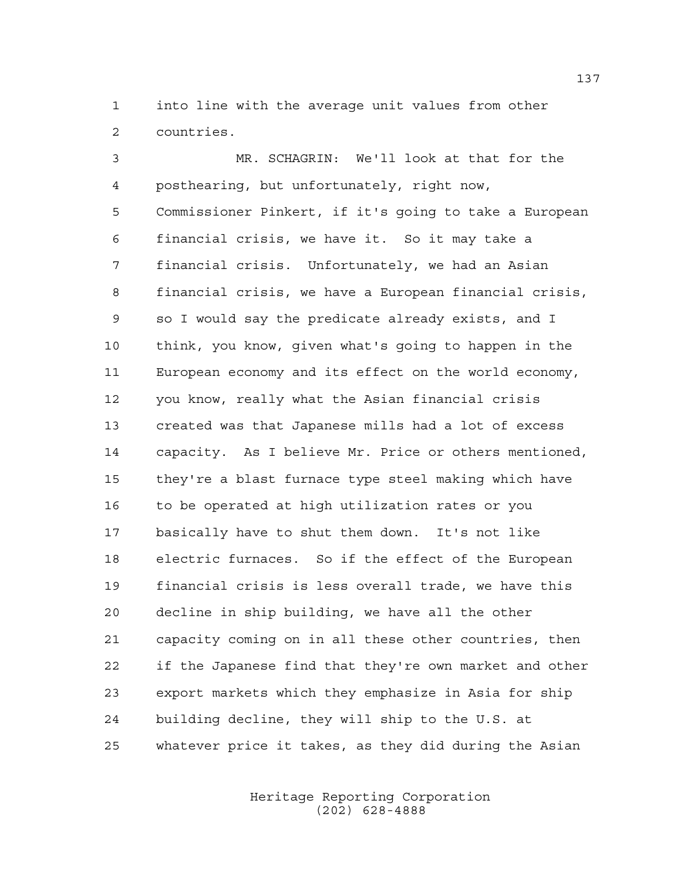into line with the average unit values from other countries.

MR. SCHAGRIN: We'll look at that for the posthearing, but unfortunately, right now, Commissioner Pinkert, if it's going to take a European financial crisis, we have it. So it may take a financial crisis. Unfortunately, we had an Asian financial crisis, we have a European financial crisis, so I would say the predicate already exists, and I think, you know, given what's going to happen in the European economy and its effect on the world economy, you know, really what the Asian financial crisis created was that Japanese mills had a lot of excess capacity. As I believe Mr. Price or others mentioned, they're a blast furnace type steel making which have to be operated at high utilization rates or you basically have to shut them down. It's not like electric furnaces. So if the effect of the European financial crisis is less overall trade, we have this decline in ship building, we have all the other capacity coming on in all these other countries, then if the Japanese find that they're own market and other export markets which they emphasize in Asia for ship building decline, they will ship to the U.S. at whatever price it takes, as they did during the Asian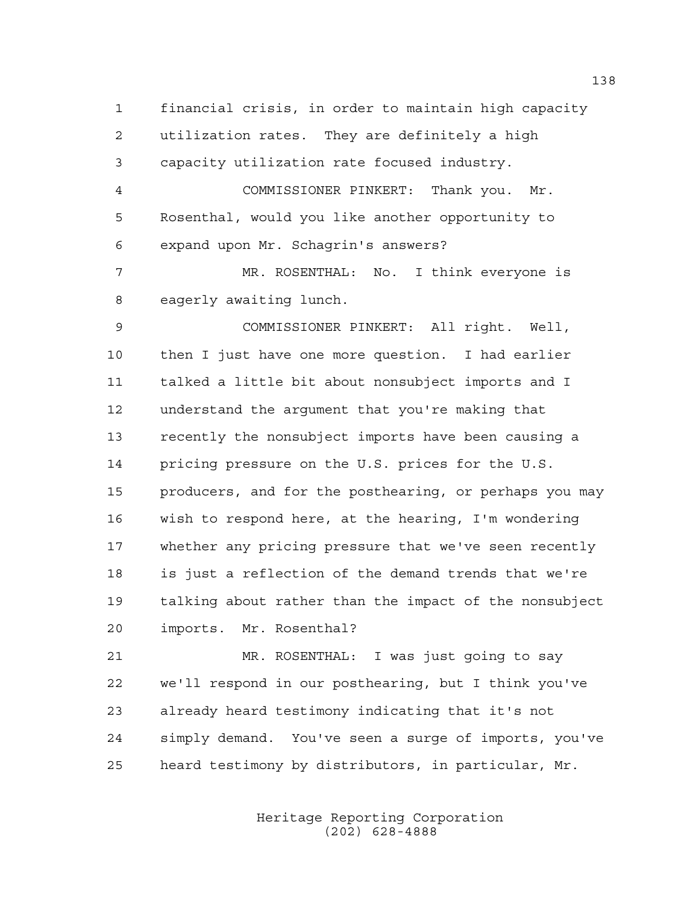financial crisis, in order to maintain high capacity utilization rates. They are definitely a high capacity utilization rate focused industry.

COMMISSIONER PINKERT: Thank you. Mr. Rosenthal, would you like another opportunity to expand upon Mr. Schagrin's answers?

MR. ROSENTHAL: No. I think everyone is eagerly awaiting lunch.

COMMISSIONER PINKERT: All right. Well, then I just have one more question. I had earlier talked a little bit about nonsubject imports and I understand the argument that you're making that recently the nonsubject imports have been causing a pricing pressure on the U.S. prices for the U.S. producers, and for the posthearing, or perhaps you may wish to respond here, at the hearing, I'm wondering whether any pricing pressure that we've seen recently is just a reflection of the demand trends that we're talking about rather than the impact of the nonsubject imports. Mr. Rosenthal?

MR. ROSENTHAL: I was just going to say we'll respond in our posthearing, but I think you've already heard testimony indicating that it's not simply demand. You've seen a surge of imports, you've heard testimony by distributors, in particular, Mr.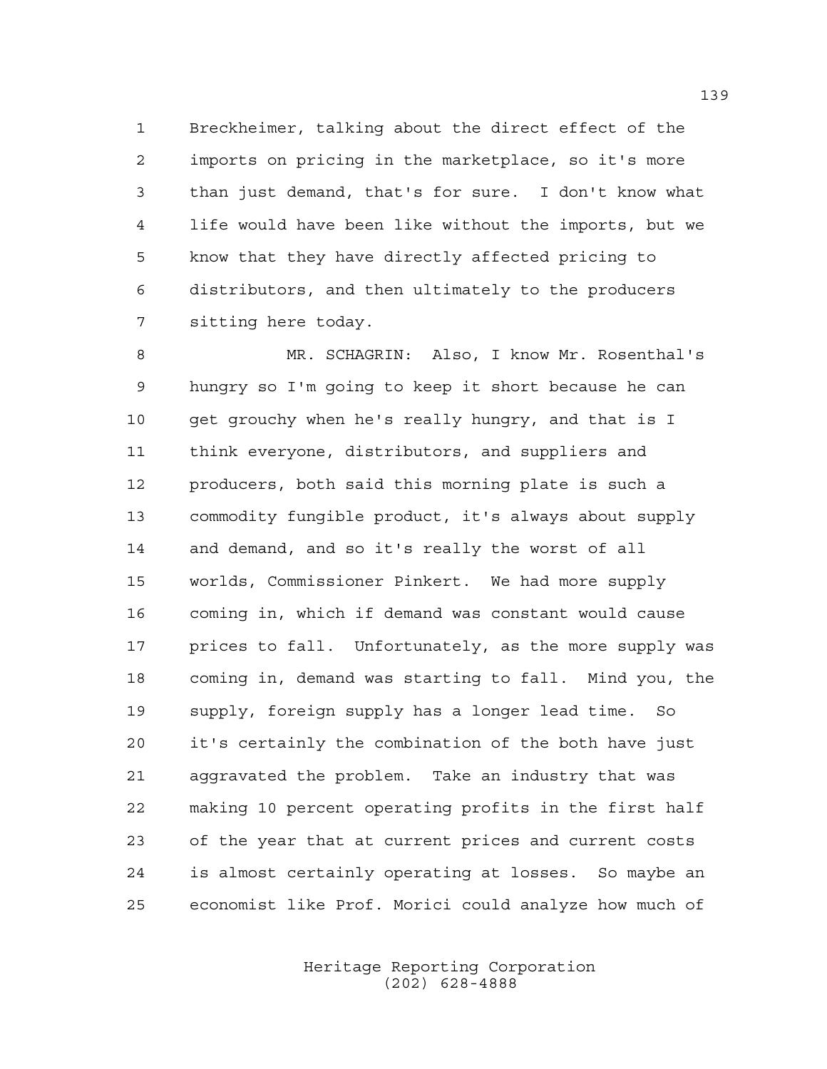Breckheimer, talking about the direct effect of the imports on pricing in the marketplace, so it's more than just demand, that's for sure. I don't know what life would have been like without the imports, but we know that they have directly affected pricing to distributors, and then ultimately to the producers sitting here today.

MR. SCHAGRIN: Also, I know Mr. Rosenthal's hungry so I'm going to keep it short because he can get grouchy when he's really hungry, and that is I think everyone, distributors, and suppliers and producers, both said this morning plate is such a commodity fungible product, it's always about supply and demand, and so it's really the worst of all worlds, Commissioner Pinkert. We had more supply coming in, which if demand was constant would cause prices to fall. Unfortunately, as the more supply was coming in, demand was starting to fall. Mind you, the supply, foreign supply has a longer lead time. So it's certainly the combination of the both have just aggravated the problem. Take an industry that was making 10 percent operating profits in the first half of the year that at current prices and current costs is almost certainly operating at losses. So maybe an economist like Prof. Morici could analyze how much of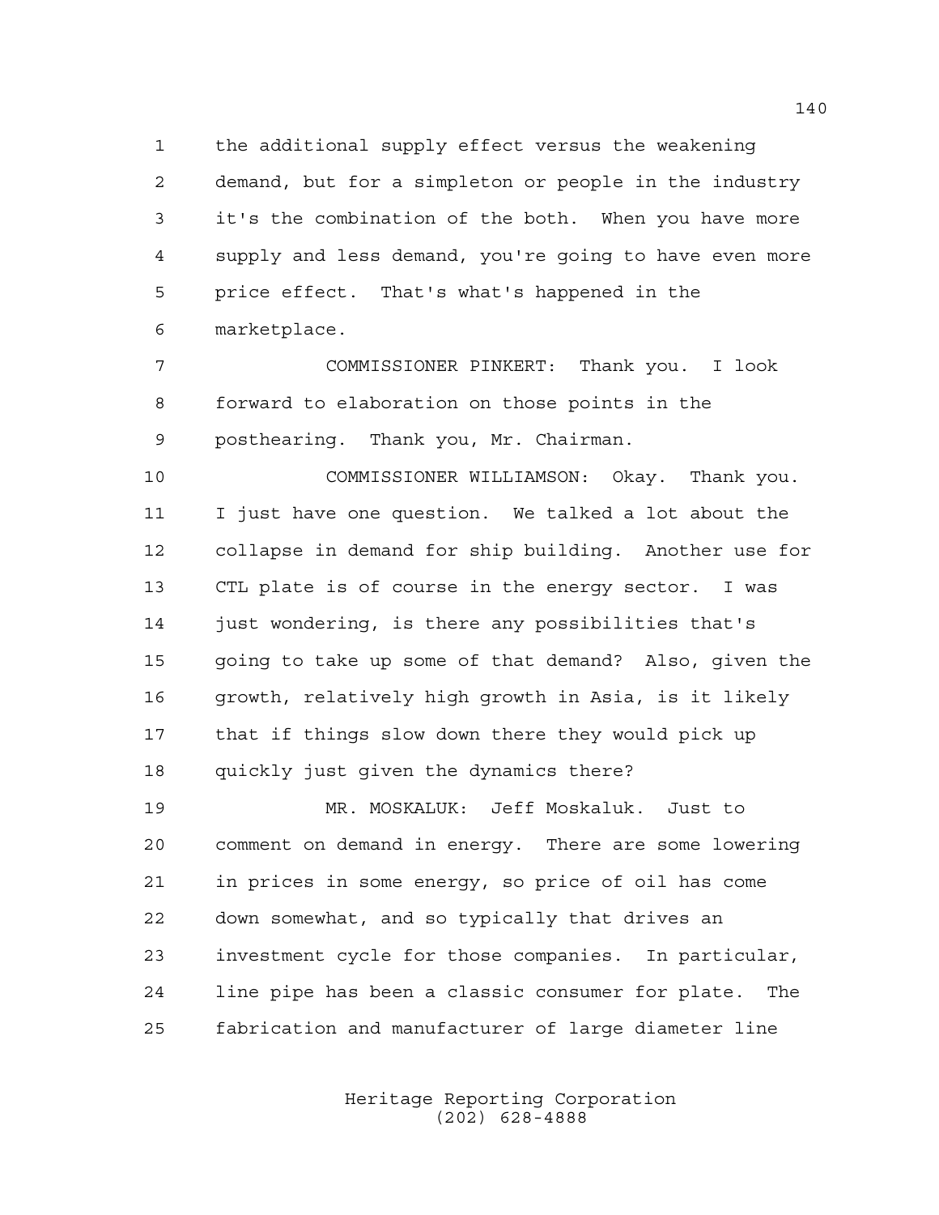the additional supply effect versus the weakening demand, but for a simpleton or people in the industry it's the combination of the both. When you have more supply and less demand, you're going to have even more price effect. That's what's happened in the marketplace.

COMMISSIONER PINKERT: Thank you. I look forward to elaboration on those points in the posthearing. Thank you, Mr. Chairman.

COMMISSIONER WILLIAMSON: Okay. Thank you. I just have one question. We talked a lot about the collapse in demand for ship building. Another use for CTL plate is of course in the energy sector. I was just wondering, is there any possibilities that's going to take up some of that demand? Also, given the growth, relatively high growth in Asia, is it likely that if things slow down there they would pick up quickly just given the dynamics there?

MR. MOSKALUK: Jeff Moskaluk. Just to comment on demand in energy. There are some lowering in prices in some energy, so price of oil has come down somewhat, and so typically that drives an investment cycle for those companies. In particular, line pipe has been a classic consumer for plate. The fabrication and manufacturer of large diameter line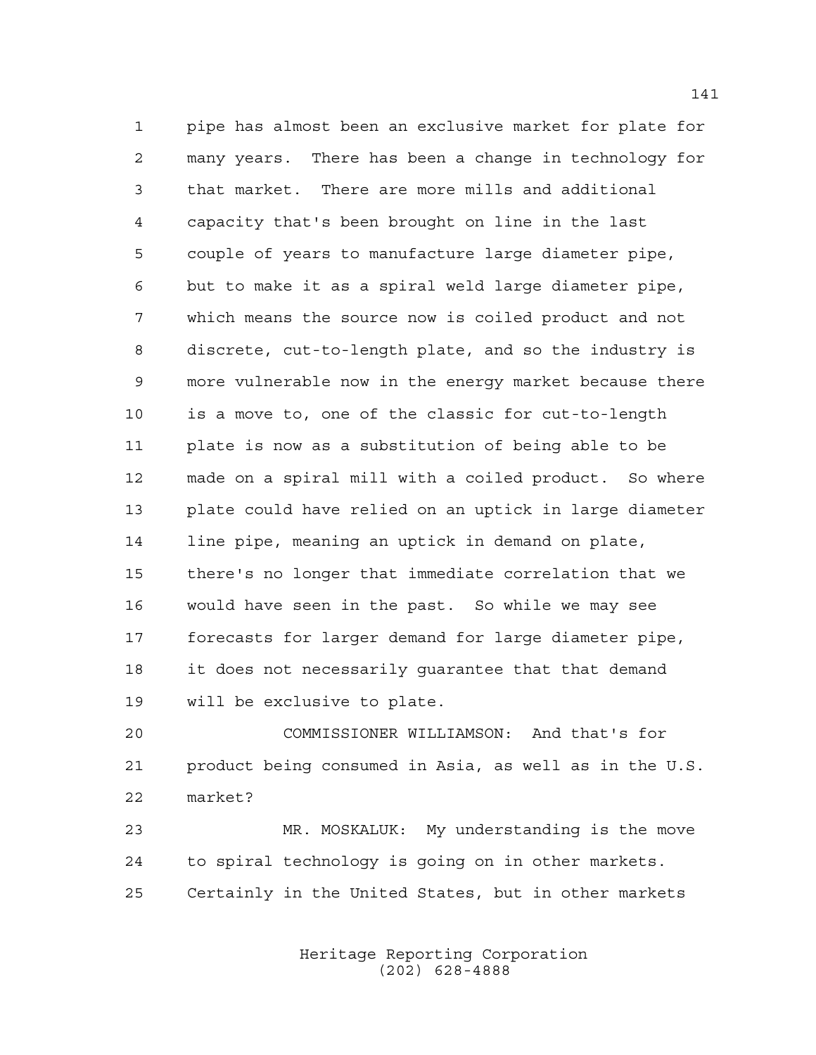pipe has almost been an exclusive market for plate for many years. There has been a change in technology for that market. There are more mills and additional capacity that's been brought on line in the last couple of years to manufacture large diameter pipe, but to make it as a spiral weld large diameter pipe, which means the source now is coiled product and not discrete, cut-to-length plate, and so the industry is more vulnerable now in the energy market because there is a move to, one of the classic for cut-to-length plate is now as a substitution of being able to be made on a spiral mill with a coiled product. So where plate could have relied on an uptick in large diameter line pipe, meaning an uptick in demand on plate, there's no longer that immediate correlation that we would have seen in the past. So while we may see forecasts for larger demand for large diameter pipe, it does not necessarily guarantee that that demand will be exclusive to plate.

COMMISSIONER WILLIAMSON: And that's for product being consumed in Asia, as well as in the U.S. market?

MR. MOSKALUK: My understanding is the move to spiral technology is going on in other markets. Certainly in the United States, but in other markets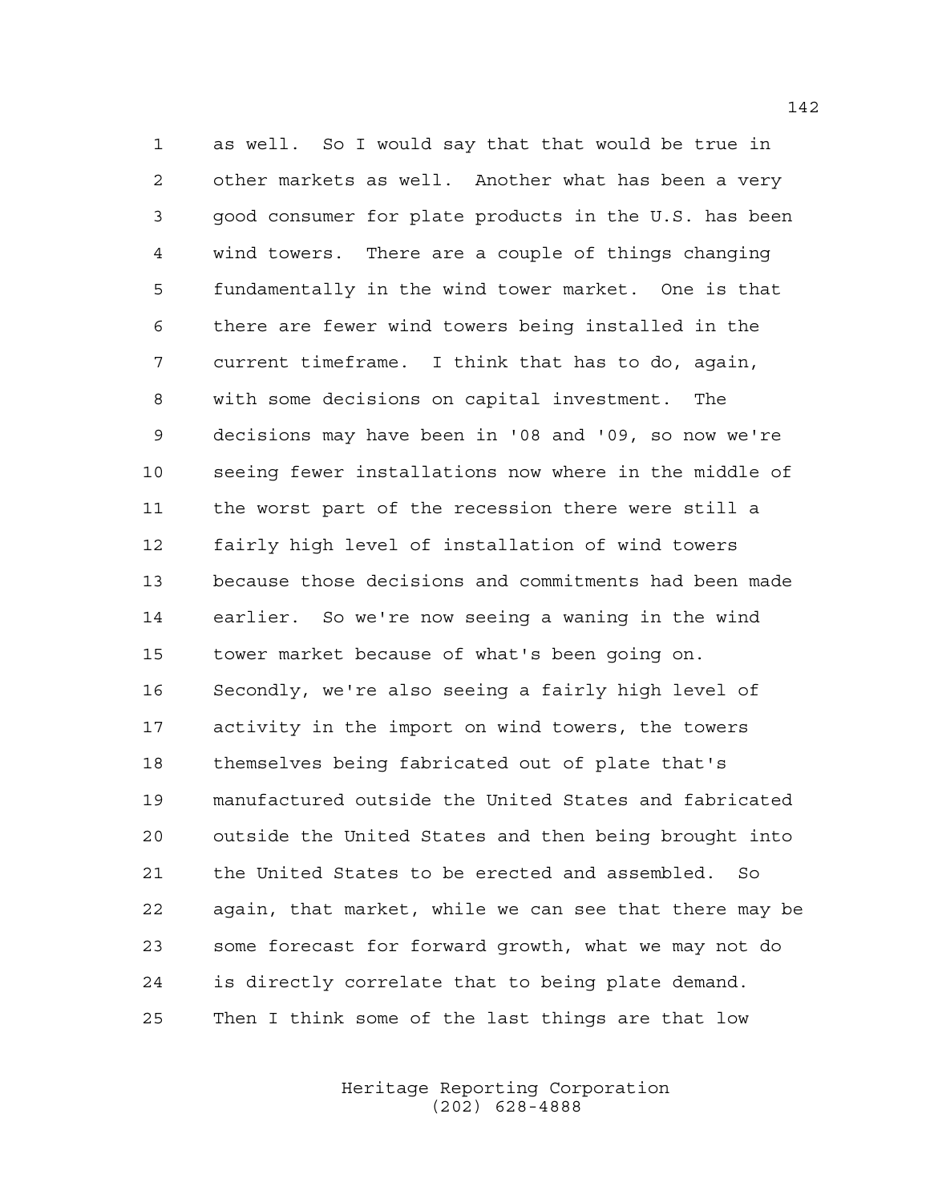as well. So I would say that that would be true in other markets as well. Another what has been a very good consumer for plate products in the U.S. has been wind towers. There are a couple of things changing fundamentally in the wind tower market. One is that there are fewer wind towers being installed in the current timeframe. I think that has to do, again, with some decisions on capital investment. The decisions may have been in '08 and '09, so now we're seeing fewer installations now where in the middle of the worst part of the recession there were still a fairly high level of installation of wind towers because those decisions and commitments had been made earlier. So we're now seeing a waning in the wind tower market because of what's been going on. Secondly, we're also seeing a fairly high level of activity in the import on wind towers, the towers themselves being fabricated out of plate that's manufactured outside the United States and fabricated outside the United States and then being brought into the United States to be erected and assembled. So again, that market, while we can see that there may be some forecast for forward growth, what we may not do is directly correlate that to being plate demand. Then I think some of the last things are that low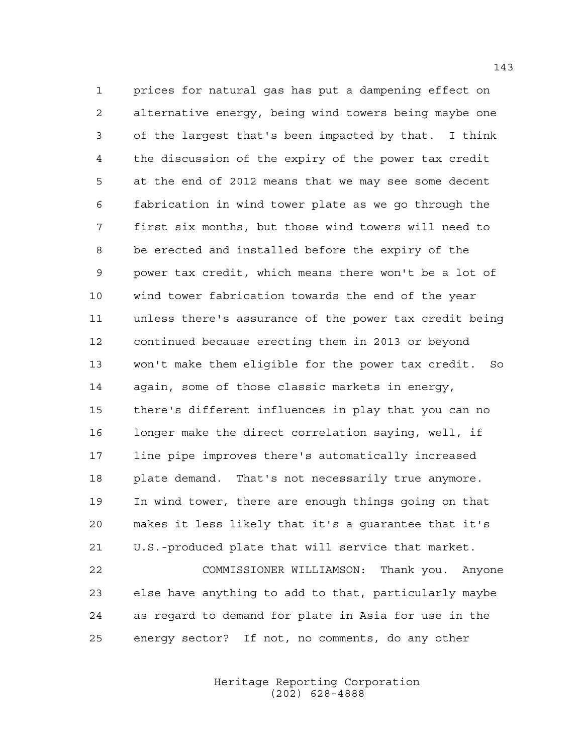prices for natural gas has put a dampening effect on alternative energy, being wind towers being maybe one of the largest that's been impacted by that. I think the discussion of the expiry of the power tax credit at the end of 2012 means that we may see some decent fabrication in wind tower plate as we go through the first six months, but those wind towers will need to be erected and installed before the expiry of the power tax credit, which means there won't be a lot of wind tower fabrication towards the end of the year unless there's assurance of the power tax credit being continued because erecting them in 2013 or beyond won't make them eligible for the power tax credit. So again, some of those classic markets in energy, there's different influences in play that you can no longer make the direct correlation saying, well, if line pipe improves there's automatically increased plate demand. That's not necessarily true anymore. In wind tower, there are enough things going on that makes it less likely that it's a guarantee that it's U.S.-produced plate that will service that market.

COMMISSIONER WILLIAMSON: Thank you. Anyone else have anything to add to that, particularly maybe as regard to demand for plate in Asia for use in the energy sector? If not, no comments, do any other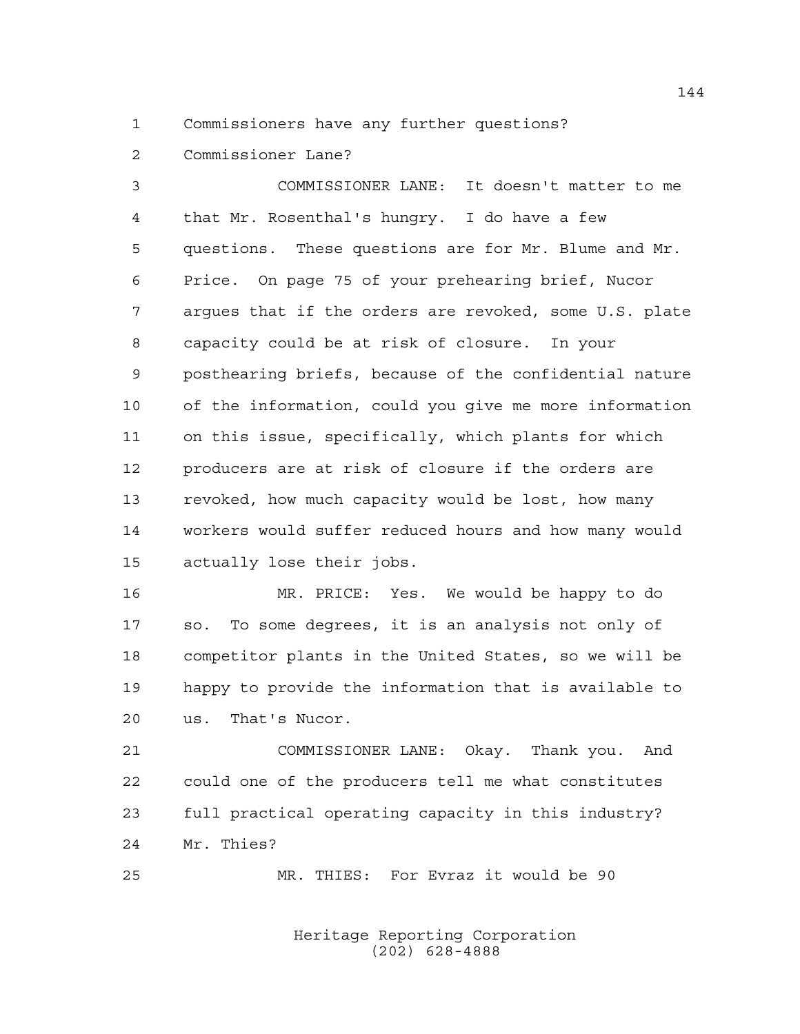1 Commissioners have any further questions?

2 Commissioner Lane?

3 COMMISSIONER LANE: It doesn't matter to me

4 that Mr. Rosenthal's hungry. I do have a few

5 questions. These questions are for Mr. Blume and Mr.

6 Price. On page 75 of your prehearing brief, Nucor

7 argues that if the orders are revoked, some U.S. plate

8 capacity could be at risk of closure. In your

9 posthearing briefs, because of the confidential nature

10 of the information, could you give me more information

11 on this issue, specifically, which plants for which

12 producers are at risk of closure if the orders are

13 revoked, how much capacity would be lost, how many

14 workers would suffer reduced hours and how many would

15 actually lose their jobs.

16 MR. PRICE: Yes. We would be happy to do

17 so. To some degrees, it is an analysis not only of

18 competitor plants in the United States, so we will be

19 happy to provide the information that is available to

20 us. That's Nucor.

21 COMMISSIONER LANE: Okay. Thank you. And

22 could one of the producers tell me what constitutes

23 full practical operating capacity in this industry?

24 Mr. Thies?

25 MR. THIES: For Evraz it would be 90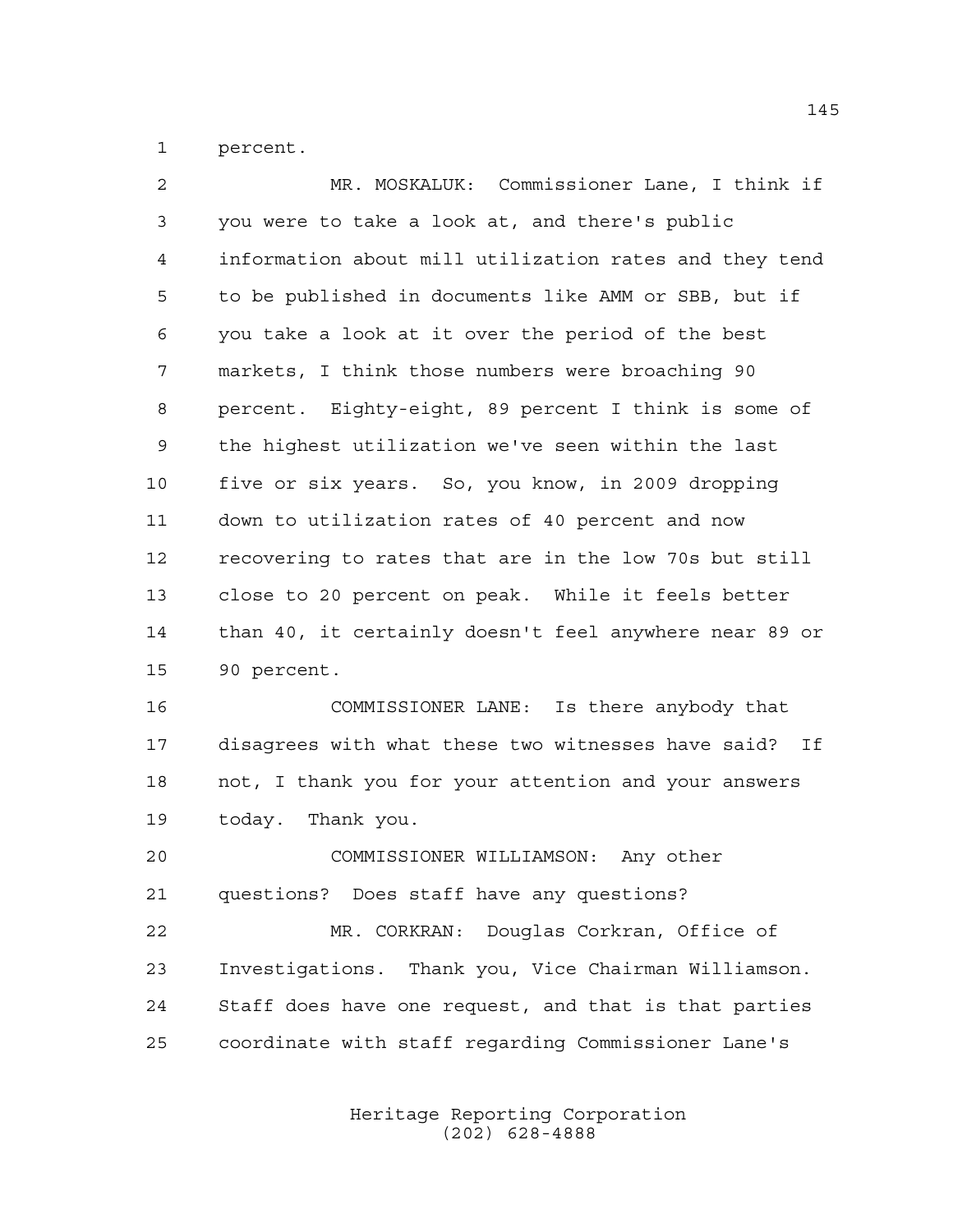percent.

MR. MOSKALUK: Commissioner Lane, I think if you were to take a look at, and there's public information about mill utilization rates and they tend to be published in documents like AMM or SBB, but if you take a look at it over the period of the best markets, I think those numbers were broaching 90 percent. Eighty-eight, 89 percent I think is some of the highest utilization we've seen within the last five or six years. So, you know, in 2009 dropping down to utilization rates of 40 percent and now recovering to rates that are in the low 70s but still close to 20 percent on peak. While it feels better than 40, it certainly doesn't feel anywhere near 89 or 90 percent.

COMMISSIONER LANE: Is there anybody that disagrees with what these two witnesses have said? If not, I thank you for your attention and your answers today. Thank you.

COMMISSIONER WILLIAMSON: Any other questions? Does staff have any questions?

MR. CORKRAN: Douglas Corkran, Office of Investigations. Thank you, Vice Chairman Williamson. Staff does have one request, and that is that parties coordinate with staff regarding Commissioner Lane's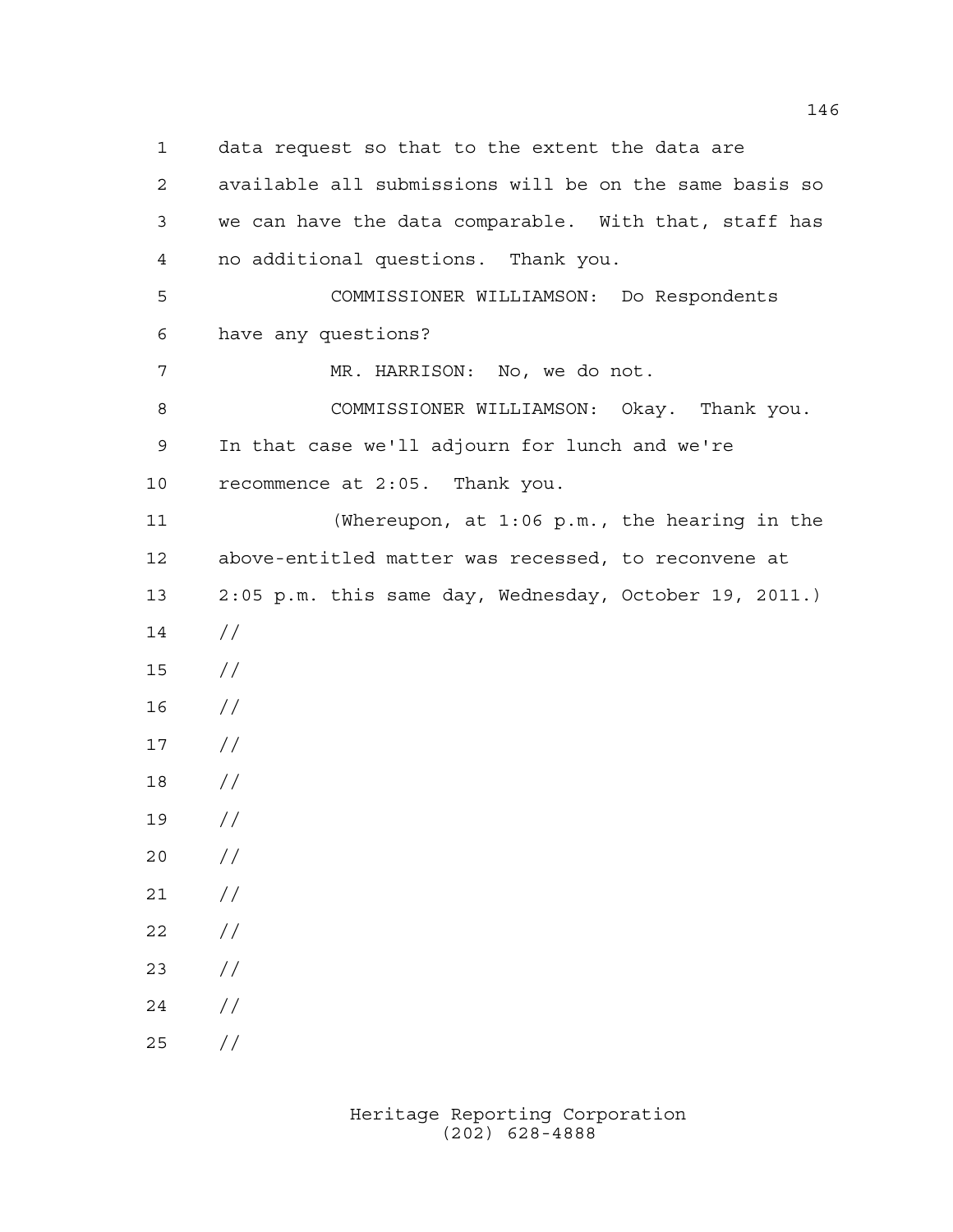data request so that to the extent the data are available all submissions will be on the same basis so we can have the data comparable. With that, staff has no additional questions. Thank you.

COMMISSIONER WILLIAMSON: Do Respondents have any questions?

MR. HARRISON: No, we do not.

COMMISSIONER WILLIAMSON: Okay. Thank you. In that case we'll adjourn for lunch and we're recommence at 2:05. Thank you.

(Whereupon, at 1:06 p.m., the hearing in the above-entitled matter was recessed, to reconvene at 2:05 p.m. this same day, Wednesday, October 19, 2011.)

//

//

//

//

//

//

//

//

//

//

//

//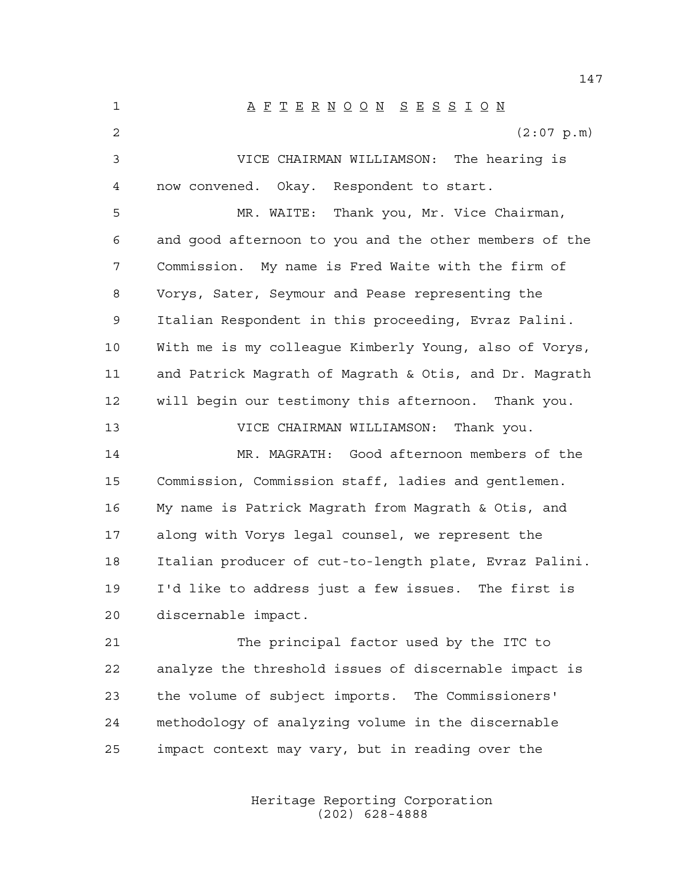A F T E R N O O N   S E S S I O N

(2:07 p.m)

VICE CHAIRMAN WILLIAMSON: The hearing is now convened. Okay. Respondent to start.

MR. WAITE: Thank you, Mr. Vice Chairman, and good afternoon to you and the other members of the Commission. My name is Fred Waite with the firm of Vorys, Sater, Seymour and Pease representing the Italian Respondent in this proceeding, Evraz Palini. With me is my colleague Kimberly Young, also of Vorys, and Patrick Magrath of Magrath & Otis, and Dr. Magrath will begin our testimony this afternoon. Thank you.

VICE CHAIRMAN WILLIAMSON: Thank you.

MR. MAGRATH: Good afternoon members of the Commission, Commission staff, ladies and gentlemen. My name is Patrick Magrath from Magrath & Otis, and along with Vorys legal counsel, we represent the Italian producer of cut-to-length plate, Evraz Palini. I'd like to address just a few issues. The first is discernable impact.

The principal factor used by the ITC to analyze the threshold issues of discernable impact is the volume of subject imports. The Commissioners' methodology of analyzing volume in the discernable impact context may vary, but in reading over the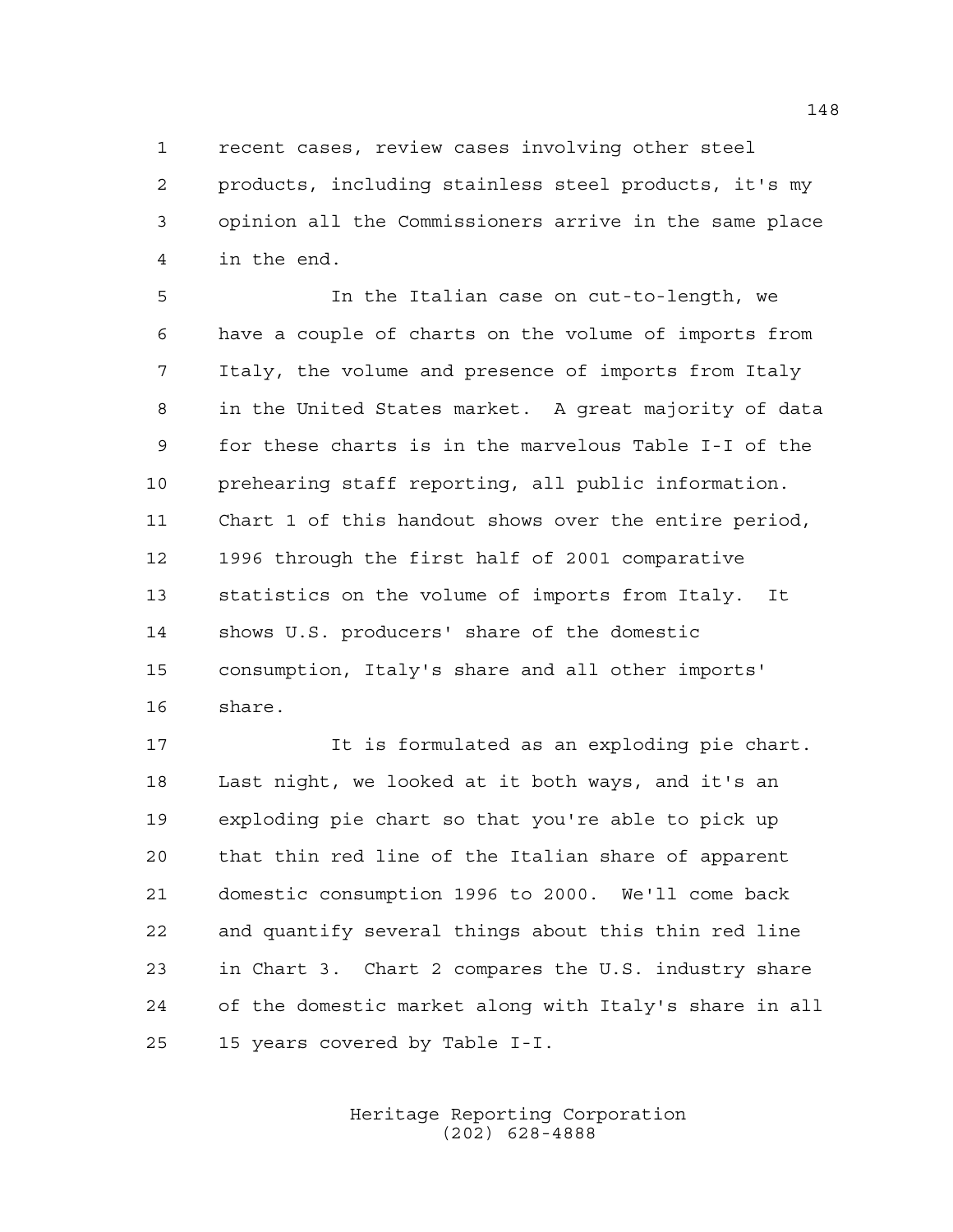recent cases, review cases involving other steel products, including stainless steel products, it's my opinion all the Commissioners arrive in the same place in the end.

In the Italian case on cut-to-length, we have a couple of charts on the volume of imports from Italy, the volume and presence of imports from Italy in the United States market. A great majority of data for these charts is in the marvelous Table I-I of the prehearing staff reporting, all public information. Chart 1 of this handout shows over the entire period, 1996 through the first half of 2001 comparative statistics on the volume of imports from Italy. It shows U.S. producers' share of the domestic consumption, Italy's share and all other imports' share.

It is formulated as an exploding pie chart. Last night, we looked at it both ways, and it's an exploding pie chart so that you're able to pick up that thin red line of the Italian share of apparent domestic consumption 1996 to 2000. We'll come back and quantify several things about this thin red line in Chart 3. Chart 2 compares the U.S. industry share of the domestic market along with Italy's share in all 15 years covered by Table I-I.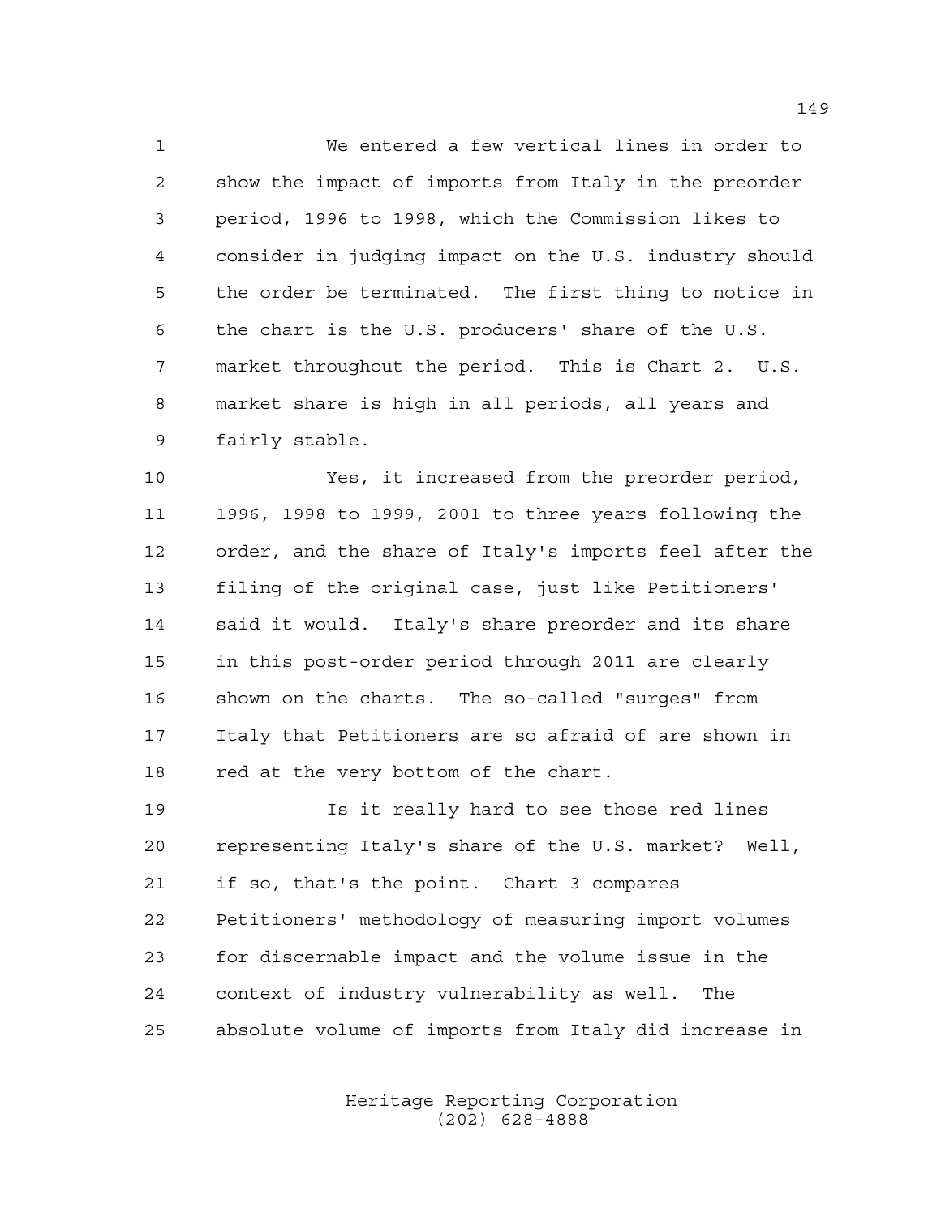We entered a few vertical lines in order to show the impact of imports from Italy in the preorder period, 1996 to 1998, which the Commission likes to consider in judging impact on the U.S. industry should the order be terminated. The first thing to notice in the chart is the U.S. producers' share of the U.S. market throughout the period. This is Chart 2. U.S. market share is high in all periods, all years and fairly stable.

Yes, it increased from the preorder period, 1996, 1998 to 1999, 2001 to three years following the order, and the share of Italy's imports feel after the filing of the original case, just like Petitioners' said it would. Italy's share preorder and its share in this post-order period through 2011 are clearly shown on the charts. The so-called "surges" from Italy that Petitioners are so afraid of are shown in red at the very bottom of the chart.

Is it really hard to see those red lines representing Italy's share of the U.S. market? Well, if so, that's the point. Chart 3 compares Petitioners' methodology of measuring import volumes for discernable impact and the volume issue in the context of industry vulnerability as well. The absolute volume of imports from Italy did increase in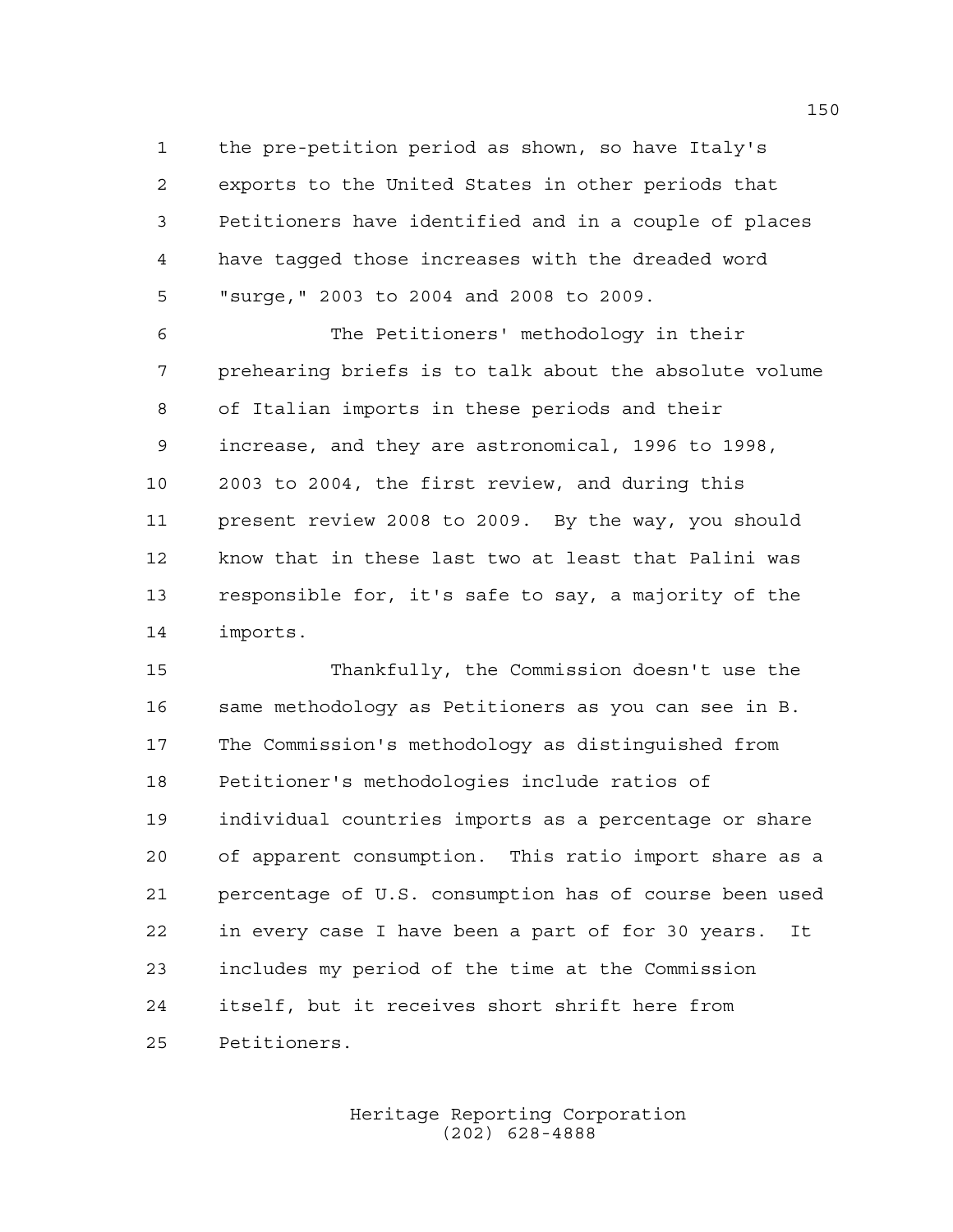the pre-petition period as shown, so have Italy's exports to the United States in other periods that Petitioners have identified and in a couple of places have tagged those increases with the dreaded word "surge," 2003 to 2004 and 2008 to 2009.

The Petitioners' methodology in their prehearing briefs is to talk about the absolute volume of Italian imports in these periods and their increase, and they are astronomical, 1996 to 1998, 2003 to 2004, the first review, and during this present review 2008 to 2009. By the way, you should know that in these last two at least that Palini was responsible for, it's safe to say, a majority of the imports.

Thankfully, the Commission doesn't use the same methodology as Petitioners as you can see in B. The Commission's methodology as distinguished from Petitioner's methodologies include ratios of individual countries imports as a percentage or share of apparent consumption. This ratio import share as a percentage of U.S. consumption has of course been used in every case I have been a part of for 30 years. It includes my period of the time at the Commission itself, but it receives short shrift here from Petitioners.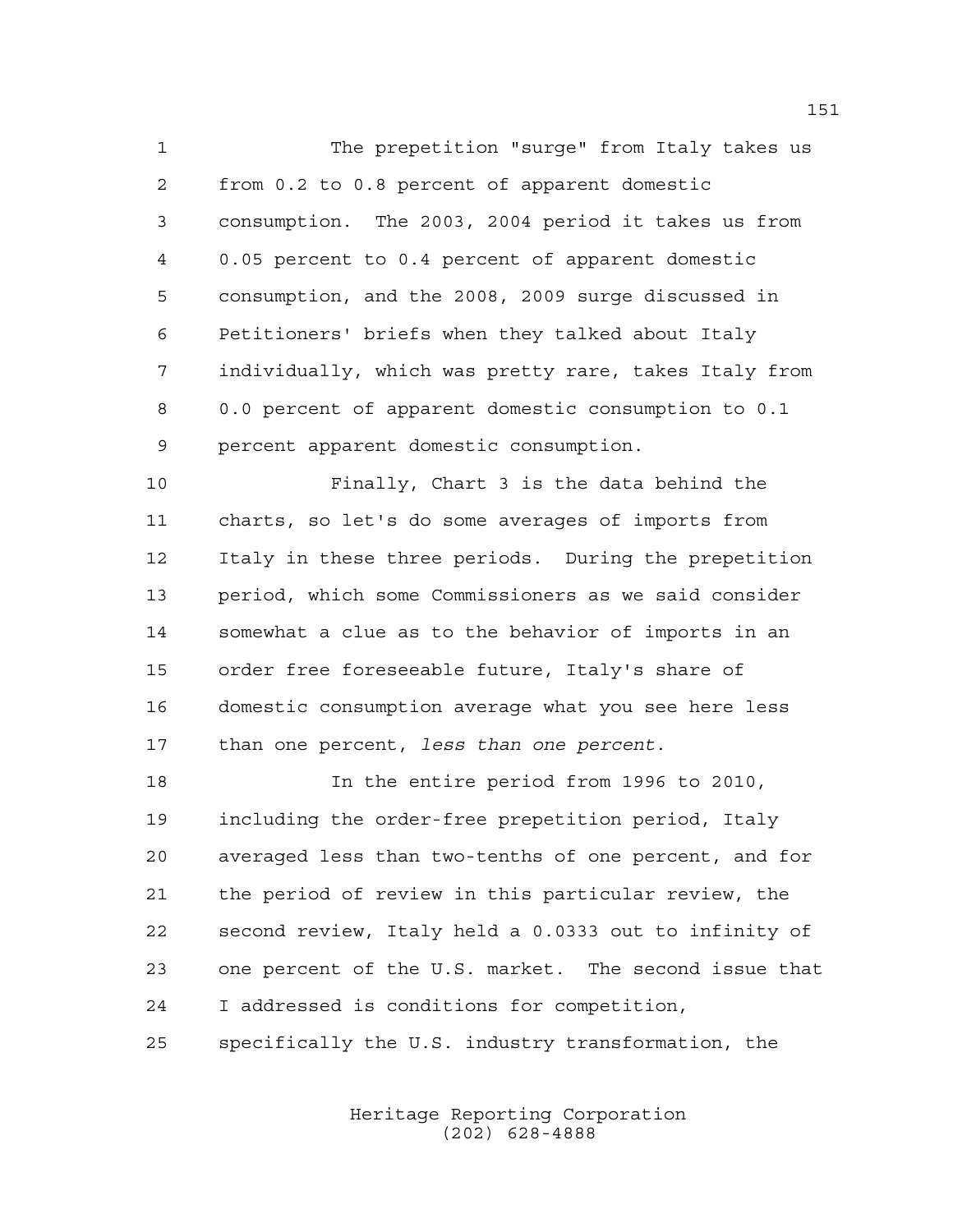The prepetition "surge" from Italy takes us from 0.2 to 0.8 percent of apparent domestic consumption. The 2003, 2004 period it takes us from 0.05 percent to 0.4 percent of apparent domestic consumption, and the 2008, 2009 surge discussed in Petitioners' briefs when they talked about Italy individually, which was pretty rare, takes Italy from 0.0 percent of apparent domestic consumption to 0.1 percent apparent domestic consumption.

Finally, Chart 3 is the data behind the charts, so let's do some averages of imports from Italy in these three periods. During the prepetition period, which some Commissioners as we said consider somewhat a clue as to the behavior of imports in an order free foreseeable future, Italy's share of domestic consumption average what you see here less than one percent, *less than one percent*.

In the entire period from 1996 to 2010, including the order-free prepetition period, Italy averaged less than two-tenths of one percent, and for the period of review in this particular review, the second review, Italy held a 0.0333 out to infinity of one percent of the U.S. market. The second issue that I addressed is conditions for competition, specifically the U.S. industry transformation, the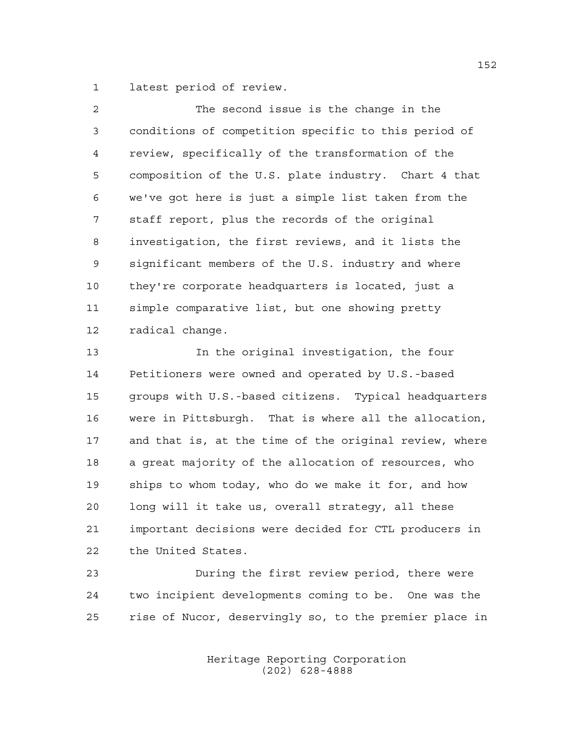latest period of review.

The second issue is the change in the conditions of competition specific to this period of review, specifically of the transformation of the composition of the U.S. plate industry. Chart 4 that we've got here is just a simple list taken from the staff report, plus the records of the original investigation, the first reviews, and it lists the significant members of the U.S. industry and where they're corporate headquarters is located, just a simple comparative list, but one showing pretty radical change.

In the original investigation, the four Petitioners were owned and operated by U.S.-based groups with U.S.-based citizens. Typical headquarters were in Pittsburgh. That is where all the allocation, and that is, at the time of the original review, where a great majority of the allocation of resources, who ships to whom today, who do we make it for, and how long will it take us, overall strategy, all these important decisions were decided for CTL producers in the United States.

During the first review period, there were two incipient developments coming to be. One was the rise of Nucor, deservingly so, to the premier place in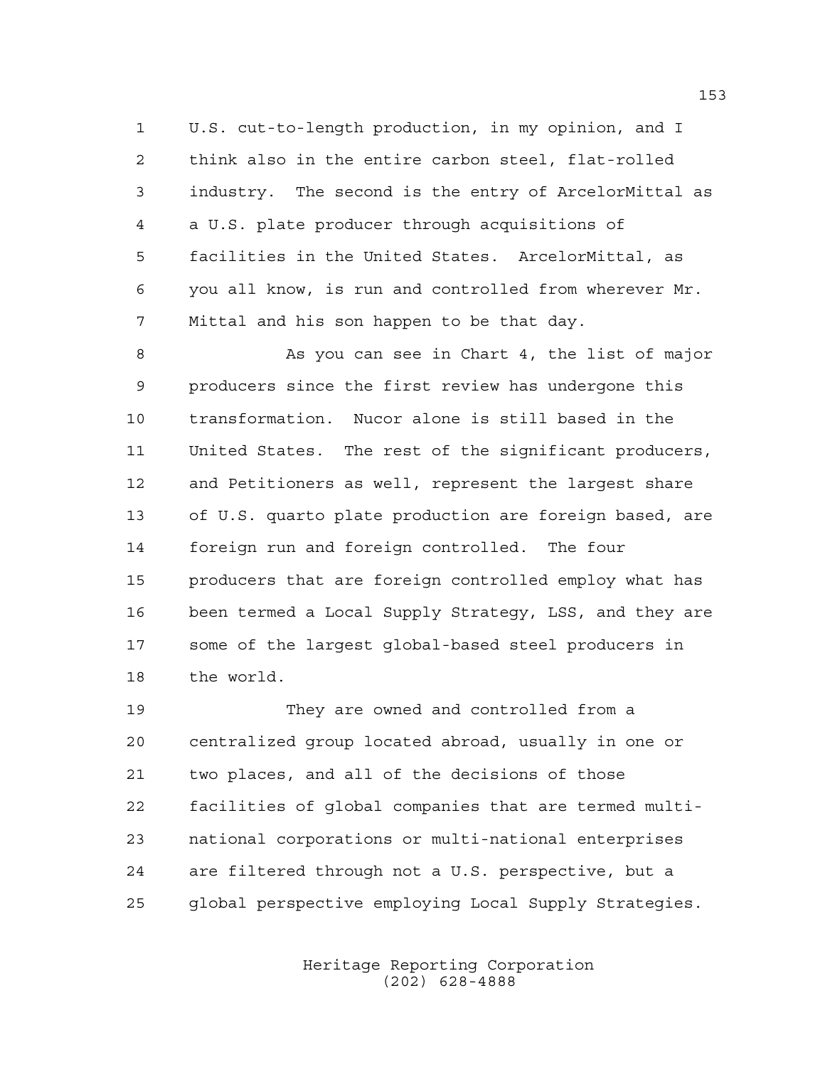U.S. cut-to-length production, in my opinion, and I think also in the entire carbon steel, flat-rolled industry. The second is the entry of ArcelorMittal as a U.S. plate producer through acquisitions of facilities in the United States. ArcelorMittal, as you all know, is run and controlled from wherever Mr. Mittal and his son happen to be that day.

As you can see in Chart 4, the list of major producers since the first review has undergone this transformation. Nucor alone is still based in the United States. The rest of the significant producers, and Petitioners as well, represent the largest share of U.S. quarto plate production are foreign based, are foreign run and foreign controlled. The four producers that are foreign controlled employ what has been termed a Local Supply Strategy, LSS, and they are some of the largest global-based steel producers in the world.

They are owned and controlled from a centralized group located abroad, usually in one or two places, and all of the decisions of those facilities of global companies that are termed multi-national corporations or multi-national enterprises are filtered through not a U.S. perspective, but a global perspective employing Local Supply Strategies.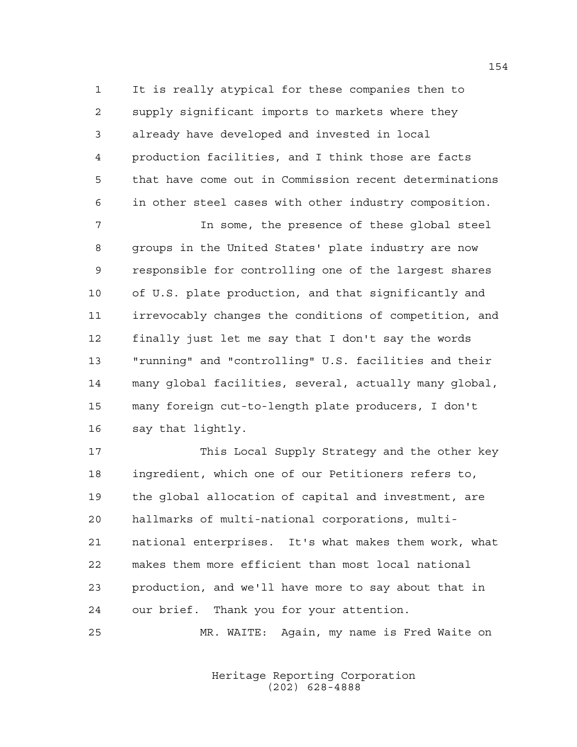It is really atypical for these companies then to supply significant imports to markets where they already have developed and invested in local production facilities, and I think those are facts that have come out in Commission recent determinations in other steel cases with other industry composition.

In some, the presence of these global steel groups in the United States' plate industry are now responsible for controlling one of the largest shares of U.S. plate production, and that significantly and irrevocably changes the conditions of competition, and finally just let me say that I don't say the words "running" and "controlling" U.S. facilities and their many global facilities, several, actually many global, many foreign cut-to-length plate producers, I don't say that lightly.

This Local Supply Strategy and the other key ingredient, which one of our Petitioners refers to, the global allocation of capital and investment, are hallmarks of multi-national corporations, multi-national enterprises. It's what makes them work, what makes them more efficient than most local national production, and we'll have more to say about that in our brief. Thank you for your attention.

MR. WAITE: Again, my name is Fred Waite on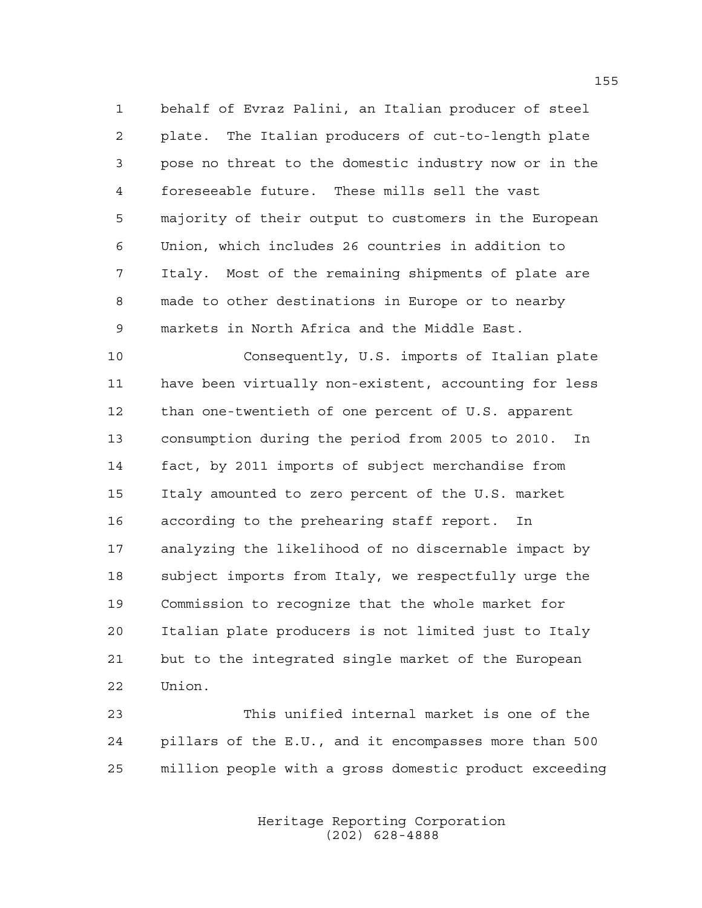behalf of Evraz Palini, an Italian producer of steel plate. The Italian producers of cut-to-length plate pose no threat to the domestic industry now or in the foreseeable future. These mills sell the vast majority of their output to customers in the European Union, which includes 26 countries in addition to Italy. Most of the remaining shipments of plate are made to other destinations in Europe or to nearby markets in North Africa and the Middle East.

Consequently, U.S. imports of Italian plate have been virtually non-existent, accounting for less than one-twentieth of one percent of U.S. apparent consumption during the period from 2005 to 2010. In fact, by 2011 imports of subject merchandise from Italy amounted to zero percent of the U.S. market according to the prehearing staff report. In analyzing the likelihood of no discernable impact by subject imports from Italy, we respectfully urge the Commission to recognize that the whole market for Italian plate producers is not limited just to Italy but to the integrated single market of the European Union.

This unified internal market is one of the pillars of the E.U., and it encompasses more than 500 million people with a gross domestic product exceeding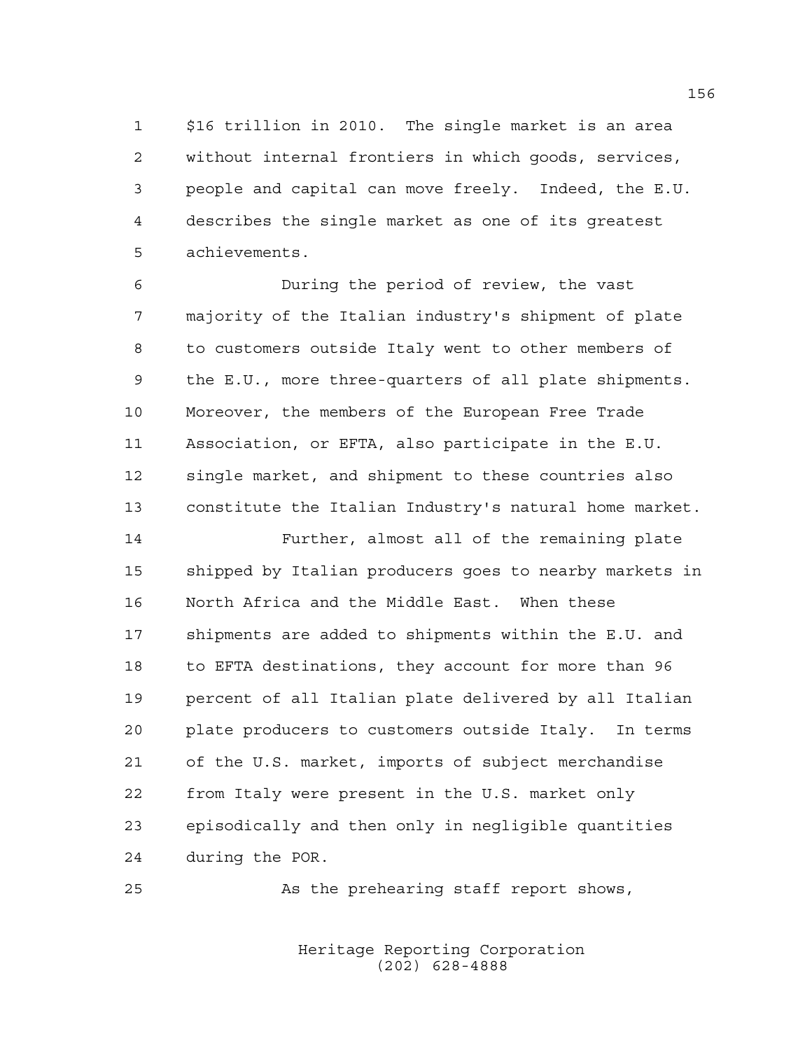$16 trillion in 2010. The single market is an area without internal frontiers in which goods, services, people and capital can move freely. Indeed, the E.U. describes the single market as one of its greatest achievements.

During the period of review, the vast majority of the Italian industry's shipment of plate to customers outside Italy went to other members of the E.U., more three-quarters of all plate shipments. Moreover, the members of the European Free Trade Association, or EFTA, also participate in the E.U. single market, and shipment to these countries also constitute the Italian Industry's natural home market.

Further, almost all of the remaining plate shipped by Italian producers goes to nearby markets in North Africa and the Middle East. When these shipments are added to shipments within the E.U. and to EFTA destinations, they account for more than 96 percent of all Italian plate delivered by all Italian plate producers to customers outside Italy. In terms of the U.S. market, imports of subject merchandise from Italy were present in the U.S. market only episodically and then only in negligible quantities during the POR.

As the prehearing staff report shows,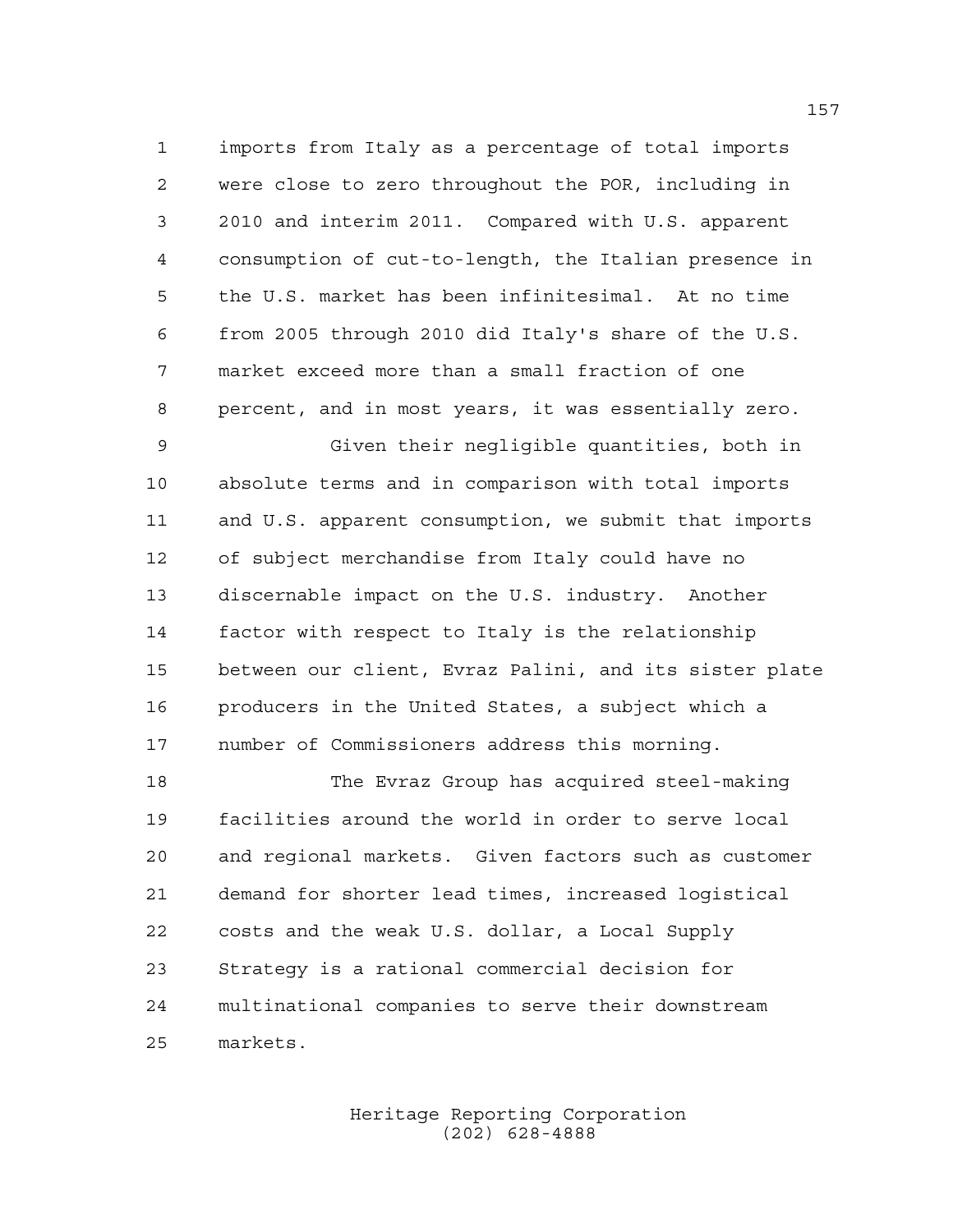imports from Italy as a percentage of total imports were close to zero throughout the POR, including in 2010 and interim 2011. Compared with U.S. apparent consumption of cut-to-length, the Italian presence in the U.S. market has been infinitesimal. At no time from 2005 through 2010 did Italy's share of the U.S. market exceed more than a small fraction of one percent, and in most years, it was essentially zero.

Given their negligible quantities, both in absolute terms and in comparison with total imports and U.S. apparent consumption, we submit that imports of subject merchandise from Italy could have no discernable impact on the U.S. industry. Another factor with respect to Italy is the relationship between our client, Evraz Palini, and its sister plate producers in the United States, a subject which a number of Commissioners address this morning.

The Evraz Group has acquired steel-making facilities around the world in order to serve local and regional markets. Given factors such as customer demand for shorter lead times, increased logistical costs and the weak U.S. dollar, a Local Supply Strategy is a rational commercial decision for multinational companies to serve their downstream markets.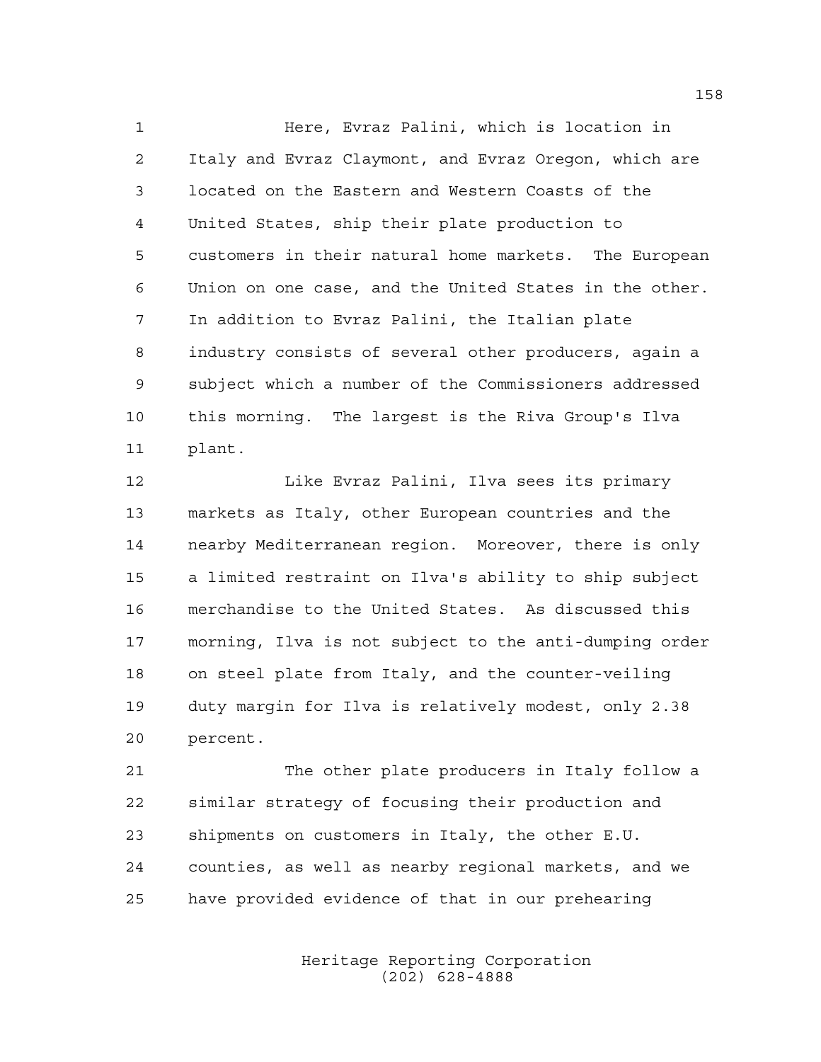Here, Evraz Palini, which is location in Italy and Evraz Claymont, and Evraz Oregon, which are located on the Eastern and Western Coasts of the United States, ship their plate production to customers in their natural home markets. The European Union on one case, and the United States in the other. In addition to Evraz Palini, the Italian plate industry consists of several other producers, again a subject which a number of the Commissioners addressed this morning. The largest is the Riva Group's Ilva plant.

Like Evraz Palini, Ilva sees its primary markets as Italy, other European countries and the nearby Mediterranean region. Moreover, there is only a limited restraint on Ilva's ability to ship subject merchandise to the United States. As discussed this morning, Ilva is not subject to the anti-dumping order on steel plate from Italy, and the counter-veiling duty margin for Ilva is relatively modest, only 2.38 percent.

The other plate producers in Italy follow a similar strategy of focusing their production and shipments on customers in Italy, the other E.U. counties, as well as nearby regional markets, and we have provided evidence of that in our prehearing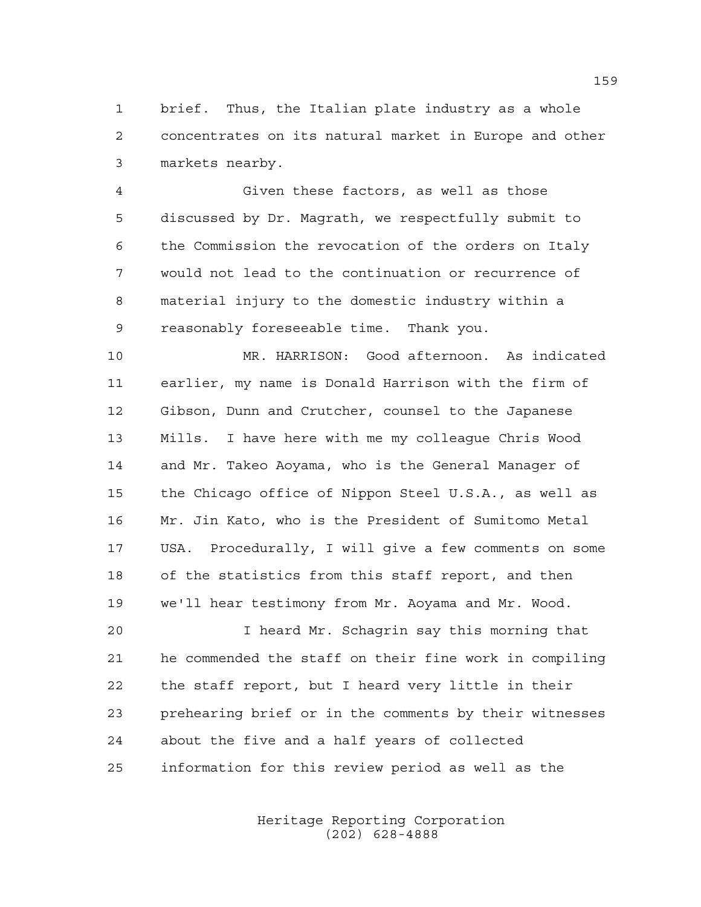brief. Thus, the Italian plate industry as a whole concentrates on its natural market in Europe and other markets nearby.

Given these factors, as well as those discussed by Dr. Magrath, we respectfully submit to the Commission the revocation of the orders on Italy would not lead to the continuation or recurrence of material injury to the domestic industry within a reasonably foreseeable time. Thank you.

MR. HARRISON: Good afternoon. As indicated earlier, my name is Donald Harrison with the firm of Gibson, Dunn and Crutcher, counsel to the Japanese Mills. I have here with me my colleague Chris Wood and Mr. Takeo Aoyama, who is the General Manager of the Chicago office of Nippon Steel U.S.A., as well as Mr. Jin Kato, who is the President of Sumitomo Metal USA. Procedurally, I will give a few comments on some of the statistics from this staff report, and then we'll hear testimony from Mr. Aoyama and Mr. Wood.

I heard Mr. Schagrin say this morning that he commended the staff on their fine work in compiling the staff report, but I heard very little in their prehearing brief or in the comments by their witnesses about the five and a half years of collected information for this review period as well as the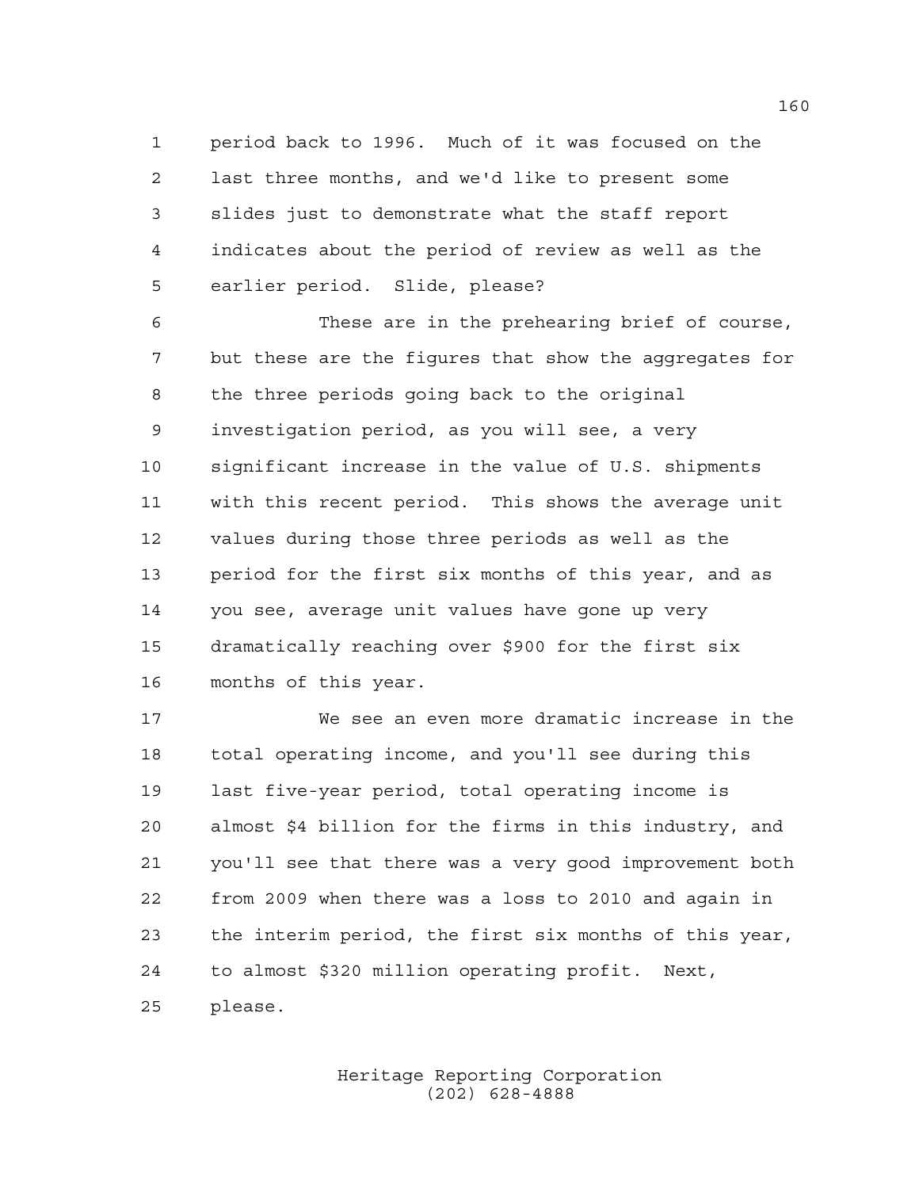period back to 1996. Much of it was focused on the last three months, and we'd like to present some slides just to demonstrate what the staff report indicates about the period of review as well as the earlier period. Slide, please?

These are in the prehearing brief of course, but these are the figures that show the aggregates for the three periods going back to the original investigation period, as you will see, a very significant increase in the value of U.S. shipments with this recent period. This shows the average unit values during those three periods as well as the period for the first six months of this year, and as you see, average unit values have gone up very dramatically reaching over $900 for the first six months of this year.

We see an even more dramatic increase in the total operating income, and you'll see during this last five-year period, total operating income is almost $4 billion for the firms in this industry, and you'll see that there was a very good improvement both from 2009 when there was a loss to 2010 and again in the interim period, the first six months of this year, to almost $320 million operating profit. Next, please.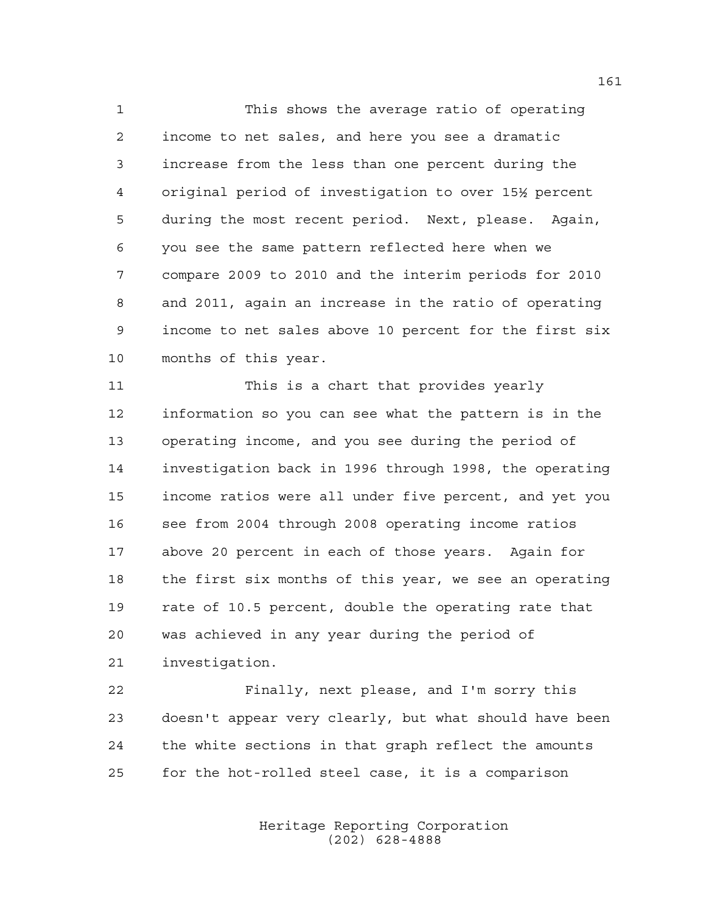1 This shows the average ratio of operating
2 income to net sales, and here you see a dramatic
3 increase from the less than one percent during the
4 original period of investigation to over 15½ percent
5 during the most recent period. Next, please. Again,
6 you see the same pattern reflected here when we
7 compare 2009 to 2010 and the interim periods for 2010
8 and 2011, again an increase in the ratio of operating
9 income to net sales above 10 percent for the first six
10 months of this year.

11 This is a chart that provides yearly
12 information so you can see what the pattern is in the
13 operating income, and you see during the period of
14 investigation back in 1996 through 1998, the operating
15 income ratios were all under five percent, and yet you
16 see from 2004 through 2008 operating income ratios
17 above 20 percent in each of those years. Again for
18 the first six months of this year, we see an operating
19 rate of 10.5 percent, double the operating rate that
20 was achieved in any year during the period of
21 investigation.

22 Finally, next please, and I'm sorry this
23 doesn't appear very clearly, but what should have been
24 the white sections in that graph reflect the amounts
25 for the hot-rolled steel case, it is a comparison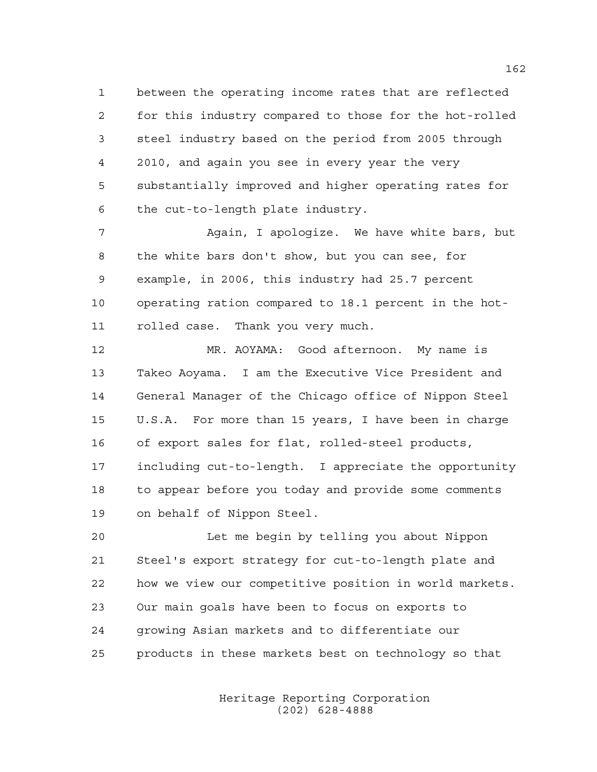between the operating income rates that are reflected for this industry compared to those for the hot-rolled steel industry based on the period from 2005 through 2010, and again you see in every year the very substantially improved and higher operating rates for the cut-to-length plate industry.

Again, I apologize. We have white bars, but the white bars don't show, but you can see, for example, in 2006, this industry had 25.7 percent operating ration compared to 18.1 percent in the hot-rolled case. Thank you very much.

MR. AOYAMA: Good afternoon. My name is Takeo Aoyama. I am the Executive Vice President and General Manager of the Chicago office of Nippon Steel U.S.A. For more than 15 years, I have been in charge of export sales for flat, rolled-steel products, including cut-to-length. I appreciate the opportunity to appear before you today and provide some comments on behalf of Nippon Steel.

Let me begin by telling you about Nippon Steel's export strategy for cut-to-length plate and how we view our competitive position in world markets. Our main goals have been to focus on exports to growing Asian markets and to differentiate our products in these markets best on technology so that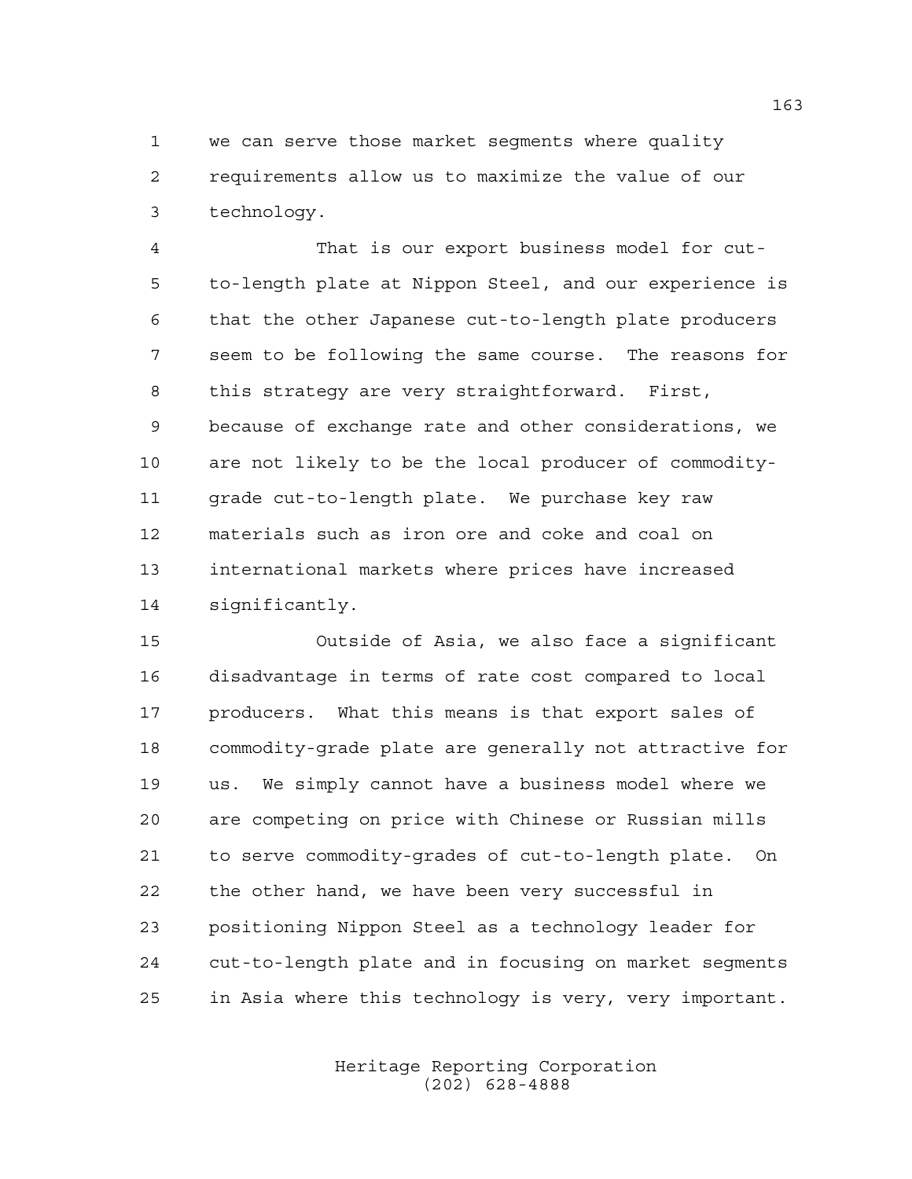we can serve those market segments where quality requirements allow us to maximize the value of our technology.

That is our export business model for cut-to-length plate at Nippon Steel, and our experience is that the other Japanese cut-to-length plate producers seem to be following the same course. The reasons for this strategy are very straightforward. First, because of exchange rate and other considerations, we are not likely to be the local producer of commodity-grade cut-to-length plate. We purchase key raw materials such as iron ore and coke and coal on international markets where prices have increased significantly.

Outside of Asia, we also face a significant disadvantage in terms of rate cost compared to local producers. What this means is that export sales of commodity-grade plate are generally not attractive for us. We simply cannot have a business model where we are competing on price with Chinese or Russian mills to serve commodity-grades of cut-to-length plate. On the other hand, we have been very successful in positioning Nippon Steel as a technology leader for cut-to-length plate and in focusing on market segments in Asia where this technology is very, very important.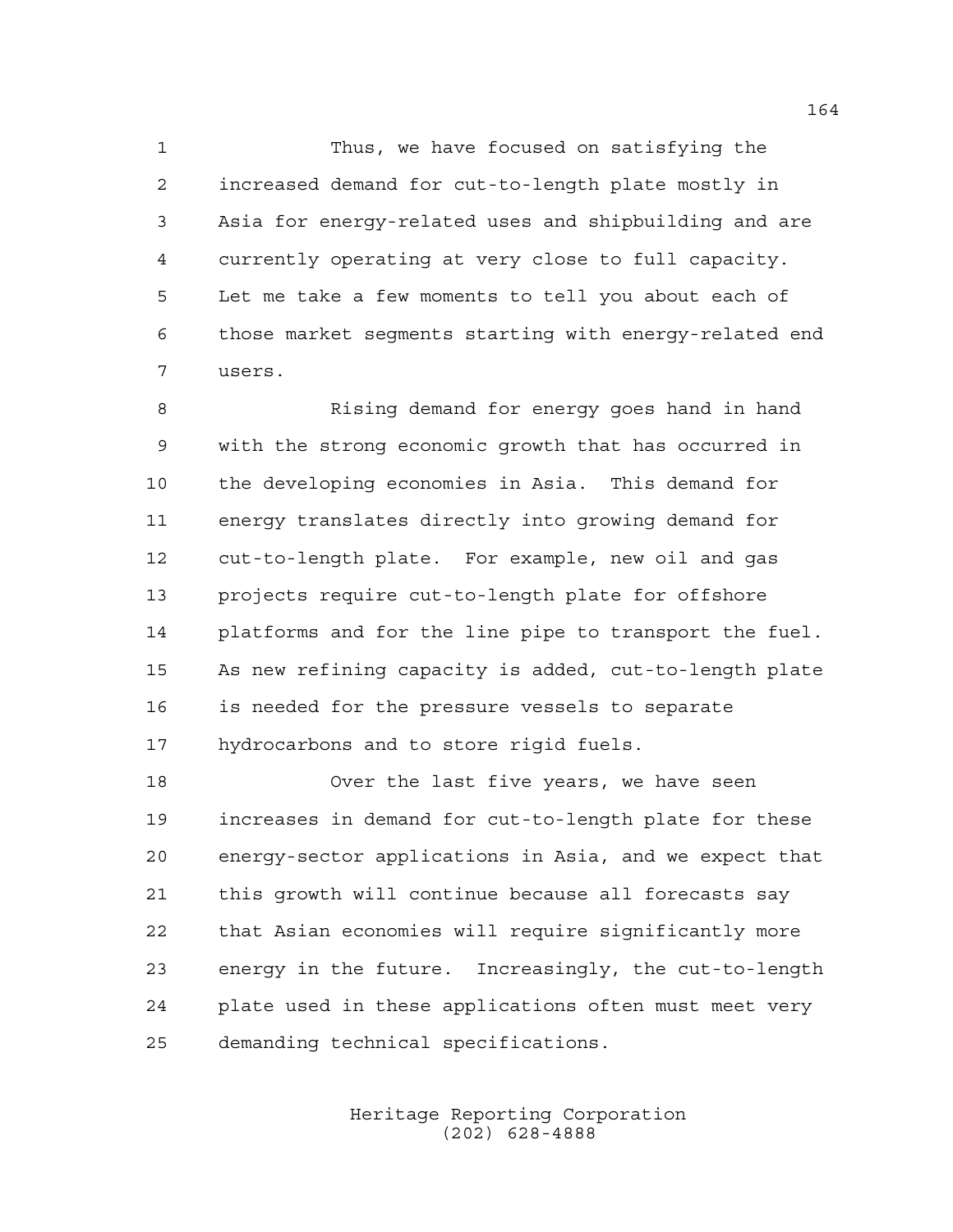Thus, we have focused on satisfying the increased demand for cut-to-length plate mostly in Asia for energy-related uses and shipbuilding and are currently operating at very close to full capacity. Let me take a few moments to tell you about each of those market segments starting with energy-related end users.

Rising demand for energy goes hand in hand with the strong economic growth that has occurred in the developing economies in Asia. This demand for energy translates directly into growing demand for cut-to-length plate. For example, new oil and gas projects require cut-to-length plate for offshore platforms and for the line pipe to transport the fuel. As new refining capacity is added, cut-to-length plate is needed for the pressure vessels to separate hydrocarbons and to store rigid fuels.

Over the last five years, we have seen increases in demand for cut-to-length plate for these energy-sector applications in Asia, and we expect that this growth will continue because all forecasts say that Asian economies will require significantly more energy in the future. Increasingly, the cut-to-length plate used in these applications often must meet very demanding technical specifications.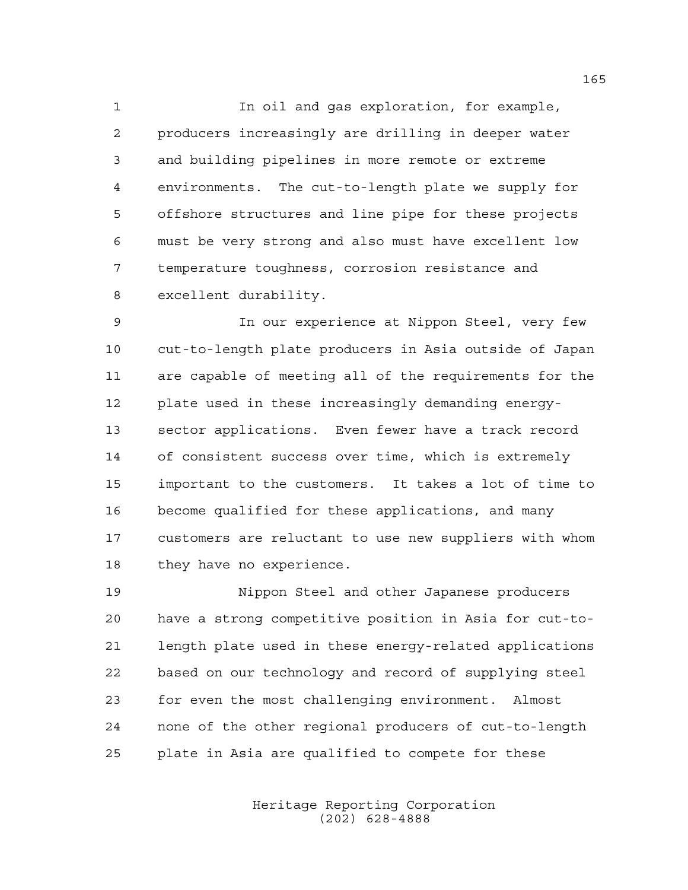In oil and gas exploration, for example, producers increasingly are drilling in deeper water and building pipelines in more remote or extreme environments. The cut-to-length plate we supply for offshore structures and line pipe for these projects must be very strong and also must have excellent low temperature toughness, corrosion resistance and excellent durability.

In our experience at Nippon Steel, very few cut-to-length plate producers in Asia outside of Japan are capable of meeting all of the requirements for the plate used in these increasingly demanding energy-sector applications. Even fewer have a track record of consistent success over time, which is extremely important to the customers. It takes a lot of time to become qualified for these applications, and many customers are reluctant to use new suppliers with whom they have no experience.

Nippon Steel and other Japanese producers have a strong competitive position in Asia for cut-to-length plate used in these energy-related applications based on our technology and record of supplying steel for even the most challenging environment. Almost none of the other regional producers of cut-to-length plate in Asia are qualified to compete for these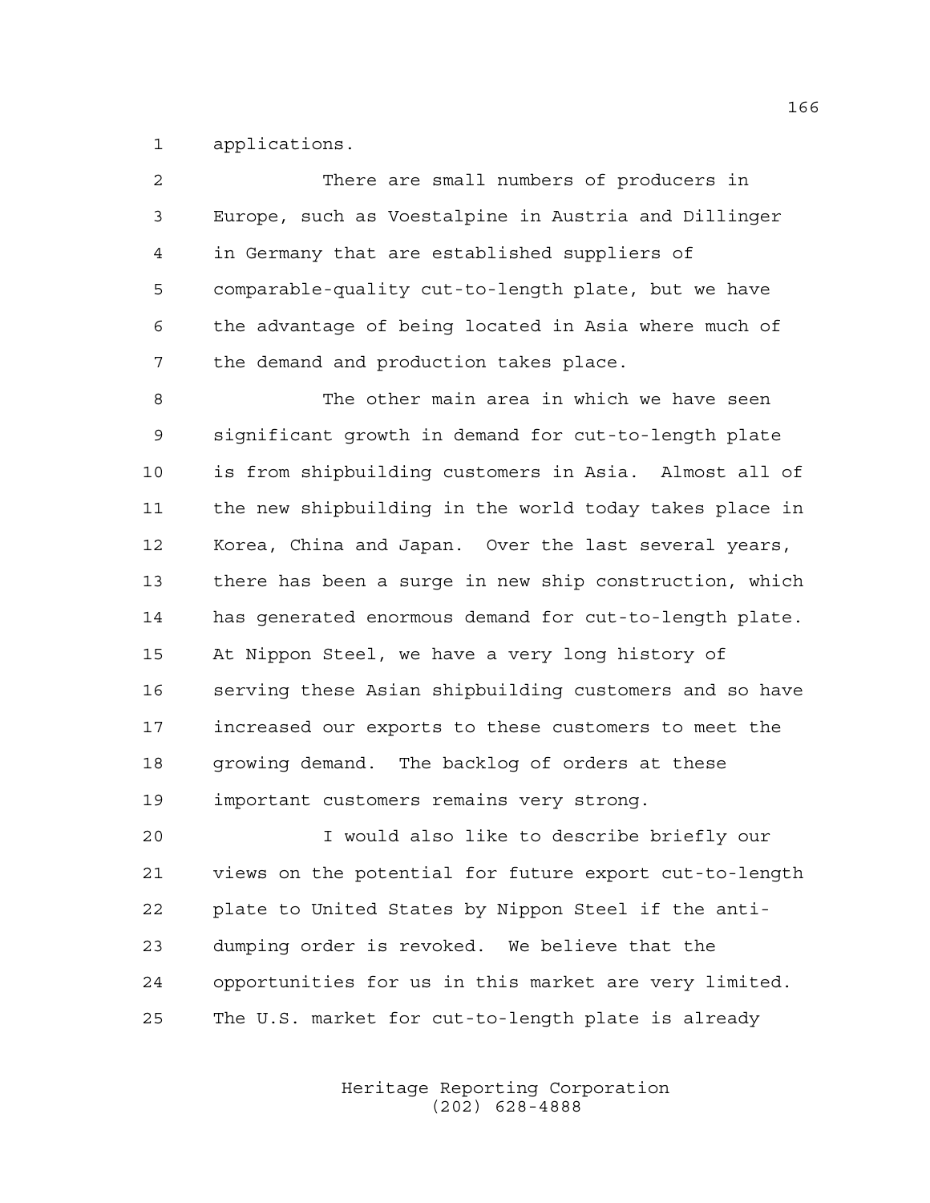applications.

There are small numbers of producers in Europe, such as Voestalpine in Austria and Dillinger in Germany that are established suppliers of comparable-quality cut-to-length plate, but we have the advantage of being located in Asia where much of the demand and production takes place.

The other main area in which we have seen significant growth in demand for cut-to-length plate is from shipbuilding customers in Asia. Almost all of the new shipbuilding in the world today takes place in Korea, China and Japan. Over the last several years, there has been a surge in new ship construction, which has generated enormous demand for cut-to-length plate. At Nippon Steel, we have a very long history of serving these Asian shipbuilding customers and so have increased our exports to these customers to meet the growing demand. The backlog of orders at these important customers remains very strong.

I would also like to describe briefly our views on the potential for future export cut-to-length plate to United States by Nippon Steel if the anti-dumping order is revoked. We believe that the opportunities for us in this market are very limited. The U.S. market for cut-to-length plate is already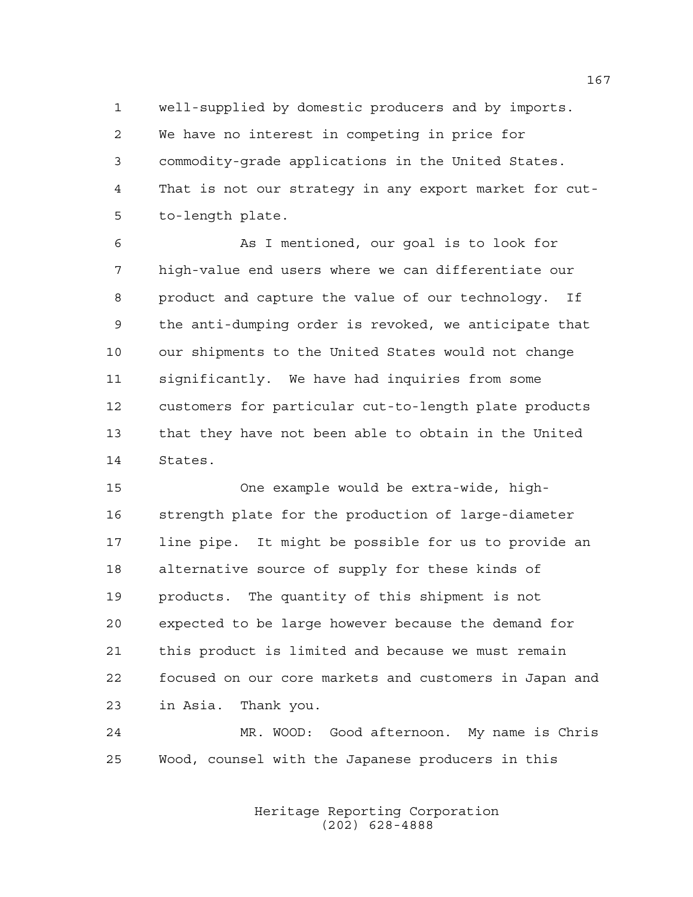well-supplied by domestic producers and by imports. We have no interest in competing in price for commodity-grade applications in the United States. That is not our strategy in any export market for cut-to-length plate.

As I mentioned, our goal is to look for high-value end users where we can differentiate our product and capture the value of our technology. If the anti-dumping order is revoked, we anticipate that our shipments to the United States would not change significantly. We have had inquiries from some customers for particular cut-to-length plate products that they have not been able to obtain in the United States.

One example would be extra-wide, high-strength plate for the production of large-diameter line pipe. It might be possible for us to provide an alternative source of supply for these kinds of products. The quantity of this shipment is not expected to be large however because the demand for this product is limited and because we must remain focused on our core markets and customers in Japan and in Asia. Thank you.

MR. WOOD: Good afternoon. My name is Chris Wood, counsel with the Japanese producers in this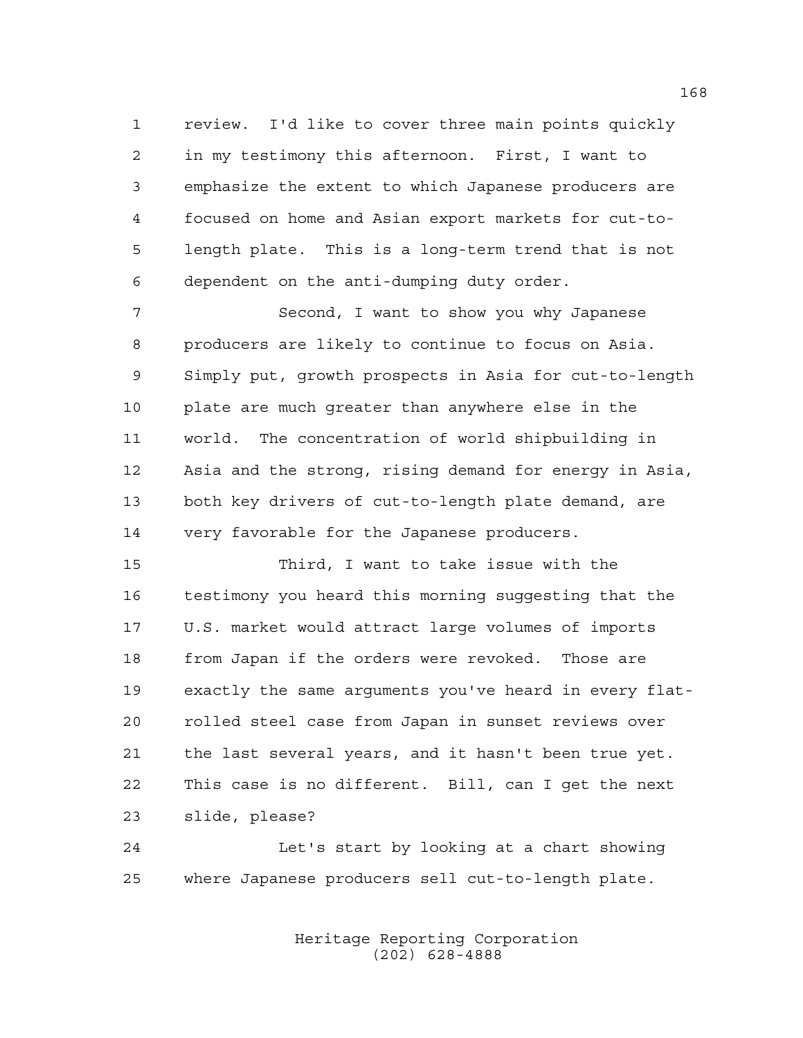review. I'd like to cover three main points quickly in my testimony this afternoon. First, I want to emphasize the extent to which Japanese producers are focused on home and Asian export markets for cut-to-length plate. This is a long-term trend that is not dependent on the anti-dumping duty order.

Second, I want to show you why Japanese producers are likely to continue to focus on Asia. Simply put, growth prospects in Asia for cut-to-length plate are much greater than anywhere else in the world. The concentration of world shipbuilding in Asia and the strong, rising demand for energy in Asia, both key drivers of cut-to-length plate demand, are very favorable for the Japanese producers.

Third, I want to take issue with the testimony you heard this morning suggesting that the U.S. market would attract large volumes of imports from Japan if the orders were revoked. Those are exactly the same arguments you've heard in every flat-rolled steel case from Japan in sunset reviews over the last several years, and it hasn't been true yet. This case is no different. Bill, can I get the next slide, please?

Let's start by looking at a chart showing where Japanese producers sell cut-to-length plate.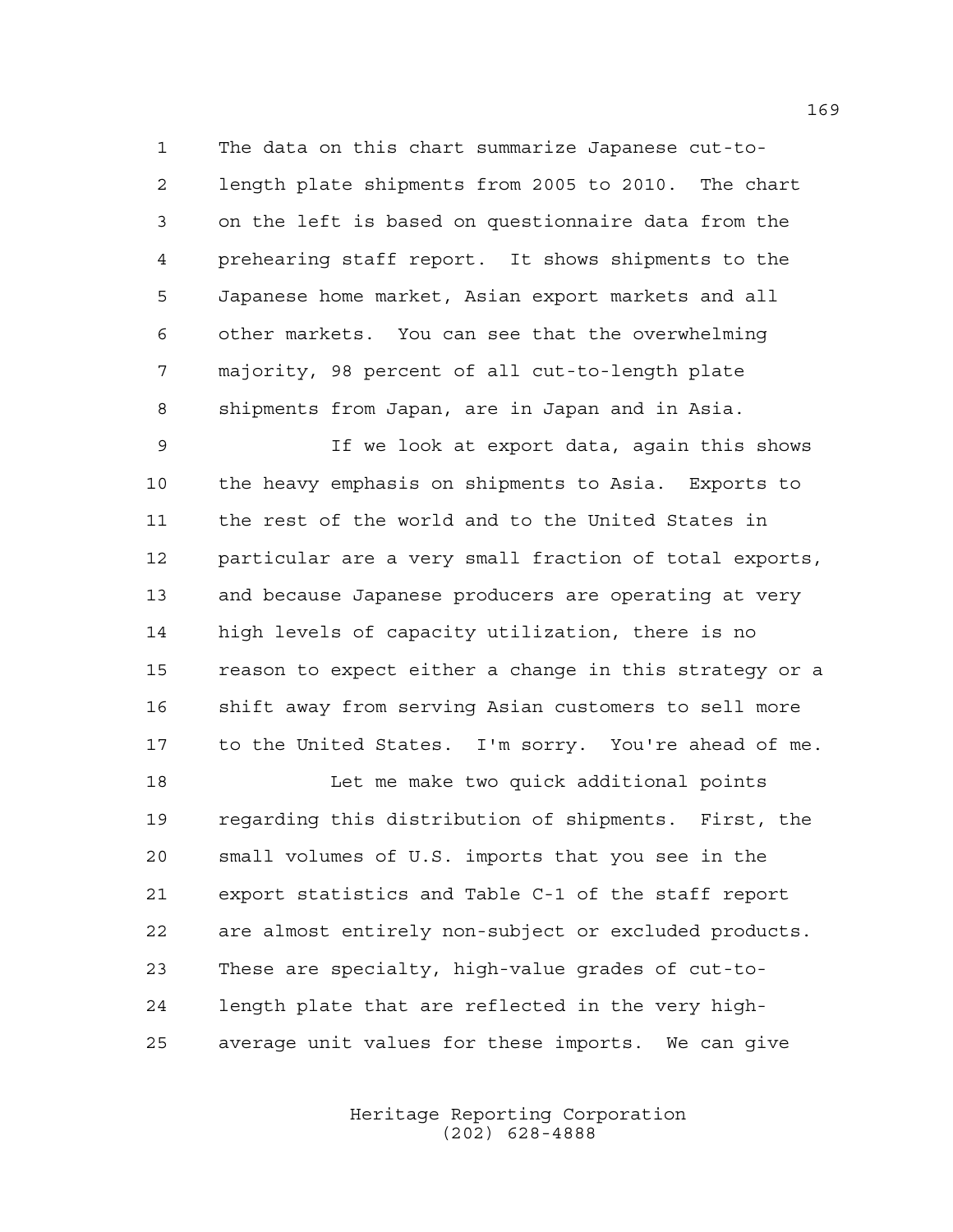1 The data on this chart summarize Japanese cut-to-
2 length plate shipments from 2005 to 2010. The chart
3 on the left is based on questionnaire data from the
4 prehearing staff report. It shows shipments to the
5 Japanese home market, Asian export markets and all
6 other markets. You can see that the overwhelming
7 majority, 98 percent of all cut-to-length plate
8 shipments from Japan, are in Japan and in Asia.
9 If we look at export data, again this shows
10 the heavy emphasis on shipments to Asia. Exports to
11 the rest of the world and to the United States in
12 particular are a very small fraction of total exports,
13 and because Japanese producers are operating at very
14 high levels of capacity utilization, there is no
15 reason to expect either a change in this strategy or a
16 shift away from serving Asian customers to sell more
17 to the United States. I'm sorry. You're ahead of me.
18 Let me make two quick additional points
19 regarding this distribution of shipments. First, the
20 small volumes of U.S. imports that you see in the
21 export statistics and Table C-1 of the staff report
22 are almost entirely non-subject or excluded products.
23 These are specialty, high-value grades of cut-to-
24 length plate that are reflected in the very high-
25 average unit values for these imports. We can give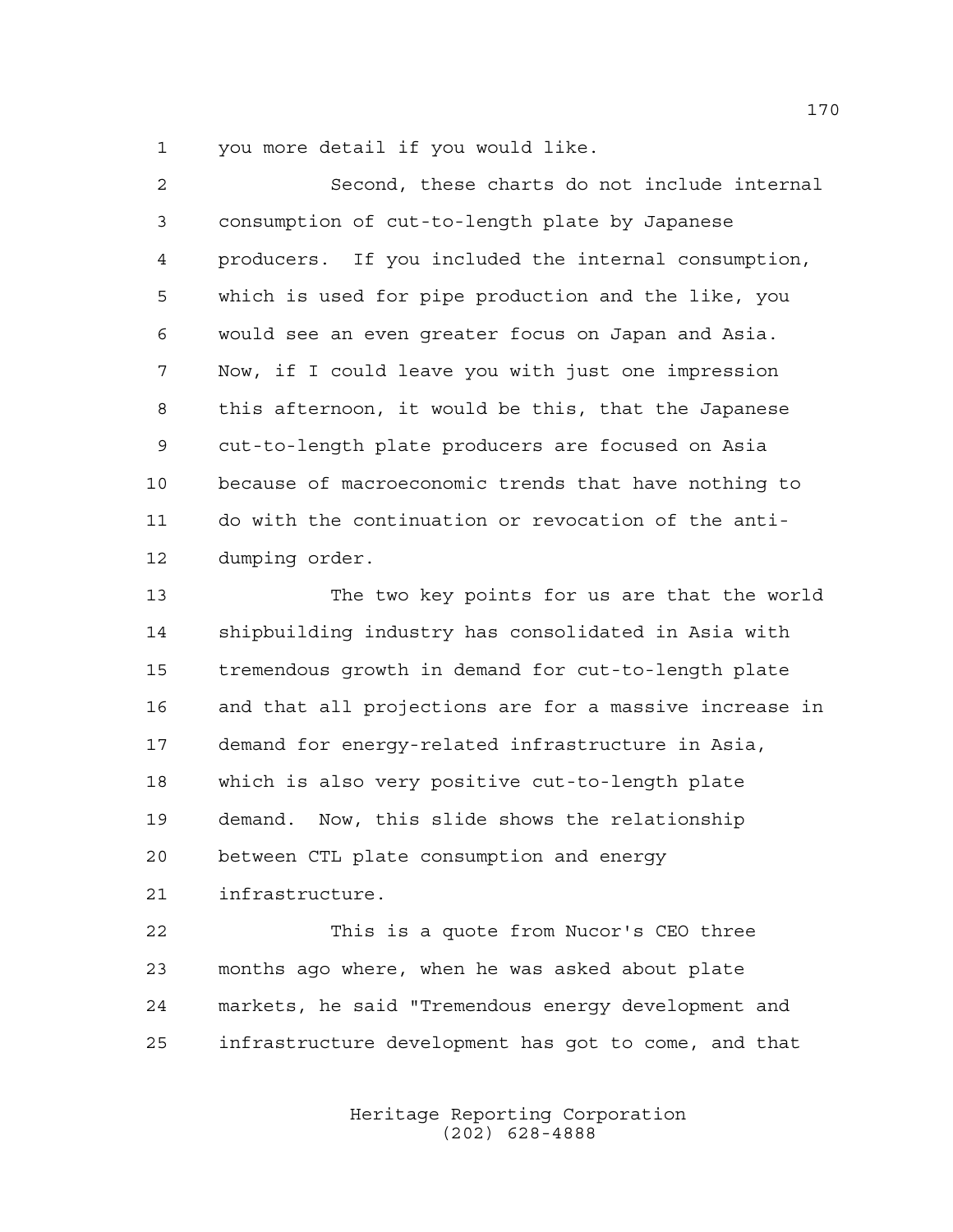you more detail if you would like.

Second, these charts do not include internal consumption of cut-to-length plate by Japanese producers. If you included the internal consumption, which is used for pipe production and the like, you would see an even greater focus on Japan and Asia. Now, if I could leave you with just one impression this afternoon, it would be this, that the Japanese cut-to-length plate producers are focused on Asia because of macroeconomic trends that have nothing to do with the continuation or revocation of the anti-dumping order.

The two key points for us are that the world shipbuilding industry has consolidated in Asia with tremendous growth in demand for cut-to-length plate and that all projections are for a massive increase in demand for energy-related infrastructure in Asia, which is also very positive cut-to-length plate demand. Now, this slide shows the relationship between CTL plate consumption and energy infrastructure.

This is a quote from Nucor's CEO three months ago where, when he was asked about plate markets, he said "Tremendous energy development and infrastructure development has got to come, and that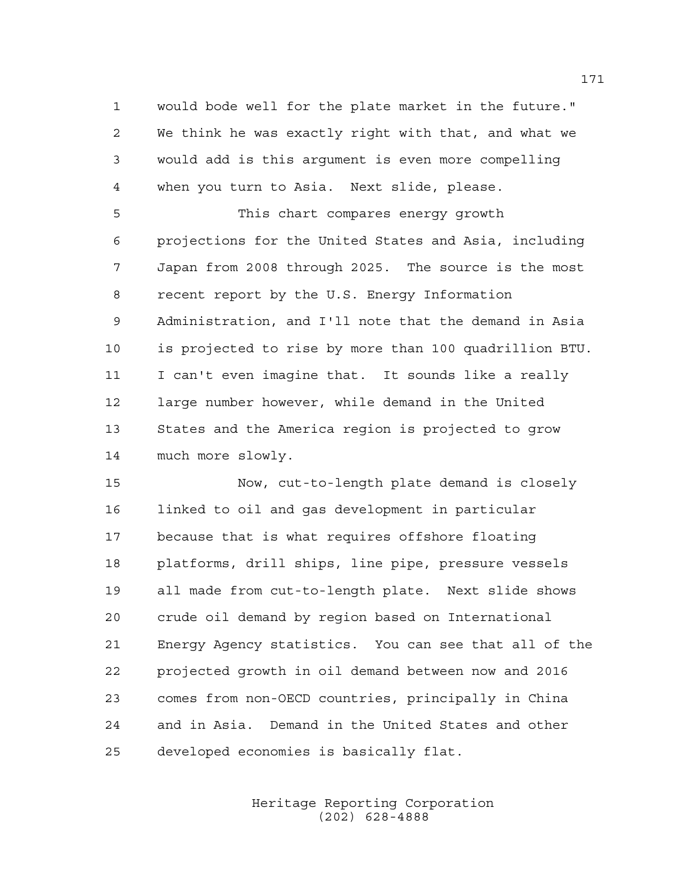would bode well for the plate market in the future." We think he was exactly right with that, and what we would add is this argument is even more compelling when you turn to Asia. Next slide, please.

This chart compares energy growth projections for the United States and Asia, including Japan from 2008 through 2025. The source is the most recent report by the U.S. Energy Information Administration, and I'll note that the demand in Asia is projected to rise by more than 100 quadrillion BTU. I can't even imagine that. It sounds like a really large number however, while demand in the United States and the America region is projected to grow much more slowly.

Now, cut-to-length plate demand is closely linked to oil and gas development in particular because that is what requires offshore floating platforms, drill ships, line pipe, pressure vessels all made from cut-to-length plate. Next slide shows crude oil demand by region based on International Energy Agency statistics. You can see that all of the projected growth in oil demand between now and 2016 comes from non-OECD countries, principally in China and in Asia. Demand in the United States and other developed economies is basically flat.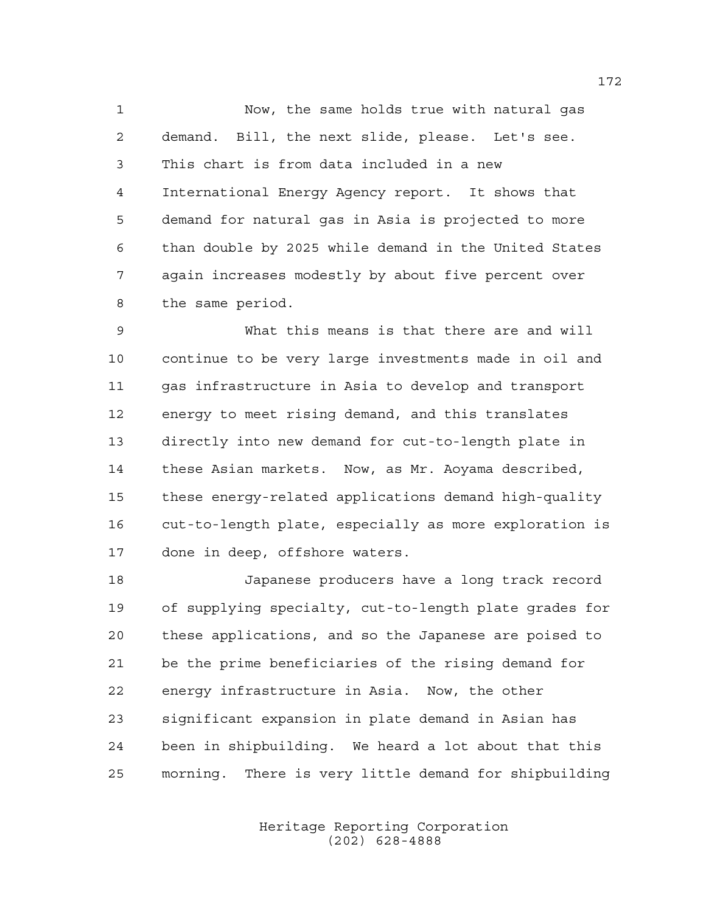Now, the same holds true with natural gas demand. Bill, the next slide, please. Let's see. This chart is from data included in a new International Energy Agency report. It shows that demand for natural gas in Asia is projected to more than double by 2025 while demand in the United States again increases modestly by about five percent over the same period.

What this means is that there are and will continue to be very large investments made in oil and gas infrastructure in Asia to develop and transport energy to meet rising demand, and this translates directly into new demand for cut-to-length plate in these Asian markets. Now, as Mr. Aoyama described, these energy-related applications demand high-quality cut-to-length plate, especially as more exploration is done in deep, offshore waters.

Japanese producers have a long track record of supplying specialty, cut-to-length plate grades for these applications, and so the Japanese are poised to be the prime beneficiaries of the rising demand for energy infrastructure in Asia. Now, the other significant expansion in plate demand in Asian has been in shipbuilding. We heard a lot about that this morning. There is very little demand for shipbuilding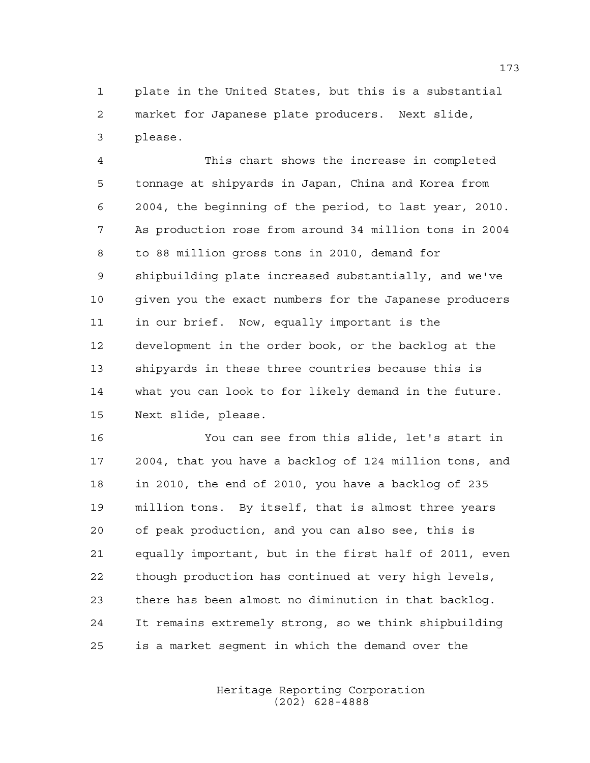plate in the United States, but this is a substantial market for Japanese plate producers. Next slide, please.

This chart shows the increase in completed tonnage at shipyards in Japan, China and Korea from 2004, the beginning of the period, to last year, 2010. As production rose from around 34 million tons in 2004 to 88 million gross tons in 2010, demand for shipbuilding plate increased substantially, and we've given you the exact numbers for the Japanese producers in our brief. Now, equally important is the development in the order book, or the backlog at the shipyards in these three countries because this is what you can look to for likely demand in the future. Next slide, please.

You can see from this slide, let's start in 2004, that you have a backlog of 124 million tons, and in 2010, the end of 2010, you have a backlog of 235 million tons. By itself, that is almost three years of peak production, and you can also see, this is equally important, but in the first half of 2011, even though production has continued at very high levels, there has been almost no diminution in that backlog. It remains extremely strong, so we think shipbuilding is a market segment in which the demand over the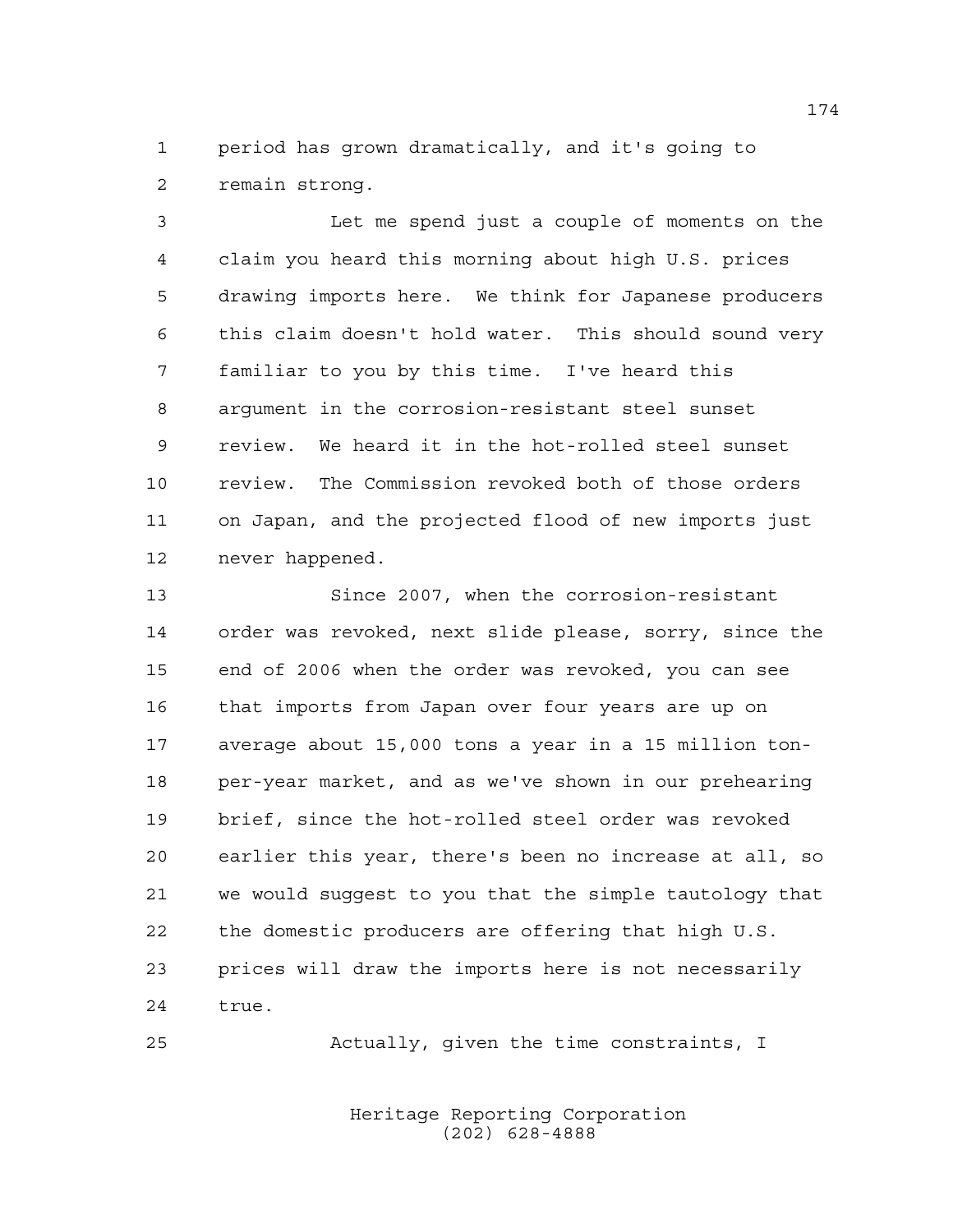period has grown dramatically, and it's going to remain strong.

Let me spend just a couple of moments on the claim you heard this morning about high U.S. prices drawing imports here. We think for Japanese producers this claim doesn't hold water. This should sound very familiar to you by this time. I've heard this argument in the corrosion-resistant steel sunset review. We heard it in the hot-rolled steel sunset review. The Commission revoked both of those orders on Japan, and the projected flood of new imports just never happened.

Since 2007, when the corrosion-resistant order was revoked, next slide please, sorry, since the end of 2006 when the order was revoked, you can see that imports from Japan over four years are up on average about 15,000 tons a year in a 15 million ton-per-year market, and as we've shown in our prehearing brief, since the hot-rolled steel order was revoked earlier this year, there's been no increase at all, so we would suggest to you that the simple tautology that the domestic producers are offering that high U.S. prices will draw the imports here is not necessarily true.

Actually, given the time constraints, I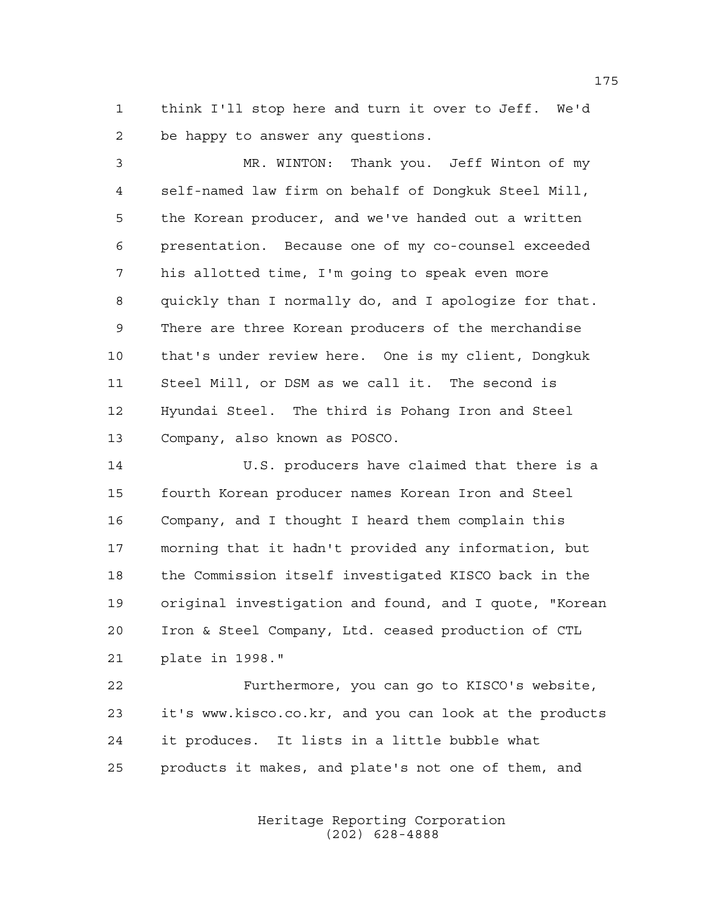think I'll stop here and turn it over to Jeff. We'd be happy to answer any questions.

MR. WINTON: Thank you. Jeff Winton of my self-named law firm on behalf of Dongkuk Steel Mill, the Korean producer, and we've handed out a written presentation. Because one of my co-counsel exceeded his allotted time, I'm going to speak even more quickly than I normally do, and I apologize for that. There are three Korean producers of the merchandise that's under review here. One is my client, Dongkuk Steel Mill, or DSM as we call it. The second is Hyundai Steel. The third is Pohang Iron and Steel Company, also known as POSCO.

U.S. producers have claimed that there is a fourth Korean producer names Korean Iron and Steel Company, and I thought I heard them complain this morning that it hadn't provided any information, but the Commission itself investigated KISCO back in the original investigation and found, and I quote, "Korean Iron & Steel Company, Ltd. ceased production of CTL plate in 1998."

Furthermore, you can go to KISCO's website, it's www.kisco.co.kr, and you can look at the products it produces. It lists in a little bubble what products it makes, and plate's not one of them, and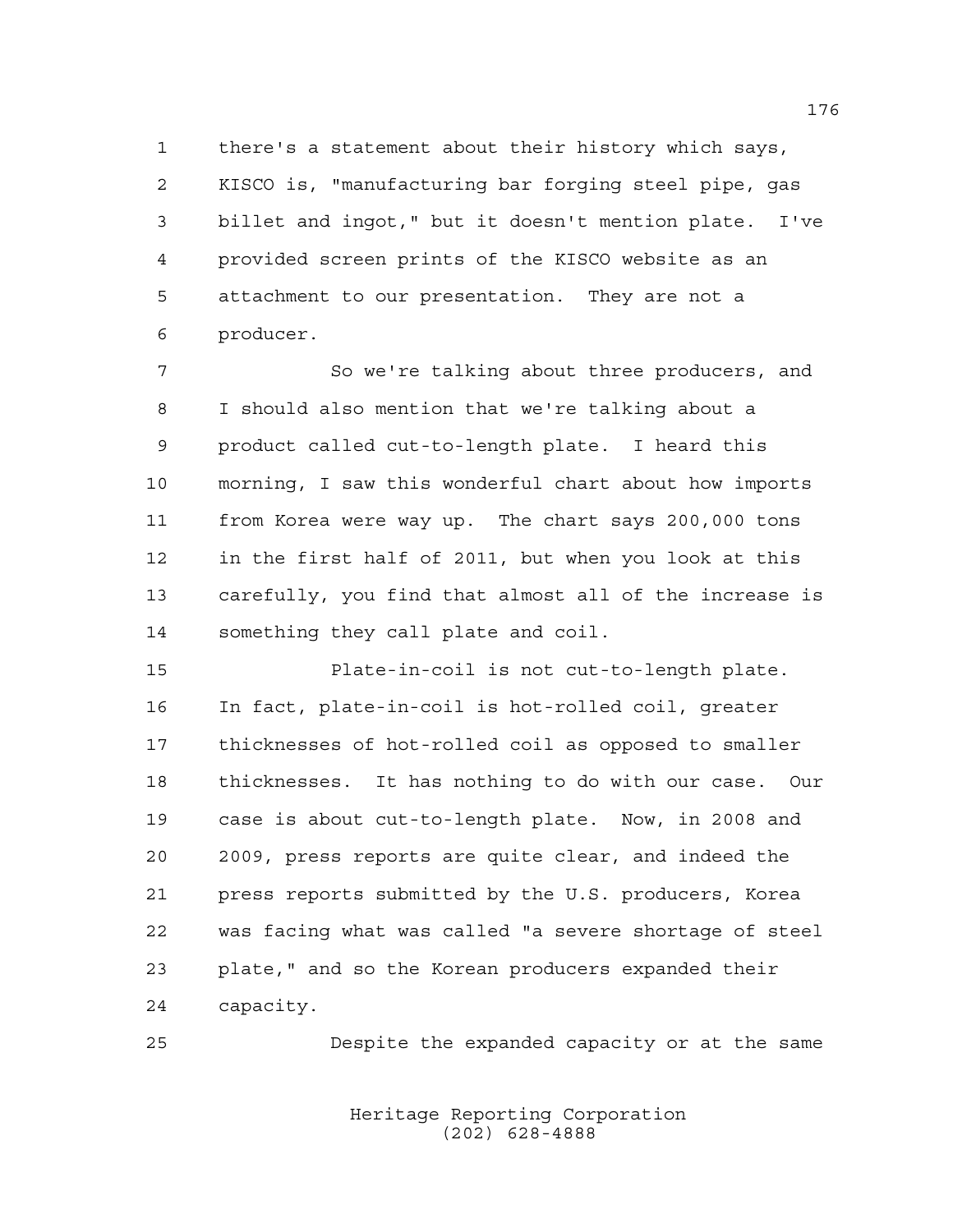there's a statement about their history which says, KISCO is, "manufacturing bar forging steel pipe, gas billet and ingot," but it doesn't mention plate. I've provided screen prints of the KISCO website as an attachment to our presentation. They are not a producer.

So we're talking about three producers, and I should also mention that we're talking about a product called cut-to-length plate. I heard this morning, I saw this wonderful chart about how imports from Korea were way up. The chart says 200,000 tons in the first half of 2011, but when you look at this carefully, you find that almost all of the increase is something they call plate and coil.

Plate-in-coil is not cut-to-length plate. In fact, plate-in-coil is hot-rolled coil, greater thicknesses of hot-rolled coil as opposed to smaller thicknesses. It has nothing to do with our case. Our case is about cut-to-length plate. Now, in 2008 and 2009, press reports are quite clear, and indeed the press reports submitted by the U.S. producers, Korea was facing what was called "a severe shortage of steel plate," and so the Korean producers expanded their capacity.

Despite the expanded capacity or at the same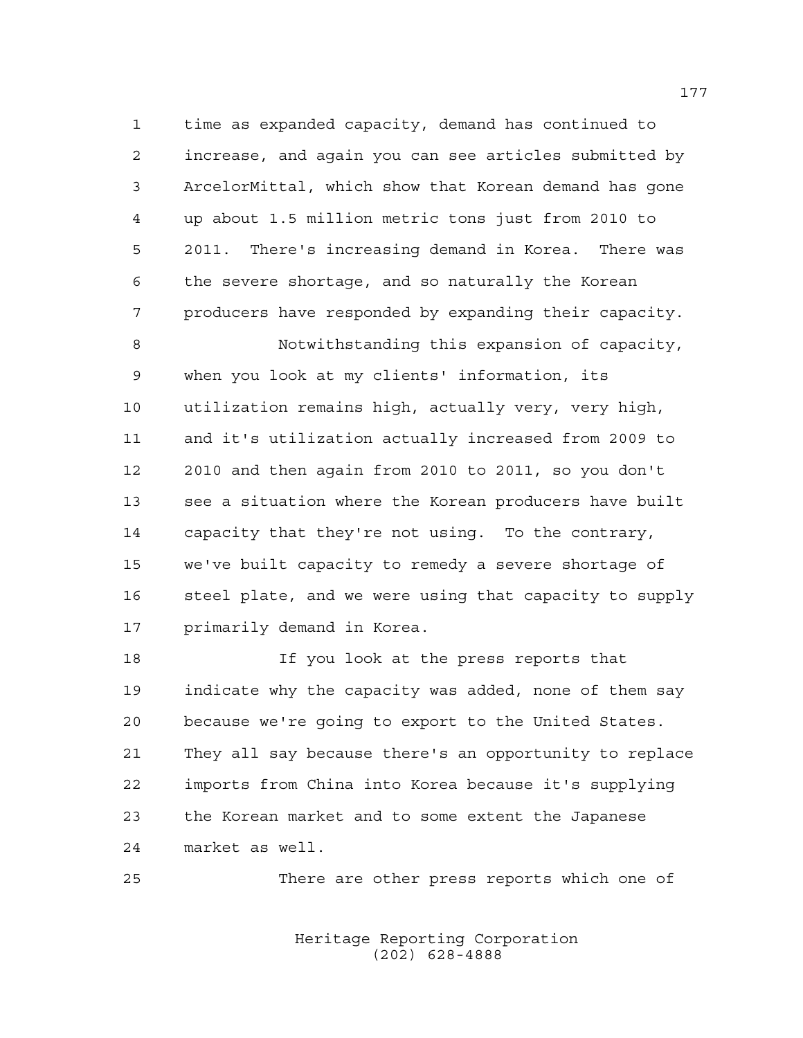time as expanded capacity, demand has continued to increase, and again you can see articles submitted by ArcelorMittal, which show that Korean demand has gone up about 1.5 million metric tons just from 2010 to 2011. There's increasing demand in Korea. There was the severe shortage, and so naturally the Korean producers have responded by expanding their capacity.

Notwithstanding this expansion of capacity, when you look at my clients' information, its utilization remains high, actually very, very high, and it's utilization actually increased from 2009 to 2010 and then again from 2010 to 2011, so you don't see a situation where the Korean producers have built capacity that they're not using. To the contrary, we've built capacity to remedy a severe shortage of steel plate, and we were using that capacity to supply primarily demand in Korea.

If you look at the press reports that indicate why the capacity was added, none of them say because we're going to export to the United States. They all say because there's an opportunity to replace imports from China into Korea because it's supplying the Korean market and to some extent the Japanese market as well.

There are other press reports which one of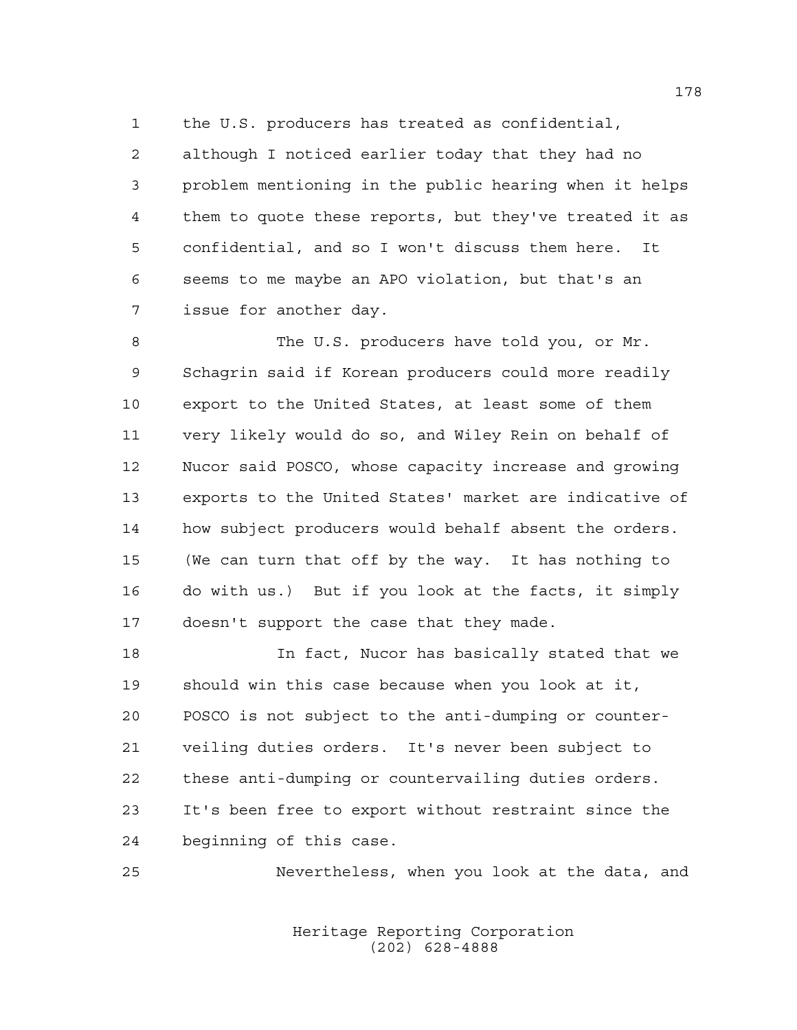1 the U.S. producers has treated as confidential,
2 although I noticed earlier today that they had no
3 problem mentioning in the public hearing when it helps
4 them to quote these reports, but they've treated it as
5 confidential, and so I won't discuss them here. It
6 seems to me maybe an APO violation, but that's an
7 issue for another day.

8 The U.S. producers have told you, or Mr.
9 Schagrin said if Korean producers could more readily
10 export to the United States, at least some of them
11 very likely would do so, and Wiley Rein on behalf of
12 Nucor said POSCO, whose capacity increase and growing
13 exports to the United States' market are indicative of
14 how subject producers would behalf absent the orders.
15 (We can turn that off by the way. It has nothing to
16 do with us.) But if you look at the facts, it simply
17 doesn't support the case that they made.

18 In fact, Nucor has basically stated that we
19 should win this case because when you look at it,
20 POSCO is not subject to the anti-dumping or counter-
21 veiling duties orders. It's never been subject to
22 these anti-dumping or countervailing duties orders.
23 It's been free to export without restraint since the
24 beginning of this case.

25 Nevertheless, when you look at the data, and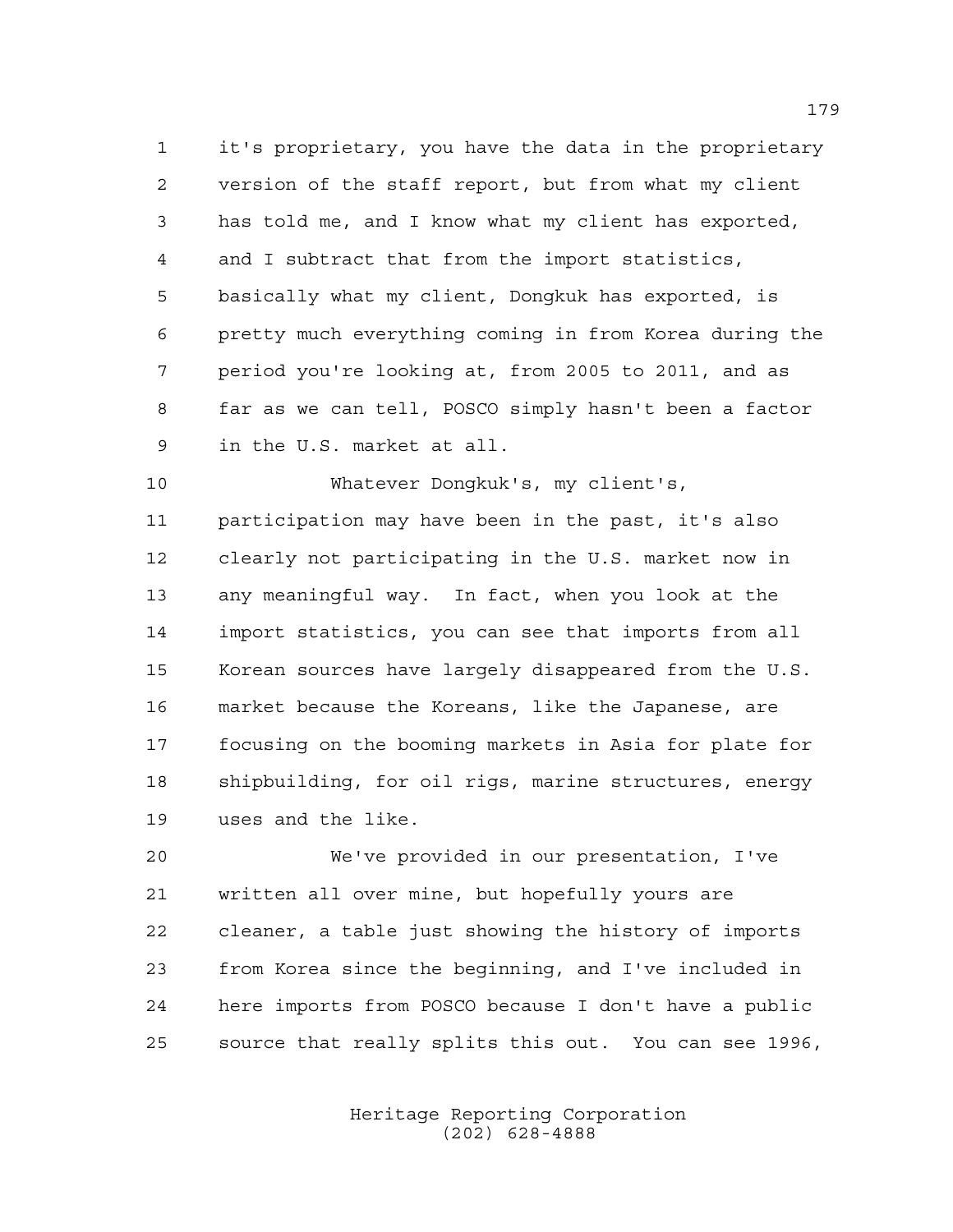1 it's proprietary, you have the data in the proprietary
2 version of the staff report, but from what my client
3 has told me, and I know what my client has exported,
4 and I subtract that from the import statistics,
5 basically what my client, Dongkuk has exported, is
6 pretty much everything coming in from Korea during the
7 period you're looking at, from 2005 to 2011, and as
8 far as we can tell, POSCO simply hasn't been a factor
9 in the U.S. market at all.

10 Whatever Dongkuk's, my client's,
11 participation may have been in the past, it's also
12 clearly not participating in the U.S. market now in
13 any meaningful way. In fact, when you look at the
14 import statistics, you can see that imports from all
15 Korean sources have largely disappeared from the U.S.
16 market because the Koreans, like the Japanese, are
17 focusing on the booming markets in Asia for plate for
18 shipbuilding, for oil rigs, marine structures, energy
19 uses and the like.

20 We've provided in our presentation, I've
21 written all over mine, but hopefully yours are
22 cleaner, a table just showing the history of imports
23 from Korea since the beginning, and I've included in
24 here imports from POSCO because I don't have a public
25 source that really splits this out. You can see 1996,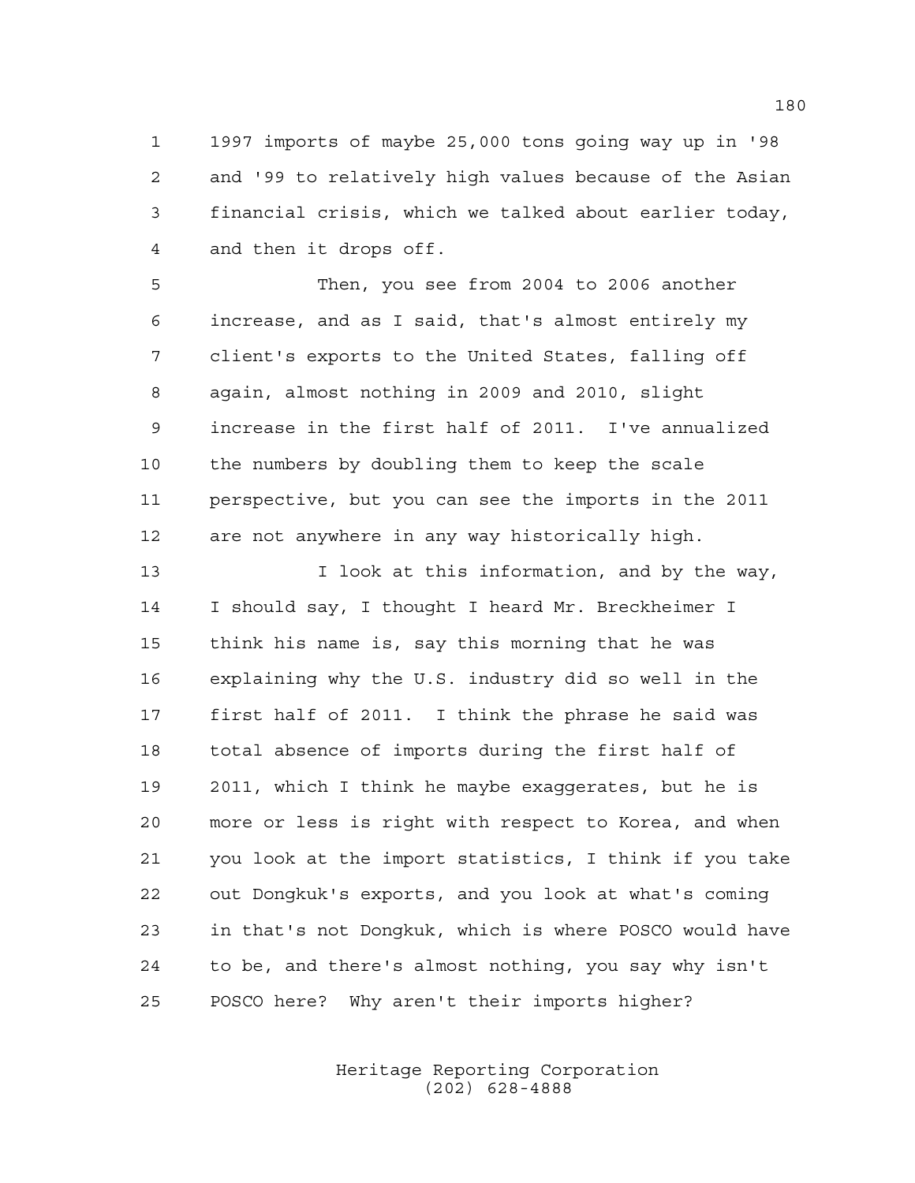1997 imports of maybe 25,000 tons going way up in '98 and '99 to relatively high values because of the Asian financial crisis, which we talked about earlier today, and then it drops off.

Then, you see from 2004 to 2006 another increase, and as I said, that's almost entirely my client's exports to the United States, falling off again, almost nothing in 2009 and 2010, slight increase in the first half of 2011. I've annualized the numbers by doubling them to keep the scale perspective, but you can see the imports in the 2011 are not anywhere in any way historically high.

I look at this information, and by the way, I should say, I thought I heard Mr. Breckheimer I think his name is, say this morning that he was explaining why the U.S. industry did so well in the first half of 2011. I think the phrase he said was total absence of imports during the first half of 2011, which I think he maybe exaggerates, but he is more or less is right with respect to Korea, and when you look at the import statistics, I think if you take out Dongkuk's exports, and you look at what's coming in that's not Dongkuk, which is where POSCO would have to be, and there's almost nothing, you say why isn't POSCO here? Why aren't their imports higher?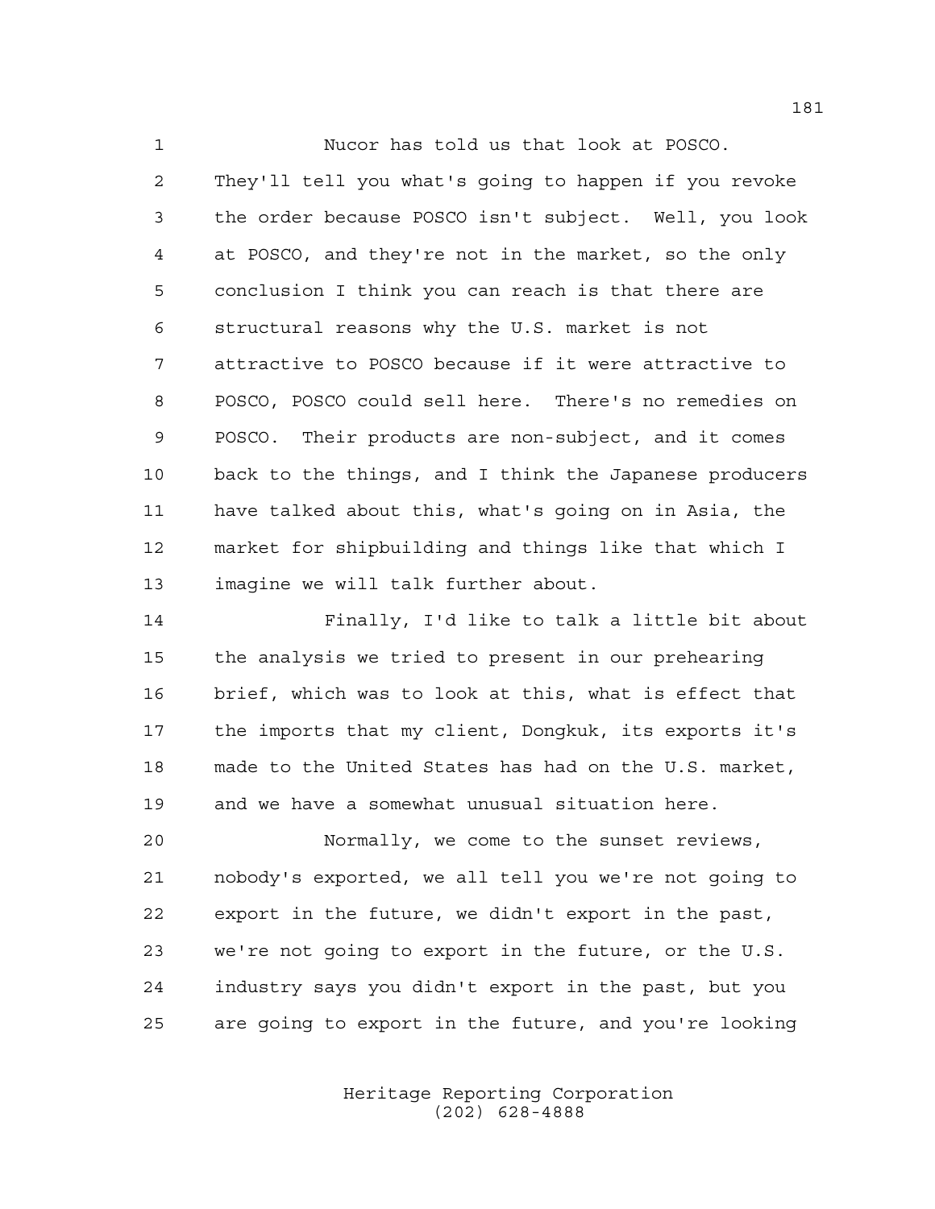Nucor has told us that look at POSCO. They'll tell you what's going to happen if you revoke the order because POSCO isn't subject. Well, you look at POSCO, and they're not in the market, so the only conclusion I think you can reach is that there are structural reasons why the U.S. market is not attractive to POSCO because if it were attractive to POSCO, POSCO could sell here. There's no remedies on POSCO. Their products are non-subject, and it comes back to the things, and I think the Japanese producers have talked about this, what's going on in Asia, the market for shipbuilding and things like that which I imagine we will talk further about.

Finally, I'd like to talk a little bit about the analysis we tried to present in our prehearing brief, which was to look at this, what is effect that the imports that my client, Dongkuk, its exports it's made to the United States has had on the U.S. market, and we have a somewhat unusual situation here.

Normally, we come to the sunset reviews, nobody's exported, we all tell you we're not going to export in the future, we didn't export in the past, we're not going to export in the future, or the U.S. industry says you didn't export in the past, but you are going to export in the future, and you're looking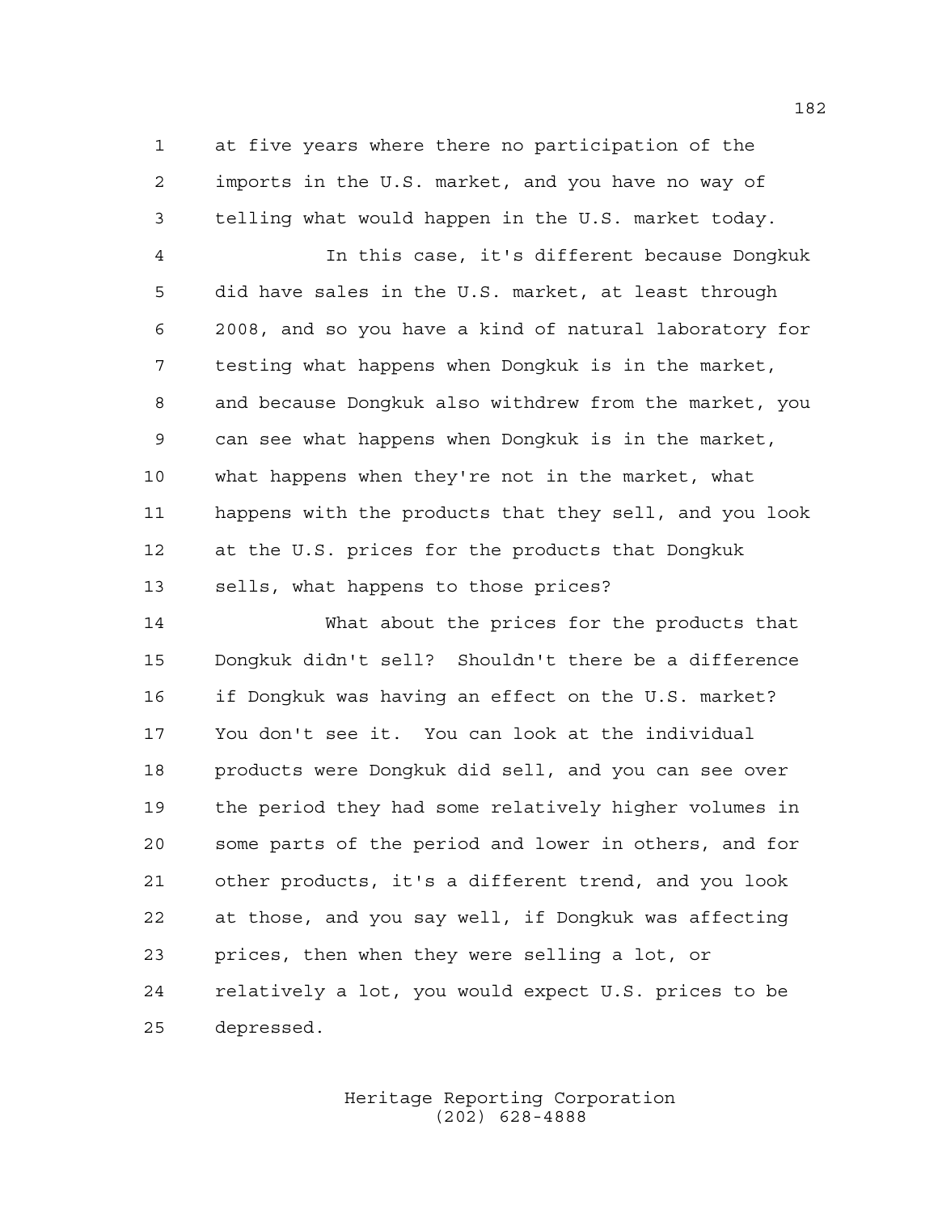at five years where there no participation of the imports in the U.S. market, and you have no way of telling what would happen in the U.S. market today.

In this case, it's different because Dongkuk did have sales in the U.S. market, at least through 2008, and so you have a kind of natural laboratory for testing what happens when Dongkuk is in the market, and because Dongkuk also withdrew from the market, you can see what happens when Dongkuk is in the market, what happens when they're not in the market, what happens with the products that they sell, and you look at the U.S. prices for the products that Dongkuk sells, what happens to those prices?

What about the prices for the products that Dongkuk didn't sell? Shouldn't there be a difference if Dongkuk was having an effect on the U.S. market? You don't see it. You can look at the individual products were Dongkuk did sell, and you can see over the period they had some relatively higher volumes in some parts of the period and lower in others, and for other products, it's a different trend, and you look at those, and you say well, if Dongkuk was affecting prices, then when they were selling a lot, or relatively a lot, you would expect U.S. prices to be depressed.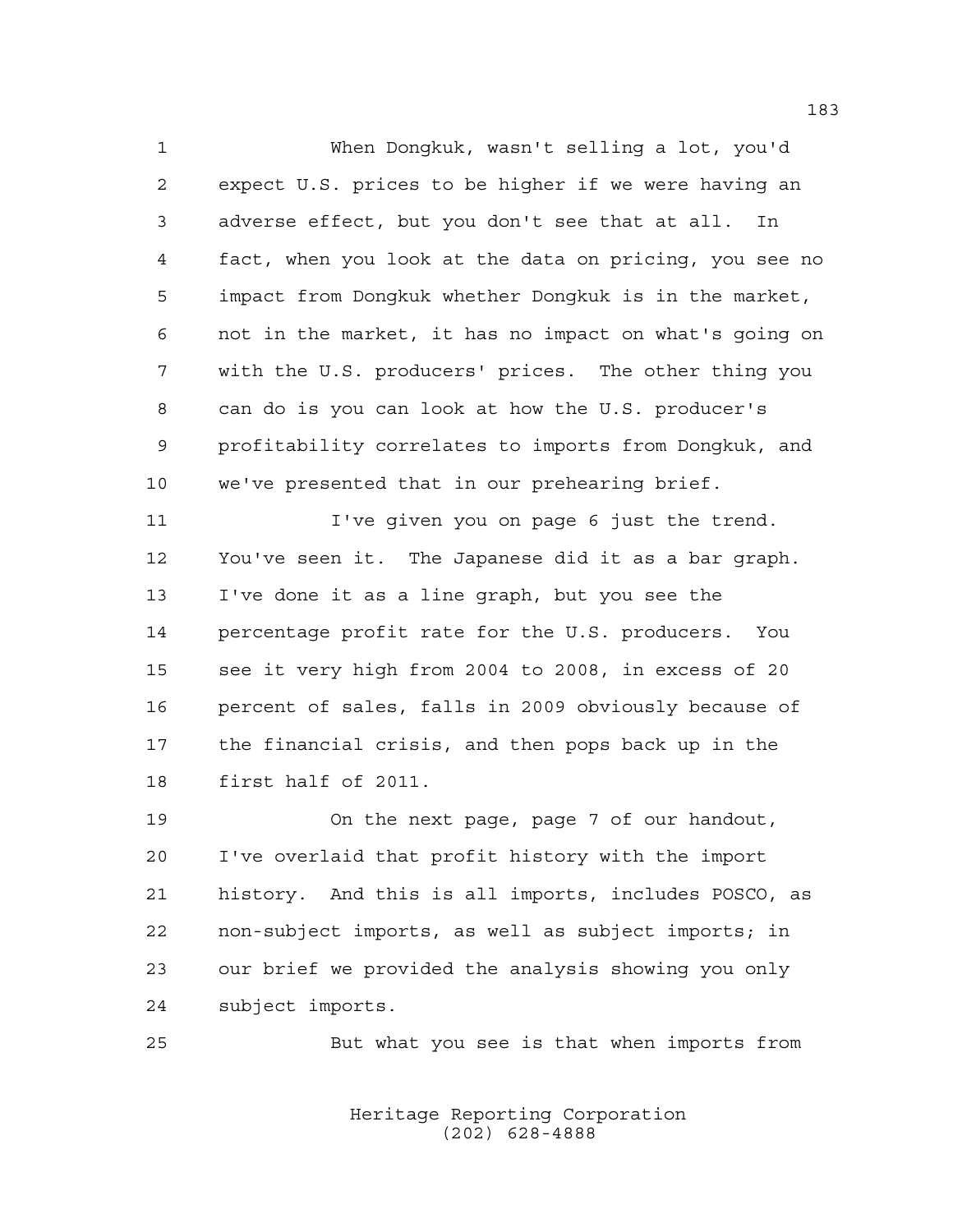When Dongkuk, wasn't selling a lot, you'd expect U.S. prices to be higher if we were having an adverse effect, but you don't see that at all. In fact, when you look at the data on pricing, you see no impact from Dongkuk whether Dongkuk is in the market, not in the market, it has no impact on what's going on with the U.S. producers' prices. The other thing you can do is you can look at how the U.S. producer's profitability correlates to imports from Dongkuk, and we've presented that in our prehearing brief.

I've given you on page 6 just the trend. You've seen it. The Japanese did it as a bar graph. I've done it as a line graph, but you see the percentage profit rate for the U.S. producers. You see it very high from 2004 to 2008, in excess of 20 percent of sales, falls in 2009 obviously because of the financial crisis, and then pops back up in the first half of 2011.

On the next page, page 7 of our handout, I've overlaid that profit history with the import history. And this is all imports, includes POSCO, as non-subject imports, as well as subject imports; in our brief we provided the analysis showing you only subject imports.

But what you see is that when imports from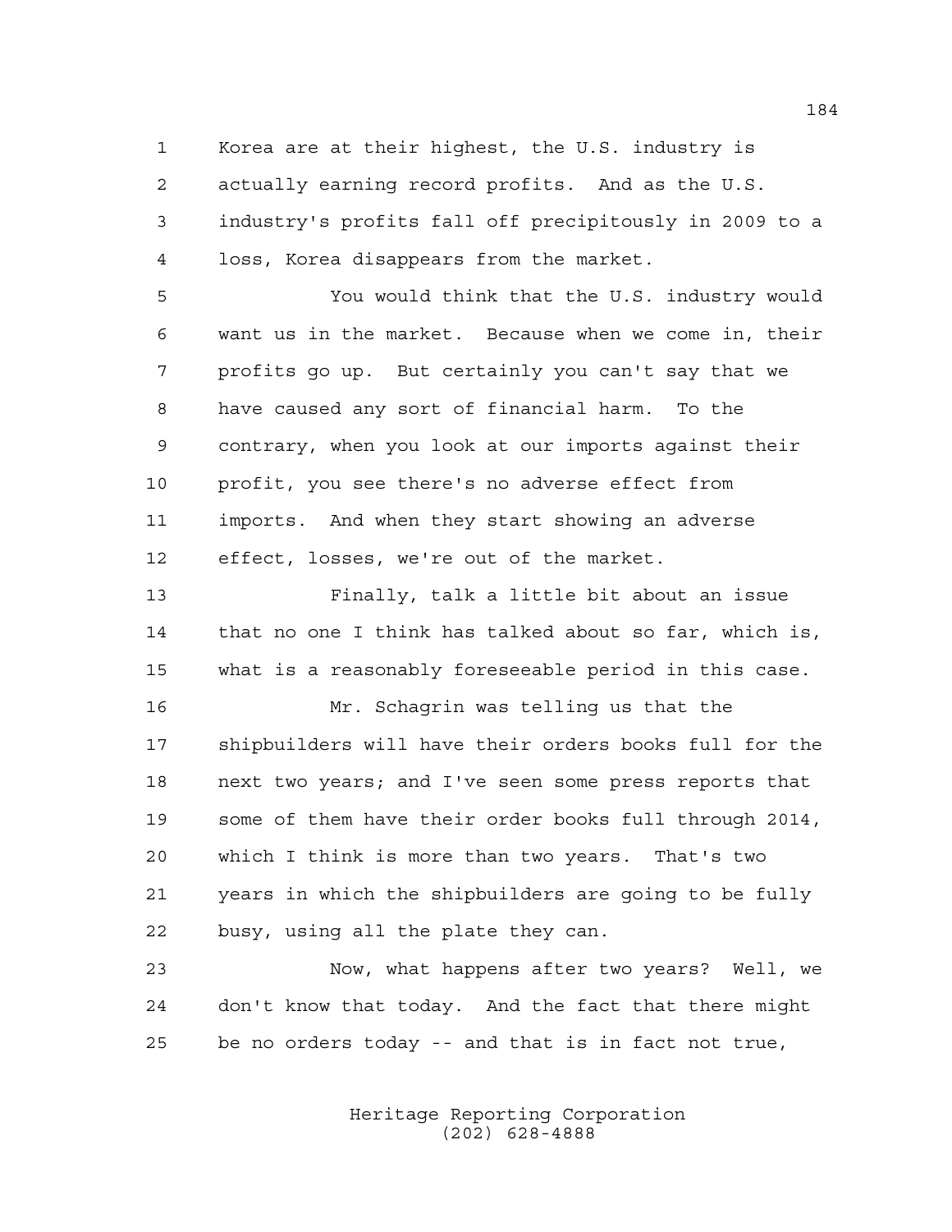Korea are at their highest, the U.S. industry is actually earning record profits. And as the U.S. industry's profits fall off precipitously in 2009 to a loss, Korea disappears from the market.

You would think that the U.S. industry would want us in the market. Because when we come in, their profits go up. But certainly you can't say that we have caused any sort of financial harm. To the contrary, when you look at our imports against their profit, you see there's no adverse effect from imports. And when they start showing an adverse effect, losses, we're out of the market.

Finally, talk a little bit about an issue that no one I think has talked about so far, which is, what is a reasonably foreseeable period in this case.

Mr. Schagrin was telling us that the shipbuilders will have their orders books full for the next two years; and I've seen some press reports that some of them have their order books full through 2014, which I think is more than two years. That's two years in which the shipbuilders are going to be fully busy, using all the plate they can.

Now, what happens after two years? Well, we don't know that today. And the fact that there might be no orders today -- and that is in fact not true,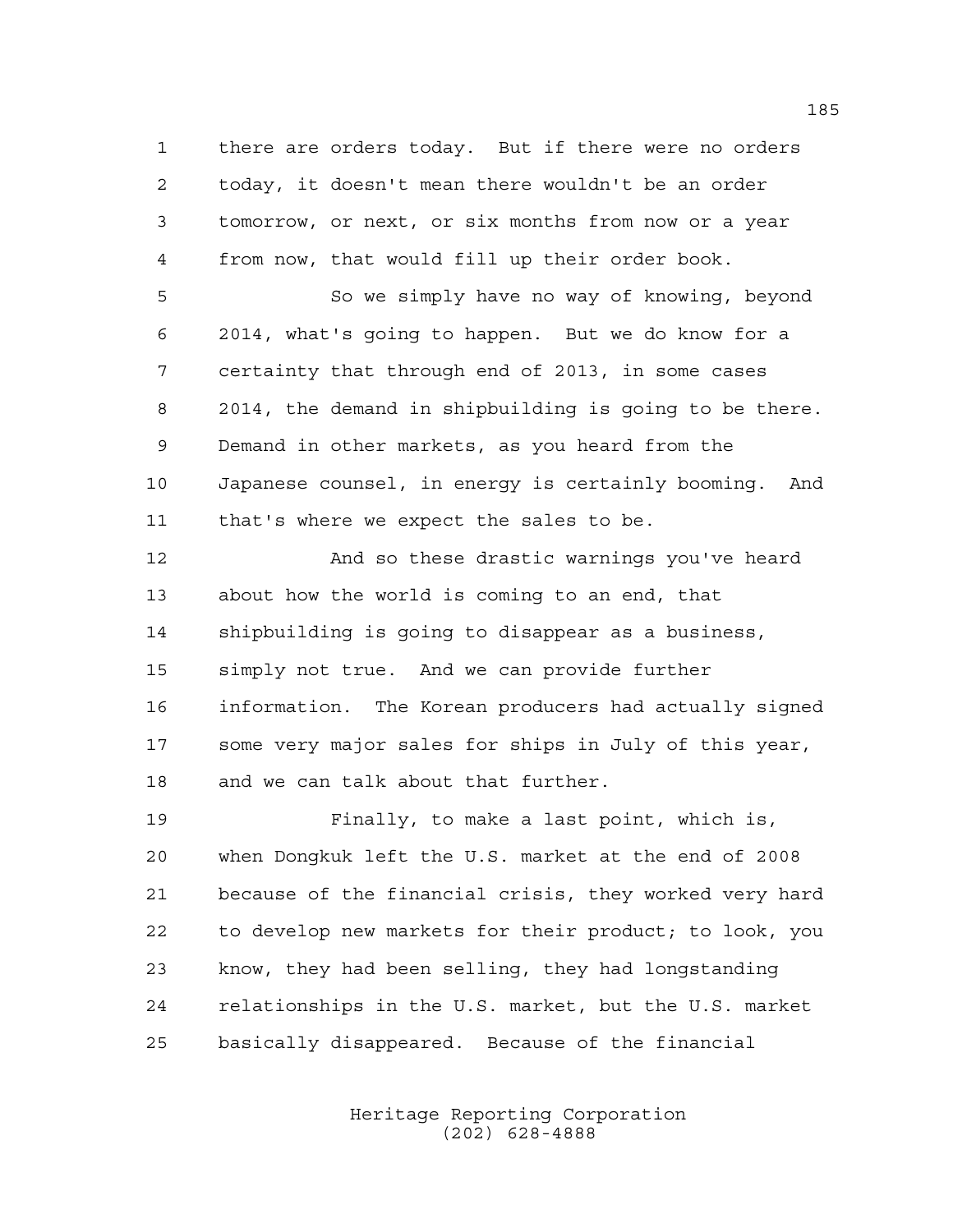there are orders today. But if there were no orders today, it doesn't mean there wouldn't be an order tomorrow, or next, or six months from now or a year from now, that would fill up their order book.

So we simply have no way of knowing, beyond 2014, what's going to happen. But we do know for a certainty that through end of 2013, in some cases 2014, the demand in shipbuilding is going to be there. Demand in other markets, as you heard from the Japanese counsel, in energy is certainly booming. And that's where we expect the sales to be.

And so these drastic warnings you've heard about how the world is coming to an end, that shipbuilding is going to disappear as a business, simply not true. And we can provide further information. The Korean producers had actually signed some very major sales for ships in July of this year, and we can talk about that further.

Finally, to make a last point, which is, when Dongkuk left the U.S. market at the end of 2008 because of the financial crisis, they worked very hard to develop new markets for their product; to look, you know, they had been selling, they had longstanding relationships in the U.S. market, but the U.S. market basically disappeared. Because of the financial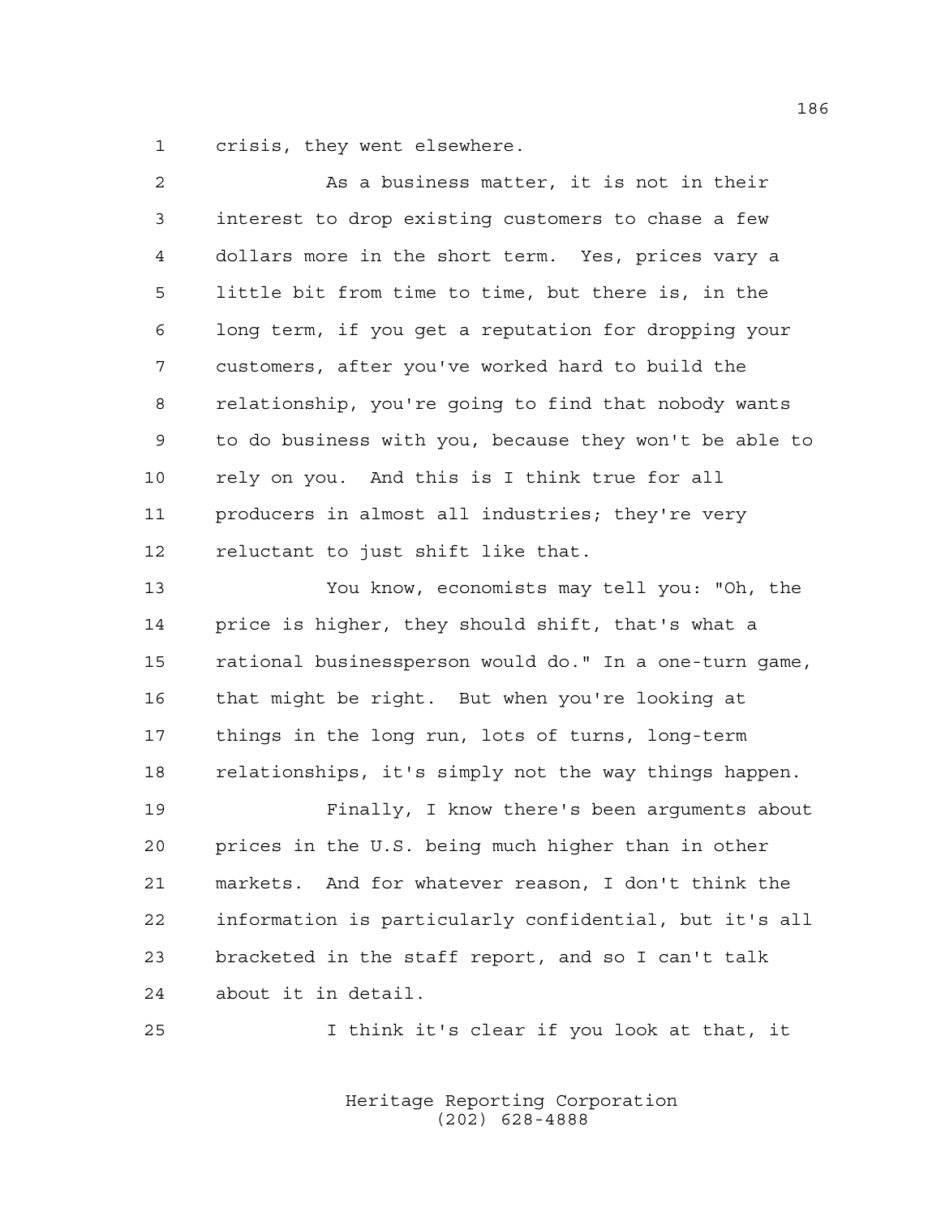crisis, they went elsewhere.

As a business matter, it is not in their interest to drop existing customers to chase a few dollars more in the short term. Yes, prices vary a little bit from time to time, but there is, in the long term, if you get a reputation for dropping your customers, after you've worked hard to build the relationship, you're going to find that nobody wants to do business with you, because they won't be able to rely on you. And this is I think true for all producers in almost all industries; they're very reluctant to just shift like that.

You know, economists may tell you: "Oh, the price is higher, they should shift, that's what a rational businessperson would do." In a one-turn game, that might be right. But when you're looking at things in the long run, lots of turns, long-term relationships, it's simply not the way things happen.

Finally, I know there's been arguments about prices in the U.S. being much higher than in other markets. And for whatever reason, I don't think the information is particularly confidential, but it's all bracketed in the staff report, and so I can't talk about it in detail.

I think it's clear if you look at that, it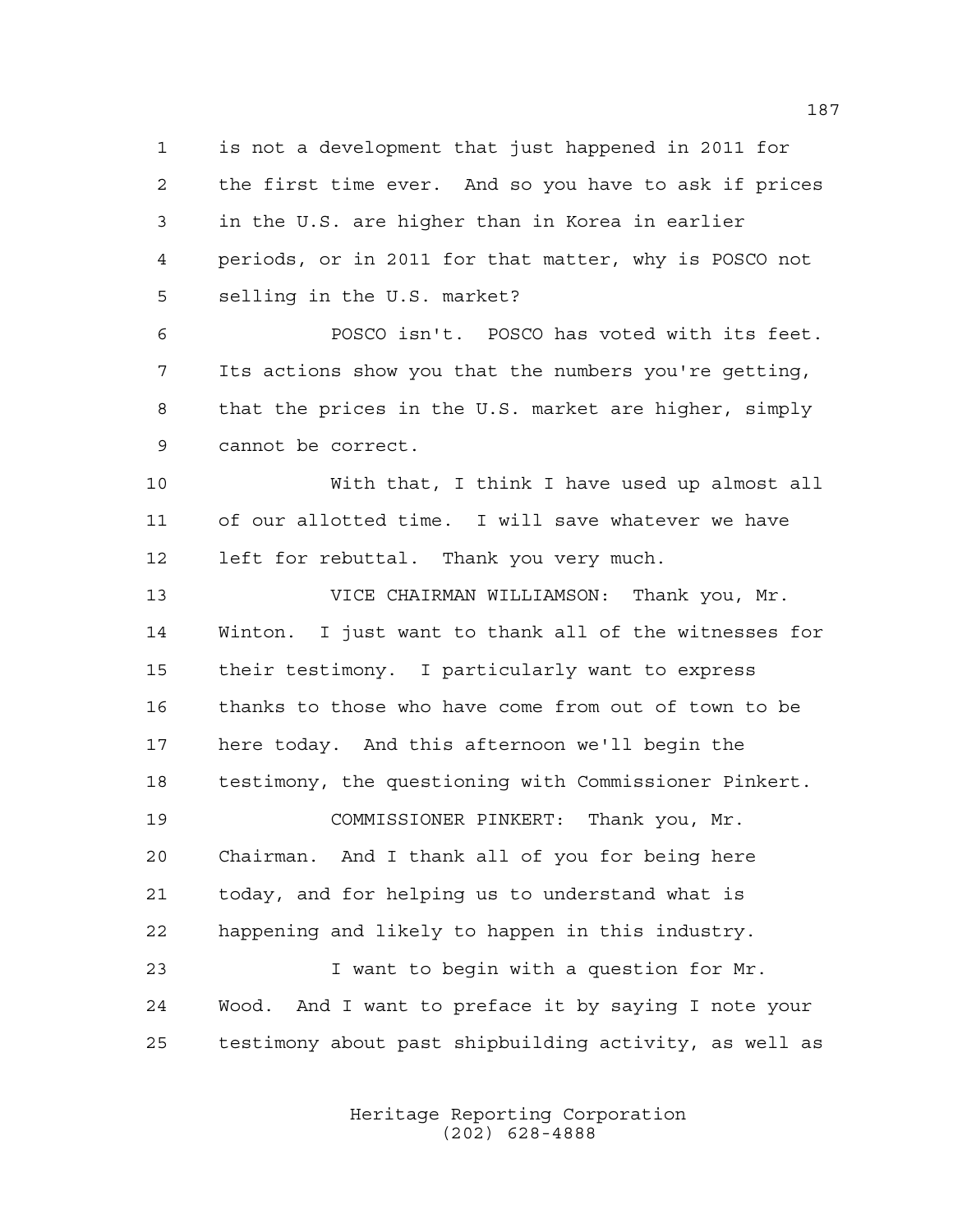is not a development that just happened in 2011 for the first time ever. And so you have to ask if prices in the U.S. are higher than in Korea in earlier periods, or in 2011 for that matter, why is POSCO not selling in the U.S. market?

POSCO isn't. POSCO has voted with its feet. Its actions show you that the numbers you're getting, that the prices in the U.S. market are higher, simply cannot be correct.

With that, I think I have used up almost all of our allotted time. I will save whatever we have left for rebuttal. Thank you very much.

VICE CHAIRMAN WILLIAMSON: Thank you, Mr. Winton. I just want to thank all of the witnesses for their testimony. I particularly want to express thanks to those who have come from out of town to be here today. And this afternoon we'll begin the testimony, the questioning with Commissioner Pinkert.

COMMISSIONER PINKERT: Thank you, Mr. Chairman. And I thank all of you for being here today, and for helping us to understand what is happening and likely to happen in this industry.

I want to begin with a question for Mr. Wood. And I want to preface it by saying I note your testimony about past shipbuilding activity, as well as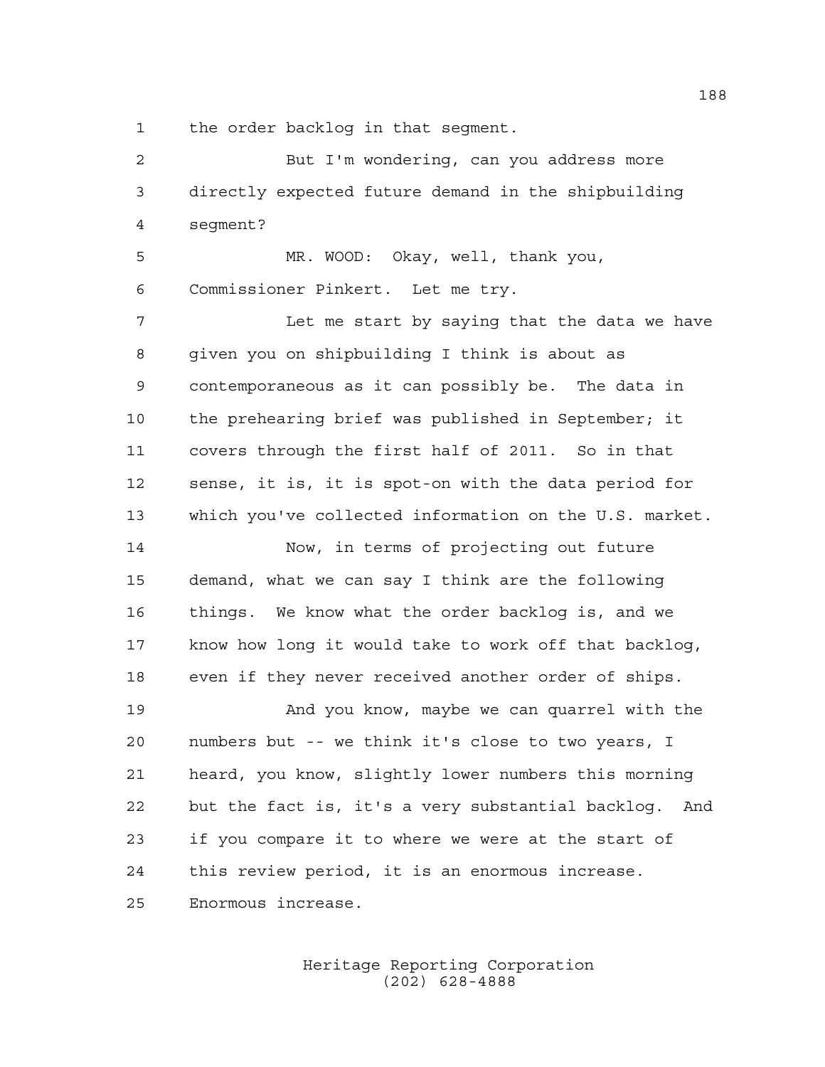the order backlog in that segment.

But I'm wondering, can you address more directly expected future demand in the shipbuilding segment?

MR. WOOD: Okay, well, thank you, Commissioner Pinkert. Let me try.

Let me start by saying that the data we have given you on shipbuilding I think is about as contemporaneous as it can possibly be. The data in the prehearing brief was published in September; it covers through the first half of 2011. So in that sense, it is, it is spot-on with the data period for which you've collected information on the U.S. market.

Now, in terms of projecting out future demand, what we can say I think are the following things. We know what the order backlog is, and we know how long it would take to work off that backlog, even if they never received another order of ships.

And you know, maybe we can quarrel with the numbers but -- we think it's close to two years, I heard, you know, slightly lower numbers this morning but the fact is, it's a very substantial backlog. And if you compare it to where we were at the start of this review period, it is an enormous increase. Enormous increase.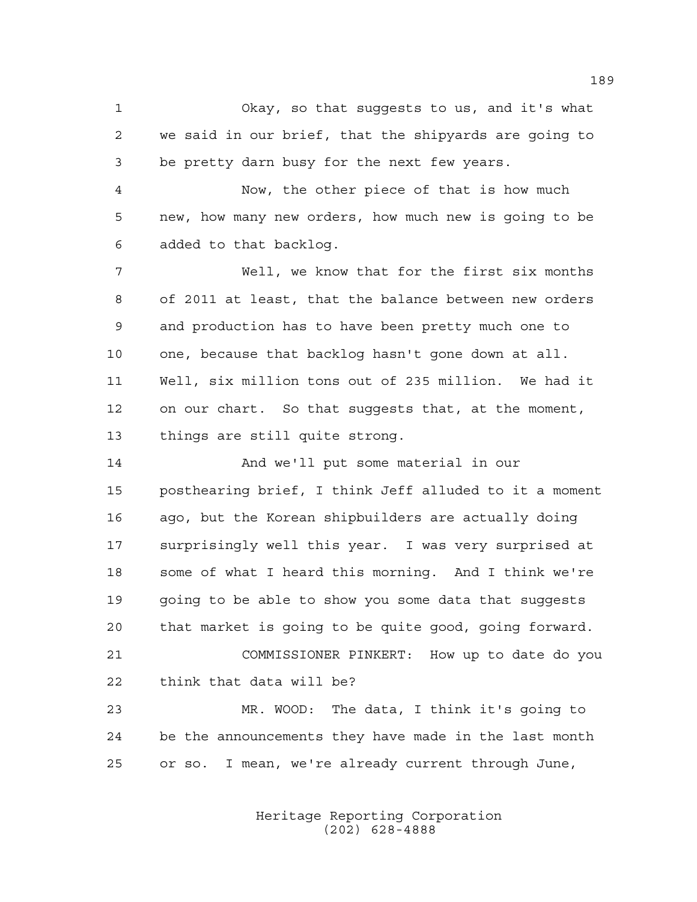Okay, so that suggests to us, and it's what we said in our brief, that the shipyards are going to be pretty darn busy for the next few years.

Now, the other piece of that is how much new, how many new orders, how much new is going to be added to that backlog.

Well, we know that for the first six months of 2011 at least, that the balance between new orders and production has to have been pretty much one to one, because that backlog hasn't gone down at all. Well, six million tons out of 235 million. We had it on our chart. So that suggests that, at the moment, things are still quite strong.

And we'll put some material in our posthearing brief, I think Jeff alluded to it a moment ago, but the Korean shipbuilders are actually doing surprisingly well this year. I was very surprised at some of what I heard this morning. And I think we're going to be able to show you some data that suggests that market is going to be quite good, going forward.

COMMISSIONER PINKERT: How up to date do you think that data will be?

MR. WOOD: The data, I think it's going to be the announcements they have made in the last month or so. I mean, we're already current through June,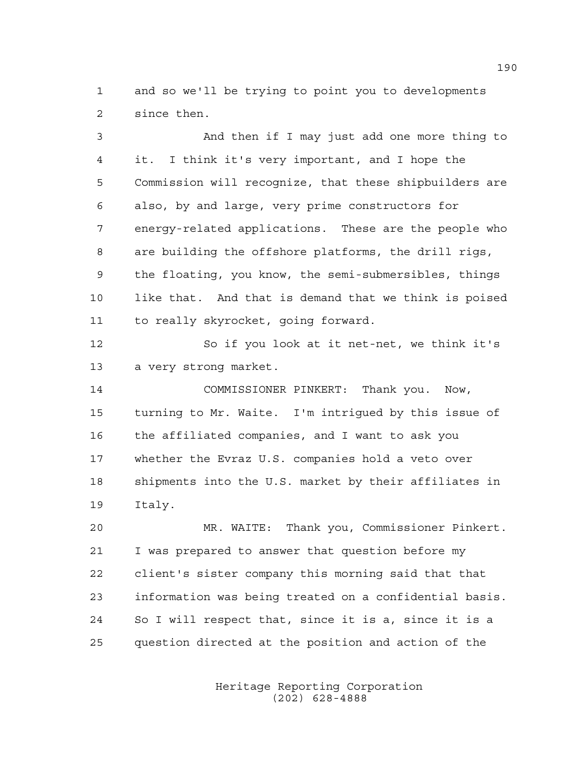and so we'll be trying to point you to developments since then.

And then if I may just add one more thing to it. I think it's very important, and I hope the Commission will recognize, that these shipbuilders are also, by and large, very prime constructors for energy-related applications. These are the people who are building the offshore platforms, the drill rigs, the floating, you know, the semi-submersibles, things like that. And that is demand that we think is poised to really skyrocket, going forward.

So if you look at it net-net, we think it's a very strong market.

COMMISSIONER PINKERT: Thank you. Now, turning to Mr. Waite. I'm intrigued by this issue of the affiliated companies, and I want to ask you whether the Evraz U.S. companies hold a veto over shipments into the U.S. market by their affiliates in Italy.

MR. WAITE: Thank you, Commissioner Pinkert. I was prepared to answer that question before my client's sister company this morning said that that information was being treated on a confidential basis. So I will respect that, since it is a, since it is a question directed at the position and action of the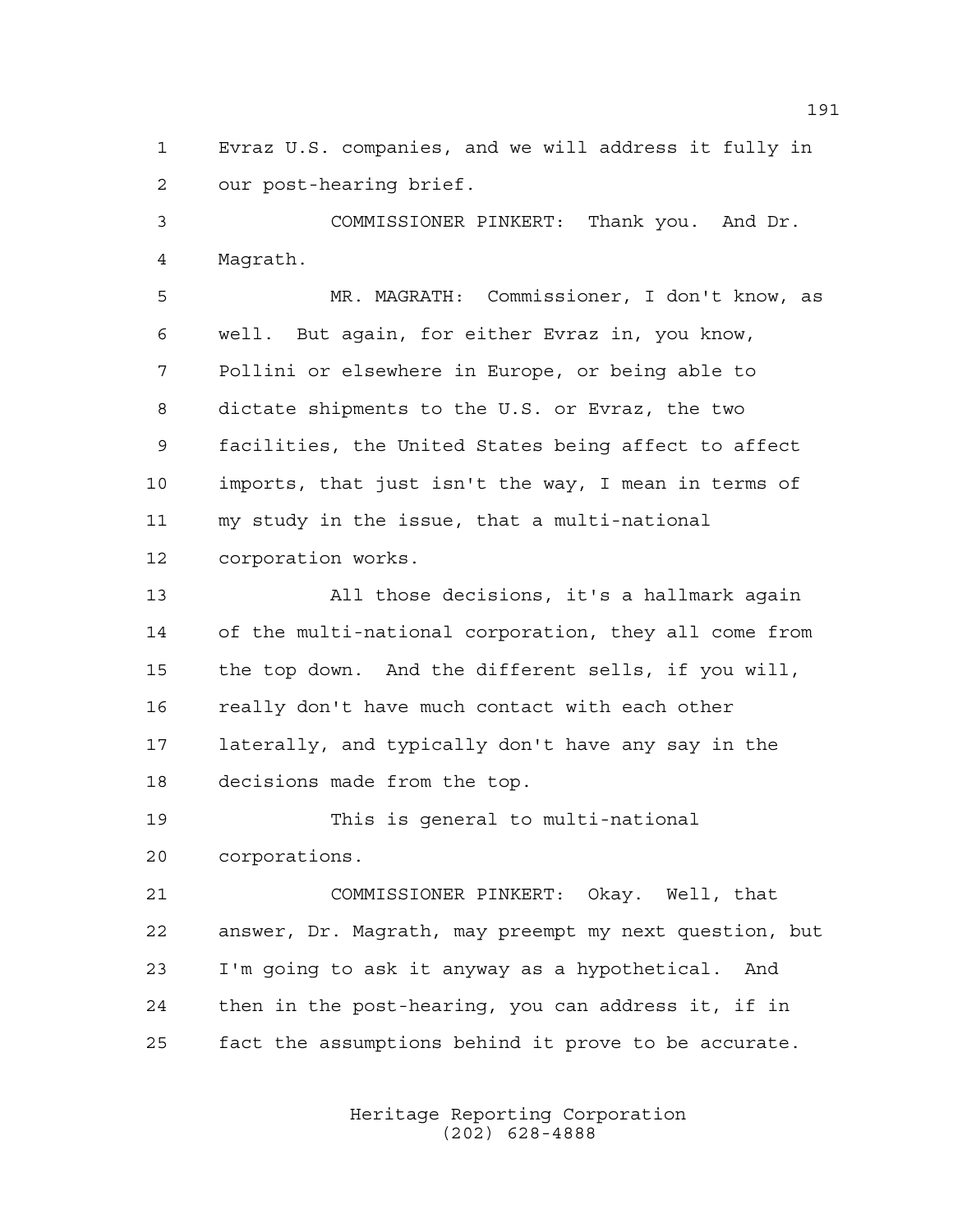Evraz U.S. companies, and we will address it fully in our post-hearing brief.

COMMISSIONER PINKERT: Thank you. And Dr. Magrath.

MR. MAGRATH: Commissioner, I don't know, as well. But again, for either Evraz in, you know, Pollini or elsewhere in Europe, or being able to dictate shipments to the U.S. or Evraz, the two facilities, the United States being affect to affect imports, that just isn't the way, I mean in terms of my study in the issue, that a multi-national corporation works.

All those decisions, it's a hallmark again of the multi-national corporation, they all come from the top down. And the different sells, if you will, really don't have much contact with each other laterally, and typically don't have any say in the decisions made from the top.

This is general to multi-national corporations.

COMMISSIONER PINKERT: Okay. Well, that answer, Dr. Magrath, may preempt my next question, but I'm going to ask it anyway as a hypothetical. And then in the post-hearing, you can address it, if in fact the assumptions behind it prove to be accurate.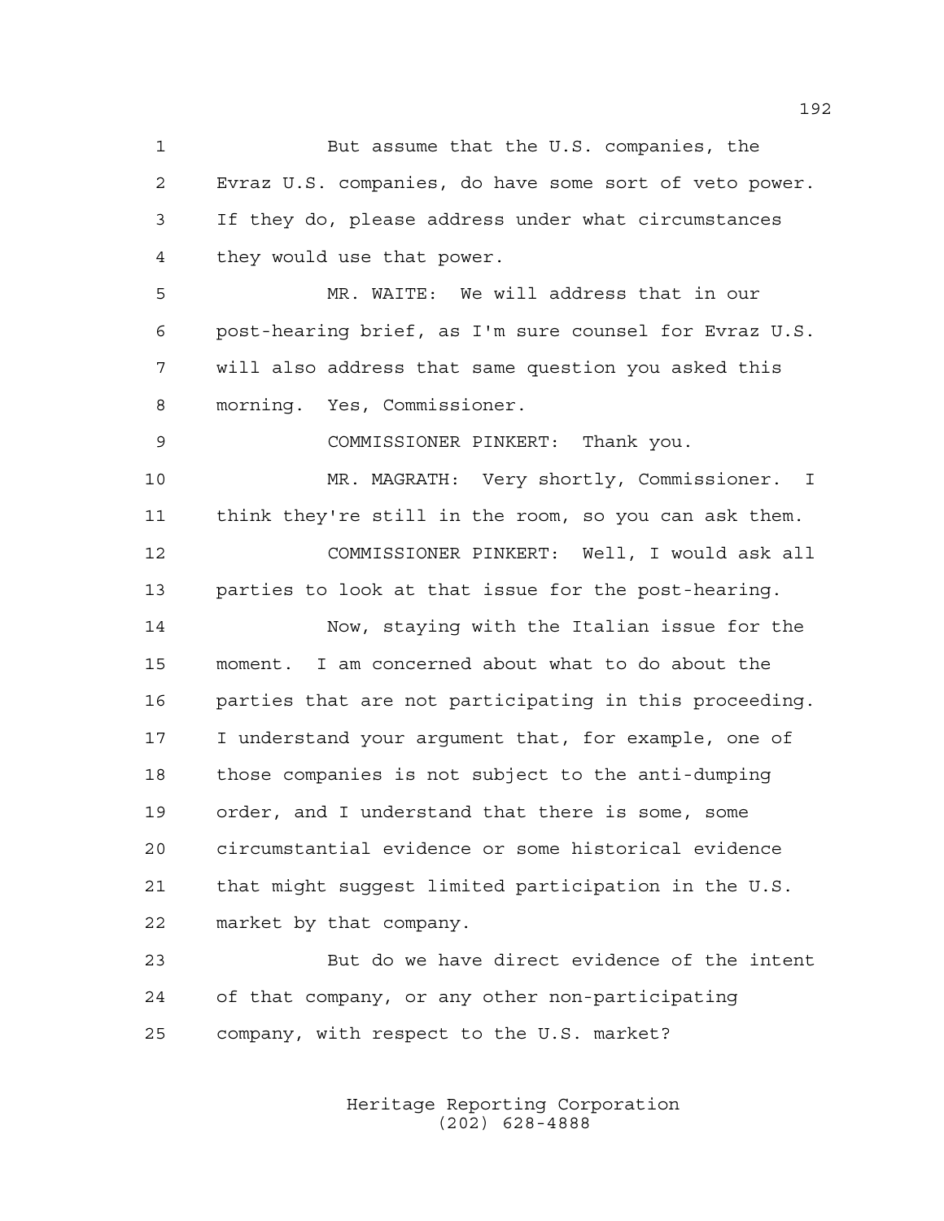But assume that the U.S. companies, the Evraz U.S. companies, do have some sort of veto power. If they do, please address under what circumstances they would use that power.

MR. WAITE: We will address that in our post-hearing brief, as I'm sure counsel for Evraz U.S. will also address that same question you asked this morning. Yes, Commissioner.

COMMISSIONER PINKERT: Thank you.

MR. MAGRATH: Very shortly, Commissioner. I think they're still in the room, so you can ask them.

COMMISSIONER PINKERT: Well, I would ask all parties to look at that issue for the post-hearing.

Now, staying with the Italian issue for the moment. I am concerned about what to do about the parties that are not participating in this proceeding. I understand your argument that, for example, one of those companies is not subject to the anti-dumping order, and I understand that there is some, some circumstantial evidence or some historical evidence that might suggest limited participation in the U.S. market by that company.

But do we have direct evidence of the intent of that company, or any other non-participating company, with respect to the U.S. market?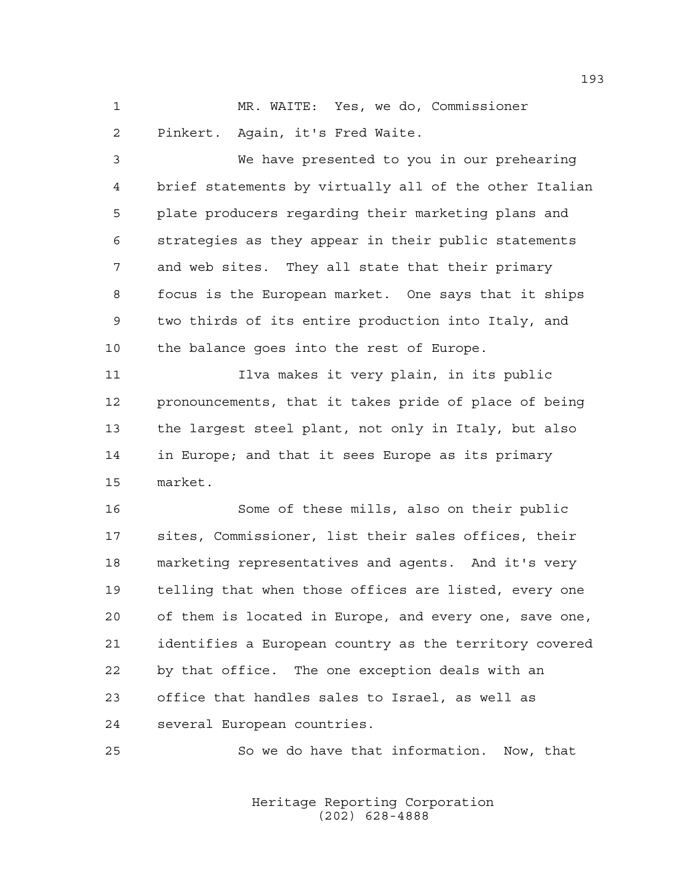MR. WAITE: Yes, we do, Commissioner Pinkert. Again, it's Fred Waite.

We have presented to you in our prehearing brief statements by virtually all of the other Italian plate producers regarding their marketing plans and strategies as they appear in their public statements and web sites. They all state that their primary focus is the European market. One says that it ships two thirds of its entire production into Italy, and the balance goes into the rest of Europe.

Ilva makes it very plain, in its public pronouncements, that it takes pride of place of being the largest steel plant, not only in Italy, but also in Europe; and that it sees Europe as its primary market.

Some of these mills, also on their public sites, Commissioner, list their sales offices, their marketing representatives and agents. And it's very telling that when those offices are listed, every one of them is located in Europe, and every one, save one, identifies a European country as the territory covered by that office. The one exception deals with an office that handles sales to Israel, as well as several European countries.

So we do have that information. Now, that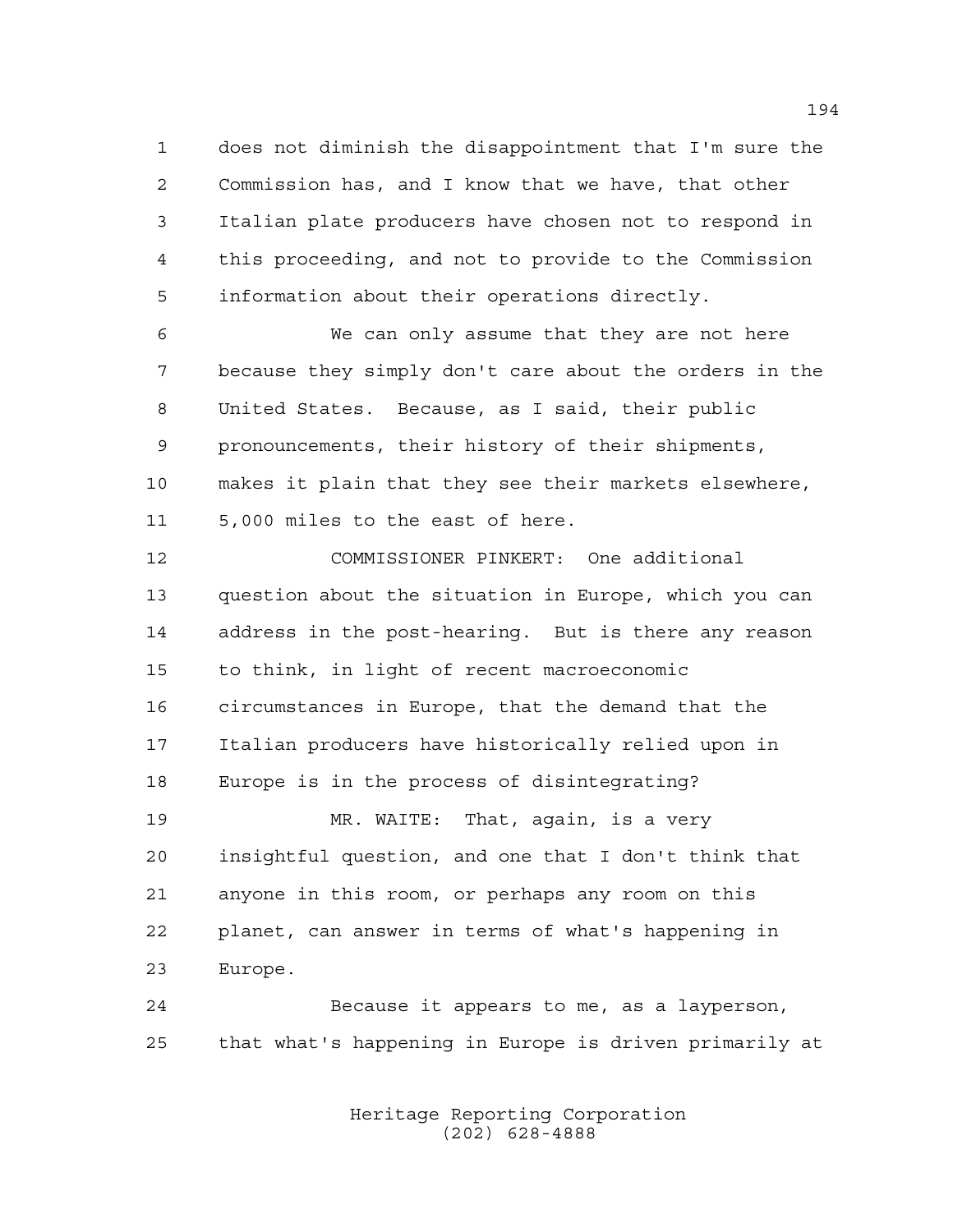does not diminish the disappointment that I'm sure the Commission has, and I know that we have, that other Italian plate producers have chosen not to respond in this proceeding, and not to provide to the Commission information about their operations directly.

We can only assume that they are not here because they simply don't care about the orders in the United States. Because, as I said, their public pronouncements, their history of their shipments, makes it plain that they see their markets elsewhere, 5,000 miles to the east of here.

COMMISSIONER PINKERT: One additional question about the situation in Europe, which you can address in the post-hearing. But is there any reason to think, in light of recent macroeconomic circumstances in Europe, that the demand that the Italian producers have historically relied upon in Europe is in the process of disintegrating?

MR. WAITE: That, again, is a very insightful question, and one that I don't think that anyone in this room, or perhaps any room on this planet, can answer in terms of what's happening in Europe.

Because it appears to me, as a layperson, that what's happening in Europe is driven primarily at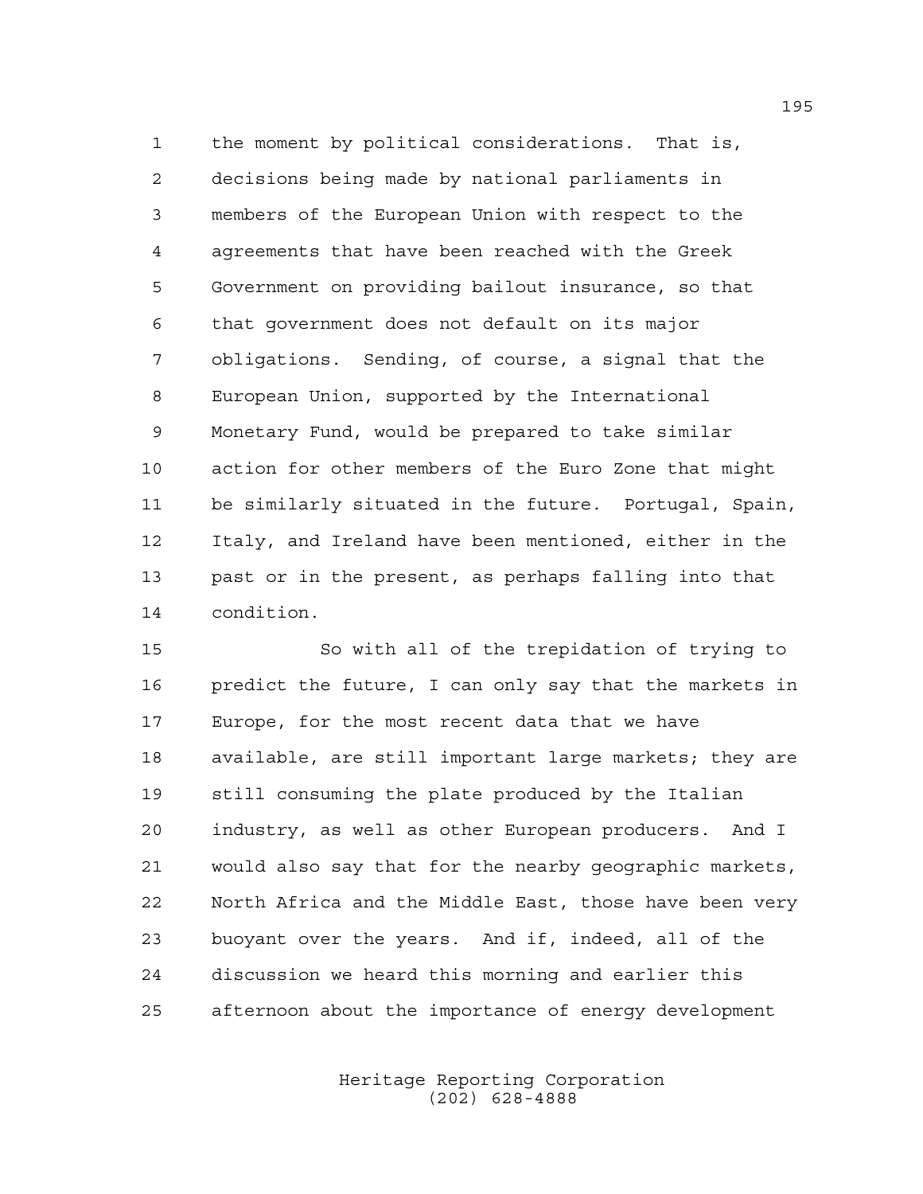the moment by political considerations. That is, decisions being made by national parliaments in members of the European Union with respect to the agreements that have been reached with the Greek Government on providing bailout insurance, so that that government does not default on its major obligations. Sending, of course, a signal that the European Union, supported by the International Monetary Fund, would be prepared to take similar action for other members of the Euro Zone that might be similarly situated in the future. Portugal, Spain, Italy, and Ireland have been mentioned, either in the past or in the present, as perhaps falling into that condition.

So with all of the trepidation of trying to predict the future, I can only say that the markets in Europe, for the most recent data that we have available, are still important large markets; they are still consuming the plate produced by the Italian industry, as well as other European producers. And I would also say that for the nearby geographic markets, North Africa and the Middle East, those have been very buoyant over the years. And if, indeed, all of the discussion we heard this morning and earlier this afternoon about the importance of energy development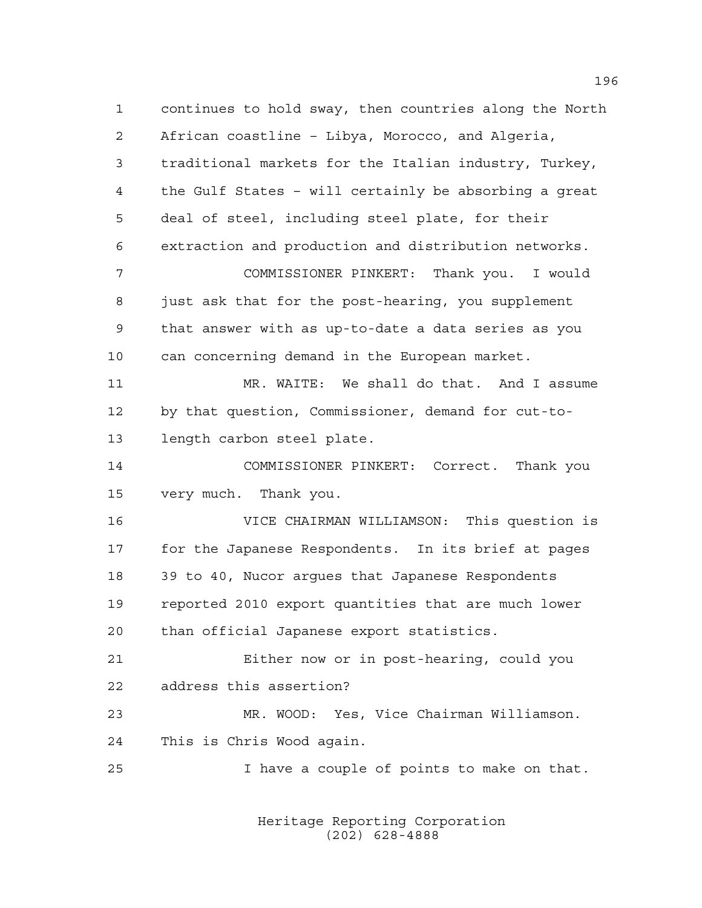continues to hold sway, then countries along the North African coastline – Libya, Morocco, and Algeria, traditional markets for the Italian industry, Turkey, the Gulf States – will certainly be absorbing a great deal of steel, including steel plate, for their extraction and production and distribution networks.

COMMISSIONER PINKERT: Thank you. I would just ask that for the post-hearing, you supplement that answer with as up-to-date a data series as you can concerning demand in the European market.

MR. WAITE: We shall do that. And I assume by that question, Commissioner, demand for cut-to-length carbon steel plate.

COMMISSIONER PINKERT: Correct. Thank you very much. Thank you.

VICE CHAIRMAN WILLIAMSON: This question is for the Japanese Respondents. In its brief at pages 39 to 40, Nucor argues that Japanese Respondents reported 2010 export quantities that are much lower than official Japanese export statistics.

Either now or in post-hearing, could you address this assertion?

MR. WOOD: Yes, Vice Chairman Williamson. This is Chris Wood again.

I have a couple of points to make on that.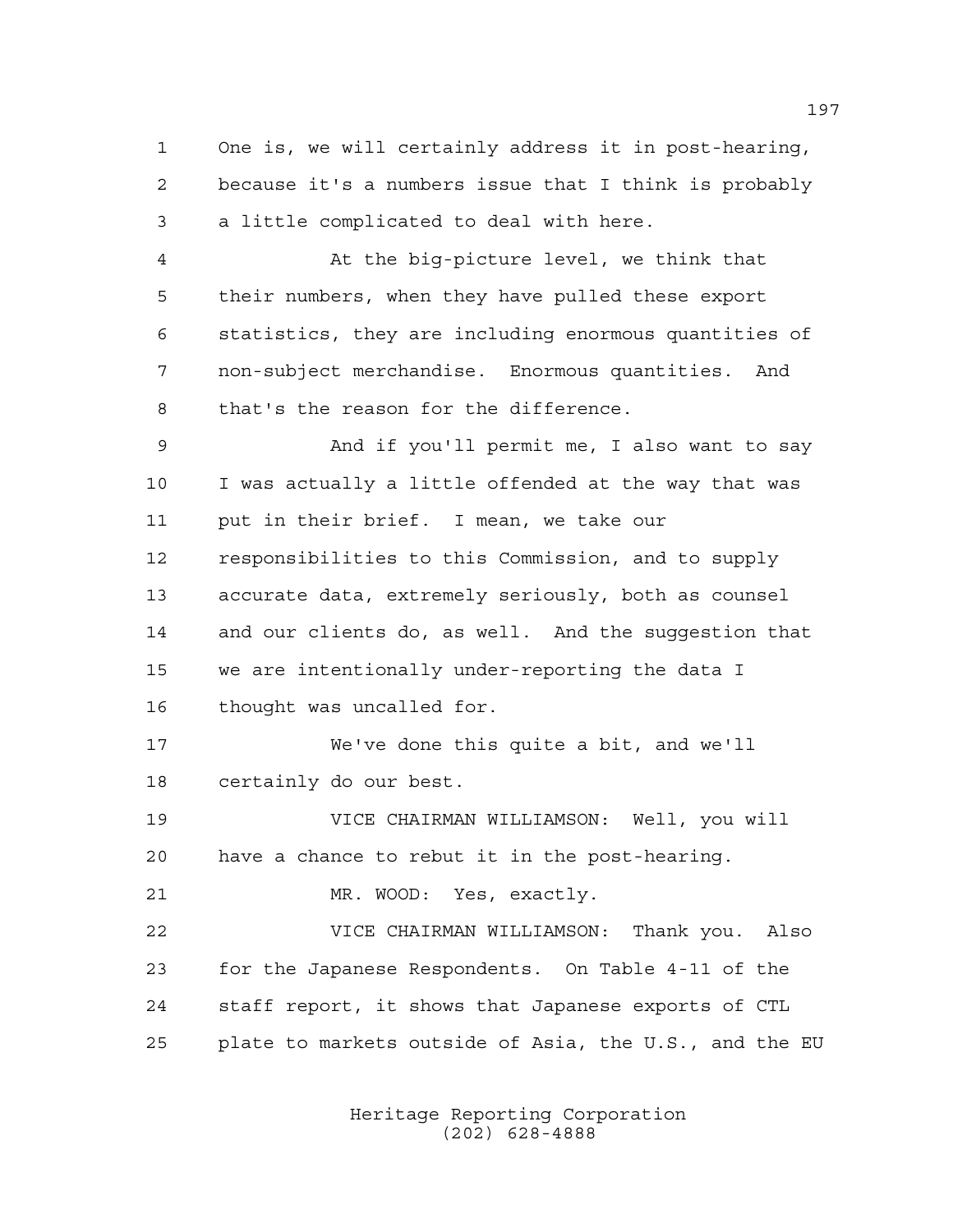One is, we will certainly address it in post-hearing, because it's a numbers issue that I think is probably a little complicated to deal with here.

At the big-picture level, we think that their numbers, when they have pulled these export statistics, they are including enormous quantities of non-subject merchandise. Enormous quantities. And that's the reason for the difference.

And if you'll permit me, I also want to say I was actually a little offended at the way that was put in their brief. I mean, we take our responsibilities to this Commission, and to supply accurate data, extremely seriously, both as counsel and our clients do, as well. And the suggestion that we are intentionally under-reporting the data I thought was uncalled for.

We've done this quite a bit, and we'll certainly do our best.

VICE CHAIRMAN WILLIAMSON: Well, you will have a chance to rebut it in the post-hearing.

MR. WOOD: Yes, exactly.

VICE CHAIRMAN WILLIAMSON: Thank you. Also for the Japanese Respondents. On Table 4-11 of the staff report, it shows that Japanese exports of CTL plate to markets outside of Asia, the U.S., and the EU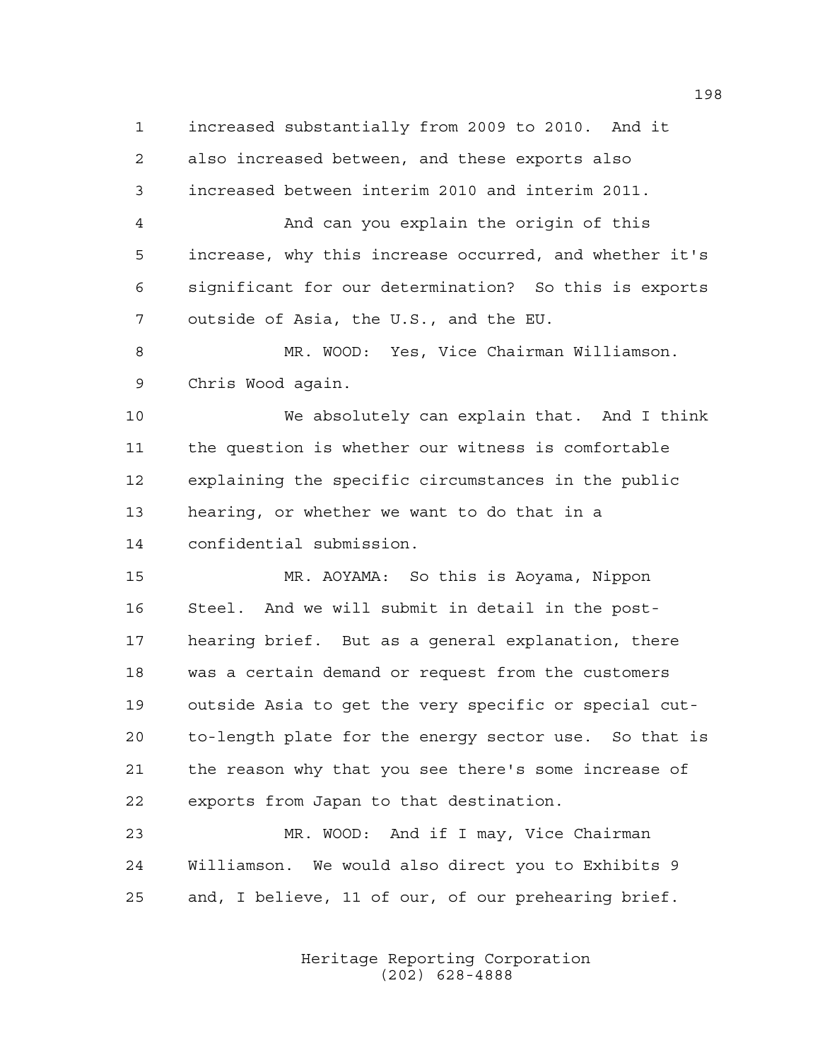increased substantially from 2009 to 2010. And it also increased between, and these exports also increased between interim 2010 and interim 2011.

And can you explain the origin of this increase, why this increase occurred, and whether it's significant for our determination? So this is exports outside of Asia, the U.S., and the EU.

MR. WOOD: Yes, Vice Chairman Williamson. Chris Wood again.

We absolutely can explain that. And I think the question is whether our witness is comfortable explaining the specific circumstances in the public hearing, or whether we want to do that in a confidential submission.

MR. AOYAMA: So this is Aoyama, Nippon Steel. And we will submit in detail in the post-hearing brief. But as a general explanation, there was a certain demand or request from the customers outside Asia to get the very specific or special cut-to-length plate for the energy sector use. So that is the reason why that you see there's some increase of exports from Japan to that destination.

MR. WOOD: And if I may, Vice Chairman Williamson. We would also direct you to Exhibits 9 and, I believe, 11 of our, of our prehearing brief.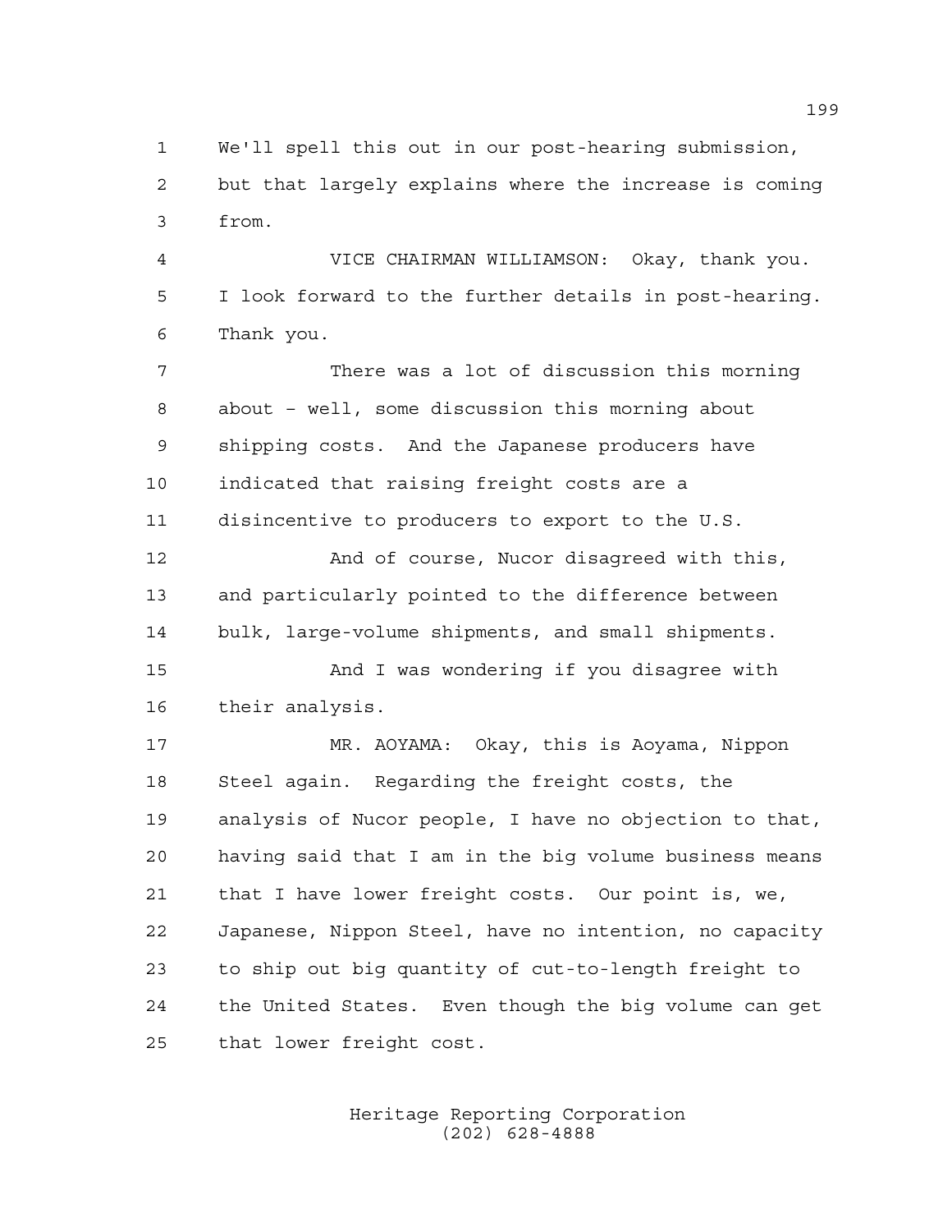We'll spell this out in our post-hearing submission, but that largely explains where the increase is coming from.

VICE CHAIRMAN WILLIAMSON: Okay, thank you. I look forward to the further details in post-hearing. Thank you.

There was a lot of discussion this morning about – well, some discussion this morning about shipping costs. And the Japanese producers have indicated that raising freight costs are a disincentive to producers to export to the U.S.

And of course, Nucor disagreed with this, and particularly pointed to the difference between bulk, large-volume shipments, and small shipments.

And I was wondering if you disagree with their analysis.

MR. AOYAMA: Okay, this is Aoyama, Nippon Steel again. Regarding the freight costs, the analysis of Nucor people, I have no objection to that, having said that I am in the big volume business means that I have lower freight costs. Our point is, we, Japanese, Nippon Steel, have no intention, no capacity to ship out big quantity of cut-to-length freight to the United States. Even though the big volume can get that lower freight cost.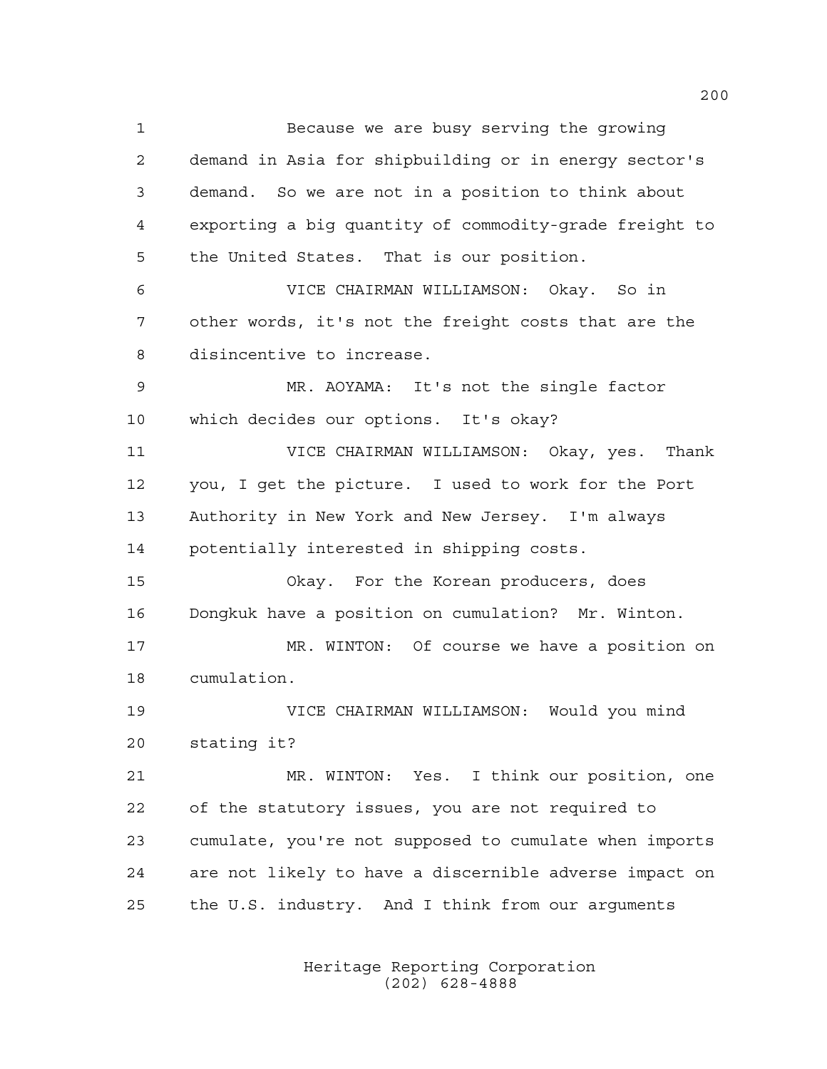Because we are busy serving the growing demand in Asia for shipbuilding or in energy sector's demand. So we are not in a position to think about exporting a big quantity of commodity-grade freight to the United States. That is our position.

VICE CHAIRMAN WILLIAMSON: Okay. So in other words, it's not the freight costs that are the disincentive to increase.

MR. AOYAMA: It's not the single factor which decides our options. It's okay?

VICE CHAIRMAN WILLIAMSON: Okay, yes. Thank you, I get the picture. I used to work for the Port Authority in New York and New Jersey. I'm always potentially interested in shipping costs.

Okay. For the Korean producers, does Dongkuk have a position on cumulation? Mr. Winton.

MR. WINTON: Of course we have a position on cumulation.

VICE CHAIRMAN WILLIAMSON: Would you mind stating it?

MR. WINTON: Yes. I think our position, one of the statutory issues, you are not required to cumulate, you're not supposed to cumulate when imports are not likely to have a discernible adverse impact on the U.S. industry. And I think from our arguments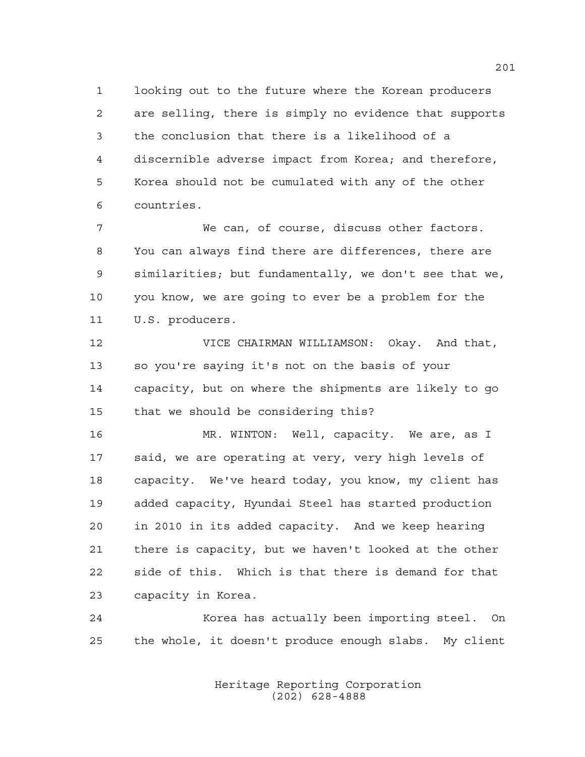looking out to the future where the Korean producers are selling, there is simply no evidence that supports the conclusion that there is a likelihood of a discernible adverse impact from Korea; and therefore, Korea should not be cumulated with any of the other countries.

We can, of course, discuss other factors. You can always find there are differences, there are similarities; but fundamentally, we don't see that we, you know, we are going to ever be a problem for the U.S. producers.

VICE CHAIRMAN WILLIAMSON: Okay. And that, so you're saying it's not on the basis of your capacity, but on where the shipments are likely to go that we should be considering this?

MR. WINTON: Well, capacity. We are, as I said, we are operating at very, very high levels of capacity. We've heard today, you know, my client has added capacity, Hyundai Steel has started production in 2010 in its added capacity. And we keep hearing there is capacity, but we haven't looked at the other side of this. Which is that there is demand for that capacity in Korea.

Korea has actually been importing steel. On the whole, it doesn't produce enough slabs. My client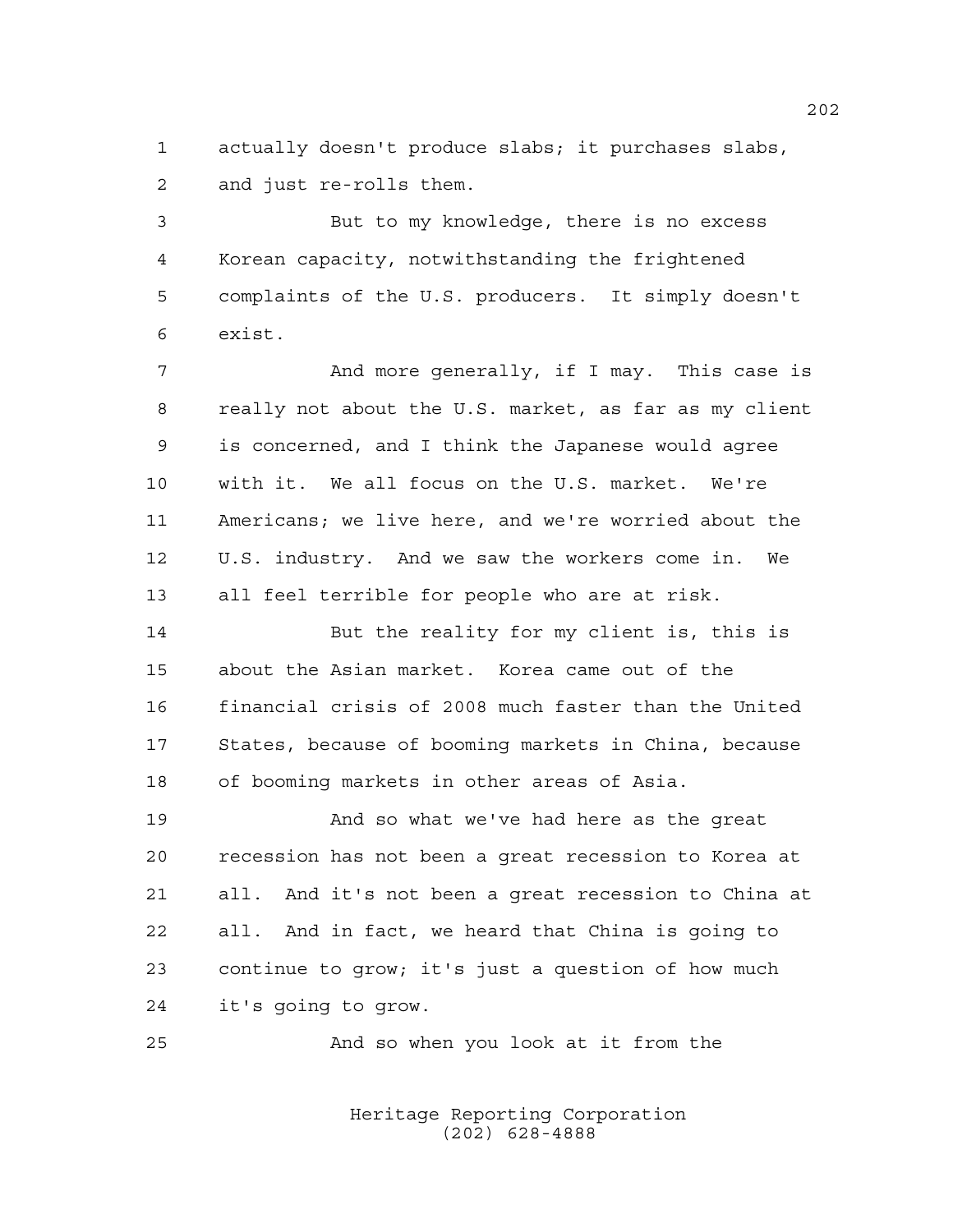actually doesn't produce slabs; it purchases slabs, and just re-rolls them.

But to my knowledge, there is no excess Korean capacity, notwithstanding the frightened complaints of the U.S. producers. It simply doesn't exist.

And more generally, if I may. This case is really not about the U.S. market, as far as my client is concerned, and I think the Japanese would agree with it. We all focus on the U.S. market. We're Americans; we live here, and we're worried about the U.S. industry. And we saw the workers come in. We all feel terrible for people who are at risk.

But the reality for my client is, this is about the Asian market. Korea came out of the financial crisis of 2008 much faster than the United States, because of booming markets in China, because of booming markets in other areas of Asia.

And so what we've had here as the great recession has not been a great recession to Korea at all. And it's not been a great recession to China at all. And in fact, we heard that China is going to continue to grow; it's just a question of how much it's going to grow.

And so when you look at it from the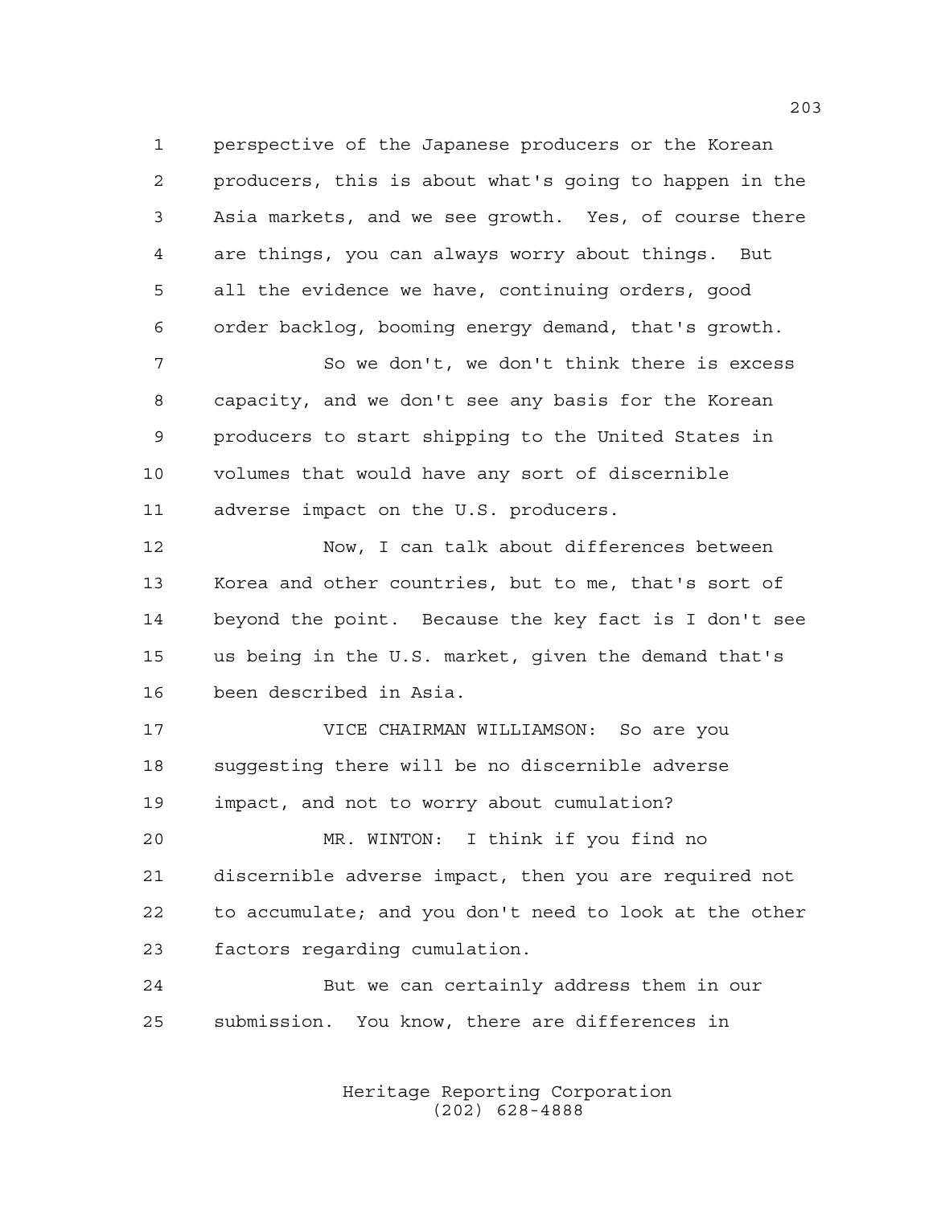perspective of the Japanese producers or the Korean producers, this is about what's going to happen in the Asia markets, and we see growth. Yes, of course there are things, you can always worry about things. But all the evidence we have, continuing orders, good order backlog, booming energy demand, that's growth.

So we don't, we don't think there is excess capacity, and we don't see any basis for the Korean producers to start shipping to the United States in volumes that would have any sort of discernible adverse impact on the U.S. producers.

Now, I can talk about differences between Korea and other countries, but to me, that's sort of beyond the point. Because the key fact is I don't see us being in the U.S. market, given the demand that's been described in Asia.

VICE CHAIRMAN WILLIAMSON: So are you suggesting there will be no discernible adverse impact, and not to worry about cumulation?

MR. WINTON: I think if you find no discernible adverse impact, then you are required not to accumulate; and you don't need to look at the other factors regarding cumulation.

But we can certainly address them in our submission. You know, there are differences in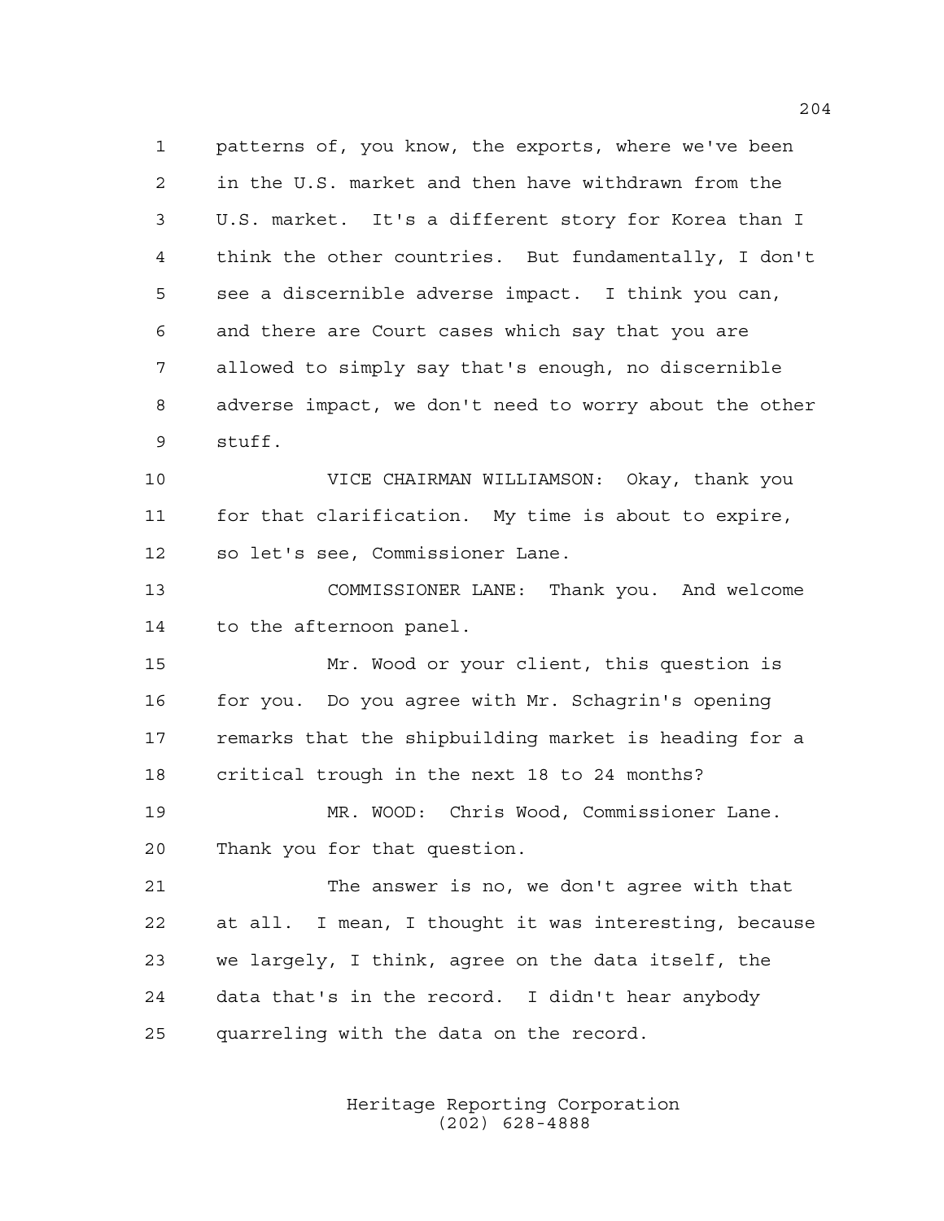patterns of, you know, the exports, where we've been in the U.S. market and then have withdrawn from the U.S. market. It's a different story for Korea than I think the other countries. But fundamentally, I don't see a discernible adverse impact. I think you can, and there are Court cases which say that you are allowed to simply say that's enough, no discernible adverse impact, we don't need to worry about the other stuff.

VICE CHAIRMAN WILLIAMSON: Okay, thank you for that clarification. My time is about to expire, so let's see, Commissioner Lane.

COMMISSIONER LANE: Thank you. And welcome to the afternoon panel.

Mr. Wood or your client, this question is for you. Do you agree with Mr. Schagrin's opening remarks that the shipbuilding market is heading for a critical trough in the next 18 to 24 months?

MR. WOOD: Chris Wood, Commissioner Lane. Thank you for that question.

The answer is no, we don't agree with that at all. I mean, I thought it was interesting, because we largely, I think, agree on the data itself, the data that's in the record. I didn't hear anybody quarreling with the data on the record.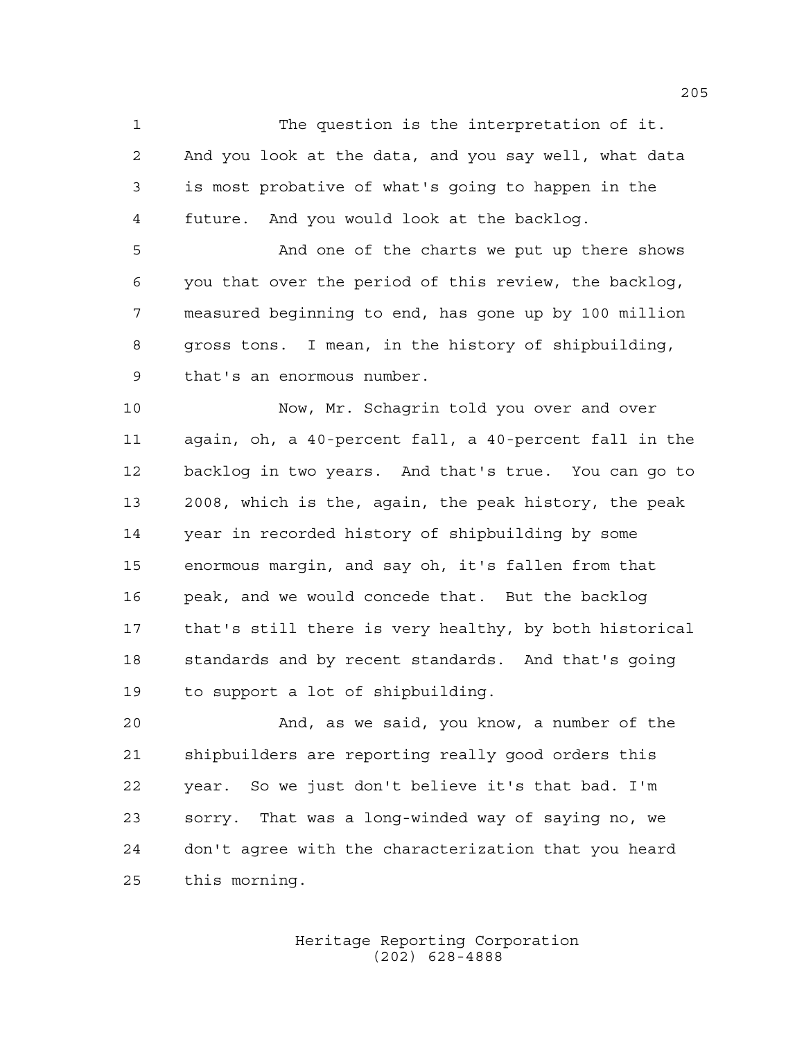The question is the interpretation of it. And you look at the data, and you say well, what data is most probative of what's going to happen in the future. And you would look at the backlog.

And one of the charts we put up there shows you that over the period of this review, the backlog, measured beginning to end, has gone up by 100 million gross tons. I mean, in the history of shipbuilding, that's an enormous number.

Now, Mr. Schagrin told you over and over again, oh, a 40-percent fall, a 40-percent fall in the backlog in two years. And that's true. You can go to 2008, which is the, again, the peak history, the peak year in recorded history of shipbuilding by some enormous margin, and say oh, it's fallen from that peak, and we would concede that. But the backlog that's still there is very healthy, by both historical standards and by recent standards. And that's going to support a lot of shipbuilding.

And, as we said, you know, a number of the shipbuilders are reporting really good orders this year. So we just don't believe it's that bad. I'm sorry. That was a long-winded way of saying no, we don't agree with the characterization that you heard this morning.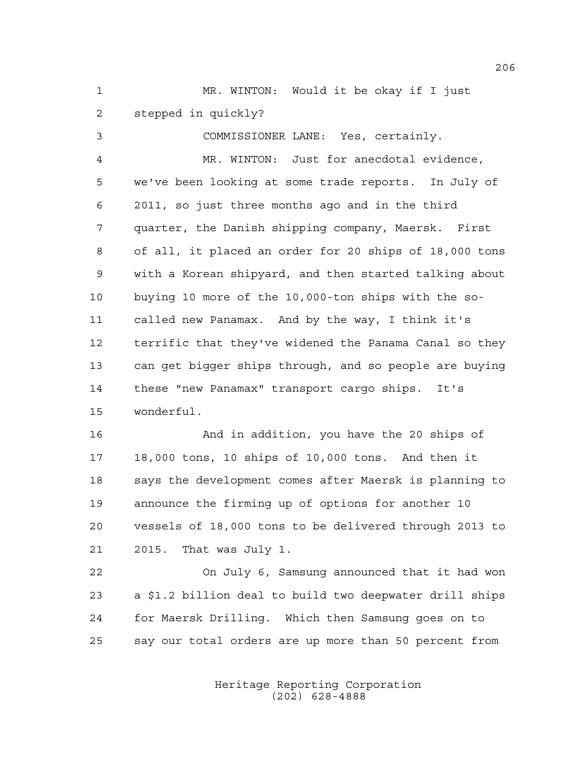MR. WINTON: Would it be okay if I just stepped in quickly?

COMMISSIONER LANE: Yes, certainly.

MR. WINTON: Just for anecdotal evidence, we've been looking at some trade reports. In July of 2011, so just three months ago and in the third quarter, the Danish shipping company, Maersk. First of all, it placed an order for 20 ships of 18,000 tons with a Korean shipyard, and then started talking about buying 10 more of the 10,000-ton ships with the so-called new Panamax. And by the way, I think it's terrific that they've widened the Panama Canal so they can get bigger ships through, and so people are buying these "new Panamax" transport cargo ships. It's wonderful.

And in addition, you have the 20 ships of 18,000 tons, 10 ships of 10,000 tons. And then it says the development comes after Maersk is planning to announce the firming up of options for another 10 vessels of 18,000 tons to be delivered through 2013 to 2015. That was July 1.

On July 6, Samsung announced that it had won a $1.2 billion deal to build two deepwater drill ships for Maersk Drilling. Which then Samsung goes on to say our total orders are up more than 50 percent from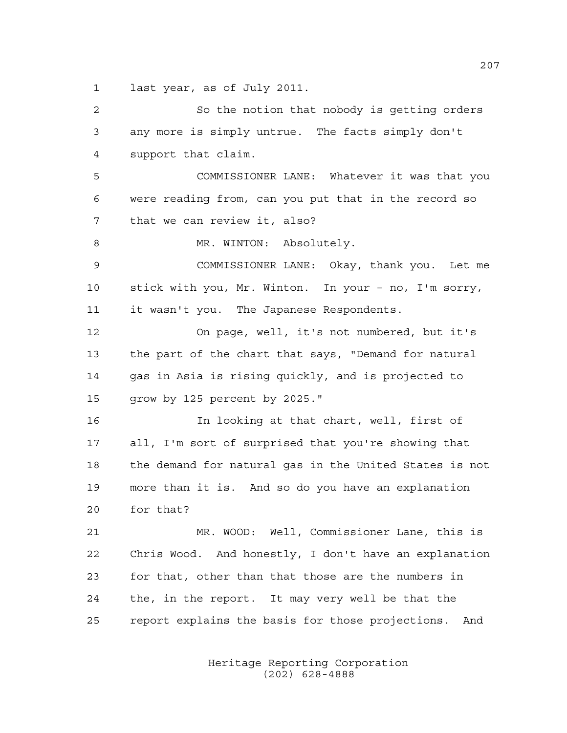last year, as of July 2011.

So the notion that nobody is getting orders any more is simply untrue. The facts simply don't support that claim.

COMMISSIONER LANE: Whatever it was that you were reading from, can you put that in the record so that we can review it, also?

MR. WINTON: Absolutely.

COMMISSIONER LANE: Okay, thank you. Let me stick with you, Mr. Winton. In your - no, I'm sorry, it wasn't you. The Japanese Respondents.

On page, well, it's not numbered, but it's the part of the chart that says, "Demand for natural gas in Asia is rising quickly, and is projected to grow by 125 percent by 2025."

In looking at that chart, well, first of all, I'm sort of surprised that you're showing that the demand for natural gas in the United States is not more than it is. And so do you have an explanation for that?

MR. WOOD: Well, Commissioner Lane, this is Chris Wood. And honestly, I don't have an explanation for that, other than that those are the numbers in the, in the report. It may very well be that the report explains the basis for those projections. And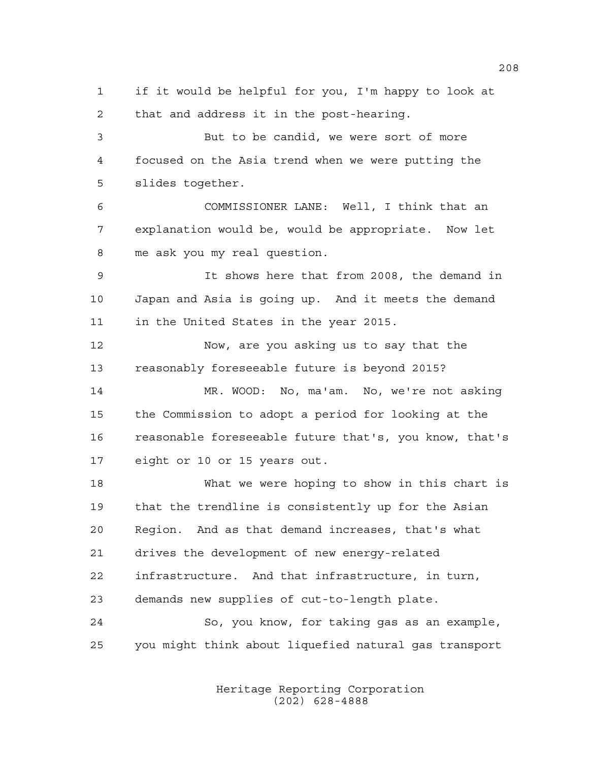if it would be helpful for you, I'm happy to look at that and address it in the post-hearing.

But to be candid, we were sort of more focused on the Asia trend when we were putting the slides together.

COMMISSIONER LANE: Well, I think that an explanation would be, would be appropriate. Now let me ask you my real question.

It shows here that from 2008, the demand in Japan and Asia is going up. And it meets the demand in the United States in the year 2015.

Now, are you asking us to say that the reasonably foreseeable future is beyond 2015?

MR. WOOD: No, ma'am. No, we're not asking the Commission to adopt a period for looking at the reasonable foreseeable future that's, you know, that's eight or 10 or 15 years out.

What we were hoping to show in this chart is that the trendline is consistently up for the Asian Region. And as that demand increases, that's what drives the development of new energy-related infrastructure. And that infrastructure, in turn, demands new supplies of cut-to-length plate.

So, you know, for taking gas as an example, you might think about liquefied natural gas transport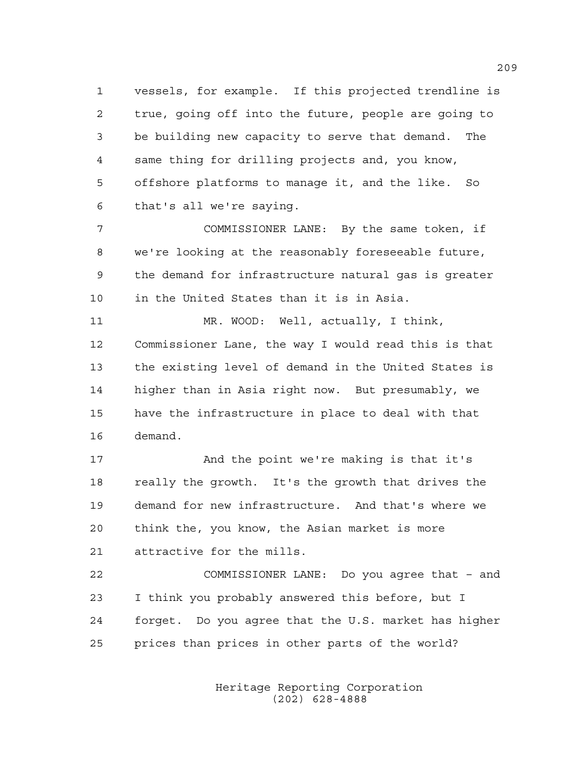vessels, for example. If this projected trendline is true, going off into the future, people are going to be building new capacity to serve that demand. The same thing for drilling projects and, you know, offshore platforms to manage it, and the like. So that's all we're saying.

COMMISSIONER LANE: By the same token, if we're looking at the reasonably foreseeable future, the demand for infrastructure natural gas is greater in the United States than it is in Asia.

MR. WOOD: Well, actually, I think, Commissioner Lane, the way I would read this is that the existing level of demand in the United States is higher than in Asia right now. But presumably, we have the infrastructure in place to deal with that demand.

And the point we're making is that it's really the growth. It's the growth that drives the demand for new infrastructure. And that's where we think the, you know, the Asian market is more attractive for the mills.

COMMISSIONER LANE: Do you agree that - and I think you probably answered this before, but I forget. Do you agree that the U.S. market has higher prices than prices in other parts of the world?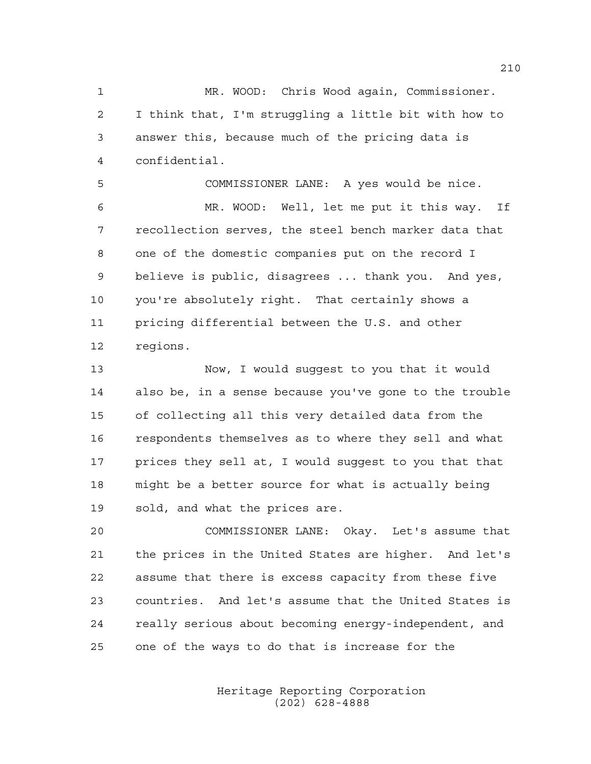MR. WOOD: Chris Wood again, Commissioner. I think that, I'm struggling a little bit with how to answer this, because much of the pricing data is confidential.

COMMISSIONER LANE: A yes would be nice.

MR. WOOD: Well, let me put it this way. If recollection serves, the steel bench marker data that one of the domestic companies put on the record I believe is public, disagrees ... thank you. And yes, you're absolutely right. That certainly shows a pricing differential between the U.S. and other regions.

Now, I would suggest to you that it would also be, in a sense because you've gone to the trouble of collecting all this very detailed data from the respondents themselves as to where they sell and what prices they sell at, I would suggest to you that that might be a better source for what is actually being sold, and what the prices are.

COMMISSIONER LANE: Okay. Let's assume that the prices in the United States are higher. And let's assume that there is excess capacity from these five countries. And let's assume that the United States is really serious about becoming energy-independent, and one of the ways to do that is increase for the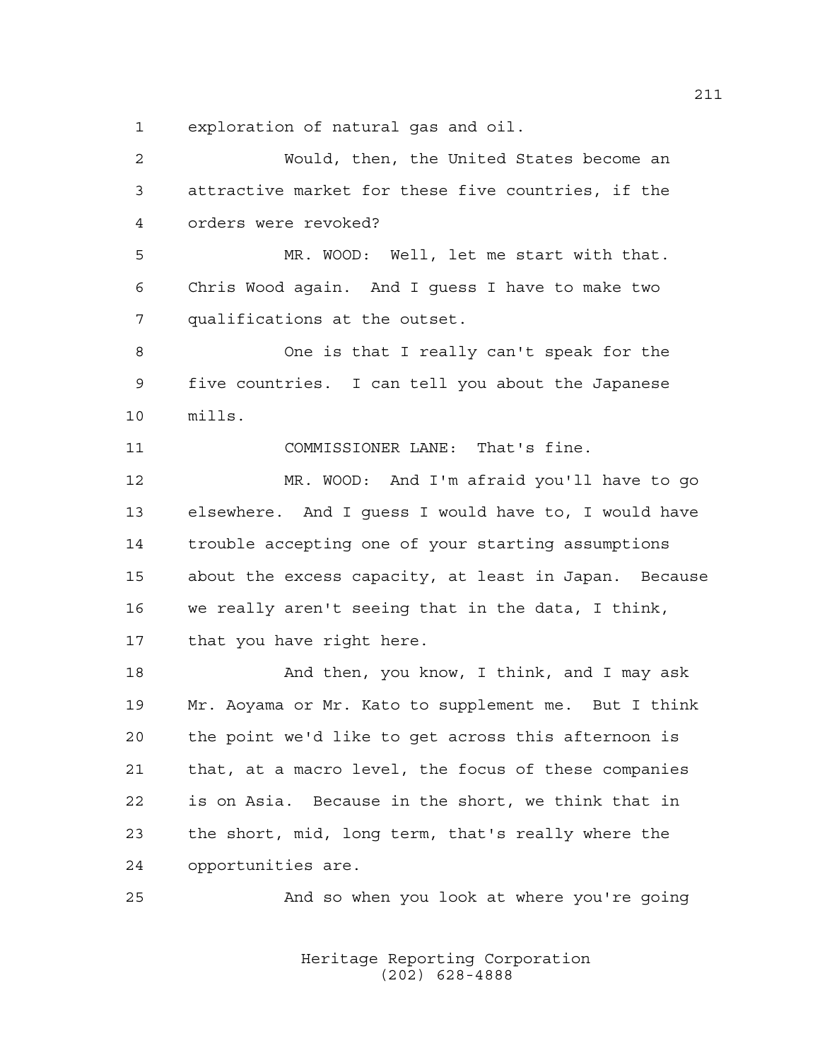exploration of natural gas and oil.

Would, then, the United States become an attractive market for these five countries, if the orders were revoked?

MR. WOOD: Well, let me start with that. Chris Wood again. And I guess I have to make two qualifications at the outset.

One is that I really can't speak for the five countries. I can tell you about the Japanese mills.

COMMISSIONER LANE: That's fine.

MR. WOOD: And I'm afraid you'll have to go elsewhere. And I guess I would have to, I would have trouble accepting one of your starting assumptions about the excess capacity, at least in Japan. Because we really aren't seeing that in the data, I think, that you have right here.

And then, you know, I think, and I may ask Mr. Aoyama or Mr. Kato to supplement me. But I think the point we'd like to get across this afternoon is that, at a macro level, the focus of these companies is on Asia. Because in the short, we think that in the short, mid, long term, that's really where the opportunities are.

And so when you look at where you're going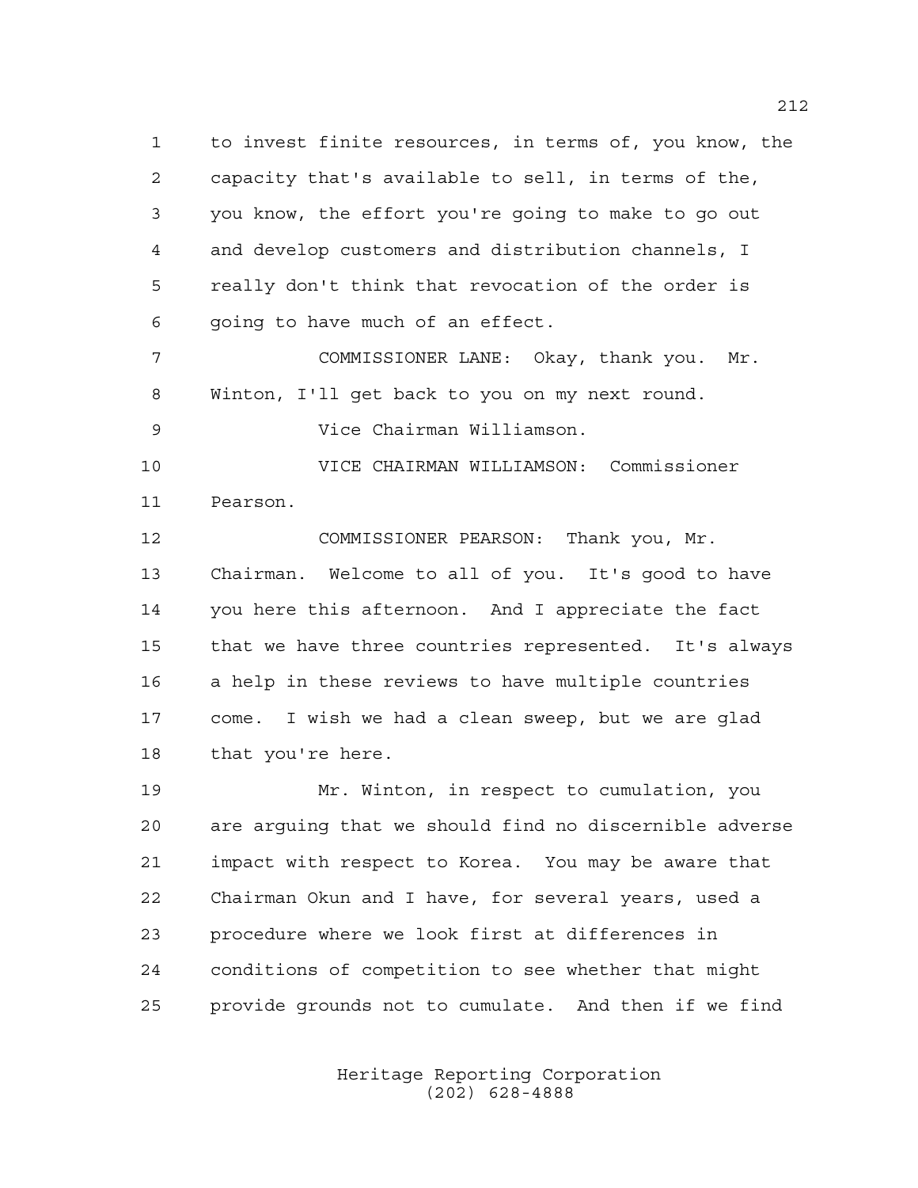to invest finite resources, in terms of, you know, the capacity that's available to sell, in terms of the, you know, the effort you're going to make to go out and develop customers and distribution channels, I really don't think that revocation of the order is going to have much of an effect.

COMMISSIONER LANE: Okay, thank you. Mr. Winton, I'll get back to you on my next round.

Vice Chairman Williamson.

VICE CHAIRMAN WILLIAMSON: Commissioner Pearson.

COMMISSIONER PEARSON: Thank you, Mr. Chairman. Welcome to all of you. It's good to have you here this afternoon. And I appreciate the fact that we have three countries represented. It's always a help in these reviews to have multiple countries come. I wish we had a clean sweep, but we are glad that you're here.

Mr. Winton, in respect to cumulation, you are arguing that we should find no discernible adverse impact with respect to Korea. You may be aware that Chairman Okun and I have, for several years, used a procedure where we look first at differences in conditions of competition to see whether that might provide grounds not to cumulate. And then if we find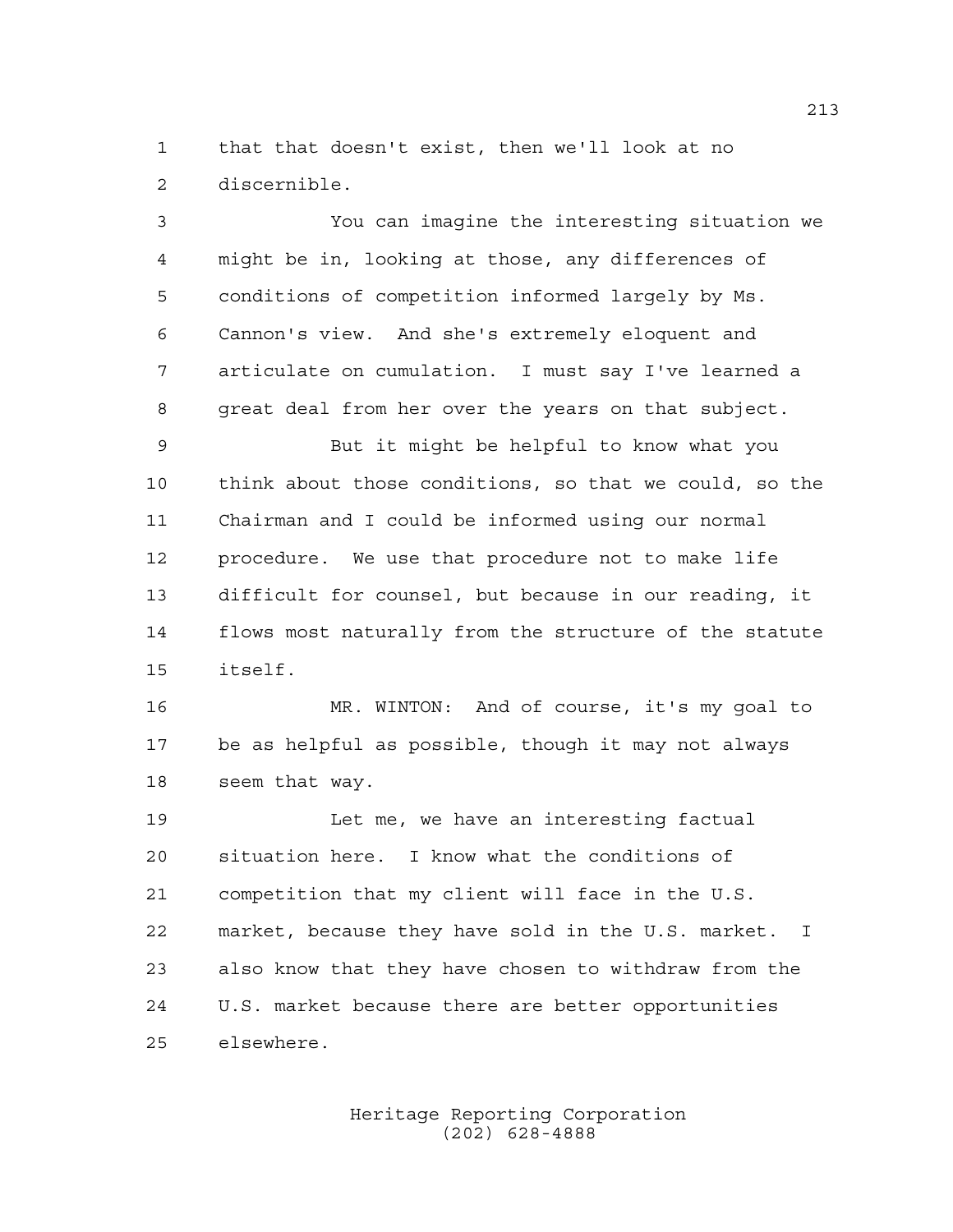that that doesn't exist, then we'll look at no discernible.

You can imagine the interesting situation we might be in, looking at those, any differences of conditions of competition informed largely by Ms. Cannon's view. And she's extremely eloquent and articulate on cumulation. I must say I've learned a great deal from her over the years on that subject.

But it might be helpful to know what you think about those conditions, so that we could, so the Chairman and I could be informed using our normal procedure. We use that procedure not to make life difficult for counsel, but because in our reading, it flows most naturally from the structure of the statute itself.

MR. WINTON: And of course, it's my goal to be as helpful as possible, though it may not always seem that way.

Let me, we have an interesting factual situation here. I know what the conditions of competition that my client will face in the U.S. market, because they have sold in the U.S. market. I also know that they have chosen to withdraw from the U.S. market because there are better opportunities elsewhere.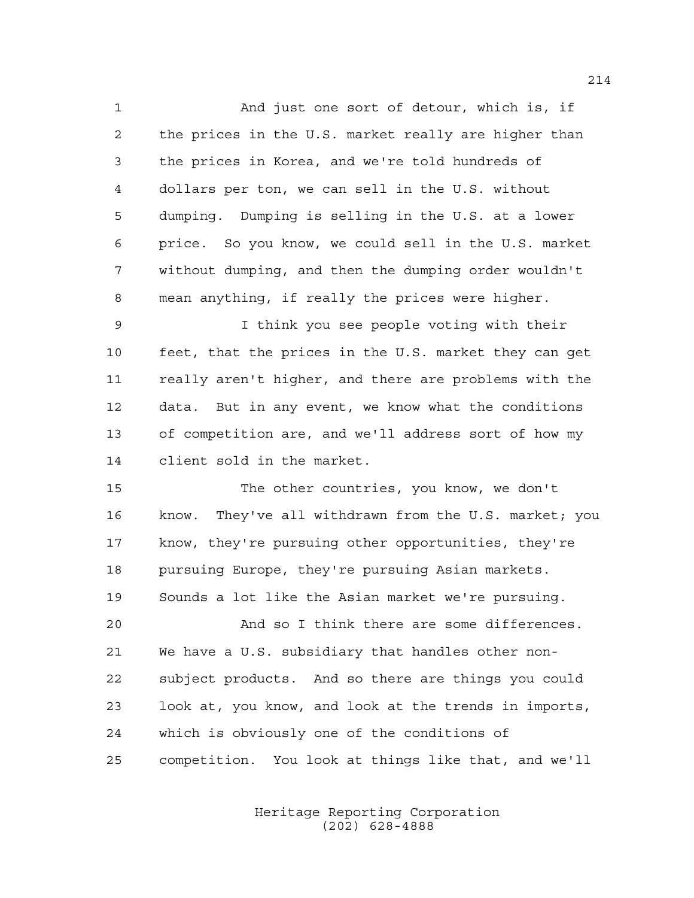And just one sort of detour, which is, if the prices in the U.S. market really are higher than the prices in Korea, and we're told hundreds of dollars per ton, we can sell in the U.S. without dumping. Dumping is selling in the U.S. at a lower price. So you know, we could sell in the U.S. market without dumping, and then the dumping order wouldn't mean anything, if really the prices were higher.

I think you see people voting with their feet, that the prices in the U.S. market they can get really aren't higher, and there are problems with the data. But in any event, we know what the conditions of competition are, and we'll address sort of how my client sold in the market.

The other countries, you know, we don't know. They've all withdrawn from the U.S. market; you know, they're pursuing other opportunities, they're pursuing Europe, they're pursuing Asian markets. Sounds a lot like the Asian market we're pursuing.

And so I think there are some differences. We have a U.S. subsidiary that handles other non-subject products. And so there are things you could look at, you know, and look at the trends in imports, which is obviously one of the conditions of competition. You look at things like that, and we'll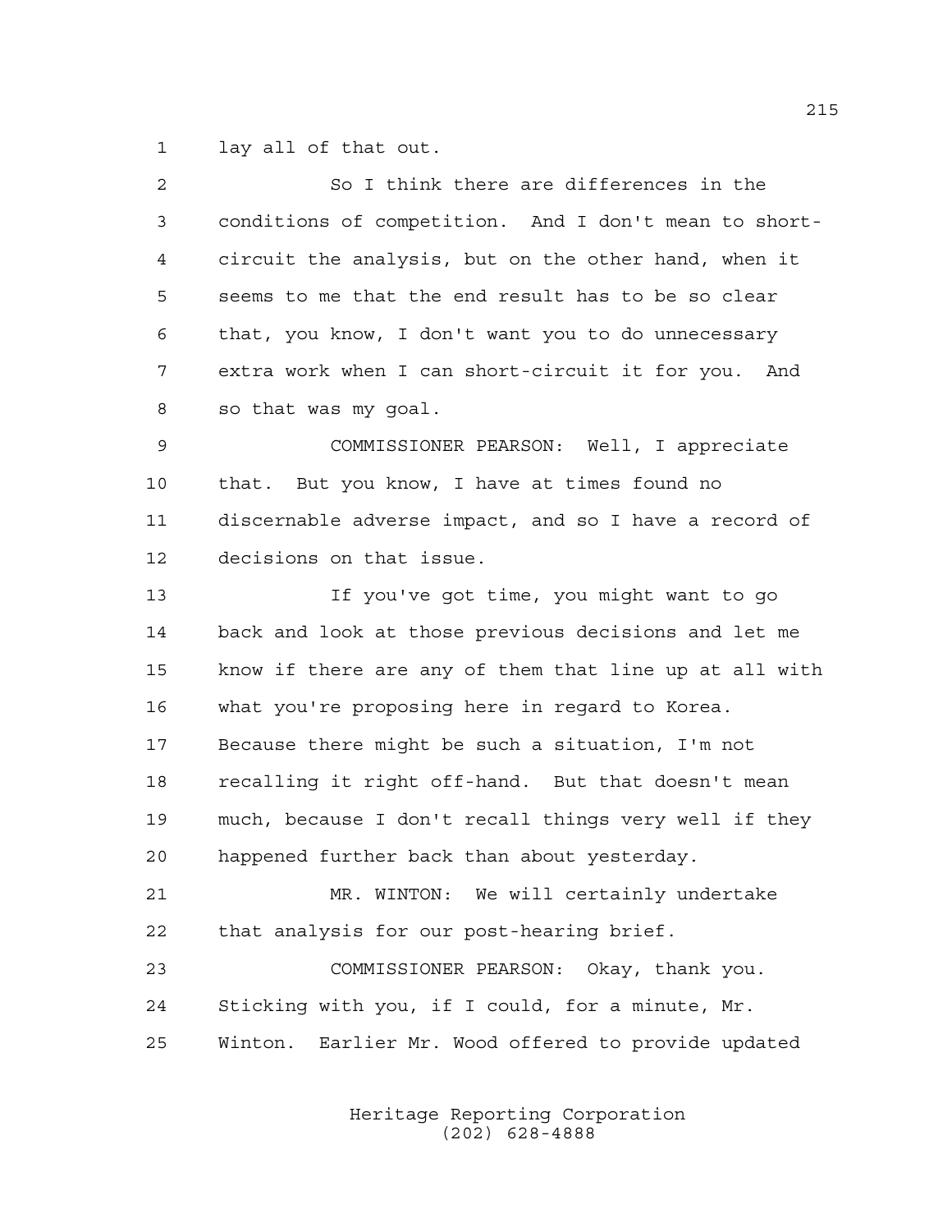lay all of that out.

So I think there are differences in the conditions of competition. And I don't mean to short-circuit the analysis, but on the other hand, when it seems to me that the end result has to be so clear that, you know, I don't want you to do unnecessary extra work when I can short-circuit it for you. And so that was my goal.

COMMISSIONER PEARSON: Well, I appreciate that. But you know, I have at times found no discernable adverse impact, and so I have a record of decisions on that issue.

If you've got time, you might want to go back and look at those previous decisions and let me know if there are any of them that line up at all with what you're proposing here in regard to Korea. Because there might be such a situation, I'm not recalling it right off-hand. But that doesn't mean much, because I don't recall things very well if they happened further back than about yesterday.

MR. WINTON: We will certainly undertake that analysis for our post-hearing brief.

COMMISSIONER PEARSON: Okay, thank you. Sticking with you, if I could, for a minute, Mr. Winton. Earlier Mr. Wood offered to provide updated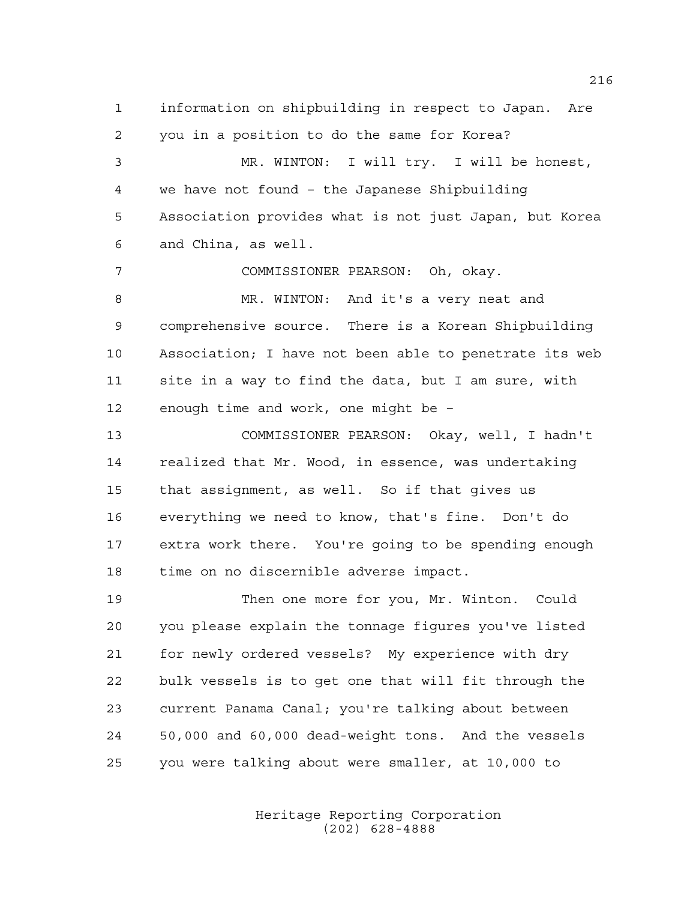information on shipbuilding in respect to Japan. Are you in a position to do the same for Korea?

MR. WINTON: I will try. I will be honest, we have not found - the Japanese Shipbuilding Association provides what is not just Japan, but Korea and China, as well.

COMMISSIONER PEARSON: Oh, okay.

MR. WINTON: And it's a very neat and comprehensive source. There is a Korean Shipbuilding Association; I have not been able to penetrate its web site in a way to find the data, but I am sure, with enough time and work, one might be -

COMMISSIONER PEARSON: Okay, well, I hadn't realized that Mr. Wood, in essence, was undertaking that assignment, as well. So if that gives us everything we need to know, that's fine. Don't do extra work there. You're going to be spending enough time on no discernible adverse impact.

Then one more for you, Mr. Winton. Could you please explain the tonnage figures you've listed for newly ordered vessels? My experience with dry bulk vessels is to get one that will fit through the current Panama Canal; you're talking about between 50,000 and 60,000 dead-weight tons. And the vessels you were talking about were smaller, at 10,000 to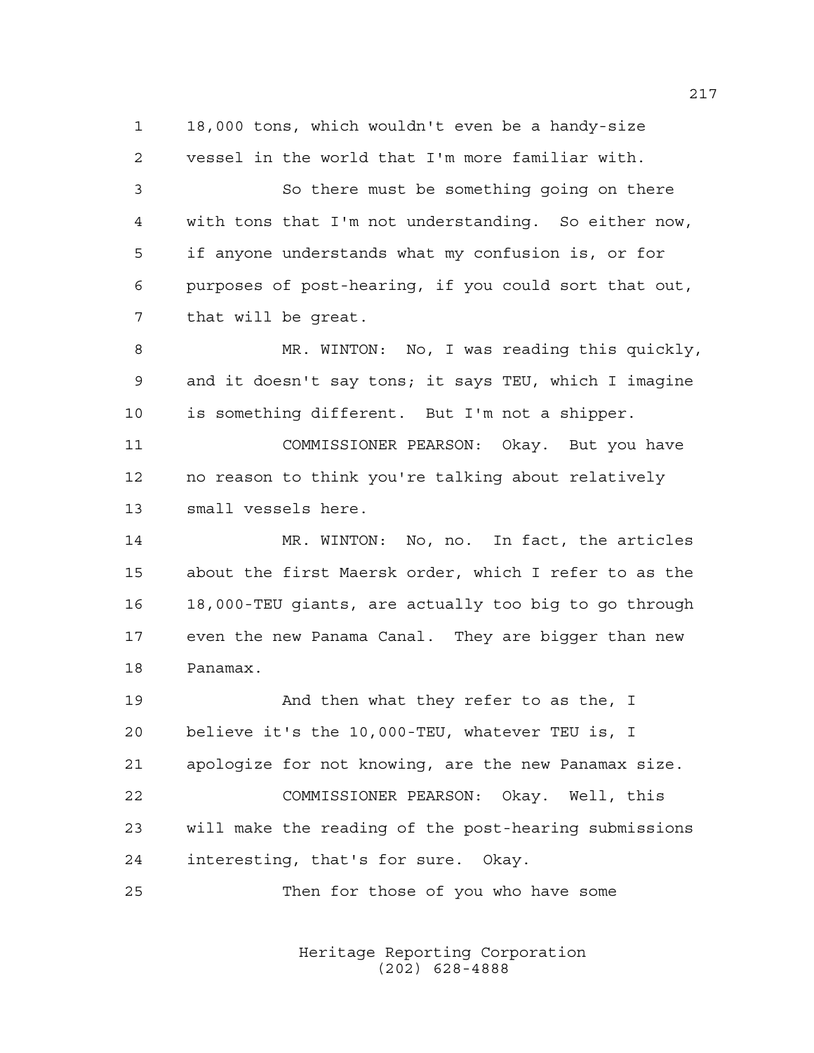1 18,000 tons, which wouldn't even be a handy-size
2 vessel in the world that I'm more familiar with.

3 So there must be something going on there
4 with tons that I'm not understanding. So either now,
5 if anyone understands what my confusion is, or for
6 purposes of post-hearing, if you could sort that out,
7 that will be great.

8 MR. WINTON: No, I was reading this quickly,
9 and it doesn't say tons; it says TEU, which I imagine
10 is something different. But I'm not a shipper.

11 COMMISSIONER PEARSON: Okay. But you have
12 no reason to think you're talking about relatively
13 small vessels here.

14 MR. WINTON: No, no. In fact, the articles
15 about the first Maersk order, which I refer to as the
16 18,000-TEU giants, are actually too big to go through
17 even the new Panama Canal. They are bigger than new
18 Panamax.

19 And then what they refer to as the, I
20 believe it's the 10,000-TEU, whatever TEU is, I
21 apologize for not knowing, are the new Panamax size.

22 COMMISSIONER PEARSON: Okay. Well, this
23 will make the reading of the post-hearing submissions
24 interesting, that's for sure. Okay.

25 Then for those of you who have some

Heritage Reporting Corporation
(202) 628-4888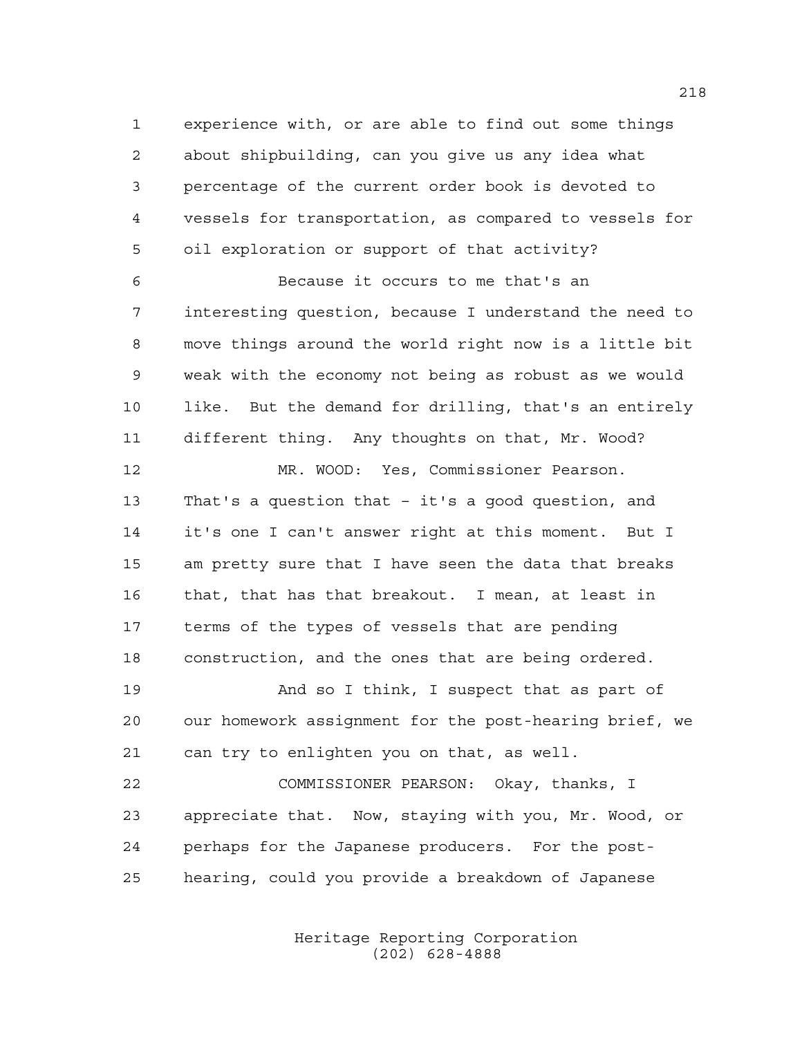experience with, or are able to find out some things about shipbuilding, can you give us any idea what percentage of the current order book is devoted to vessels for transportation, as compared to vessels for oil exploration or support of that activity?

Because it occurs to me that's an interesting question, because I understand the need to move things around the world right now is a little bit weak with the economy not being as robust as we would like. But the demand for drilling, that's an entirely different thing. Any thoughts on that, Mr. Wood?

MR. WOOD: Yes, Commissioner Pearson. That's a question that – it's a good question, and it's one I can't answer right at this moment. But I am pretty sure that I have seen the data that breaks that, that has that breakout. I mean, at least in terms of the types of vessels that are pending construction, and the ones that are being ordered.

And so I think, I suspect that as part of our homework assignment for the post-hearing brief, we can try to enlighten you on that, as well.

COMMISSIONER PEARSON: Okay, thanks, I appreciate that. Now, staying with you, Mr. Wood, or perhaps for the Japanese producers. For the post-hearing, could you provide a breakdown of Japanese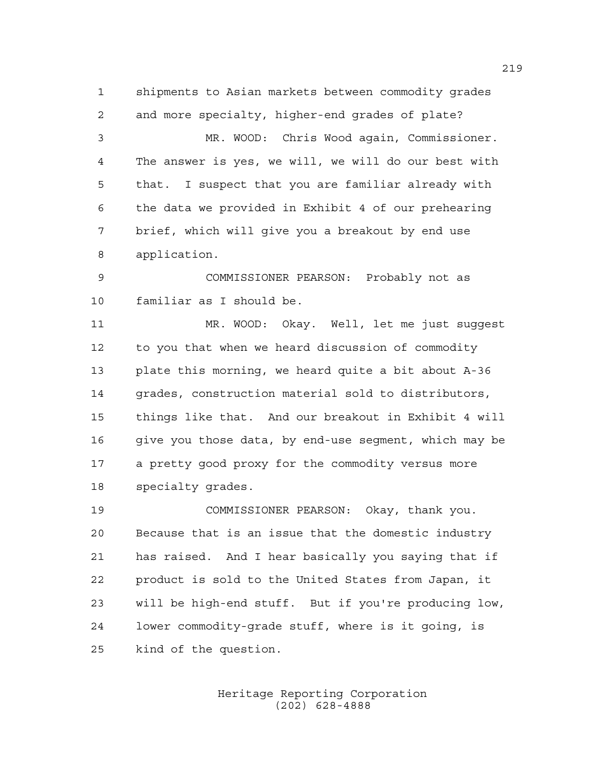shipments to Asian markets between commodity grades and more specialty, higher-end grades of plate?

MR. WOOD: Chris Wood again, Commissioner. The answer is yes, we will, we will do our best with that. I suspect that you are familiar already with the data we provided in Exhibit 4 of our prehearing brief, which will give you a breakout by end use application.

COMMISSIONER PEARSON: Probably not as familiar as I should be.

MR. WOOD: Okay. Well, let me just suggest to you that when we heard discussion of commodity plate this morning, we heard quite a bit about A-36 grades, construction material sold to distributors, things like that. And our breakout in Exhibit 4 will give you those data, by end-use segment, which may be a pretty good proxy for the commodity versus more specialty grades.

COMMISSIONER PEARSON: Okay, thank you. Because that is an issue that the domestic industry has raised. And I hear basically you saying that if product is sold to the United States from Japan, it will be high-end stuff. But if you're producing low, lower commodity-grade stuff, where is it going, is kind of the question.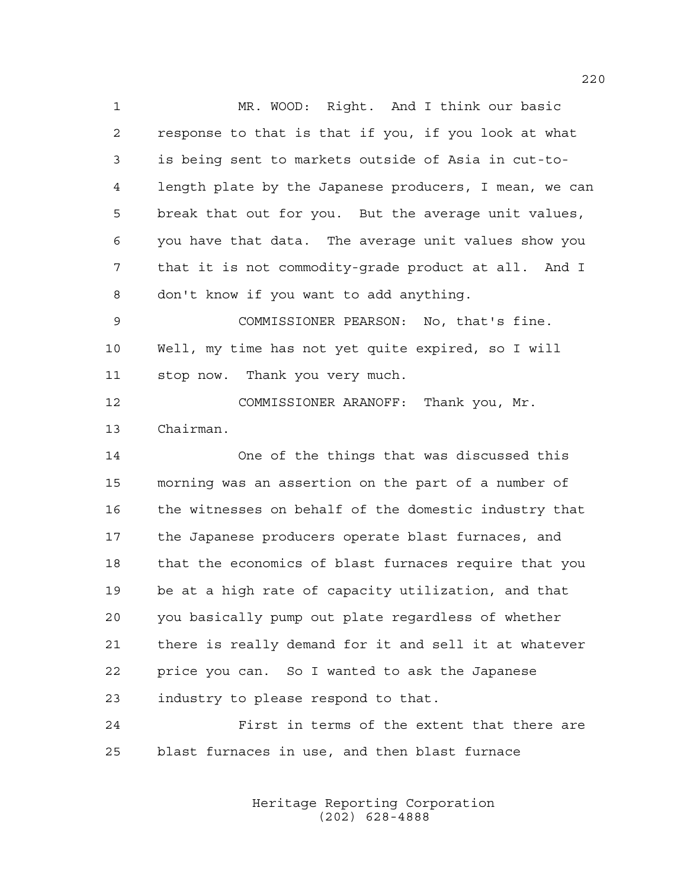MR. WOOD: Right. And I think our basic response to that is that if you, if you look at what is being sent to markets outside of Asia in cut-to-length plate by the Japanese producers, I mean, we can break that out for you. But the average unit values, you have that data. The average unit values show you that it is not commodity-grade product at all. And I don't know if you want to add anything.

COMMISSIONER PEARSON: No, that's fine. Well, my time has not yet quite expired, so I will stop now. Thank you very much.

COMMISSIONER ARANOFF: Thank you, Mr. Chairman.

One of the things that was discussed this morning was an assertion on the part of a number of the witnesses on behalf of the domestic industry that the Japanese producers operate blast furnaces, and that the economics of blast furnaces require that you be at a high rate of capacity utilization, and that you basically pump out plate regardless of whether there is really demand for it and sell it at whatever price you can. So I wanted to ask the Japanese industry to please respond to that.

First in terms of the extent that there are blast furnaces in use, and then blast furnace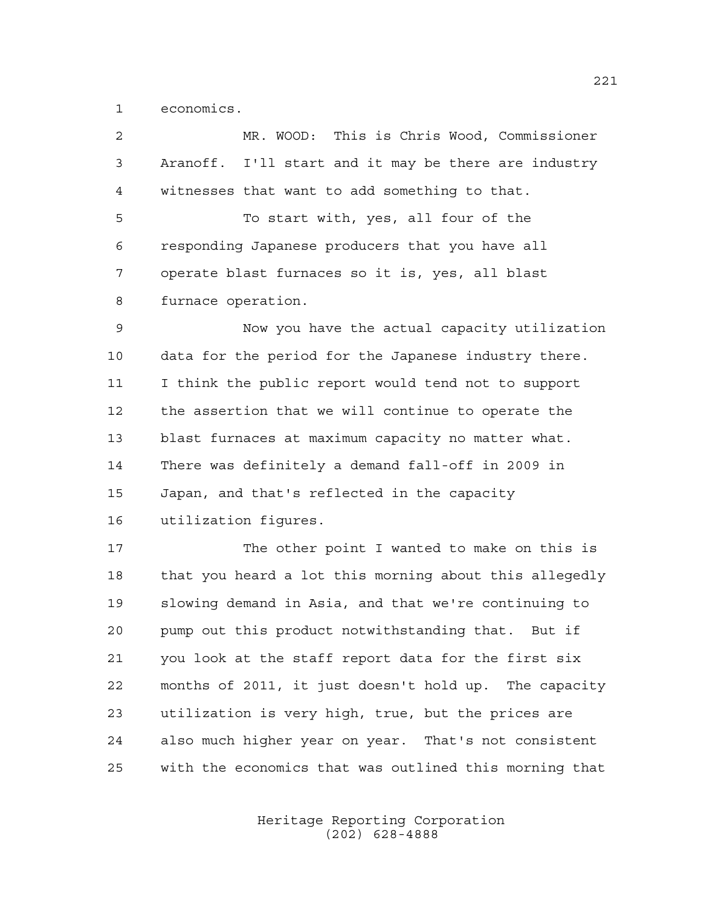economics.

MR. WOOD: This is Chris Wood, Commissioner Aranoff. I'll start and it may be there are industry witnesses that want to add something to that.

To start with, yes, all four of the responding Japanese producers that you have all operate blast furnaces so it is, yes, all blast furnace operation.

Now you have the actual capacity utilization data for the period for the Japanese industry there. I think the public report would tend not to support the assertion that we will continue to operate the blast furnaces at maximum capacity no matter what. There was definitely a demand fall-off in 2009 in Japan, and that's reflected in the capacity utilization figures.

The other point I wanted to make on this is that you heard a lot this morning about this allegedly slowing demand in Asia, and that we're continuing to pump out this product notwithstanding that. But if you look at the staff report data for the first six months of 2011, it just doesn't hold up. The capacity utilization is very high, true, but the prices are also much higher year on year. That's not consistent with the economics that was outlined this morning that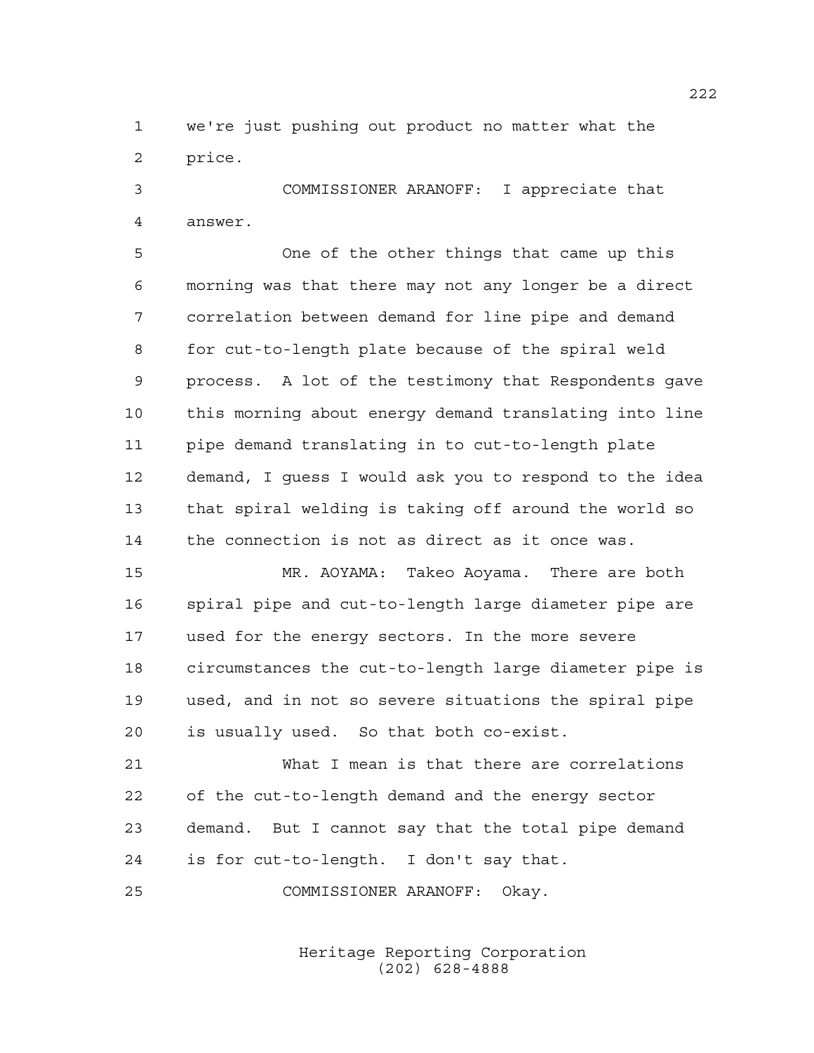we're just pushing out product no matter what the price.

COMMISSIONER ARANOFF: I appreciate that answer.

One of the other things that came up this morning was that there may not any longer be a direct correlation between demand for line pipe and demand for cut-to-length plate because of the spiral weld process. A lot of the testimony that Respondents gave this morning about energy demand translating into line pipe demand translating in to cut-to-length plate demand, I guess I would ask you to respond to the idea that spiral welding is taking off around the world so the connection is not as direct as it once was.

MR. AOYAMA: Takeo Aoyama. There are both spiral pipe and cut-to-length large diameter pipe are used for the energy sectors. In the more severe circumstances the cut-to-length large diameter pipe is used, and in not so severe situations the spiral pipe is usually used. So that both co-exist.

What I mean is that there are correlations of the cut-to-length demand and the energy sector demand. But I cannot say that the total pipe demand is for cut-to-length. I don't say that.

COMMISSIONER ARANOFF: Okay.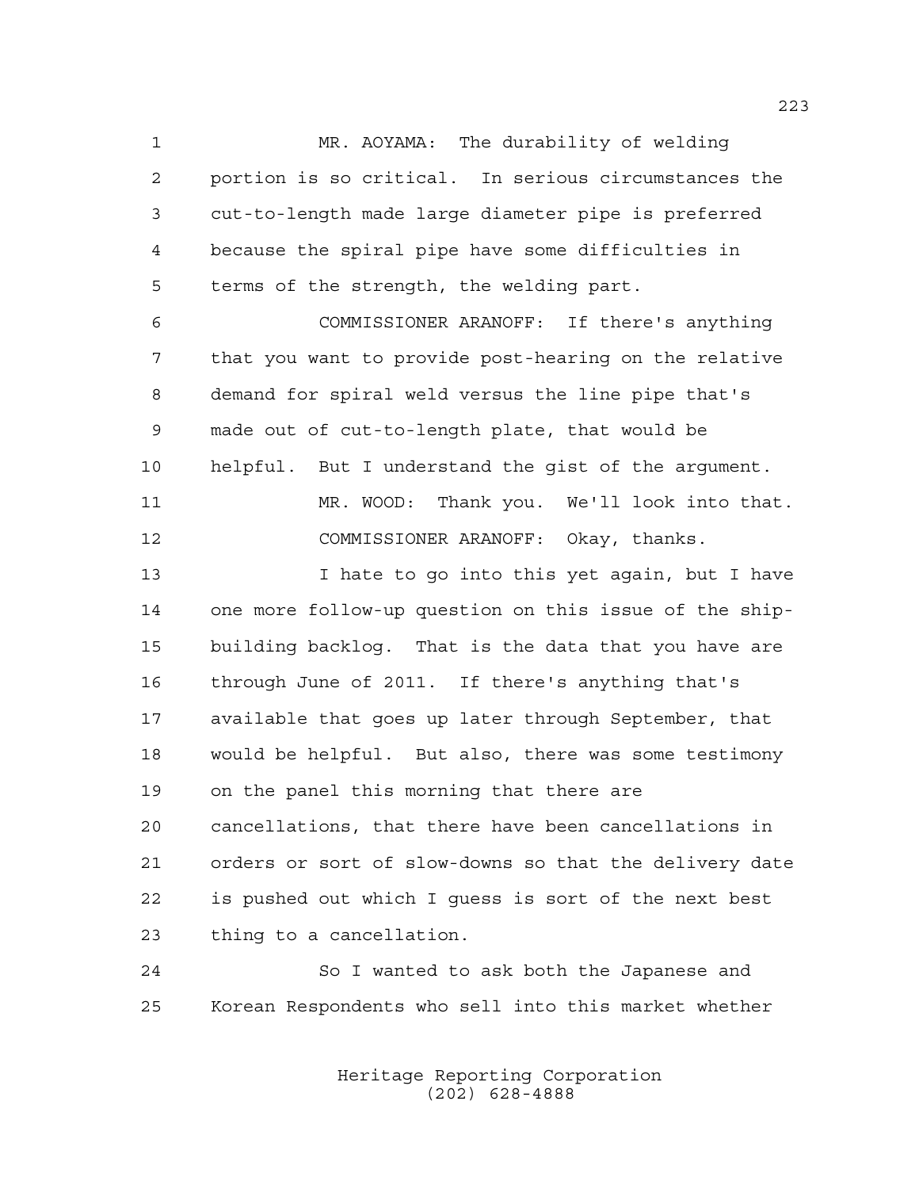MR. AOYAMA: The durability of welding portion is so critical. In serious circumstances the cut-to-length made large diameter pipe is preferred because the spiral pipe have some difficulties in terms of the strength, the welding part.

COMMISSIONER ARANOFF: If there's anything that you want to provide post-hearing on the relative demand for spiral weld versus the line pipe that's made out of cut-to-length plate, that would be helpful. But I understand the gist of the argument.

MR. WOOD: Thank you. We'll look into that.

COMMISSIONER ARANOFF: Okay, thanks.

I hate to go into this yet again, but I have one more follow-up question on this issue of the ship-building backlog. That is the data that you have are through June of 2011. If there's anything that's available that goes up later through September, that would be helpful. But also, there was some testimony on the panel this morning that there are cancellations, that there have been cancellations in orders or sort of slow-downs so that the delivery date is pushed out which I guess is sort of the next best thing to a cancellation.

So I wanted to ask both the Japanese and Korean Respondents who sell into this market whether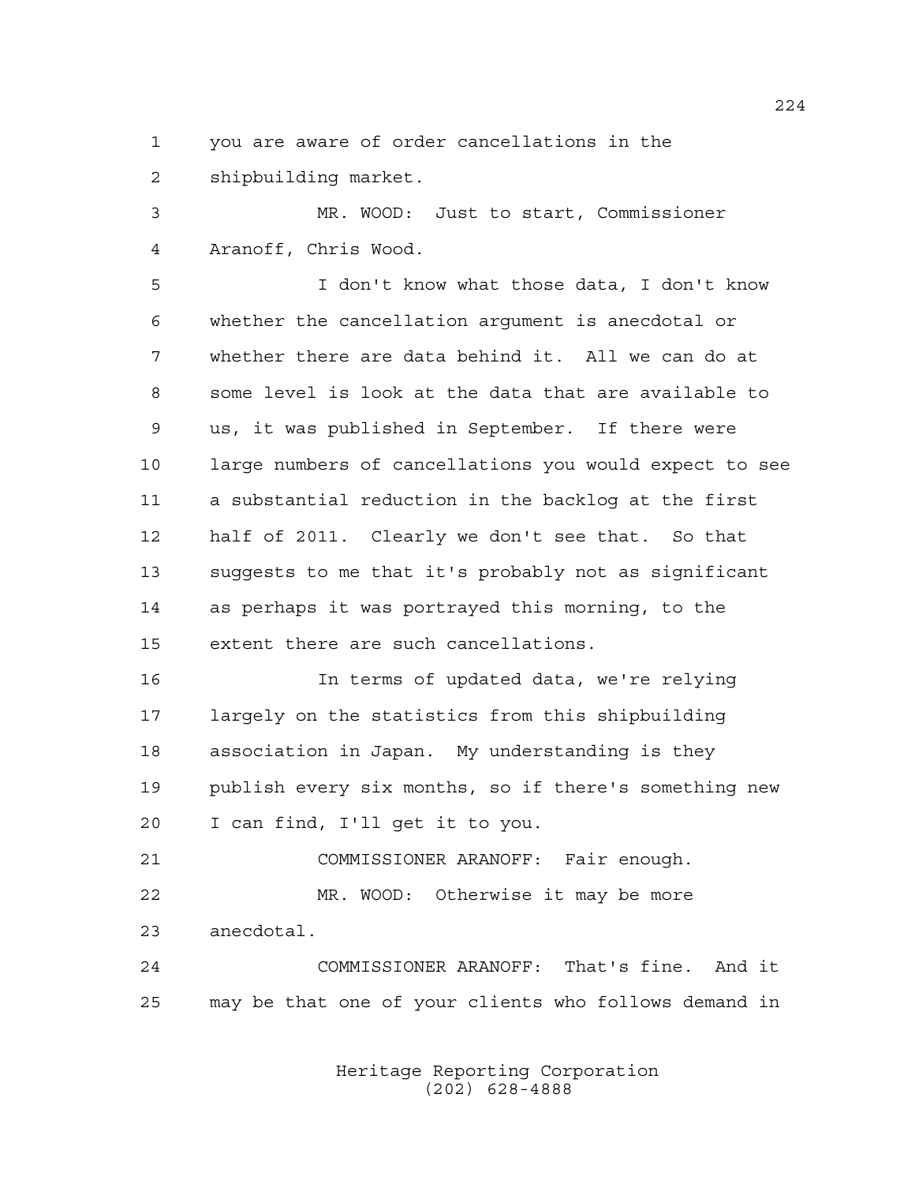you are aware of order cancellations in the shipbuilding market.

MR. WOOD: Just to start, Commissioner Aranoff, Chris Wood.

I don't know what those data, I don't know whether the cancellation argument is anecdotal or whether there are data behind it. All we can do at some level is look at the data that are available to us, it was published in September. If there were large numbers of cancellations you would expect to see a substantial reduction in the backlog at the first half of 2011. Clearly we don't see that. So that suggests to me that it's probably not as significant as perhaps it was portrayed this morning, to the extent there are such cancellations.

In terms of updated data, we're relying largely on the statistics from this shipbuilding association in Japan. My understanding is they publish every six months, so if there's something new I can find, I'll get it to you.

COMMISSIONER ARANOFF: Fair enough.

MR. WOOD: Otherwise it may be more anecdotal.

COMMISSIONER ARANOFF: That's fine. And it may be that one of your clients who follows demand in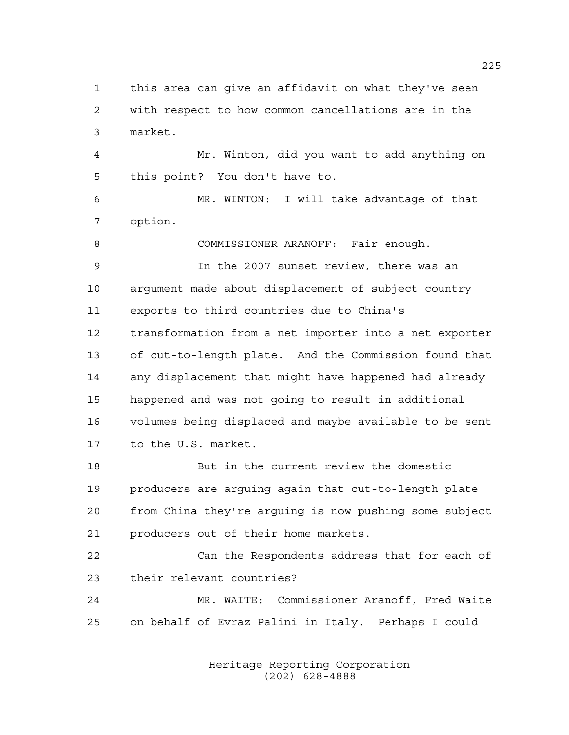1 this area can give an affidavit on what they've seen
2 with respect to how common cancellations are in the
3 market.

4 Mr. Winton, did you want to add anything on
5 this point? You don't have to.

6 MR. WINTON: I will take advantage of that
7 option.

8 COMMISSIONER ARANOFF: Fair enough.

9 In the 2007 sunset review, there was an
10 argument made about displacement of subject country
11 exports to third countries due to China's
12 transformation from a net importer into a net exporter
13 of cut-to-length plate. And the Commission found that
14 any displacement that might have happened had already
15 happened and was not going to result in additional
16 volumes being displaced and maybe available to be sent
17 to the U.S. market.

18 But in the current review the domestic
19 producers are arguing again that cut-to-length plate
20 from China they're arguing is now pushing some subject
21 producers out of their home markets.

22 Can the Respondents address that for each of
23 their relevant countries?

24 MR. WAITE: Commissioner Aranoff, Fred Waite
25 on behalf of Evraz Palini in Italy. Perhaps I could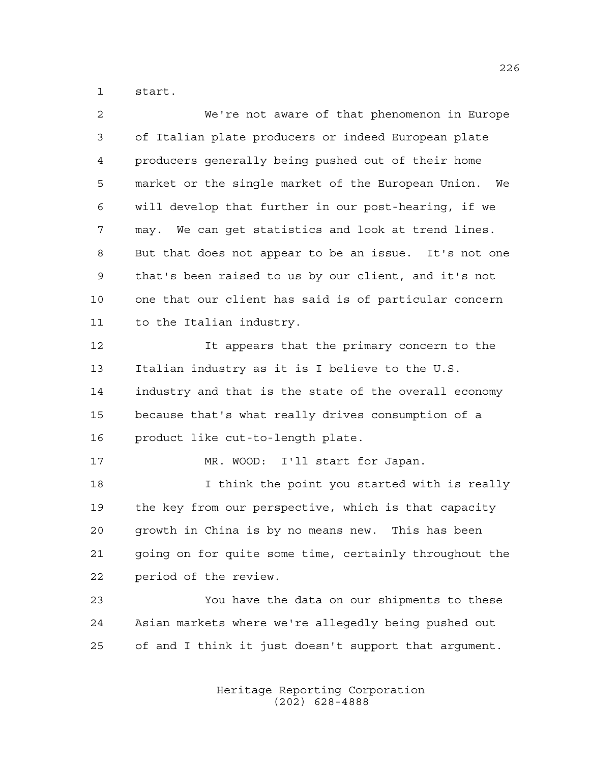start.

We're not aware of that phenomenon in Europe of Italian plate producers or indeed European plate producers generally being pushed out of their home market or the single market of the European Union. We will develop that further in our post-hearing, if we may. We can get statistics and look at trend lines. But that does not appear to be an issue. It's not one that's been raised to us by our client, and it's not one that our client has said is of particular concern to the Italian industry.

It appears that the primary concern to the Italian industry as it is I believe to the U.S. industry and that is the state of the overall economy because that's what really drives consumption of a product like cut-to-length plate.

MR. WOOD: I'll start for Japan.

I think the point you started with is really the key from our perspective, which is that capacity growth in China is by no means new. This has been going on for quite some time, certainly throughout the period of the review.

You have the data on our shipments to these Asian markets where we're allegedly being pushed out of and I think it just doesn't support that argument.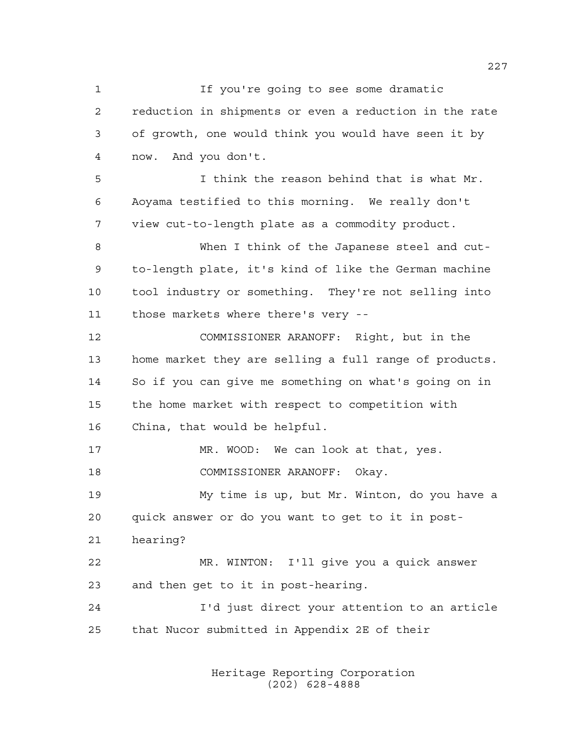If you're going to see some dramatic reduction in shipments or even a reduction in the rate of growth, one would think you would have seen it by now. And you don't.

I think the reason behind that is what Mr. Aoyama testified to this morning. We really don't view cut-to-length plate as a commodity product.

When I think of the Japanese steel and cut-to-length plate, it's kind of like the German machine tool industry or something. They're not selling into those markets where there's very --

COMMISSIONER ARANOFF: Right, but in the home market they are selling a full range of products. So if you can give me something on what's going on in the home market with respect to competition with China, that would be helpful.

MR. WOOD: We can look at that, yes.

COMMISSIONER ARANOFF: Okay.

My time is up, but Mr. Winton, do you have a quick answer or do you want to get to it in post-hearing?

MR. WINTON: I'll give you a quick answer and then get to it in post-hearing.

I'd just direct your attention to an article that Nucor submitted in Appendix 2E of their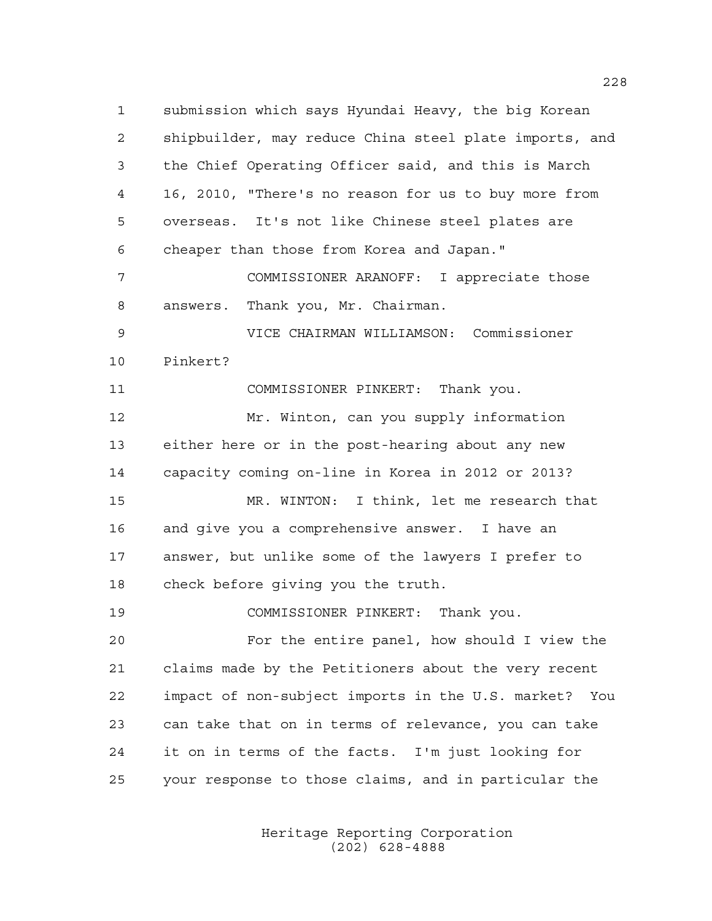submission which says Hyundai Heavy, the big Korean shipbuilder, may reduce China steel plate imports, and the Chief Operating Officer said, and this is March 16, 2010, "There's no reason for us to buy more from overseas. It's not like Chinese steel plates are cheaper than those from Korea and Japan."

COMMISSIONER ARANOFF: I appreciate those answers. Thank you, Mr. Chairman.

VICE CHAIRMAN WILLIAMSON: Commissioner Pinkert?

COMMISSIONER PINKERT: Thank you.

Mr. Winton, can you supply information either here or in the post-hearing about any new capacity coming on-line in Korea in 2012 or 2013?

MR. WINTON: I think, let me research that and give you a comprehensive answer. I have an answer, but unlike some of the lawyers I prefer to check before giving you the truth.

COMMISSIONER PINKERT: Thank you.

For the entire panel, how should I view the claims made by the Petitioners about the very recent impact of non-subject imports in the U.S. market? You can take that on in terms of relevance, you can take it on in terms of the facts. I'm just looking for your response to those claims, and in particular the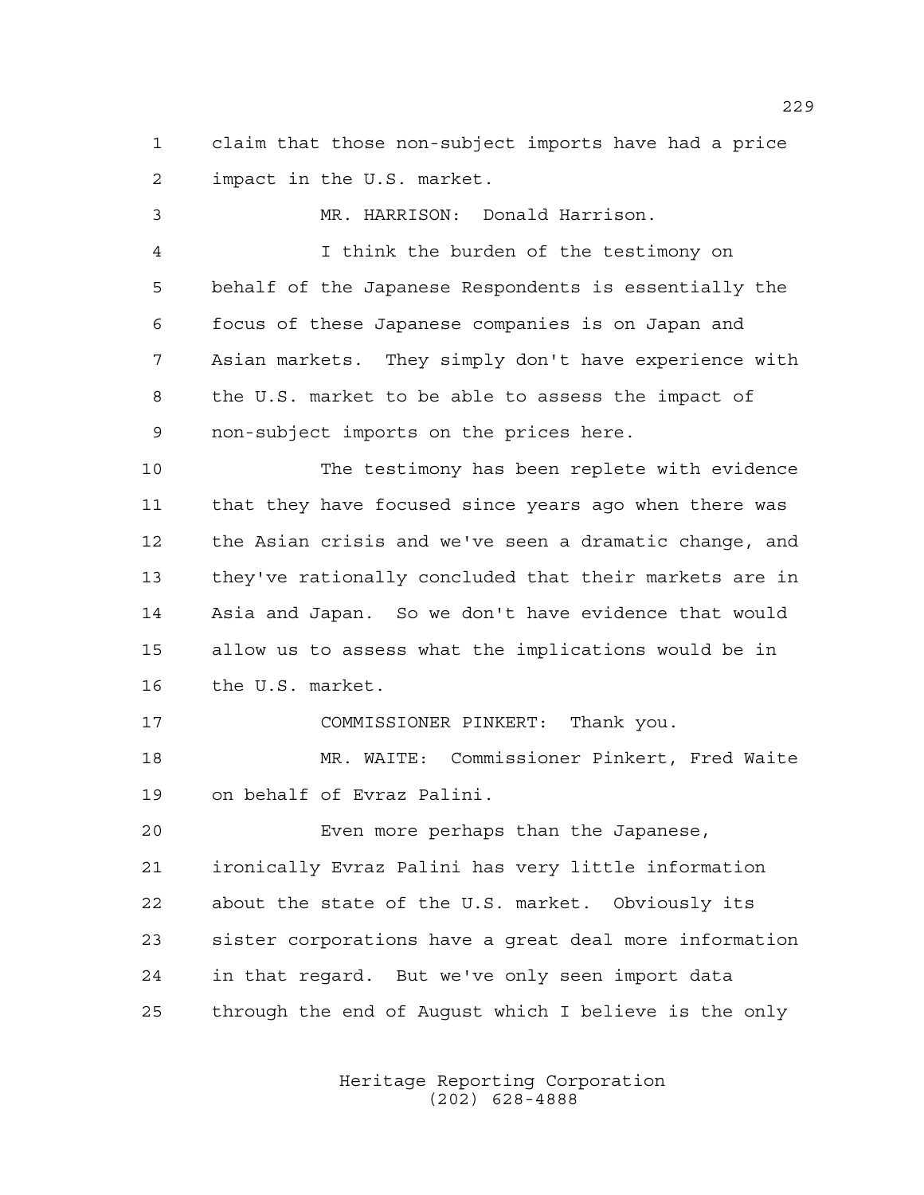claim that those non-subject imports have had a price impact in the U.S. market.

MR. HARRISON: Donald Harrison.

I think the burden of the testimony on behalf of the Japanese Respondents is essentially the focus of these Japanese companies is on Japan and Asian markets. They simply don't have experience with the U.S. market to be able to assess the impact of non-subject imports on the prices here.

The testimony has been replete with evidence that they have focused since years ago when there was the Asian crisis and we've seen a dramatic change, and they've rationally concluded that their markets are in Asia and Japan. So we don't have evidence that would allow us to assess what the implications would be in the U.S. market.

COMMISSIONER PINKERT: Thank you.

MR. WAITE: Commissioner Pinkert, Fred Waite on behalf of Evraz Palini.

Even more perhaps than the Japanese, ironically Evraz Palini has very little information about the state of the U.S. market. Obviously its sister corporations have a great deal more information in that regard. But we've only seen import data through the end of August which I believe is the only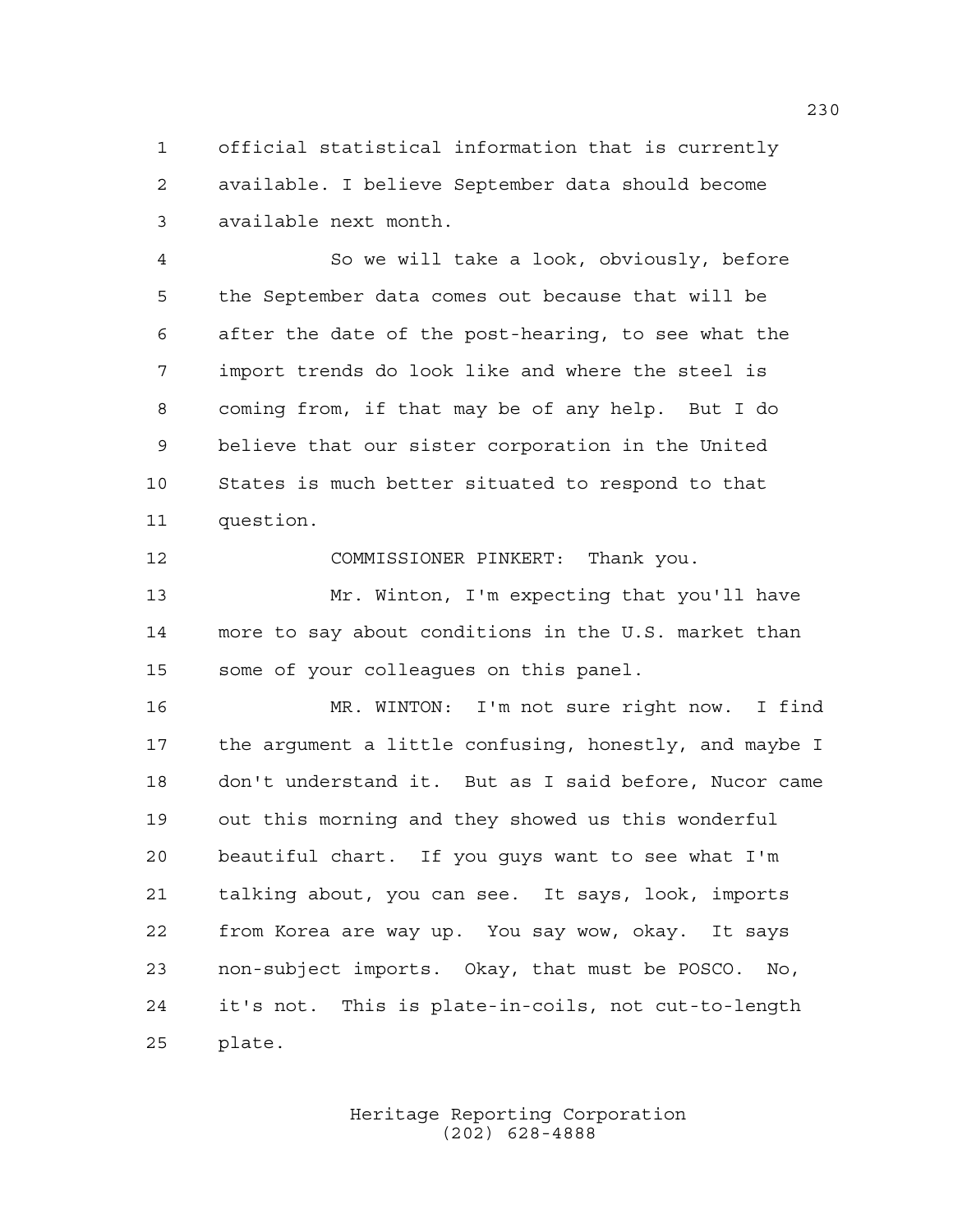official statistical information that is currently available. I believe September data should become available next month.

So we will take a look, obviously, before the September data comes out because that will be after the date of the post-hearing, to see what the import trends do look like and where the steel is coming from, if that may be of any help. But I do believe that our sister corporation in the United States is much better situated to respond to that question.

COMMISSIONER PINKERT: Thank you.

Mr. Winton, I'm expecting that you'll have more to say about conditions in the U.S. market than some of your colleagues on this panel.

MR. WINTON: I'm not sure right now. I find the argument a little confusing, honestly, and maybe I don't understand it. But as I said before, Nucor came out this morning and they showed us this wonderful beautiful chart. If you guys want to see what I'm talking about, you can see. It says, look, imports from Korea are way up. You say wow, okay. It says non-subject imports. Okay, that must be POSCO. No, it's not. This is plate-in-coils, not cut-to-length plate.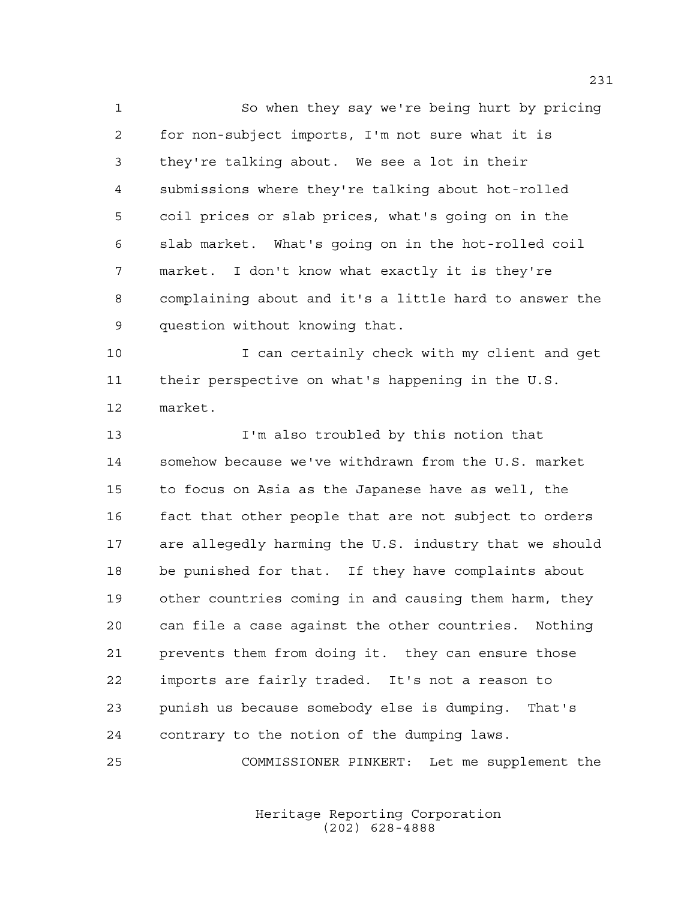So when they say we're being hurt by pricing for non-subject imports, I'm not sure what it is they're talking about. We see a lot in their submissions where they're talking about hot-rolled coil prices or slab prices, what's going on in the slab market. What's going on in the hot-rolled coil market. I don't know what exactly it is they're complaining about and it's a little hard to answer the question without knowing that.

I can certainly check with my client and get their perspective on what's happening in the U.S. market.

I'm also troubled by this notion that somehow because we've withdrawn from the U.S. market to focus on Asia as the Japanese have as well, the fact that other people that are not subject to orders are allegedly harming the U.S. industry that we should be punished for that. If they have complaints about other countries coming in and causing them harm, they can file a case against the other countries. Nothing prevents them from doing it. they can ensure those imports are fairly traded. It's not a reason to punish us because somebody else is dumping. That's contrary to the notion of the dumping laws.

COMMISSIONER PINKERT: Let me supplement the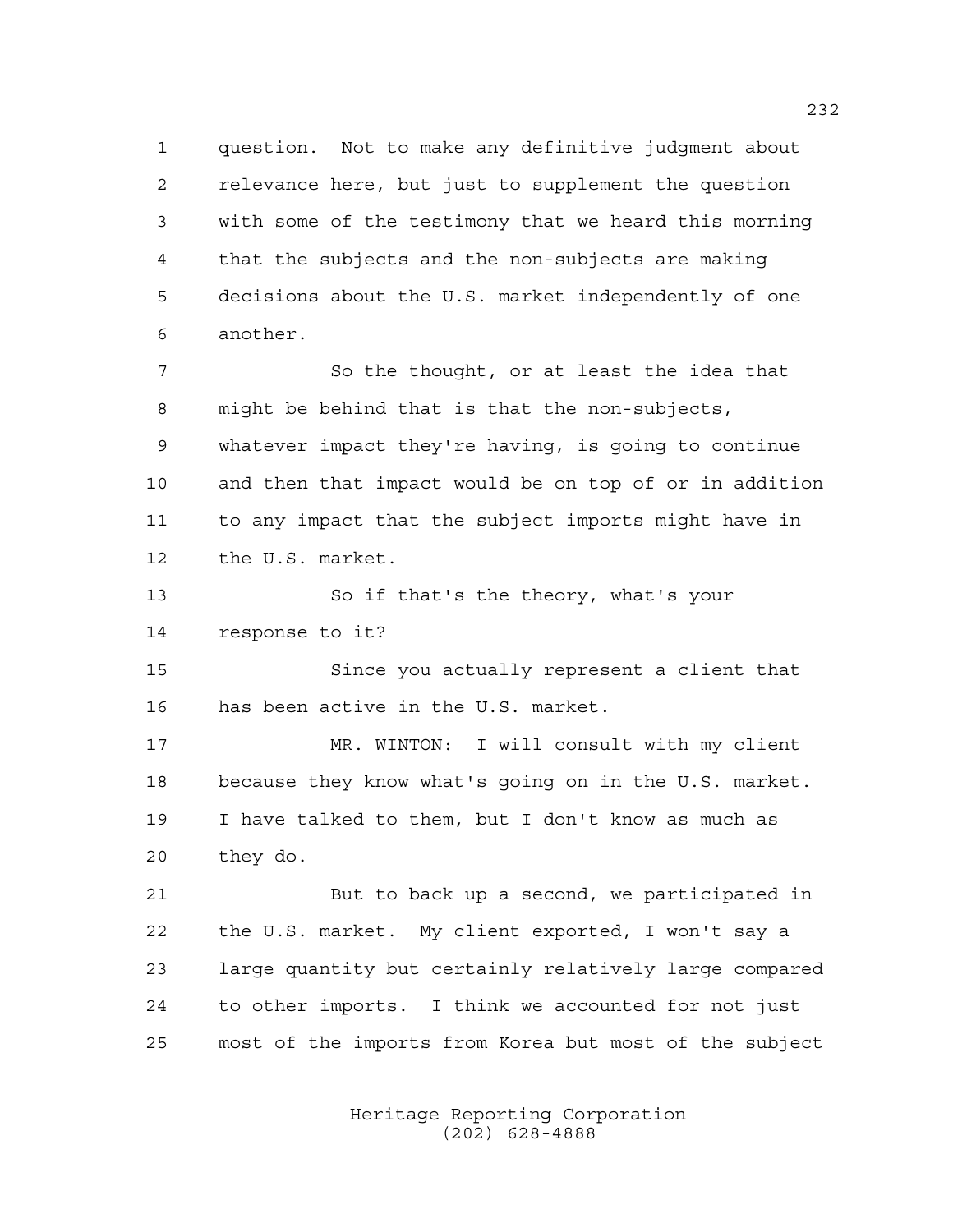question. Not to make any definitive judgment about relevance here, but just to supplement the question with some of the testimony that we heard this morning that the subjects and the non-subjects are making decisions about the U.S. market independently of one another.

So the thought, or at least the idea that might be behind that is that the non-subjects, whatever impact they're having, is going to continue and then that impact would be on top of or in addition to any impact that the subject imports might have in the U.S. market.

So if that's the theory, what's your response to it?

Since you actually represent a client that has been active in the U.S. market.

MR. WINTON: I will consult with my client because they know what's going on in the U.S. market. I have talked to them, but I don't know as much as they do.

But to back up a second, we participated in the U.S. market. My client exported, I won't say a large quantity but certainly relatively large compared to other imports. I think we accounted for not just most of the imports from Korea but most of the subject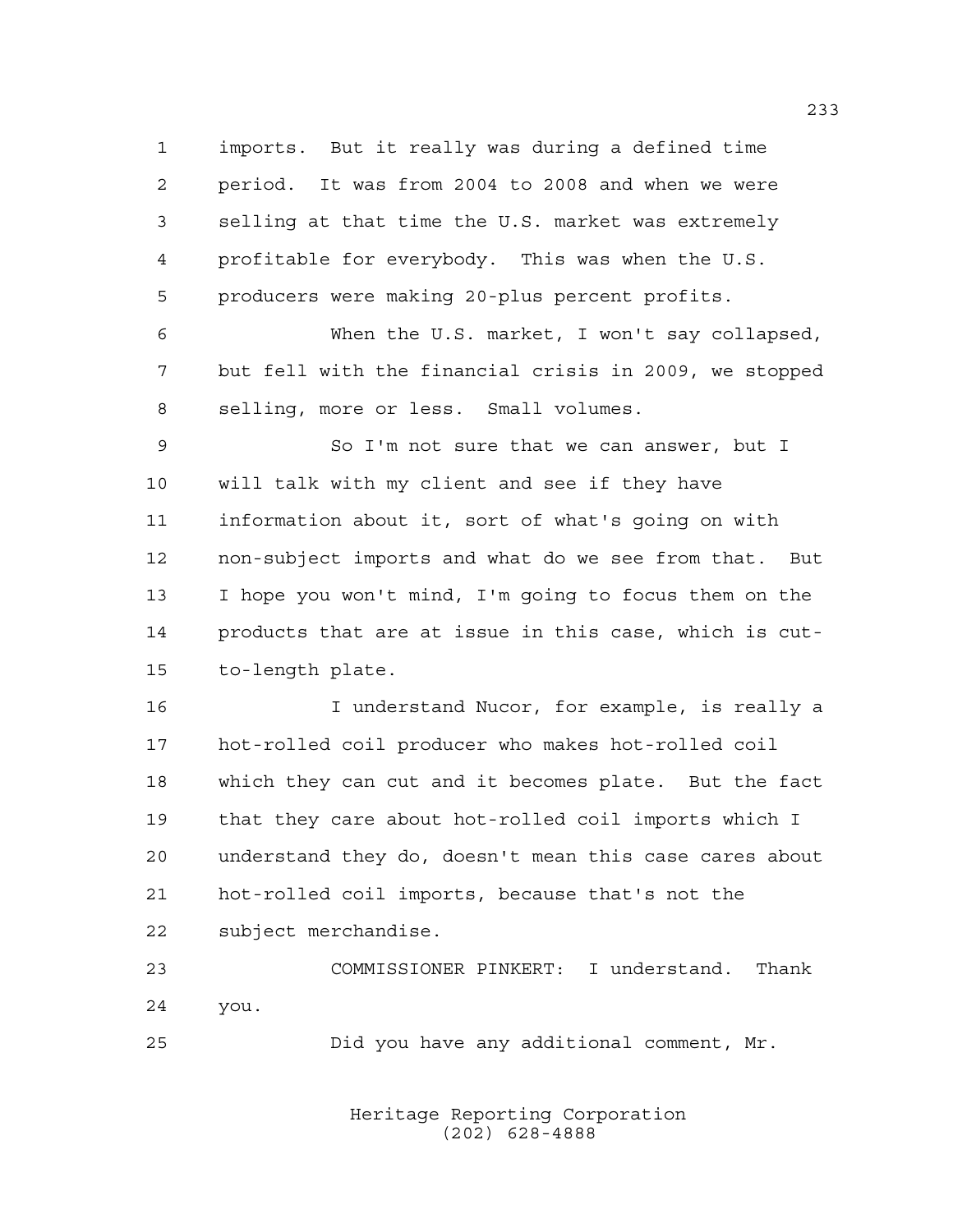imports. But it really was during a defined time period. It was from 2004 to 2008 and when we were selling at that time the U.S. market was extremely profitable for everybody. This was when the U.S. producers were making 20-plus percent profits.

When the U.S. market, I won't say collapsed, but fell with the financial crisis in 2009, we stopped selling, more or less. Small volumes.

So I'm not sure that we can answer, but I will talk with my client and see if they have information about it, sort of what's going on with non-subject imports and what do we see from that. But I hope you won't mind, I'm going to focus them on the products that are at issue in this case, which is cut-to-length plate.

I understand Nucor, for example, is really a hot-rolled coil producer who makes hot-rolled coil which they can cut and it becomes plate. But the fact that they care about hot-rolled coil imports which I understand they do, doesn't mean this case cares about hot-rolled coil imports, because that's not the subject merchandise.

COMMISSIONER PINKERT: I understand. Thank you.

Did you have any additional comment, Mr.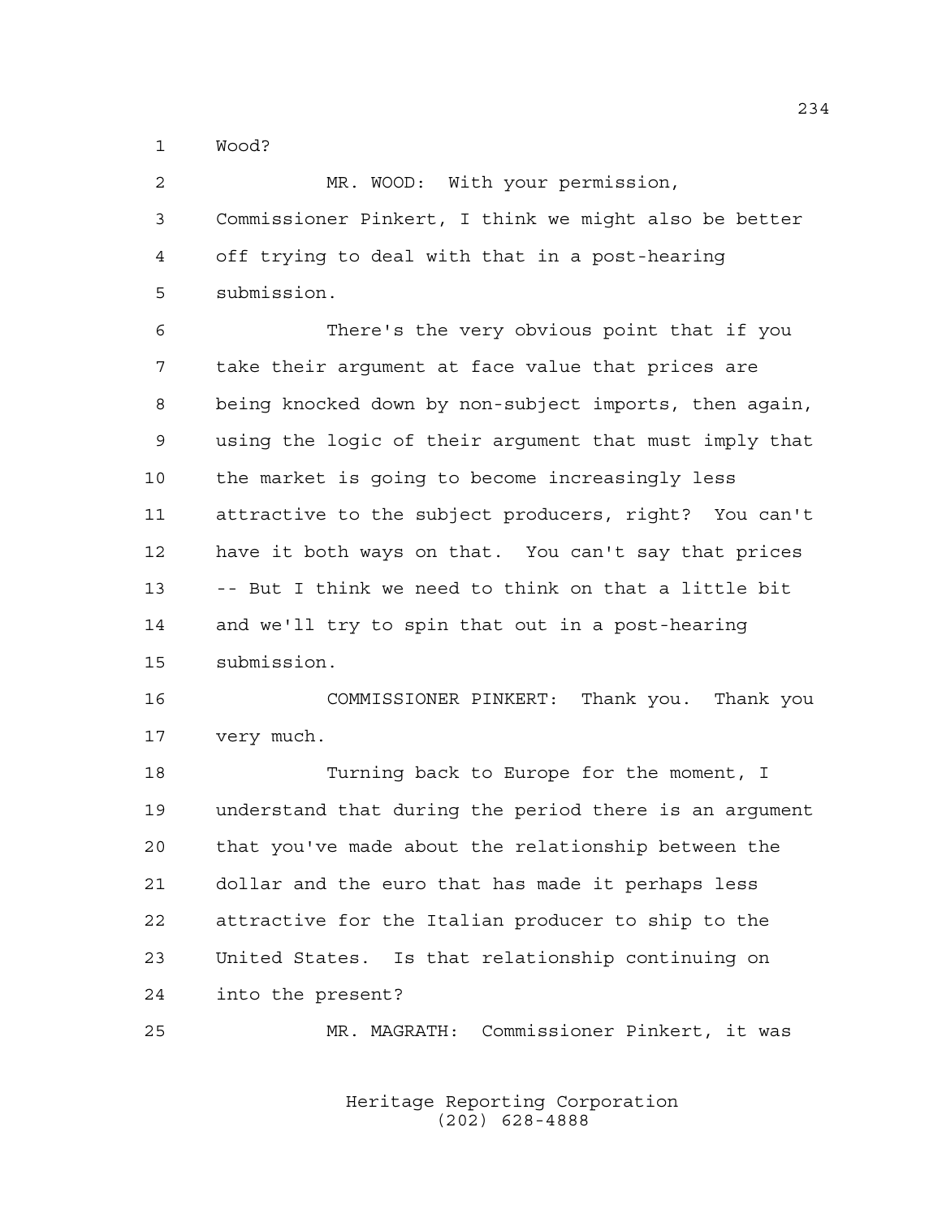Wood?

MR. WOOD: With your permission, Commissioner Pinkert, I think we might also be better off trying to deal with that in a post-hearing submission.

There's the very obvious point that if you take their argument at face value that prices are being knocked down by non-subject imports, then again, using the logic of their argument that must imply that the market is going to become increasingly less attractive to the subject producers, right? You can't have it both ways on that. You can't say that prices -- But I think we need to think on that a little bit and we'll try to spin that out in a post-hearing submission.

COMMISSIONER PINKERT: Thank you. Thank you very much.

Turning back to Europe for the moment, I understand that during the period there is an argument that you've made about the relationship between the dollar and the euro that has made it perhaps less attractive for the Italian producer to ship to the United States. Is that relationship continuing on into the present?

MR. MAGRATH: Commissioner Pinkert, it was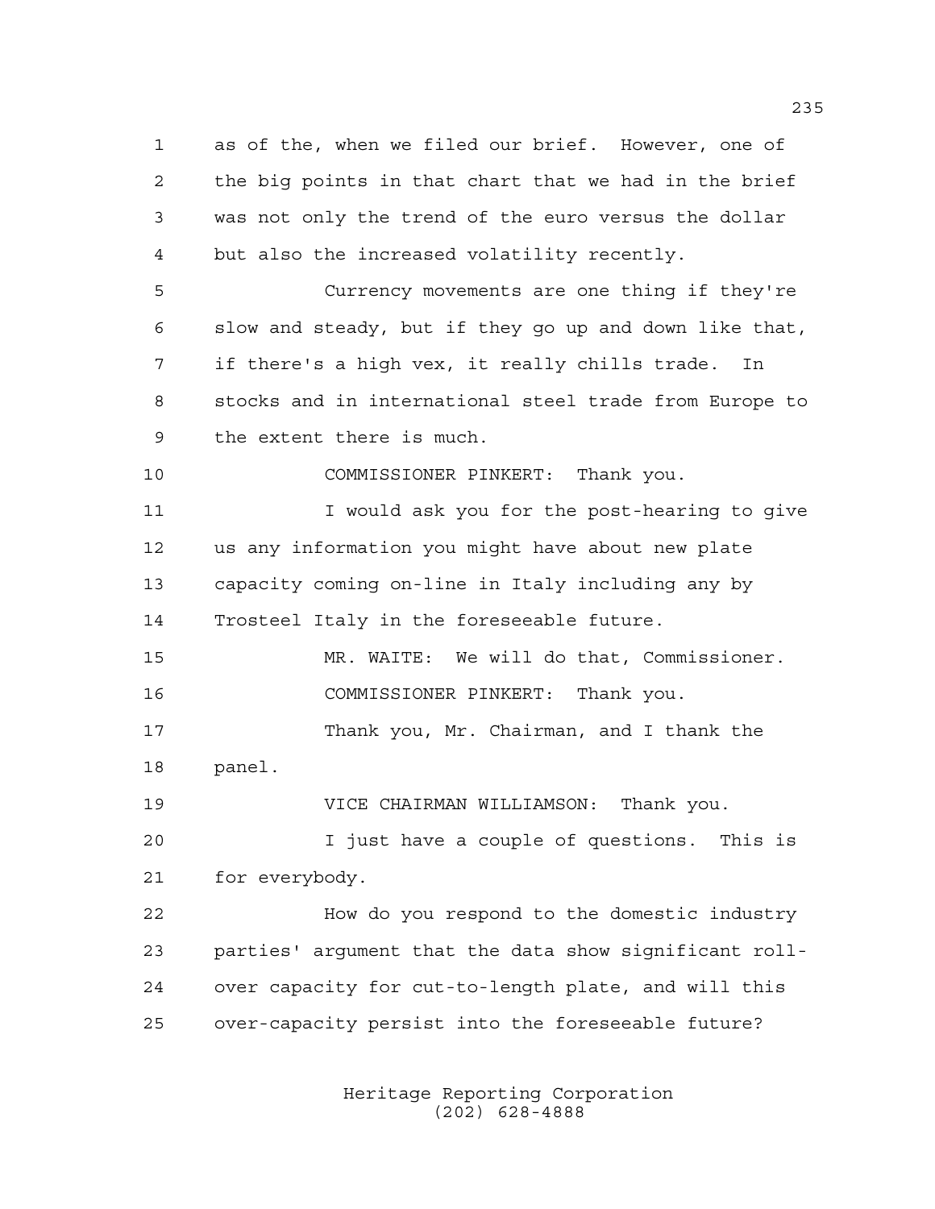as of the, when we filed our brief. However, one of the big points in that chart that we had in the brief was not only the trend of the euro versus the dollar but also the increased volatility recently.

Currency movements are one thing if they're slow and steady, but if they go up and down like that, if there's a high vex, it really chills trade. In stocks and in international steel trade from Europe to the extent there is much.

COMMISSIONER PINKERT: Thank you.

I would ask you for the post-hearing to give us any information you might have about new plate capacity coming on-line in Italy including any by Trosteel Italy in the foreseeable future.

MR. WAITE: We will do that, Commissioner.

COMMISSIONER PINKERT: Thank you.

Thank you, Mr. Chairman, and I thank the panel.

VICE CHAIRMAN WILLIAMSON: Thank you.

I just have a couple of questions. This is for everybody.

How do you respond to the domestic industry parties' argument that the data show significant roll-over capacity for cut-to-length plate, and will this over-capacity persist into the foreseeable future?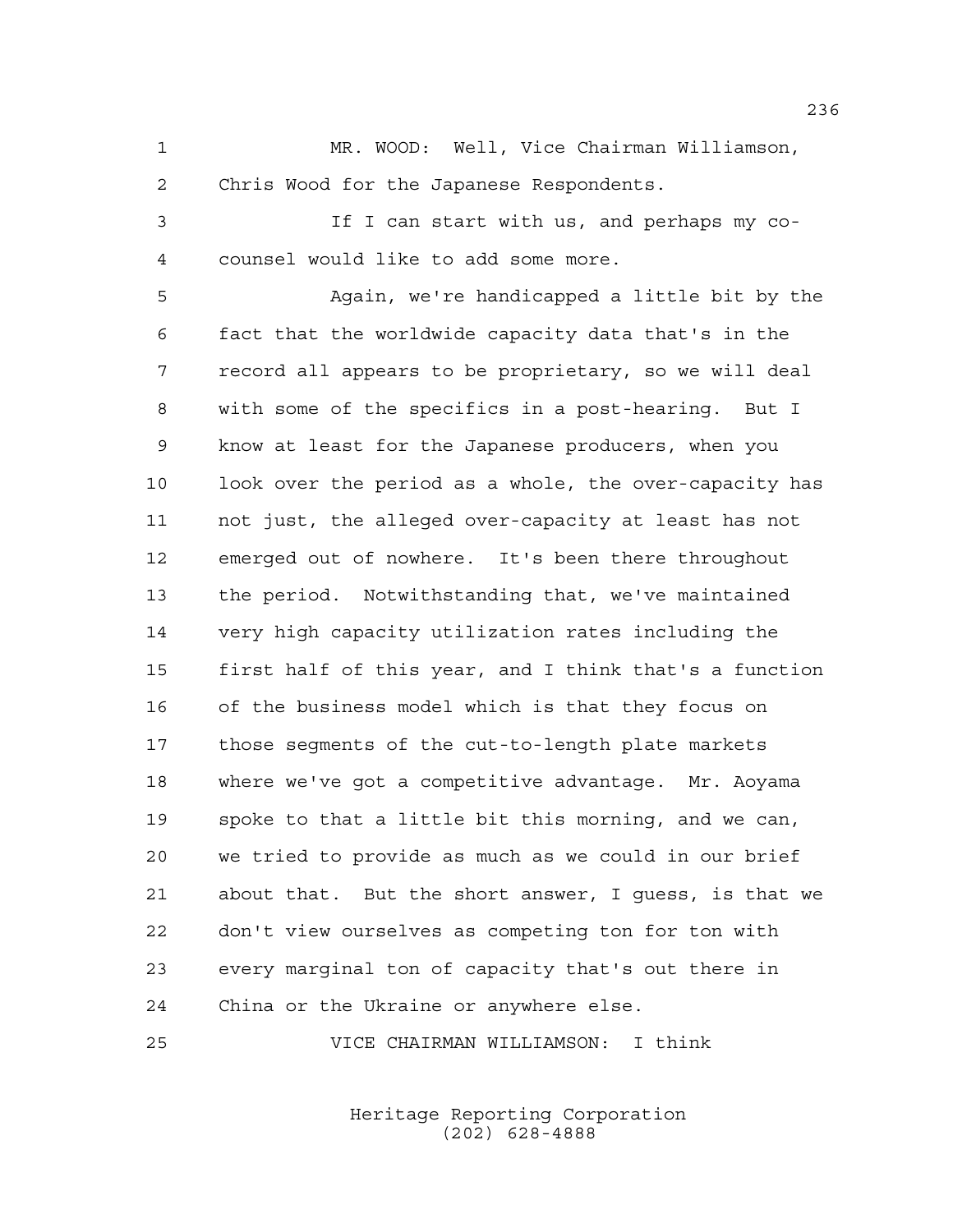MR. WOOD: Well, Vice Chairman Williamson, Chris Wood for the Japanese Respondents.

If I can start with us, and perhaps my co-counsel would like to add some more.

Again, we're handicapped a little bit by the fact that the worldwide capacity data that's in the record all appears to be proprietary, so we will deal with some of the specifics in a post-hearing. But I know at least for the Japanese producers, when you look over the period as a whole, the over-capacity has not just, the alleged over-capacity at least has not emerged out of nowhere. It's been there throughout the period. Notwithstanding that, we've maintained very high capacity utilization rates including the first half of this year, and I think that's a function of the business model which is that they focus on those segments of the cut-to-length plate markets where we've got a competitive advantage. Mr. Aoyama spoke to that a little bit this morning, and we can, we tried to provide as much as we could in our brief about that. But the short answer, I guess, is that we don't view ourselves as competing ton for ton with every marginal ton of capacity that's out there in China or the Ukraine or anywhere else.

VICE CHAIRMAN WILLIAMSON: I think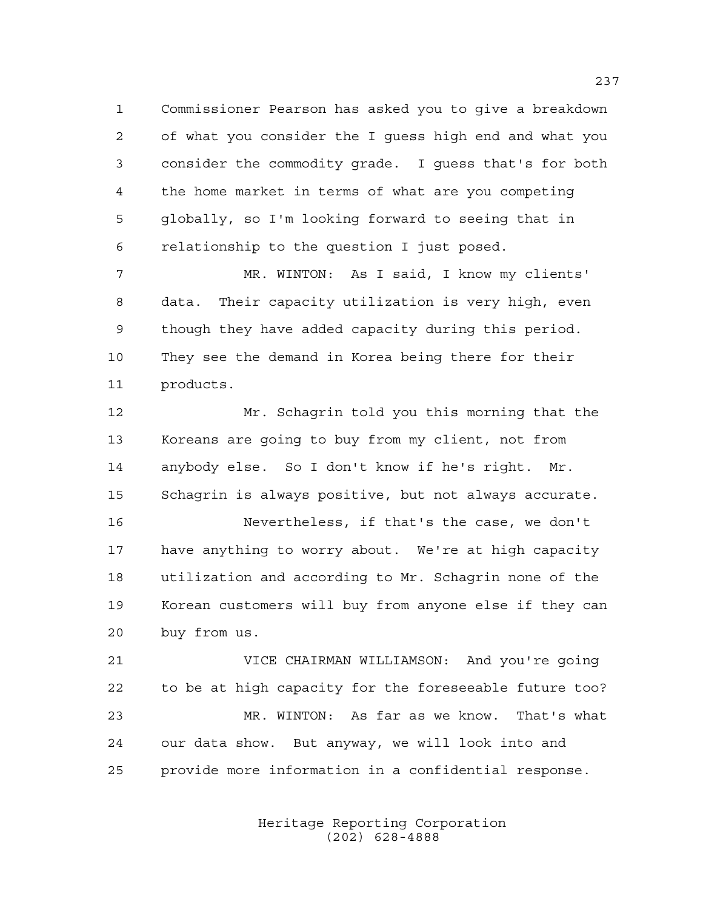Commissioner Pearson has asked you to give a breakdown of what you consider the I guess high end and what you consider the commodity grade. I guess that's for both the home market in terms of what are you competing globally, so I'm looking forward to seeing that in relationship to the question I just posed.

MR. WINTON: As I said, I know my clients' data. Their capacity utilization is very high, even though they have added capacity during this period. They see the demand in Korea being there for their products.

Mr. Schagrin told you this morning that the Koreans are going to buy from my client, not from anybody else. So I don't know if he's right. Mr. Schagrin is always positive, but not always accurate.

Nevertheless, if that's the case, we don't have anything to worry about. We're at high capacity utilization and according to Mr. Schagrin none of the Korean customers will buy from anyone else if they can buy from us.

VICE CHAIRMAN WILLIAMSON: And you're going to be at high capacity for the foreseeable future too?

MR. WINTON: As far as we know. That's what our data show. But anyway, we will look into and provide more information in a confidential response.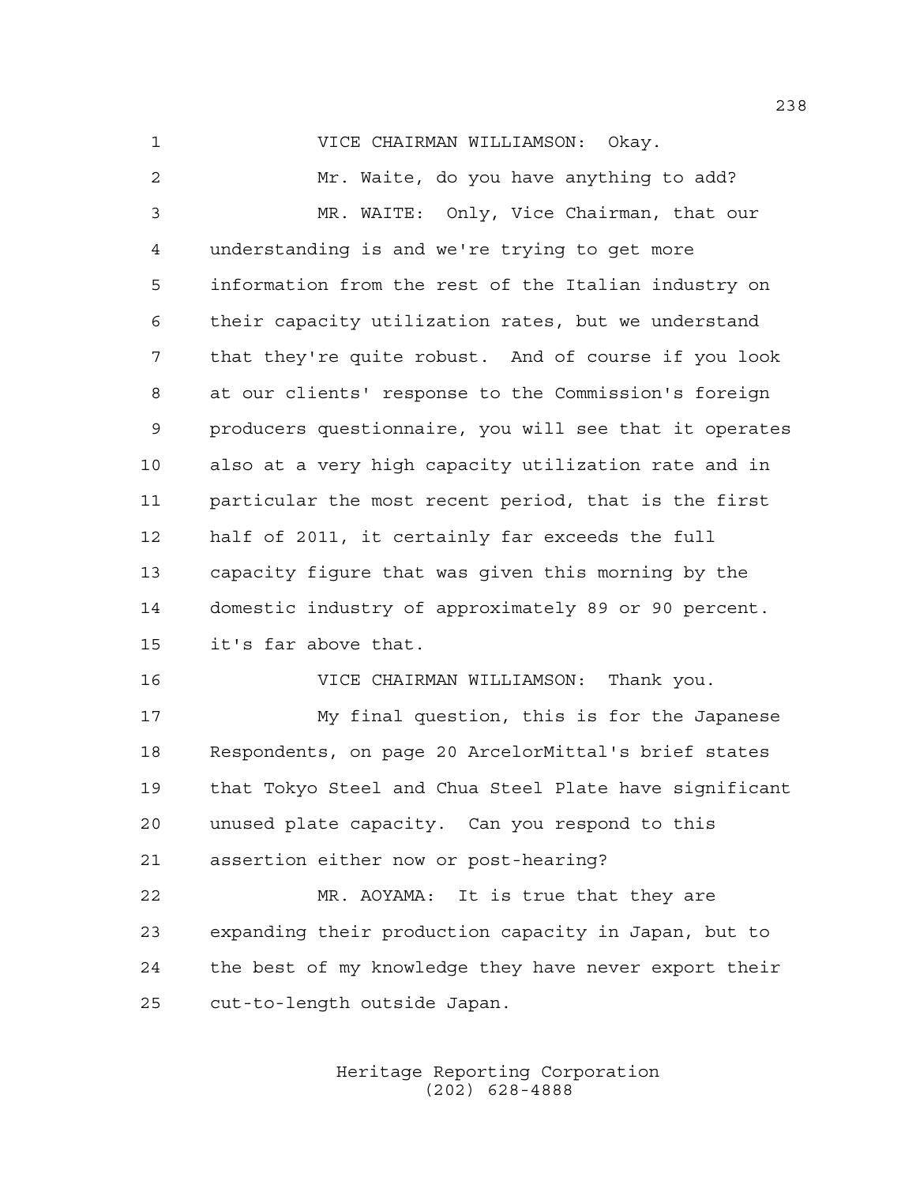VICE CHAIRMAN WILLIAMSON: Okay.

Mr. Waite, do you have anything to add?

MR. WAITE: Only, Vice Chairman, that our understanding is and we're trying to get more information from the rest of the Italian industry on their capacity utilization rates, but we understand that they're quite robust. And of course if you look at our clients' response to the Commission's foreign producers questionnaire, you will see that it operates also at a very high capacity utilization rate and in particular the most recent period, that is the first half of 2011, it certainly far exceeds the full capacity figure that was given this morning by the domestic industry of approximately 89 or 90 percent. it's far above that.

VICE CHAIRMAN WILLIAMSON: Thank you.

My final question, this is for the Japanese Respondents, on page 20 ArcelorMittal's brief states that Tokyo Steel and Chua Steel Plate have significant unused plate capacity. Can you respond to this assertion either now or post-hearing?

MR. AOYAMA: It is true that they are expanding their production capacity in Japan, but to the best of my knowledge they have never export their cut-to-length outside Japan.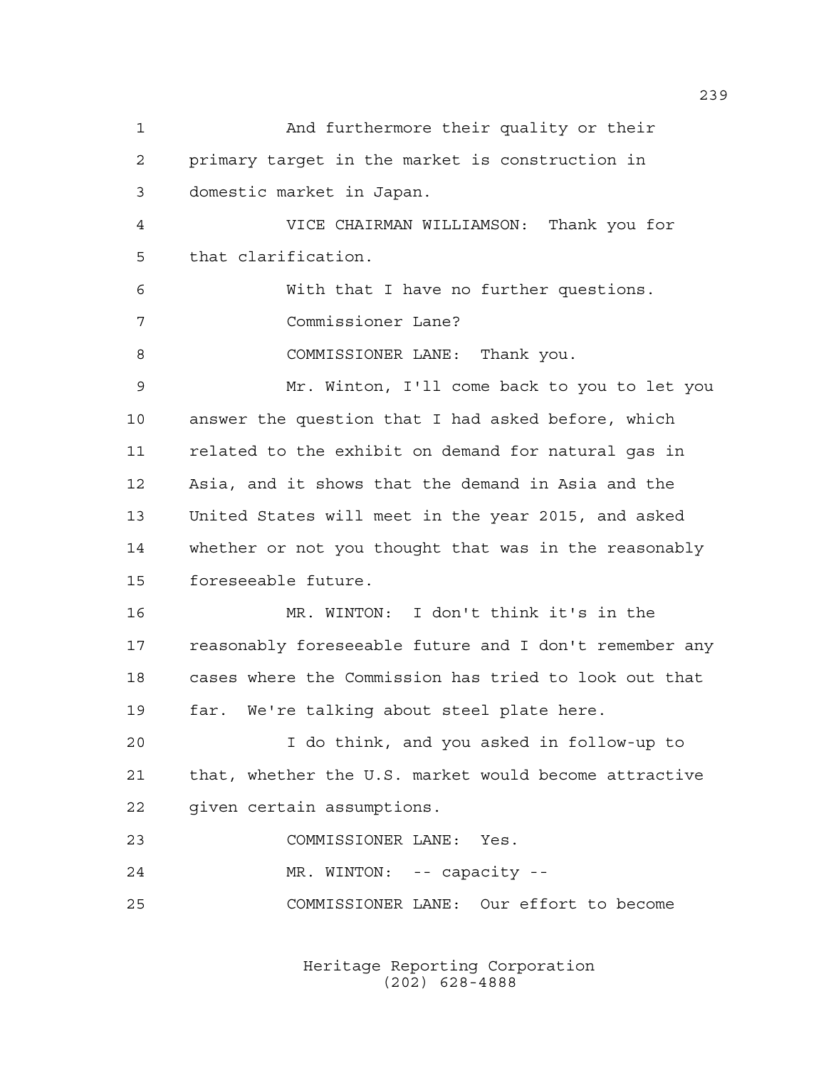1 And furthermore their quality or their
2 primary target in the market is construction in
3 domestic market in Japan.

4 VICE CHAIRMAN WILLIAMSON: Thank you for
5 that clarification.

6 With that I have no further questions.

7 Commissioner Lane?

8 COMMISSIONER LANE: Thank you.

9 Mr. Winton, I'll come back to you to let you
10 answer the question that I had asked before, which
11 related to the exhibit on demand for natural gas in
12 Asia, and it shows that the demand in Asia and the
13 United States will meet in the year 2015, and asked
14 whether or not you thought that was in the reasonably
15 foreseeable future.

16 MR. WINTON: I don't think it's in the
17 reasonably foreseeable future and I don't remember any
18 cases where the Commission has tried to look out that
19 far. We're talking about steel plate here.

20 I do think, and you asked in follow-up to
21 that, whether the U.S. market would become attractive
22 given certain assumptions.

23 COMMISSIONER LANE: Yes.

24 MR. WINTON: -- capacity --

25 COMMISSIONER LANE: Our effort to become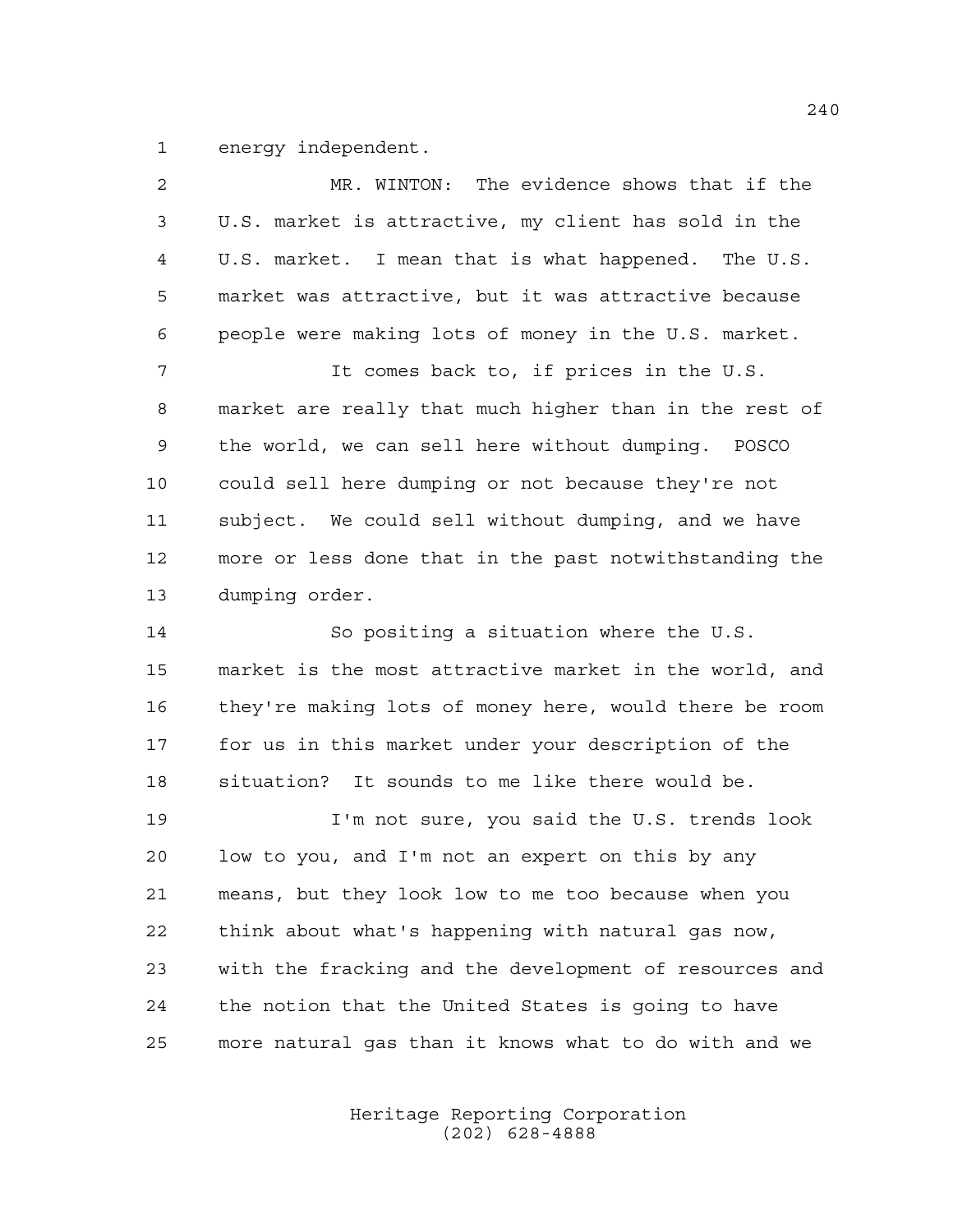energy independent.

MR. WINTON: The evidence shows that if the U.S. market is attractive, my client has sold in the U.S. market. I mean that is what happened. The U.S. market was attractive, but it was attractive because people were making lots of money in the U.S. market.

It comes back to, if prices in the U.S. market are really that much higher than in the rest of the world, we can sell here without dumping. POSCO could sell here dumping or not because they're not subject. We could sell without dumping, and we have more or less done that in the past notwithstanding the dumping order.

So positing a situation where the U.S. market is the most attractive market in the world, and they're making lots of money here, would there be room for us in this market under your description of the situation? It sounds to me like there would be.

I'm not sure, you said the U.S. trends look low to you, and I'm not an expert on this by any means, but they look low to me too because when you think about what's happening with natural gas now, with the fracking and the development of resources and the notion that the United States is going to have more natural gas than it knows what to do with and we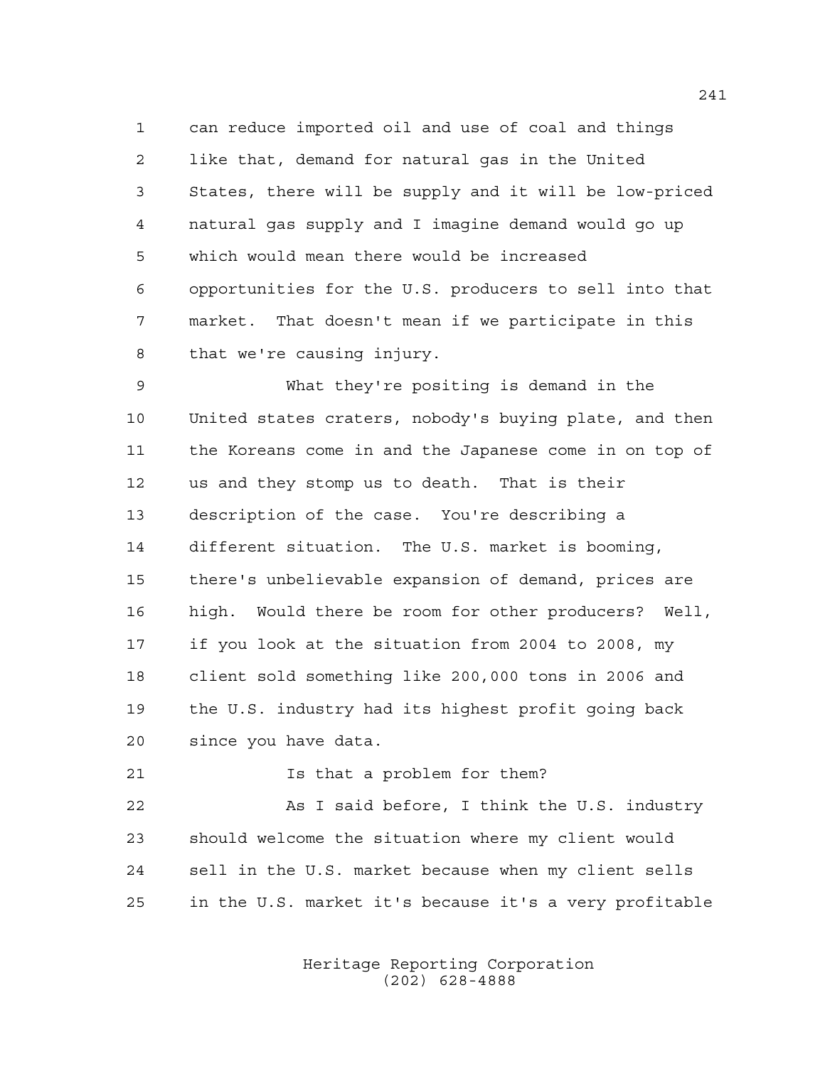can reduce imported oil and use of coal and things like that, demand for natural gas in the United States, there will be supply and it will be low-priced natural gas supply and I imagine demand would go up which would mean there would be increased opportunities for the U.S. producers to sell into that market. That doesn't mean if we participate in this that we're causing injury.

What they're positing is demand in the United states craters, nobody's buying plate, and then the Koreans come in and the Japanese come in on top of us and they stomp us to death. That is their description of the case. You're describing a different situation. The U.S. market is booming, there's unbelievable expansion of demand, prices are high. Would there be room for other producers? Well, if you look at the situation from 2004 to 2008, my client sold something like 200,000 tons in 2006 and the U.S. industry had its highest profit going back since you have data.

Is that a problem for them?

As I said before, I think the U.S. industry should welcome the situation where my client would sell in the U.S. market because when my client sells in the U.S. market it's because it's a very profitable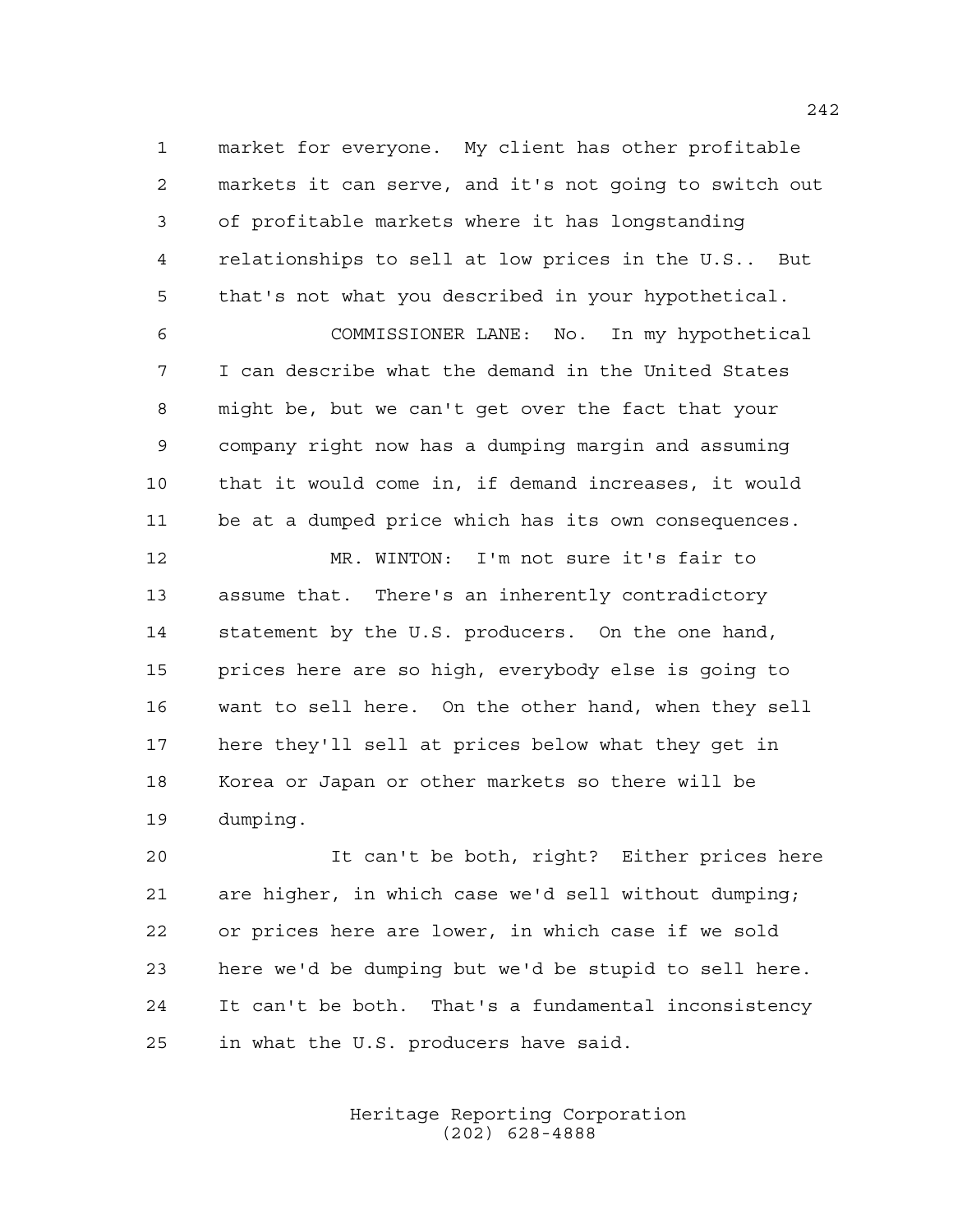market for everyone. My client has other profitable markets it can serve, and it's not going to switch out of profitable markets where it has longstanding relationships to sell at low prices in the U.S.. But that's not what you described in your hypothetical.

COMMISSIONER LANE: No. In my hypothetical I can describe what the demand in the United States might be, but we can't get over the fact that your company right now has a dumping margin and assuming that it would come in, if demand increases, it would be at a dumped price which has its own consequences.

MR. WINTON: I'm not sure it's fair to assume that. There's an inherently contradictory statement by the U.S. producers. On the one hand, prices here are so high, everybody else is going to want to sell here. On the other hand, when they sell here they'll sell at prices below what they get in Korea or Japan or other markets so there will be dumping.

It can't be both, right? Either prices here are higher, in which case we'd sell without dumping; or prices here are lower, in which case if we sold here we'd be dumping but we'd be stupid to sell here. It can't be both. That's a fundamental inconsistency in what the U.S. producers have said.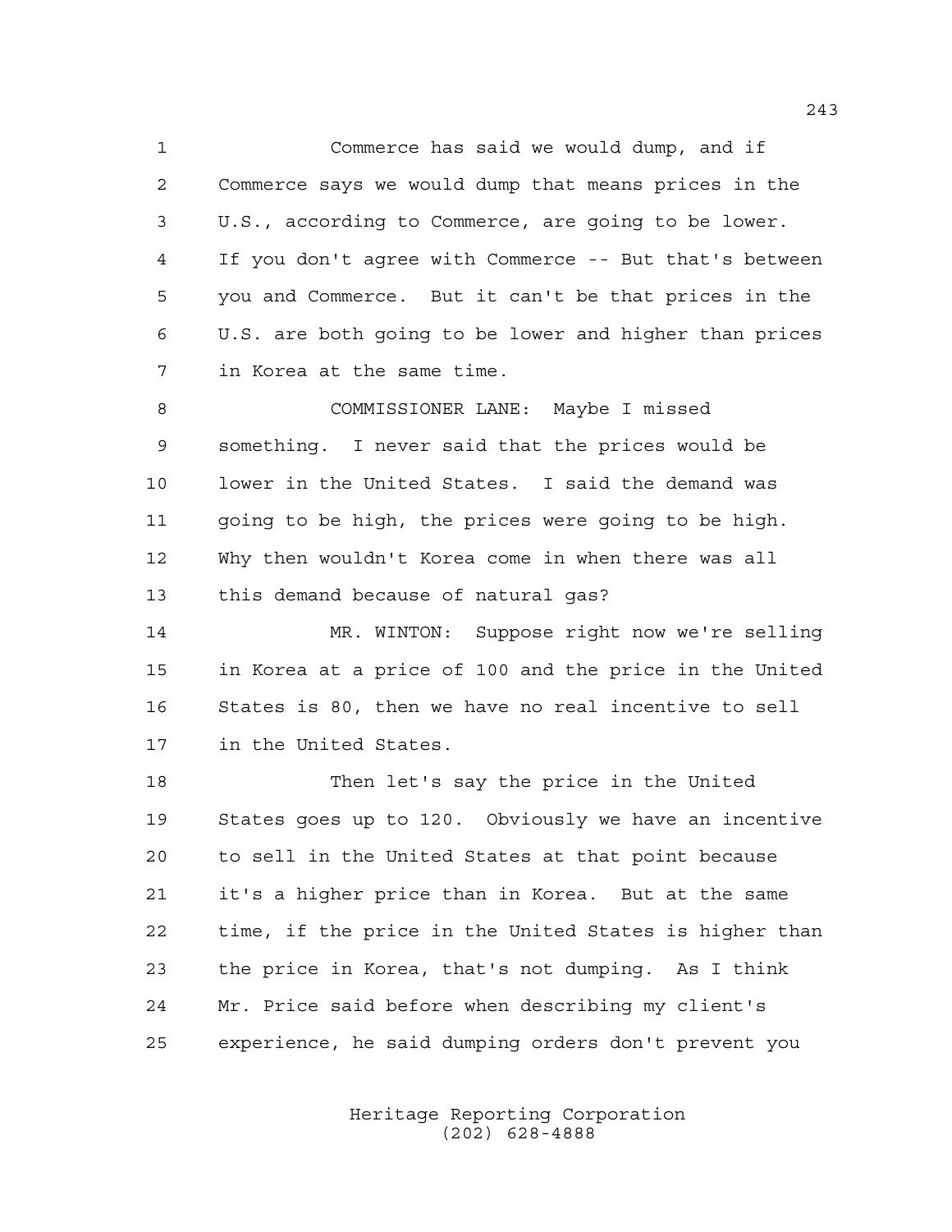Commerce has said we would dump, and if Commerce says we would dump that means prices in the U.S., according to Commerce, are going to be lower. If you don't agree with Commerce -- But that's between you and Commerce. But it can't be that prices in the U.S. are both going to be lower and higher than prices in Korea at the same time.

COMMISSIONER LANE: Maybe I missed something. I never said that the prices would be lower in the United States. I said the demand was going to be high, the prices were going to be high. Why then wouldn't Korea come in when there was all this demand because of natural gas?

MR. WINTON: Suppose right now we're selling in Korea at a price of 100 and the price in the United States is 80, then we have no real incentive to sell in the United States.

Then let's say the price in the United States goes up to 120. Obviously we have an incentive to sell in the United States at that point because it's a higher price than in Korea. But at the same time, if the price in the United States is higher than the price in Korea, that's not dumping. As I think Mr. Price said before when describing my client's experience, he said dumping orders don't prevent you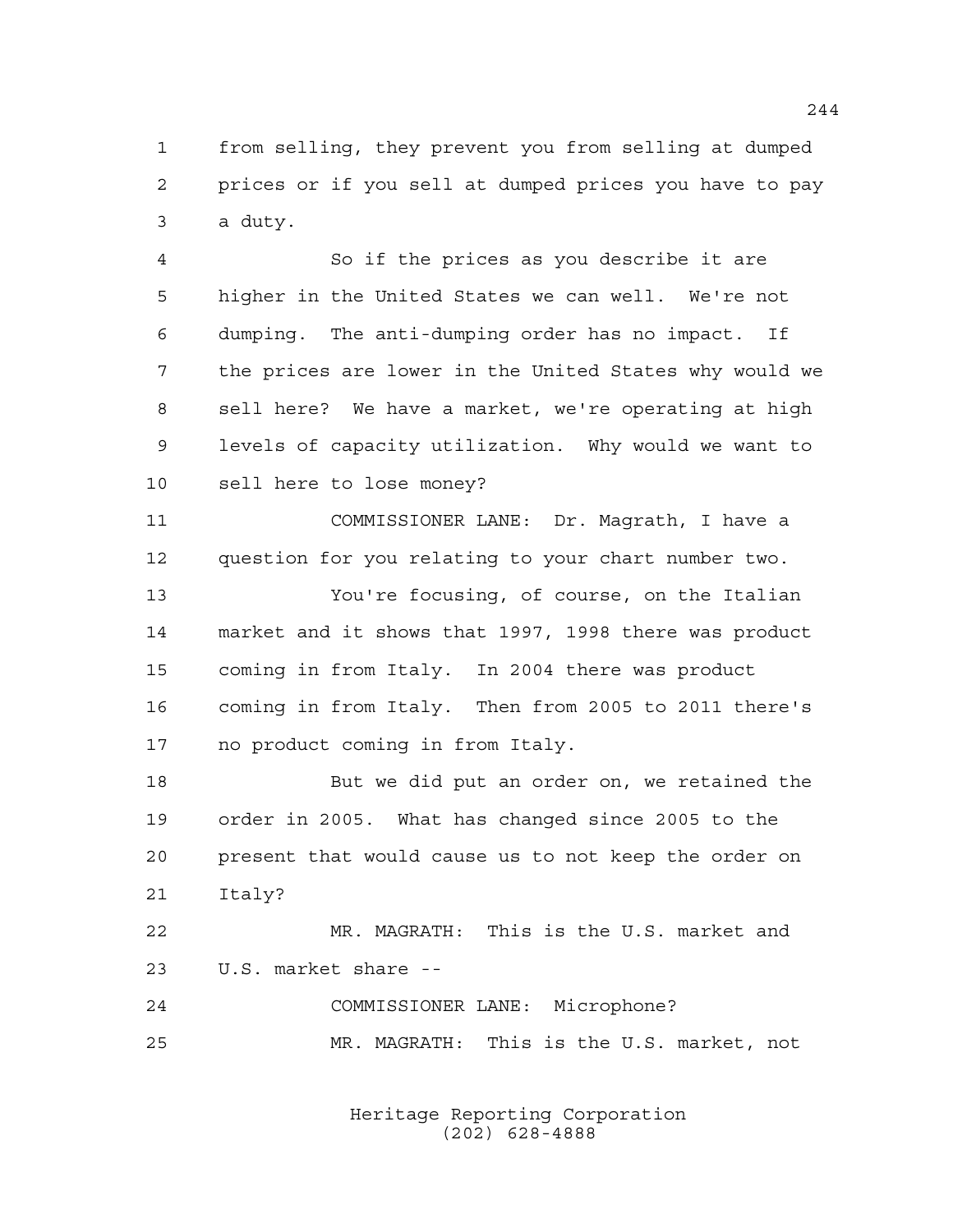1 from selling, they prevent you from selling at dumped
2 prices or if you sell at dumped prices you have to pay
3 a duty.

4 So if the prices as you describe it are
5 higher in the United States we can well. We're not
6 dumping. The anti-dumping order has no impact. If
7 the prices are lower in the United States why would we
8 sell here? We have a market, we're operating at high
9 levels of capacity utilization. Why would we want to
10 sell here to lose money?

11 COMMISSIONER LANE: Dr. Magrath, I have a
12 question for you relating to your chart number two.

13 You're focusing, of course, on the Italian
14 market and it shows that 1997, 1998 there was product
15 coming in from Italy. In 2004 there was product
16 coming in from Italy. Then from 2005 to 2011 there's
17 no product coming in from Italy.

18 But we did put an order on, we retained the
19 order in 2005. What has changed since 2005 to the
20 present that would cause us to not keep the order on
21 Italy?

22 MR. MAGRATH: This is the U.S. market and
23 U.S. market share --

24 COMMISSIONER LANE: Microphone?

25 MR. MAGRATH: This is the U.S. market, not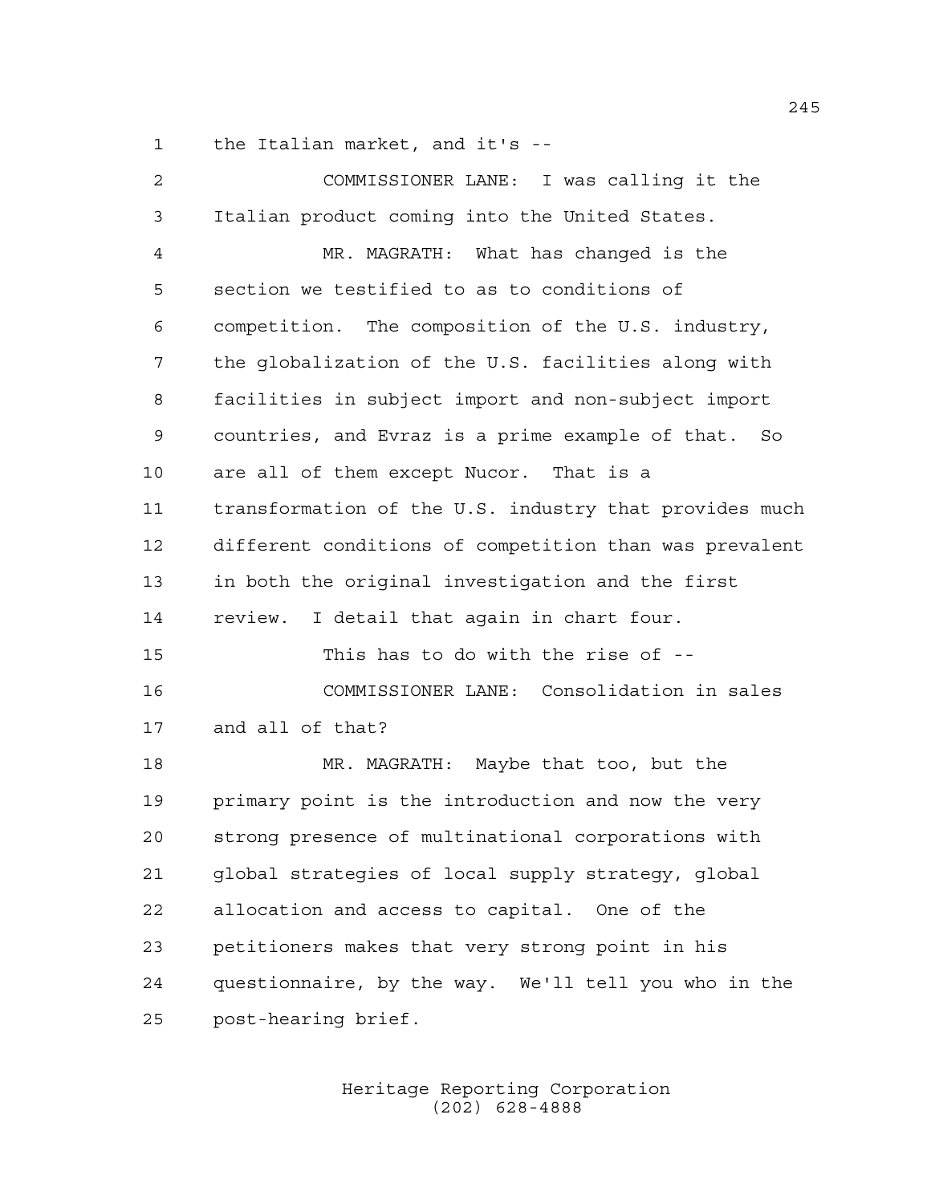1 the Italian market, and it's --

2 COMMISSIONER LANE: I was calling it the

3 Italian product coming into the United States.

4 MR. MAGRATH: What has changed is the

5 section we testified to as to conditions of

6 competition. The composition of the U.S. industry,

7 the globalization of the U.S. facilities along with

8 facilities in subject import and non-subject import

9 countries, and Evraz is a prime example of that. So

10 are all of them except Nucor. That is a

11 transformation of the U.S. industry that provides much

12 different conditions of competition than was prevalent

13 in both the original investigation and the first

14 review. I detail that again in chart four.

15 This has to do with the rise of --

16 COMMISSIONER LANE: Consolidation in sales

17 and all of that?

18 MR. MAGRATH: Maybe that too, but the

19 primary point is the introduction and now the very

20 strong presence of multinational corporations with

21 global strategies of local supply strategy, global

22 allocation and access to capital. One of the

23 petitioners makes that very strong point in his

24 questionnaire, by the way. We'll tell you who in the

25 post-hearing brief.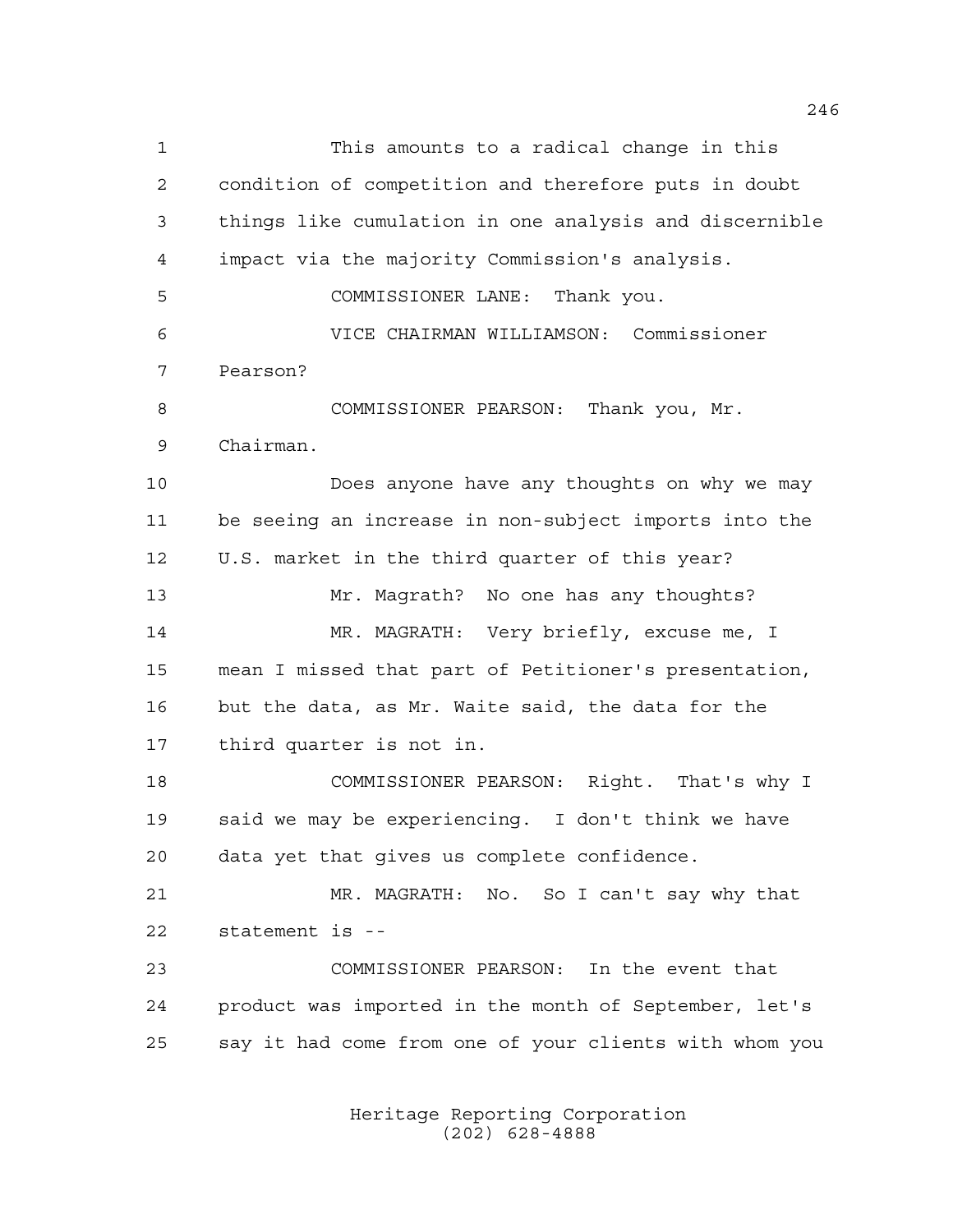This amounts to a radical change in this condition of competition and therefore puts in doubt things like cumulation in one analysis and discernible impact via the majority Commission's analysis.

COMMISSIONER LANE: Thank you.

VICE CHAIRMAN WILLIAMSON: Commissioner Pearson?

COMMISSIONER PEARSON: Thank you, Mr. Chairman.

Does anyone have any thoughts on why we may be seeing an increase in non-subject imports into the U.S. market in the third quarter of this year?

Mr. Magrath? No one has any thoughts?

MR. MAGRATH: Very briefly, excuse me, I mean I missed that part of Petitioner's presentation, but the data, as Mr. Waite said, the data for the third quarter is not in.

COMMISSIONER PEARSON: Right. That's why I said we may be experiencing. I don't think we have data yet that gives us complete confidence.

MR. MAGRATH: No. So I can't say why that statement is --

COMMISSIONER PEARSON: In the event that product was imported in the month of September, let's say it had come from one of your clients with whom you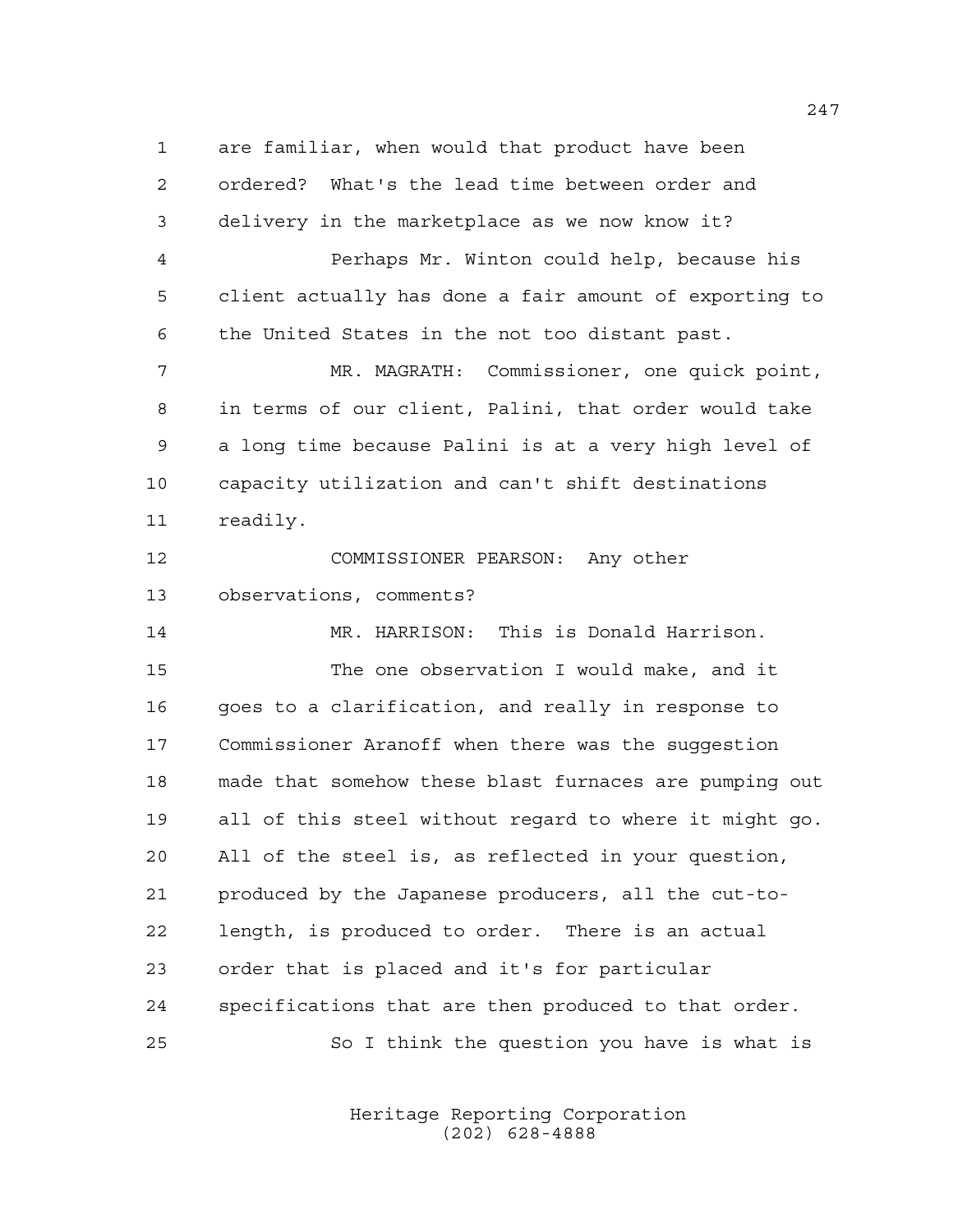1 are familiar, when would that product have been
2 ordered? What's the lead time between order and
3 delivery in the marketplace as we now know it?
4 Perhaps Mr. Winton could help, because his
5 client actually has done a fair amount of exporting to
6 the United States in the not too distant past.
7 MR. MAGRATH: Commissioner, one quick point,
8 in terms of our client, Palini, that order would take
9 a long time because Palini is at a very high level of
10 capacity utilization and can't shift destinations
11 readily.
12 COMMISSIONER PEARSON: Any other
13 observations, comments?
14 MR. HARRISON: This is Donald Harrison.
15 The one observation I would make, and it
16 goes to a clarification, and really in response to
17 Commissioner Aranoff when there was the suggestion
18 made that somehow these blast furnaces are pumping out
19 all of this steel without regard to where it might go.
20 All of the steel is, as reflected in your question,
21 produced by the Japanese producers, all the cut-to-
22 length, is produced to order. There is an actual
23 order that is placed and it's for particular
24 specifications that are then produced to that order.
25 So I think the question you have is what is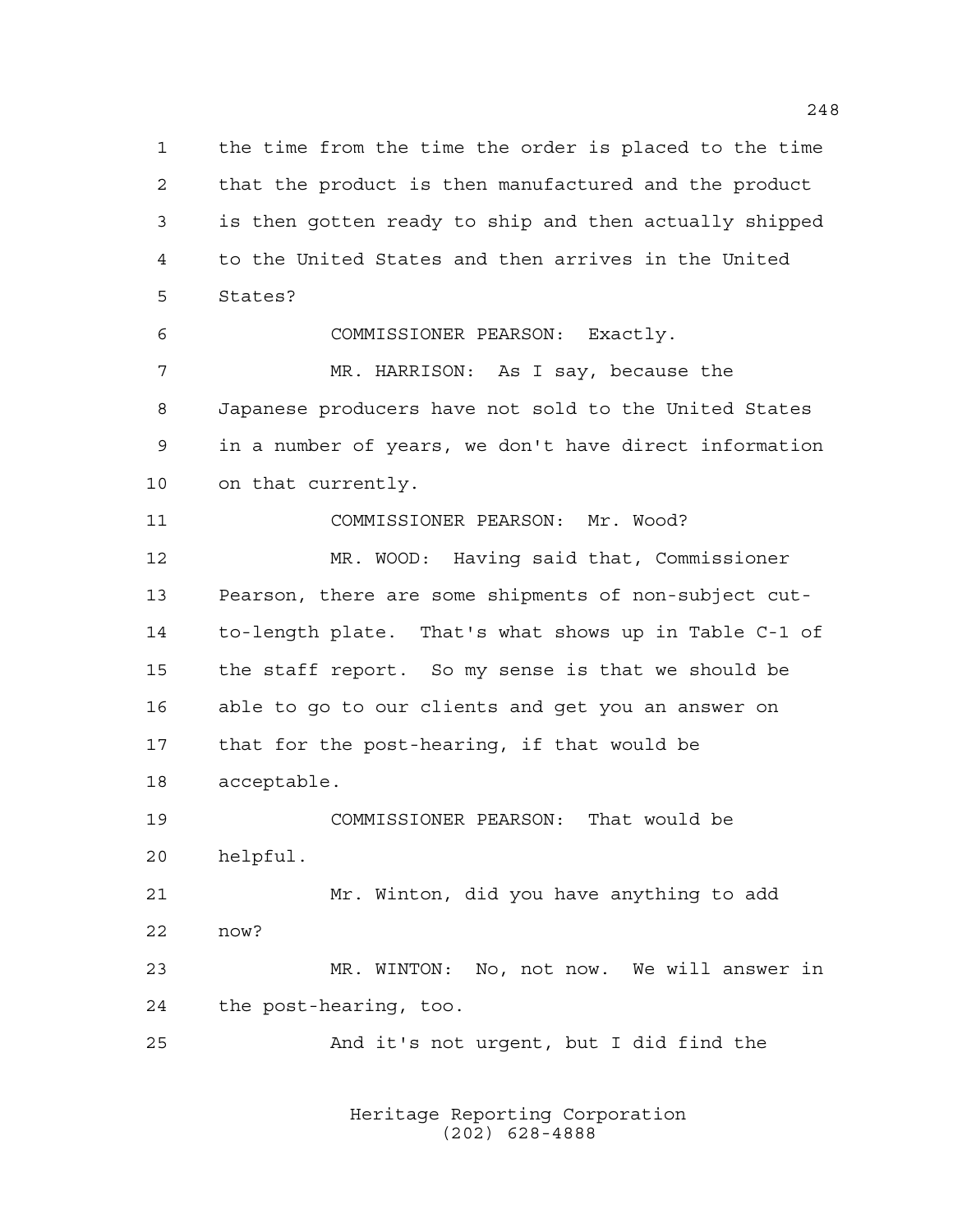the time from the time the order is placed to the time that the product is then manufactured and the product is then gotten ready to ship and then actually shipped to the United States and then arrives in the United States?

COMMISSIONER PEARSON: Exactly.

MR. HARRISON: As I say, because the Japanese producers have not sold to the United States in a number of years, we don't have direct information on that currently.

COMMISSIONER PEARSON: Mr. Wood?

MR. WOOD: Having said that, Commissioner Pearson, there are some shipments of non-subject cut-to-length plate. That's what shows up in Table C-1 of the staff report. So my sense is that we should be able to go to our clients and get you an answer on that for the post-hearing, if that would be acceptable.

COMMISSIONER PEARSON: That would be helpful.

Mr. Winton, did you have anything to add now?

MR. WINTON: No, not now. We will answer in the post-hearing, too.

And it's not urgent, but I did find the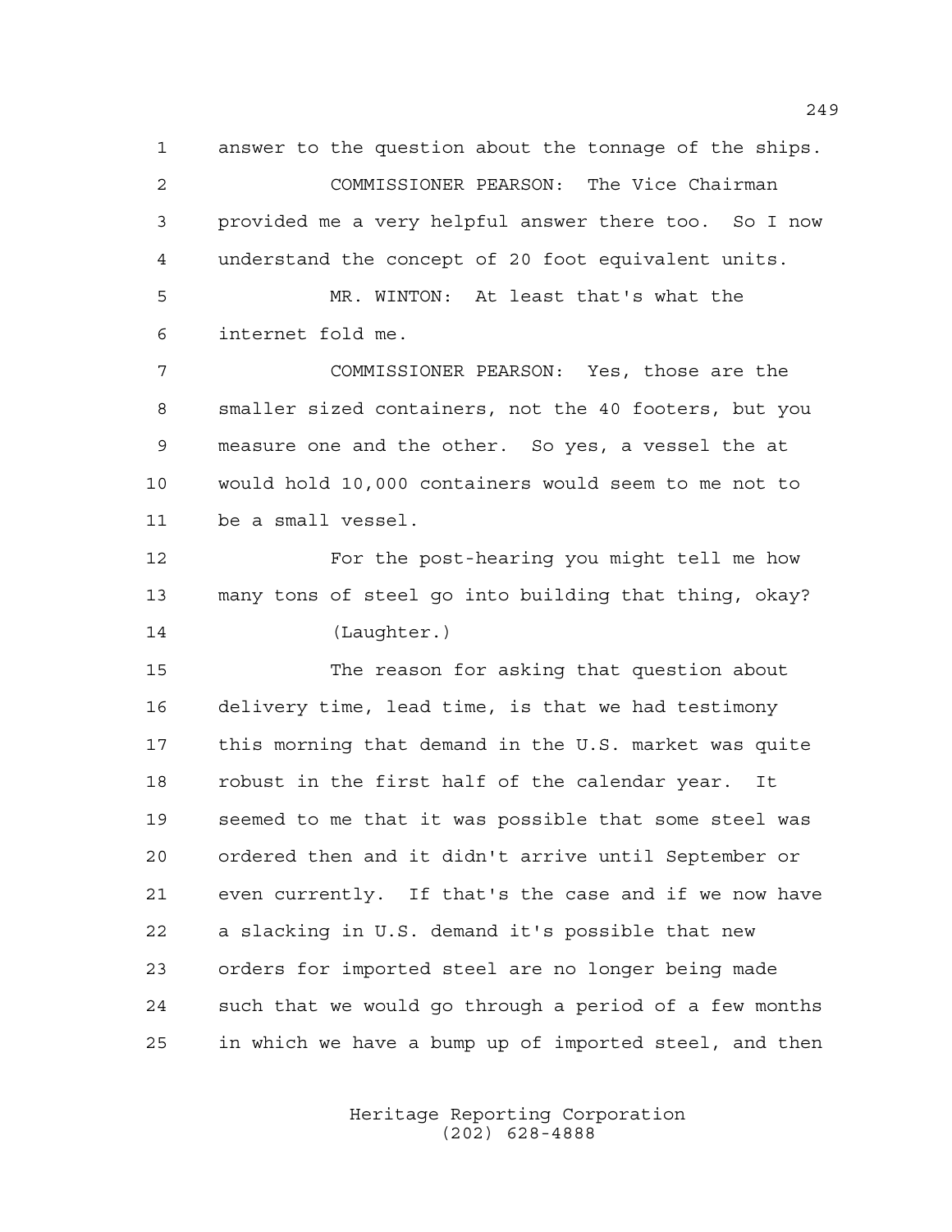answer to the question about the tonnage of the ships.

COMMISSIONER PEARSON: The Vice Chairman provided me a very helpful answer there too. So I now understand the concept of 20 foot equivalent units.

MR. WINTON: At least that's what the internet fold me.

COMMISSIONER PEARSON: Yes, those are the smaller sized containers, not the 40 footers, but you measure one and the other. So yes, a vessel the at would hold 10,000 containers would seem to me not to be a small vessel.

For the post-hearing you might tell me how many tons of steel go into building that thing, okay?

(Laughter.)

The reason for asking that question about delivery time, lead time, is that we had testimony this morning that demand in the U.S. market was quite robust in the first half of the calendar year. It seemed to me that it was possible that some steel was ordered then and it didn't arrive until September or even currently. If that's the case and if we now have a slacking in U.S. demand it's possible that new orders for imported steel are no longer being made such that we would go through a period of a few months in which we have a bump up of imported steel, and then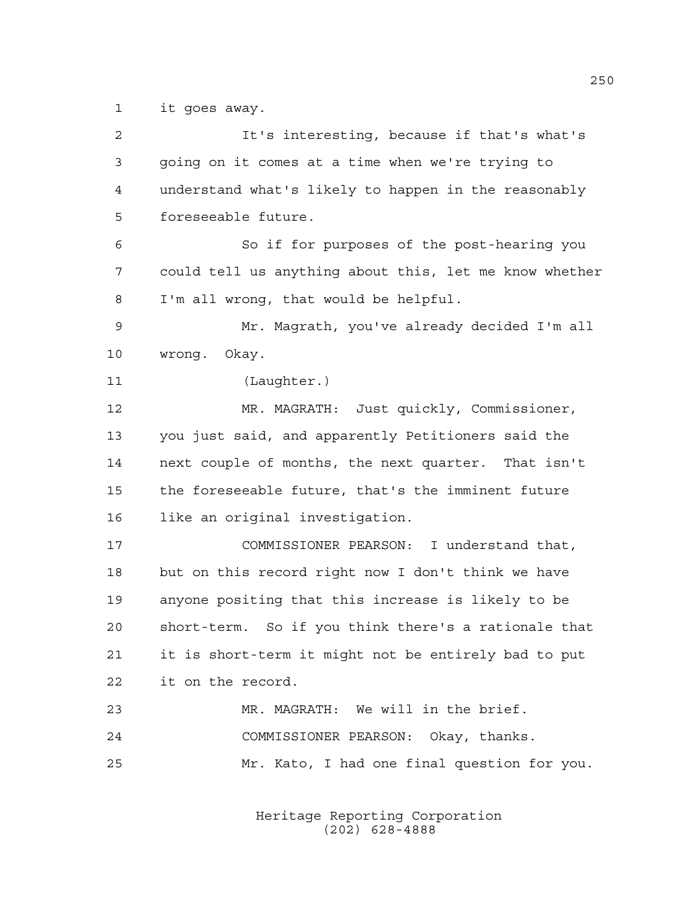it goes away.

It's interesting, because if that's what's going on it comes at a time when we're trying to understand what's likely to happen in the reasonably foreseeable future.

So if for purposes of the post-hearing you could tell us anything about this, let me know whether I'm all wrong, that would be helpful.

Mr. Magrath, you've already decided I'm all wrong. Okay.

(Laughter.)

MR. MAGRATH: Just quickly, Commissioner, you just said, and apparently Petitioners said the next couple of months, the next quarter. That isn't the foreseeable future, that's the imminent future like an original investigation.

COMMISSIONER PEARSON: I understand that, but on this record right now I don't think we have anyone positing that this increase is likely to be short-term. So if you think there's a rationale that it is short-term it might not be entirely bad to put it on the record.

MR. MAGRATH: We will in the brief.

COMMISSIONER PEARSON: Okay, thanks.

Mr. Kato, I had one final question for you.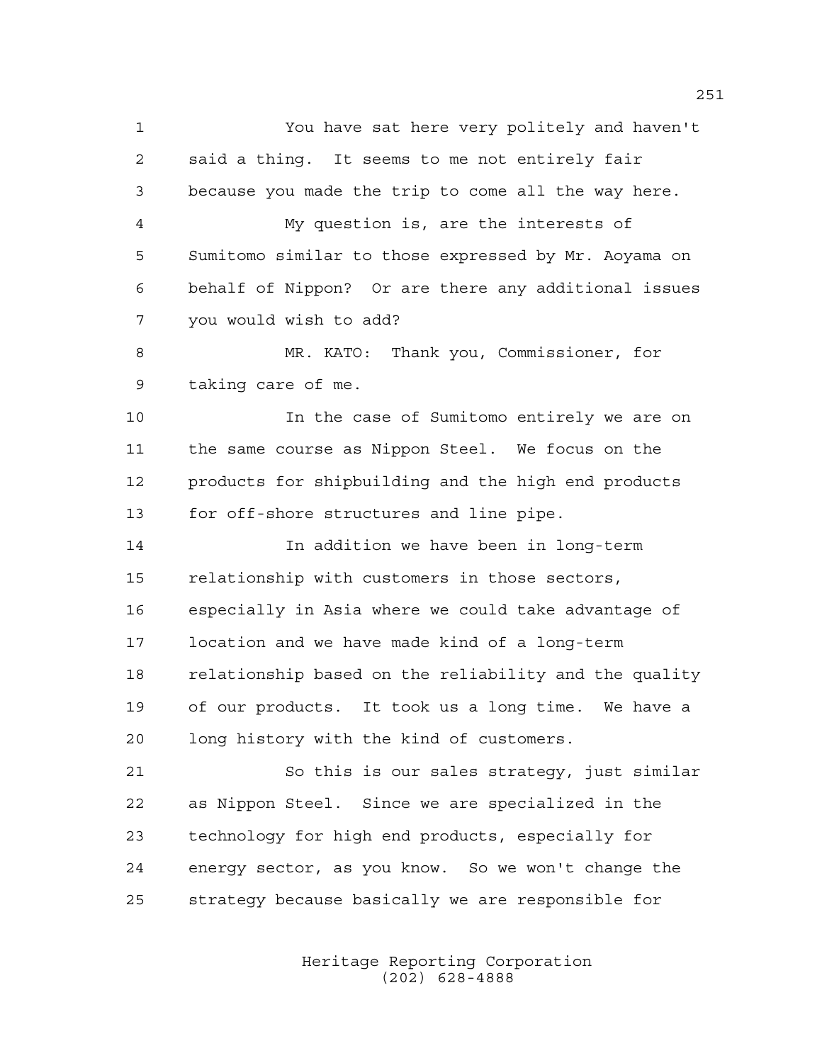1 You have sat here very politely and haven't
2 said a thing. It seems to me not entirely fair
3 because you made the trip to come all the way here.
4 My question is, are the interests of
5 Sumitomo similar to those expressed by Mr. Aoyama on
6 behalf of Nippon? Or are there any additional issues
7 you would wish to add?
8 MR. KATO: Thank you, Commissioner, for
9 taking care of me.
10 In the case of Sumitomo entirely we are on
11 the same course as Nippon Steel. We focus on the
12 products for shipbuilding and the high end products
13 for off-shore structures and line pipe.
14 In addition we have been in long-term
15 relationship with customers in those sectors,
16 especially in Asia where we could take advantage of
17 location and we have made kind of a long-term
18 relationship based on the reliability and the quality
19 of our products. It took us a long time. We have a
20 long history with the kind of customers.
21 So this is our sales strategy, just similar
22 as Nippon Steel. Since we are specialized in the
23 technology for high end products, especially for
24 energy sector, as you know. So we won't change the
25 strategy because basically we are responsible for

Heritage Reporting Corporation
(202) 628-4888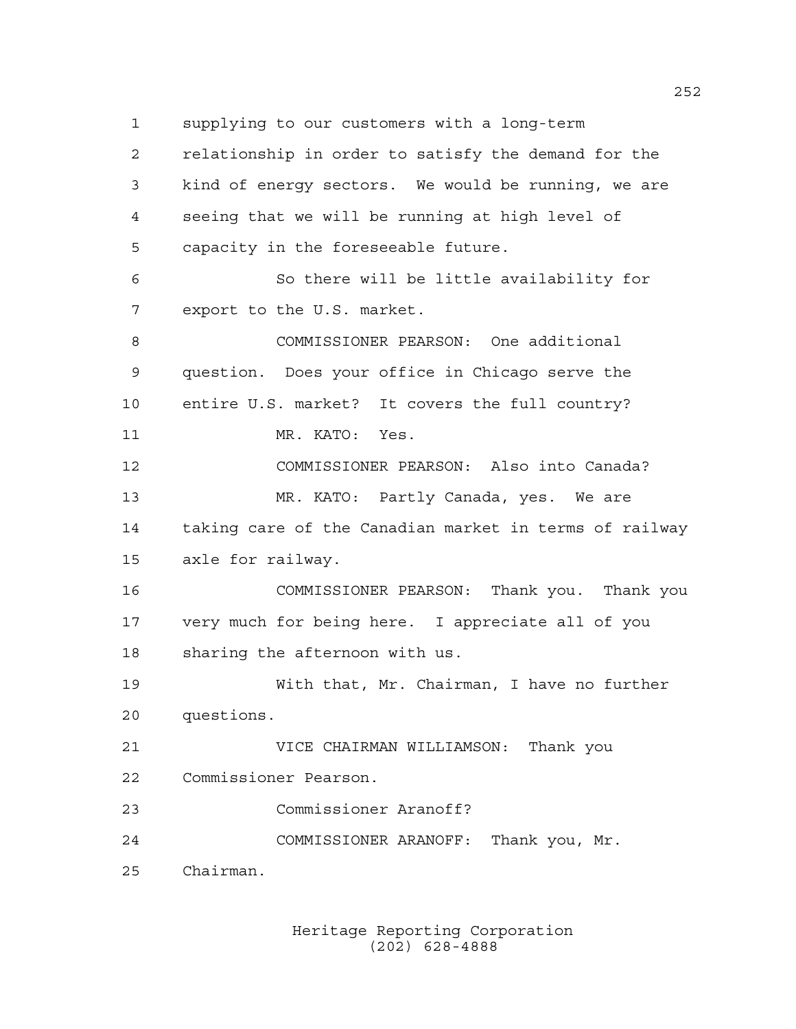supplying to our customers with a long-term relationship in order to satisfy the demand for the kind of energy sectors. We would be running, we are seeing that we will be running at high level of capacity in the foreseeable future.

So there will be little availability for export to the U.S. market.

COMMISSIONER PEARSON: One additional question. Does your office in Chicago serve the entire U.S. market? It covers the full country?

MR. KATO: Yes.

COMMISSIONER PEARSON: Also into Canada?

MR. KATO: Partly Canada, yes. We are taking care of the Canadian market in terms of railway axle for railway.

COMMISSIONER PEARSON: Thank you. Thank you very much for being here. I appreciate all of you sharing the afternoon with us.

With that, Mr. Chairman, I have no further questions.

VICE CHAIRMAN WILLIAMSON: Thank you Commissioner Pearson.

Commissioner Aranoff?

COMMISSIONER ARANOFF: Thank you, Mr. Chairman.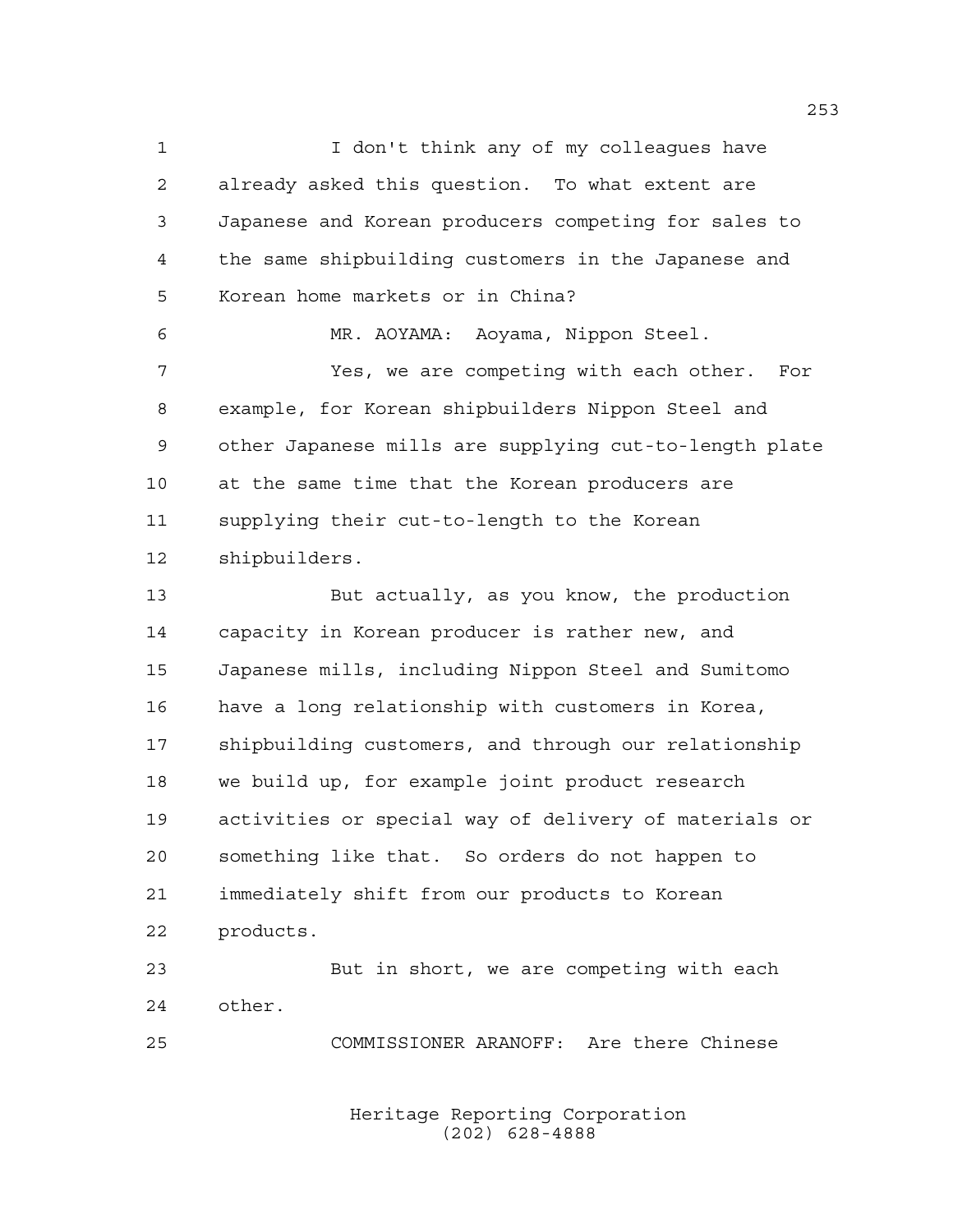I don't think any of my colleagues have already asked this question. To what extent are Japanese and Korean producers competing for sales to the same shipbuilding customers in the Japanese and Korean home markets or in China?

MR. AOYAMA: Aoyama, Nippon Steel.

Yes, we are competing with each other. For example, for Korean shipbuilders Nippon Steel and other Japanese mills are supplying cut-to-length plate at the same time that the Korean producers are supplying their cut-to-length to the Korean shipbuilders.

But actually, as you know, the production capacity in Korean producer is rather new, and Japanese mills, including Nippon Steel and Sumitomo have a long relationship with customers in Korea, shipbuilding customers, and through our relationship we build up, for example joint product research activities or special way of delivery of materials or something like that. So orders do not happen to immediately shift from our products to Korean products.

But in short, we are competing with each other.

COMMISSIONER ARANOFF: Are there Chinese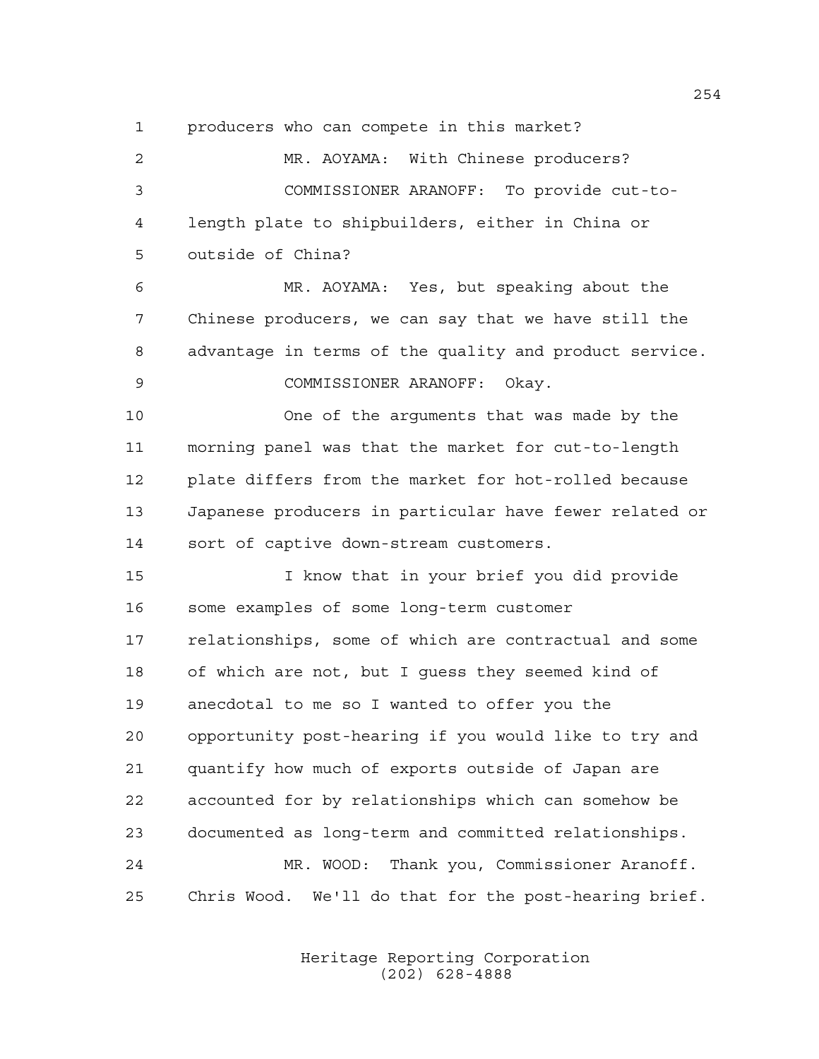1 producers who can compete in this market?

2 MR. AOYAMA: With Chinese producers?

3 COMMISSIONER ARANOFF: To provide cut-to-

4 length plate to shipbuilders, either in China or

5 outside of China?

6 MR. AOYAMA: Yes, but speaking about the

7 Chinese producers, we can say that we have still the

8 advantage in terms of the quality and product service.

9 COMMISSIONER ARANOFF: Okay.

10 One of the arguments that was made by the

11 morning panel was that the market for cut-to-length

12 plate differs from the market for hot-rolled because

13 Japanese producers in particular have fewer related or

14 sort of captive down-stream customers.

15 I know that in your brief you did provide

16 some examples of some long-term customer

17 relationships, some of which are contractual and some

18 of which are not, but I guess they seemed kind of

19 anecdotal to me so I wanted to offer you the

20 opportunity post-hearing if you would like to try and

21 quantify how much of exports outside of Japan are

22 accounted for by relationships which can somehow be

23 documented as long-term and committed relationships.

24 MR. WOOD: Thank you, Commissioner Aranoff.

25 Chris Wood. We'll do that for the post-hearing brief.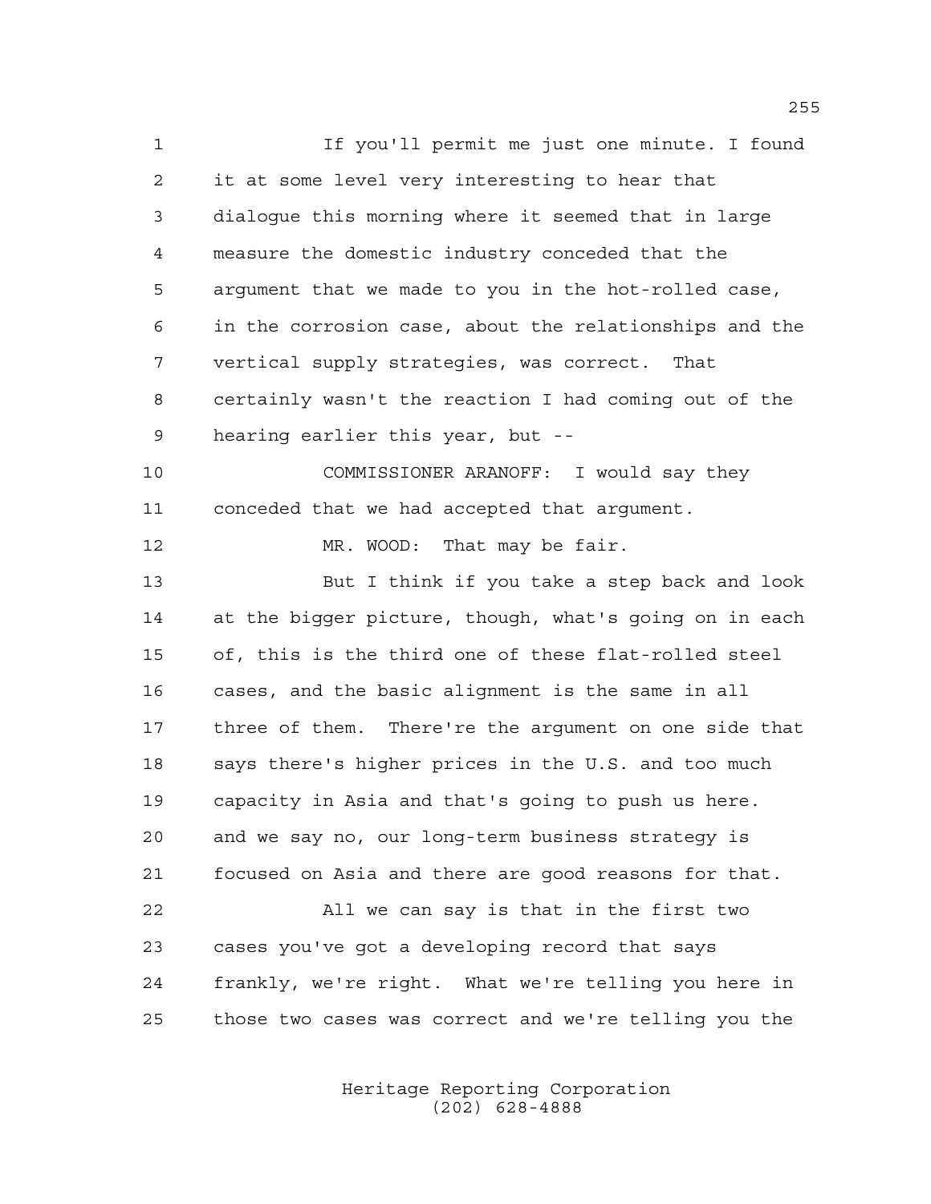If you'll permit me just one minute. I found it at some level very interesting to hear that dialogue this morning where it seemed that in large measure the domestic industry conceded that the argument that we made to you in the hot-rolled case, in the corrosion case, about the relationships and the vertical supply strategies, was correct. That certainly wasn't the reaction I had coming out of the hearing earlier this year, but --

COMMISSIONER ARANOFF: I would say they conceded that we had accepted that argument.

MR. WOOD: That may be fair.

But I think if you take a step back and look at the bigger picture, though, what's going on in each of, this is the third one of these flat-rolled steel cases, and the basic alignment is the same in all three of them. There're the argument on one side that says there's higher prices in the U.S. and too much capacity in Asia and that's going to push us here. and we say no, our long-term business strategy is focused on Asia and there are good reasons for that.

All we can say is that in the first two cases you've got a developing record that says frankly, we're right. What we're telling you here in those two cases was correct and we're telling you the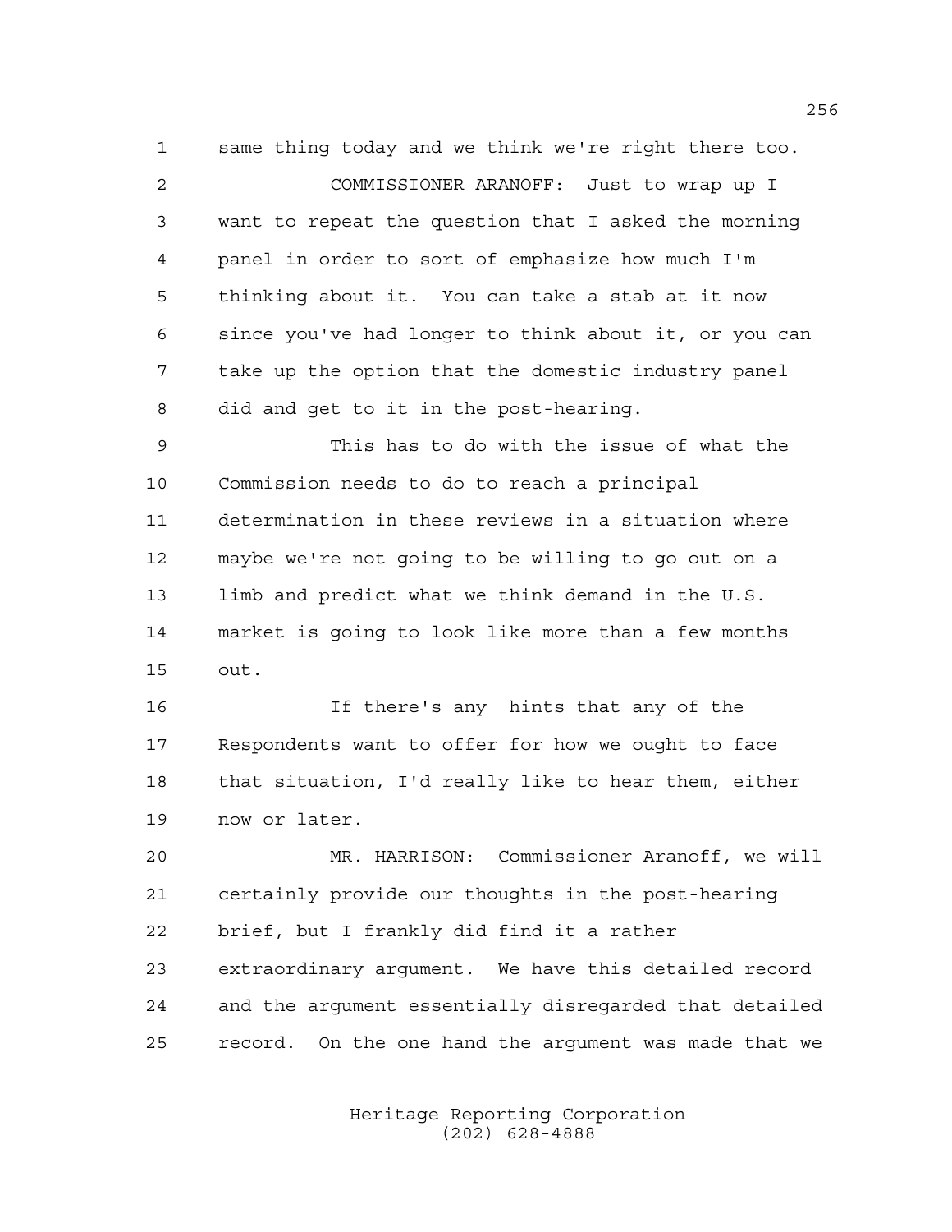same thing today and we think we're right there too.

COMMISSIONER ARANOFF: Just to wrap up I want to repeat the question that I asked the morning panel in order to sort of emphasize how much I'm thinking about it. You can take a stab at it now since you've had longer to think about it, or you can take up the option that the domestic industry panel did and get to it in the post-hearing.

This has to do with the issue of what the Commission needs to do to reach a principal determination in these reviews in a situation where maybe we're not going to be willing to go out on a limb and predict what we think demand in the U.S. market is going to look like more than a few months out.

If there's any hints that any of the Respondents want to offer for how we ought to face that situation, I'd really like to hear them, either now or later.

MR. HARRISON: Commissioner Aranoff, we will certainly provide our thoughts in the post-hearing brief, but I frankly did find it a rather extraordinary argument. We have this detailed record and the argument essentially disregarded that detailed record. On the one hand the argument was made that we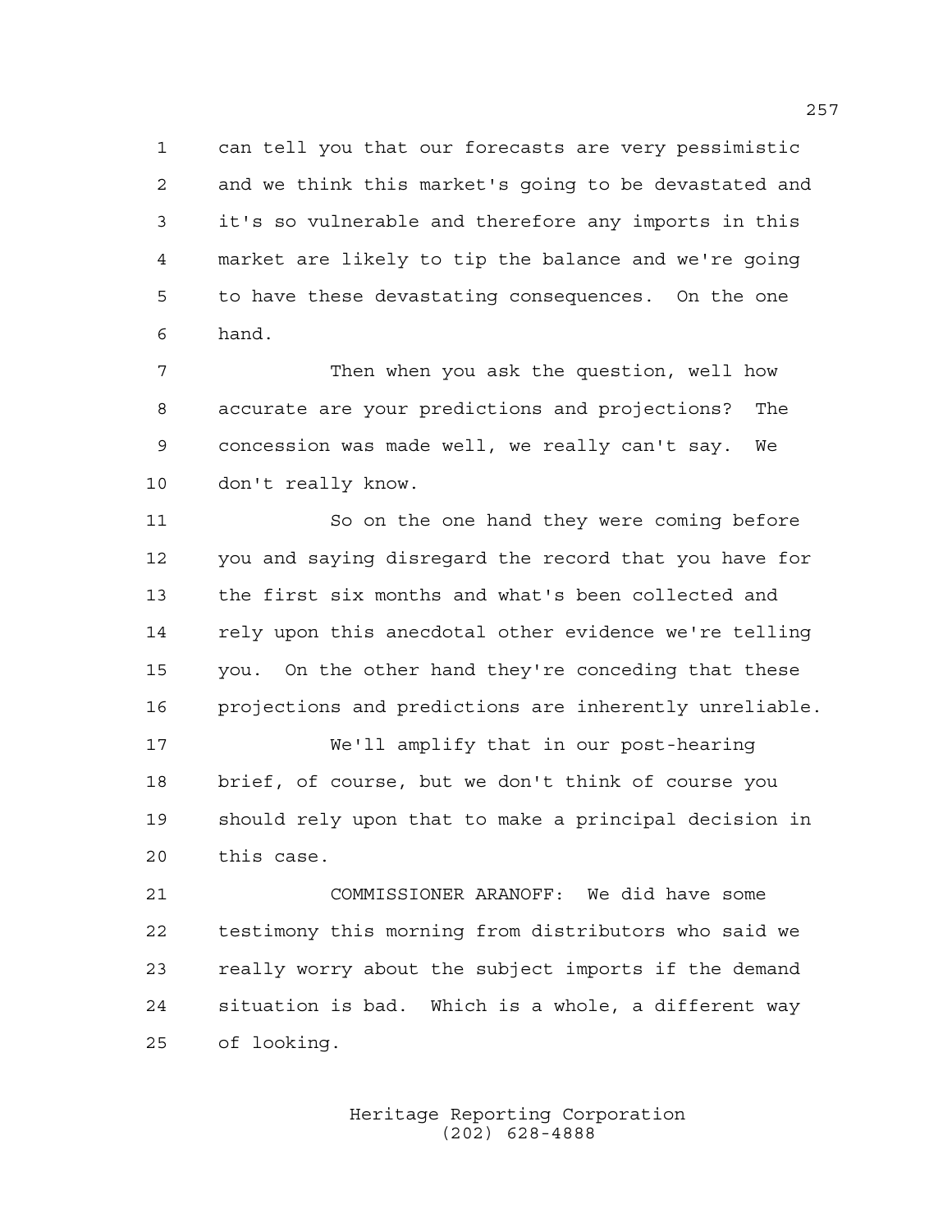can tell you that our forecasts are very pessimistic and we think this market's going to be devastated and it's so vulnerable and therefore any imports in this market are likely to tip the balance and we're going to have these devastating consequences. On the one hand.

Then when you ask the question, well how accurate are your predictions and projections? The concession was made well, we really can't say. We don't really know.

So on the one hand they were coming before you and saying disregard the record that you have for the first six months and what's been collected and rely upon this anecdotal other evidence we're telling you. On the other hand they're conceding that these projections and predictions are inherently unreliable.

We'll amplify that in our post-hearing brief, of course, but we don't think of course you should rely upon that to make a principal decision in this case.

COMMISSIONER ARANOFF: We did have some testimony this morning from distributors who said we really worry about the subject imports if the demand situation is bad. Which is a whole, a different way of looking.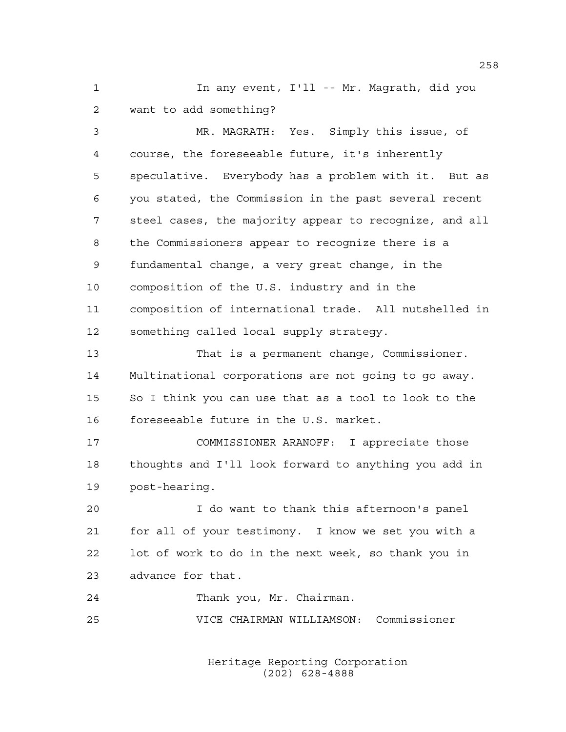In any event, I'll -- Mr. Magrath, did you want to add something?

MR. MAGRATH: Yes. Simply this issue, of course, the foreseeable future, it's inherently speculative. Everybody has a problem with it. But as you stated, the Commission in the past several recent steel cases, the majority appear to recognize, and all the Commissioners appear to recognize there is a fundamental change, a very great change, in the composition of the U.S. industry and in the composition of international trade. All nutshelled in something called local supply strategy.

That is a permanent change, Commissioner. Multinational corporations are not going to go away. So I think you can use that as a tool to look to the foreseeable future in the U.S. market.

COMMISSIONER ARANOFF: I appreciate those thoughts and I'll look forward to anything you add in post-hearing.

I do want to thank this afternoon's panel for all of your testimony. I know we set you with a lot of work to do in the next week, so thank you in advance for that.

Thank you, Mr. Chairman.

VICE CHAIRMAN WILLIAMSON: Commissioner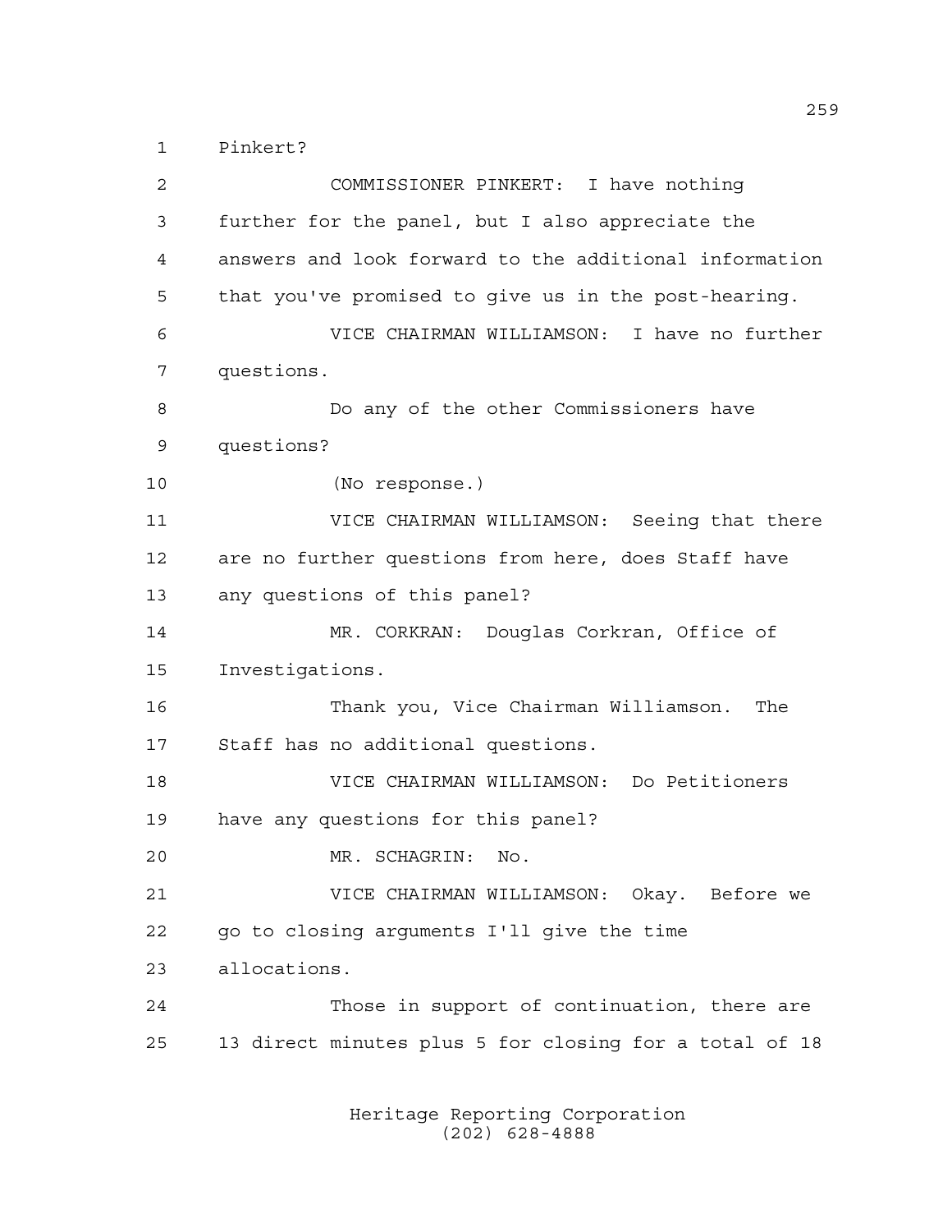1 Pinkert?

2 COMMISSIONER PINKERT: I have nothing

3 further for the panel, but I also appreciate the

4 answers and look forward to the additional information

5 that you've promised to give us in the post-hearing.

6 VICE CHAIRMAN WILLIAMSON: I have no further

7 questions.

8 Do any of the other Commissioners have

9 questions?

10 (No response.)

11 VICE CHAIRMAN WILLIAMSON: Seeing that there

12 are no further questions from here, does Staff have

13 any questions of this panel?

14 MR. CORKRAN: Douglas Corkran, Office of

15 Investigations.

16 Thank you, Vice Chairman Williamson. The

17 Staff has no additional questions.

18 VICE CHAIRMAN WILLIAMSON: Do Petitioners

19 have any questions for this panel?

20 MR. SCHAGRIN: No.

21 VICE CHAIRMAN WILLIAMSON: Okay. Before we

22 go to closing arguments I'll give the time

23 allocations.

24 Those in support of continuation, there are

25 13 direct minutes plus 5 for closing for a total of 18

Heritage Reporting Corporation
(202) 628-4888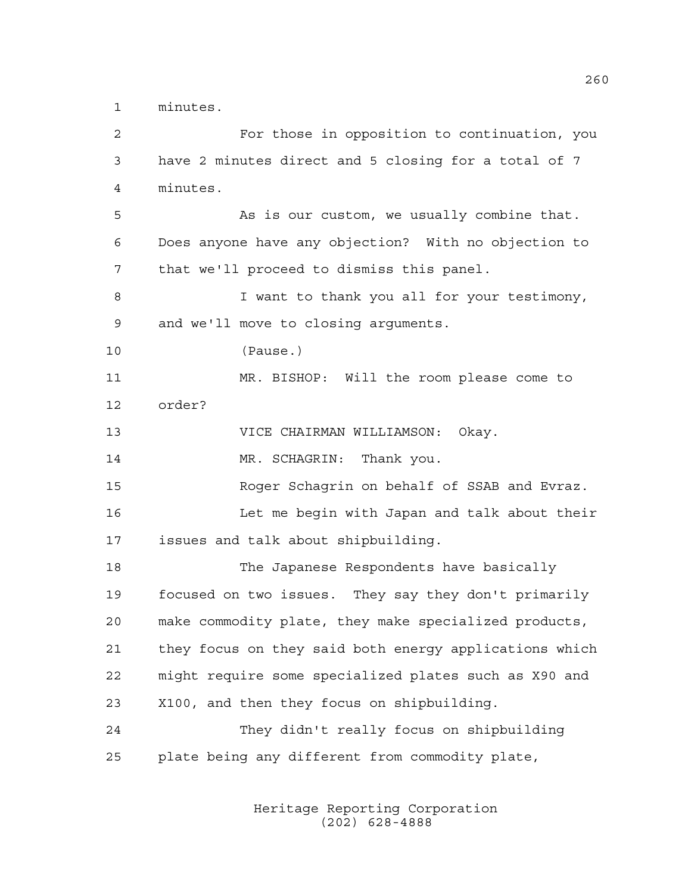minutes.

For those in opposition to continuation, you have 2 minutes direct and 5 closing for a total of 7 minutes.

As is our custom, we usually combine that. Does anyone have any objection? With no objection to that we'll proceed to dismiss this panel.

I want to thank you all for your testimony, and we'll move to closing arguments.

(Pause.)

MR. BISHOP: Will the room please come to order?

VICE CHAIRMAN WILLIAMSON: Okay.

MR. SCHAGRIN: Thank you.

Roger Schagrin on behalf of SSAB and Evraz.

Let me begin with Japan and talk about their issues and talk about shipbuilding.

The Japanese Respondents have basically focused on two issues. They say they don't primarily make commodity plate, they make specialized products, they focus on they said both energy applications which might require some specialized plates such as X90 and X100, and then they focus on shipbuilding.

They didn't really focus on shipbuilding plate being any different from commodity plate,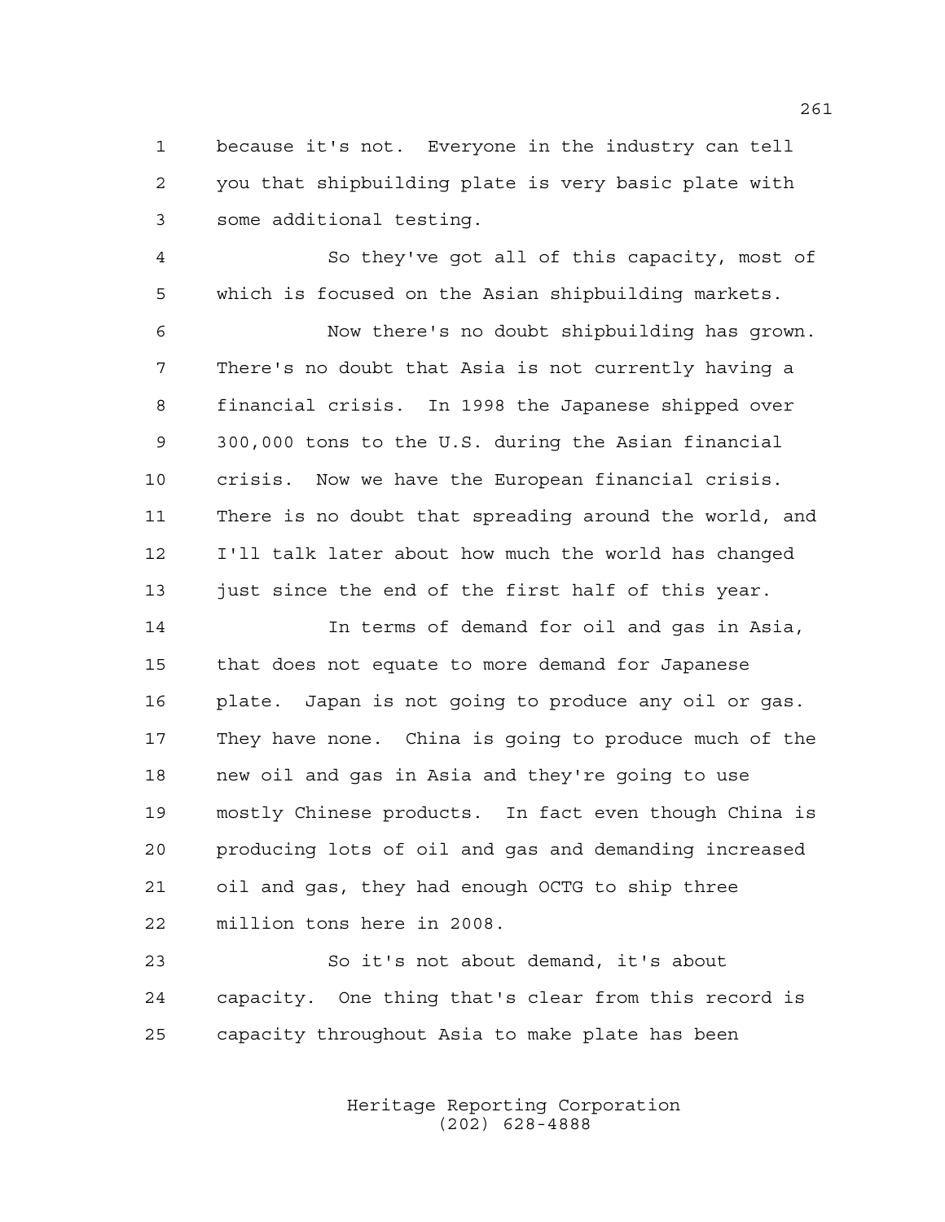because it's not. Everyone in the industry can tell you that shipbuilding plate is very basic plate with some additional testing.

So they've got all of this capacity, most of which is focused on the Asian shipbuilding markets.

Now there's no doubt shipbuilding has grown. There's no doubt that Asia is not currently having a financial crisis. In 1998 the Japanese shipped over 300,000 tons to the U.S. during the Asian financial crisis. Now we have the European financial crisis. There is no doubt that spreading around the world, and I'll talk later about how much the world has changed just since the end of the first half of this year.

In terms of demand for oil and gas in Asia, that does not equate to more demand for Japanese plate. Japan is not going to produce any oil or gas. They have none. China is going to produce much of the new oil and gas in Asia and they're going to use mostly Chinese products. In fact even though China is producing lots of oil and gas and demanding increased oil and gas, they had enough OCTG to ship three million tons here in 2008.

So it's not about demand, it's about capacity. One thing that's clear from this record is capacity throughout Asia to make plate has been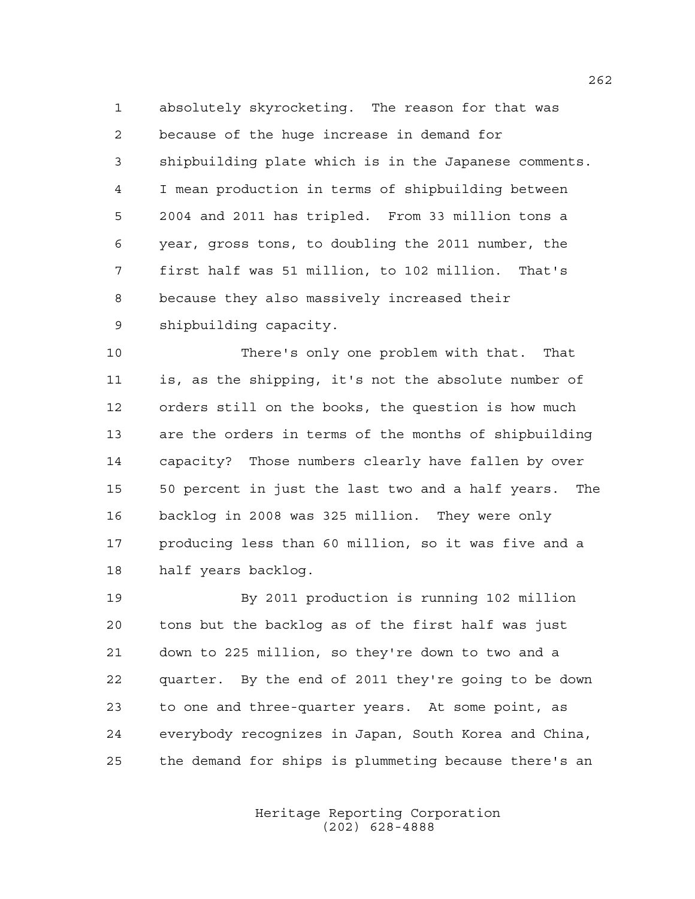absolutely skyrocketing. The reason for that was because of the huge increase in demand for shipbuilding plate which is in the Japanese comments. I mean production in terms of shipbuilding between 2004 and 2011 has tripled. From 33 million tons a year, gross tons, to doubling the 2011 number, the first half was 51 million, to 102 million. That's because they also massively increased their shipbuilding capacity.

There's only one problem with that. That is, as the shipping, it's not the absolute number of orders still on the books, the question is how much are the orders in terms of the months of shipbuilding capacity? Those numbers clearly have fallen by over 50 percent in just the last two and a half years. The backlog in 2008 was 325 million. They were only producing less than 60 million, so it was five and a half years backlog.

By 2011 production is running 102 million tons but the backlog as of the first half was just down to 225 million, so they're down to two and a quarter. By the end of 2011 they're going to be down to one and three-quarter years. At some point, as everybody recognizes in Japan, South Korea and China, the demand for ships is plummeting because there's an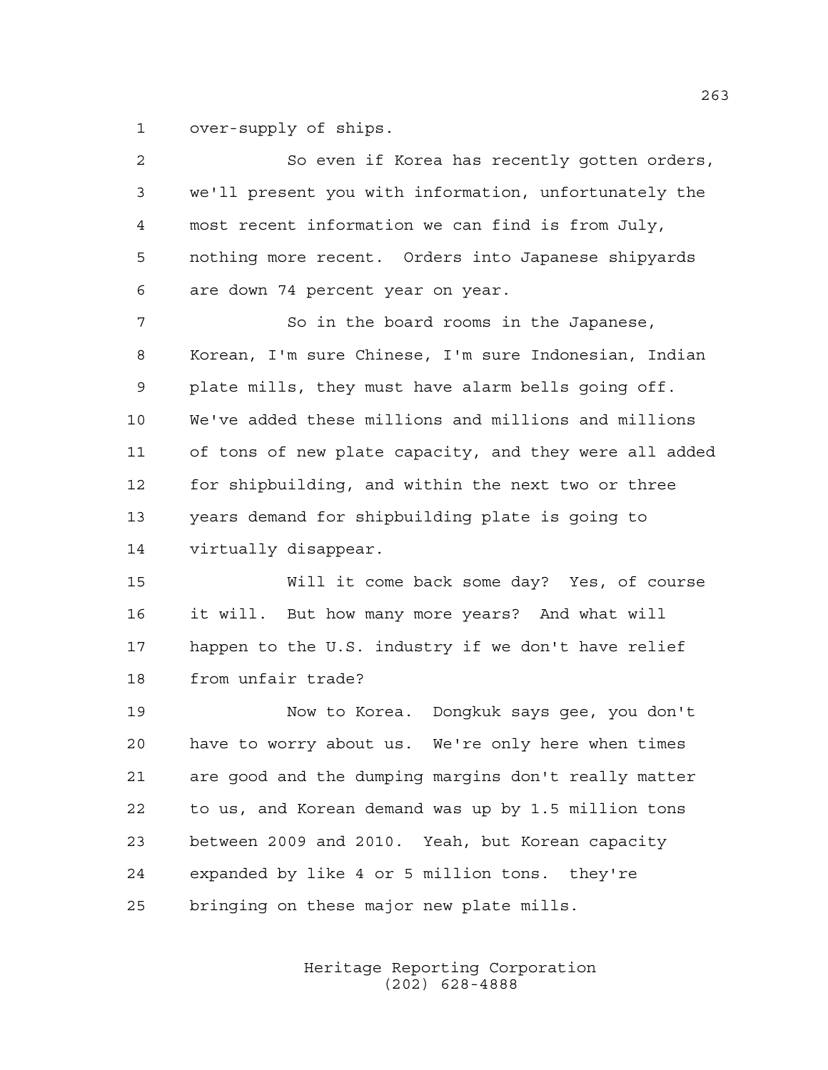over-supply of ships.

So even if Korea has recently gotten orders, we'll present you with information, unfortunately the most recent information we can find is from July, nothing more recent. Orders into Japanese shipyards are down 74 percent year on year.

So in the board rooms in the Japanese, Korean, I'm sure Chinese, I'm sure Indonesian, Indian plate mills, they must have alarm bells going off. We've added these millions and millions and millions of tons of new plate capacity, and they were all added for shipbuilding, and within the next two or three years demand for shipbuilding plate is going to virtually disappear.

Will it come back some day? Yes, of course it will. But how many more years? And what will happen to the U.S. industry if we don't have relief from unfair trade?

Now to Korea. Dongkuk says gee, you don't have to worry about us. We're only here when times are good and the dumping margins don't really matter to us, and Korean demand was up by 1.5 million tons between 2009 and 2010. Yeah, but Korean capacity expanded by like 4 or 5 million tons. they're bringing on these major new plate mills.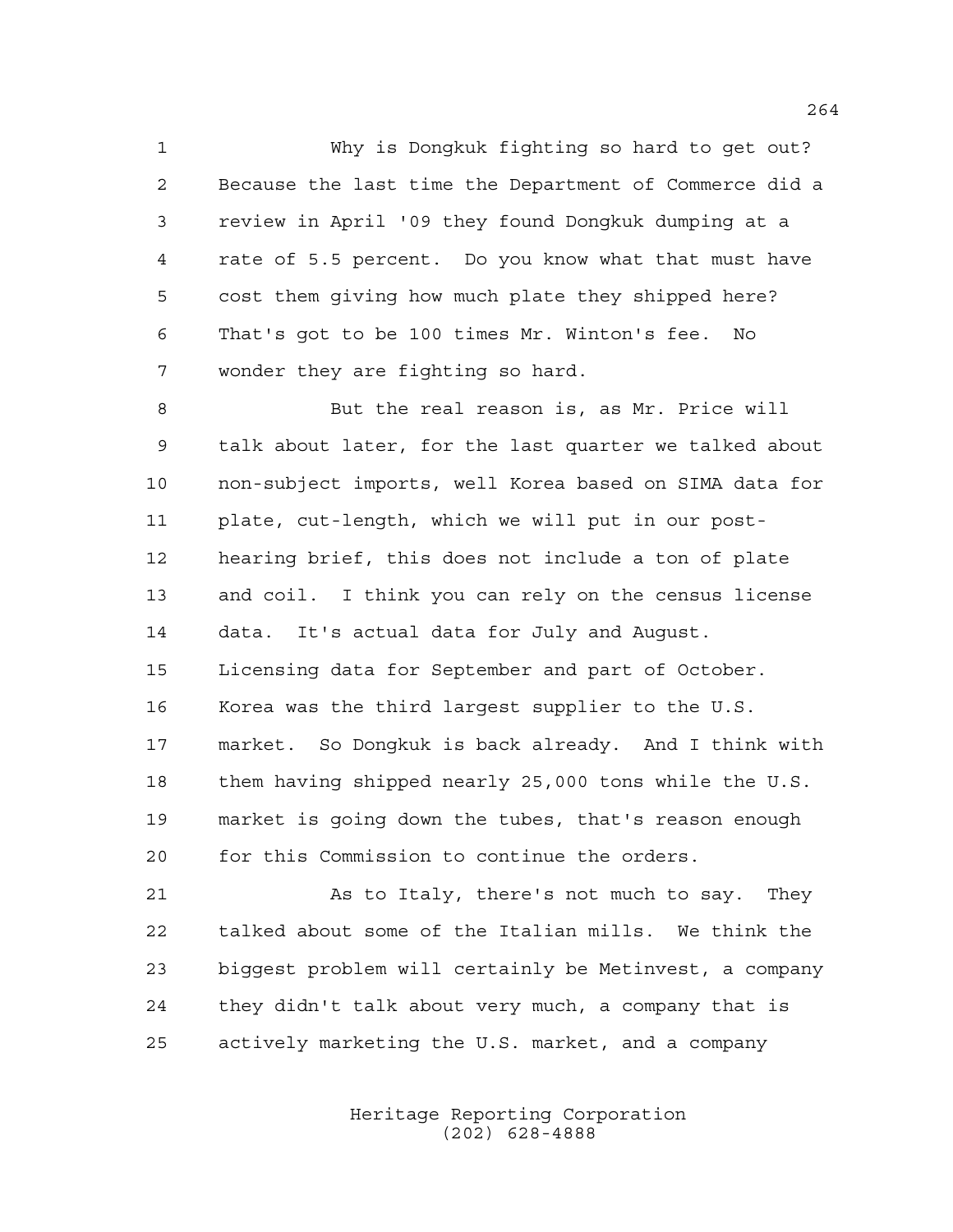Why is Dongkuk fighting so hard to get out? Because the last time the Department of Commerce did a review in April '09 they found Dongkuk dumping at a rate of 5.5 percent. Do you know what that must have cost them giving how much plate they shipped here? That's got to be 100 times Mr. Winton's fee. No wonder they are fighting so hard.

But the real reason is, as Mr. Price will talk about later, for the last quarter we talked about non-subject imports, well Korea based on SIMA data for plate, cut-length, which we will put in our post-hearing brief, this does not include a ton of plate and coil. I think you can rely on the census license data. It's actual data for July and August. Licensing data for September and part of October. Korea was the third largest supplier to the U.S. market. So Dongkuk is back already. And I think with them having shipped nearly 25,000 tons while the U.S. market is going down the tubes, that's reason enough for this Commission to continue the orders.

As to Italy, there's not much to say. They talked about some of the Italian mills. We think the biggest problem will certainly be Metinvest, a company they didn't talk about very much, a company that is actively marketing the U.S. market, and a company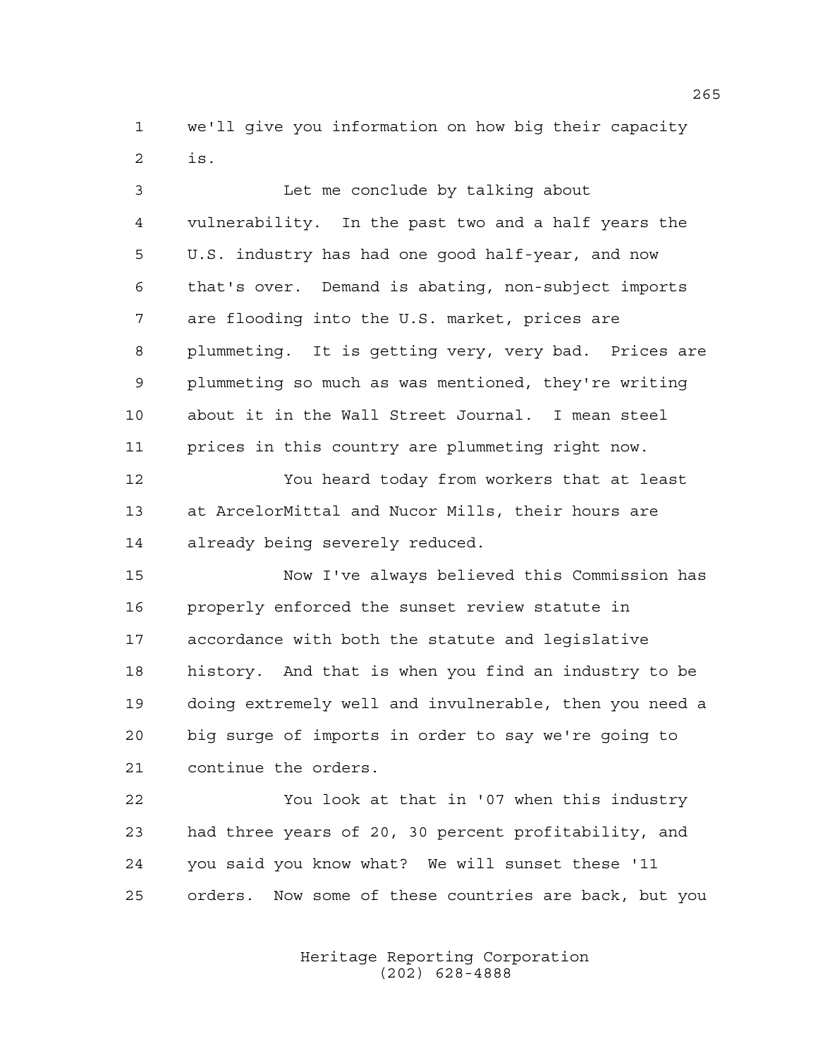we'll give you information on how big their capacity is.

Let me conclude by talking about vulnerability. In the past two and a half years the U.S. industry has had one good half-year, and now that's over. Demand is abating, non-subject imports are flooding into the U.S. market, prices are plummeting. It is getting very, very bad. Prices are plummeting so much as was mentioned, they're writing about it in the Wall Street Journal. I mean steel prices in this country are plummeting right now.

You heard today from workers that at least at ArcelorMittal and Nucor Mills, their hours are already being severely reduced.

Now I've always believed this Commission has properly enforced the sunset review statute in accordance with both the statute and legislative history. And that is when you find an industry to be doing extremely well and invulnerable, then you need a big surge of imports in order to say we're going to continue the orders.

You look at that in '07 when this industry had three years of 20, 30 percent profitability, and you said you know what? We will sunset these '11 orders. Now some of these countries are back, but you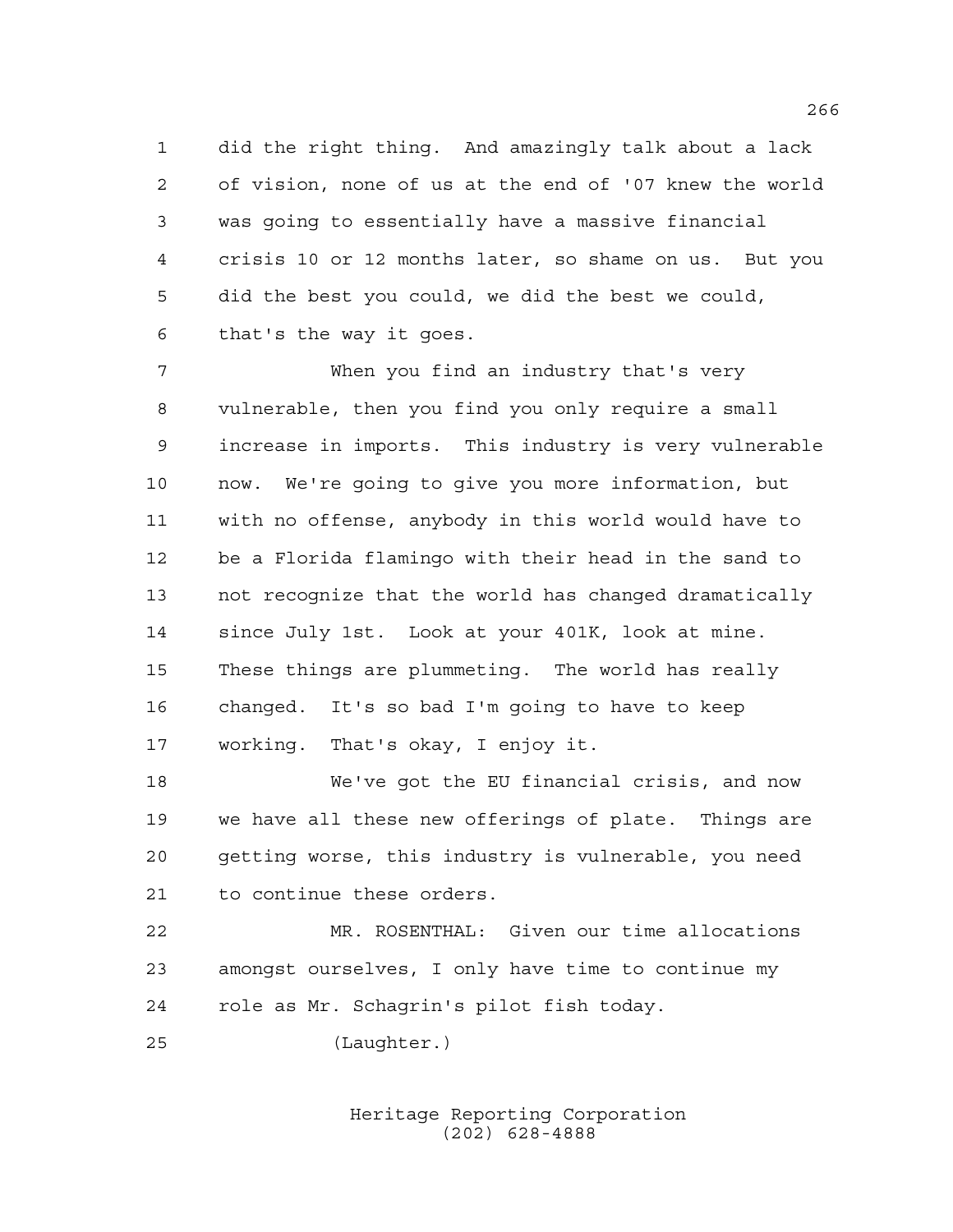did the right thing. And amazingly talk about a lack of vision, none of us at the end of '07 knew the world was going to essentially have a massive financial crisis 10 or 12 months later, so shame on us. But you did the best you could, we did the best we could, that's the way it goes.

When you find an industry that's very vulnerable, then you find you only require a small increase in imports. This industry is very vulnerable now. We're going to give you more information, but with no offense, anybody in this world would have to be a Florida flamingo with their head in the sand to not recognize that the world has changed dramatically since July 1st. Look at your 401K, look at mine. These things are plummeting. The world has really changed. It's so bad I'm going to have to keep working. That's okay, I enjoy it.

We've got the EU financial crisis, and now we have all these new offerings of plate. Things are getting worse, this industry is vulnerable, you need to continue these orders.

MR. ROSENTHAL: Given our time allocations amongst ourselves, I only have time to continue my role as Mr. Schagrin's pilot fish today.

(Laughter.)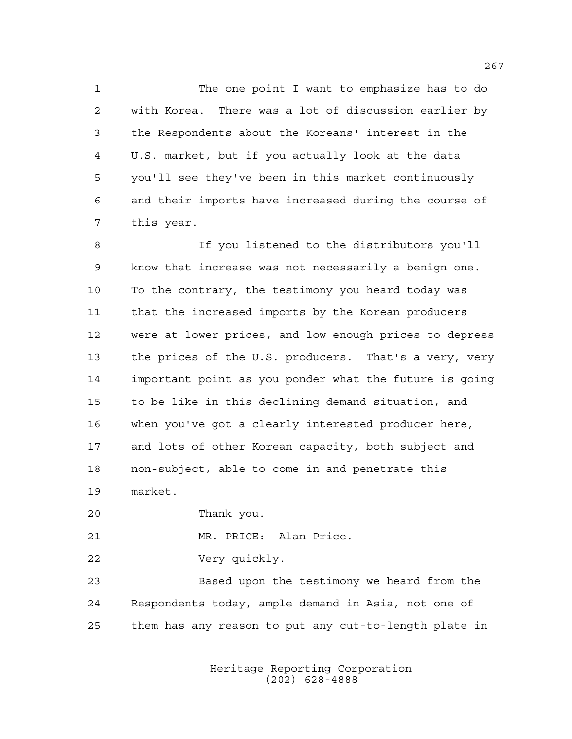The one point I want to emphasize has to do with Korea. There was a lot of discussion earlier by the Respondents about the Koreans' interest in the U.S. market, but if you actually look at the data you'll see they've been in this market continuously and their imports have increased during the course of this year.

If you listened to the distributors you'll know that increase was not necessarily a benign one. To the contrary, the testimony you heard today was that the increased imports by the Korean producers were at lower prices, and low enough prices to depress the prices of the U.S. producers. That's a very, very important point as you ponder what the future is going to be like in this declining demand situation, and when you've got a clearly interested producer here, and lots of other Korean capacity, both subject and non-subject, able to come in and penetrate this market.

Thank you.

MR. PRICE: Alan Price.

Very quickly.

Based upon the testimony we heard from the Respondents today, ample demand in Asia, not one of them has any reason to put any cut-to-length plate in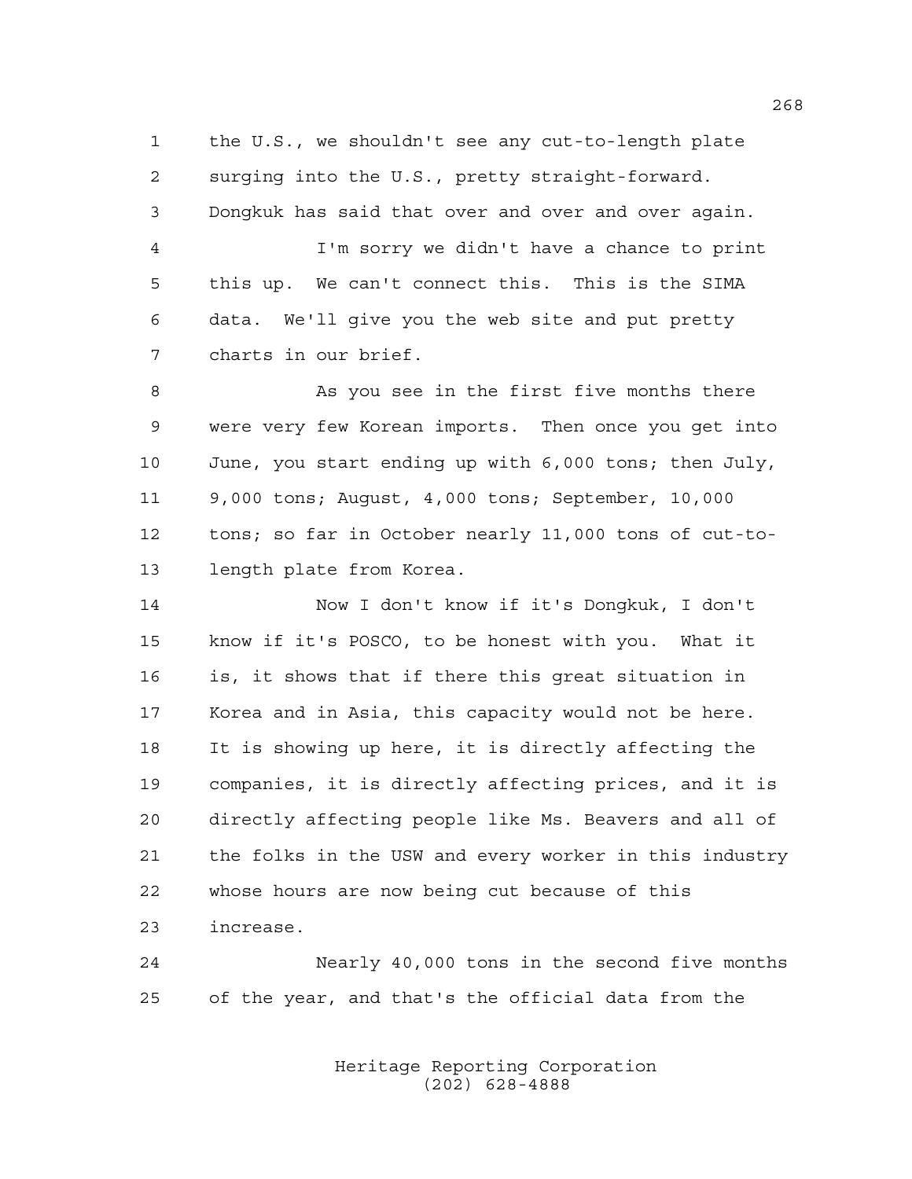the U.S., we shouldn't see any cut-to-length plate surging into the U.S., pretty straight-forward. Dongkuk has said that over and over and over again.

I'm sorry we didn't have a chance to print this up. We can't connect this. This is the SIMA data. We'll give you the web site and put pretty charts in our brief.

As you see in the first five months there were very few Korean imports. Then once you get into June, you start ending up with 6,000 tons; then July, 9,000 tons; August, 4,000 tons; September, 10,000 tons; so far in October nearly 11,000 tons of cut-to-length plate from Korea.

Now I don't know if it's Dongkuk, I don't know if it's POSCO, to be honest with you. What it is, it shows that if there this great situation in Korea and in Asia, this capacity would not be here. It is showing up here, it is directly affecting the companies, it is directly affecting prices, and it is directly affecting people like Ms. Beavers and all of the folks in the USW and every worker in this industry whose hours are now being cut because of this increase.

Nearly 40,000 tons in the second five months of the year, and that's the official data from the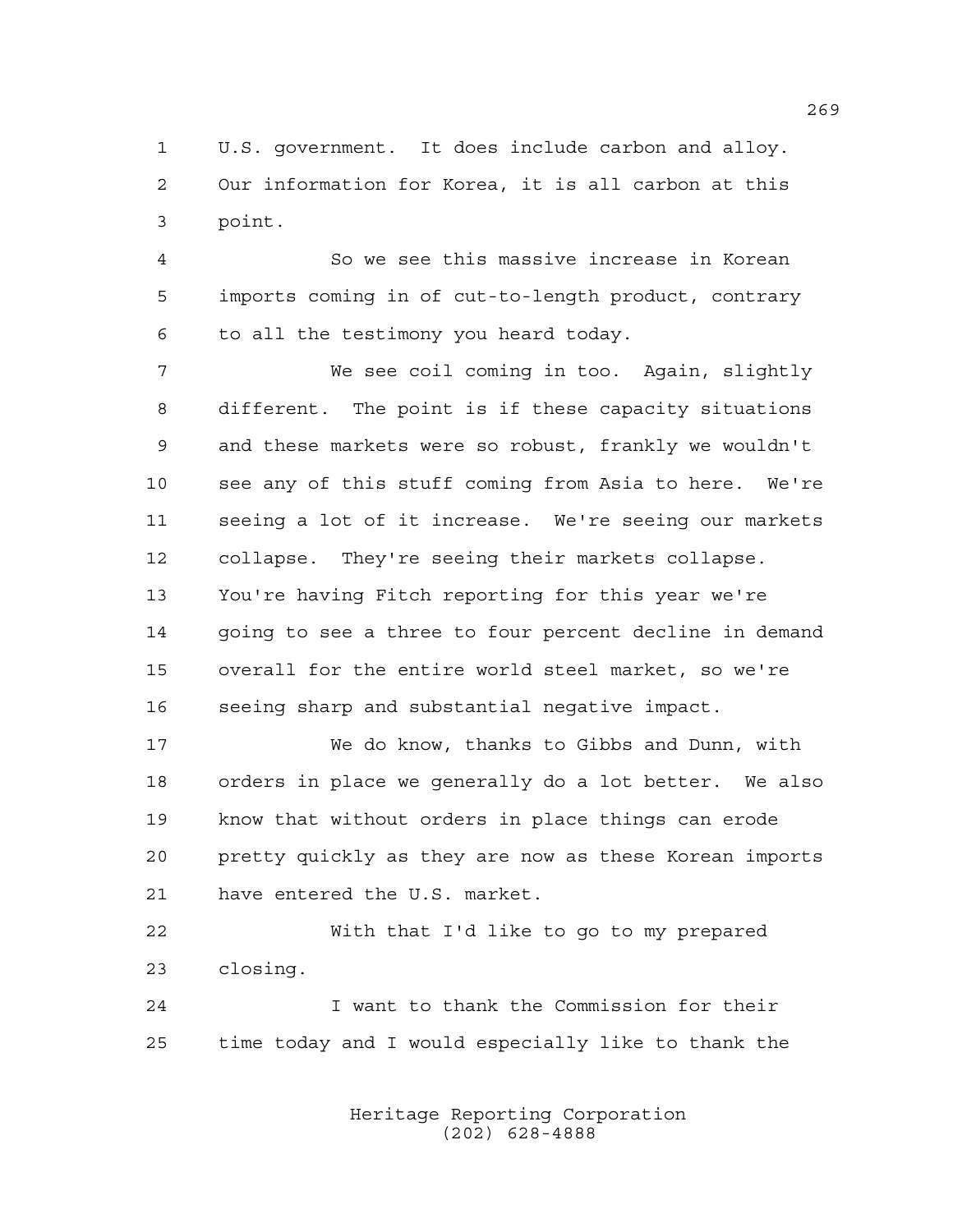U.S. government. It does include carbon and alloy. Our information for Korea, it is all carbon at this point.

So we see this massive increase in Korean imports coming in of cut-to-length product, contrary to all the testimony you heard today.

We see coil coming in too. Again, slightly different. The point is if these capacity situations and these markets were so robust, frankly we wouldn't see any of this stuff coming from Asia to here. We're seeing a lot of it increase. We're seeing our markets collapse. They're seeing their markets collapse. You're having Fitch reporting for this year we're going to see a three to four percent decline in demand overall for the entire world steel market, so we're seeing sharp and substantial negative impact.

We do know, thanks to Gibbs and Dunn, with orders in place we generally do a lot better. We also know that without orders in place things can erode pretty quickly as they are now as these Korean imports have entered the U.S. market.

With that I'd like to go to my prepared closing.

I want to thank the Commission for their time today and I would especially like to thank the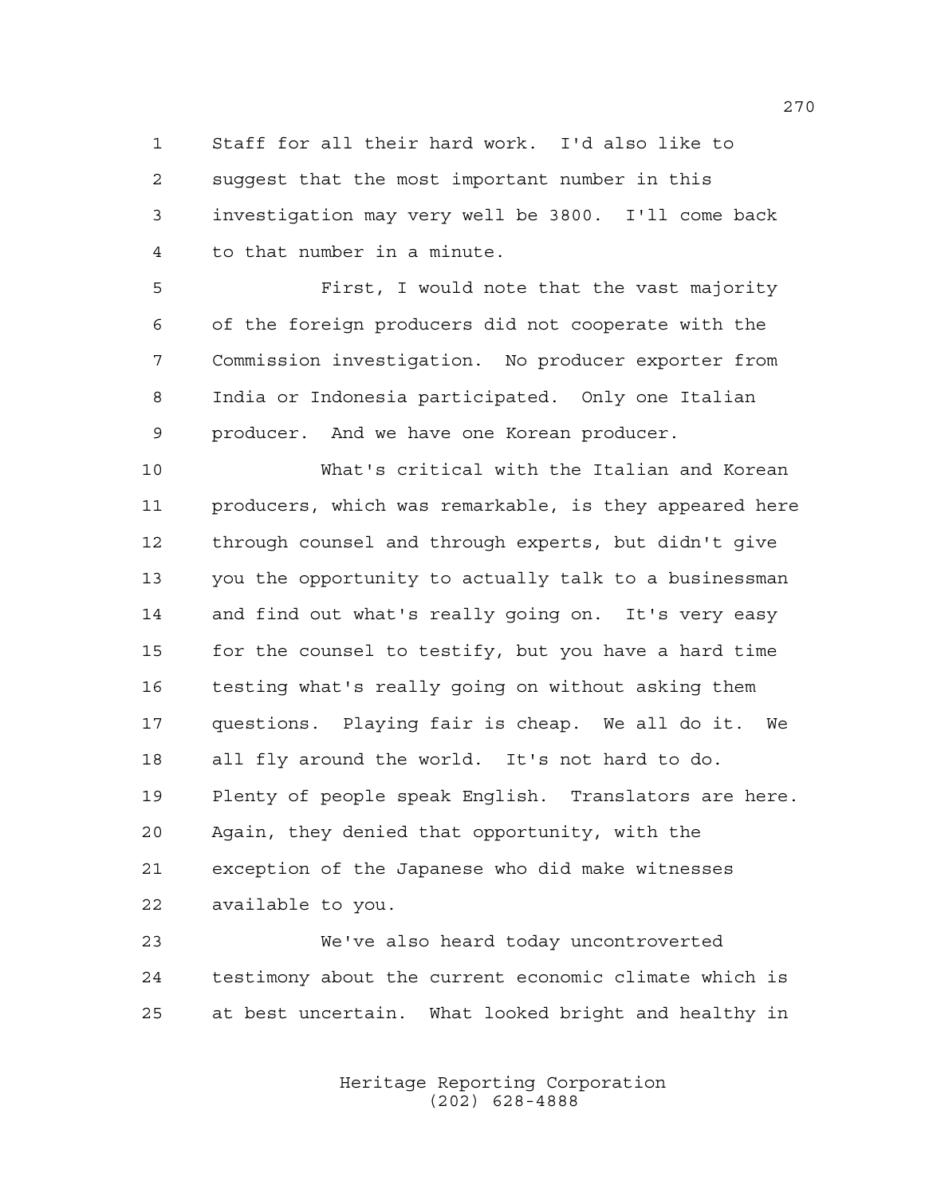Staff for all their hard work. I'd also like to suggest that the most important number in this investigation may very well be 3800. I'll come back to that number in a minute.

First, I would note that the vast majority of the foreign producers did not cooperate with the Commission investigation. No producer exporter from India or Indonesia participated. Only one Italian producer. And we have one Korean producer.

What's critical with the Italian and Korean producers, which was remarkable, is they appeared here through counsel and through experts, but didn't give you the opportunity to actually talk to a businessman and find out what's really going on. It's very easy for the counsel to testify, but you have a hard time testing what's really going on without asking them questions. Playing fair is cheap. We all do it. We all fly around the world. It's not hard to do. Plenty of people speak English. Translators are here. Again, they denied that opportunity, with the exception of the Japanese who did make witnesses available to you.

We've also heard today uncontroverted testimony about the current economic climate which is at best uncertain. What looked bright and healthy in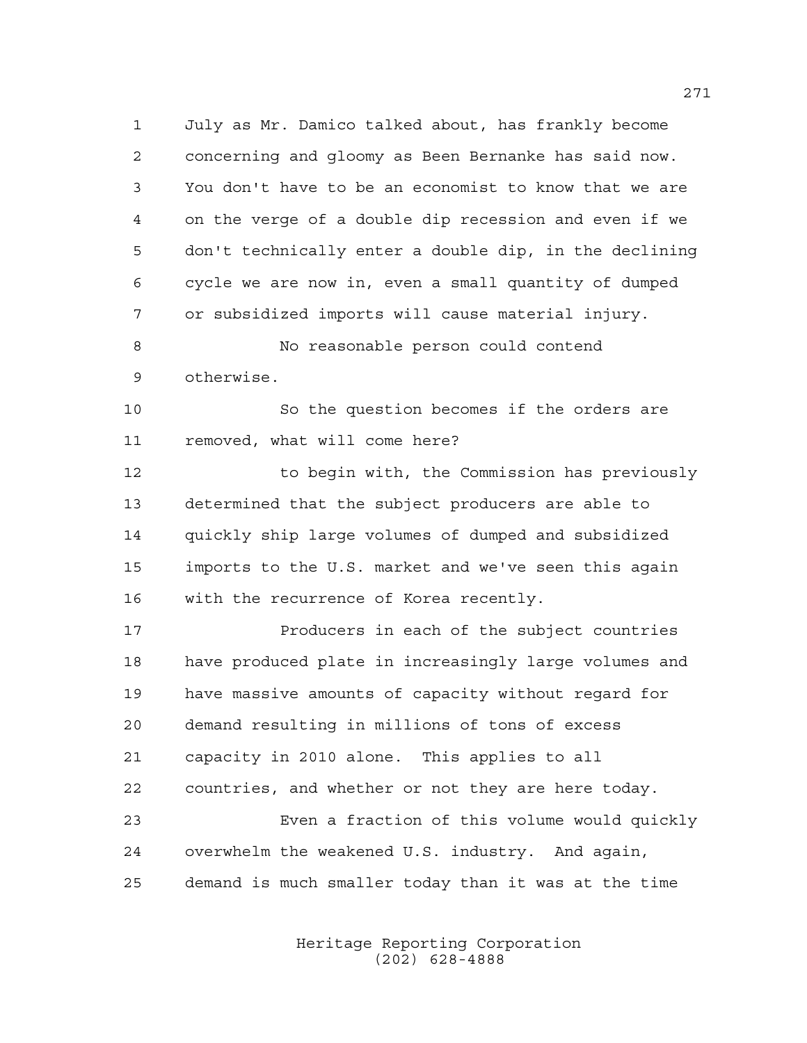1 July as Mr. Damico talked about, has frankly become
2 concerning and gloomy as Been Bernanke has said now.
3 You don't have to be an economist to know that we are
4 on the verge of a double dip recession and even if we
5 don't technically enter a double dip, in the declining
6 cycle we are now in, even a small quantity of dumped
7 or subsidized imports will cause material injury.
8 No reasonable person could contend
9 otherwise.
10 So the question becomes if the orders are
11 removed, what will come here?
12 to begin with, the Commission has previously
13 determined that the subject producers are able to
14 quickly ship large volumes of dumped and subsidized
15 imports to the U.S. market and we've seen this again
16 with the recurrence of Korea recently.
17 Producers in each of the subject countries
18 have produced plate in increasingly large volumes and
19 have massive amounts of capacity without regard for
20 demand resulting in millions of tons of excess
21 capacity in 2010 alone. This applies to all
22 countries, and whether or not they are here today.
23 Even a fraction of this volume would quickly
24 overwhelm the weakened U.S. industry. And again,
25 demand is much smaller today than it was at the time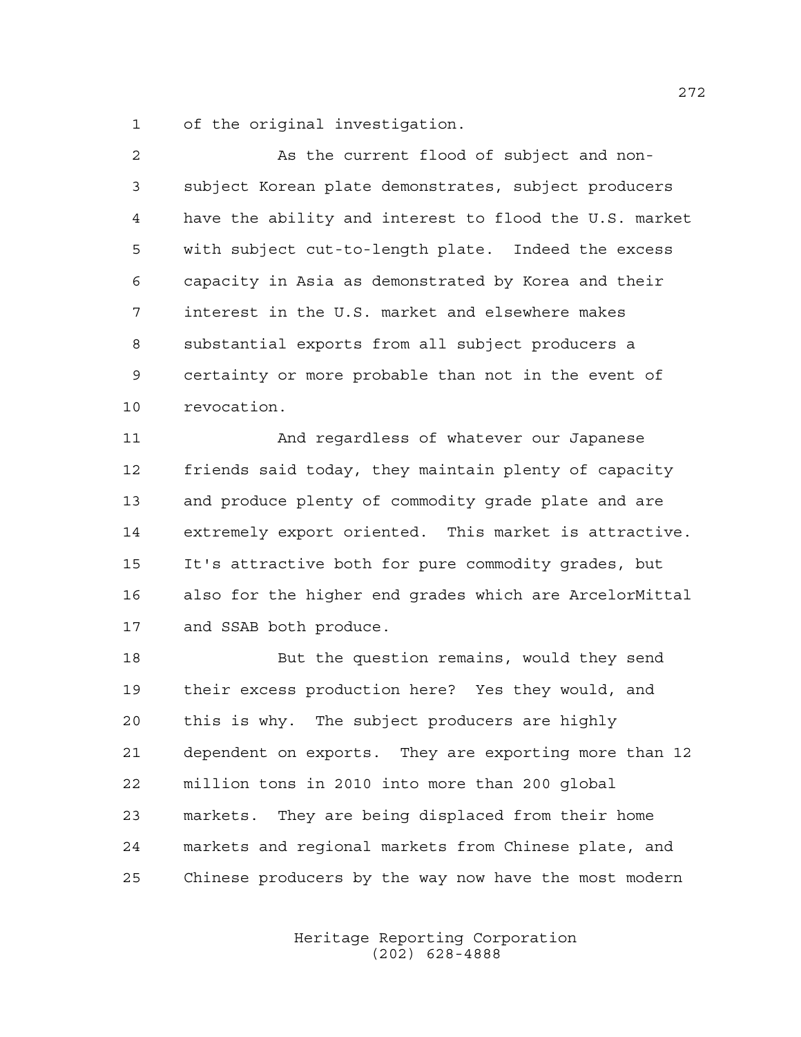of the original investigation.

As the current flood of subject and non-subject Korean plate demonstrates, subject producers have the ability and interest to flood the U.S. market with subject cut-to-length plate. Indeed the excess capacity in Asia as demonstrated by Korea and their interest in the U.S. market and elsewhere makes substantial exports from all subject producers a certainty or more probable than not in the event of revocation.

And regardless of whatever our Japanese friends said today, they maintain plenty of capacity and produce plenty of commodity grade plate and are extremely export oriented. This market is attractive. It's attractive both for pure commodity grades, but also for the higher end grades which are ArcelorMittal and SSAB both produce.

But the question remains, would they send their excess production here? Yes they would, and this is why. The subject producers are highly dependent on exports. They are exporting more than 12 million tons in 2010 into more than 200 global markets. They are being displaced from their home markets and regional markets from Chinese plate, and Chinese producers by the way now have the most modern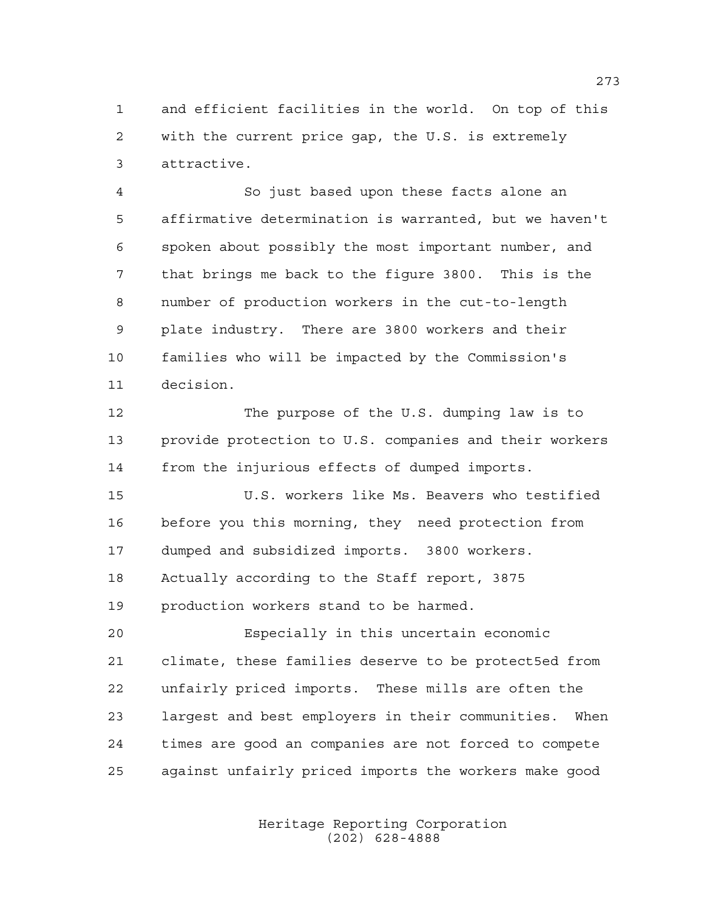and efficient facilities in the world. On top of this with the current price gap, the U.S. is extremely attractive.

So just based upon these facts alone an affirmative determination is warranted, but we haven't spoken about possibly the most important number, and that brings me back to the figure 3800. This is the number of production workers in the cut-to-length plate industry. There are 3800 workers and their families who will be impacted by the Commission's decision.

The purpose of the U.S. dumping law is to provide protection to U.S. companies and their workers from the injurious effects of dumped imports.

U.S. workers like Ms. Beavers who testified before you this morning, they need protection from dumped and subsidized imports. 3800 workers. Actually according to the Staff report, 3875 production workers stand to be harmed.

Especially in this uncertain economic climate, these families deserve to be protect5ed from unfairly priced imports. These mills are often the largest and best employers in their communities. When times are good an companies are not forced to compete against unfairly priced imports the workers make good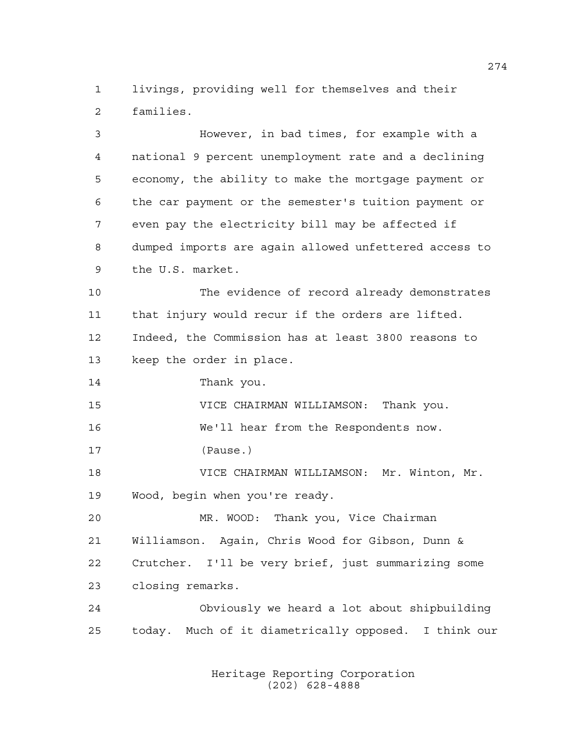1 livings, providing well for themselves and their
2 families.

3 However, in bad times, for example with a
4 national 9 percent unemployment rate and a declining
5 economy, the ability to make the mortgage payment or
6 the car payment or the semester's tuition payment or
7 even pay the electricity bill may be affected if
8 dumped imports are again allowed unfettered access to
9 the U.S. market.

10 The evidence of record already demonstrates
11 that injury would recur if the orders are lifted.
12 Indeed, the Commission has at least 3800 reasons to
13 keep the order in place.

14 Thank you.

15 VICE CHAIRMAN WILLIAMSON: Thank you.

16 We'll hear from the Respondents now.

17 (Pause.)

18 VICE CHAIRMAN WILLIAMSON: Mr. Winton, Mr.
19 Wood, begin when you're ready.

20 MR. WOOD: Thank you, Vice Chairman
21 Williamson. Again, Chris Wood for Gibson, Dunn &
22 Crutcher. I'll be very brief, just summarizing some
23 closing remarks.

24 Obviously we heard a lot about shipbuilding
25 today. Much of it diametrically opposed. I think our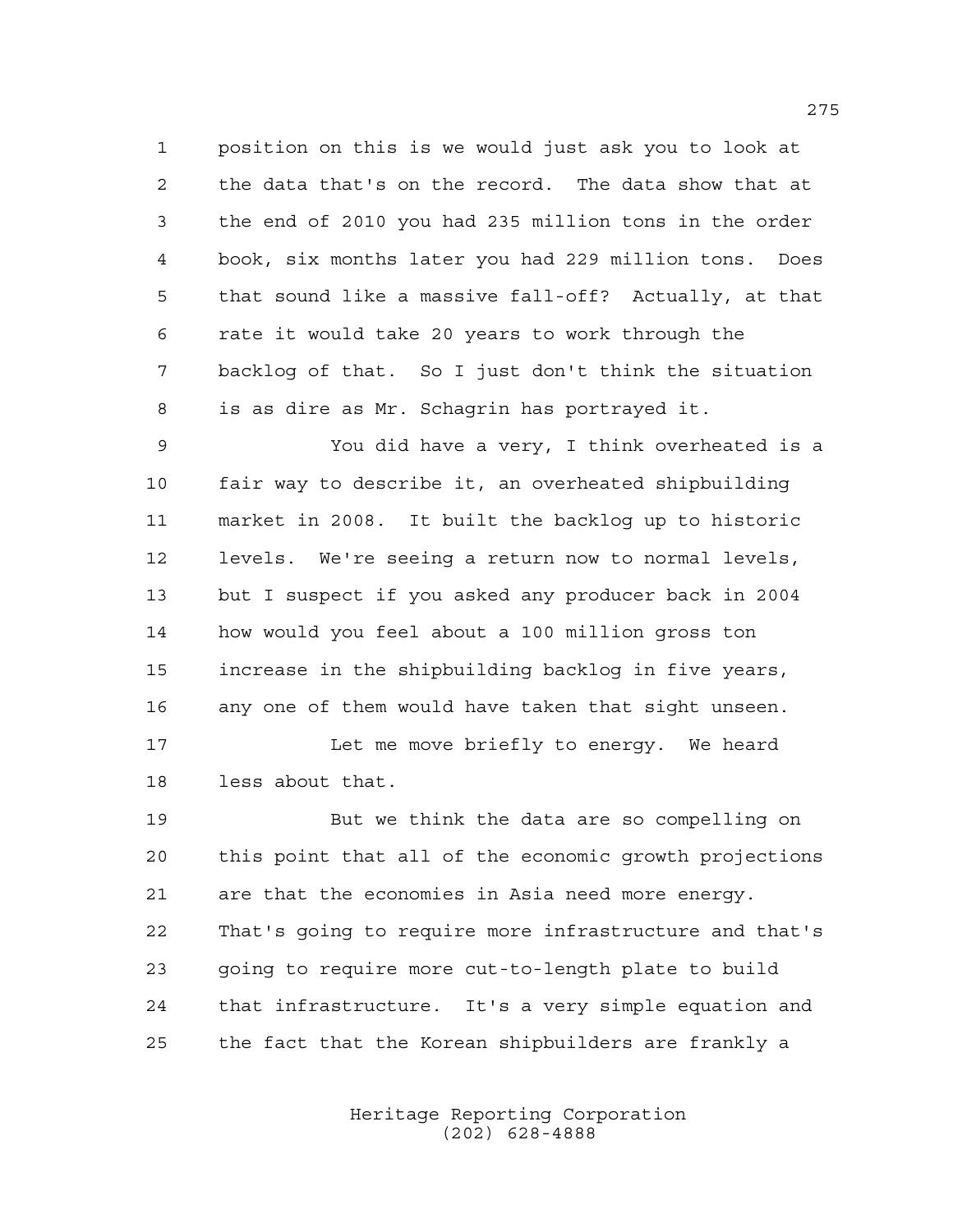position on this is we would just ask you to look at the data that's on the record. The data show that at the end of 2010 you had 235 million tons in the order book, six months later you had 229 million tons. Does that sound like a massive fall-off? Actually, at that rate it would take 20 years to work through the backlog of that. So I just don't think the situation is as dire as Mr. Schagrin has portrayed it.

You did have a very, I think overheated is a fair way to describe it, an overheated shipbuilding market in 2008. It built the backlog up to historic levels. We're seeing a return now to normal levels, but I suspect if you asked any producer back in 2004 how would you feel about a 100 million gross ton increase in the shipbuilding backlog in five years, any one of them would have taken that sight unseen.

Let me move briefly to energy. We heard less about that.

But we think the data are so compelling on this point that all of the economic growth projections are that the economies in Asia need more energy. That's going to require more infrastructure and that's going to require more cut-to-length plate to build that infrastructure. It's a very simple equation and the fact that the Korean shipbuilders are frankly a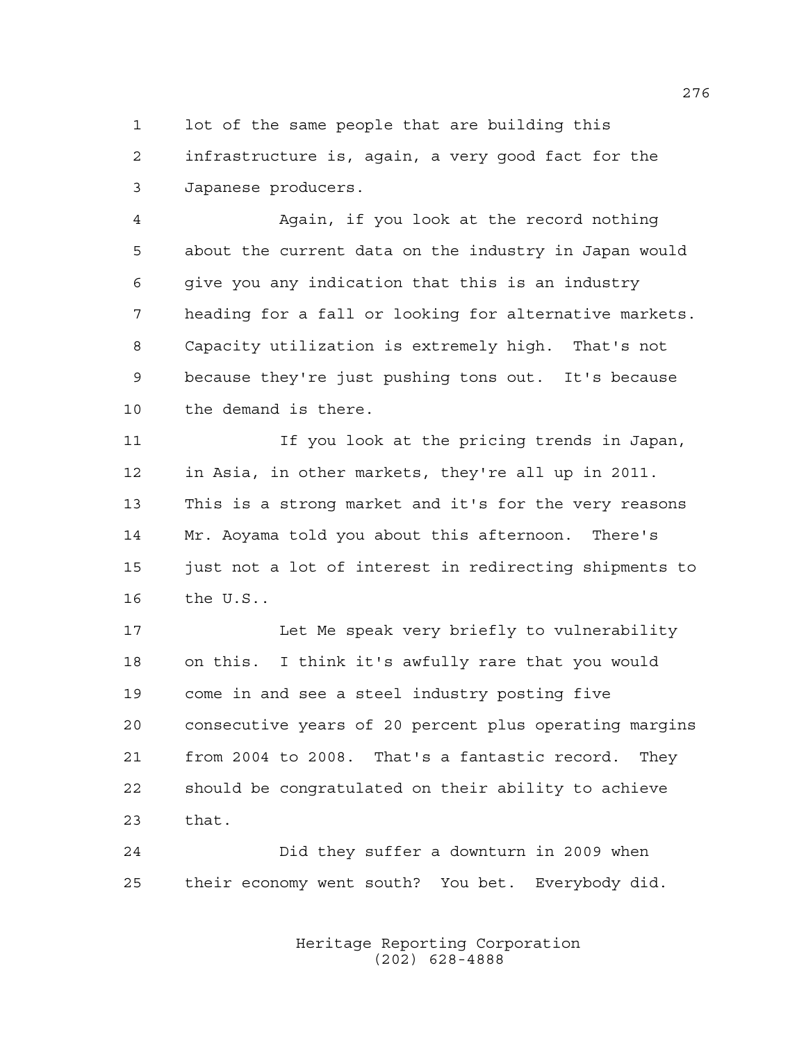1 lot of the same people that are building this
2 infrastructure is, again, a very good fact for the
3 Japanese producers.

4 Again, if you look at the record nothing
5 about the current data on the industry in Japan would
6 give you any indication that this is an industry
7 heading for a fall or looking for alternative markets.
8 Capacity utilization is extremely high. That's not
9 because they're just pushing tons out. It's because
10 the demand is there.

11 If you look at the pricing trends in Japan,
12 in Asia, in other markets, they're all up in 2011.
13 This is a strong market and it's for the very reasons
14 Mr. Aoyama told you about this afternoon. There's
15 just not a lot of interest in redirecting shipments to
16 the U.S..

17 Let Me speak very briefly to vulnerability
18 on this. I think it's awfully rare that you would
19 come in and see a steel industry posting five
20 consecutive years of 20 percent plus operating margins
21 from 2004 to 2008. That's a fantastic record. They
22 should be congratulated on their ability to achieve
23 that.

24 Did they suffer a downturn in 2009 when
25 their economy went south? You bet. Everybody did.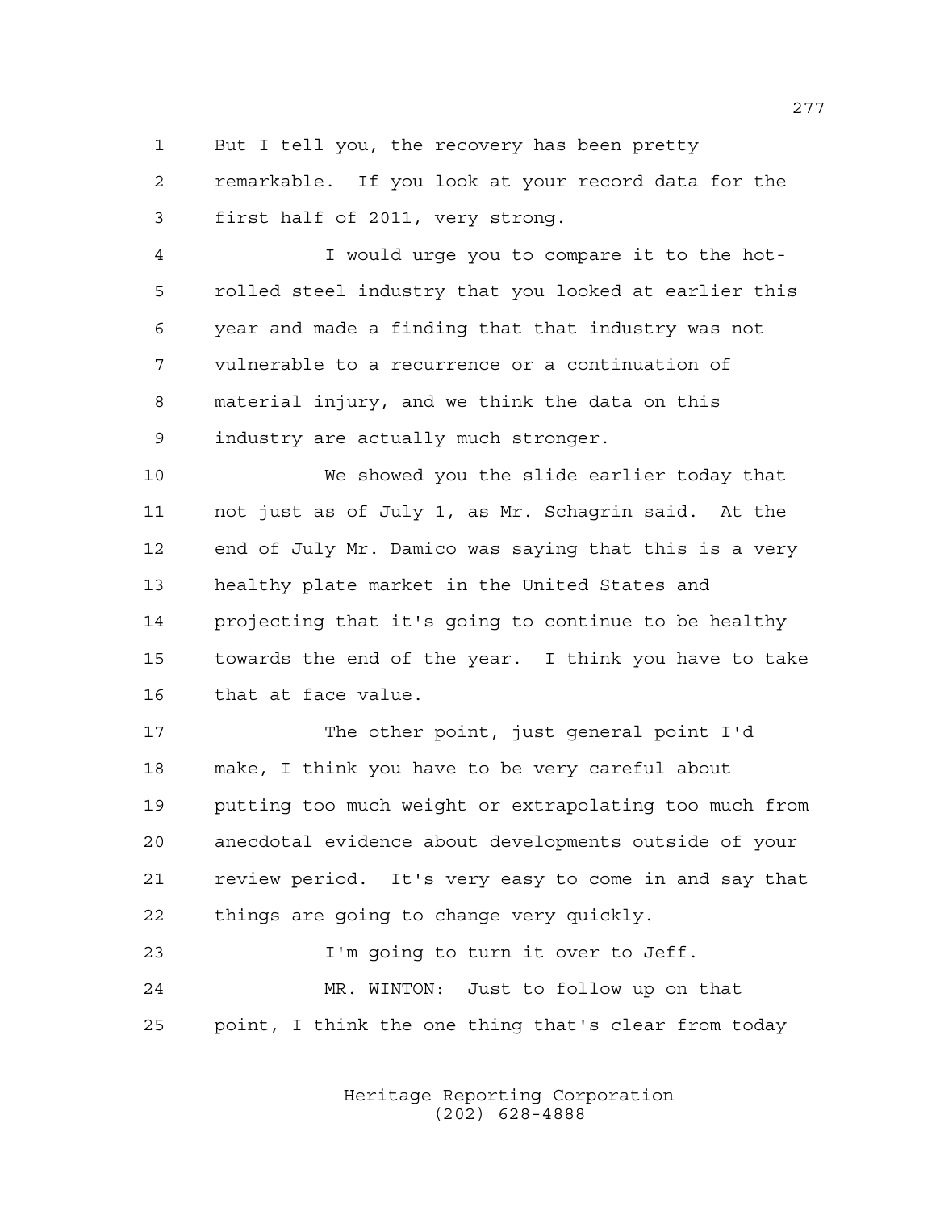But I tell you, the recovery has been pretty remarkable. If you look at your record data for the first half of 2011, very strong.

I would urge you to compare it to the hot-rolled steel industry that you looked at earlier this year and made a finding that that industry was not vulnerable to a recurrence or a continuation of material injury, and we think the data on this industry are actually much stronger.

We showed you the slide earlier today that not just as of July 1, as Mr. Schagrin said. At the end of July Mr. Damico was saying that this is a very healthy plate market in the United States and projecting that it's going to continue to be healthy towards the end of the year. I think you have to take that at face value.

The other point, just general point I'd make, I think you have to be very careful about putting too much weight or extrapolating too much from anecdotal evidence about developments outside of your review period. It's very easy to come in and say that things are going to change very quickly.

I'm going to turn it over to Jeff.

MR. WINTON: Just to follow up on that point, I think the one thing that's clear from today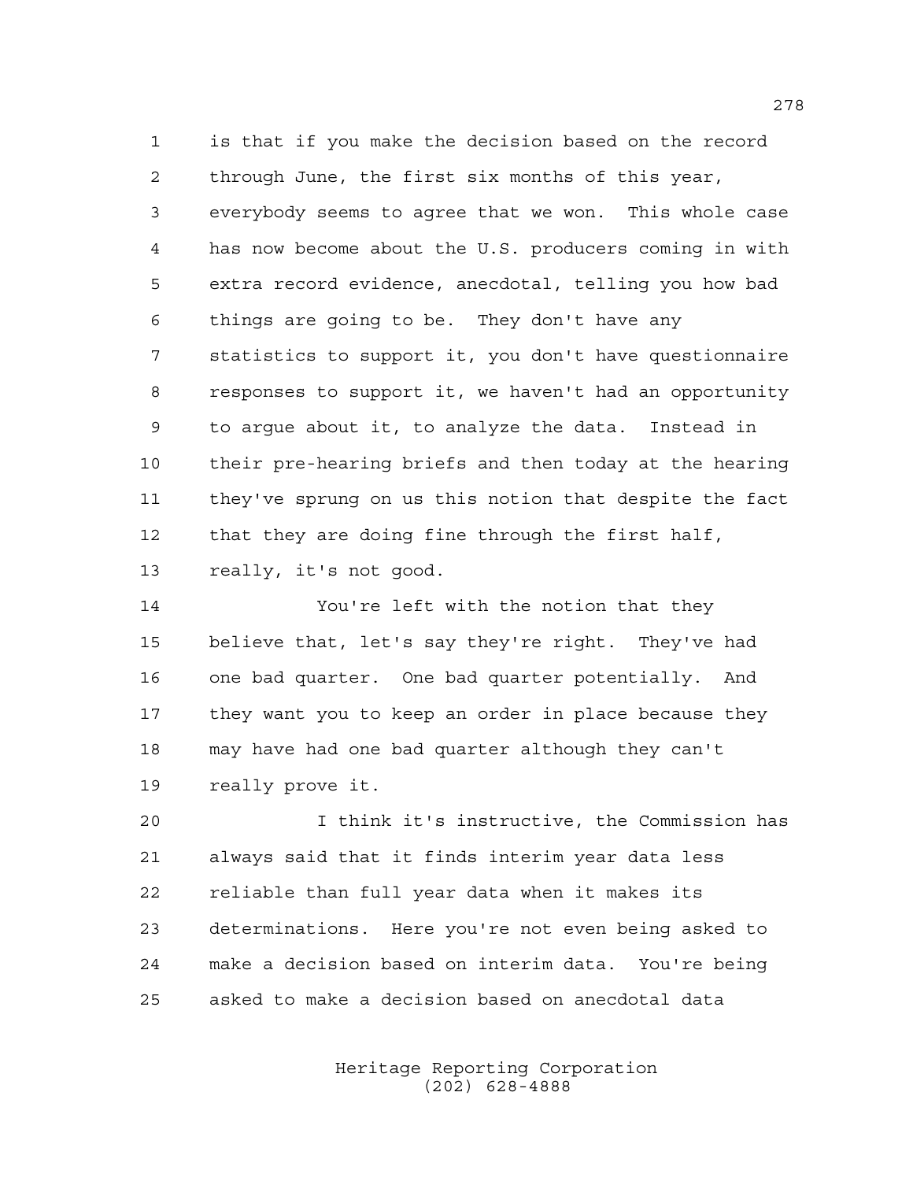is that if you make the decision based on the record through June, the first six months of this year, everybody seems to agree that we won. This whole case has now become about the U.S. producers coming in with extra record evidence, anecdotal, telling you how bad things are going to be. They don't have any statistics to support it, you don't have questionnaire responses to support it, we haven't had an opportunity to argue about it, to analyze the data. Instead in their pre-hearing briefs and then today at the hearing they've sprung on us this notion that despite the fact that they are doing fine through the first half, really, it's not good.

You're left with the notion that they believe that, let's say they're right. They've had one bad quarter. One bad quarter potentially. And they want you to keep an order in place because they may have had one bad quarter although they can't really prove it.

I think it's instructive, the Commission has always said that it finds interim year data less reliable than full year data when it makes its determinations. Here you're not even being asked to make a decision based on interim data. You're being asked to make a decision based on anecdotal data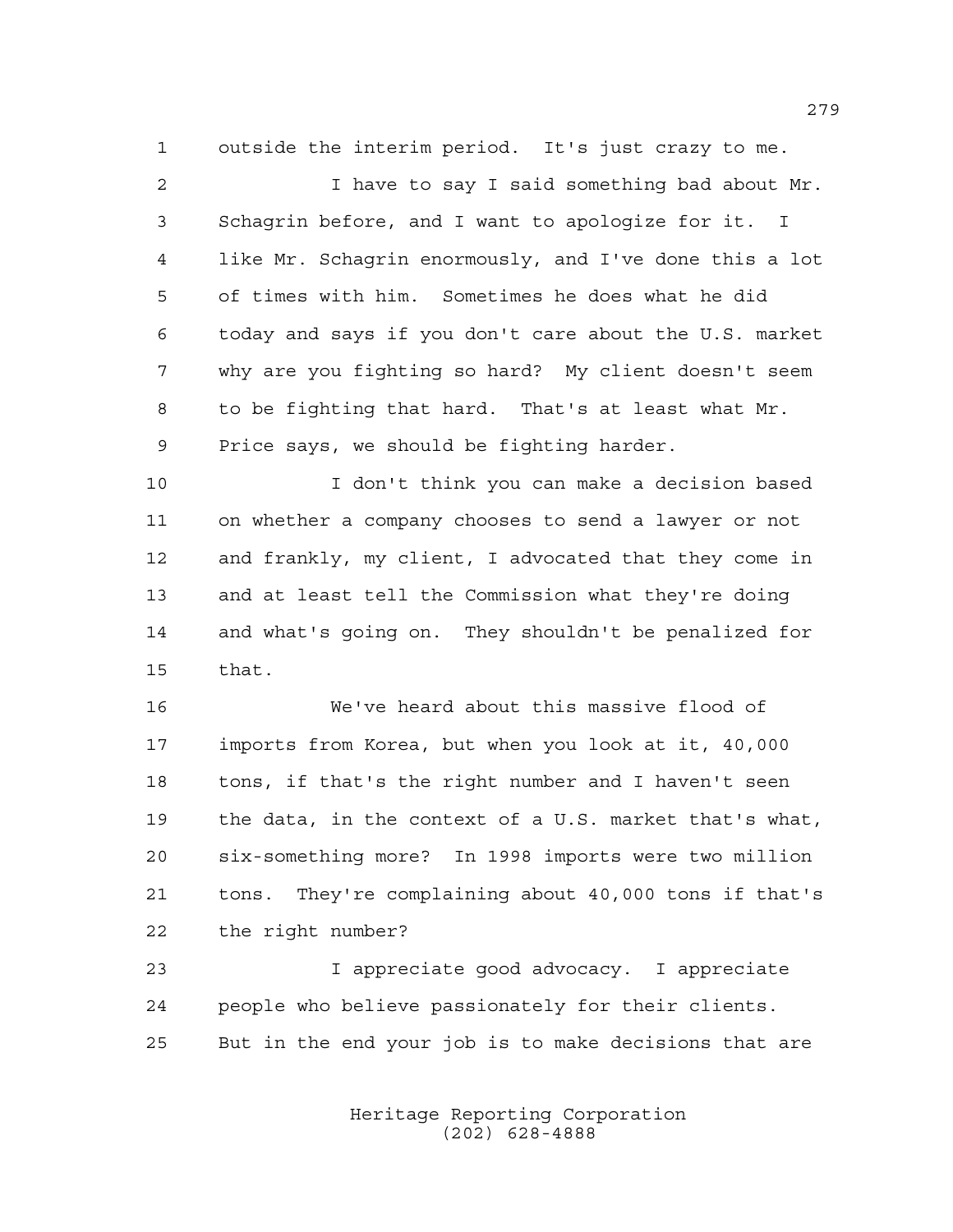outside the interim period. It's just crazy to me.

I have to say I said something bad about Mr. Schagrin before, and I want to apologize for it. I like Mr. Schagrin enormously, and I've done this a lot of times with him. Sometimes he does what he did today and says if you don't care about the U.S. market why are you fighting so hard? My client doesn't seem to be fighting that hard. That's at least what Mr. Price says, we should be fighting harder.

I don't think you can make a decision based on whether a company chooses to send a lawyer or not and frankly, my client, I advocated that they come in and at least tell the Commission what they're doing and what's going on. They shouldn't be penalized for that.

We've heard about this massive flood of imports from Korea, but when you look at it, 40,000 tons, if that's the right number and I haven't seen the data, in the context of a U.S. market that's what, six-something more? In 1998 imports were two million tons. They're complaining about 40,000 tons if that's the right number?

I appreciate good advocacy. I appreciate people who believe passionately for their clients. But in the end your job is to make decisions that are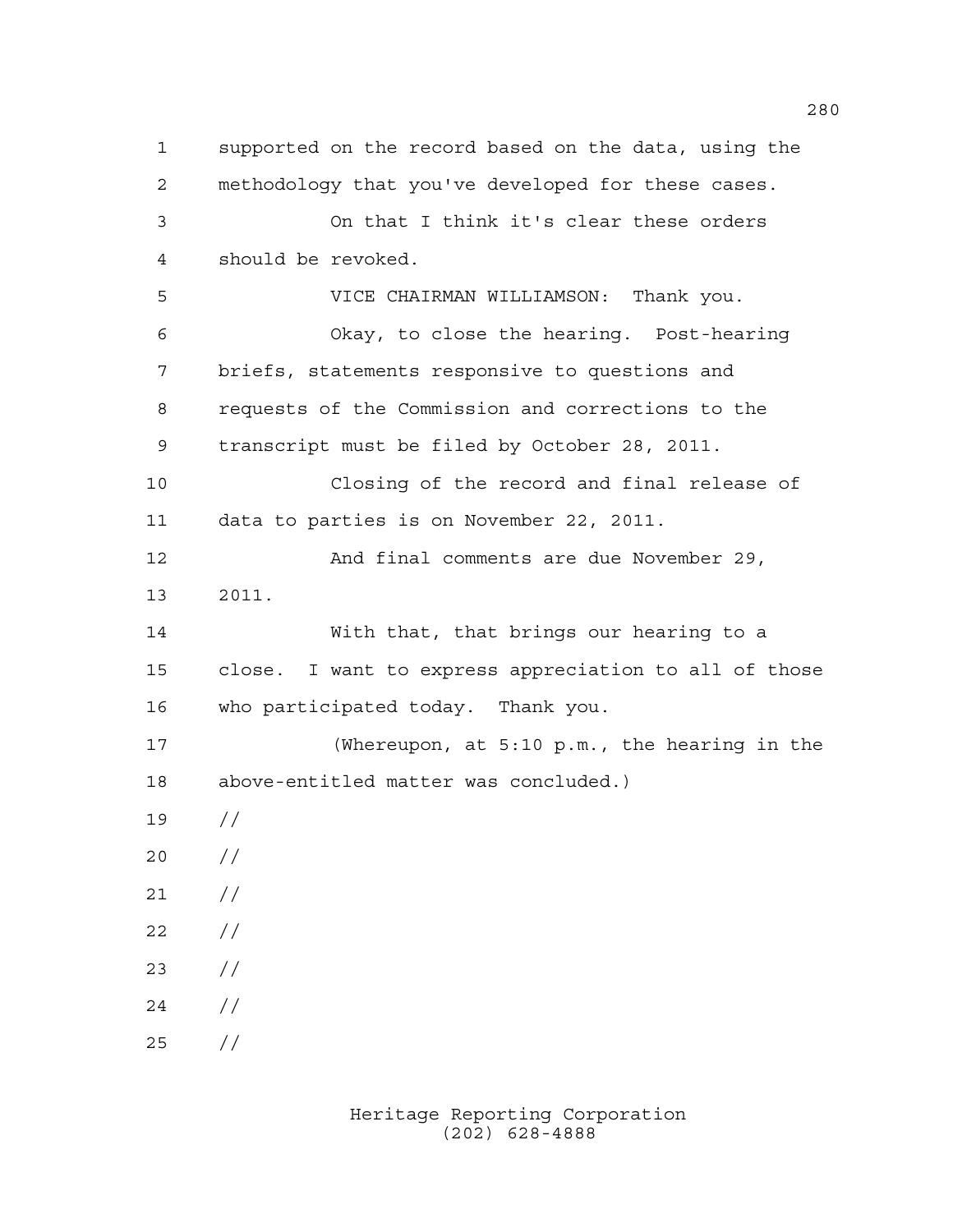supported on the record based on the data, using the methodology that you've developed for these cases.

On that I think it's clear these orders should be revoked.

VICE CHAIRMAN WILLIAMSON: Thank you.

Okay, to close the hearing. Post-hearing briefs, statements responsive to questions and requests of the Commission and corrections to the transcript must be filed by October 28, 2011.

Closing of the record and final release of data to parties is on November 22, 2011.

And final comments are due November 29, 2011.

With that, that brings our hearing to a close. I want to express appreciation to all of those who participated today. Thank you.

(Whereupon, at 5:10 p.m., the hearing in the above-entitled matter was concluded.)

//

//

//

//

//

//

//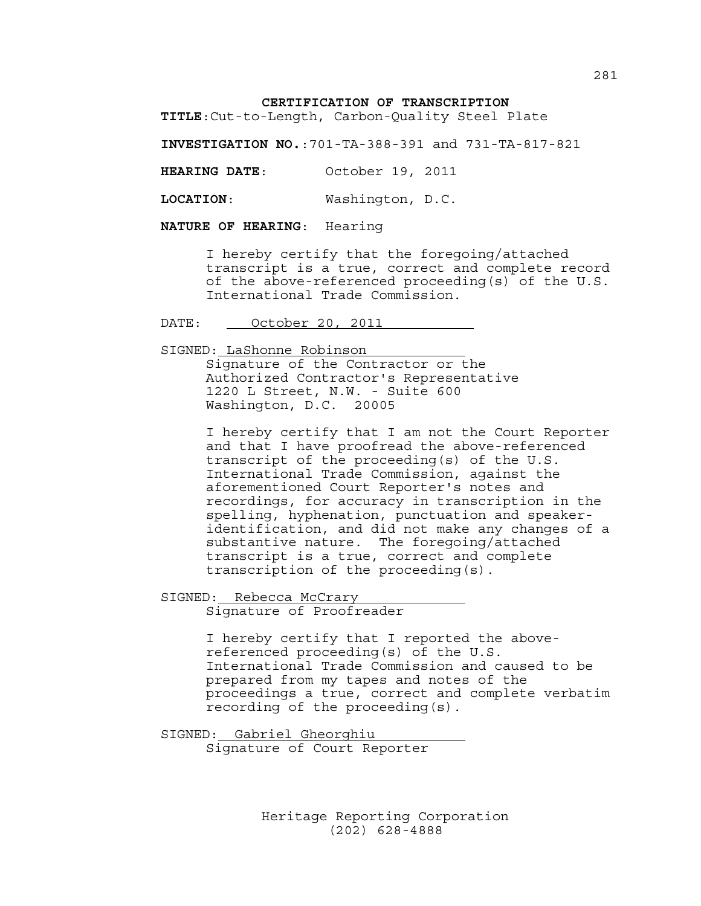**CERTIFICATION OF TRANSCRIPTION**

**TITLE**:Cut-to-Length, Carbon-Quality Steel Plate

**INVESTIGATION NO.**:701-TA-388-391 and 731-TA-817-821

**HEARING DATE**: October 19, 2011

**LOCATION**: Washington, D.C.

**NATURE OF HEARING**: Hearing

I hereby certify that the foregoing/attached transcript is a true, correct and complete record of the above-referenced proceeding(s) of the U.S. International Trade Commission.

DATE: October 20, 2011

SIGNED: LaShonne Robinson
Signature of the Contractor or the Authorized Contractor's Representative
1220 L Street, N.W. - Suite 600
Washington, D.C. 20005

I hereby certify that I am not the Court Reporter and that I have proofread the above-referenced transcript of the proceeding(s) of the U.S. International Trade Commission, against the aforementioned Court Reporter's notes and recordings, for accuracy in transcription in the spelling, hyphenation, punctuation and speaker-identification, and did not make any changes of a substantive nature. The foregoing/attached transcript is a true, correct and complete transcription of the proceeding(s).

SIGNED: Rebecca McCrary
Signature of Proofreader

I hereby certify that I reported the above-referenced proceeding(s) of the U.S. International Trade Commission and caused to be prepared from my tapes and notes of the proceedings a true, correct and complete verbatim recording of the proceeding(s).

SIGNED: Gabriel Gheorghiu
Signature of Court Reporter